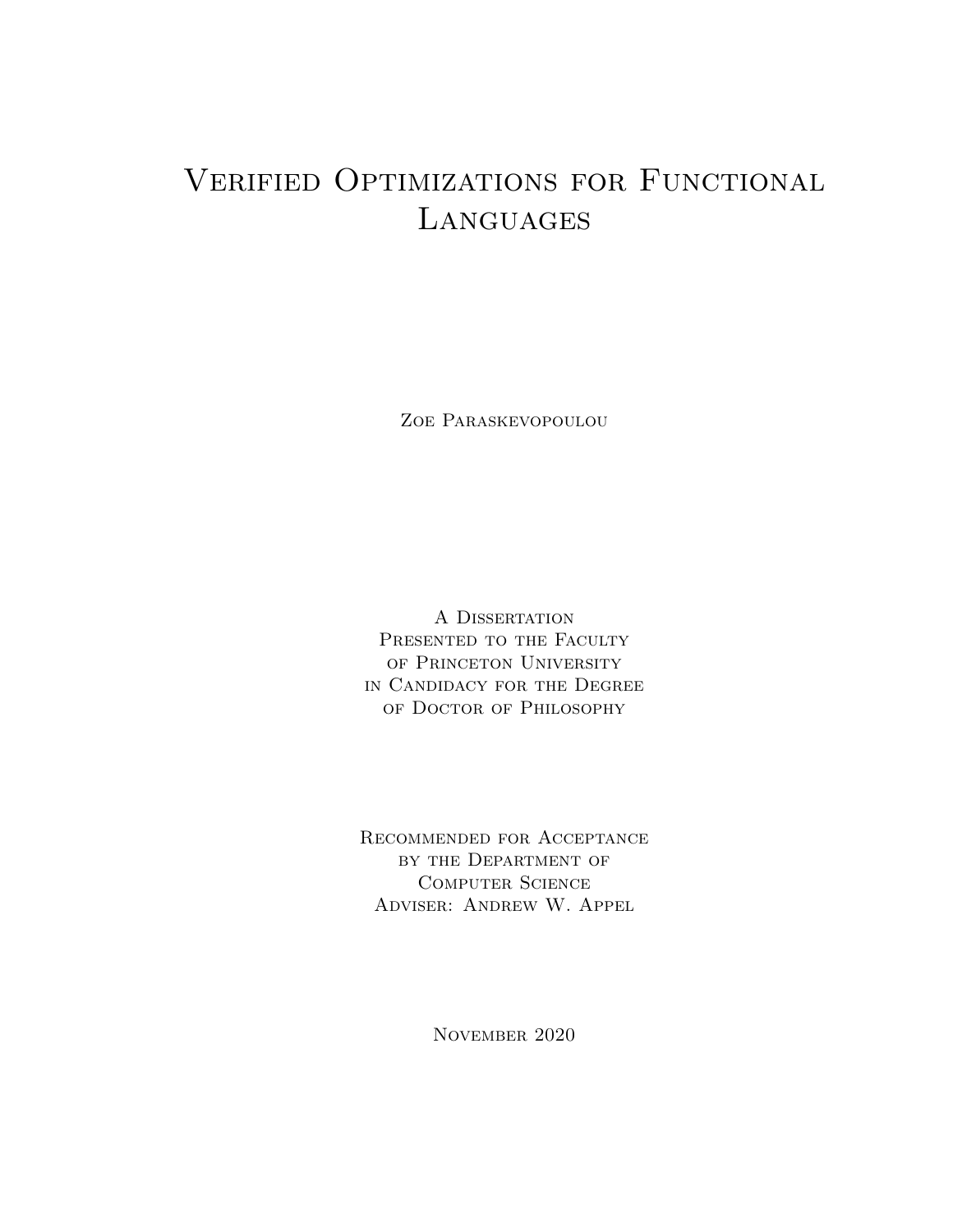# Verified Optimizations for Functional Languages

Zoe Paraskevopoulou

A Dissertation
Presented to the Faculty
of Princeton University
in Candidacy for the Degree
of Doctor of Philosophy

Recommended for Acceptance
by the Department of
Computer Science
Adviser: Andrew W. Appel

November 2020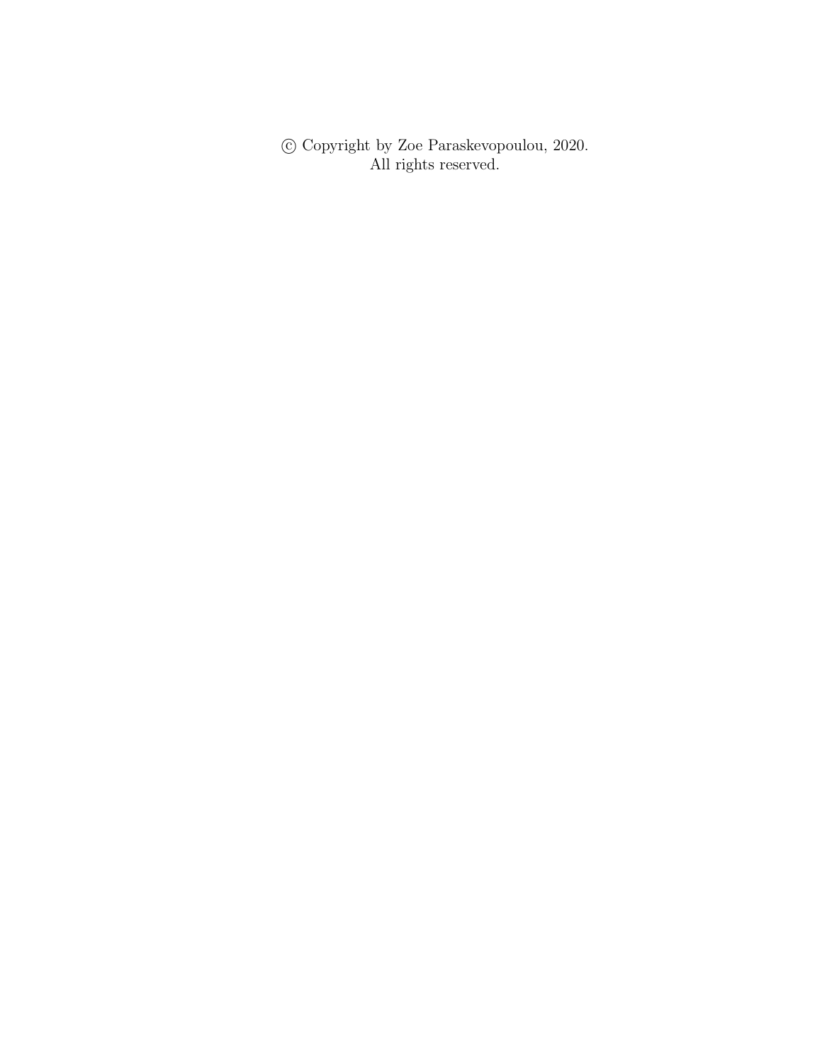© Copyright by Zoe Paraskevopoulou, 2020.
All rights reserved.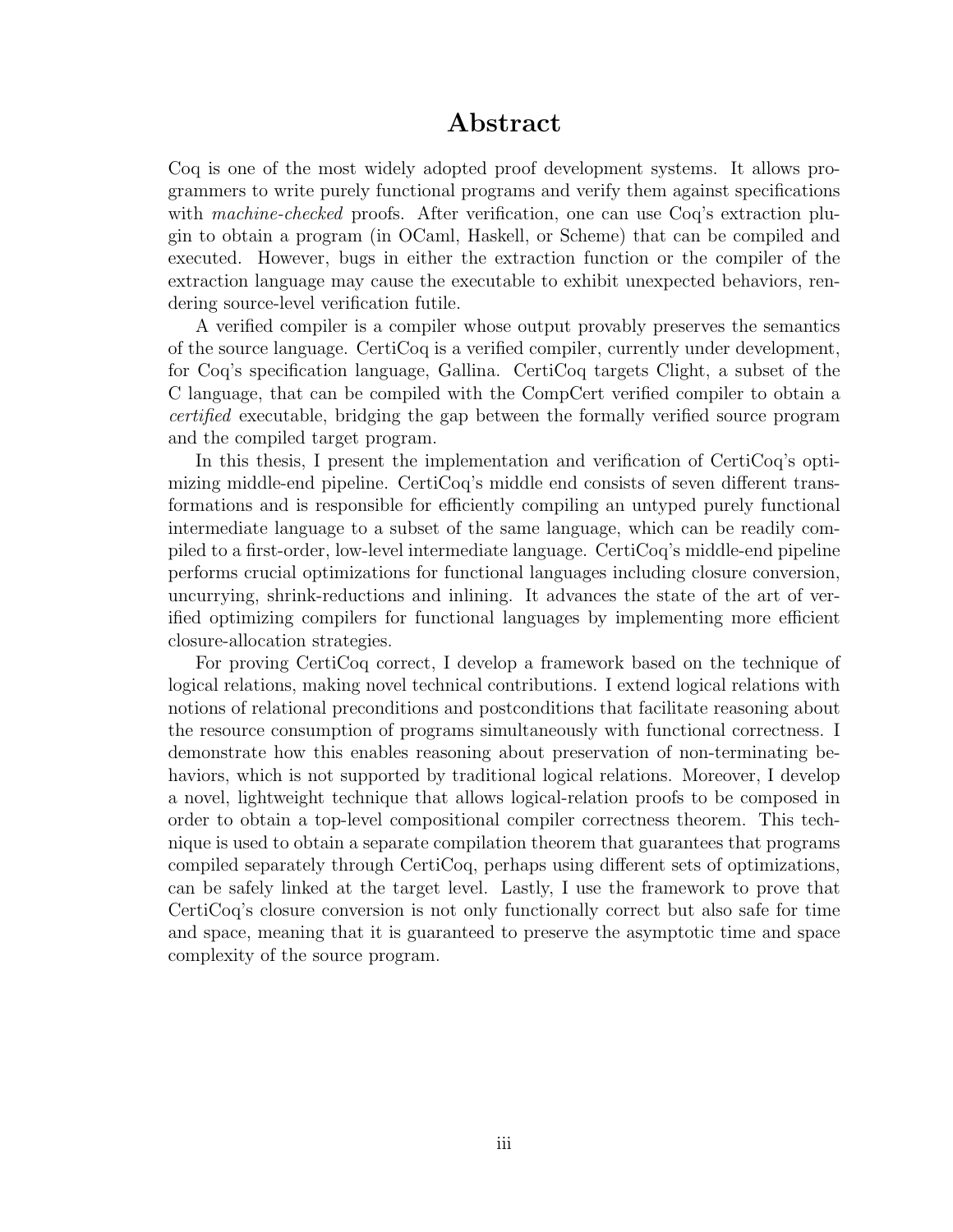# Abstract

Coq is one of the most widely adopted proof development systems. It allows programmers to write purely functional programs and verify them against specifications with *machine-checked* proofs. After verification, one can use Coq's extraction plugin to obtain a program (in OCaml, Haskell, or Scheme) that can be compiled and executed. However, bugs in either the extraction function or the compiler of the extraction language may cause the executable to exhibit unexpected behaviors, rendering source-level verification futile.

A verified compiler is a compiler whose output provably preserves the semantics of the source language. CertiCoq is a verified compiler, currently under development, for Coq's specification language, Gallina. CertiCoq targets Clight, a subset of the C language, that can be compiled with the CompCert verified compiler to obtain a *certified* executable, bridging the gap between the formally verified source program and the compiled target program.

In this thesis, I present the implementation and verification of CertiCoq's optimizing middle-end pipeline. CertiCoq's middle end consists of seven different transformations and is responsible for efficiently compiling an untyped purely functional intermediate language to a subset of the same language, which can be readily compiled to a first-order, low-level intermediate language. CertiCoq's middle-end pipeline performs crucial optimizations for functional languages including closure conversion, uncurrying, shrink-reductions and inlining. It advances the state of the art of verified optimizing compilers for functional languages by implementing more efficient closure-allocation strategies.

For proving CertiCoq correct, I develop a framework based on the technique of logical relations, making novel technical contributions. I extend logical relations with notions of relational preconditions and postconditions that facilitate reasoning about the resource consumption of programs simultaneously with functional correctness. I demonstrate how this enables reasoning about preservation of non-terminating behaviors, which is not supported by traditional logical relations. Moreover, I develop a novel, lightweight technique that allows logical-relation proofs to be composed in order to obtain a top-level compositional compiler correctness theorem. This technique is used to obtain a separate compilation theorem that guarantees that programs compiled separately through CertiCoq, perhaps using different sets of optimizations, can be safely linked at the target level. Lastly, I use the framework to prove that CertiCoq's closure conversion is not only functionally correct but also safe for time and space, meaning that it is guaranteed to preserve the asymptotic time and space complexity of the source program.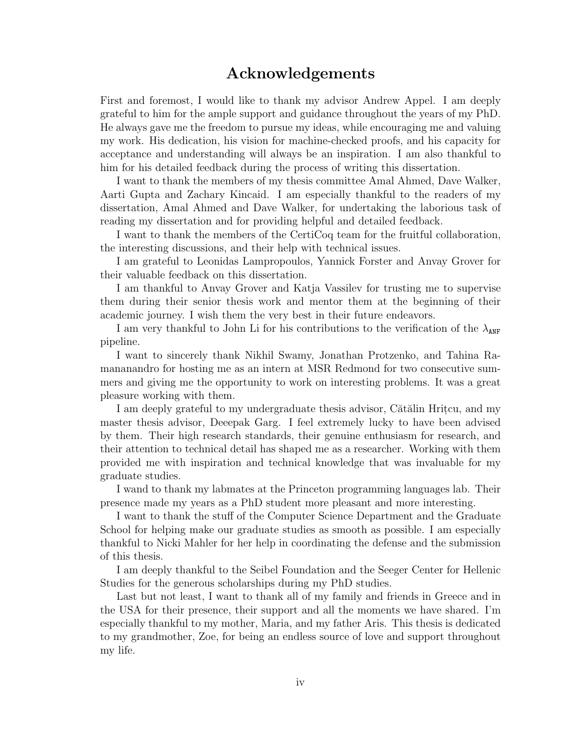# Acknowledgements

First and foremost, I would like to thank my advisor Andrew Appel. I am deeply grateful to him for the ample support and guidance throughout the years of my PhD. He always gave me the freedom to pursue my ideas, while encouraging me and valuing my work. His dedication, his vision for machine-checked proofs, and his capacity for acceptance and understanding will always be an inspiration. I am also thankful to him for his detailed feedback during the process of writing this dissertation.

I want to thank the members of my thesis committee Amal Ahmed, Dave Walker, Aarti Gupta and Zachary Kincaid. I am especially thankful to the readers of my dissertation, Amal Ahmed and Dave Walker, for undertaking the laborious task of reading my dissertation and for providing helpful and detailed feedback.

I want to thank the members of the CertiCoq team for the fruitful collaboration, the interesting discussions, and their help with technical issues.

I am grateful to Leonidas Lampropoulos, Yannick Forster and Anvay Grover for their valuable feedback on this dissertation.

I am thankful to Anvay Grover and Katja Vassilev for trusting me to supervise them during their senior thesis work and mentor them at the beginning of their academic journey. I wish them the very best in their future endeavors.

I am very thankful to John Li for his contributions to the verification of the $\lambda_{\texttt{ANF}}$ pipeline.

I want to sincerely thank Nikhil Swamy, Jonathan Protzenko, and Tahina Ramananandro for hosting me as an intern at MSR Redmond for two consecutive summers and giving me the opportunity to work on interesting problems. It was a great pleasure working with them.

I am deeply grateful to my undergraduate thesis advisor, Cătălin Hrițcu, and my master thesis advisor, Deeepak Garg. I feel extremely lucky to have been advised by them. Their high research standards, their genuine enthusiasm for research, and their attention to technical detail has shaped me as a researcher. Working with them provided me with inspiration and technical knowledge that was invaluable for my graduate studies.

I wand to thank my labmates at the Princeton programming languages lab. Their presence made my years as a PhD student more pleasant and more interesting.

I want to thank the stuff of the Computer Science Department and the Graduate School for helping make our graduate studies as smooth as possible. I am especially thankful to Nicki Mahler for her help in coordinating the defense and the submission of this thesis.

I am deeply thankful to the Seibel Foundation and the Seeger Center for Hellenic Studies for the generous scholarships during my PhD studies.

Last but not least, I want to thank all of my family and friends in Greece and in the USA for their presence, their support and all the moments we have shared. I'm especially thankful to my mother, Maria, and my father Aris. This thesis is dedicated to my grandmother, Zoe, for being an endless source of love and support throughout my life.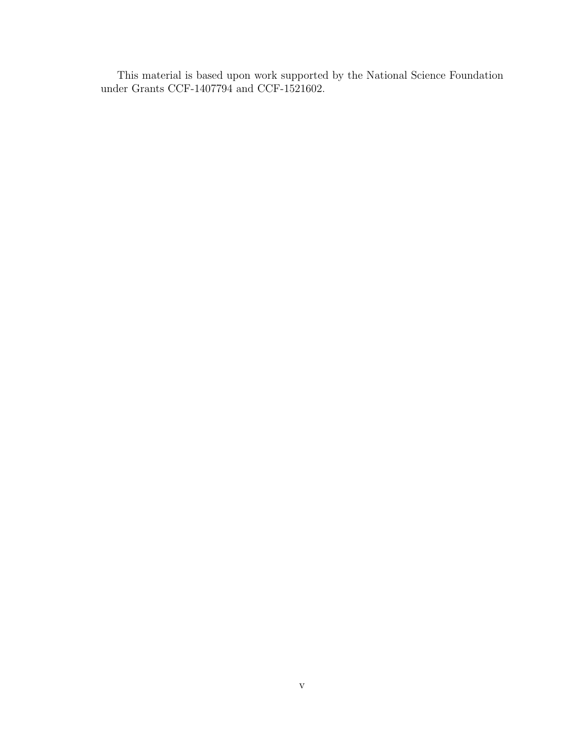This material is based upon work supported by the National Science Foundation under Grants CCF-1407794 and CCF-1521602.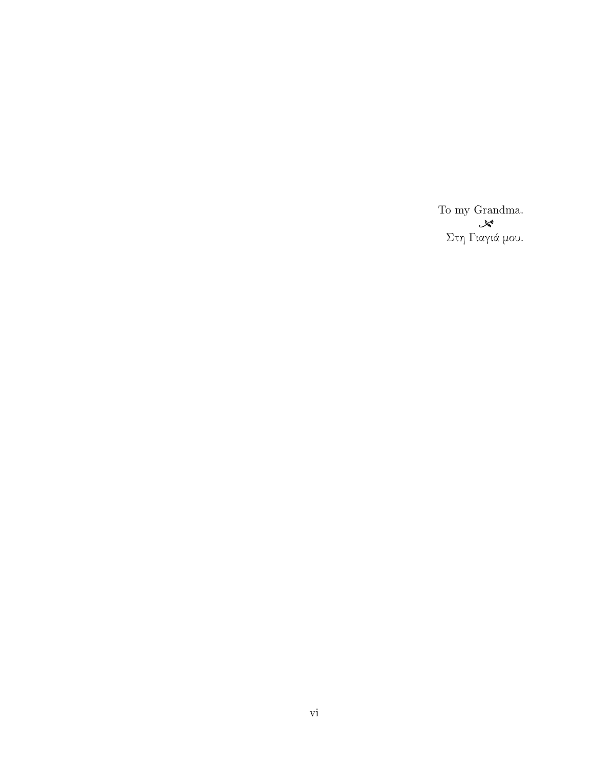To my Grandma.

Στη Γιαγιά μου.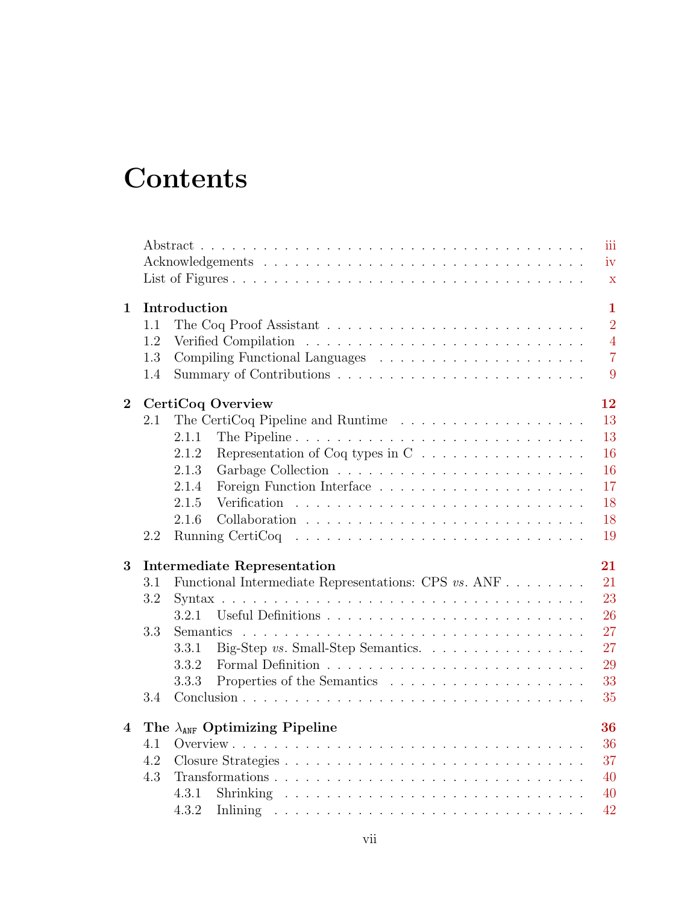# Contents

| | | |
|---|---|---|
| | Abstract | iii |
| | Acknowledgements | iv |
| | List of Figures | x |
| **1** | **Introduction** | **1** |
| 1.1 | The Coq Proof Assistant | 2 |
| 1.2 | Verified Compilation | 4 |
| 1.3 | Compiling Functional Languages | 7 |
| 1.4 | Summary of Contributions | 9 |
| **2** | **CertiCoq Overview** | **12** |
| 2.1 | The CertiCoq Pipeline and Runtime | 13 |
| 2.1.1 | The Pipeline | 13 |
| 2.1.2 | Representation of Coq types in C | 16 |
| 2.1.3 | Garbage Collection | 16 |
| 2.1.4 | Foreign Function Interface | 17 |
| 2.1.5 | Verification | 18 |
| 2.1.6 | Collaboration | 18 |
| 2.2 | Running CertiCoq | 19 |
| **3** | **Intermediate Representation** | **21** |
| 3.1 | Functional Intermediate Representations: CPS *vs*. ANF | 21 |
| 3.2 | Syntax | 23 |
| 3.2.1 | Useful Definitions | 26 |
| 3.3 | Semantics | 27 |
| 3.3.1 | Big-Step *vs*. Small-Step Semantics. | 27 |
| 3.3.2 | Formal Definition | 29 |
| 3.3.3 | Properties of the Semantics | 33 |
| 3.4 | Conclusion | 35 |
| **4** | **The $\lambda_{\texttt{ANF}}$ Optimizing Pipeline** | **36** |
| 4.1 | Overview | 36 |
| 4.2 | Closure Strategies | 37 |
| 4.3 | Transformations | 40 |
| 4.3.1 | Shrinking | 40 |
| 4.3.2 | Inlining | 42 |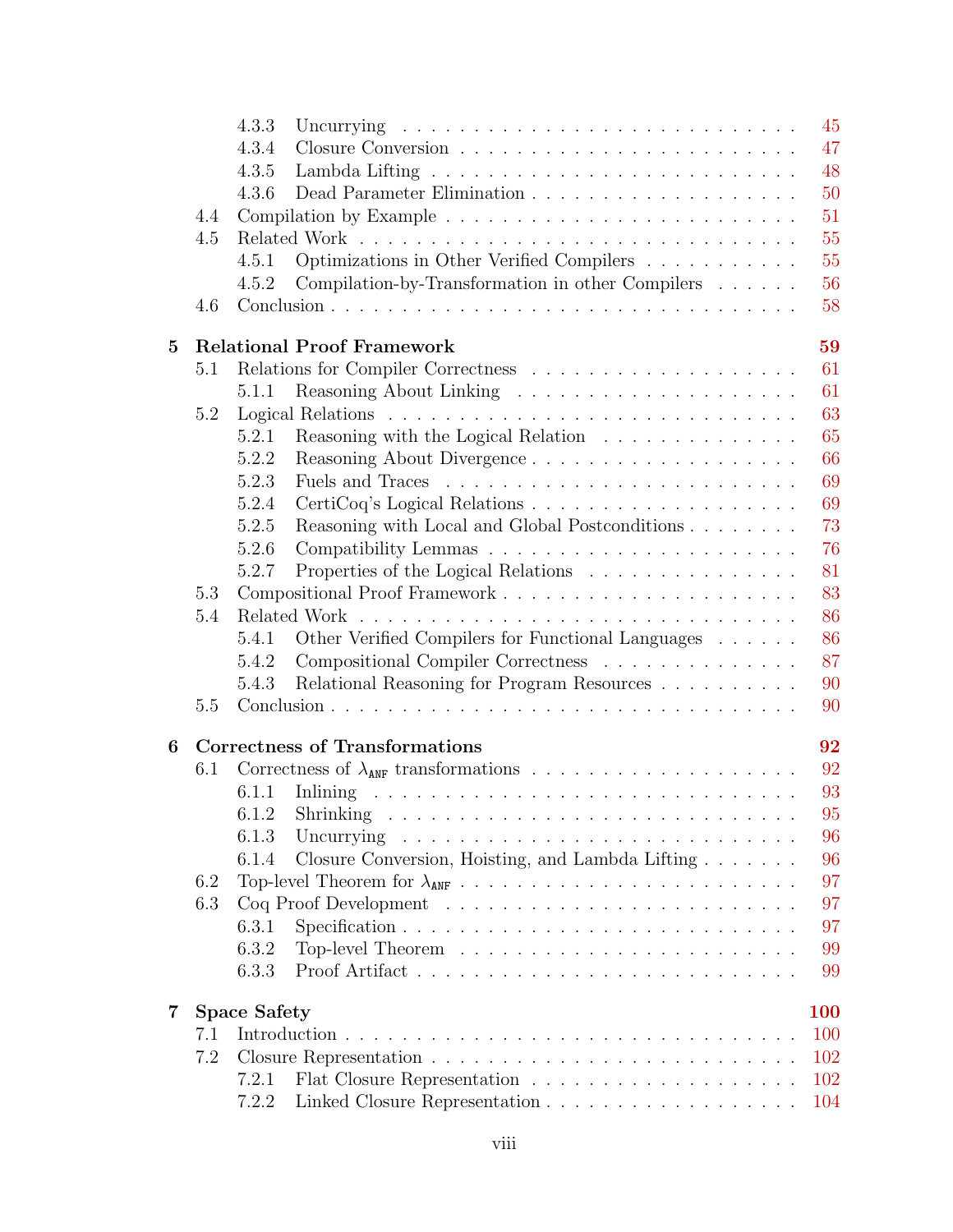- 4.3.3 Uncurrying . . . . . . . . . . . . . . . . . . . . . . . . . . . 45
- 4.3.4 Closure Conversion . . . . . . . . . . . . . . . . . . . . . . . 47
- 4.3.5 Lambda Lifting . . . . . . . . . . . . . . . . . . . . . . . . . 48
- 4.3.6 Dead Parameter Elimination . . . . . . . . . . . . . . . . . . . 50
- 4.4 Compilation by Example . . . . . . . . . . . . . . . . . . . . . . . . 51
- 4.5 Related Work . . . . . . . . . . . . . . . . . . . . . . . . . . . . . . 55
  - 4.5.1 Optimizations in Other Verified Compilers . . . . . . . . . . . 55
  - 4.5.2 Compilation-by-Transformation in other Compilers . . . . . . 56
- 4.6 Conclusion . . . . . . . . . . . . . . . . . . . . . . . . . . . . . . . 58

**5 Relational Proof Framework** **59**

- 5.1 Relations for Compiler Correctness . . . . . . . . . . . . . . . . . . 61
  - 5.1.1 Reasoning About Linking . . . . . . . . . . . . . . . . . . . . 61
- 5.2 Logical Relations . . . . . . . . . . . . . . . . . . . . . . . . . . . . 63
  - 5.2.1 Reasoning with the Logical Relation . . . . . . . . . . . . . . 65
  - 5.2.2 Reasoning About Divergence . . . . . . . . . . . . . . . . . . . 66
  - 5.2.3 Fuels and Traces . . . . . . . . . . . . . . . . . . . . . . . . . 69
  - 5.2.4 CertiCoq's Logical Relations . . . . . . . . . . . . . . . . . . . 69
  - 5.2.5 Reasoning with Local and Global Postconditions . . . . . . . . 73
  - 5.2.6 Compatibility Lemmas . . . . . . . . . . . . . . . . . . . . . . 76
  - 5.2.7 Properties of the Logical Relations . . . . . . . . . . . . . . . 81
- 5.3 Compositional Proof Framework . . . . . . . . . . . . . . . . . . . . 83
- 5.4 Related Work . . . . . . . . . . . . . . . . . . . . . . . . . . . . . . 86
  - 5.4.1 Other Verified Compilers for Functional Languages . . . . . . 86
  - 5.4.2 Compositional Compiler Correctness . . . . . . . . . . . . . . 87
  - 5.4.3 Relational Reasoning for Program Resources . . . . . . . . . . 90
- 5.5 Conclusion . . . . . . . . . . . . . . . . . . . . . . . . . . . . . . . 90

**6 Correctness of Transformations** **92**

- 6.1 Correctness of $\lambda_{\texttt{ANF}}$ transformations . . . . . . . . . . . . . . . . . 92
  - 6.1.1 Inlining . . . . . . . . . . . . . . . . . . . . . . . . . . . . . 93
  - 6.1.2 Shrinking . . . . . . . . . . . . . . . . . . . . . . . . . . . . 95
  - 6.1.3 Uncurrying . . . . . . . . . . . . . . . . . . . . . . . . . . . 96
  - 6.1.4 Closure Conversion, Hoisting, and Lambda Lifting . . . . . . . 96
- 6.2 Top-level Theorem for $\lambda_{\texttt{ANF}}$ . . . . . . . . . . . . . . . . . . . . . 97
- 6.3 Coq Proof Development . . . . . . . . . . . . . . . . . . . . . . . . 97
  - 6.3.1 Specification . . . . . . . . . . . . . . . . . . . . . . . . . . . 97
  - 6.3.2 Top-level Theorem . . . . . . . . . . . . . . . . . . . . . . . . 99
  - 6.3.3 Proof Artifact . . . . . . . . . . . . . . . . . . . . . . . . . . 99

**7 Space Safety** **100**

- 7.1 Introduction . . . . . . . . . . . . . . . . . . . . . . . . . . . . . . 100
- 7.2 Closure Representation . . . . . . . . . . . . . . . . . . . . . . . . . 102
  - 7.2.1 Flat Closure Representation . . . . . . . . . . . . . . . . . . . 102
  - 7.2.2 Linked Closure Representation . . . . . . . . . . . . . . . . . . 104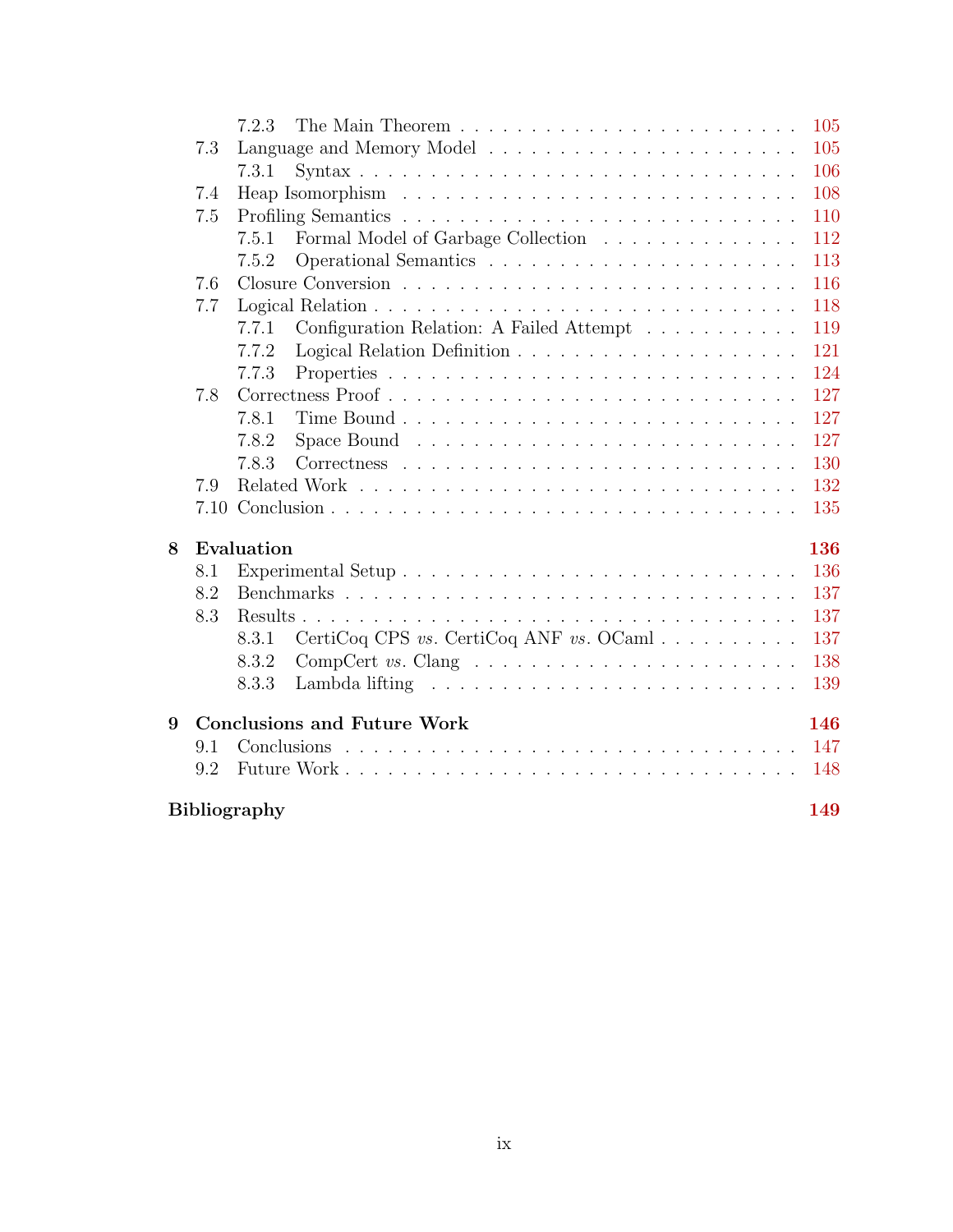- 7.2.3 The Main Theorem . . . . . . . . . . . . . . . . . . . . . . . . 105
- 7.3 Language and Memory Model . . . . . . . . . . . . . . . . . . . . . 105
  - 7.3.1 Syntax . . . . . . . . . . . . . . . . . . . . . . . . . . . . 106
- 7.4 Heap Isomorphism . . . . . . . . . . . . . . . . . . . . . . . . . . 108
- 7.5 Profiling Semantics . . . . . . . . . . . . . . . . . . . . . . . . . 110
  - 7.5.1 Formal Model of Garbage Collection . . . . . . . . . . . . . . 112
  - 7.5.2 Operational Semantics . . . . . . . . . . . . . . . . . . . . . 113
- 7.6 Closure Conversion . . . . . . . . . . . . . . . . . . . . . . . . . 116
- 7.7 Logical Relation . . . . . . . . . . . . . . . . . . . . . . . . . . 118
  - 7.7.1 Configuration Relation: A Failed Attempt . . . . . . . . . . . 119
  - 7.7.2 Logical Relation Definition . . . . . . . . . . . . . . . . . . 121
  - 7.7.3 Properties . . . . . . . . . . . . . . . . . . . . . . . . . . . 124
- 7.8 Correctness Proof . . . . . . . . . . . . . . . . . . . . . . . . . . 127
  - 7.8.1 Time Bound . . . . . . . . . . . . . . . . . . . . . . . . . . 127
  - 7.8.2 Space Bound . . . . . . . . . . . . . . . . . . . . . . . . . . 127
  - 7.8.3 Correctness . . . . . . . . . . . . . . . . . . . . . . . . . . 130
- 7.9 Related Work . . . . . . . . . . . . . . . . . . . . . . . . . . . . 132
- 7.10 Conclusion . . . . . . . . . . . . . . . . . . . . . . . . . . . . . 135

**8 Evaluation** **136**
- 8.1 Experimental Setup . . . . . . . . . . . . . . . . . . . . . . . . . 136
- 8.2 Benchmarks . . . . . . . . . . . . . . . . . . . . . . . . . . . . . 137
- 8.3 Results . . . . . . . . . . . . . . . . . . . . . . . . . . . . . . . 137
  - 8.3.1 CertiCoq CPS *vs.* CertiCoq ANF *vs.* OCaml . . . . . . . . . . 137
  - 8.3.2 CompCert *vs.* Clang . . . . . . . . . . . . . . . . . . . . . . 138
  - 8.3.3 Lambda lifting . . . . . . . . . . . . . . . . . . . . . . . . . 139

**9 Conclusions and Future Work** **146**
- 9.1 Conclusions . . . . . . . . . . . . . . . . . . . . . . . . . . . . . 147
- 9.2 Future Work . . . . . . . . . . . . . . . . . . . . . . . . . . . . . 148

**Bibliography** **149**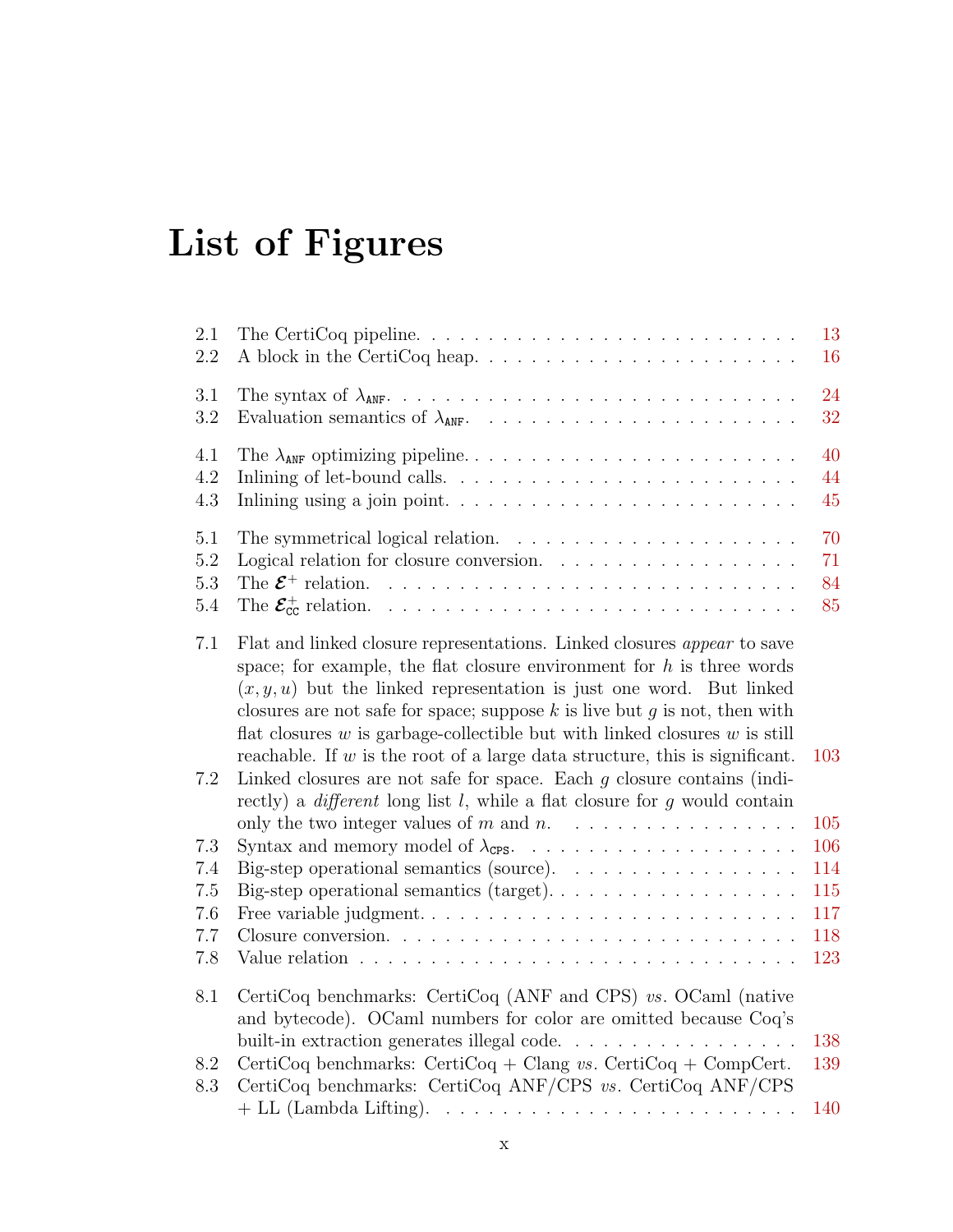# List of Figures

| | | |
|---|---|---|
| 2.1 | The CertiCoq pipeline. | 13 |
| 2.2 | A block in the CertiCoq heap. | 16 |
| 3.1 | The syntax of $\lambda_{\texttt{ANF}}$. | 24 |
| 3.2 | Evaluation semantics of $\lambda_{\texttt{ANF}}$. | 32 |
| 4.1 | The $\lambda_{\texttt{ANF}}$ optimizing pipeline. | 40 |
| 4.2 | Inlining of let-bound calls. | 44 |
| 4.3 | Inlining using a join point. | 45 |
| 5.1 | The symmetrical logical relation. | 70 |
| 5.2 | Logical relation for closure conversion. | 71 |
| 5.3 | The $\boldsymbol{\mathcal{E}}^{+}$ relation. | 84 |
| 5.4 | The $\boldsymbol{\mathcal{E}}^{+}_{\texttt{CC}}$ relation. | 85 |
| 7.1 | Flat and linked closure representations. Linked closures *appear* to save space; for example, the flat closure environment for $h$ is three words $(x, y, u)$ but the linked representation is just one word. But linked closures are not safe for space; suppose $k$ is live but $g$ is not, then with flat closures $w$ is garbage-collectible but with linked closures $w$ is still reachable. If $w$ is the root of a large data structure, this is significant. | 103 |
| 7.2 | Linked closures are not safe for space. Each $g$ closure contains (indirectly) a *different* long list $l$, while a flat closure for $g$ would contain only the two integer values of $m$ and $n$. | 105 |
| 7.3 | Syntax and memory model of $\lambda_{\texttt{CPS}}$. | 106 |
| 7.4 | Big-step operational semantics (source). | 114 |
| 7.5 | Big-step operational semantics (target). | 115 |
| 7.6 | Free variable judgment. | 117 |
| 7.7 | Closure conversion. | 118 |
| 7.8 | Value relation | 123 |
| 8.1 | CertiCoq benchmarks: CertiCoq (ANF and CPS) *vs*. OCaml (native and bytecode). OCaml numbers for color are omitted because Coq's built-in extraction generates illegal code. | 138 |
| 8.2 | CertiCoq benchmarks: CertiCoq + Clang *vs*. CertiCoq + CompCert. | 139 |
| 8.3 | CertiCoq benchmarks: CertiCoq ANF/CPS *vs*. CertiCoq ANF/CPS + LL (Lambda Lifting). | 140 |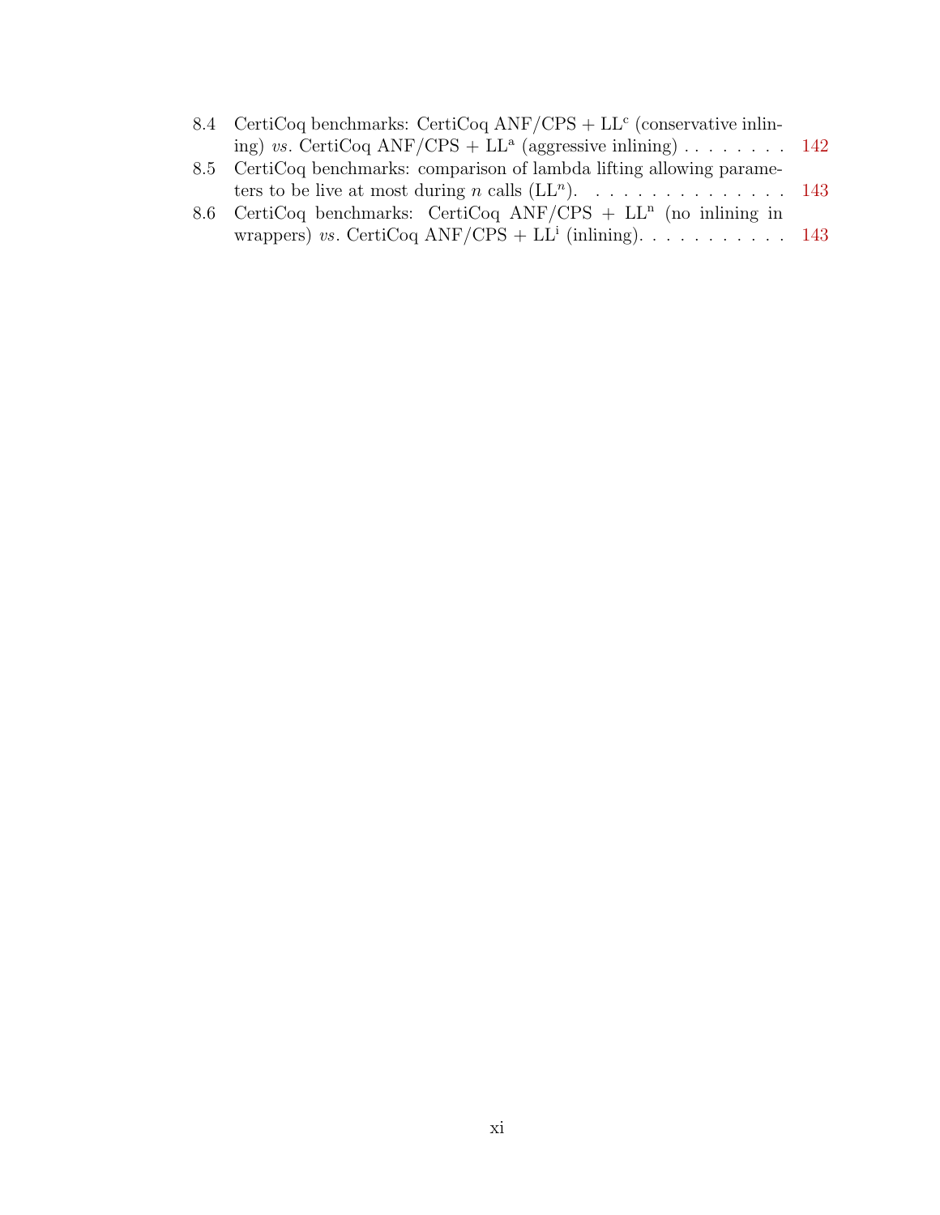- 8.4 CertiCoq benchmarks: CertiCoq ANF/CPS + $LL^c$ (conservative inlining) *vs.* CertiCoq ANF/CPS + $LL^a$ (aggressive inlining) . . . . . . . . 142
- 8.5 CertiCoq benchmarks: comparison of lambda lifting allowing parameters to be live at most during $n$ calls ($LL^n$). . . . . . . . . . . . . . . . 143
- 8.6 CertiCoq benchmarks: CertiCoq ANF/CPS + $LL^n$ (no inlining in wrappers) *vs.* CertiCoq ANF/CPS + $LL^i$ (inlining). . . . . . . . . . . . 143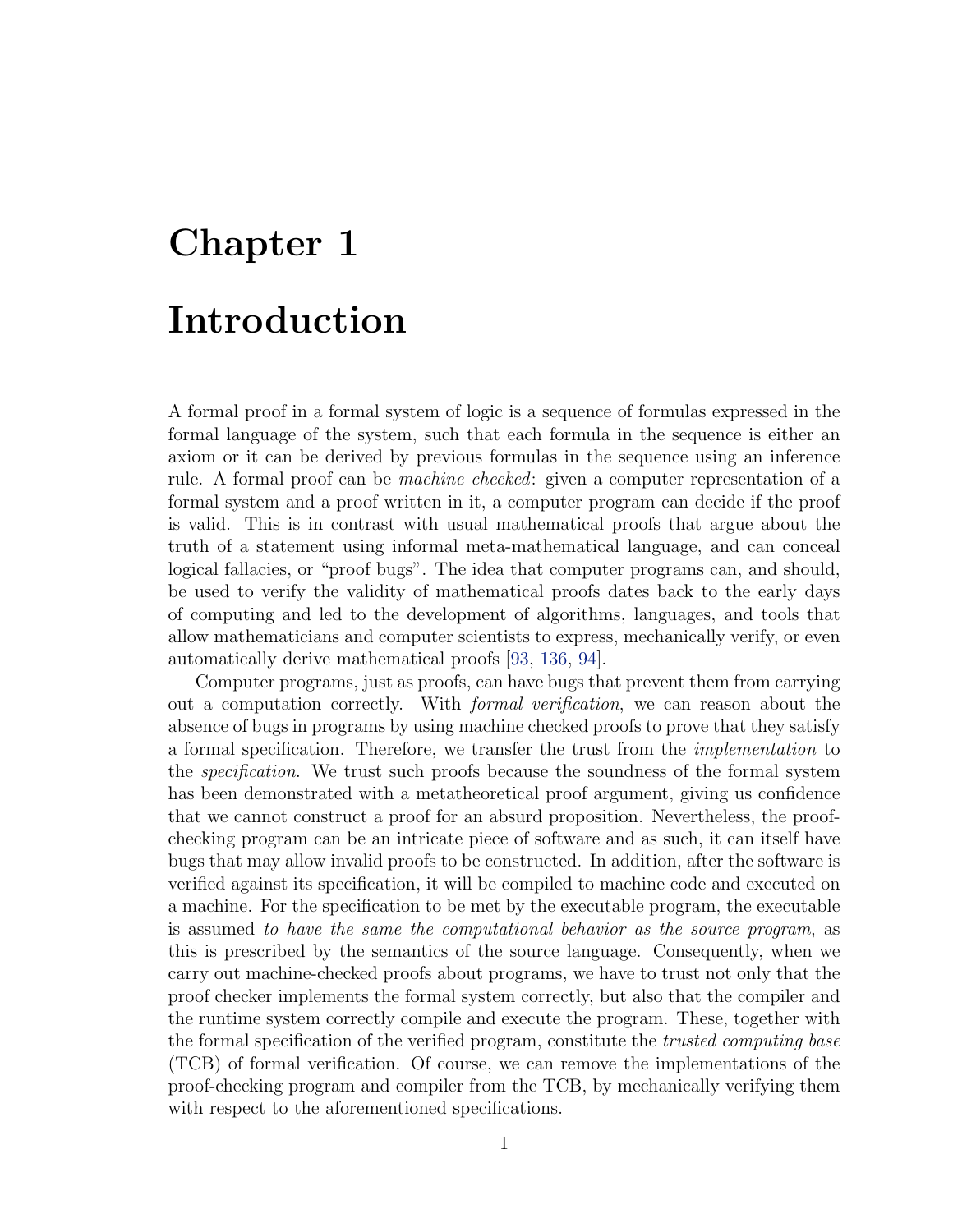# Chapter 1

# Introduction

A formal proof in a formal system of logic is a sequence of formulas expressed in the formal language of the system, such that each formula in the sequence is either an axiom or it can be derived by previous formulas in the sequence using an inference rule. A formal proof can be *machine checked*: given a computer representation of a formal system and a proof written in it, a computer program can decide if the proof is valid. This is in contrast with usual mathematical proofs that argue about the truth of a statement using informal meta-mathematical language, and can conceal logical fallacies, or "proof bugs". The idea that computer programs can, and should, be used to verify the validity of mathematical proofs dates back to the early days of computing and led to the development of algorithms, languages, and tools that allow mathematicians and computer scientists to express, mechanically verify, or even automatically derive mathematical proofs [93, 136, 94].

Computer programs, just as proofs, can have bugs that prevent them from carrying out a computation correctly. With *formal verification*, we can reason about the absence of bugs in programs by using machine checked proofs to prove that they satisfy a formal specification. Therefore, we transfer the trust from the *implementation* to the *specification*. We trust such proofs because the soundness of the formal system has been demonstrated with a metatheoretical proof argument, giving us confidence that we cannot construct a proof for an absurd proposition. Nevertheless, the proof-checking program can be an intricate piece of software and as such, it can itself have bugs that may allow invalid proofs to be constructed. In addition, after the software is verified against its specification, it will be compiled to machine code and executed on a machine. For the specification to be met by the executable program, the executable is assumed *to have the same the computational behavior as the source program*, as this is prescribed by the semantics of the source language. Consequently, when we carry out machine-checked proofs about programs, we have to trust not only that the proof checker implements the formal system correctly, but also that the compiler and the runtime system correctly compile and execute the program. These, together with the formal specification of the verified program, constitute the *trusted computing base* (TCB) of formal verification. Of course, we can remove the implementations of the proof-checking program and compiler from the TCB, by mechanically verifying them with respect to the aforementioned specifications.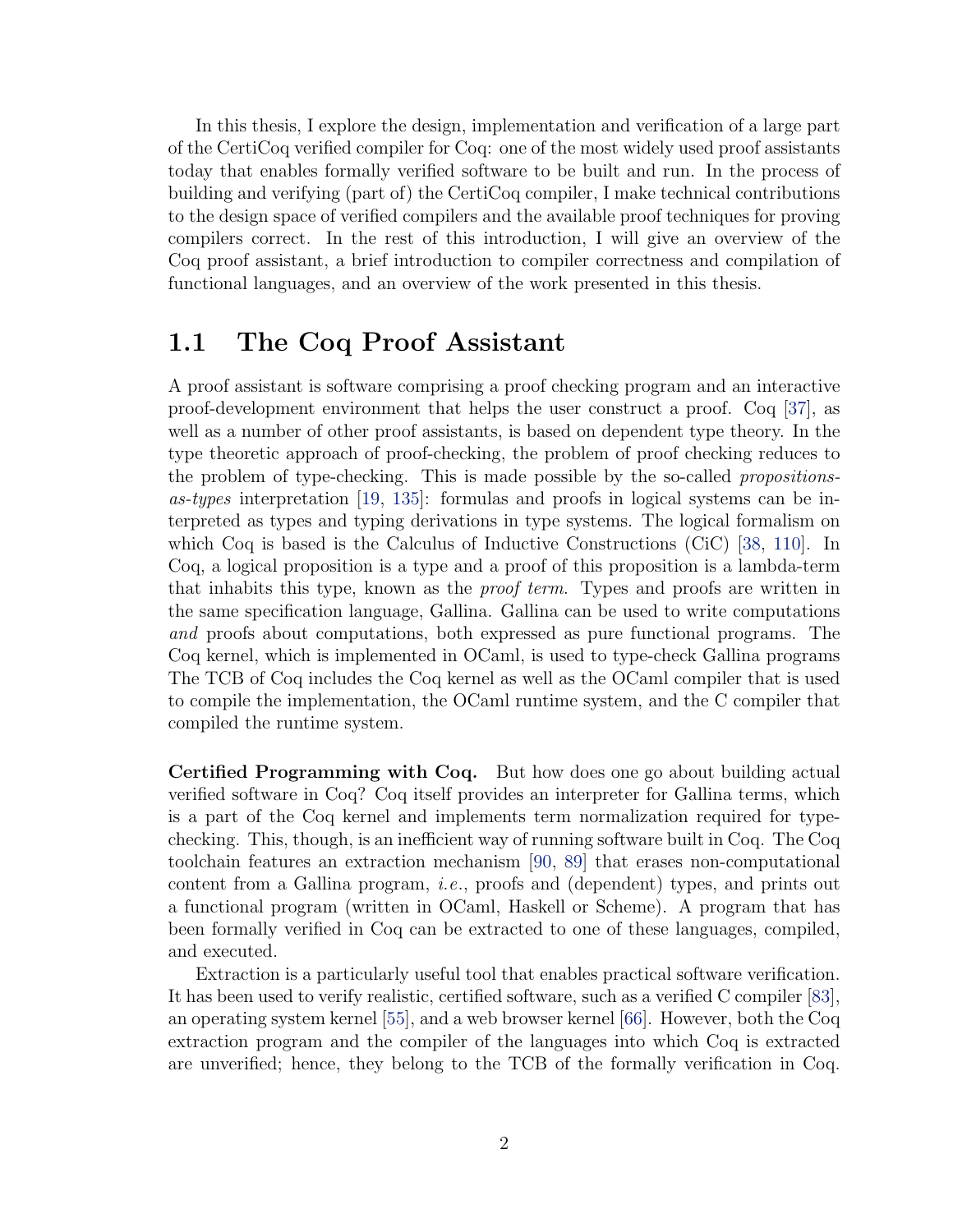In this thesis, I explore the design, implementation and verification of a large part of the CertiCoq verified compiler for Coq: one of the most widely used proof assistants today that enables formally verified software to be built and run. In the process of building and verifying (part of) the CertiCoq compiler, I make technical contributions to the design space of verified compilers and the available proof techniques for proving compilers correct. In the rest of this introduction, I will give an overview of the Coq proof assistant, a brief introduction to compiler correctness and compilation of functional languages, and an overview of the work presented in this thesis.

## 1.1 The Coq Proof Assistant

A proof assistant is software comprising a proof checking program and an interactive proof-development environment that helps the user construct a proof. Coq [37], as well as a number of other proof assistants, is based on dependent type theory. In the type theoretic approach of proof-checking, the problem of proof checking reduces to the problem of type-checking. This is made possible by the so-called *propositions-as-types* interpretation [19, 135]: formulas and proofs in logical systems can be interpreted as types and typing derivations in type systems. The logical formalism on which Coq is based is the Calculus of Inductive Constructions (CiC) [38, 110]. In Coq, a logical proposition is a type and a proof of this proposition is a lambda-term that inhabits this type, known as the *proof term*. Types and proofs are written in the same specification language, Gallina. Gallina can be used to write computations *and* proofs about computations, both expressed as pure functional programs. The Coq kernel, which is implemented in OCaml, is used to type-check Gallina programs The TCB of Coq includes the Coq kernel as well as the OCaml compiler that is used to compile the implementation, the OCaml runtime system, and the C compiler that compiled the runtime system.

**Certified Programming with Coq.** But how does one go about building actual verified software in Coq? Coq itself provides an interpreter for Gallina terms, which is a part of the Coq kernel and implements term normalization required for type-checking. This, though, is an inefficient way of running software built in Coq. The Coq toolchain features an extraction mechanism [90, 89] that erases non-computational content from a Gallina program, *i.e.*, proofs and (dependent) types, and prints out a functional program (written in OCaml, Haskell or Scheme). A program that has been formally verified in Coq can be extracted to one of these languages, compiled, and executed.

Extraction is a particularly useful tool that enables practical software verification. It has been used to verify realistic, certified software, such as a verified C compiler [83], an operating system kernel [55], and a web browser kernel [66]. However, both the Coq extraction program and the compiler of the languages into which Coq is extracted are unverified; hence, they belong to the TCB of the formally verification in Coq.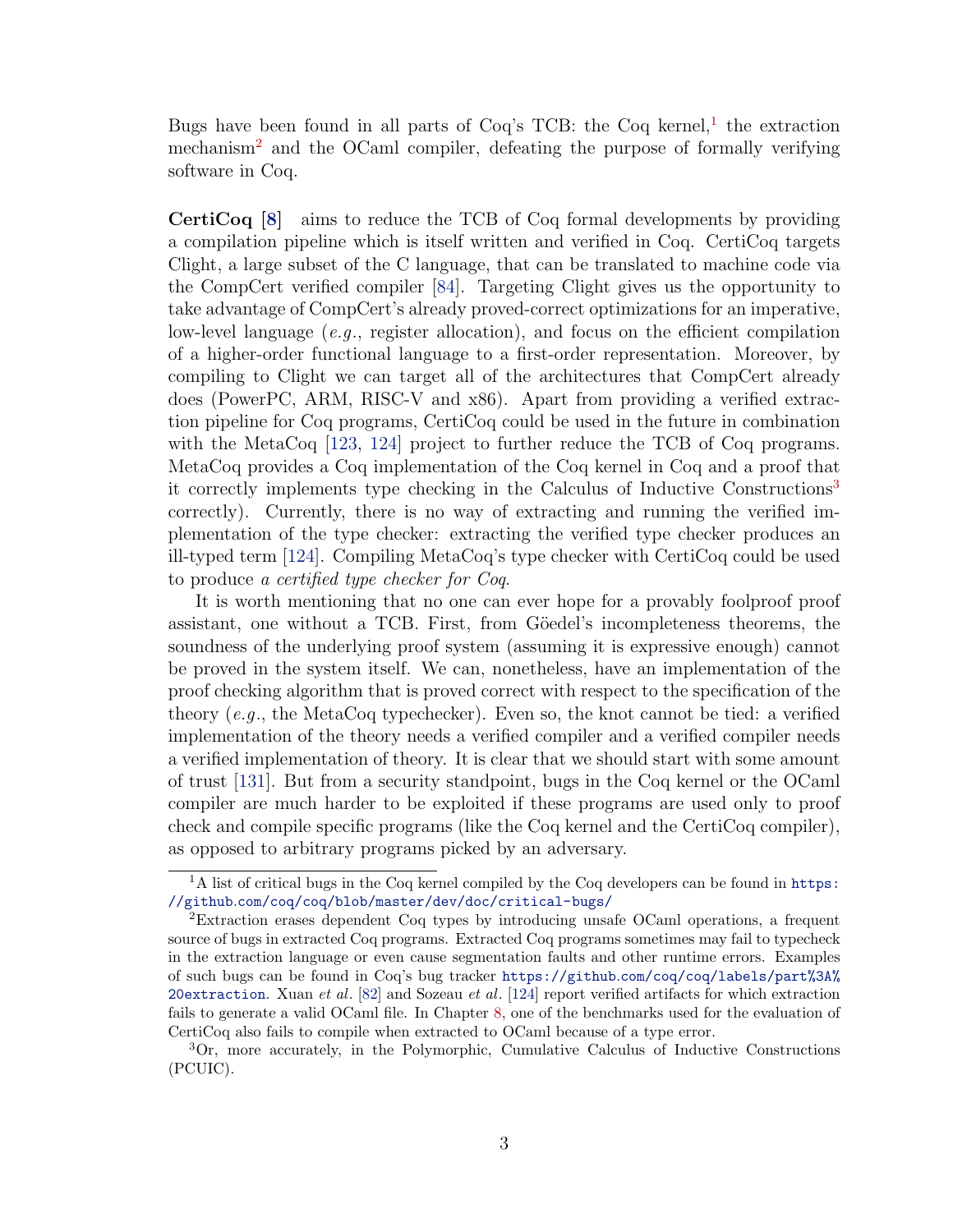Bugs have been found in all parts of Coq's TCB: the Coq kernel,[1] the extraction mechanism[2] and the OCaml compiler, defeating the purpose of formally verifying software in Coq.

**CertiCoq [8]** aims to reduce the TCB of Coq formal developments by providing a compilation pipeline which is itself written and verified in Coq. CertiCoq targets Clight, a large subset of the C language, that can be translated to machine code via the CompCert verified compiler [84]. Targeting Clight gives us the opportunity to take advantage of CompCert's already proved-correct optimizations for an imperative, low-level language (*e.g.*, register allocation), and focus on the efficient compilation of a higher-order functional language to a first-order representation. Moreover, by compiling to Clight we can target all of the architectures that CompCert already does (PowerPC, ARM, RISC-V and x86). Apart from providing a verified extraction pipeline for Coq programs, CertiCoq could be used in the future in combination with the MetaCoq [123, 124] project to further reduce the TCB of Coq programs. MetaCoq provides a Coq implementation of the Coq kernel in Coq and a proof that it correctly implements type checking in the Calculus of Inductive Constructions[3] correctly). Currently, there is no way of extracting and running the verified implementation of the type checker: extracting the verified type checker produces an ill-typed term [124]. Compiling MetaCoq's type checker with CertiCoq could be used to produce *a certified type checker for Coq*.

It is worth mentioning that no one can ever hope for a provably foolproof proof assistant, one without a TCB. First, from Göedel's incompleteness theorems, the soundness of the underlying proof system (assuming it is expressive enough) cannot be proved in the system itself. We can, nonetheless, have an implementation of the proof checking algorithm that is proved correct with respect to the specification of the theory (*e.g.*, the MetaCoq typechecker). Even so, the knot cannot be tied: a verified implementation of the theory needs a verified compiler and a verified compiler needs a verified implementation of theory. It is clear that we should start with some amount of trust [131]. But from a security standpoint, bugs in the Coq kernel or the OCaml compiler are much harder to be exploited if these programs are used only to proof check and compile specific programs (like the Coq kernel and the CertiCoq compiler), as opposed to arbitrary programs picked by an adversary.

---

[1] A list of critical bugs in the Coq kernel compiled by the Coq developers can be found in `https://github.com/coq/coq/blob/master/dev/doc/critical-bugs/`

[2] Extraction erases dependent Coq types by introducing unsafe OCaml operations, a frequent source of bugs in extracted Coq programs. Extracted Coq programs sometimes may fail to typecheck in the extraction language or even cause segmentation faults and other runtime errors. Examples of such bugs can be found in Coq's bug tracker `https://github.com/coq/coq/labels/part%3A%20extraction`. Xuan *et al.* [82] and Sozeau *et al.* [124] report verified artifacts for which extraction fails to generate a valid OCaml file. In Chapter 8, one of the benchmarks used for the evaluation of CertiCoq also fails to compile when extracted to OCaml because of a type error.

[3] Or, more accurately, in the Polymorphic, Cumulative Calculus of Inductive Constructions (PCUIC).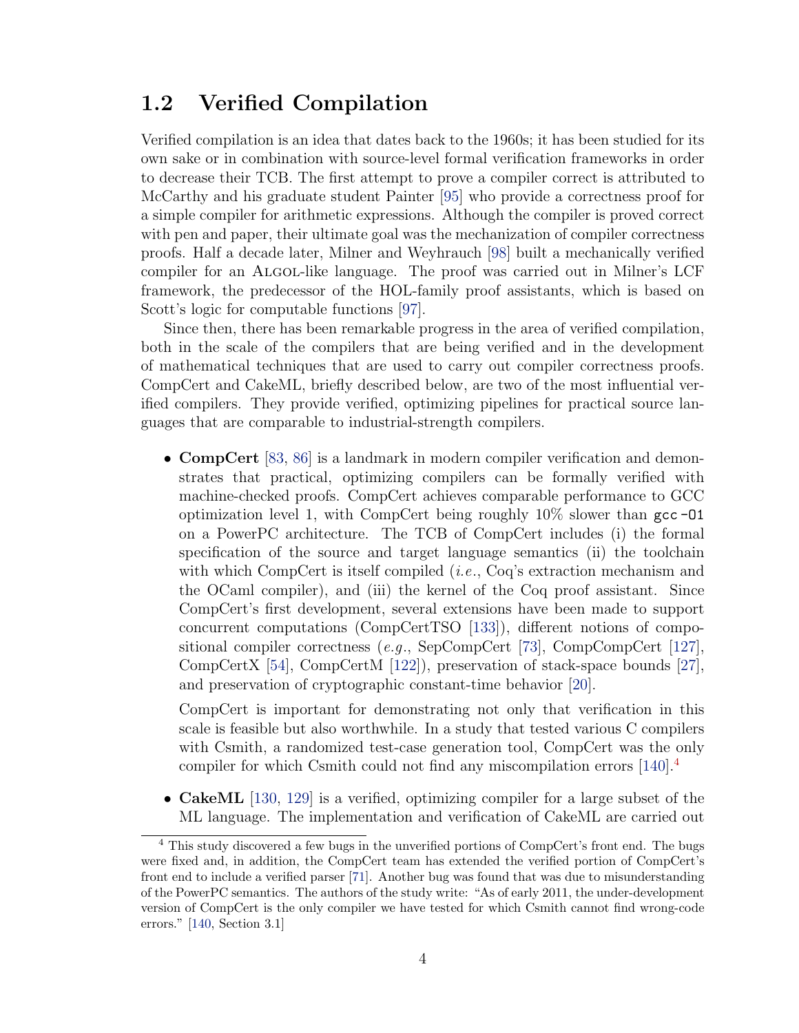## 1.2 Verified Compilation

Verified compilation is an idea that dates back to the 1960s; it has been studied for its own sake or in combination with source-level formal verification frameworks in order to decrease their TCB. The first attempt to prove a compiler correct is attributed to McCarthy and his graduate student Painter [95] who provide a correctness proof for a simple compiler for arithmetic expressions. Although the compiler is proved correct with pen and paper, their ultimate goal was the mechanization of compiler correctness proofs. Half a decade later, Milner and Weyhrauch [98] built a mechanically verified compiler for an Algol-like language. The proof was carried out in Milner's LCF framework, the predecessor of the HOL-family proof assistants, which is based on Scott's logic for computable functions [97].

Since then, there has been remarkable progress in the area of verified compilation, both in the scale of the compilers that are being verified and in the development of mathematical techniques that are used to carry out compiler correctness proofs. CompCert and CakeML, briefly described below, are two of the most influential verified compilers. They provide verified, optimizing pipelines for practical source languages that are comparable to industrial-strength compilers.

- **CompCert** [83, 86] is a landmark in modern compiler verification and demonstrates that practical, optimizing compilers can be formally verified with machine-checked proofs. CompCert achieves comparable performance to GCC optimization level 1, with CompCert being roughly 10% slower than `gcc -O1` on a PowerPC architecture. The TCB of CompCert includes (i) the formal specification of the source and target language semantics (ii) the toolchain with which CompCert is itself compiled (*i.e.*, Coq's extraction mechanism and the OCaml compiler), and (iii) the kernel of the Coq proof assistant. Since CompCert's first development, several extensions have been made to support concurrent computations (CompCertTSO [133]), different notions of compositional compiler correctness (*e.g.*, SepCompCert [73], CompCompCert [127], CompCertX [54], CompCertM [122]), preservation of stack-space bounds [27], and preservation of cryptographic constant-time behavior [20].

  CompCert is important for demonstrating not only that verification in this scale is feasible but also worthwhile. In a study that tested various C compilers with Csmith, a randomized test-case generation tool, CompCert was the only compiler for which Csmith could not find any miscompilation errors [140].[4]

- **CakeML** [130, 129] is a verified, optimizing compiler for a large subset of the ML language. The implementation and verification of CakeML are carried out

[4] This study discovered a few bugs in the unverified portions of CompCert's front end. The bugs were fixed and, in addition, the CompCert team has extended the verified portion of CompCert's front end to include a verified parser [71]. Another bug was found that was due to misunderstanding of the PowerPC semantics. The authors of the study write: "As of early 2011, the under-development version of CompCert is the only compiler we have tested for which Csmith cannot find wrong-code errors." [140, Section 3.1]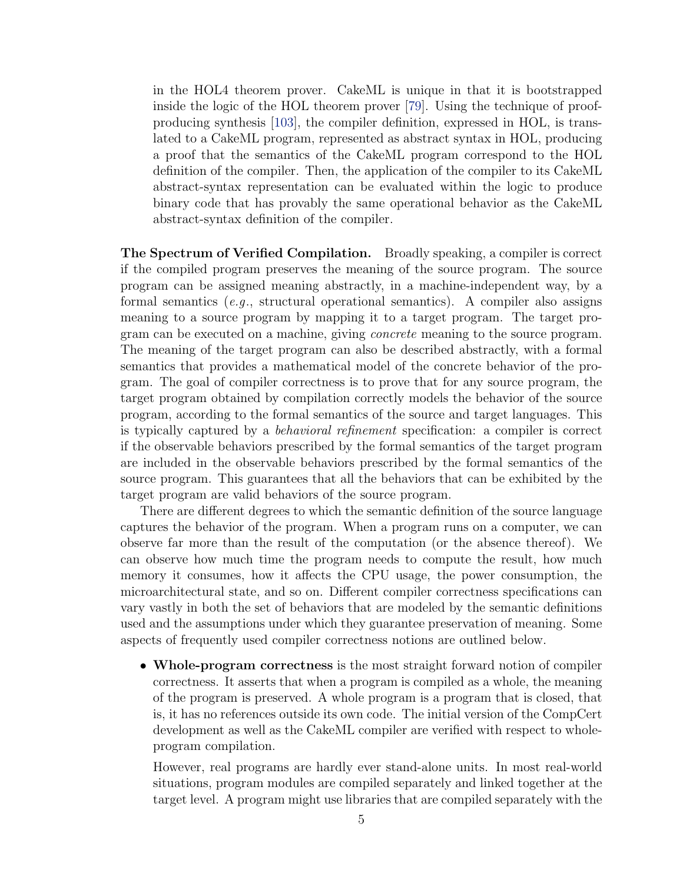in the HOL4 theorem prover. CakeML is unique in that it is bootstrapped inside the logic of the HOL theorem prover [79]. Using the technique of proof-producing synthesis [103], the compiler definition, expressed in HOL, is translated to a CakeML program, represented as abstract syntax in HOL, producing a proof that the semantics of the CakeML program correspond to the HOL definition of the compiler. Then, the application of the compiler to its CakeML abstract-syntax representation can be evaluated within the logic to produce binary code that has provably the same operational behavior as the CakeML abstract-syntax definition of the compiler.

**The Spectrum of Verified Compilation.** Broadly speaking, a compiler is correct if the compiled program preserves the meaning of the source program. The source program can be assigned meaning abstractly, in a machine-independent way, by a formal semantics (*e.g.*, structural operational semantics). A compiler also assigns meaning to a source program by mapping it to a target program. The target program can be executed on a machine, giving *concrete* meaning to the source program. The meaning of the target program can also be described abstractly, with a formal semantics that provides a mathematical model of the concrete behavior of the program. The goal of compiler correctness is to prove that for any source program, the target program obtained by compilation correctly models the behavior of the source program, according to the formal semantics of the source and target languages. This is typically captured by a *behavioral refinement* specification: a compiler is correct if the observable behaviors prescribed by the formal semantics of the target program are included in the observable behaviors prescribed by the formal semantics of the source program. This guarantees that all the behaviors that can be exhibited by the target program are valid behaviors of the source program.

There are different degrees to which the semantic definition of the source language captures the behavior of the program. When a program runs on a computer, we can observe far more than the result of the computation (or the absence thereof). We can observe how much time the program needs to compute the result, how much memory it consumes, how it affects the CPU usage, the power consumption, the microarchitectural state, and so on. Different compiler correctness specifications can vary vastly in both the set of behaviors that are modeled by the semantic definitions used and the assumptions under which they guarantee preservation of meaning. Some aspects of frequently used compiler correctness notions are outlined below.

- **Whole-program correctness** is the most straight forward notion of compiler correctness. It asserts that when a program is compiled as a whole, the meaning of the program is preserved. A whole program is a program that is closed, that is, it has no references outside its own code. The initial version of the CompCert development as well as the CakeML compiler are verified with respect to whole-program compilation.

  However, real programs are hardly ever stand-alone units. In most real-world situations, program modules are compiled separately and linked together at the target level. A program might use libraries that are compiled separately with the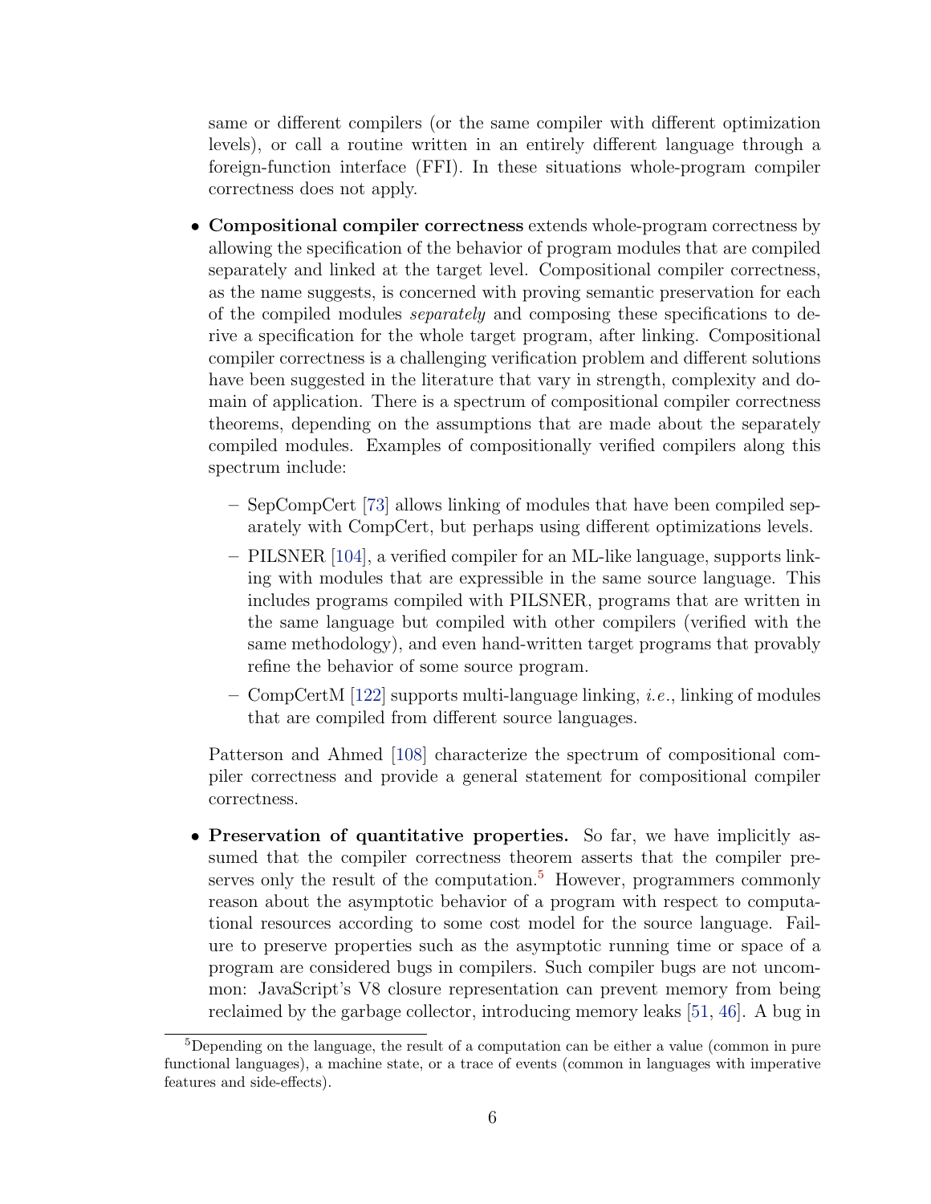same or different compilers (or the same compiler with different optimization levels), or call a routine written in an entirely different language through a foreign-function interface (FFI). In these situations whole-program compiler correctness does not apply.

- **Compositional compiler correctness** extends whole-program correctness by allowing the specification of the behavior of program modules that are compiled separately and linked at the target level. Compositional compiler correctness, as the name suggests, is concerned with proving semantic preservation for each of the compiled modules *separately* and composing these specifications to derive a specification for the whole target program, after linking. Compositional compiler correctness is a challenging verification problem and different solutions have been suggested in the literature that vary in strength, complexity and domain of application. There is a spectrum of compositional compiler correctness theorems, depending on the assumptions that are made about the separately compiled modules. Examples of compositionally verified compilers along this spectrum include:

  - SepCompCert [73] allows linking of modules that have been compiled separately with CompCert, but perhaps using different optimizations levels.
  - PILSNER [104], a verified compiler for an ML-like language, supports linking with modules that are expressible in the same source language. This includes programs compiled with PILSNER, programs that are written in the same language but compiled with other compilers (verified with the same methodology), and even hand-written target programs that provably refine the behavior of some source program.
  - CompCertM [122] supports multi-language linking, *i.e.*, linking of modules that are compiled from different source languages.

  Patterson and Ahmed [108] characterize the spectrum of compositional compiler correctness and provide a general statement for compositional compiler correctness.

- **Preservation of quantitative properties.** So far, we have implicitly assumed that the compiler correctness theorem asserts that the compiler preserves only the result of the computation.[5] However, programmers commonly reason about the asymptotic behavior of a program with respect to computational resources according to some cost model for the source language. Failure to preserve properties such as the asymptotic running time or space of a program are considered bugs in compilers. Such compiler bugs are not uncommon: JavaScript's V8 closure representation can prevent memory from being reclaimed by the garbage collector, introducing memory leaks [51, 46]. A bug in

[5] Depending on the language, the result of a computation can be either a value (common in pure functional languages), a machine state, or a trace of events (common in languages with imperative features and side-effects).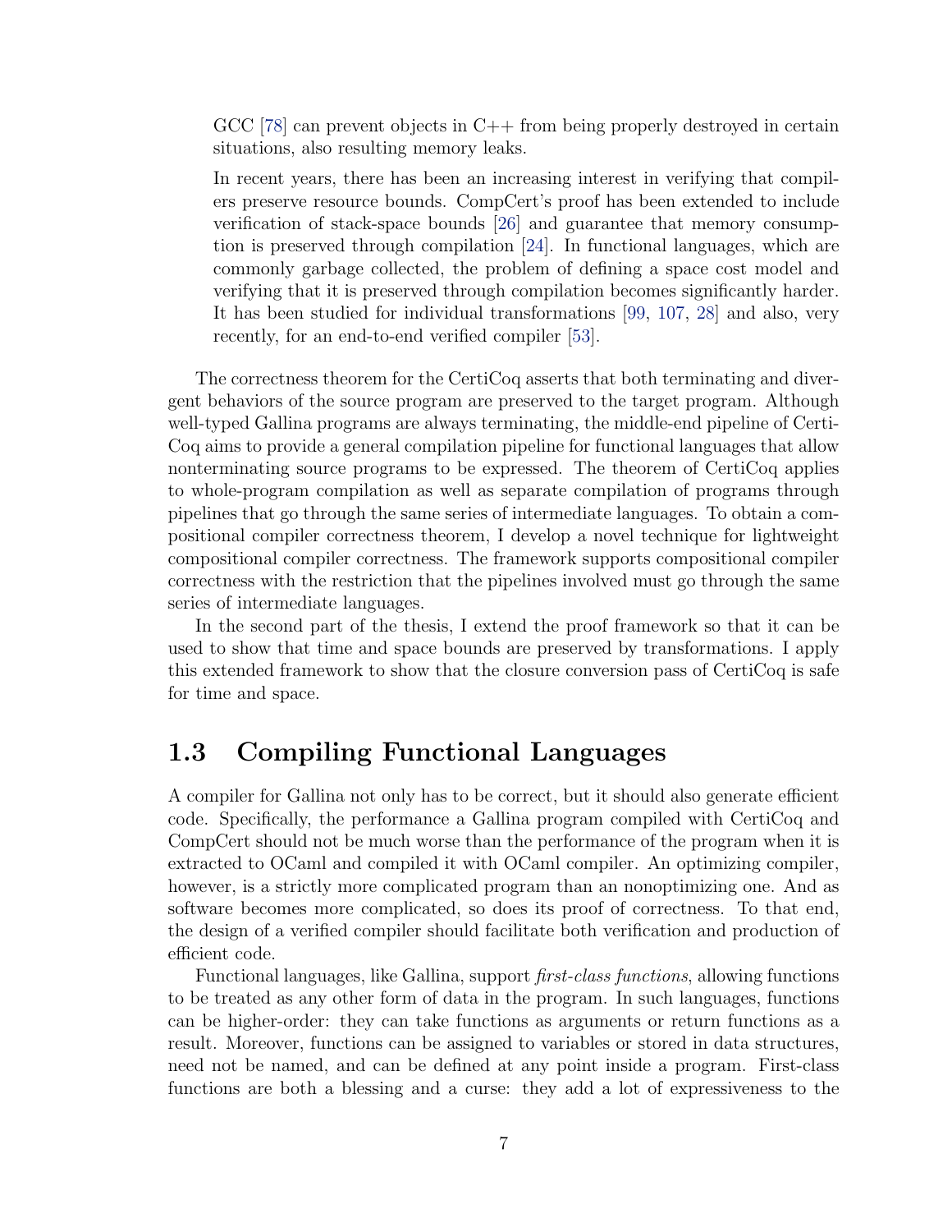GCC [78] can prevent objects in C++ from being properly destroyed in certain situations, also resulting memory leaks.

In recent years, there has been an increasing interest in verifying that compilers preserve resource bounds. CompCert's proof has been extended to include verification of stack-space bounds [26] and guarantee that memory consumption is preserved through compilation [24]. In functional languages, which are commonly garbage collected, the problem of defining a space cost model and verifying that it is preserved through compilation becomes significantly harder. It has been studied for individual transformations [99, 107, 28] and also, very recently, for an end-to-end verified compiler [53].

The correctness theorem for the CertiCoq asserts that both terminating and divergent behaviors of the source program are preserved to the target program. Although well-typed Gallina programs are always terminating, the middle-end pipeline of CertiCoq aims to provide a general compilation pipeline for functional languages that allow nonterminating source programs to be expressed. The theorem of CertiCoq applies to whole-program compilation as well as separate compilation of programs through pipelines that go through the same series of intermediate languages. To obtain a compositional compiler correctness theorem, I develop a novel technique for lightweight compositional compiler correctness. The framework supports compositional compiler correctness with the restriction that the pipelines involved must go through the same series of intermediate languages.

In the second part of the thesis, I extend the proof framework so that it can be used to show that time and space bounds are preserved by transformations. I apply this extended framework to show that the closure conversion pass of CertiCoq is safe for time and space.

## 1.3 Compiling Functional Languages

A compiler for Gallina not only has to be correct, but it should also generate efficient code. Specifically, the performance a Gallina program compiled with CertiCoq and CompCert should not be much worse than the performance of the program when it is extracted to OCaml and compiled it with OCaml compiler. An optimizing compiler, however, is a strictly more complicated program than an nonoptimizing one. And as software becomes more complicated, so does its proof of correctness. To that end, the design of a verified compiler should facilitate both verification and production of efficient code.

Functional languages, like Gallina, support *first-class functions*, allowing functions to be treated as any other form of data in the program. In such languages, functions can be higher-order: they can take functions as arguments or return functions as a result. Moreover, functions can be assigned to variables or stored in data structures, need not be named, and can be defined at any point inside a program. First-class functions are both a blessing and a curse: they add a lot of expressiveness to the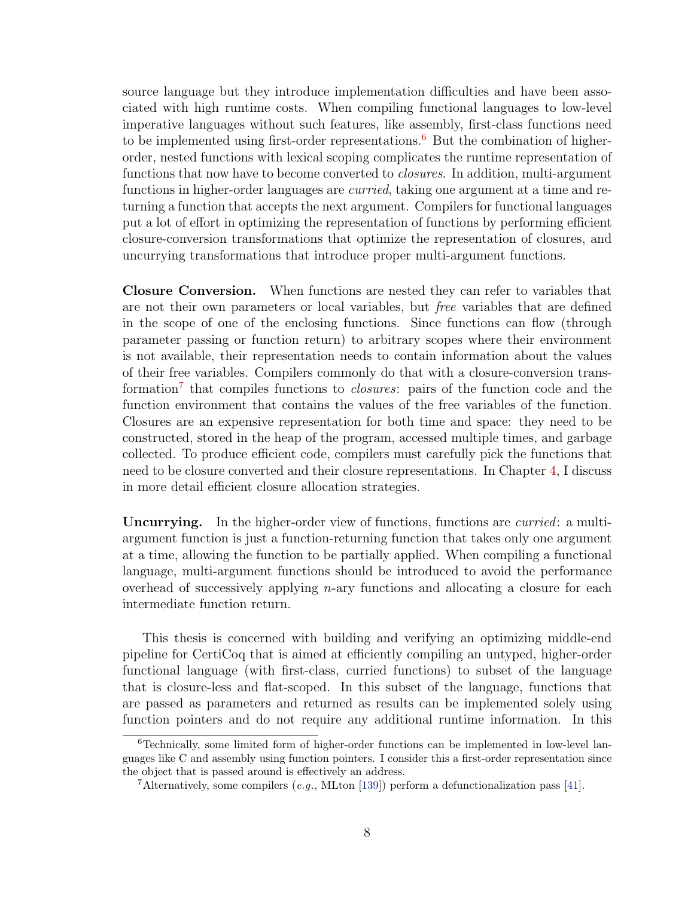source language but they introduce implementation difficulties and have been associated with high runtime costs. When compiling functional languages to low-level imperative languages without such features, like assembly, first-class functions need to be implemented using first-order representations.[6] But the combination of higher-order, nested functions with lexical scoping complicates the runtime representation of functions that now have to become converted to *closures*. In addition, multi-argument functions in higher-order languages are *curried*, taking one argument at a time and returning a function that accepts the next argument. Compilers for functional languages put a lot of effort in optimizing the representation of functions by performing efficient closure-conversion transformations that optimize the representation of closures, and uncurrying transformations that introduce proper multi-argument functions.

**Closure Conversion.** When functions are nested they can refer to variables that are not their own parameters or local variables, but *free* variables that are defined in the scope of one of the enclosing functions. Since functions can flow (through parameter passing or function return) to arbitrary scopes where their environment is not available, their representation needs to contain information about the values of their free variables. Compilers commonly do that with a closure-conversion transformation[7] that compiles functions to *closures*: pairs of the function code and the function environment that contains the values of the free variables of the function. Closures are an expensive representation for both time and space: they need to be constructed, stored in the heap of the program, accessed multiple times, and garbage collected. To produce efficient code, compilers must carefully pick the functions that need to be closure converted and their closure representations. In Chapter 4, I discuss in more detail efficient closure allocation strategies.

**Uncurrying.** In the higher-order view of functions, functions are *curried*: a multi-argument function is just a function-returning function that takes only one argument at a time, allowing the function to be partially applied. When compiling a functional language, multi-argument functions should be introduced to avoid the performance overhead of successively applying $n$-ary functions and allocating a closure for each intermediate function return.

This thesis is concerned with building and verifying an optimizing middle-end pipeline for CertiCoq that is aimed at efficiently compiling an untyped, higher-order functional language (with first-class, curried functions) to subset of the language that is closure-less and flat-scoped. In this subset of the language, functions that are passed as parameters and returned as results can be implemented solely using function pointers and do not require any additional runtime information. In this

[6] Technically, some limited form of higher-order functions can be implemented in low-level languages like C and assembly using function pointers. I consider this a first-order representation since the object that is passed around is effectively an address.

[7] Alternatively, some compilers (*e.g.*, MLton [139]) perform a defunctionalization pass [41].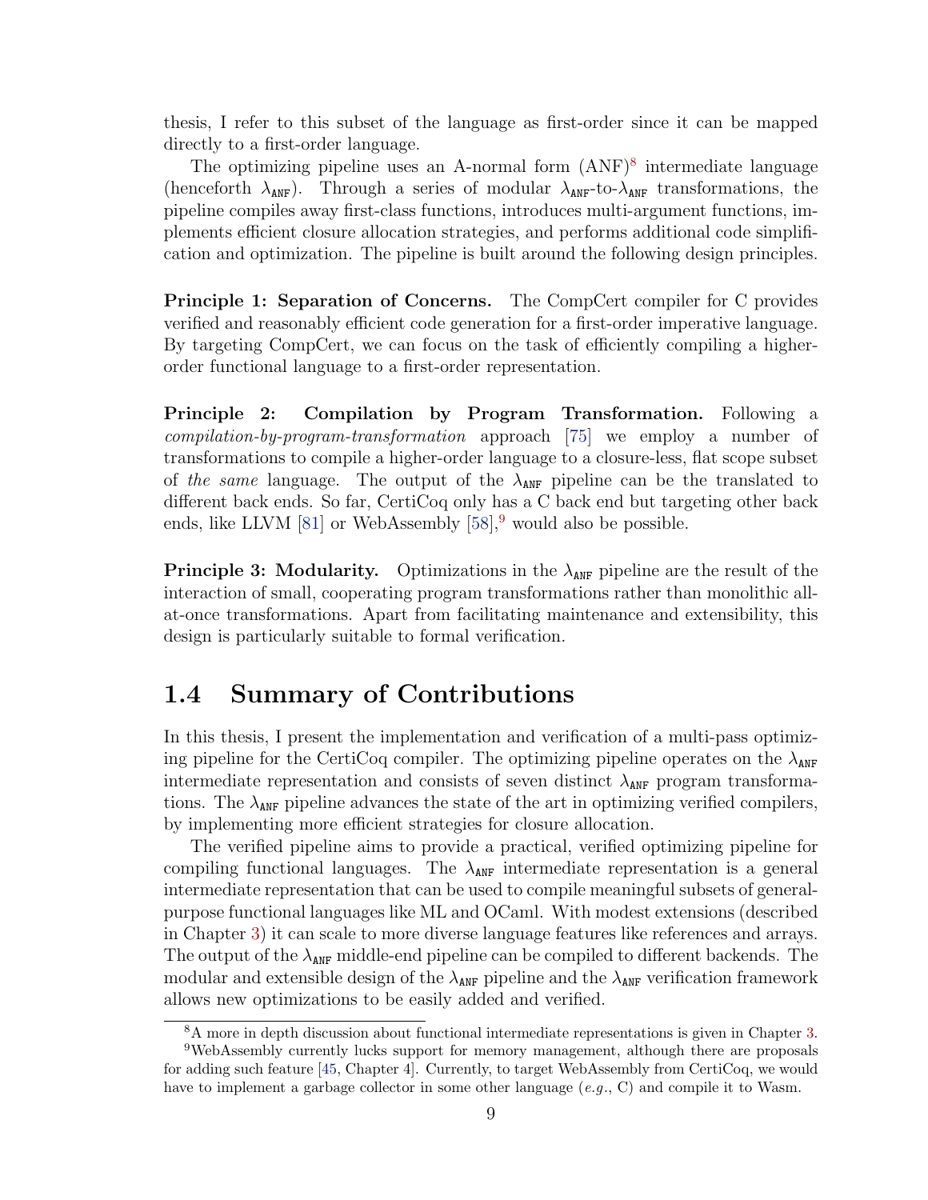thesis, I refer to this subset of the language as first-order since it can be mapped directly to a first-order language.

The optimizing pipeline uses an A-normal form (ANF)[8] intermediate language (henceforth $\lambda_{\texttt{ANF}}$). Through a series of modular $\lambda_{\texttt{ANF}}$-to-$\lambda_{\texttt{ANF}}$ transformations, the pipeline compiles away first-class functions, introduces multi-argument functions, implements efficient closure allocation strategies, and performs additional code simplification and optimization. The pipeline is built around the following design principles.

**Principle 1: Separation of Concerns.** The CompCert compiler for C provides verified and reasonably efficient code generation for a first-order imperative language. By targeting CompCert, we can focus on the task of efficiently compiling a higher-order functional language to a first-order representation.

**Principle 2: Compilation by Program Transformation.** Following a *compilation-by-program-transformation* approach [75] we employ a number of transformations to compile a higher-order language to a closure-less, flat scope subset of *the same* language. The output of the $\lambda_{\texttt{ANF}}$ pipeline can be the translated to different back ends. So far, CertiCoq only has a C back end but targeting other back ends, like LLVM [81] or WebAssembly [58],[9] would also be possible.

**Principle 3: Modularity.** Optimizations in the $\lambda_{\texttt{ANF}}$ pipeline are the result of the interaction of small, cooperating program transformations rather than monolithic all-at-once transformations. Apart from facilitating maintenance and extensibility, this design is particularly suitable to formal verification.

## 1.4 Summary of Contributions

In this thesis, I present the implementation and verification of a multi-pass optimizing pipeline for the CertiCoq compiler. The optimizing pipeline operates on the $\lambda_{\texttt{ANF}}$ intermediate representation and consists of seven distinct $\lambda_{\texttt{ANF}}$ program transformations. The $\lambda_{\texttt{ANF}}$ pipeline advances the state of the art in optimizing verified compilers, by implementing more efficient strategies for closure allocation.

The verified pipeline aims to provide a practical, verified optimizing pipeline for compiling functional languages. The $\lambda_{\texttt{ANF}}$ intermediate representation is a general intermediate representation that can be used to compile meaningful subsets of general-purpose functional languages like ML and OCaml. With modest extensions (described in Chapter 3) it can scale to more diverse language features like references and arrays. The output of the $\lambda_{\texttt{ANF}}$ middle-end pipeline can be compiled to different backends. The modular and extensible design of the $\lambda_{\texttt{ANF}}$ pipeline and the $\lambda_{\texttt{ANF}}$ verification framework allows new optimizations to be easily added and verified.

---

[8] A more in depth discussion about functional intermediate representations is given in Chapter 3.

[9] WebAssembly currently lucks support for memory management, although there are proposals for adding such feature [45, Chapter 4]. Currently, to target WebAssembly from CertiCoq, we would have to implement a garbage collector in some other language (*e.g.*, C) and compile it to Wasm.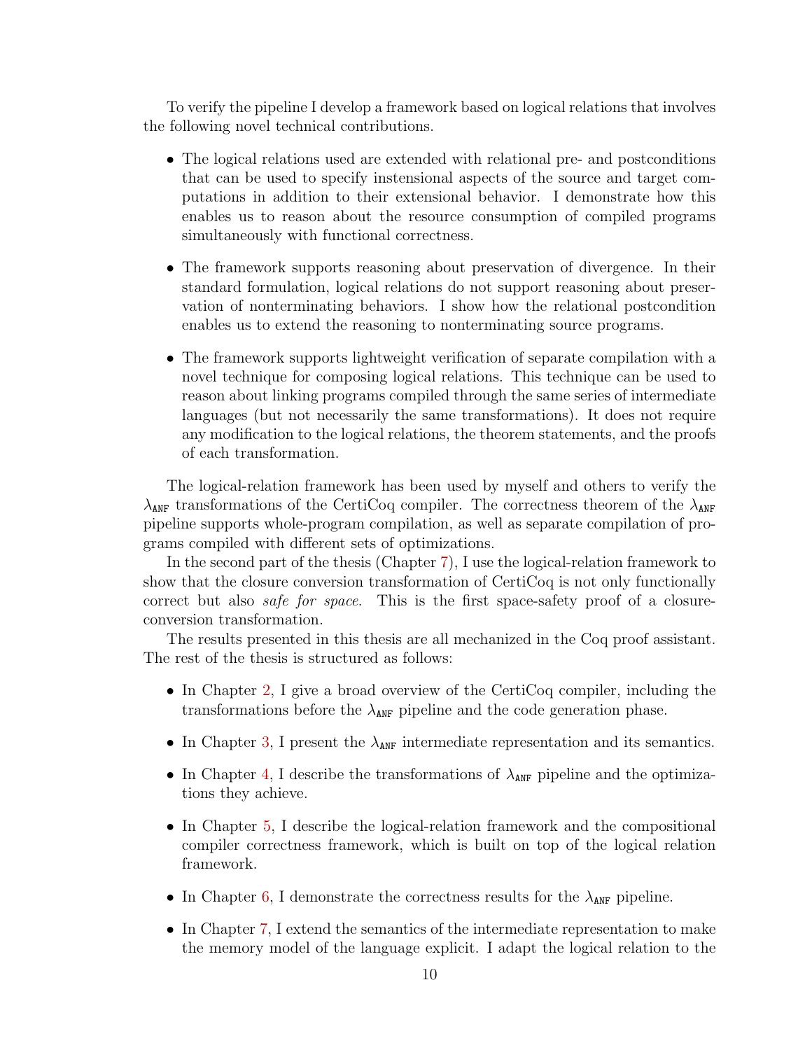To verify the pipeline I develop a framework based on logical relations that involves the following novel technical contributions.

- The logical relations used are extended with relational pre- and postconditions that can be used to specify instensional aspects of the source and target computations in addition to their extensional behavior. I demonstrate how this enables us to reason about the resource consumption of compiled programs simultaneously with functional correctness.
- The framework supports reasoning about preservation of divergence. In their standard formulation, logical relations do not support reasoning about preservation of nonterminating behaviors. I show how the relational postcondition enables us to extend the reasoning to nonterminating source programs.
- The framework supports lightweight verification of separate compilation with a novel technique for composing logical relations. This technique can be used to reason about linking programs compiled through the same series of intermediate languages (but not necessarily the same transformations). It does not require any modification to the logical relations, the theorem statements, and the proofs of each transformation.

The logical-relation framework has been used by myself and others to verify the $\lambda_{\texttt{ANF}}$ transformations of the CertiCoq compiler. The correctness theorem of the $\lambda_{\texttt{ANF}}$ pipeline supports whole-program compilation, as well as separate compilation of programs compiled with different sets of optimizations.

In the second part of the thesis (Chapter 7), I use the logical-relation framework to show that the closure conversion transformation of CertiCoq is not only functionally correct but also *safe for space*. This is the first space-safety proof of a closure-conversion transformation.

The results presented in this thesis are all mechanized in the Coq proof assistant. The rest of the thesis is structured as follows:

- In Chapter 2, I give a broad overview of the CertiCoq compiler, including the transformations before the $\lambda_{\texttt{ANF}}$ pipeline and the code generation phase.
- In Chapter 3, I present the $\lambda_{\texttt{ANF}}$ intermediate representation and its semantics.
- In Chapter 4, I describe the transformations of $\lambda_{\texttt{ANF}}$ pipeline and the optimizations they achieve.
- In Chapter 5, I describe the logical-relation framework and the compositional compiler correctness framework, which is built on top of the logical relation framework.
- In Chapter 6, I demonstrate the correctness results for the $\lambda_{\texttt{ANF}}$ pipeline.
- In Chapter 7, I extend the semantics of the intermediate representation to make the memory model of the language explicit. I adapt the logical relation to the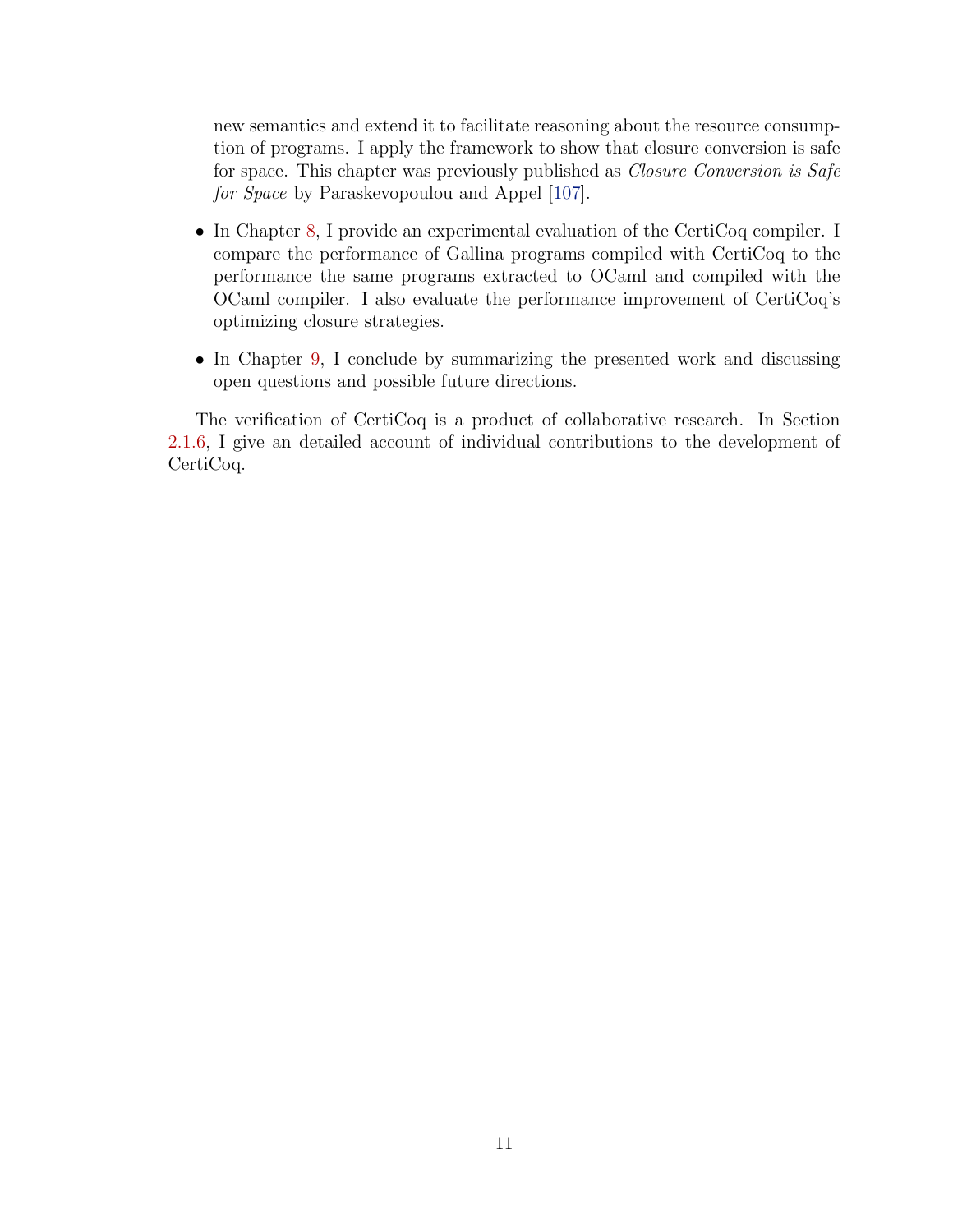new semantics and extend it to facilitate reasoning about the resource consumption of programs. I apply the framework to show that closure conversion is safe for space. This chapter was previously published as *Closure Conversion is Safe for Space* by Paraskevopoulou and Appel [107].

- In Chapter 8, I provide an experimental evaluation of the CertiCoq compiler. I compare the performance of Gallina programs compiled with CertiCoq to the performance the same programs extracted to OCaml and compiled with the OCaml compiler. I also evaluate the performance improvement of CertiCoq's optimizing closure strategies.

- In Chapter 9, I conclude by summarizing the presented work and discussing open questions and possible future directions.

The verification of CertiCoq is a product of collaborative research. In Section 2.1.6, I give an detailed account of individual contributions to the development of CertiCoq.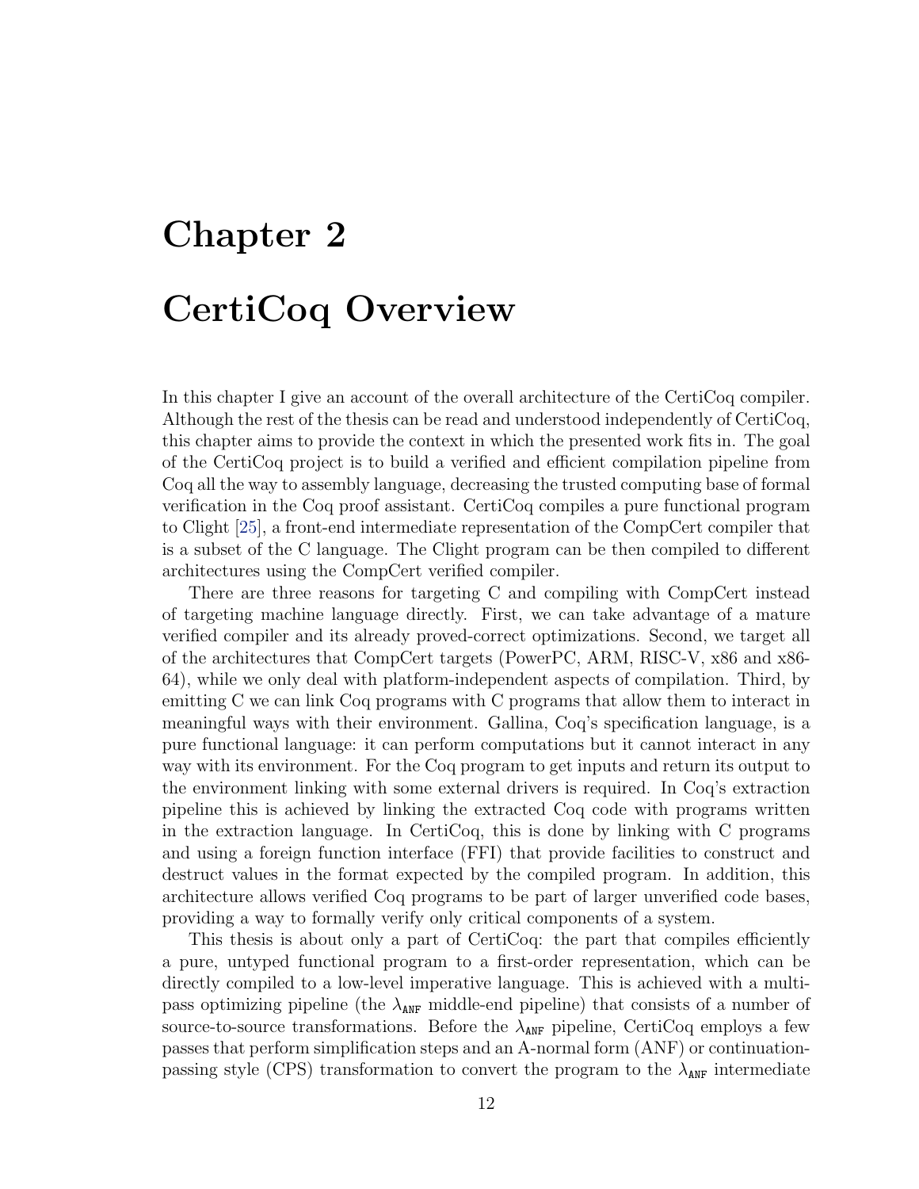# Chapter 2

# CertiCoq Overview

In this chapter I give an account of the overall architecture of the CertiCoq compiler. Although the rest of the thesis can be read and understood independently of CertiCoq, this chapter aims to provide the context in which the presented work fits in. The goal of the CertiCoq project is to build a verified and efficient compilation pipeline from Coq all the way to assembly language, decreasing the trusted computing base of formal verification in the Coq proof assistant. CertiCoq compiles a pure functional program to Clight [25], a front-end intermediate representation of the CompCert compiler that is a subset of the C language. The Clight program can be then compiled to different architectures using the CompCert verified compiler.

There are three reasons for targeting C and compiling with CompCert instead of targeting machine language directly. First, we can take advantage of a mature verified compiler and its already proved-correct optimizations. Second, we target all of the architectures that CompCert targets (PowerPC, ARM, RISC-V, x86 and x86-64), while we only deal with platform-independent aspects of compilation. Third, by emitting C we can link Coq programs with C programs that allow them to interact in meaningful ways with their environment. Gallina, Coq's specification language, is a pure functional language: it can perform computations but it cannot interact in any way with its environment. For the Coq program to get inputs and return its output to the environment linking with some external drivers is required. In Coq's extraction pipeline this is achieved by linking the extracted Coq code with programs written in the extraction language. In CertiCoq, this is done by linking with C programs and using a foreign function interface (FFI) that provide facilities to construct and destruct values in the format expected by the compiled program. In addition, this architecture allows verified Coq programs to be part of larger unverified code bases, providing a way to formally verify only critical components of a system.

This thesis is about only a part of CertiCoq: the part that compiles efficiently a pure, untyped functional program to a first-order representation, which can be directly compiled to a low-level imperative language. This is achieved with a multi-pass optimizing pipeline (the $\lambda_{\texttt{ANF}}$ middle-end pipeline) that consists of a number of source-to-source transformations. Before the $\lambda_{\texttt{ANF}}$ pipeline, CertiCoq employs a few passes that perform simplification steps and an A-normal form (ANF) or continuation-passing style (CPS) transformation to convert the program to the $\lambda_{\texttt{ANF}}$ intermediate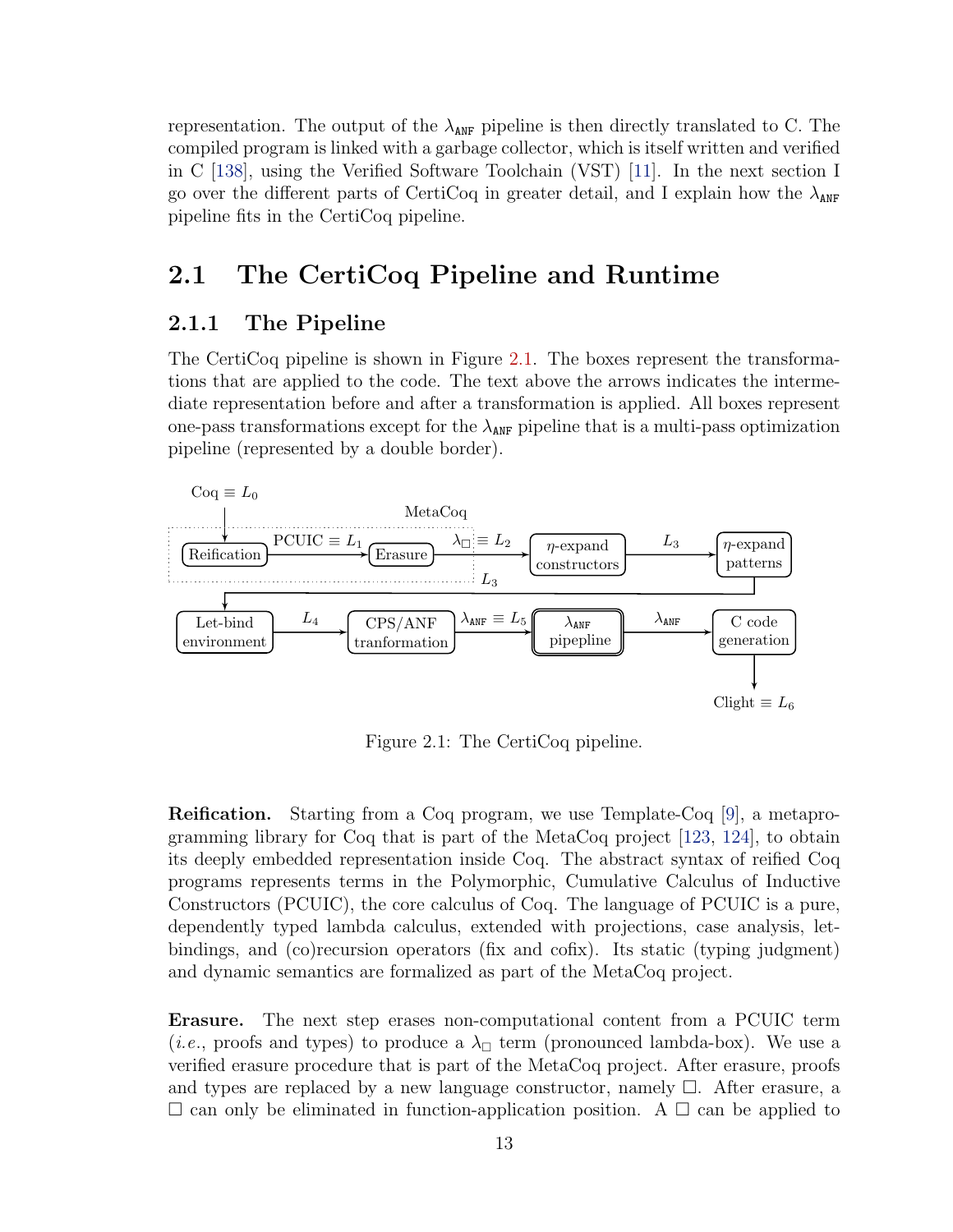representation. The output of the $\lambda_{\texttt{ANF}}$ pipeline is then directly translated to C. The compiled program is linked with a garbage collector, which is itself written and verified in C [138], using the Verified Software Toolchain (VST) [11]. In the next section I go over the different parts of CertiCoq in greater detail, and I explain how the $\lambda_{\texttt{ANF}}$ pipeline fits in the CertiCoq pipeline.

## 2.1 The CertiCoq Pipeline and Runtime

### 2.1.1 The Pipeline

The CertiCoq pipeline is shown in Figure 2.1. The boxes represent the transformations that are applied to the code. The text above the arrows indicates the intermediate representation before and after a transformation is applied. All boxes represent one-pass transformations except for the $\lambda_{\texttt{ANF}}$ pipeline that is a multi-pass optimization pipeline (represented by a double border).

Figure 2.1: The CertiCoq pipeline.

**Reification.** Starting from a Coq program, we use Template-Coq [9], a metaprogramming library for Coq that is part of the MetaCoq project [123, 124], to obtain its deeply embedded representation inside Coq. The abstract syntax of reified Coq programs represents terms in the Polymorphic, Cumulative Calculus of Inductive Constructors (PCUIC), the core calculus of Coq. The language of PCUIC is a pure, dependently typed lambda calculus, extended with projections, case analysis, let-bindings, and (co)recursion operators (fix and cofix). Its static (typing judgment) and dynamic semantics are formalized as part of the MetaCoq project.

**Erasure.** The next step erases non-computational content from a PCUIC term (*i.e.*, proofs and types) to produce a $\lambda_\Box$ term (pronounced lambda-box). We use a verified erasure procedure that is part of the MetaCoq project. After erasure, proofs and types are replaced by a new language constructor, namely $\Box$. After erasure, a $\Box$ can only be eliminated in function-application position. A $\Box$ can be applied to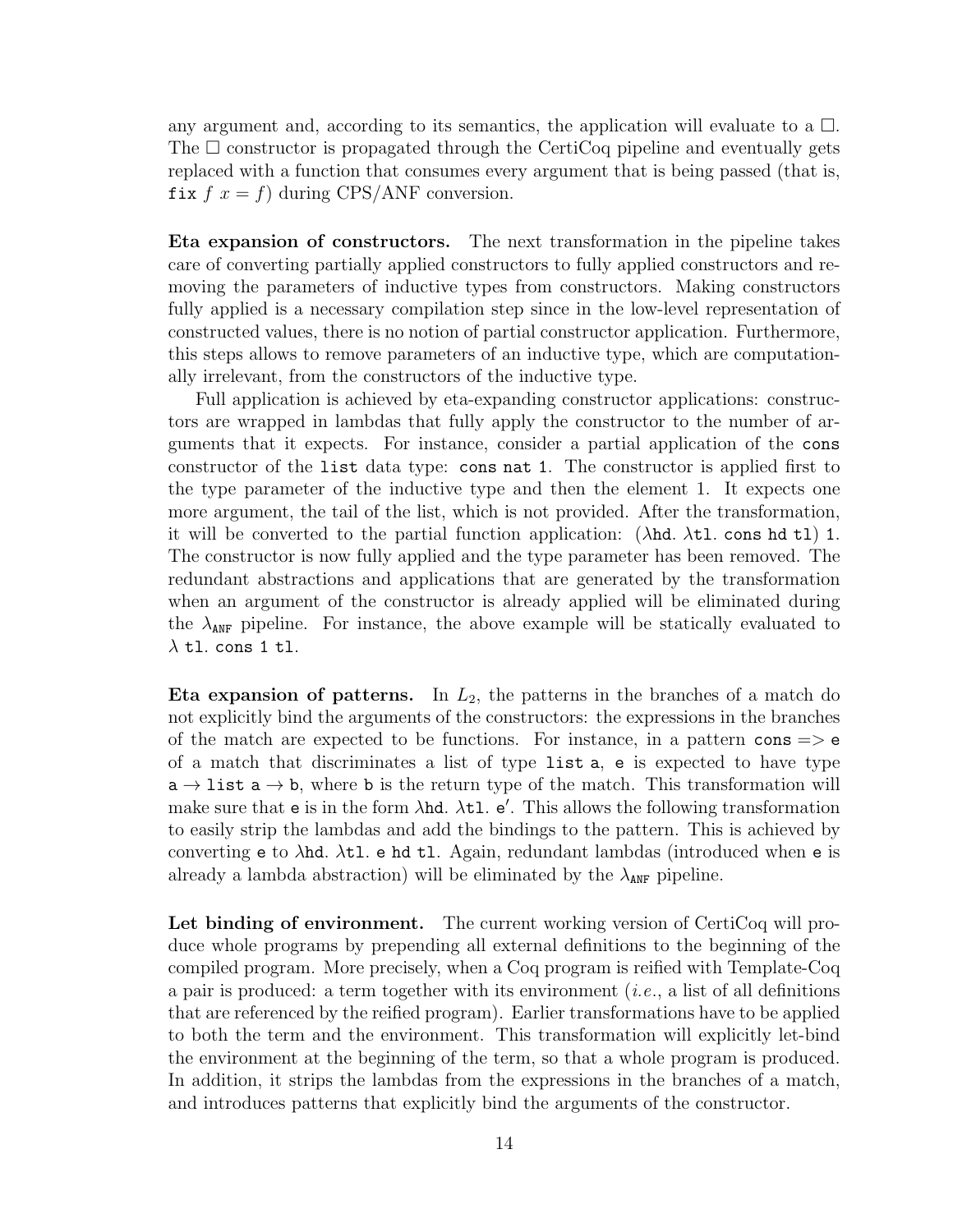any argument and, according to its semantics, the application will evaluate to a $\square$. The $\square$ constructor is propagated through the CertiCoq pipeline and eventually gets replaced with a function that consumes every argument that is being passed (that is, `fix` $f\ x = f$) during CPS/ANF conversion.

**Eta expansion of constructors.** The next transformation in the pipeline takes care of converting partially applied constructors to fully applied constructors and removing the parameters of inductive types from constructors. Making constructors fully applied is a necessary compilation step since in the low-level representation of constructed values, there is no notion of partial constructor application. Furthermore, this steps allows to remove parameters of an inductive type, which are computationally irrelevant, from the constructors of the inductive type.

Full application is achieved by eta-expanding constructor applications: constructors are wrapped in lambdas that fully apply the constructor to the number of arguments that it expects. For instance, consider a partial application of the `cons` constructor of the `list` data type: `cons nat 1`. The constructor is applied first to the type parameter of the inductive type and then the element 1. It expects one more argument, the tail of the list, which is not provided. After the transformation, it will be converted to the partial function application: ($\lambda$`hd`. $\lambda$`tl`. `cons hd tl`) `1`. The constructor is now fully applied and the type parameter has been removed. The redundant abstractions and applications that are generated by the transformation when an argument of the constructor is already applied will be eliminated during the $\lambda_{\texttt{ANF}}$ pipeline. For instance, the above example will be statically evaluated to $\lambda$ `tl`. `cons 1 tl`.

**Eta expansion of patterns.** In $L_2$, the patterns in the branches of a match do not explicitly bind the arguments of the constructors: the expressions in the branches of the match are expected to be functions. For instance, in a pattern `cons` => `e` of a match that discriminates a list of type `list a`, `e` is expected to have type `a` $\rightarrow$ `list a` $\rightarrow$ `b`, where `b` is the return type of the match. This transformation will make sure that `e` is in the form $\lambda$`hd`. $\lambda$`tl`. `e'`. This allows the following transformation to easily strip the lambdas and add the bindings to the pattern. This is achieved by converting `e` to $\lambda$`hd`. $\lambda$`tl`. `e hd tl`. Again, redundant lambdas (introduced when `e` is already a lambda abstraction) will be eliminated by the $\lambda_{\texttt{ANF}}$ pipeline.

**Let binding of environment.** The current working version of CertiCoq will produce whole programs by prepending all external definitions to the beginning of the compiled program. More precisely, when a Coq program is reified with Template-Coq a pair is produced: a term together with its environment (*i.e.*, a list of all definitions that are referenced by the reified program). Earlier transformations have to be applied to both the term and the environment. This transformation will explicitly let-bind the environment at the beginning of the term, so that a whole program is produced. In addition, it strips the lambdas from the expressions in the branches of a match, and introduces patterns that explicitly bind the arguments of the constructor.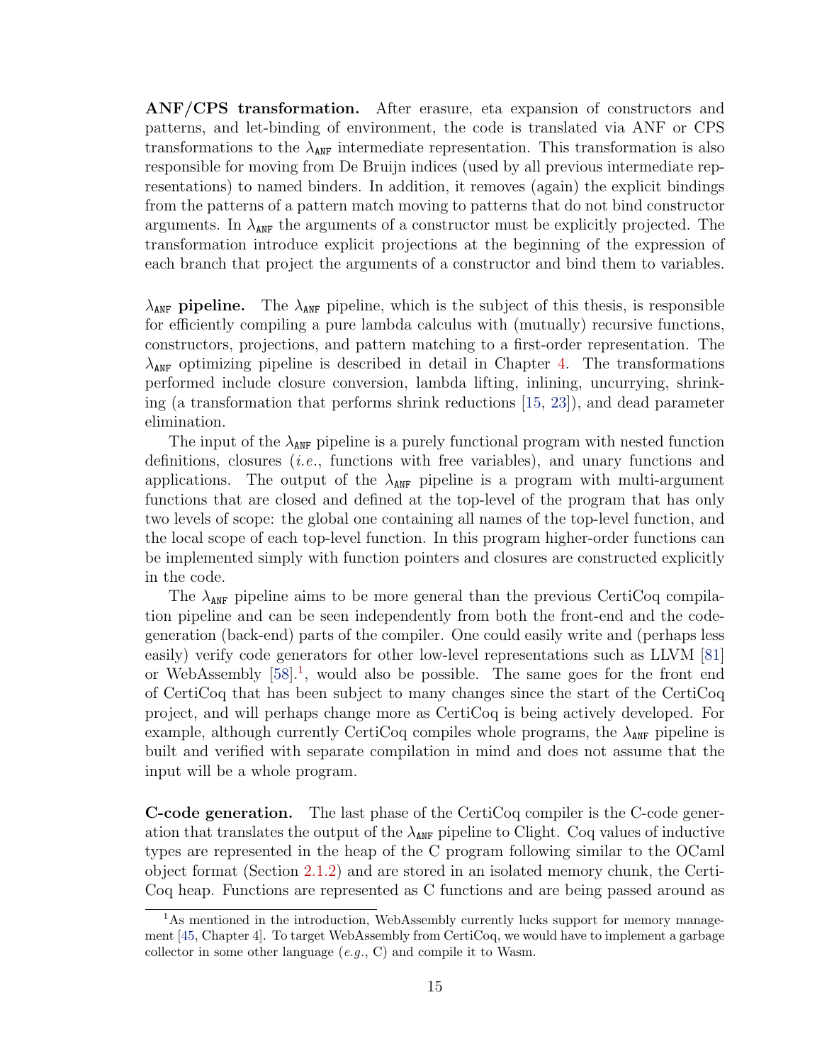**ANF/CPS transformation.** After erasure, eta expansion of constructors and patterns, and let-binding of environment, the code is translated via ANF or CPS transformations to the $\lambda_{\texttt{ANF}}$ intermediate representation. This transformation is also responsible for moving from De Bruijn indices (used by all previous intermediate representations) to named binders. In addition, it removes (again) the explicit bindings from the patterns of a pattern match moving to patterns that do not bind constructor arguments. In $\lambda_{\texttt{ANF}}$ the arguments of a constructor must be explicitly projected. The transformation introduce explicit projections at the beginning of the expression of each branch that project the arguments of a constructor and bind them to variables.

**$\lambda_{\texttt{ANF}}$ pipeline.** The $\lambda_{\texttt{ANF}}$ pipeline, which is the subject of this thesis, is responsible for efficiently compiling a pure lambda calculus with (mutually) recursive functions, constructors, projections, and pattern matching to a first-order representation. The $\lambda_{\texttt{ANF}}$ optimizing pipeline is described in detail in Chapter 4. The transformations performed include closure conversion, lambda lifting, inlining, uncurrying, shrinking (a transformation that performs shrink reductions [15, 23]), and dead parameter elimination.

The input of the $\lambda_{\texttt{ANF}}$ pipeline is a purely functional program with nested function definitions, closures (*i.e.*, functions with free variables), and unary functions and applications. The output of the $\lambda_{\texttt{ANF}}$ pipeline is a program with multi-argument functions that are closed and defined at the top-level of the program that has only two levels of scope: the global one containing all names of the top-level function, and the local scope of each top-level function. In this program higher-order functions can be implemented simply with function pointers and closures are constructed explicitly in the code.

The $\lambda_{\texttt{ANF}}$ pipeline aims to be more general than the previous CertiCoq compilation pipeline and can be seen independently from both the front-end and the code-generation (back-end) parts of the compiler. One could easily write and (perhaps less easily) verify code generators for other low-level representations such as LLVM [81] or WebAssembly [58].[1], would also be possible. The same goes for the front end of CertiCoq that has been subject to many changes since the start of the CertiCoq project, and will perhaps change more as CertiCoq is being actively developed. For example, although currently CertiCoq compiles whole programs, the $\lambda_{\texttt{ANF}}$ pipeline is built and verified with separate compilation in mind and does not assume that the input will be a whole program.

**C-code generation.** The last phase of the CertiCoq compiler is the C-code generation that translates the output of the $\lambda_{\texttt{ANF}}$ pipeline to Clight. Coq values of inductive types are represented in the heap of the C program following similar to the OCaml object format (Section 2.1.2) and are stored in an isolated memory chunk, the CertiCoq heap. Functions are represented as C functions and are being passed around as

[1] As mentioned in the introduction, WebAssembly currently lucks support for memory management [45, Chapter 4]. To target WebAssembly from CertiCoq, we would have to implement a garbage collector in some other language (*e.g.*, C) and compile it to Wasm.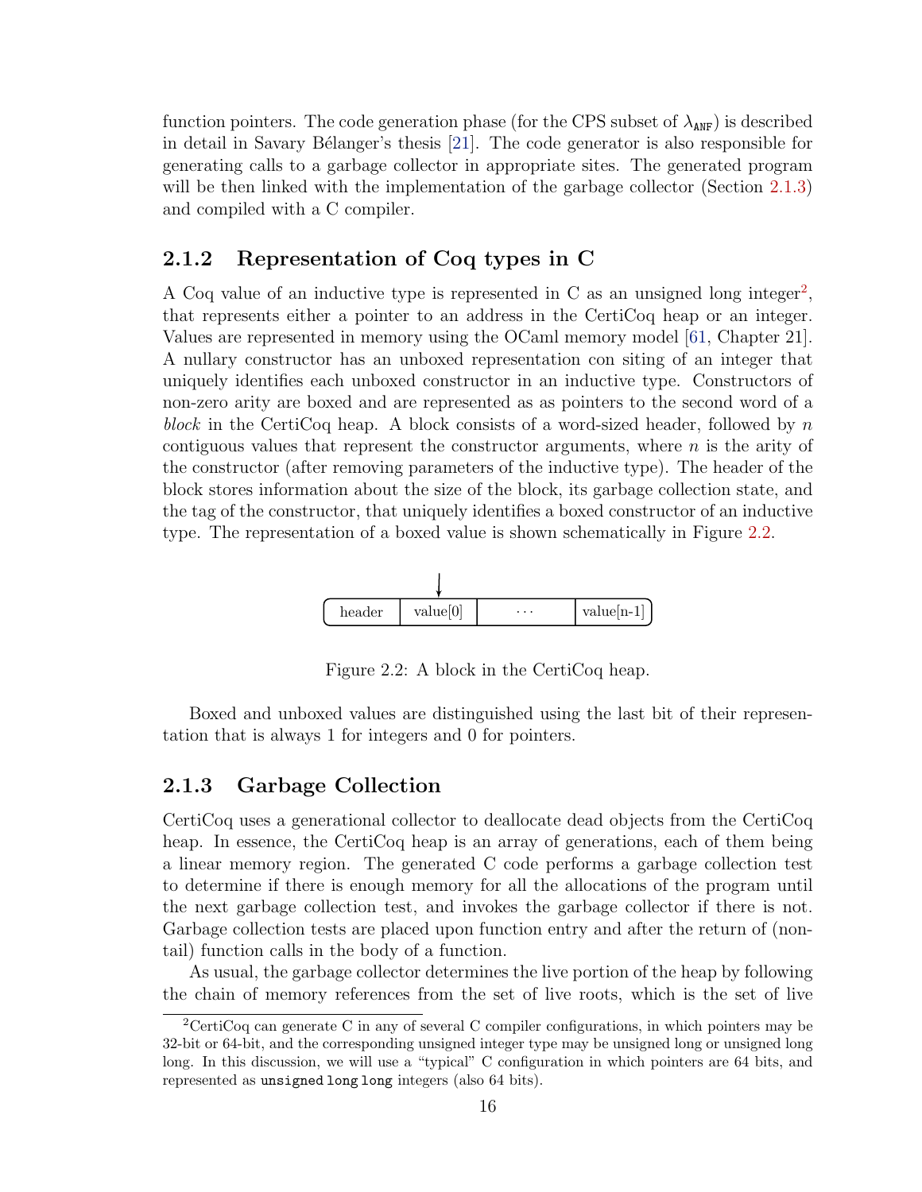function pointers. The code generation phase (for the CPS subset of $\lambda_{\texttt{ANF}}$) is described in detail in Savary Bélanger's thesis [21]. The code generator is also responsible for generating calls to a garbage collector in appropriate sites. The generated program will be then linked with the implementation of the garbage collector (Section 2.1.3) and compiled with a C compiler.

### 2.1.2 Representation of Coq types in C

A Coq value of an inductive type is represented in C as an unsigned long integer[2], that represents either a pointer to an address in the CertiCoq heap or an integer. Values are represented in memory using the OCaml memory model [61, Chapter 21]. A nullary constructor has an unboxed representation con siting of an integer that uniquely identifies each unboxed constructor in an inductive type. Constructors of non-zero arity are boxed and are represented as as pointers to the second word of a *block* in the CertiCoq heap. A block consists of a word-sized header, followed by $n$ contiguous values that represent the constructor arguments, where $n$ is the arity of the constructor (after removing parameters of the inductive type). The header of the block stores information about the size of the block, its garbage collection state, and the tag of the constructor, that uniquely identifies a boxed constructor of an inductive type. The representation of a boxed value is shown schematically in Figure 2.2.

| header | value[0] | · · · | value[n-1] |
|---|---|---|---|

Figure 2.2: A block in the CertiCoq heap.

Boxed and unboxed values are distinguished using the last bit of their representation that is always 1 for integers and 0 for pointers.

### 2.1.3 Garbage Collection

CertiCoq uses a generational collector to deallocate dead objects from the CertiCoq heap. In essence, the CertiCoq heap is an array of generations, each of them being a linear memory region. The generated C code performs a garbage collection test to determine if there is enough memory for all the allocations of the program until the next garbage collection test, and invokes the garbage collector if there is not. Garbage collection tests are placed upon function entry and after the return of (non-tail) function calls in the body of a function.

As usual, the garbage collector determines the live portion of the heap by following the chain of memory references from the set of live roots, which is the set of live

---

[2] CertiCoq can generate C in any of several C compiler configurations, in which pointers may be 32-bit or 64-bit, and the corresponding unsigned integer type may be unsigned long or unsigned long long. In this discussion, we will use a "typical" C configuration in which pointers are 64 bits, and represented as `unsigned long long` integers (also 64 bits).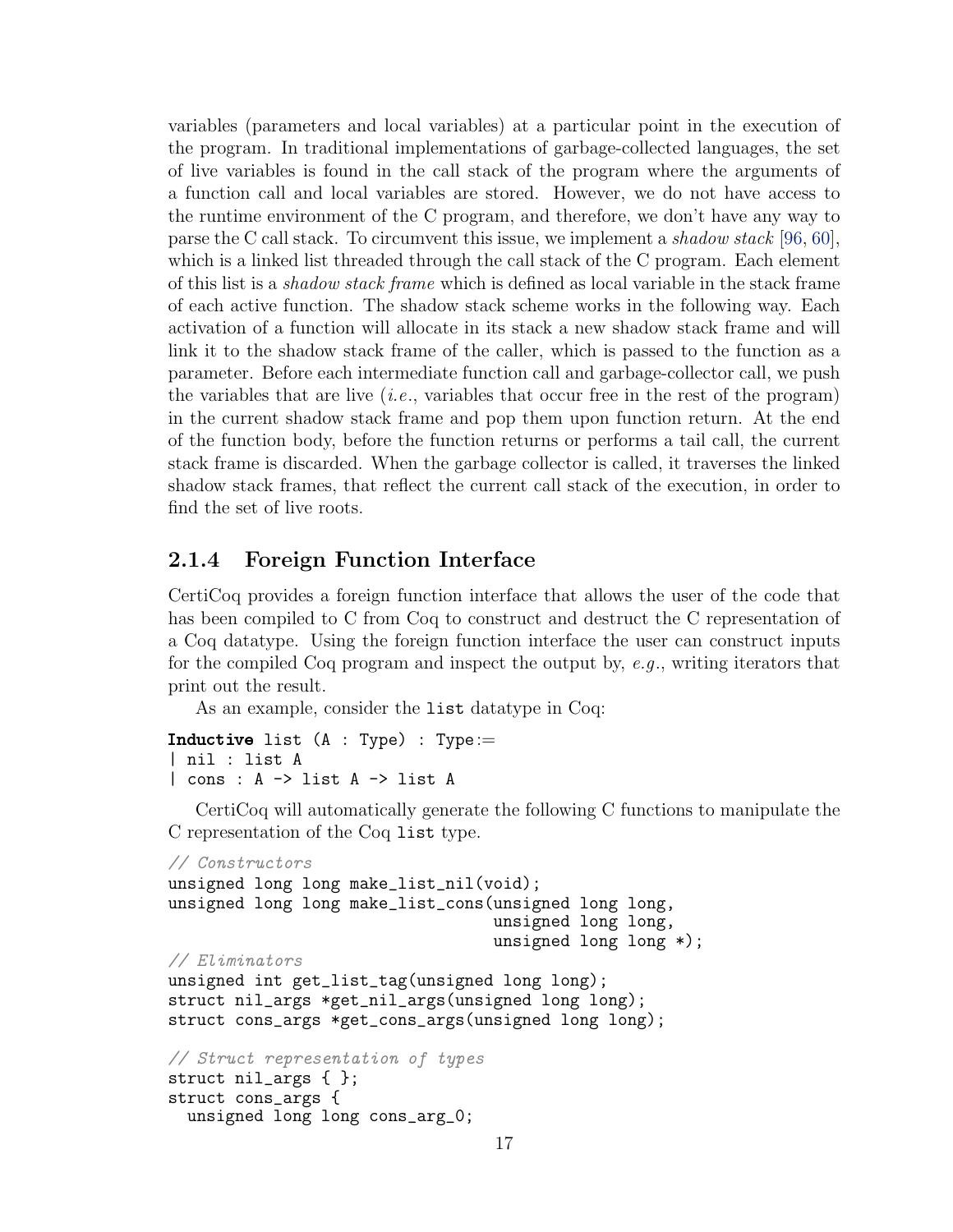variables (parameters and local variables) at a particular point in the execution of the program. In traditional implementations of garbage-collected languages, the set of live variables is found in the call stack of the program where the arguments of a function call and local variables are stored. However, we do not have access to the runtime environment of the C program, and therefore, we don't have any way to parse the C call stack. To circumvent this issue, we implement a *shadow stack* [96, 60], which is a linked list threaded through the call stack of the C program. Each element of this list is a *shadow stack frame* which is defined as local variable in the stack frame of each active function. The shadow stack scheme works in the following way. Each activation of a function will allocate in its stack a new shadow stack frame and will link it to the shadow stack frame of the caller, which is passed to the function as a parameter. Before each intermediate function call and garbage-collector call, we push the variables that are live (*i.e.*, variables that occur free in the rest of the program) in the current shadow stack frame and pop them upon function return. At the end of the function body, before the function returns or performs a tail call, the current stack frame is discarded. When the garbage collector is called, it traverses the linked shadow stack frames, that reflect the current call stack of the execution, in order to find the set of live roots.

### 2.1.4 Foreign Function Interface

CertiCoq provides a foreign function interface that allows the user of the code that has been compiled to C from Coq to construct and destruct the C representation of a Coq datatype. Using the foreign function interface the user can construct inputs for the compiled Coq program and inspect the output by, *e.g.*, writing iterators that print out the result.

As an example, consider the `list` datatype in Coq:

```
Inductive list (A : Type) : Type :=
| nil : list A
| cons : A -> list A -> list A
```

CertiCoq will automatically generate the following C functions to manipulate the C representation of the Coq `list` type.

```
// Constructors
unsigned long long make_list_nil(void);
unsigned long long make_list_cons(unsigned long long,
                                  unsigned long long,
                                  unsigned long long *);
// Eliminators
unsigned int get_list_tag(unsigned long long);
struct nil_args *get_nil_args(unsigned long long);
struct cons_args *get_cons_args(unsigned long long);

// Struct representation of types
struct nil_args { };
struct cons_args {
  unsigned long long cons_arg_0;
```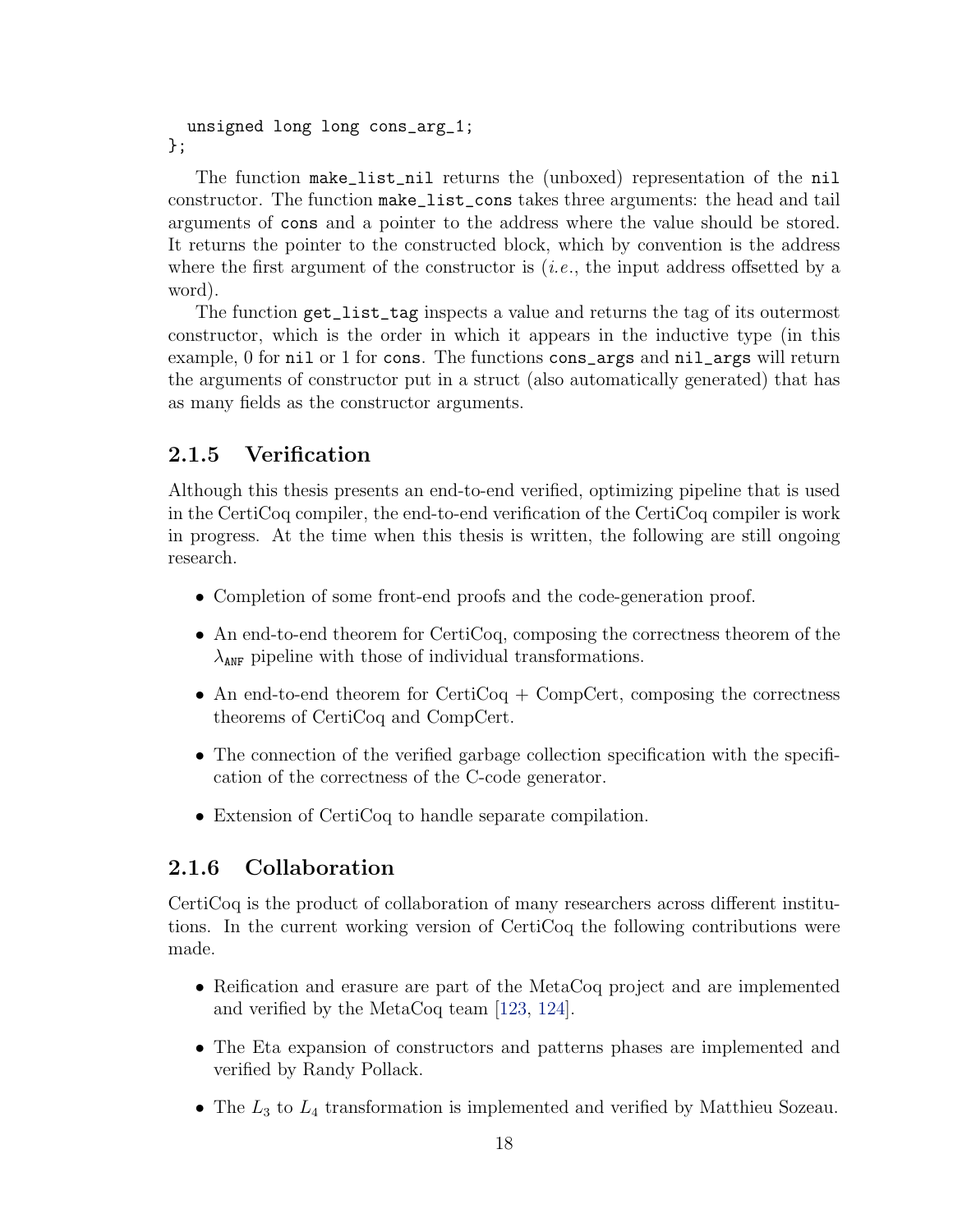```
  unsigned long long cons_arg_1;
};
```

The function make_list_nil returns the (unboxed) representation of the nil constructor. The function make_list_cons takes three arguments: the head and tail arguments of cons and a pointer to the address where the value should be stored. It returns the pointer to the constructed block, which by convention is the address where the first argument of the constructor is (*i.e.*, the input address offsetted by a word).

The function get_list_tag inspects a value and returns the tag of its outermost constructor, which is the order in which it appears in the inductive type (in this example, 0 for nil or 1 for cons. The functions cons_args and nil_args will return the arguments of constructor put in a struct (also automatically generated) that has as many fields as the constructor arguments.

### 2.1.5 Verification

Although this thesis presents an end-to-end verified, optimizing pipeline that is used in the CertiCoq compiler, the end-to-end verification of the CertiCoq compiler is work in progress. At the time when this thesis is written, the following are still ongoing research.

- Completion of some front-end proofs and the code-generation proof.
- An end-to-end theorem for CertiCoq, composing the correctness theorem of the $\lambda_{\texttt{ANF}}$ pipeline with those of individual transformations.
- An end-to-end theorem for CertiCoq + CompCert, composing the correctness theorems of CertiCoq and CompCert.
- The connection of the verified garbage collection specification with the specification of the correctness of the C-code generator.
- Extension of CertiCoq to handle separate compilation.

### 2.1.6 Collaboration

CertiCoq is the product of collaboration of many researchers across different institutions. In the current working version of CertiCoq the following contributions were made.

- Reification and erasure are part of the MetaCoq project and are implemented and verified by the MetaCoq team [123, 124].
- The Eta expansion of constructors and patterns phases are implemented and verified by Randy Pollack.
- The $L_3$ to $L_4$ transformation is implemented and verified by Matthieu Sozeau.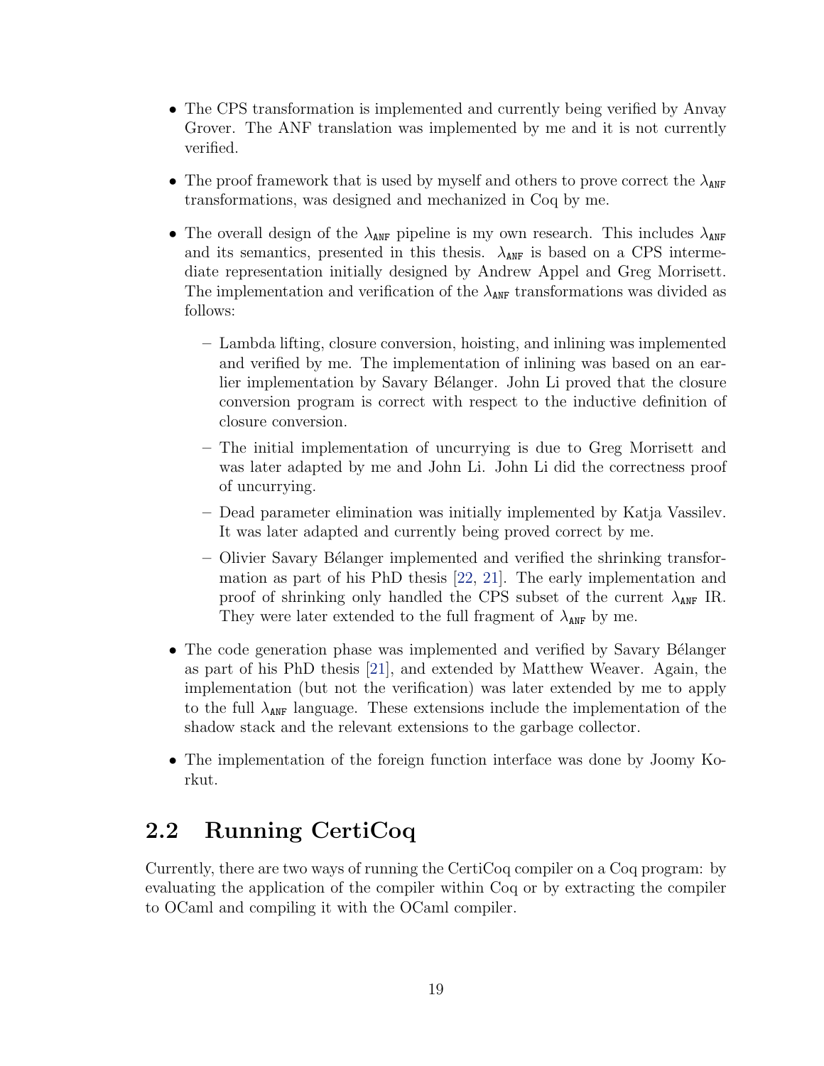- The CPS transformation is implemented and currently being verified by Anvay Grover. The ANF translation was implemented by me and it is not currently verified.
- The proof framework that is used by myself and others to prove correct the $\lambda_{\texttt{ANF}}$ transformations, was designed and mechanized in Coq by me.
- The overall design of the $\lambda_{\texttt{ANF}}$ pipeline is my own research. This includes $\lambda_{\texttt{ANF}}$ and its semantics, presented in this thesis. $\lambda_{\texttt{ANF}}$ is based on a CPS intermediate representation initially designed by Andrew Appel and Greg Morrisett. The implementation and verification of the $\lambda_{\texttt{ANF}}$ transformations was divided as follows:
  - Lambda lifting, closure conversion, hoisting, and inlining was implemented and verified by me. The implementation of inlining was based on an earlier implementation by Savary Bélanger. John Li proved that the closure conversion program is correct with respect to the inductive definition of closure conversion.
  - The initial implementation of uncurrying is due to Greg Morrisett and was later adapted by me and John Li. John Li did the correctness proof of uncurrying.
  - Dead parameter elimination was initially implemented by Katja Vassilev. It was later adapted and currently being proved correct by me.
  - Olivier Savary Bélanger implemented and verified the shrinking transformation as part of his PhD thesis [22, 21]. The early implementation and proof of shrinking only handled the CPS subset of the current $\lambda_{\texttt{ANF}}$ IR. They were later extended to the full fragment of $\lambda_{\texttt{ANF}}$ by me.
- The code generation phase was implemented and verified by Savary Bélanger as part of his PhD thesis [21], and extended by Matthew Weaver. Again, the implementation (but not the verification) was later extended by me to apply to the full $\lambda_{\texttt{ANF}}$ language. These extensions include the implementation of the shadow stack and the relevant extensions to the garbage collector.
- The implementation of the foreign function interface was done by Joomy Korkut.

## 2.2 Running CertiCoq

Currently, there are two ways of running the CertiCoq compiler on a Coq program: by evaluating the application of the compiler within Coq or by extracting the compiler to OCaml and compiling it with the OCaml compiler.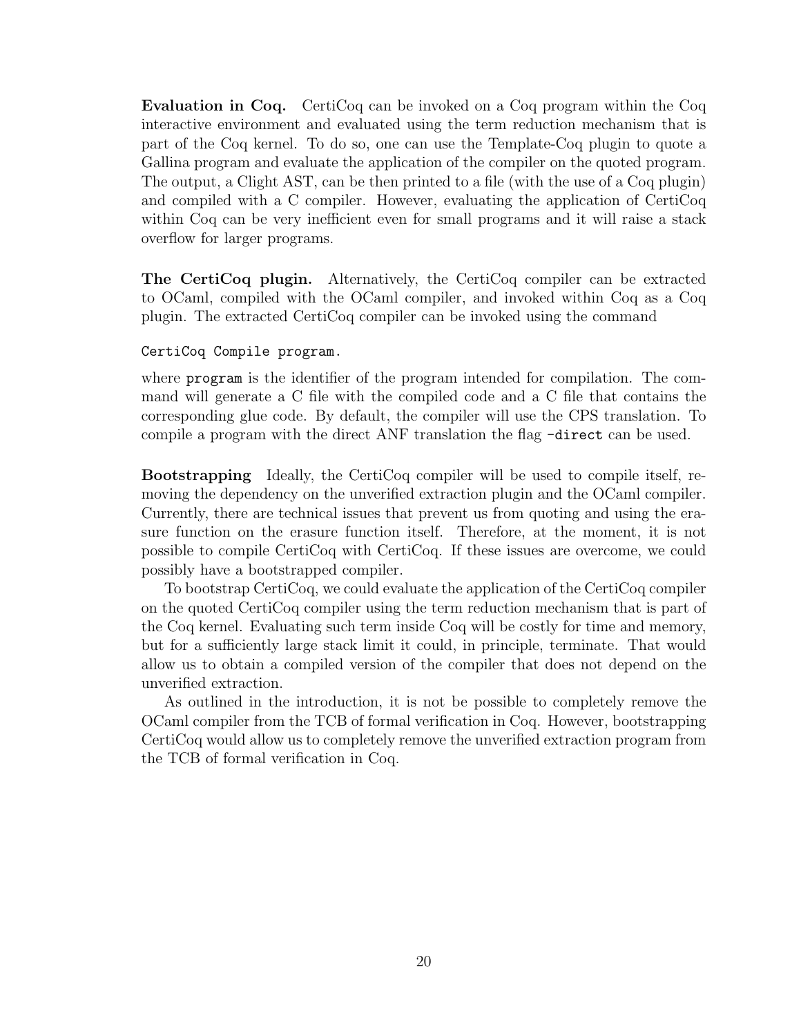**Evaluation in Coq.** CertiCoq can be invoked on a Coq program within the Coq interactive environment and evaluated using the term reduction mechanism that is part of the Coq kernel. To do so, one can use the Template-Coq plugin to quote a Gallina program and evaluate the application of the compiler on the quoted program. The output, a Clight AST, can be then printed to a file (with the use of a Coq plugin) and compiled with a C compiler. However, evaluating the application of CertiCoq within Coq can be very inefficient even for small programs and it will raise a stack overflow for larger programs.

**The CertiCoq plugin.** Alternatively, the CertiCoq compiler can be extracted to OCaml, compiled with the OCaml compiler, and invoked within Coq as a Coq plugin. The extracted CertiCoq compiler can be invoked using the command

```
CertiCoq Compile program.
```

where `program` is the identifier of the program intended for compilation. The command will generate a C file with the compiled code and a C file that contains the corresponding glue code. By default, the compiler will use the CPS translation. To compile a program with the direct ANF translation the flag `-direct` can be used.

**Bootstrapping** Ideally, the CertiCoq compiler will be used to compile itself, removing the dependency on the unverified extraction plugin and the OCaml compiler. Currently, there are technical issues that prevent us from quoting and using the erasure function on the erasure function itself. Therefore, at the moment, it is not possible to compile CertiCoq with CertiCoq. If these issues are overcome, we could possibly have a bootstrapped compiler.

To bootstrap CertiCoq, we could evaluate the application of the CertiCoq compiler on the quoted CertiCoq compiler using the term reduction mechanism that is part of the Coq kernel. Evaluating such term inside Coq will be costly for time and memory, but for a sufficiently large stack limit it could, in principle, terminate. That would allow us to obtain a compiled version of the compiler that does not depend on the unverified extraction.

As outlined in the introduction, it is not be possible to completely remove the OCaml compiler from the TCB of formal verification in Coq. However, bootstrapping CertiCoq would allow us to completely remove the unverified extraction program from the TCB of formal verification in Coq.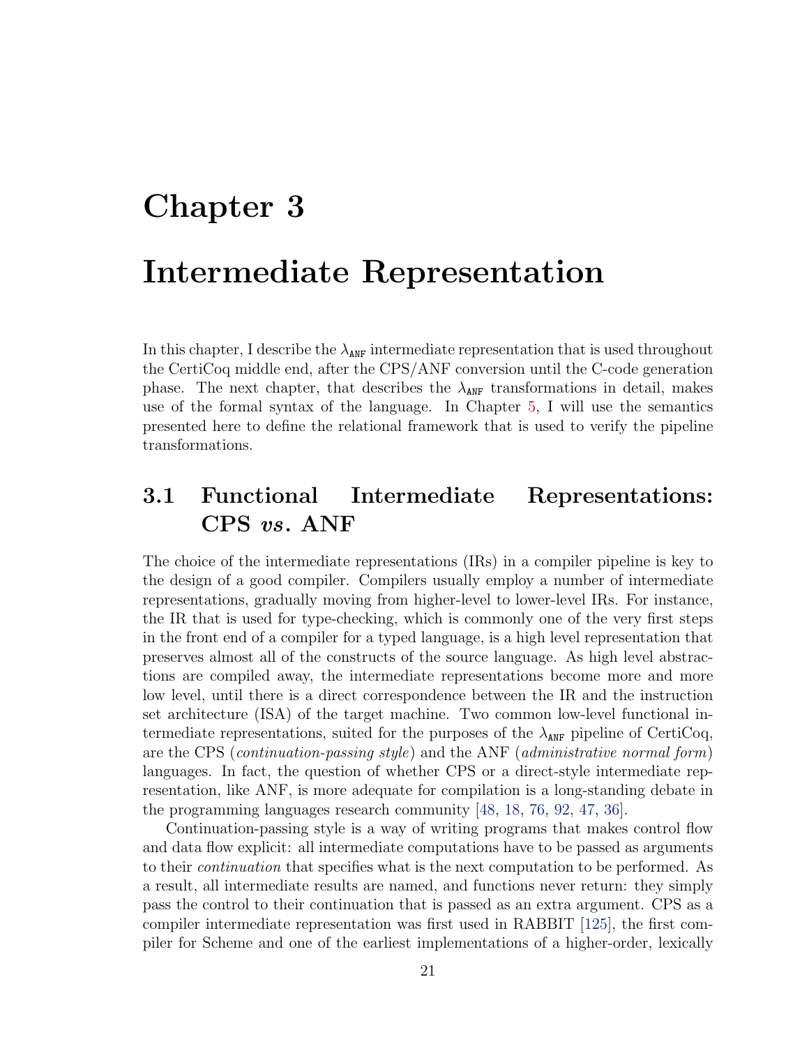# Chapter 3

# Intermediate Representation

In this chapter, I describe the $\lambda_{\texttt{ANF}}$ intermediate representation that is used throughout the CertiCoq middle end, after the CPS/ANF conversion until the C-code generation phase. The next chapter, that describes the $\lambda_{\texttt{ANF}}$ transformations in detail, makes use of the formal syntax of the language. In Chapter 5, I will use the semantics presented here to define the relational framework that is used to verify the pipeline transformations.

## 3.1 Functional Intermediate Representations: CPS *vs.* ANF

The choice of the intermediate representations (IRs) in a compiler pipeline is key to the design of a good compiler. Compilers usually employ a number of intermediate representations, gradually moving from higher-level to lower-level IRs. For instance, the IR that is used for type-checking, which is commonly one of the very first steps in the front end of a compiler for a typed language, is a high level representation that preserves almost all of the constructs of the source language. As high level abstractions are compiled away, the intermediate representations become more and more low level, until there is a direct correspondence between the IR and the instruction set architecture (ISA) of the target machine. Two common low-level functional intermediate representations, suited for the purposes of the $\lambda_{\texttt{ANF}}$ pipeline of CertiCoq, are the CPS (*continuation-passing style*) and the ANF (*administrative normal form*) languages. In fact, the question of whether CPS or a direct-style intermediate representation, like ANF, is more adequate for compilation is a long-standing debate in the programming languages research community [48, 18, 76, 92, 47, 36].

Continuation-passing style is a way of writing programs that makes control flow and data flow explicit: all intermediate computations have to be passed as arguments to their *continuation* that specifies what is the next computation to be performed. As a result, all intermediate results are named, and functions never return: they simply pass the control to their continuation that is passed as an extra argument. CPS as a compiler intermediate representation was first used in RABBIT [125], the first compiler for Scheme and one of the earliest implementations of a higher-order, lexically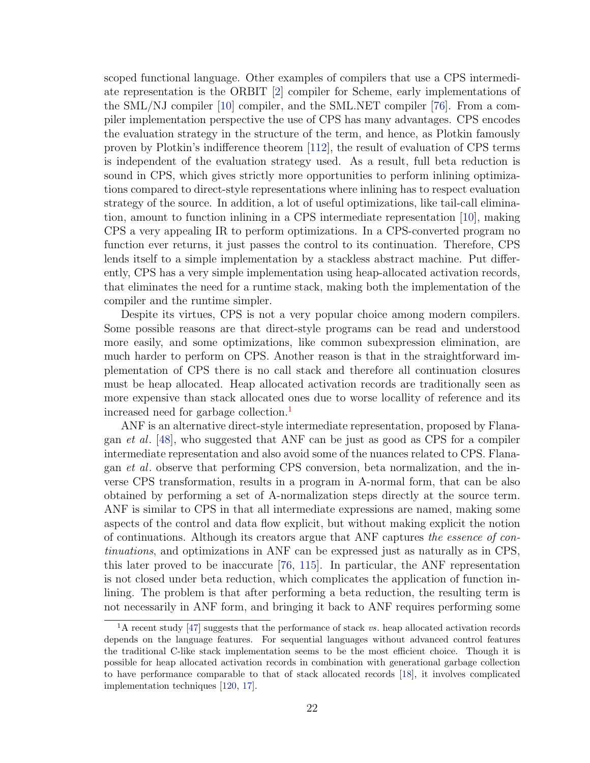scoped functional language. Other examples of compilers that use a CPS intermediate representation is the ORBIT [2] compiler for Scheme, early implementations of the SML/NJ compiler [10] compiler, and the SML.NET compiler [76]. From a compiler implementation perspective the use of CPS has many advantages. CPS encodes the evaluation strategy in the structure of the term, and hence, as Plotkin famously proven by Plotkin's indifference theorem [112], the result of evaluation of CPS terms is independent of the evaluation strategy used. As a result, full beta reduction is sound in CPS, which gives strictly more opportunities to perform inlining optimizations compared to direct-style representations where inlining has to respect evaluation strategy of the source. In addition, a lot of useful optimizations, like tail-call elimination, amount to function inlining in a CPS intermediate representation [10], making CPS a very appealing IR to perform optimizations. In a CPS-converted program no function ever returns, it just passes the control to its continuation. Therefore, CPS lends itself to a simple implementation by a stackless abstract machine. Put differently, CPS has a very simple implementation using heap-allocated activation records, that eliminates the need for a runtime stack, making both the implementation of the compiler and the runtime simpler.

Despite its virtues, CPS is not a very popular choice among modern compilers. Some possible reasons are that direct-style programs can be read and understood more easily, and some optimizations, like common subexpression elimination, are much harder to perform on CPS. Another reason is that in the straightforward implementation of CPS there is no call stack and therefore all continuation closures must be heap allocated. Heap allocated activation records are traditionally seen as more expensive than stack allocated ones due to worse locallity of reference and its increased need for garbage collection.[1]

ANF is an alternative direct-style intermediate representation, proposed by Flanagan *et al*. [48], who suggested that ANF can be just as good as CPS for a compiler intermediate representation and also avoid some of the nuances related to CPS. Flanagan *et al*. observe that performing CPS conversion, beta normalization, and the inverse CPS transformation, results in a program in A-normal form, that can be also obtained by performing a set of A-normalization steps directly at the source term. ANF is similar to CPS in that all intermediate expressions are named, making some aspects of the control and data flow explicit, but without making explicit the notion of continuations. Although its creators argue that ANF captures *the essence of continuations*, and optimizations in ANF can be expressed just as naturally as in CPS, this later proved to be inaccurate [76, 115]. In particular, the ANF representation is not closed under beta reduction, which complicates the application of function inlining. The problem is that after performing a beta reduction, the resulting term is not necessarily in ANF form, and bringing it back to ANF requires performing some

[1] A recent study [47] suggests that the performance of stack *vs*. heap allocated activation records depends on the language features. For sequential languages without advanced control features the traditional C-like stack implementation seems to be the most efficient choice. Though it is possible for heap allocated activation records in combination with generational garbage collection to have performance comparable to that of stack allocated records [18], it involves complicated implementation techniques [120, 17].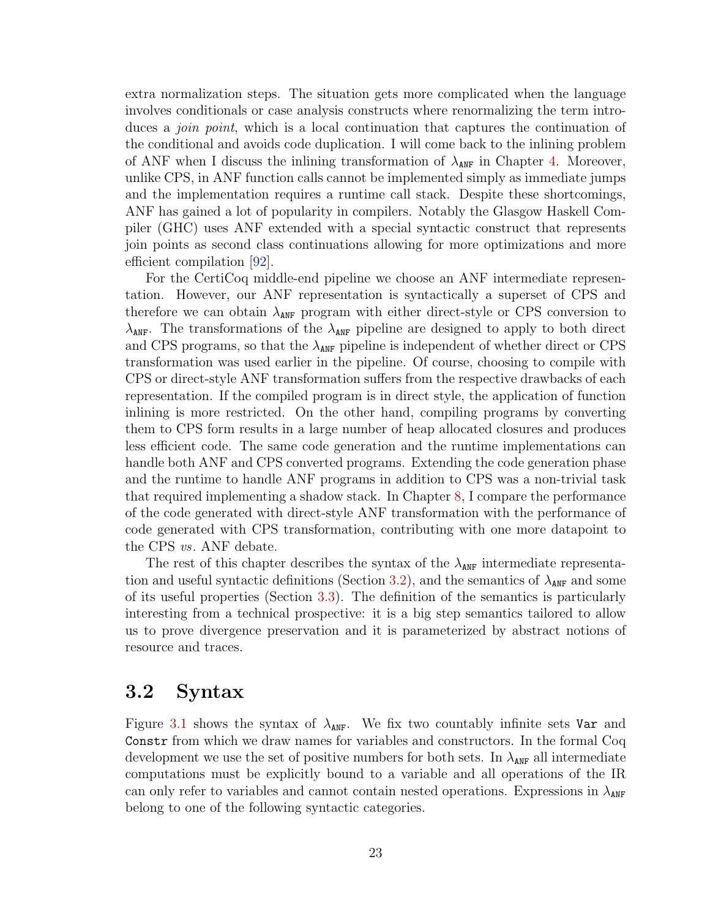extra normalization steps. The situation gets more complicated when the language involves conditionals or case analysis constructs where renormalizing the term introduces a *join point*, which is a local continuation that captures the continuation of the conditional and avoids code duplication. I will come back to the inlining problem of ANF when I discuss the inlining transformation of $\lambda_{\texttt{ANF}}$ in Chapter 4. Moreover, unlike CPS, in ANF function calls cannot be implemented simply as immediate jumps and the implementation requires a runtime call stack. Despite these shortcomings, ANF has gained a lot of popularity in compilers. Notably the Glasgow Haskell Compiler (GHC) uses ANF extended with a special syntactic construct that represents join points as second class continuations allowing for more optimizations and more efficient compilation [92].

For the CertiCoq middle-end pipeline we choose an ANF intermediate representation. However, our ANF representation is syntactically a superset of CPS and therefore we can obtain $\lambda_{\texttt{ANF}}$ program with either direct-style or CPS conversion to $\lambda_{\texttt{ANF}}$. The transformations of the $\lambda_{\texttt{ANF}}$ pipeline are designed to apply to both direct and CPS programs, so that the $\lambda_{\texttt{ANF}}$ pipeline is independent of whether direct or CPS transformation was used earlier in the pipeline. Of course, choosing to compile with CPS or direct-style ANF transformation suffers from the respective drawbacks of each representation. If the compiled program is in direct style, the application of function inlining is more restricted. On the other hand, compiling programs by converting them to CPS form results in a large number of heap allocated closures and produces less efficient code. The same code generation and the runtime implementations can handle both ANF and CPS converted programs. Extending the code generation phase and the runtime to handle ANF programs in addition to CPS was a non-trivial task that required implementing a shadow stack. In Chapter 8, I compare the performance of the code generated with direct-style ANF transformation with the performance of code generated with CPS transformation, contributing with one more datapoint to the CPS *vs*. ANF debate.

The rest of this chapter describes the syntax of the $\lambda_{\texttt{ANF}}$ intermediate representation and useful syntactic definitions (Section 3.2), and the semantics of $\lambda_{\texttt{ANF}}$ and some of its useful properties (Section 3.3). The definition of the semantics is particularly interesting from a technical prospective: it is a big step semantics tailored to allow us to prove divergence preservation and it is parameterized by abstract notions of resource and traces.

## 3.2 Syntax

Figure 3.1 shows the syntax of $\lambda_{\texttt{ANF}}$. We fix two countably infinite sets `Var` and `Constr` from which we draw names for variables and constructors. In the formal Coq development we use the set of positive numbers for both sets. In $\lambda_{\texttt{ANF}}$ all intermediate computations must be explicitly bound to a variable and all operations of the IR can only refer to variables and cannot contain nested operations. Expressions in $\lambda_{\texttt{ANF}}$ belong to one of the following syntactic categories.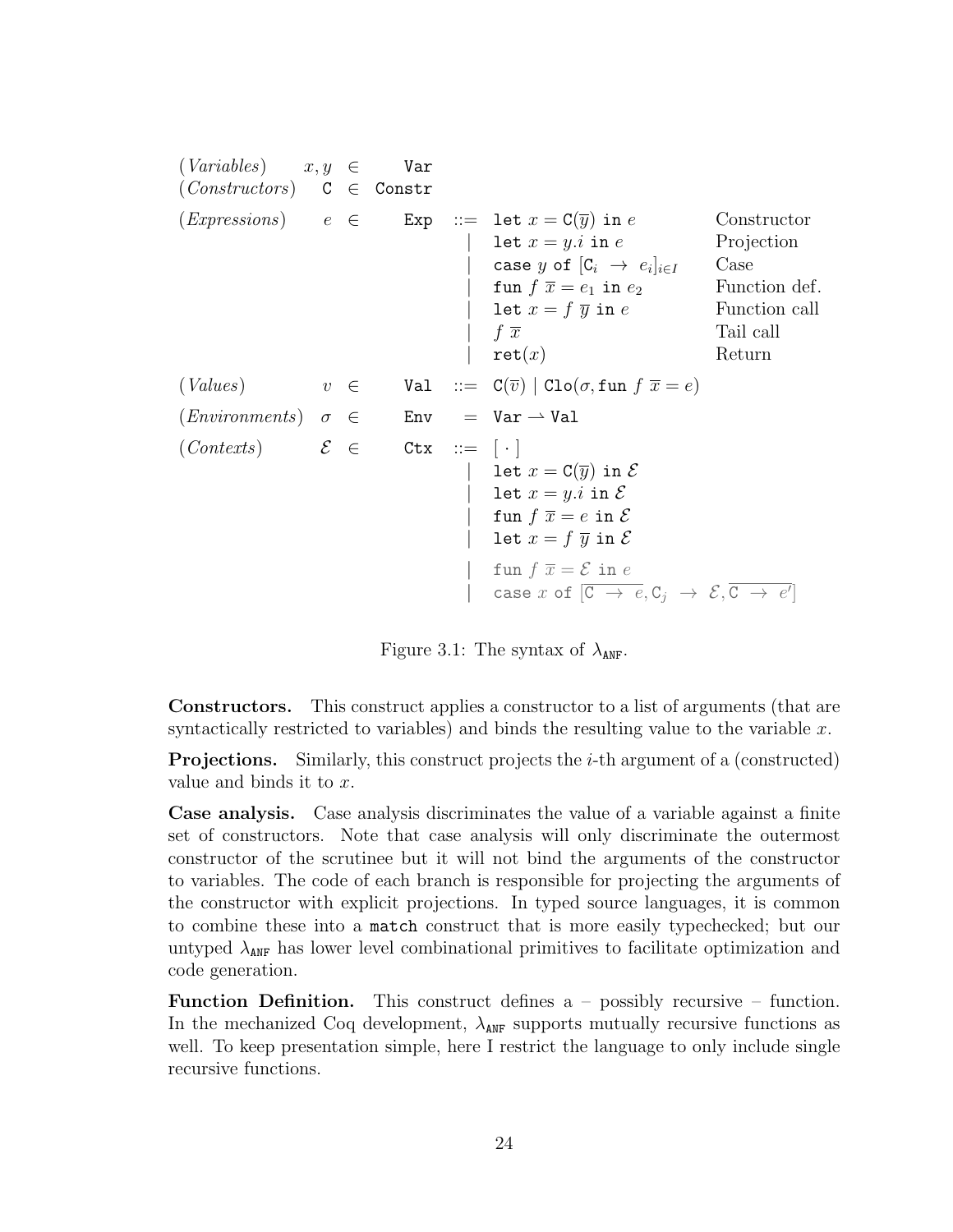$$
\begin{array}{llcll}
(\textit{Variables}) & x, y & \in & \texttt{Var} & \\
(\textit{Constructors}) & \texttt{C} & \in & \texttt{Constr} & \\
(\textit{Expressions}) & e & \in & \texttt{Exp} & ::= \ \texttt{let}\ x = \texttt{C}(\overline{y})\ \texttt{in}\ e \qquad \text{Constructor} \\
 & & & & \quad\ \mid\ \texttt{let}\ x = y.i\ \texttt{in}\ e \qquad \text{Projection} \\
 & & & & \quad\ \mid\ \texttt{case}\ y\ \texttt{of}\ [\texttt{C}_i\ \rightarrow\ e_i]_{i \in I} \qquad \text{Case} \\
 & & & & \quad\ \mid\ \texttt{fun}\ f\ \overline{x} = e_1\ \texttt{in}\ e_2 \qquad \text{Function def.} \\
 & & & & \quad\ \mid\ \texttt{let}\ x = f\ \overline{y}\ \texttt{in}\ e \qquad \text{Function call} \\
 & & & & \quad\ \mid\ f\ \overline{x} \qquad \text{Tail call} \\
 & & & & \quad\ \mid\ \texttt{ret}(x) \qquad \text{Return} \\
(\textit{Values}) & v & \in & \texttt{Val} & ::= \ \texttt{C}(\overline{v}) \mid \texttt{Clo}(\sigma, \texttt{fun}\ f\ \overline{x} = e) \\
(\textit{Environments}) & \sigma & \in & \texttt{Env} & = \ \texttt{Var} \rightharpoonup \texttt{Val} \\
(\textit{Contexts}) & \mathcal{E} & \in & \texttt{Ctx} & ::= \ [\,\cdot\,] \\
 & & & & \quad\ \mid\ \texttt{let}\ x = \texttt{C}(\overline{y})\ \texttt{in}\ \mathcal{E} \\
 & & & & \quad\ \mid\ \texttt{let}\ x = y.i\ \texttt{in}\ \mathcal{E} \\
 & & & & \quad\ \mid\ \texttt{fun}\ f\ \overline{x} = e\ \texttt{in}\ \mathcal{E} \\
 & & & & \quad\ \mid\ \texttt{let}\ x = f\ \overline{y}\ \texttt{in}\ \mathcal{E} \\
 & & & & \quad\ \mid\ \texttt{fun}\ f\ \overline{x} = \mathcal{E}\ \texttt{in}\ e \\
 & & & & \quad\ \mid\ \texttt{case}\ x\ \texttt{of}\ [\overline{\texttt{C}\ \rightarrow\ e}, \texttt{C}_j\ \rightarrow\ \mathcal{E}, \overline{\texttt{C}\ \rightarrow\ e'}]
\end{array}
$$

Figure 3.1: The syntax of $\lambda_{\texttt{ANF}}$.

**Constructors.** This construct applies a constructor to a list of arguments (that are syntactically restricted to variables) and binds the resulting value to the variable $x$.

**Projections.** Similarly, this construct projects the $i$-th argument of a (constructed) value and binds it to $x$.

**Case analysis.** Case analysis discriminates the value of a variable against a finite set of constructors. Note that case analysis will only discriminate the outermost constructor of the scrutinee but it will not bind the arguments of the constructor to variables. The code of each branch is responsible for projecting the arguments of the constructor with explicit projections. In typed source languages, it is common to combine these into a `match` construct that is more easily typechecked; but our untyped $\lambda_{\texttt{ANF}}$ has lower level combinational primitives to facilitate optimization and code generation.

**Function Definition.** This construct defines a – possibly recursive – function. In the mechanized Coq development, $\lambda_{\texttt{ANF}}$ supports mutually recursive functions as well. To keep presentation simple, here I restrict the language to only include single recursive functions.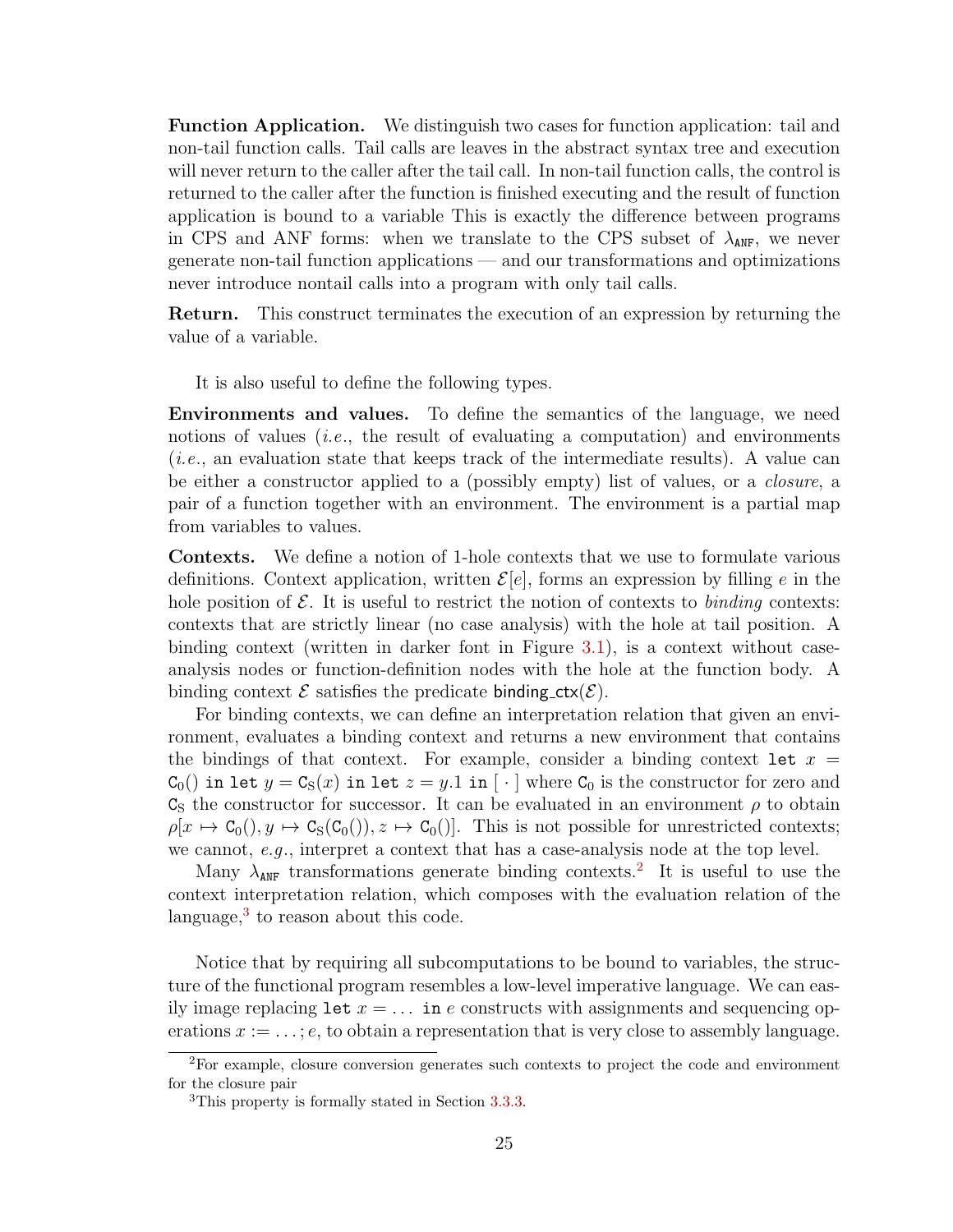**Function Application.** We distinguish two cases for function application: tail and non-tail function calls. Tail calls are leaves in the abstract syntax tree and execution will never return to the caller after the tail call. In non-tail function calls, the control is returned to the caller after the function is finished executing and the result of function application is bound to a variable This is exactly the difference between programs in CPS and ANF forms: when we translate to the CPS subset of $\lambda_{\texttt{ANF}}$, we never generate non-tail function applications — and our transformations and optimizations never introduce nontail calls into a program with only tail calls.

**Return.** This construct terminates the execution of an expression by returning the value of a variable.

It is also useful to define the following types.

**Environments and values.** To define the semantics of the language, we need notions of values (*i.e.*, the result of evaluating a computation) and environments (*i.e.*, an evaluation state that keeps track of the intermediate results). A value can be either a constructor applied to a (possibly empty) list of values, or a *closure*, a pair of a function together with an environment. The environment is a partial map from variables to values.

**Contexts.** We define a notion of 1-hole contexts that we use to formulate various definitions. Context application, written $\mathcal{E}[e]$, forms an expression by filling $e$ in the hole position of $\mathcal{E}$. It is useful to restrict the notion of contexts to *binding* contexts: contexts that are strictly linear (no case analysis) with the hole at tail position. A binding context (written in darker font in Figure 3.1), is a context without case-analysis nodes or function-definition nodes with the hole at the function body. A binding context $\mathcal{E}$ satisfies the predicate $\mathsf{binding\_ctx}(\mathcal{E})$.

For binding contexts, we can define an interpretation relation that given an environment, evaluates a binding context and returns a new environment that contains the bindings of that context. For example, consider a binding context $\texttt{let } x = \mathtt{C}_0() \texttt{ in let } y = \mathtt{C}_{\mathrm{S}}(x) \texttt{ in let } z = y.1 \texttt{ in } [\,\cdot\,]$ where $\mathtt{C}_0$ is the constructor for zero and $\mathtt{C}_{\mathrm{S}}$ the constructor for successor. It can be evaluated in an environment $\rho$ to obtain $\rho[x \mapsto \mathtt{C}_0(), y \mapsto \mathtt{C}_{\mathrm{S}}(\mathtt{C}_0()), z \mapsto \mathtt{C}_0()]$. This is not possible for unrestricted contexts; we cannot, *e.g.*, interpret a context that has a case-analysis node at the top level.

Many $\lambda_{\texttt{ANF}}$ transformations generate binding contexts.[2] It is useful to use the context interpretation relation, which composes with the evaluation relation of the language,[3] to reason about this code.

Notice that by requiring all subcomputations to be bound to variables, the structure of the functional program resembles a low-level imperative language. We can easily image replacing $\texttt{let } x = \ldots \texttt{ in } e$ constructs with assignments and sequencing operations $x := \ldots; e$, to obtain a representation that is very close to assembly language.

---

[2] For example, closure conversion generates such contexts to project the code and environment for the closure pair

[3] This property is formally stated in Section 3.3.3.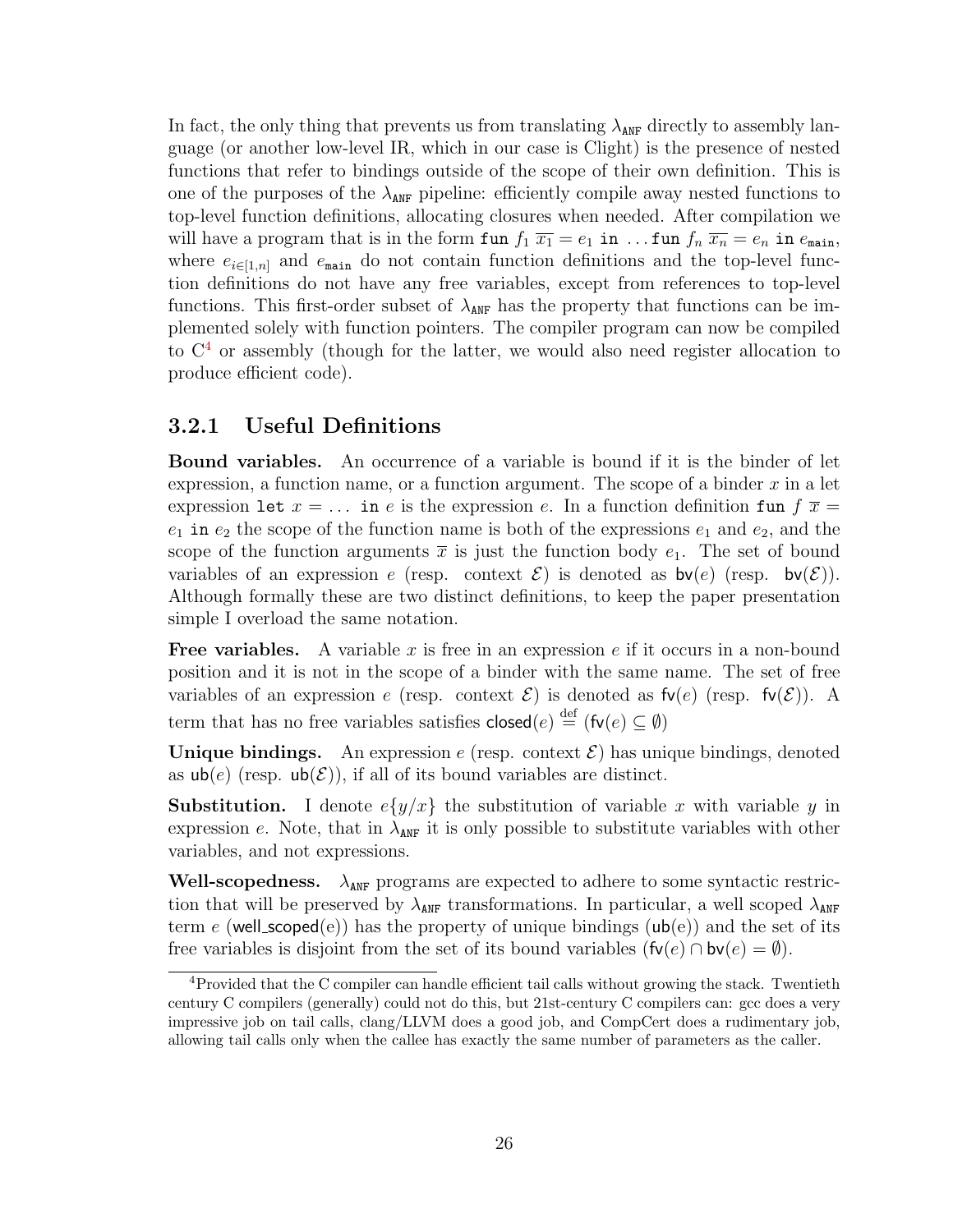In fact, the only thing that prevents us from translating $\lambda_{\texttt{ANF}}$ directly to assembly language (or another low-level IR, which in our case is Clight) is the presence of nested functions that refer to bindings outside of the scope of their own definition. This is one of the purposes of the $\lambda_{\texttt{ANF}}$ pipeline: efficiently compile away nested functions to top-level function definitions, allocating closures when needed. After compilation we will have a program that is in the form $\texttt{fun}\ f_1\ \overline{x_1} = e_1\ \texttt{in}\ \ldots \texttt{fun}\ f_n\ \overline{x_n} = e_n\ \texttt{in}\ e_{\texttt{main}}$, where $e_{i\in[1,n]}$ and $e_{\texttt{main}}$ do not contain function definitions and the top-level function definitions do not have any free variables, except from references to top-level functions. This first-order subset of $\lambda_{\texttt{ANF}}$ has the property that functions can be implemented solely with function pointers. The compiler program can now be compiled to C[4] or assembly (though for the latter, we would also need register allocation to produce efficient code).

### 3.2.1 Useful Definitions

**Bound variables.** An occurrence of a variable is bound if it is the binder of let expression, a function name, or a function argument. The scope of a binder $x$ in a let expression $\texttt{let}\ x = \ldots\ \texttt{in}\ e$ is the expression $e$. In a function definition $\texttt{fun}\ f\ \overline{x} = e_1\ \texttt{in}\ e_2$ the scope of the function name is both of the expressions $e_1$ and $e_2$, and the scope of the function arguments $\overline{x}$ is just the function body $e_1$. The set of bound variables of an expression $e$ (resp. context $\mathcal{E}$) is denoted as $\mathsf{bv}(e)$ (resp. $\mathsf{bv}(\mathcal{E})$). Although formally these are two distinct definitions, to keep the paper presentation simple I overload the same notation.

**Free variables.** A variable $x$ is free in an expression $e$ if it occurs in a non-bound position and it is not in the scope of a binder with the same name. The set of free variables of an expression $e$ (resp. context $\mathcal{E}$) is denoted as $\mathsf{fv}(e)$ (resp. $\mathsf{fv}(\mathcal{E})$). A term that has no free variables satisfies $\mathsf{closed}(e) \stackrel{\text{def}}{=} (\mathsf{fv}(e) \subseteq \emptyset)$

**Unique bindings.** An expression $e$ (resp. context $\mathcal{E}$) has unique bindings, denoted as $\mathsf{ub}(e)$ (resp. $\mathsf{ub}(\mathcal{E})$), if all of its bound variables are distinct.

**Substitution.** I denote $e\{y/x\}$ the substitution of variable $x$ with variable $y$ in expression $e$. Note, that in $\lambda_{\texttt{ANF}}$ it is only possible to substitute variables with other variables, and not expressions.

**Well-scopedness.** $\lambda_{\texttt{ANF}}$ programs are expected to adhere to some syntactic restriction that will be preserved by $\lambda_{\texttt{ANF}}$ transformations. In particular, a well scoped $\lambda_{\texttt{ANF}}$ term $e$ ($\mathsf{well\_scoped}(\mathrm{e})$) has the property of unique bindings ($\mathsf{ub}(\mathrm{e})$) and the set of its free variables is disjoint from the set of its bound variables ($\mathsf{fv}(e) \cap \mathsf{bv}(e) = \emptyset$).

[4] Provided that the C compiler can handle efficient tail calls without growing the stack. Twentieth century C compilers (generally) could not do this, but 21st-century C compilers can: gcc does a very impressive job on tail calls, clang/LLVM does a good job, and CompCert does a rudimentary job, allowing tail calls only when the callee has exactly the same number of parameters as the caller.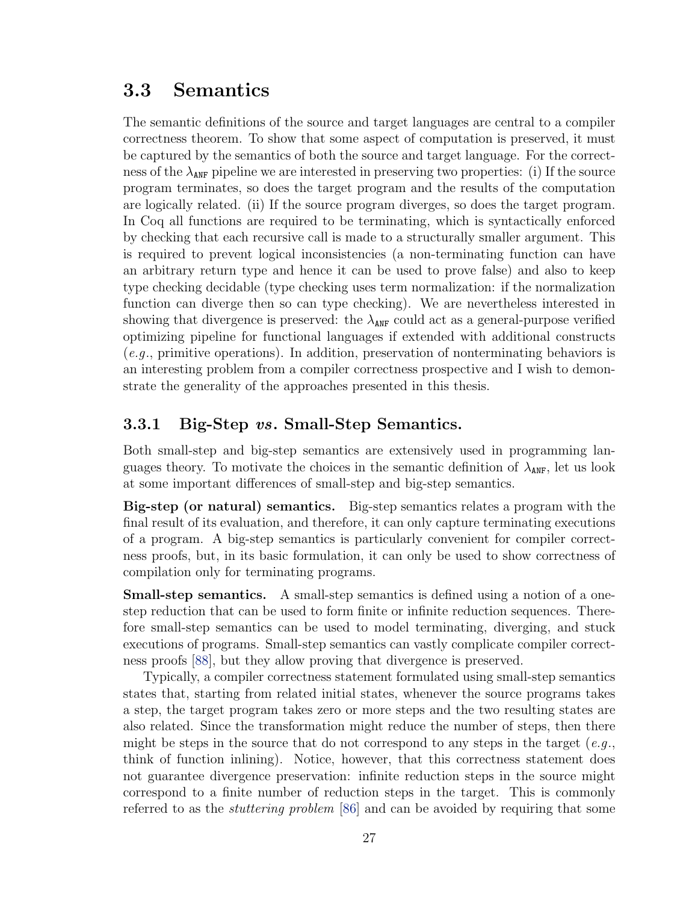## 3.3 Semantics

The semantic definitions of the source and target languages are central to a compiler correctness theorem. To show that some aspect of computation is preserved, it must be captured by the semantics of both the source and target language. For the correctness of the $\lambda_{\texttt{ANF}}$ pipeline we are interested in preserving two properties: (i) If the source program terminates, so does the target program and the results of the computation are logically related. (ii) If the source program diverges, so does the target program. In Coq all functions are required to be terminating, which is syntactically enforced by checking that each recursive call is made to a structurally smaller argument. This is required to prevent logical inconsistencies (a non-terminating function can have an arbitrary return type and hence it can be used to prove false) and also to keep type checking decidable (type checking uses term normalization: if the normalization function can diverge then so can type checking). We are nevertheless interested in showing that divergence is preserved: the $\lambda_{\texttt{ANF}}$ could act as a general-purpose verified optimizing pipeline for functional languages if extended with additional constructs (*e.g.*, primitive operations). In addition, preservation of nonterminating behaviors is an interesting problem from a compiler correctness prospective and I wish to demonstrate the generality of the approaches presented in this thesis.

### 3.3.1 Big-Step *vs*. Small-Step Semantics.

Both small-step and big-step semantics are extensively used in programming languages theory. To motivate the choices in the semantic definition of $\lambda_{\texttt{ANF}}$, let us look at some important differences of small-step and big-step semantics.

**Big-step (or natural) semantics.** Big-step semantics relates a program with the final result of its evaluation, and therefore, it can only capture terminating executions of a program. A big-step semantics is particularly convenient for compiler correctness proofs, but, in its basic formulation, it can only be used to show correctness of compilation only for terminating programs.

**Small-step semantics.** A small-step semantics is defined using a notion of a one-step reduction that can be used to form finite or infinite reduction sequences. Therefore small-step semantics can be used to model terminating, diverging, and stuck executions of programs. Small-step semantics can vastly complicate compiler correctness proofs [88], but they allow proving that divergence is preserved.

Typically, a compiler correctness statement formulated using small-step semantics states that, starting from related initial states, whenever the source programs takes a step, the target program takes zero or more steps and the two resulting states are also related. Since the transformation might reduce the number of steps, then there might be steps in the source that do not correspond to any steps in the target (*e.g.*, think of function inlining). Notice, however, that this correctness statement does not guarantee divergence preservation: infinite reduction steps in the source might correspond to a finite number of reduction steps in the target. This is commonly referred to as the *stuttering problem* [86] and can be avoided by requiring that some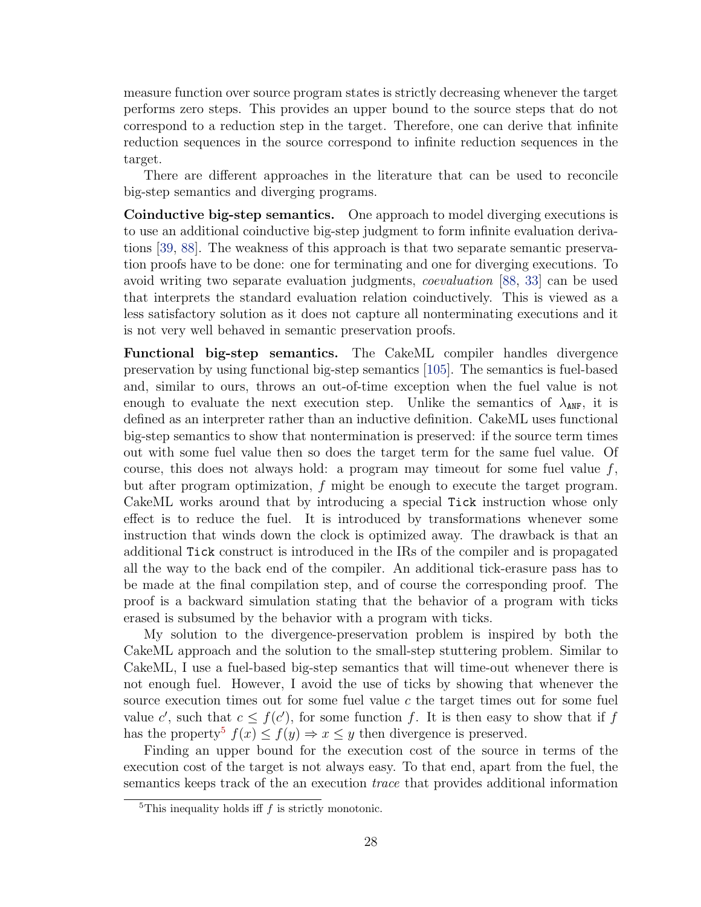measure function over source program states is strictly decreasing whenever the target performs zero steps. This provides an upper bound to the source steps that do not correspond to a reduction step in the target. Therefore, one can derive that infinite reduction sequences in the source correspond to infinite reduction sequences in the target.

There are different approaches in the literature that can be used to reconcile big-step semantics and diverging programs.

**Coinductive big-step semantics.** One approach to model diverging executions is to use an additional coinductive big-step judgment to form infinite evaluation derivations [39, 88]. The weakness of this approach is that two separate semantic preservation proofs have to be done: one for terminating and one for diverging executions. To avoid writing two separate evaluation judgments, *coevaluation* [88, 33] can be used that interprets the standard evaluation relation coinductively. This is viewed as a less satisfactory solution as it does not capture all nonterminating executions and it is not very well behaved in semantic preservation proofs.

**Functional big-step semantics.** The CakeML compiler handles divergence preservation by using functional big-step semantics [105]. The semantics is fuel-based and, similar to ours, throws an out-of-time exception when the fuel value is not enough to evaluate the next execution step. Unlike the semantics of $\lambda_{\texttt{ANF}}$, it is defined as an interpreter rather than an inductive definition. CakeML uses functional big-step semantics to show that nontermination is preserved: if the source term times out with some fuel value then so does the target term for the same fuel value. Of course, this does not always hold: a program may timeout for some fuel value $f$, but after program optimization, $f$ might be enough to execute the target program. CakeML works around that by introducing a special `Tick` instruction whose only effect is to reduce the fuel. It is introduced by transformations whenever some instruction that winds down the clock is optimized away. The drawback is that an additional `Tick` construct is introduced in the IRs of the compiler and is propagated all the way to the back end of the compiler. An additional tick-erasure pass has to be made at the final compilation step, and of course the corresponding proof. The proof is a backward simulation stating that the behavior of a program with ticks erased is subsumed by the behavior with a program with ticks.

My solution to the divergence-preservation problem is inspired by both the CakeML approach and the solution to the small-step stuttering problem. Similar to CakeML, I use a fuel-based big-step semantics that will time-out whenever there is not enough fuel. However, I avoid the use of ticks by showing that whenever the source execution times out for some fuel value $c$ the target times out for some fuel value $c'$, such that $c \leq f(c')$, for some function $f$. It is then easy to show that if $f$ has the property[5] $f(x) \leq f(y) \Rightarrow x \leq y$ then divergence is preserved.

Finding an upper bound for the execution cost of the source in terms of the execution cost of the target is not always easy. To that end, apart from the fuel, the semantics keeps track of the an execution *trace* that provides additional information

[5]This inequality holds iff $f$ is strictly monotonic.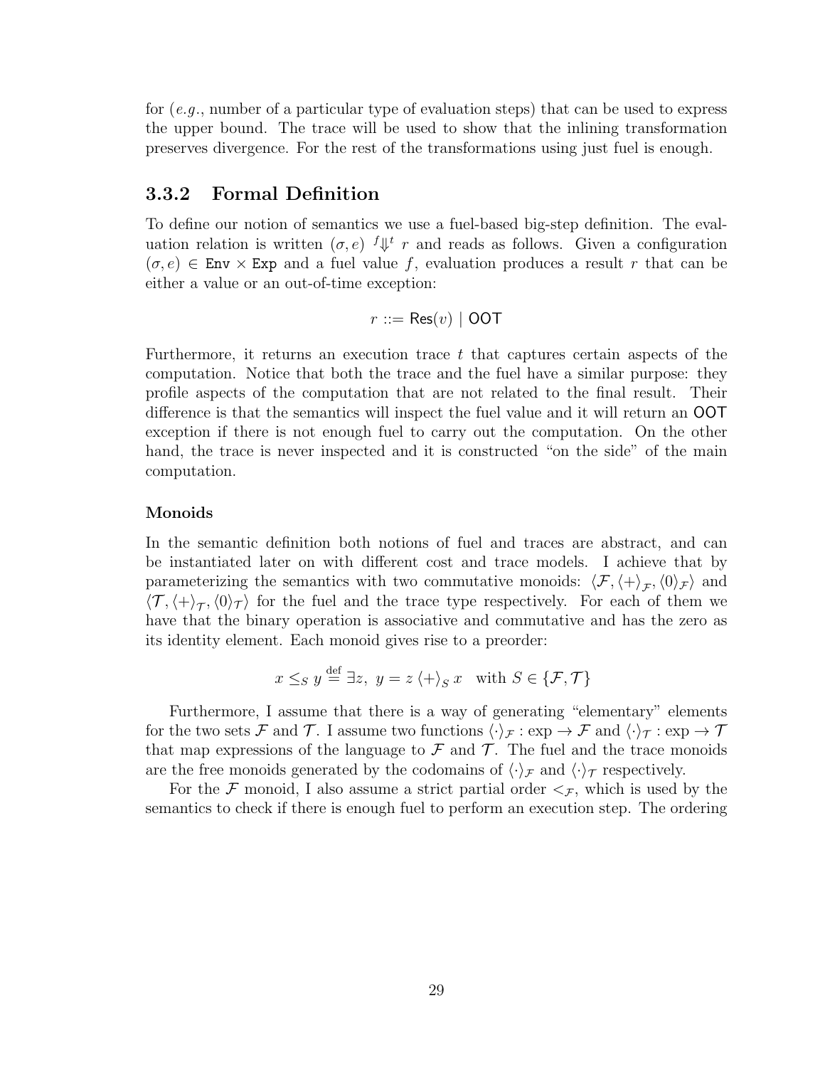for (*e.g.*, number of a particular type of evaluation steps) that can be used to express the upper bound. The trace will be used to show that the inlining transformation preserves divergence. For the rest of the transformations using just fuel is enough.

### 3.3.2 Formal Definition

To define our notion of semantics we use a fuel-based big-step definition. The evaluation relation is written $(\sigma, e)\ {}^{f}\!\Downarrow^{t}\ r$ and reads as follows. Given a configuration $(\sigma, e) \in \texttt{Env} \times \texttt{Exp}$ and a fuel value $f$, evaluation produces a result $r$ that can be either a value or an out-of-time exception:

$$r ::= \mathsf{Res}(v) \mid \mathsf{OOT}$$

Furthermore, it returns an execution trace $t$ that captures certain aspects of the computation. Notice that both the trace and the fuel have a similar purpose: they profile aspects of the computation that are not related to the final result. Their difference is that the semantics will inspect the fuel value and it will return an $\mathsf{OOT}$ exception if there is not enough fuel to carry out the computation. On the other hand, the trace is never inspected and it is constructed "on the side" of the main computation.

#### Monoids

In the semantic definition both notions of fuel and traces are abstract, and can be instantiated later on with different cost and trace models. I achieve that by parameterizing the semantics with two commutative monoids: $\langle \mathcal{F}, \langle + \rangle_{\mathcal{F}}, \langle 0 \rangle_{\mathcal{F}} \rangle$ and $\langle \mathcal{T}, \langle + \rangle_{\mathcal{T}}, \langle 0 \rangle_{\mathcal{T}} \rangle$ for the fuel and the trace type respectively. For each of them we have that the binary operation is associative and commutative and has the zero as its identity element. Each monoid gives rise to a preorder:

$$x \leq_S y \stackrel{\text{def}}{=} \exists z,\ y = z \langle + \rangle_S\, x \quad \text{with } S \in \{\mathcal{F}, \mathcal{T}\}$$

Furthermore, I assume that there is a way of generating "elementary" elements for the two sets $\mathcal{F}$ and $\mathcal{T}$. I assume two functions $\langle \cdot \rangle_{\mathcal{F}} : \exp \rightarrow \mathcal{F}$ and $\langle \cdot \rangle_{\mathcal{T}} : \exp \rightarrow \mathcal{T}$ that map expressions of the language to $\mathcal{F}$ and $\mathcal{T}$. The fuel and the trace monoids are the free monoids generated by the codomains of $\langle \cdot \rangle_{\mathcal{F}}$ and $\langle \cdot \rangle_{\mathcal{T}}$ respectively.

For the $\mathcal{F}$ monoid, I also assume a strict partial order $<_{\mathcal{F}}$, which is used by the semantics to check if there is enough fuel to perform an execution step. The ordering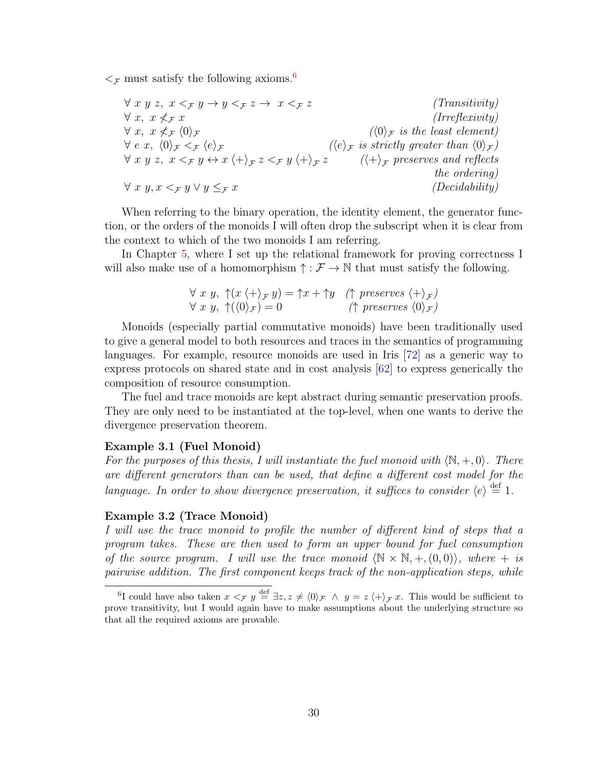$<_{\mathcal{F}}$ must satisfy the following axioms.[6]

$$
\begin{array}{lr}
\forall\ x\ y\ z,\ x <_{\mathcal{F}} y \rightarrow y <_{\mathcal{F}} z \rightarrow\ x <_{\mathcal{F}} z & \textit{(Transitivity)} \\
\forall\ x,\ x \not<_{\mathcal{F}} x & \textit{(Irreflexivity)} \\
\forall\ x,\ x \not<_{\mathcal{F}} \langle 0 \rangle_{\mathcal{F}} & \textit{(}\langle 0 \rangle_{\mathcal{F}} \textit{ is the least element)} \\
\forall\ e\ x,\ \langle 0 \rangle_{\mathcal{F}} <_{\mathcal{F}} \langle e \rangle_{\mathcal{F}} & \textit{(}\langle e \rangle_{\mathcal{F}} \textit{ is strictly greater than } \langle 0 \rangle_{\mathcal{F}}\textit{)} \\
\forall\ x\ y\ z,\ x <_{\mathcal{F}} y \leftrightarrow x \langle + \rangle_{\mathcal{F}}\ z <_{\mathcal{F}} y \langle + \rangle_{\mathcal{F}}\ z & \textit{(}\langle + \rangle_{\mathcal{F}} \textit{ preserves and reflects the ordering)} \\
\forall\ x\ y, x <_{\mathcal{F}} y \vee y \leq_{\mathcal{F}} x & \textit{(Decidability)}
\end{array}
$$

When referring to the binary operation, the identity element, the generator function, or the orders of the monoids I will often drop the subscript when it is clear from the context to which of the two monoids I am referring.

In Chapter 5, where I set up the relational framework for proving correctness I will also make use of a homomorphism $\uparrow : \mathcal{F} \rightarrow \mathbb{N}$ that must satisfy the following.

$$
\begin{array}{ll}
\forall\ x\ y,\ \uparrow(x \langle + \rangle_{\mathcal{F}}\ y) = \uparrow x + \uparrow y & \textit{(}\uparrow \textit{ preserves } \langle + \rangle_{\mathcal{F}}\textit{)} \\
\forall\ x\ y,\ \uparrow(\langle 0 \rangle_{\mathcal{F}}) = 0 & \textit{(}\uparrow \textit{ preserves } \langle 0 \rangle_{\mathcal{F}}\textit{)}
\end{array}
$$

Monoids (especially partial commutative monoids) have been traditionally used to give a general model to both resources and traces in the semantics of programming languages. For example, resource monoids are used in Iris [72] as a generic way to express protocols on shared state and in cost analysis [62] to express generically the composition of resource consumption.

The fuel and trace monoids are kept abstract during semantic preservation proofs. They are only need to be instantiated at the top-level, when one wants to derive the divergence preservation theorem.

**Example 3.1 (Fuel Monoid)**
*For the purposes of this thesis, I will instantiate the fuel monoid with $\langle \mathbb{N}, +, 0 \rangle$. There are different generators than can be used, that define a different cost model for the language. In order to show divergence preservation, it suffices to consider $\langle e \rangle \stackrel{\text{def}}{=} 1$.*

**Example 3.2 (Trace Monoid)**
*I will use the trace monoid to profile the number of different kind of steps that a program takes. These are then used to form an upper bound for fuel consumption of the source program. I will use the trace monoid $\langle \mathbb{N} \times \mathbb{N}, +, (0, 0) \rangle$, where $+$ is pairwise addition. The first component keeps track of the non-application steps, while*

[6] I could have also taken $x <_{\mathcal{F}} y \stackrel{\text{def}}{=} \exists z, z \neq \langle 0 \rangle_{\mathcal{F}}\ \wedge\ y = z \langle + \rangle_{\mathcal{F}}\ x$. This would be sufficient to prove transitivity, but I would again have to make assumptions about the underlying structure so that all the required axioms are provable.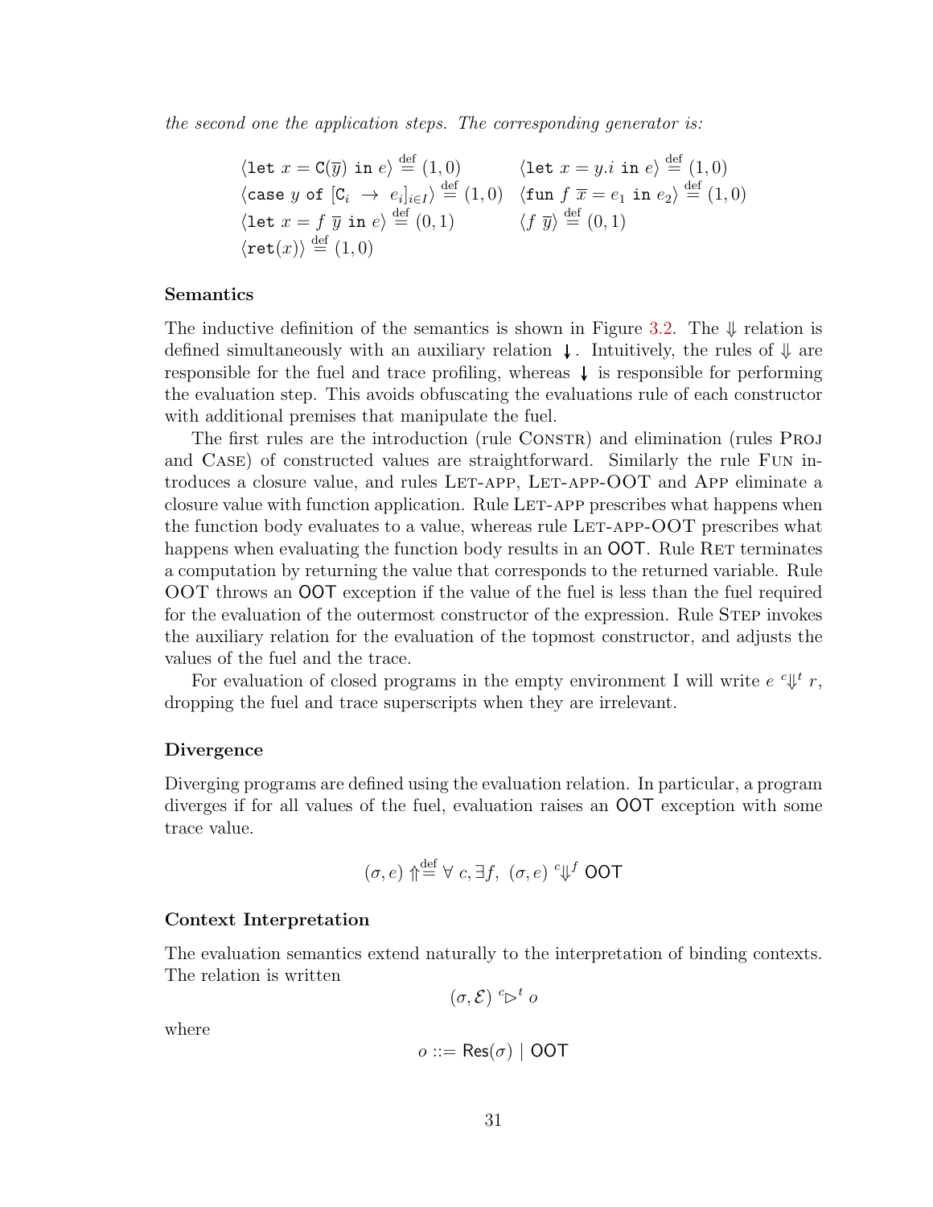*the second one the application steps. The corresponding generator is:*

$$
\begin{array}{ll}
\langle \texttt{let}\ x = \texttt{C}(\overline{y})\ \texttt{in}\ e \rangle \stackrel{\text{def}}{=} (1,0) & \langle \texttt{let}\ x = y.i\ \texttt{in}\ e \rangle \stackrel{\text{def}}{=} (1,0) \\
\langle \texttt{case}\ y\ \texttt{of}\ [\texttt{C}_i\ \rightarrow\ e_i]_{i \in I} \rangle \stackrel{\text{def}}{=} (1,0) & \langle \texttt{fun}\ f\ \overline{x} = e_1\ \texttt{in}\ e_2 \rangle \stackrel{\text{def}}{=} (1,0) \\
\langle \texttt{let}\ x = f\ \overline{y}\ \texttt{in}\ e \rangle \stackrel{\text{def}}{=} (0,1) & \langle f\ \overline{y} \rangle \stackrel{\text{def}}{=} (0,1) \\
\langle \texttt{ret}(x) \rangle \stackrel{\text{def}}{=} (1,0) &
\end{array}
$$

### Semantics

The inductive definition of the semantics is shown in Figure 3.2. The $\Downarrow$ relation is defined simultaneously with an auxiliary relation $\downarrow$. Intuitively, the rules of $\Downarrow$ are responsible for the fuel and trace profiling, whereas $\downarrow$ is responsible for performing the evaluation step. This avoids obfuscating the evaluations rule of each constructor with additional premises that manipulate the fuel.

The first rules are the introduction (rule Constr) and elimination (rules Proj and Case) of constructed values are straightforward. Similarly the rule Fun introduces a closure value, and rules Let-app, Let-app-OOT and App eliminate a closure value with function application. Rule Let-app prescribes what happens when the function body evaluates to a value, whereas rule Let-app-OOT prescribes what happens when evaluating the function body results in an OOT. Rule Ret terminates a computation by returning the value that corresponds to the returned variable. Rule OOT throws an OOT exception if the value of the fuel is less than the fuel required for the evaluation of the outermost constructor of the expression. Rule Step invokes the auxiliary relation for the evaluation of the topmost constructor, and adjusts the values of the fuel and the trace.

For evaluation of closed programs in the empty environment I will write $e\ {}^{c}\!\Downarrow^{t}\ r$, dropping the fuel and trace superscripts when they are irrelevant.

### Divergence

Diverging programs are defined using the evaluation relation. In particular, a program diverges if for all values of the fuel, evaluation raises an OOT exception with some trace value.

$$(\sigma, e) \Uparrow \stackrel{\text{def}}{=} \forall\ c, \exists f,\ (\sigma, e)\ {}^{c}\!\Downarrow^{f}\ \mathsf{OOT}$$

### Context Interpretation

The evaluation semantics extend naturally to the interpretation of binding contexts. The relation is written

$$(\sigma, \mathcal{E})\ {}^{c}\!\rhd^{t}\ o$$

where

$$o ::= \mathsf{Res}(\sigma)\ |\ \mathsf{OOT}$$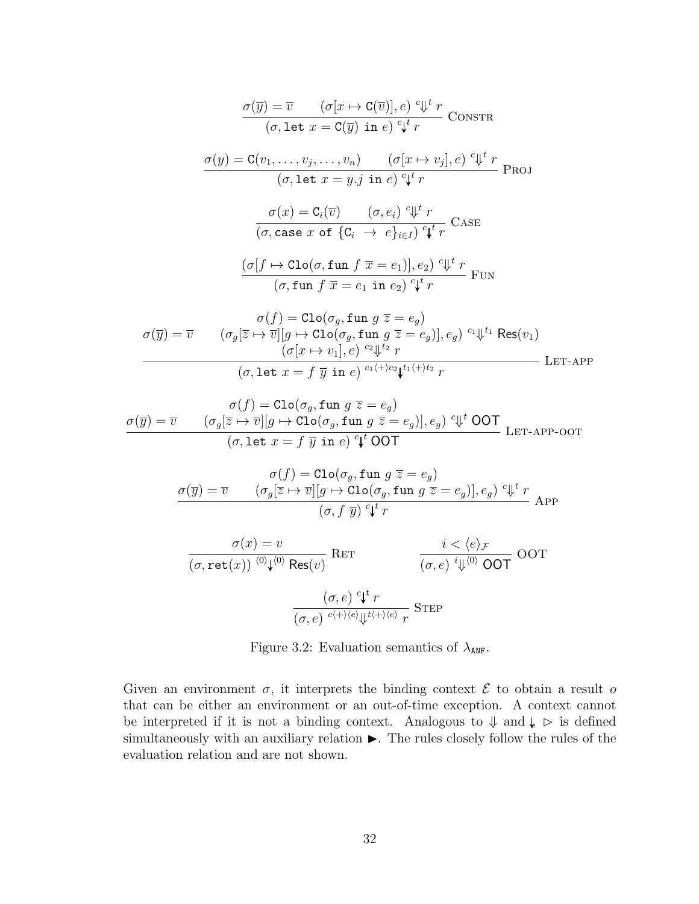$$\frac{\sigma(\overline{y}) = \overline{v} \qquad (\sigma[x \mapsto \mathtt{C}(\overline{v})], e) \ {}^{c}\!\Downarrow^{t} r}{(\sigma, \mathtt{let}\ x = \mathtt{C}(\overline{y})\ \mathtt{in}\ e) \ {}^{c}\!\downarrow^{t} r} \ \textsc{Constr}$$

$$\frac{\sigma(y) = \mathtt{C}(v_1, \ldots, v_j, \ldots, v_n) \qquad (\sigma[x \mapsto v_j], e) \ {}^{c}\!\Downarrow^{t} r}{(\sigma, \mathtt{let}\ x = y.j\ \mathtt{in}\ e) \ {}^{c}\!\downarrow^{t} r} \ \textsc{Proj}$$

$$\frac{\sigma(x) = \mathtt{C}_i(\overline{v}) \qquad (\sigma, e_i) \ {}^{c}\!\Downarrow^{t} r}{(\sigma, \mathtt{case}\ x\ \mathtt{of}\ \{\mathtt{C}_i \ \rightarrow \ e\}_{i \in I}) \ {}^{c}\!\downarrow^{t} r} \ \textsc{Case}$$

$$\frac{(\sigma[f \mapsto \mathtt{Clo}(\sigma, \mathtt{fun}\ f\ \overline{x} = e_1)], e_2) \ {}^{c}\!\Downarrow^{t} r}{(\sigma, \mathtt{fun}\ f\ \overline{x} = e_1\ \mathtt{in}\ e_2) \ {}^{c}\!\downarrow^{t} r} \ \textsc{Fun}$$

$$\frac{\sigma(\overline{y}) = \overline{v} \qquad \begin{array}{c} \sigma(f) = \mathtt{Clo}(\sigma_g, \mathtt{fun}\ g\ \overline{z} = e_g) \\ (\sigma_g[\overline{z} \mapsto \overline{v}][g \mapsto \mathtt{Clo}(\sigma_g, \mathtt{fun}\ g\ \overline{z} = e_g)], e_g) \ {}^{c_1}\!\Downarrow^{t_1} \mathsf{Res}(v_1) \\ (\sigma[x \mapsto v_1], e) \ {}^{c_2}\!\Downarrow^{t_2} r \end{array}}{(\sigma, \mathtt{let}\ x = f\ \overline{y}\ \mathtt{in}\ e) \ {}^{c_1 \langle + \rangle c_2}\!\downarrow^{t_1 \langle + \rangle t_2} r} \ \textsc{Let-app}$$

$$\frac{\sigma(\overline{y}) = \overline{v} \qquad \begin{array}{c} \sigma(f) = \mathtt{Clo}(\sigma_g, \mathtt{fun}\ g\ \overline{z} = e_g) \\ (\sigma_g[\overline{z} \mapsto \overline{v}][g \mapsto \mathtt{Clo}(\sigma_g, \mathtt{fun}\ g\ \overline{z} = e_g)], e_g) \ {}^{c}\!\Downarrow^{t} \mathsf{OOT} \end{array}}{(\sigma, \mathtt{let}\ x = f\ \overline{y}\ \mathtt{in}\ e) \ {}^{c}\!\downarrow^{t} \mathsf{OOT}} \ \textsc{Let-app-oot}$$

$$\frac{\sigma(\overline{y}) = \overline{v} \qquad \begin{array}{c} \sigma(f) = \mathtt{Clo}(\sigma_g, \mathtt{fun}\ g\ \overline{z} = e_g) \\ (\sigma_g[\overline{z} \mapsto \overline{v}][g \mapsto \mathtt{Clo}(\sigma_g, \mathtt{fun}\ g\ \overline{z} = e_g)], e_g) \ {}^{c}\!\Downarrow^{t} r \end{array}}{(\sigma, f\ \overline{y}) \ {}^{c}\!\downarrow^{t} r} \ \textsc{App}$$

$$\frac{\sigma(x) = v}{(\sigma, \mathtt{ret}(x)) \ {}^{\langle 0 \rangle}\!\downarrow^{\langle 0 \rangle} \mathsf{Res}(v)} \ \textsc{Ret} \qquad\qquad \frac{i < \langle e \rangle_{\mathcal{F}}}{(\sigma, e) \ {}^{i}\!\Downarrow^{\langle 0 \rangle} \mathsf{OOT}} \ \textsc{OOT}$$

$$\frac{(\sigma, e) \ {}^{c}\!\downarrow^{t} r}{(\sigma, e) \ {}^{c \langle + \rangle \langle e \rangle}\!\Downarrow^{t \langle + \rangle \langle e \rangle} r} \ \textsc{Step}$$

Figure 3.2: Evaluation semantics of $\lambda_{\mathtt{ANF}}$.

Given an environment $\sigma$, it interprets the binding context $\mathcal{E}$ to obtain a result $o$ that can be either an environment or an out-of-time exception. A context cannot be interpreted if it is not a binding context. Analogous to $\Downarrow$ and $\downarrow$, $\triangleright$ is defined simultaneously with an auxiliary relation $\blacktriangleright$. The rules closely follow the rules of the evaluation relation and are not shown.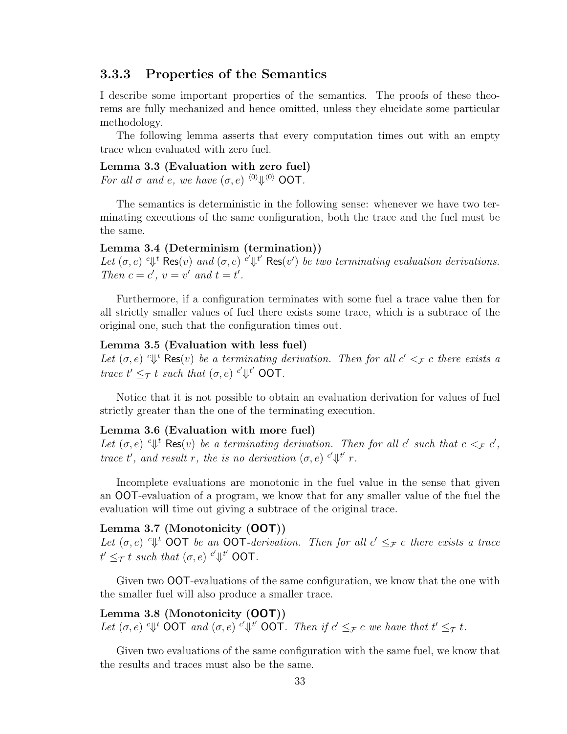### 3.3.3 Properties of the Semantics

I describe some important properties of the semantics. The proofs of these theorems are fully mechanized and hence omitted, unless they elucidate some particular methodology.

The following lemma asserts that every computation times out with an empty trace when evaluated with zero fuel.

**Lemma 3.3 (Evaluation with zero fuel)**
*For all $\sigma$ and $e$, we have $(\sigma, e) \ {}^{\langle 0 \rangle}\!\!\Downarrow^{\langle 0 \rangle} \mathsf{OOT}$.*

The semantics is deterministic in the following sense: whenever we have two terminating executions of the same configuration, both the trace and the fuel must be the same.

**Lemma 3.4 (Determinism (termination))**
*Let $(\sigma, e) \ {}^{c}\!\!\Downarrow^{t} \mathsf{Res}(v)$ and $(\sigma, e) \ {}^{c'}\!\!\Downarrow^{t'} \mathsf{Res}(v')$ be two terminating evaluation derivations. Then $c = c'$, $v = v'$ and $t = t'$.*

Furthermore, if a configuration terminates with some fuel a trace value then for all strictly smaller values of fuel there exists some trace, which is a subtrace of the original one, such that the configuration times out.

**Lemma 3.5 (Evaluation with less fuel)**
*Let $(\sigma, e) \ {}^{c}\!\!\Downarrow^{t} \mathsf{Res}(v)$ be a terminating derivation. Then for all $c' <_{\mathcal{F}} c$ there exists a trace $t' \leq_{\mathcal{T}} t$ such that $(\sigma, e) \ {}^{c'}\!\!\Downarrow^{t'} \mathsf{OOT}$.*

Notice that it is not possible to obtain an evaluation derivation for values of fuel strictly greater than the one of the terminating execution.

**Lemma 3.6 (Evaluation with more fuel)**
*Let $(\sigma, e) \ {}^{c}\!\!\Downarrow^{t} \mathsf{Res}(v)$ be a terminating derivation. Then for all $c'$ such that $c <_{\mathcal{F}} c'$, trace $t'$, and result $r$, the is no derivation $(\sigma, e) \ {}^{c'}\!\!\Downarrow^{t'} r$.*

Incomplete evaluations are monotonic in the fuel value in the sense that given an OOT-evaluation of a program, we know that for any smaller value of the fuel the evaluation will time out giving a subtrace of the original trace.

**Lemma 3.7 (Monotonicity (OOT))**
*Let $(\sigma, e) \ {}^{c}\!\!\Downarrow^{t} \mathsf{OOT}$ be an OOT-derivation. Then for all $c' \leq_{\mathcal{F}} c$ there exists a trace $t' \leq_{\mathcal{T}} t$ such that $(\sigma, e) \ {}^{c'}\!\!\Downarrow^{t'} \mathsf{OOT}$.*

Given two OOT-evaluations of the same configuration, we know that the one with the smaller fuel will also produce a smaller trace.

**Lemma 3.8 (Monotonicity (OOT))**
*Let $(\sigma, e) \ {}^{c}\!\!\Downarrow^{t} \mathsf{OOT}$ and $(\sigma, e) \ {}^{c'}\!\!\Downarrow^{t'} \mathsf{OOT}$. Then if $c' \leq_{\mathcal{F}} c$ we have that $t' \leq_{\mathcal{T}} t$.*

Given two evaluations of the same configuration with the same fuel, we know that the results and traces must also be the same.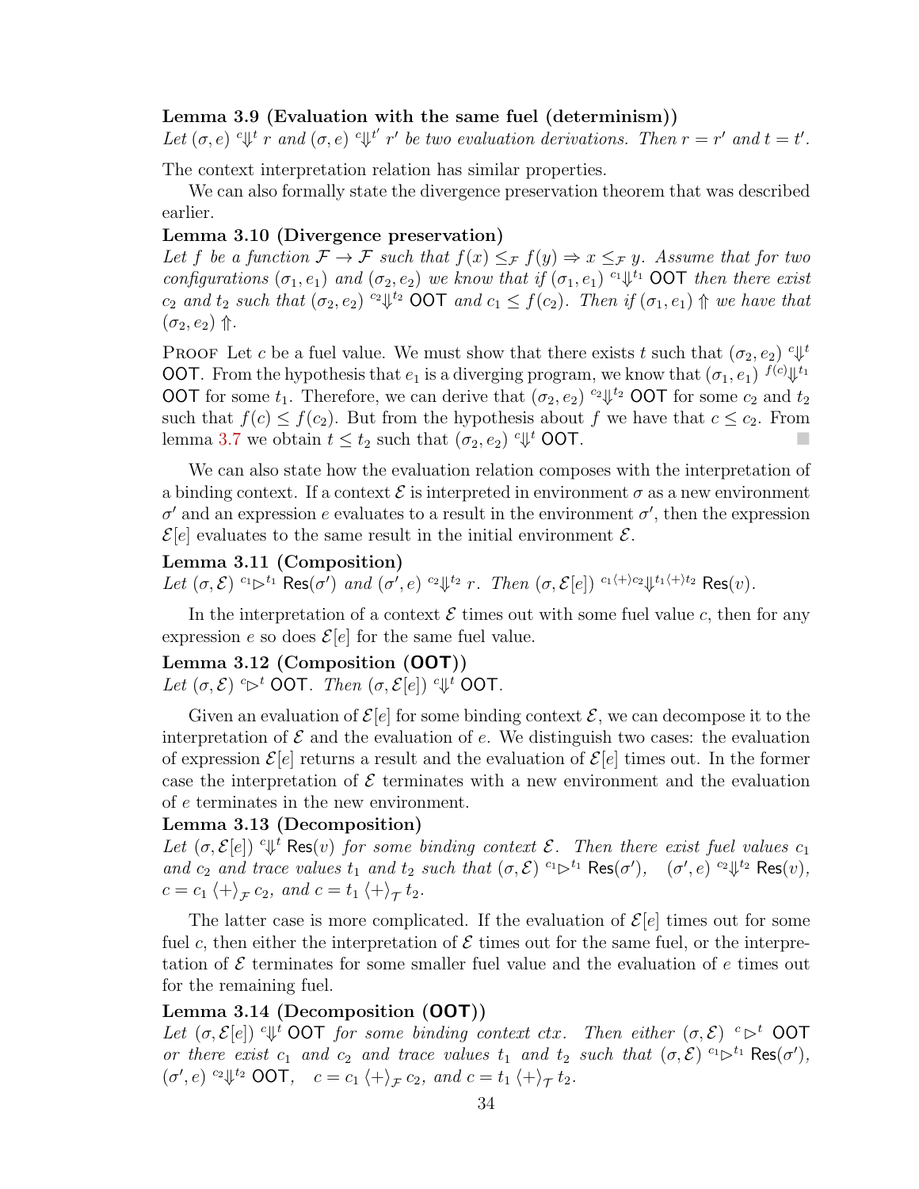**Lemma 3.9 (Evaluation with the same fuel (determinism))**
*Let* $(\sigma, e) \;{}^{c}\!\Downarrow^{t}\; r$ *and* $(\sigma, e) \;{}^{c}\!\Downarrow^{t'}\; r'$ *be two evaluation derivations. Then* $r = r'$ *and* $t = t'$.

The context interpretation relation has similar properties.

We can also formally state the divergence preservation theorem that was described earlier.

**Lemma 3.10 (Divergence preservation)**
*Let* $f$ *be a function* $\mathcal{F} \to \mathcal{F}$ *such that* $f(x) \leq_{\mathcal{F}} f(y) \Rightarrow x \leq_{\mathcal{F}} y$. *Assume that for two configurations* $(\sigma_1, e_1)$ *and* $(\sigma_2, e_2)$ *we know that if* $(\sigma_1, e_1) \;{}^{c_1}\!\Downarrow^{t_1}\; \mathsf{OOT}$ *then there exist* $c_2$ *and* $t_2$ *such that* $(\sigma_2, e_2) \;{}^{c_2}\!\Downarrow^{t_2}\; \mathsf{OOT}$ *and* $c_1 \leq f(c_2)$. *Then if* $(\sigma_1, e_1) \Uparrow$ *we have that* $(\sigma_2, e_2) \Uparrow$.

Proof Let $c$ be a fuel value. We must show that there exists $t$ such that $(\sigma_2, e_2) \;{}^{c}\!\Downarrow^{t}\; \mathsf{OOT}$. From the hypothesis that $e_1$ is a diverging program, we know that $(\sigma_1, e_1) \;{}^{f(c)}\!\Downarrow^{t_1}\; \mathsf{OOT}$ for some $t_1$. Therefore, we can derive that $(\sigma_2, e_2) \;{}^{c_2}\!\Downarrow^{t_2}\; \mathsf{OOT}$ for some $c_2$ and $t_2$ such that $f(c) \leq f(c_2)$. But from the hypothesis about $f$ we have that $c \leq c_2$. From lemma 3.7 we obtain $t \leq t_2$ such that $(\sigma_2, e_2) \;{}^{c}\!\Downarrow^{t}\; \mathsf{OOT}$. ■

We can also state how the evaluation relation composes with the interpretation of a binding context. If a context $\mathcal{E}$ is interpreted in environment $\sigma$ as a new environment $\sigma'$ and an expression $e$ evaluates to a result in the environment $\sigma'$, then the expression $\mathcal{E}[e]$ evaluates to the same result in the initial environment $\mathcal{E}$.

**Lemma 3.11 (Composition)**
*Let* $(\sigma, \mathcal{E}) \;{}^{c_1}\!\rhd^{t_1}\; \mathsf{Res}(\sigma')$ *and* $(\sigma', e) \;{}^{c_2}\!\Downarrow^{t_2}\; r$. *Then* $(\sigma, \mathcal{E}[e]) \;{}^{c_1 \langle + \rangle c_2}\!\Downarrow^{t_1 \langle + \rangle t_2}\; \mathsf{Res}(v)$.

In the interpretation of a context $\mathcal{E}$ times out with some fuel value $c$, then for any expression $e$ so does $\mathcal{E}[e]$ for the same fuel value.

**Lemma 3.12 (Composition ($\mathsf{OOT}$))**
*Let* $(\sigma, \mathcal{E}) \;{}^{c}\!\rhd^{t}\; \mathsf{OOT}$. *Then* $(\sigma, \mathcal{E}[e]) \;{}^{c}\!\Downarrow^{t}\; \mathsf{OOT}$.

Given an evaluation of $\mathcal{E}[e]$ for some binding context $\mathcal{E}$, we can decompose it to the interpretation of $\mathcal{E}$ and the evaluation of $e$. We distinguish two cases: the evaluation of expression $\mathcal{E}[e]$ returns a result and the evaluation of $\mathcal{E}[e]$ times out. In the former case the interpretation of $\mathcal{E}$ terminates with a new environment and the evaluation of $e$ terminates in the new environment.

**Lemma 3.13 (Decomposition)**
*Let* $(\sigma, \mathcal{E}[e]) \;{}^{c}\!\Downarrow^{t}\; \mathsf{Res}(v)$ *for some binding context* $\mathcal{E}$. *Then there exist fuel values* $c_1$ *and* $c_2$ *and trace values* $t_1$ *and* $t_2$ *such that* $(\sigma, \mathcal{E}) \;{}^{c_1}\!\rhd^{t_1}\; \mathsf{Res}(\sigma')$, $\;(\sigma', e) \;{}^{c_2}\!\Downarrow^{t_2}\; \mathsf{Res}(v)$, $c = c_1 \langle + \rangle_{\mathcal{F}} c_2$, *and* $c = t_1 \langle + \rangle_{\mathcal{T}} t_2$.

The latter case is more complicated. If the evaluation of $\mathcal{E}[e]$ times out for some fuel $c$, then either the interpretation of $\mathcal{E}$ times out for the same fuel, or the interpretation of $\mathcal{E}$ terminates for some smaller fuel value and the evaluation of $e$ times out for the remaining fuel.

**Lemma 3.14 (Decomposition ($\mathsf{OOT}$))**
*Let* $(\sigma, \mathcal{E}[e]) \;{}^{c}\!\Downarrow^{t}\; \mathsf{OOT}$ *for some binding context ctx. Then either* $(\sigma, \mathcal{E}) \;{}^{c}\!\rhd^{t}\; \mathsf{OOT}$ *or there exist* $c_1$ *and* $c_2$ *and trace values* $t_1$ *and* $t_2$ *such that* $(\sigma, \mathcal{E}) \;{}^{c_1}\!\rhd^{t_1}\; \mathsf{Res}(\sigma')$, $(\sigma', e) \;{}^{c_2}\!\Downarrow^{t_2}\; \mathsf{OOT}$, $\;c = c_1 \langle + \rangle_{\mathcal{F}} c_2$, *and* $c = t_1 \langle + \rangle_{\mathcal{T}} t_2$.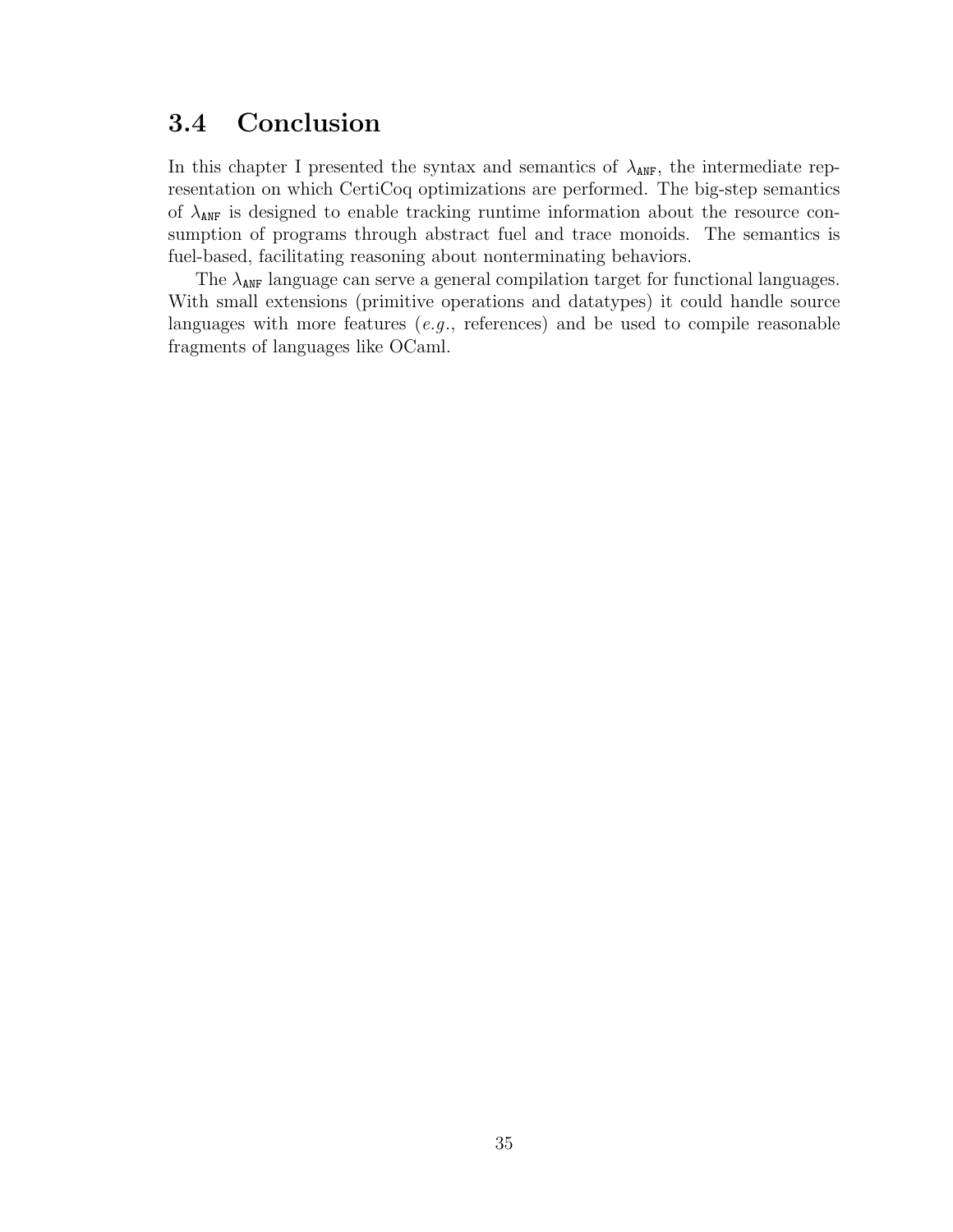## 3.4 Conclusion

In this chapter I presented the syntax and semantics of $\lambda_{\texttt{ANF}}$, the intermediate representation on which CertiCoq optimizations are performed. The big-step semantics of $\lambda_{\texttt{ANF}}$ is designed to enable tracking runtime information about the resource consumption of programs through abstract fuel and trace monoids. The semantics is fuel-based, facilitating reasoning about nonterminating behaviors.

The $\lambda_{\texttt{ANF}}$ language can serve a general compilation target for functional languages. With small extensions (primitive operations and datatypes) it could handle source languages with more features (*e.g.*, references) and be used to compile reasonable fragments of languages like OCaml.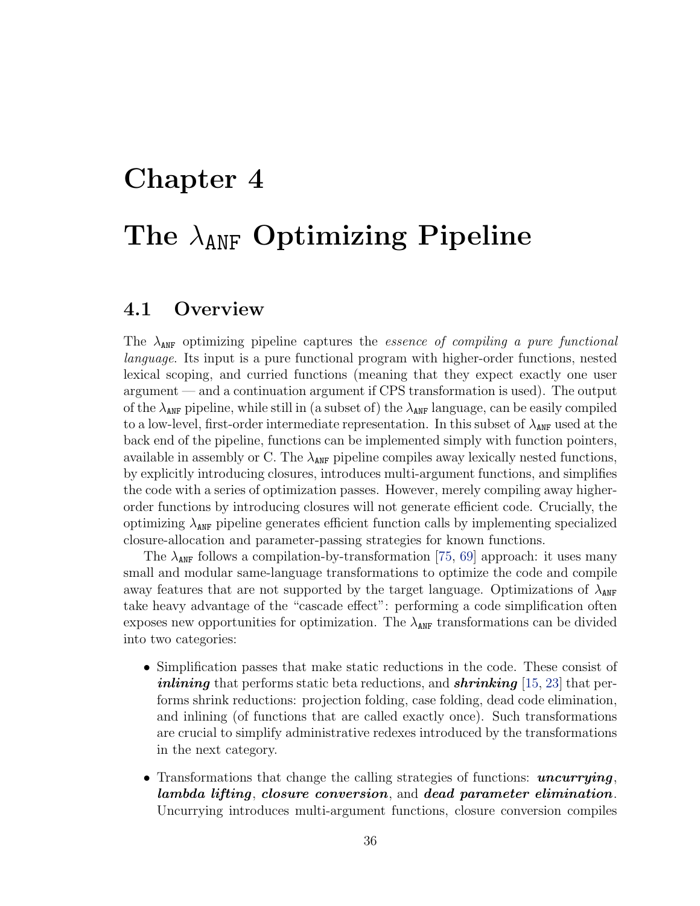# Chapter 4

# The $\lambda_{\texttt{ANF}}$ Optimizing Pipeline

## 4.1 Overview

The $\lambda_{\texttt{ANF}}$ optimizing pipeline captures the *essence of compiling a pure functional language*. Its input is a pure functional program with higher-order functions, nested lexical scoping, and curried functions (meaning that they expect exactly one user argument — and a continuation argument if CPS transformation is used). The output of the $\lambda_{\texttt{ANF}}$ pipeline, while still in (a subset of) the $\lambda_{\texttt{ANF}}$ language, can be easily compiled to a low-level, first-order intermediate representation. In this subset of $\lambda_{\texttt{ANF}}$ used at the back end of the pipeline, functions can be implemented simply with function pointers, available in assembly or C. The $\lambda_{\texttt{ANF}}$ pipeline compiles away lexically nested functions, by explicitly introducing closures, introduces multi-argument functions, and simplifies the code with a series of optimization passes. However, merely compiling away higher-order functions by introducing closures will not generate efficient code. Crucially, the optimizing $\lambda_{\texttt{ANF}}$ pipeline generates efficient function calls by implementing specialized closure-allocation and parameter-passing strategies for known functions.

The $\lambda_{\texttt{ANF}}$ follows a compilation-by-transformation [75, 69] approach: it uses many small and modular same-language transformations to optimize the code and compile away features that are not supported by the target language. Optimizations of $\lambda_{\texttt{ANF}}$ take heavy advantage of the "cascade effect": performing a code simplification often exposes new opportunities for optimization. The $\lambda_{\texttt{ANF}}$ transformations can be divided into two categories:

- Simplification passes that make static reductions in the code. These consist of ***inlining*** that performs static beta reductions, and ***shrinking*** [15, 23] that performs shrink reductions: projection folding, case folding, dead code elimination, and inlining (of functions that are called exactly once). Such transformations are crucial to simplify administrative redexes introduced by the transformations in the next category.

- Transformations that change the calling strategies of functions: ***uncurrying***, ***lambda lifting***, ***closure conversion***, and ***dead parameter elimination***. Uncurrying introduces multi-argument functions, closure conversion compiles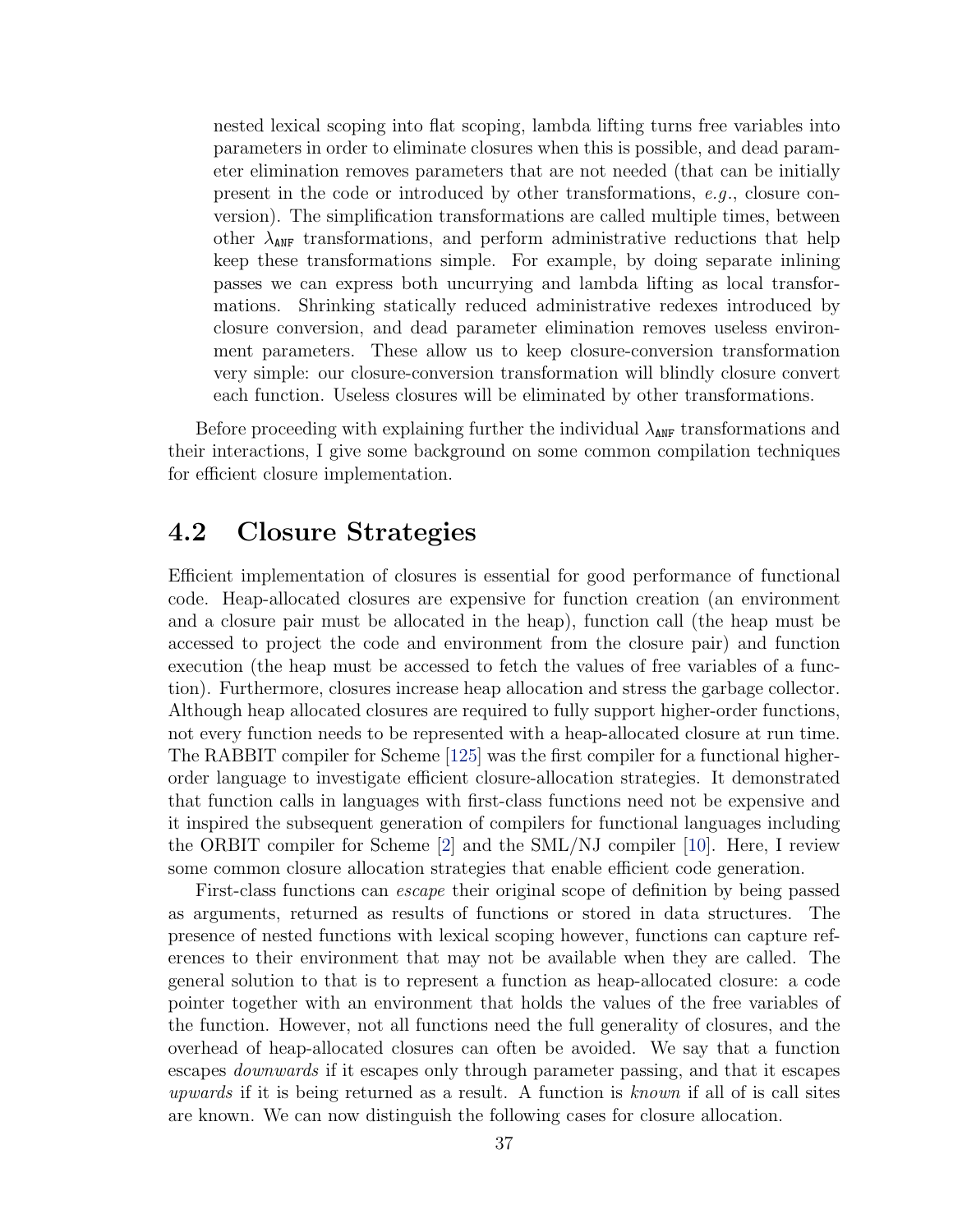nested lexical scoping into flat scoping, lambda lifting turns free variables into parameters in order to eliminate closures when this is possible, and dead parameter elimination removes parameters that are not needed (that can be initially present in the code or introduced by other transformations, *e.g.*, closure conversion). The simplification transformations are called multiple times, between other $\lambda_{\texttt{ANF}}$ transformations, and perform administrative reductions that help keep these transformations simple. For example, by doing separate inlining passes we can express both uncurrying and lambda lifting as local transformations. Shrinking statically reduced administrative redexes introduced by closure conversion, and dead parameter elimination removes useless environment parameters. These allow us to keep closure-conversion transformation very simple: our closure-conversion transformation will blindly closure convert each function. Useless closures will be eliminated by other transformations.

Before proceeding with explaining further the individual $\lambda_{\texttt{ANF}}$ transformations and their interactions, I give some background on some common compilation techniques for efficient closure implementation.

## 4.2 Closure Strategies

Efficient implementation of closures is essential for good performance of functional code. Heap-allocated closures are expensive for function creation (an environment and a closure pair must be allocated in the heap), function call (the heap must be accessed to project the code and environment from the closure pair) and function execution (the heap must be accessed to fetch the values of free variables of a function). Furthermore, closures increase heap allocation and stress the garbage collector. Although heap allocated closures are required to fully support higher-order functions, not every function needs to be represented with a heap-allocated closure at run time. The RABBIT compiler for Scheme [125] was the first compiler for a functional higher-order language to investigate efficient closure-allocation strategies. It demonstrated that function calls in languages with first-class functions need not be expensive and it inspired the subsequent generation of compilers for functional languages including the ORBIT compiler for Scheme [2] and the SML/NJ compiler [10]. Here, I review some common closure allocation strategies that enable efficient code generation.

First-class functions can *escape* their original scope of definition by being passed as arguments, returned as results of functions or stored in data structures. The presence of nested functions with lexical scoping however, functions can capture references to their environment that may not be available when they are called. The general solution to that is to represent a function as heap-allocated closure: a code pointer together with an environment that holds the values of the free variables of the function. However, not all functions need the full generality of closures, and the overhead of heap-allocated closures can often be avoided. We say that a function escapes *downwards* if it escapes only through parameter passing, and that it escapes *upwards* if it is being returned as a result. A function is *known* if all of is call sites are known. We can now distinguish the following cases for closure allocation.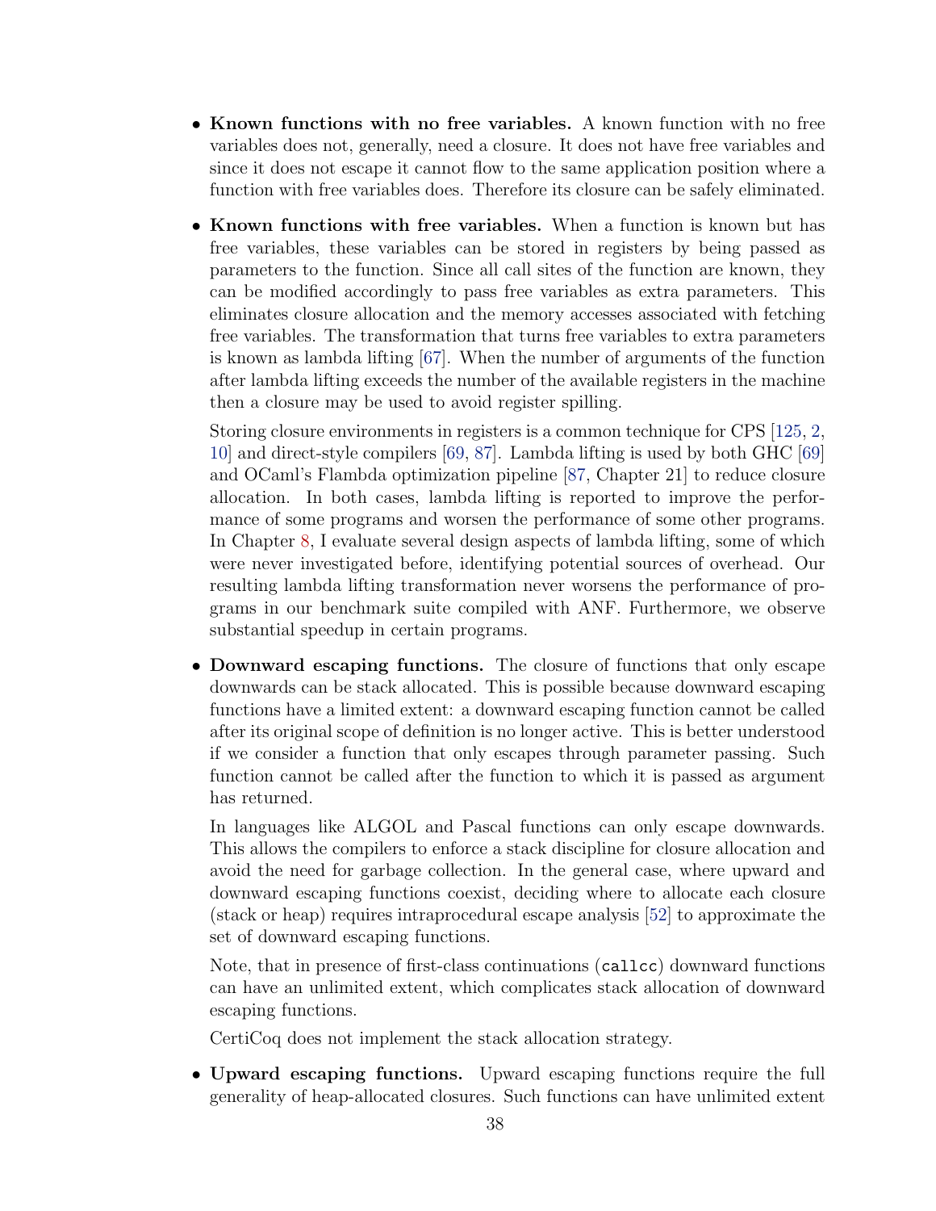- **Known functions with no free variables.** A known function with no free variables does not, generally, need a closure. It does not have free variables and since it does not escape it cannot flow to the same application position where a function with free variables does. Therefore its closure can be safely eliminated.

- **Known functions with free variables.** When a function is known but has free variables, these variables can be stored in registers by being passed as parameters to the function. Since all call sites of the function are known, they can be modified accordingly to pass free variables as extra parameters. This eliminates closure allocation and the memory accesses associated with fetching free variables. The transformation that turns free variables to extra parameters is known as lambda lifting [67]. When the number of arguments of the function after lambda lifting exceeds the number of the available registers in the machine then a closure may be used to avoid register spilling.

  Storing closure environments in registers is a common technique for CPS [125, 2, 10] and direct-style compilers [69, 87]. Lambda lifting is used by both GHC [69] and OCaml's Flambda optimization pipeline [87, Chapter 21] to reduce closure allocation. In both cases, lambda lifting is reported to improve the performance of some programs and worsen the performance of some other programs. In Chapter 8, I evaluate several design aspects of lambda lifting, some of which were never investigated before, identifying potential sources of overhead. Our resulting lambda lifting transformation never worsens the performance of programs in our benchmark suite compiled with ANF. Furthermore, we observe substantial speedup in certain programs.

- **Downward escaping functions.** The closure of functions that only escape downwards can be stack allocated. This is possible because downward escaping functions have a limited extent: a downward escaping function cannot be called after its original scope of definition is no longer active. This is better understood if we consider a function that only escapes through parameter passing. Such function cannot be called after the function to which it is passed as argument has returned.

  In languages like ALGOL and Pascal functions can only escape downwards. This allows the compilers to enforce a stack discipline for closure allocation and avoid the need for garbage collection. In the general case, where upward and downward escaping functions coexist, deciding where to allocate each closure (stack or heap) requires intraprocedural escape analysis [52] to approximate the set of downward escaping functions.

  Note, that in presence of first-class continuations (`callcc`) downward functions can have an unlimited extent, which complicates stack allocation of downward escaping functions.

  CertiCoq does not implement the stack allocation strategy.

- **Upward escaping functions.** Upward escaping functions require the full generality of heap-allocated closures. Such functions can have unlimited extent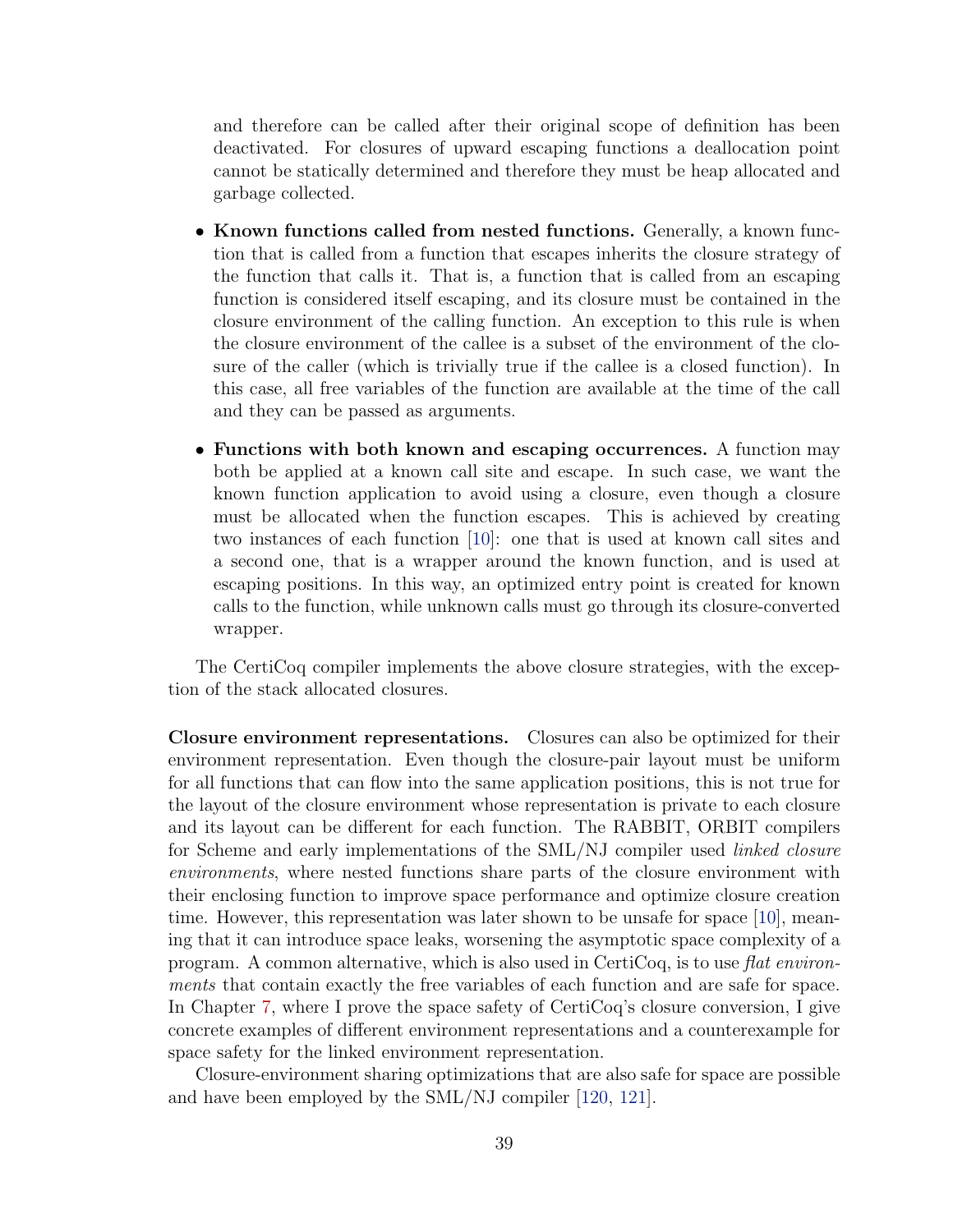and therefore can be called after their original scope of definition has been deactivated. For closures of upward escaping functions a deallocation point cannot be statically determined and therefore they must be heap allocated and garbage collected.

- **Known functions called from nested functions.** Generally, a known function that is called from a function that escapes inherits the closure strategy of the function that calls it. That is, a function that is called from an escaping function is considered itself escaping, and its closure must be contained in the closure environment of the calling function. An exception to this rule is when the closure environment of the callee is a subset of the environment of the closure of the caller (which is trivially true if the callee is a closed function). In this case, all free variables of the function are available at the time of the call and they can be passed as arguments.

- **Functions with both known and escaping occurrences.** A function may both be applied at a known call site and escape. In such case, we want the known function application to avoid using a closure, even though a closure must be allocated when the function escapes. This is achieved by creating two instances of each function [10]: one that is used at known call sites and a second one, that is a wrapper around the known function, and is used at escaping positions. In this way, an optimized entry point is created for known calls to the function, while unknown calls must go through its closure-converted wrapper.

The CertiCoq compiler implements the above closure strategies, with the exception of the stack allocated closures.

**Closure environment representations.** Closures can also be optimized for their environment representation. Even though the closure-pair layout must be uniform for all functions that can flow into the same application positions, this is not true for the layout of the closure environment whose representation is private to each closure and its layout can be different for each function. The RABBIT, ORBIT compilers for Scheme and early implementations of the SML/NJ compiler used *linked closure environments*, where nested functions share parts of the closure environment with their enclosing function to improve space performance and optimize closure creation time. However, this representation was later shown to be unsafe for space [10], meaning that it can introduce space leaks, worsening the asymptotic space complexity of a program. A common alternative, which is also used in CertiCoq, is to use *flat environments* that contain exactly the free variables of each function and are safe for space. In Chapter 7, where I prove the space safety of CertiCoq's closure conversion, I give concrete examples of different environment representations and a counterexample for space safety for the linked environment representation.

Closure-environment sharing optimizations that are also safe for space are possible and have been employed by the SML/NJ compiler [120, 121].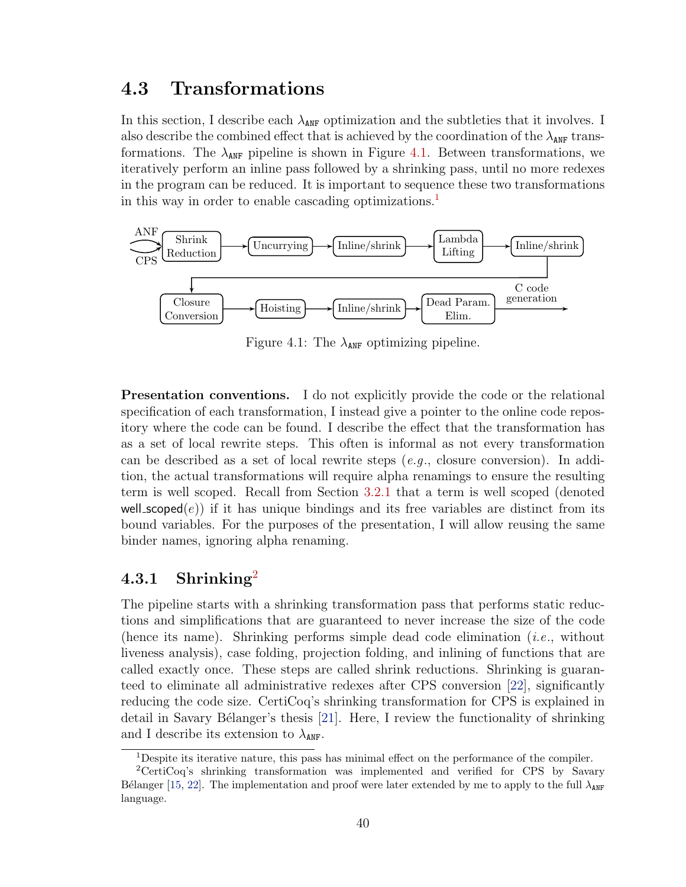## 4.3 Transformations

In this section, I describe each $\lambda_{\texttt{ANF}}$ optimization and the subtleties that it involves. I also describe the combined effect that is achieved by the coordination of the $\lambda_{\texttt{ANF}}$ transformations. The $\lambda_{\texttt{ANF}}$ pipeline is shown in Figure 4.1. Between transformations, we iteratively perform an inline pass followed by a shrinking pass, until no more redexes in the program can be reduced. It is important to sequence these two transformations in this way in order to enable cascading optimizations.[1]

ANF / CPS → Shrink Reduction → Uncurrying → Inline/shrink → Lambda Lifting → Inline/shrink → Closure Conversion → Hoisting → Inline/shrink → Dead Param. Elim. → C code generation

Figure 4.1: The $\lambda_{\texttt{ANF}}$ optimizing pipeline.

**Presentation conventions.** I do not explicitly provide the code or the relational specification of each transformation, I instead give a pointer to the online code repository where the code can be found. I describe the effect that the transformation has as a set of local rewrite steps. This often is informal as not every transformation can be described as a set of local rewrite steps (*e.g.*, closure conversion). In addition, the actual transformations will require alpha renamings to ensure the resulting term is well scoped. Recall from Section 3.2.1 that a term is well scoped (denoted $\mathsf{well\_scoped}(e)$) if it has unique bindings and its free variables are distinct from its bound variables. For the purposes of the presentation, I will allow reusing the same binder names, ignoring alpha renaming.

### 4.3.1 Shrinking[2]

The pipeline starts with a shrinking transformation pass that performs static reductions and simplifications that are guaranteed to never increase the size of the code (hence its name). Shrinking performs simple dead code elimination (*i.e.*, without liveness analysis), case folding, projection folding, and inlining of functions that are called exactly once. These steps are called shrink reductions. Shrinking is guaranteed to eliminate all administrative redexes after CPS conversion [22], significantly reducing the code size. CertiCoq's shrinking transformation for CPS is explained in detail in Savary Bélanger's thesis [21]. Here, I review the functionality of shrinking and I describe its extension to $\lambda_{\texttt{ANF}}$.

[1] Despite its iterative nature, this pass has minimal effect on the performance of the compiler.

[2] CertiCoq's shrinking transformation was implemented and verified for CPS by Savary Bélanger [15, 22]. The implementation and proof were later extended by me to apply to the full $\lambda_{\texttt{ANF}}$ language.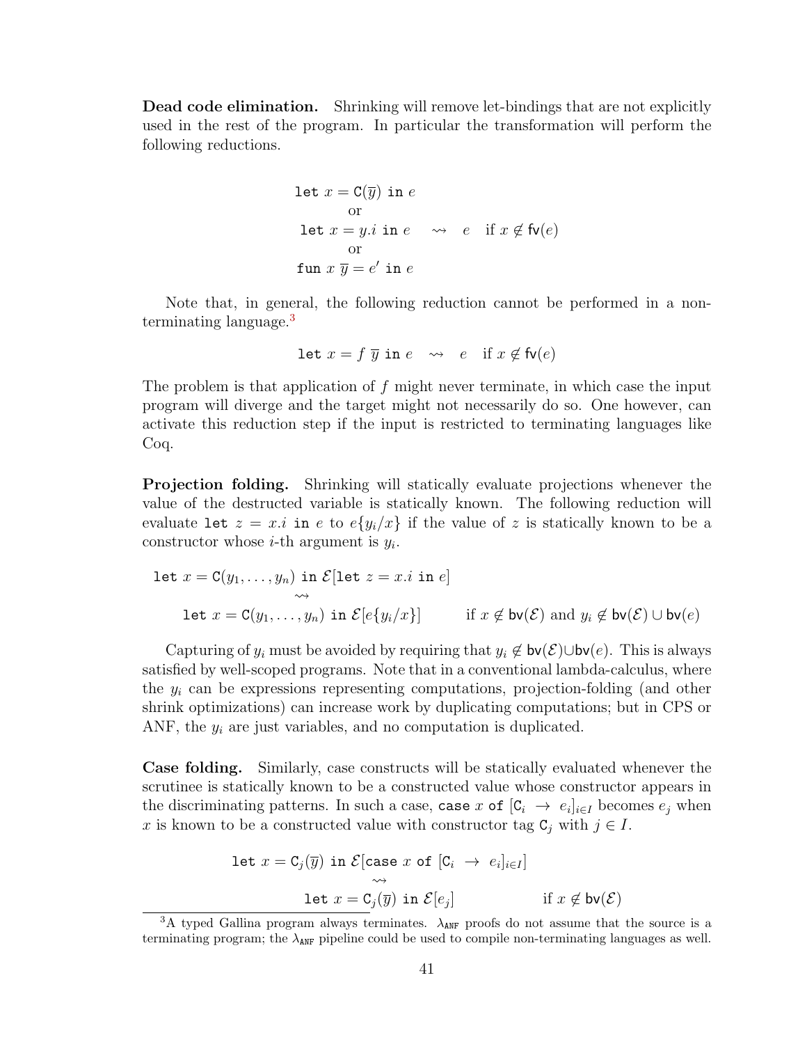**Dead code elimination.** Shrinking will remove let-bindings that are not explicitly used in the rest of the program. In particular the transformation will perform the following reductions.

$$\left.\begin{array}{c}\texttt{let } x = \texttt{C}(\overline{y}) \texttt{ in } e \\ \text{or} \\ \texttt{let } x = y.i \texttt{ in } e \\ \text{or} \\ \texttt{fun } x\ \overline{y} = e' \texttt{ in } e\end{array}\right. \quad \rightsquigarrow \quad e \quad \text{if } x \notin \mathsf{fv}(e)$$

Note that, in general, the following reduction cannot be performed in a non-terminating language.[3]

$$\texttt{let } x = f\ \overline{y} \texttt{ in } e \quad \rightsquigarrow \quad e \quad \text{if } x \notin \mathsf{fv}(e)$$

The problem is that application of $f$ might never terminate, in which case the input program will diverge and the target might not necessarily do so. One however, can activate this reduction step if the input is restricted to terminating languages like Coq.

**Projection folding.** Shrinking will statically evaluate projections whenever the value of the destructed variable is statically known. The following reduction will evaluate $\texttt{let } z = x.i \texttt{ in } e$ to $e\{y_i/x\}$ if the value of $z$ is statically known to be a constructor whose $i$-th argument is $y_i$.

$$\begin{array}{c}\texttt{let } x = \texttt{C}(y_1, \ldots, y_n) \texttt{ in } \mathcal{E}[\texttt{let } z = x.i \texttt{ in } e] \\ \rightsquigarrow \\ \texttt{let } x = \texttt{C}(y_1, \ldots, y_n) \texttt{ in } \mathcal{E}[e\{y_i/x\}] \qquad \text{if } x \notin \mathsf{bv}(\mathcal{E}) \text{ and } y_i \notin \mathsf{bv}(\mathcal{E}) \cup \mathsf{bv}(e)\end{array}$$

Capturing of $y_i$ must be avoided by requiring that $y_i \notin \mathsf{bv}(\mathcal{E}) \cup \mathsf{bv}(e)$. This is always satisfied by well-scoped programs. Note that in a conventional lambda-calculus, where the $y_i$ can be expressions representing computations, projection-folding (and other shrink optimizations) can increase work by duplicating computations; but in CPS or ANF, the $y_i$ are just variables, and no computation is duplicated.

**Case folding.** Similarly, case constructs will be statically evaluated whenever the scrutinee is statically known to be a constructed value whose constructor appears in the discriminating patterns. In such a case, $\texttt{case } x \texttt{ of } [\texttt{C}_i \ \rightarrow\ e_i]_{i \in I}$ becomes $e_j$ when $x$ is known to be a constructed value with constructor tag $\texttt{C}_j$ with $j \in I$.

$$\begin{array}{c}\texttt{let } x = \texttt{C}_j(\overline{y}) \texttt{ in } \mathcal{E}[\texttt{case } x \texttt{ of } [\texttt{C}_i \ \rightarrow\ e_i]_{i \in I}] \\ \rightsquigarrow \\ \texttt{let } x = \texttt{C}_j(\overline{y}) \texttt{ in } \mathcal{E}[e_j] \qquad \text{if } x \notin \mathsf{bv}(\mathcal{E})\end{array}$$

[3] A typed Gallina program always terminates. $\lambda_{\texttt{ANF}}$ proofs do not assume that the source is a terminating program; the $\lambda_{\texttt{ANF}}$ pipeline could be used to compile non-terminating languages as well.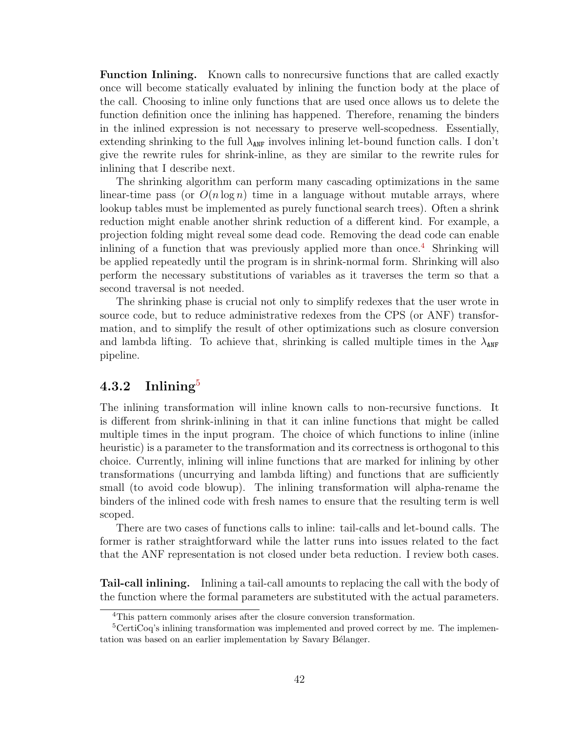**Function Inlining.** Known calls to nonrecursive functions that are called exactly once will become statically evaluated by inlining the function body at the place of the call. Choosing to inline only functions that are used once allows us to delete the function definition once the inlining has happened. Therefore, renaming the binders in the inlined expression is not necessary to preserve well-scopedness. Essentially, extending shrinking to the full $\lambda_{\texttt{ANF}}$ involves inlining let-bound function calls. I don't give the rewrite rules for shrink-inline, as they are similar to the rewrite rules for inlining that I describe next.

The shrinking algorithm can perform many cascading optimizations in the same linear-time pass (or $O(n \log n)$ time in a language without mutable arrays, where lookup tables must be implemented as purely functional search trees). Often a shrink reduction might enable another shrink reduction of a different kind. For example, a projection folding might reveal some dead code. Removing the dead code can enable inlining of a function that was previously applied more than once.[4] Shrinking will be applied repeatedly until the program is in shrink-normal form. Shrinking will also perform the necessary substitutions of variables as it traverses the term so that a second traversal is not needed.

The shrinking phase is crucial not only to simplify redexes that the user wrote in source code, but to reduce administrative redexes from the CPS (or ANF) transformation, and to simplify the result of other optimizations such as closure conversion and lambda lifting. To achieve that, shrinking is called multiple times in the $\lambda_{\texttt{ANF}}$ pipeline.

### 4.3.2 Inlining[5]

The inlining transformation will inline known calls to non-recursive functions. It is different from shrink-inlining in that it can inline functions that might be called multiple times in the input program. The choice of which functions to inline (inline heuristic) is a parameter to the transformation and its correctness is orthogonal to this choice. Currently, inlining will inline functions that are marked for inlining by other transformations (uncurrying and lambda lifting) and functions that are sufficiently small (to avoid code blowup). The inlining transformation will alpha-rename the binders of the inlined code with fresh names to ensure that the resulting term is well scoped.

There are two cases of functions calls to inline: tail-calls and let-bound calls. The former is rather straightforward while the latter runs into issues related to the fact that the ANF representation is not closed under beta reduction. I review both cases.

**Tail-call inlining.** Inlining a tail-call amounts to replacing the call with the body of the function where the formal parameters are substituted with the actual parameters.

---

[4] This pattern commonly arises after the closure conversion transformation.

[5] CertiCoq's inlining transformation was implemented and proved correct by me. The implementation was based on an earlier implementation by Savary Bélanger.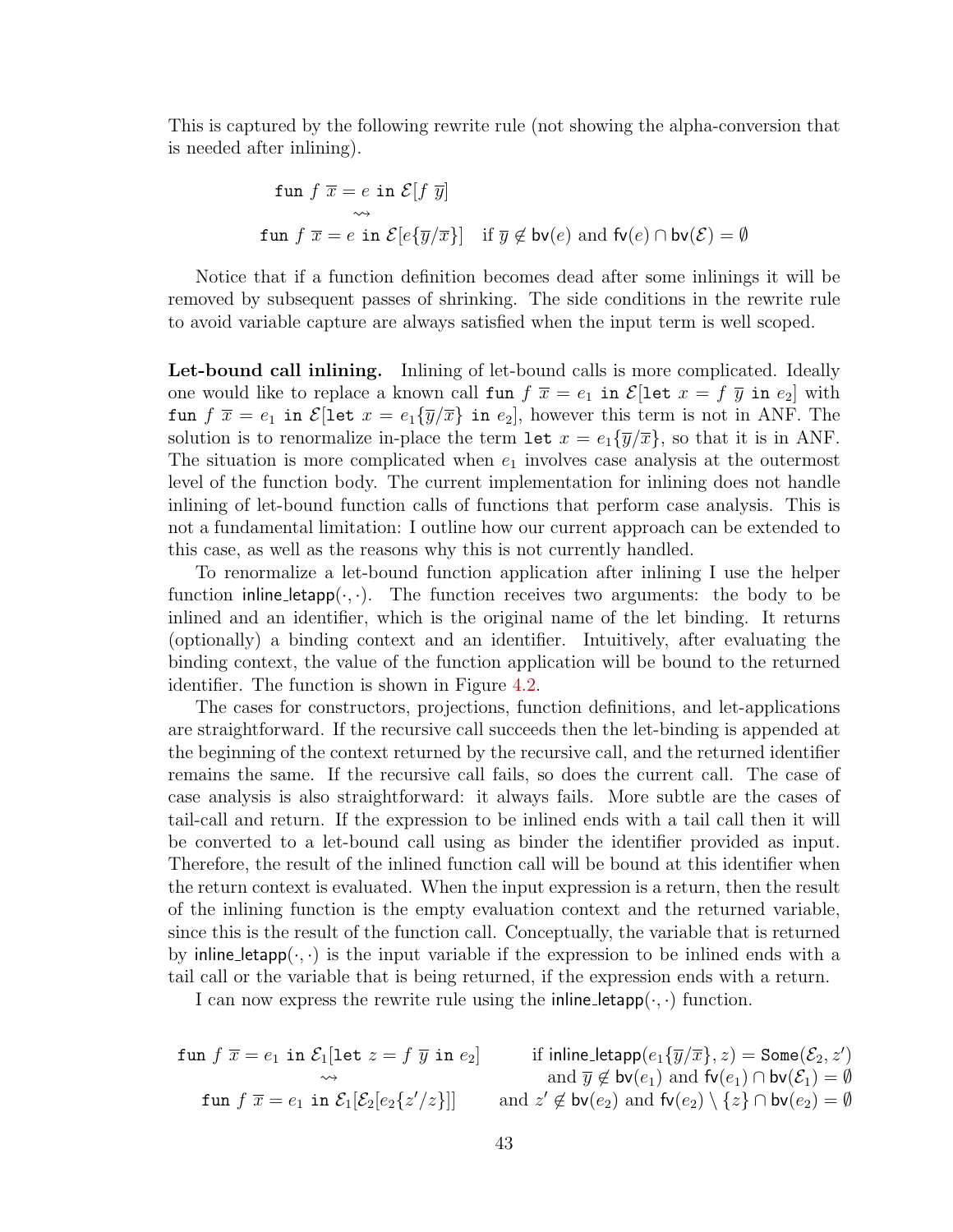This is captured by the following rewrite rule (not showing the alpha-conversion that is needed after inlining).

$$\begin{array}{c}\texttt{fun}\ f\ \overline{x} = e\ \texttt{in}\ \mathcal{E}[f\ \overline{y}] \\ \rightsquigarrow \\ \texttt{fun}\ f\ \overline{x} = e\ \texttt{in}\ \mathcal{E}[e\{\overline{y}/\overline{x}\}] \quad \text{if } \overline{y} \notin \mathsf{bv}(e) \text{ and } \mathsf{fv}(e) \cap \mathsf{bv}(\mathcal{E}) = \emptyset\end{array}$$

Notice that if a function definition becomes dead after some inlinings it will be removed by subsequent passes of shrinking. The side conditions in the rewrite rule to avoid variable capture are always satisfied when the input term is well scoped.

**Let-bound call inlining.** Inlining of let-bound calls is more complicated. Ideally one would like to replace a known call $\texttt{fun}\ f\ \overline{x} = e_1\ \texttt{in}\ \mathcal{E}[\texttt{let}\ x = f\ \overline{y}\ \texttt{in}\ e_2]$ with $\texttt{fun}\ f\ \overline{x} = e_1\ \texttt{in}\ \mathcal{E}[\texttt{let}\ x = e_1\{\overline{y}/\overline{x}\}\ \texttt{in}\ e_2]$, however this term is not in ANF. The solution is to renormalize in-place the term $\texttt{let}\ x = e_1\{\overline{y}/\overline{x}\}$, so that it is in ANF. The situation is more complicated when $e_1$ involves case analysis at the outermost level of the function body. The current implementation for inlining does not handle inlining of let-bound function calls of functions that perform case analysis. This is not a fundamental limitation: I outline how our current approach can be extended to this case, as well as the reasons why this is not currently handled.

To renormalize a let-bound function application after inlining I use the helper function $\mathsf{inline\_letapp}(\cdot, \cdot)$. The function receives two arguments: the body to be inlined and an identifier, which is the original name of the let binding. It returns (optionally) a binding context and an identifier. Intuitively, after evaluating the binding context, the value of the function application will be bound to the returned identifier. The function is shown in Figure 4.2.

The cases for constructors, projections, function definitions, and let-applications are straightforward. If the recursive call succeeds then the let-binding is appended at the beginning of the context returned by the recursive call, and the returned identifier remains the same. If the recursive call fails, so does the current call. The case of case analysis is also straightforward: it always fails. More subtle are the cases of tail-call and return. If the expression to be inlined ends with a tail call then it will be converted to a let-bound call using as binder the identifier provided as input. Therefore, the result of the inlined function call will be bound at this identifier when the return context is evaluated. When the input expression is a return, then the result of the inlining function is the empty evaluation context and the returned variable, since this is the result of the function call. Conceptually, the variable that is returned by $\mathsf{inline\_letapp}(\cdot, \cdot)$ is the input variable if the expression to be inlined ends with a tail call or the variable that is being returned, if the expression ends with a return.

I can now express the rewrite rule using the $\mathsf{inline\_letapp}(\cdot, \cdot)$ function.

$$\begin{array}{cr}\texttt{fun}\ f\ \overline{x} = e_1\ \texttt{in}\ \mathcal{E}_1[\texttt{let}\ z = f\ \overline{y}\ \texttt{in}\ e_2] & \text{if } \mathsf{inline\_letapp}(e_1\{\overline{y}/\overline{x}\}, z) = \mathtt{Some}(\mathcal{E}_2, z') \\ \rightsquigarrow & \text{and } \overline{y} \notin \mathsf{bv}(e_1) \text{ and } \mathsf{fv}(e_1) \cap \mathsf{bv}(\mathcal{E}_1) = \emptyset \\ \texttt{fun}\ f\ \overline{x} = e_1\ \texttt{in}\ \mathcal{E}_1[\mathcal{E}_2[e_2\{z'/z\}]] & \text{and } z' \notin \mathsf{bv}(e_2) \text{ and } \mathsf{fv}(e_2) \setminus \{z\} \cap \mathsf{bv}(e_2) = \emptyset\end{array}$$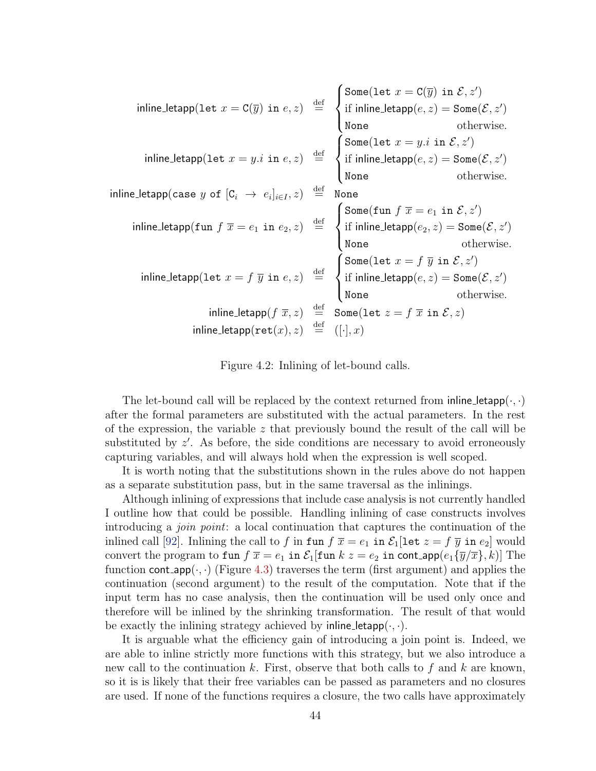$$
\mathsf{inline\_letapp}(\texttt{let}\ x = \mathtt{C}(\overline{y})\ \texttt{in}\ e, z) \stackrel{\text{def}}{=} \begin{cases} \texttt{Some}(\texttt{let}\ x = \mathtt{C}(\overline{y})\ \texttt{in}\ \mathcal{E}, z') \\ \text{if } \mathsf{inline\_letapp}(e, z) = \texttt{Some}(\mathcal{E}, z') \\ \texttt{None} \qquad\qquad\qquad \text{otherwise.} \end{cases}
$$

$$
\mathsf{inline\_letapp}(\texttt{let}\ x = y.i\ \texttt{in}\ e, z) \stackrel{\text{def}}{=} \begin{cases} \texttt{Some}(\texttt{let}\ x = y.i\ \texttt{in}\ \mathcal{E}, z') \\ \text{if } \mathsf{inline\_letapp}(e, z) = \texttt{Some}(\mathcal{E}, z') \\ \texttt{None} \qquad\qquad\qquad \text{otherwise.} \end{cases}
$$

$$
\mathsf{inline\_letapp}(\texttt{case}\ y\ \texttt{of}\ [\mathtt{C}_i\ \rightarrow\ e_i]_{i \in I}, z) \stackrel{\text{def}}{=} \texttt{None}
$$

$$
\mathsf{inline\_letapp}(\texttt{fun}\ f\ \overline{x} = e_1\ \texttt{in}\ e_2, z) \stackrel{\text{def}}{=} \begin{cases} \texttt{Some}(\texttt{fun}\ f\ \overline{x} = e_1\ \texttt{in}\ \mathcal{E}, z') \\ \text{if } \mathsf{inline\_letapp}(e_2, z) = \texttt{Some}(\mathcal{E}, z') \\ \texttt{None} \qquad\qquad\qquad \text{otherwise.} \end{cases}
$$

$$
\mathsf{inline\_letapp}(\texttt{let}\ x = f\ \overline{y}\ \texttt{in}\ e, z) \stackrel{\text{def}}{=} \begin{cases} \texttt{Some}(\texttt{let}\ x = f\ \overline{y}\ \texttt{in}\ \mathcal{E}, z') \\ \text{if } \mathsf{inline\_letapp}(e, z) = \texttt{Some}(\mathcal{E}, z') \\ \texttt{None} \qquad\qquad\qquad \text{otherwise.} \end{cases}
$$

$$
\mathsf{inline\_letapp}(f\ \overline{x}, z) \stackrel{\text{def}}{=} \texttt{Some}(\texttt{let}\ z = f\ \overline{x}\ \texttt{in}\ \mathcal{E}, z)
$$

$$
\mathsf{inline\_letapp}(\texttt{ret}(x), z) \stackrel{\text{def}}{=} ([\cdot], x)
$$

Figure 4.2: Inlining of let-bound calls.

The let-bound call will be replaced by the context returned from $\mathsf{inline\_letapp}(\cdot,\cdot)$ after the formal parameters are substituted with the actual parameters. In the rest of the expression, the variable $z$ that previously bound the result of the call will be substituted by $z'$. As before, the side conditions are necessary to avoid erroneously capturing variables, and will always hold when the expression is well scoped.

It is worth noting that the substitutions shown in the rules above do not happen as a separate substitution pass, but in the same traversal as the inlinings.

Although inlining of expressions that include case analysis is not currently handled I outline how that could be possible. Handling inlining of case constructs involves introducing a *join point*: a local continuation that captures the continuation of the inlined call [92]. Inlining the call to $f$ in $\texttt{fun}\ f\ \overline{x} = e_1\ \texttt{in}\ \mathcal{E}_1[\texttt{let}\ z = f\ \overline{y}\ \texttt{in}\ e_2]$ would convert the program to $\texttt{fun}\ f\ \overline{x} = e_1\ \texttt{in}\ \mathcal{E}_1[\texttt{fun}\ k\ z = e_2\ \texttt{in}\ \mathsf{cont\_app}(e_1\{\overline{y}/\overline{x}\}, k)]$ The function $\mathsf{cont\_app}(\cdot,\cdot)$ (Figure 4.3) traverses the term (first argument) and applies the continuation (second argument) to the result of the computation. Note that if the input term has no case analysis, then the continuation will be used only once and therefore will be inlined by the shrinking transformation. The result of that would be exactly the inlining strategy achieved by $\mathsf{inline\_letapp}(\cdot,\cdot)$.

It is arguable what the efficiency gain of introducing a join point is. Indeed, we are able to inline strictly more functions with this strategy, but we also introduce a new call to the continuation $k$. First, observe that both calls to $f$ and $k$ are known, so it is is likely that their free variables can be passed as parameters and no closures are used. If none of the functions requires a closure, the two calls have approximately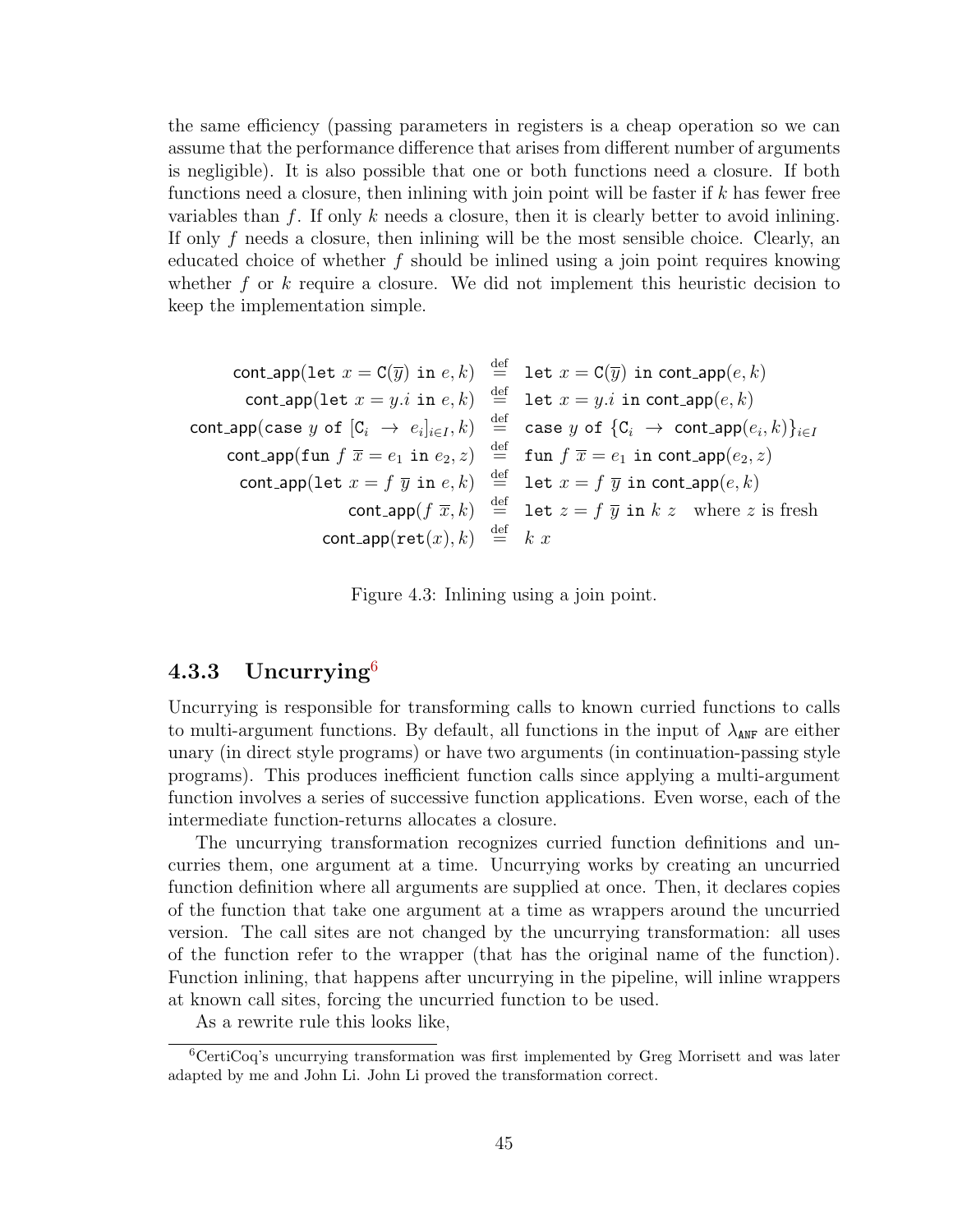the same efficiency (passing parameters in registers is a cheap operation so we can assume that the performance difference that arises from different number of arguments is negligible). It is also possible that one or both functions need a closure. If both functions need a closure, then inlining with join point will be faster if $k$ has fewer free variables than $f$. If only $k$ needs a closure, then it is clearly better to avoid inlining. If only $f$ needs a closure, then inlining will be the most sensible choice. Clearly, an educated choice of whether $f$ should be inlined using a join point requires knowing whether $f$ or $k$ require a closure. We did not implement this heuristic decision to keep the implementation simple.

$$
\begin{array}{rcl}
\mathsf{cont\_app}(\texttt{let } x = \mathtt{C}(\overline{y}) \texttt{ in } e, k) & \stackrel{\text{def}}{=} & \texttt{let } x = \mathtt{C}(\overline{y}) \texttt{ in } \mathsf{cont\_app}(e, k) \\
\mathsf{cont\_app}(\texttt{let } x = y.i \texttt{ in } e, k) & \stackrel{\text{def}}{=} & \texttt{let } x = y.i \texttt{ in } \mathsf{cont\_app}(e, k) \\
\mathsf{cont\_app}(\texttt{case } y \texttt{ of } [\mathtt{C}_i \ \rightarrow \ e_i]_{i \in I}, k) & \stackrel{\text{def}}{=} & \texttt{case } y \texttt{ of } \{\mathtt{C}_i \ \rightarrow \ \mathsf{cont\_app}(e_i, k)\}_{i \in I} \\
\mathsf{cont\_app}(\texttt{fun } f \ \overline{x} = e_1 \texttt{ in } e_2, z) & \stackrel{\text{def}}{=} & \texttt{fun } f \ \overline{x} = e_1 \texttt{ in } \mathsf{cont\_app}(e_2, z) \\
\mathsf{cont\_app}(\texttt{let } x = f \ \overline{y} \texttt{ in } e, k) & \stackrel{\text{def}}{=} & \texttt{let } x = f \ \overline{y} \texttt{ in } \mathsf{cont\_app}(e, k) \\
\mathsf{cont\_app}(f \ \overline{x}, k) & \stackrel{\text{def}}{=} & \texttt{let } z = f \ \overline{y} \texttt{ in } k \ z \quad \text{where } z \text{ is fresh} \\
\mathsf{cont\_app}(\texttt{ret}(x), k) & \stackrel{\text{def}}{=} & k \ x
\end{array}
$$

Figure 4.3: Inlining using a join point.

### 4.3.3 Uncurrying[6]

Uncurrying is responsible for transforming calls to known curried functions to calls to multi-argument functions. By default, all functions in the input of $\lambda_{\texttt{ANF}}$ are either unary (in direct style programs) or have two arguments (in continuation-passing style programs). This produces inefficient function calls since applying a multi-argument function involves a series of successive function applications. Even worse, each of the intermediate function-returns allocates a closure.

The uncurrying transformation recognizes curried function definitions and uncurries them, one argument at a time. Uncurrying works by creating an uncurried function definition where all arguments are supplied at once. Then, it declares copies of the function that take one argument at a time as wrappers around the uncurried version. The call sites are not changed by the uncurrying transformation: all uses of the function refer to the wrapper (that has the original name of the function). Function inlining, that happens after uncurrying in the pipeline, will inline wrappers at known call sites, forcing the uncurried function to be used.

As a rewrite rule this looks like,

[6] CertiCoq's uncurrying transformation was first implemented by Greg Morrisett and was later adapted by me and John Li. John Li proved the transformation correct.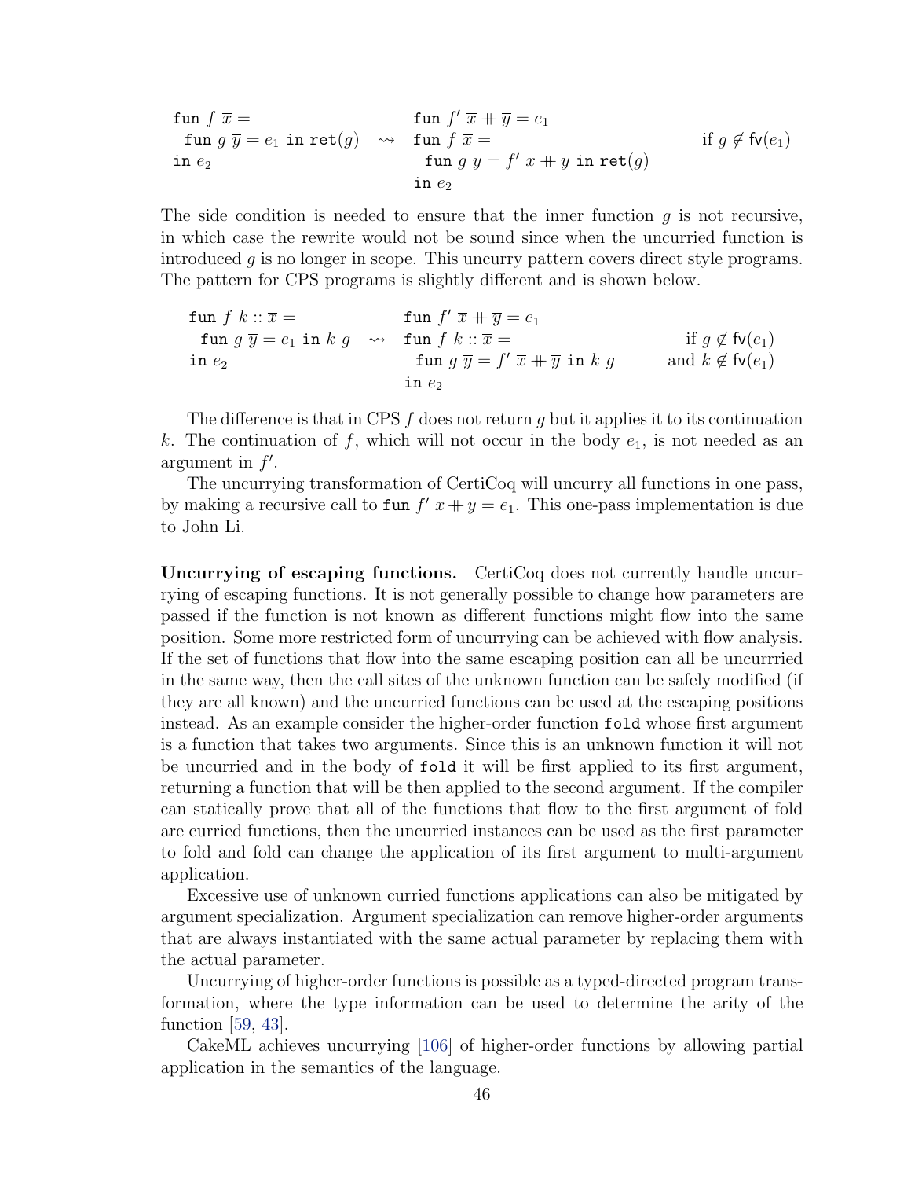$$
\begin{array}{lll}
\texttt{fun}\ f\ \overline{x} = & & \texttt{fun}\ f'\ \overline{x} +\!\!+\ \overline{y} = e_1 \\
\quad \texttt{fun}\ g\ \overline{y} = e_1\ \texttt{in}\ \texttt{ret}(g) & \rightsquigarrow & \texttt{fun}\ f\ \overline{x} = \qquad\qquad\qquad \text{if } g \notin \mathsf{fv}(e_1) \\
\texttt{in}\ e_2 & & \quad \texttt{fun}\ g\ \overline{y} = f'\ \overline{x} +\!\!+\ \overline{y}\ \texttt{in}\ \texttt{ret}(g) \\
& & \texttt{in}\ e_2
\end{array}
$$

The side condition is needed to ensure that the inner function $g$ is not recursive, in which case the rewrite would not be sound since when the uncurried function is introduced $g$ is no longer in scope. This uncurry pattern covers direct style programs. The pattern for CPS programs is slightly different and is shown below.

$$
\begin{array}{lll}
\texttt{fun}\ f\ k :: \overline{x} = & & \texttt{fun}\ f'\ \overline{x} +\!\!+\ \overline{y} = e_1 \\
\quad \texttt{fun}\ g\ \overline{y} = e_1\ \texttt{in}\ k\ g & \rightsquigarrow & \texttt{fun}\ f\ k :: \overline{x} = \qquad\qquad\qquad \text{if } g \notin \mathsf{fv}(e_1) \\
\texttt{in}\ e_2 & & \quad \texttt{fun}\ g\ \overline{y} = f'\ \overline{x} +\!\!+\ \overline{y}\ \texttt{in}\ k\ g \qquad \text{and } k \notin \mathsf{fv}(e_1) \\
& & \texttt{in}\ e_2
\end{array}
$$

The difference is that in CPS $f$ does not return $g$ but it applies it to its continuation $k$. The continuation of $f$, which will not occur in the body $e_1$, is not needed as an argument in $f'$.

The uncurrying transformation of CertiCoq will uncurry all functions in one pass, by making a recursive call to $\texttt{fun}\ f'\ \overline{x} +\!\!+\ \overline{y} = e_1$. This one-pass implementation is due to John Li.

**Uncurrying of escaping functions.** CertiCoq does not currently handle uncurrying of escaping functions. It is not generally possible to change how parameters are passed if the function is not known as different functions might flow into the same position. Some more restricted form of uncurrying can be achieved with flow analysis. If the set of functions that flow into the same escaping position can all be uncurrried in the same way, then the call sites of the unknown function can be safely modified (if they are all known) and the uncurried functions can be used at the escaping positions instead. As an example consider the higher-order function `fold` whose first argument is a function that takes two arguments. Since this is an unknown function it will not be uncurried and in the body of `fold` it will be first applied to its first argument, returning a function that will be then applied to the second argument. If the compiler can statically prove that all of the functions that flow to the first argument of fold are curried functions, then the uncurried instances can be used as the first parameter to fold and fold can change the application of its first argument to multi-argument application.

Excessive use of unknown curried functions applications can also be mitigated by argument specialization. Argument specialization can remove higher-order arguments that are always instantiated with the same actual parameter by replacing them with the actual parameter.

Uncurrying of higher-order functions is possible as a typed-directed program transformation, where the type information can be used to determine the arity of the function [59, 43].

CakeML achieves uncurrying [106] of higher-order functions by allowing partial application in the semantics of the language.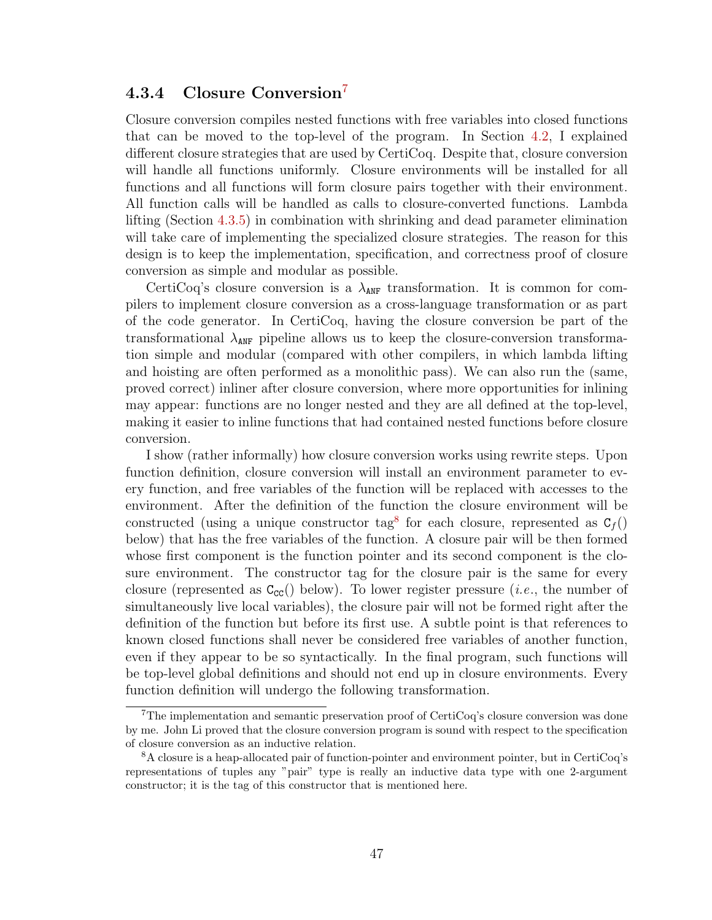### 4.3.4 Closure Conversion[7]

Closure conversion compiles nested functions with free variables into closed functions that can be moved to the top-level of the program. In Section 4.2, I explained different closure strategies that are used by CertiCoq. Despite that, closure conversion will handle all functions uniformly. Closure environments will be installed for all functions and all functions will form closure pairs together with their environment. All function calls will be handled as calls to closure-converted functions. Lambda lifting (Section 4.3.5) in combination with shrinking and dead parameter elimination will take care of implementing the specialized closure strategies. The reason for this design is to keep the implementation, specification, and correctness proof of closure conversion as simple and modular as possible.

CertiCoq's closure conversion is a $\lambda_{\texttt{ANF}}$ transformation. It is common for compilers to implement closure conversion as a cross-language transformation or as part of the code generator. In CertiCoq, having the closure conversion be part of the transformational $\lambda_{\texttt{ANF}}$ pipeline allows us to keep the closure-conversion transformation simple and modular (compared with other compilers, in which lambda lifting and hoisting are often performed as a monolithic pass). We can also run the (same, proved correct) inliner after closure conversion, where more opportunities for inlining may appear: functions are no longer nested and they are all defined at the top-level, making it easier to inline functions that had contained nested functions before closure conversion.

I show (rather informally) how closure conversion works using rewrite steps. Upon function definition, closure conversion will install an environment parameter to every function, and free variables of the function will be replaced with accesses to the environment. After the definition of the function the closure environment will be constructed (using a unique constructor tag[8] for each closure, represented as $\texttt{C}_f()$ below) that has the free variables of the function. A closure pair will be then formed whose first component is the function pointer and its second component is the closure environment. The constructor tag for the closure pair is the same for every closure (represented as $\texttt{C}_{\texttt{CC}}()$ below). To lower register pressure (*i.e.*, the number of simultaneously live local variables), the closure pair will not be formed right after the definition of the function but before its first use. A subtle point is that references to known closed functions shall never be considered free variables of another function, even if they appear to be so syntactically. In the final program, such functions will be top-level global definitions and should not end up in closure environments. Every function definition will undergo the following transformation.

[7] The implementation and semantic preservation proof of CertiCoq's closure conversion was done by me. John Li proved that the closure conversion program is sound with respect to the specification of closure conversion as an inductive relation.

[8] A closure is a heap-allocated pair of function-pointer and environment pointer, but in CertiCoq's representations of tuples any "pair" type is really an inductive data type with one 2-argument constructor; it is the tag of this constructor that is mentioned here.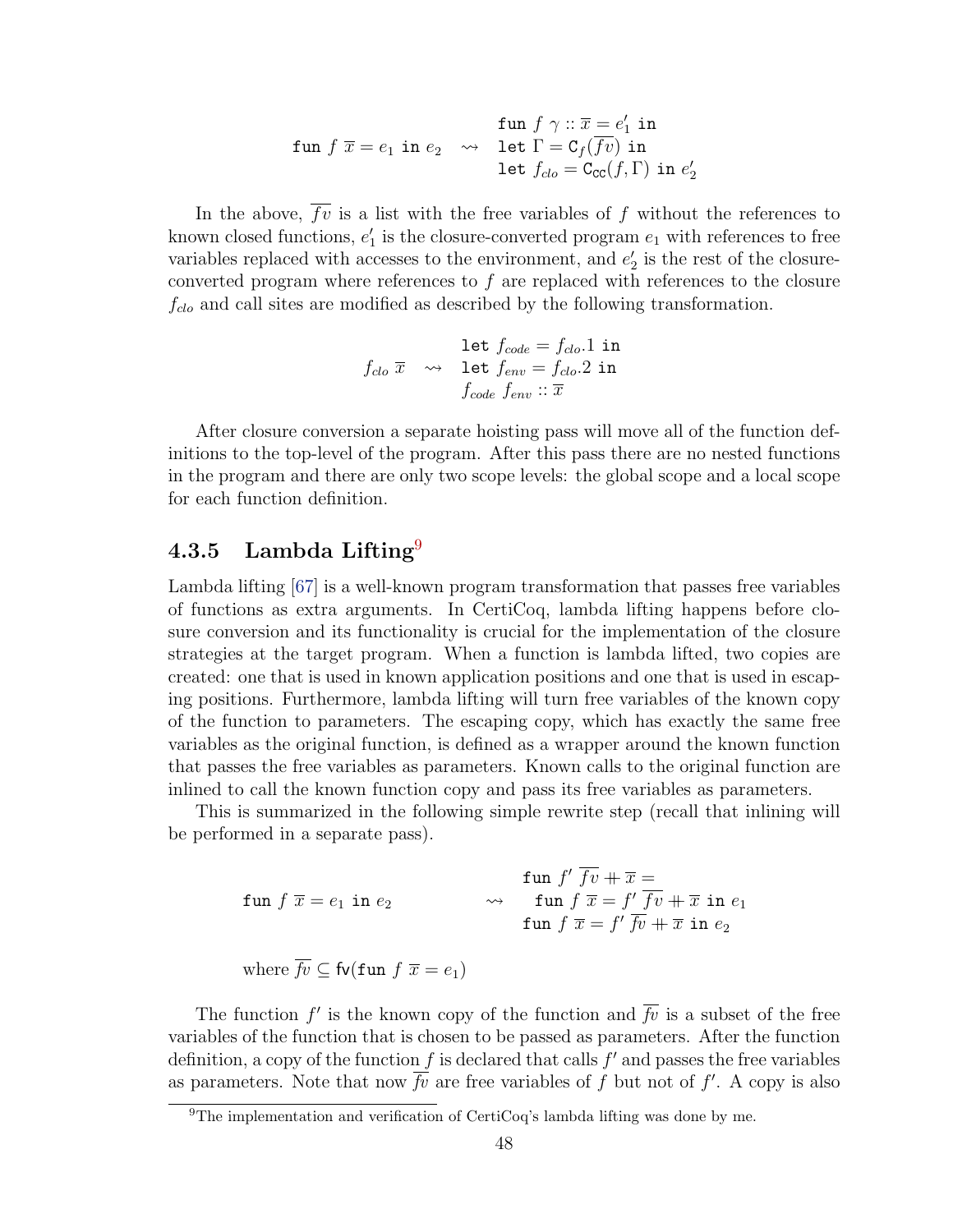$$\texttt{fun}\ f\ \overline{x} = e_1\ \texttt{in}\ e_2 \quad \rightsquigarrow \quad \begin{array}{l} \texttt{fun}\ f\ \gamma :: \overline{x} = e_1'\ \texttt{in} \\ \texttt{let}\ \Gamma = \texttt{C}_f(\overline{fv})\ \texttt{in} \\ \texttt{let}\ f_{clo} = \texttt{C}_{\texttt{CC}}(f, \Gamma)\ \texttt{in}\ e_2' \end{array}$$

In the above, $\overline{fv}$ is a list with the free variables of $f$ without the references to known closed functions, $e_1'$ is the closure-converted program $e_1$ with references to free variables replaced with accesses to the environment, and $e_2'$ is the rest of the closure-converted program where references to $f$ are replaced with references to the closure $f_{clo}$ and call sites are modified as described by the following transformation.

$$f_{clo}\ \overline{x} \quad \rightsquigarrow \quad \begin{array}{l} \texttt{let}\ f_{code} = f_{clo}.1\ \texttt{in} \\ \texttt{let}\ f_{env} = f_{clo}.2\ \texttt{in} \\ f_{code}\ f_{env} :: \overline{x} \end{array}$$

After closure conversion a separate hoisting pass will move all of the function definitions to the top-level of the program. After this pass there are no nested functions in the program and there are only two scope levels: the global scope and a local scope for each function definition.

### 4.3.5 Lambda Lifting[9]

Lambda lifting [67] is a well-known program transformation that passes free variables of functions as extra arguments. In CertiCoq, lambda lifting happens before closure conversion and its functionality is crucial for the implementation of the closure strategies at the target program. When a function is lambda lifted, two copies are created: one that is used in known application positions and one that is used in escaping positions. Furthermore, lambda lifting will turn free variables of the known copy of the function to parameters. The escaping copy, which has exactly the same free variables as the original function, is defined as a wrapper around the known function that passes the free variables as parameters. Known calls to the original function are inlined to call the known function copy and pass its free variables as parameters.

This is summarized in the following simple rewrite step (recall that inlining will be performed in a separate pass).

$$\texttt{fun}\ f\ \overline{x} = e_1\ \texttt{in}\ e_2 \qquad \rightsquigarrow \qquad \begin{array}{l} \texttt{fun}\ f'\ \overline{fv} +\!\!+ \overline{x} = \\ \quad \texttt{fun}\ f\ \overline{x} = f'\ \overline{fv} +\!\!+ \overline{x}\ \texttt{in}\ e_1 \\ \texttt{fun}\ f\ \overline{x} = f'\ \overline{fv} +\!\!+ \overline{x}\ \texttt{in}\ e_2 \end{array}$$

where $\overline{fv} \subseteq \texttt{fv}(\texttt{fun}\ f\ \overline{x} = e_1)$

The function $f'$ is the known copy of the function and $\overline{fv}$ is a subset of the free variables of the function that is chosen to be passed as parameters. After the function definition, a copy of the function $f$ is declared that calls $f'$ and passes the free variables as parameters. Note that now $\overline{fv}$ are free variables of $f$ but not of $f'$. A copy is also

[9] The implementation and verification of CertiCoq's lambda lifting was done by me.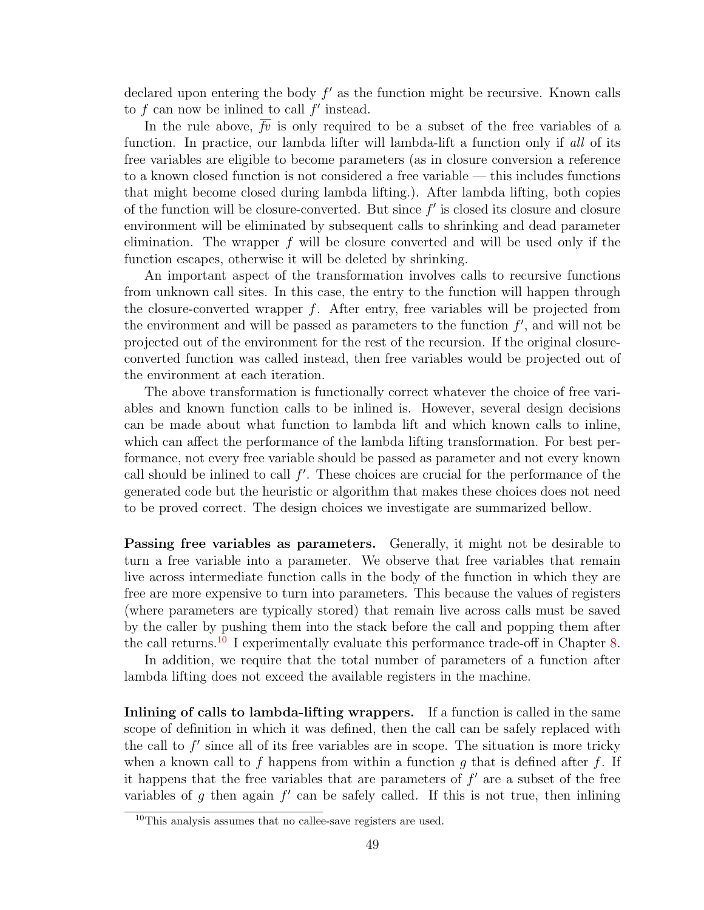declared upon entering the body $f'$ as the function might be recursive. Known calls to $f$ can now be inlined to call $f'$ instead.

In the rule above, $\overline{fv}$ is only required to be a subset of the free variables of a function. In practice, our lambda lifter will lambda-lift a function only if *all* of its free variables are eligible to become parameters (as in closure conversion a reference to a known closed function is not considered a free variable — this includes functions that might become closed during lambda lifting.). After lambda lifting, both copies of the function will be closure-converted. But since $f'$ is closed its closure and closure environment will be eliminated by subsequent calls to shrinking and dead parameter elimination. The wrapper $f$ will be closure converted and will be used only if the function escapes, otherwise it will be deleted by shrinking.

An important aspect of the transformation involves calls to recursive functions from unknown call sites. In this case, the entry to the function will happen through the closure-converted wrapper $f$. After entry, free variables will be projected from the environment and will be passed as parameters to the function $f'$, and will not be projected out of the environment for the rest of the recursion. If the original closure-converted function was called instead, then free variables would be projected out of the environment at each iteration.

The above transformation is functionally correct whatever the choice of free variables and known function calls to be inlined is. However, several design decisions can be made about what function to lambda lift and which known calls to inline, which can affect the performance of the lambda lifting transformation. For best performance, not every free variable should be passed as parameter and not every known call should be inlined to call $f'$. These choices are crucial for the performance of the generated code but the heuristic or algorithm that makes these choices does not need to be proved correct. The design choices we investigate are summarized bellow.

**Passing free variables as parameters.** Generally, it might not be desirable to turn a free variable into a parameter. We observe that free variables that remain live across intermediate function calls in the body of the function in which they are free are more expensive to turn into parameters. This because the values of registers (where parameters are typically stored) that remain live across calls must be saved by the caller by pushing them into the stack before the call and popping them after the call returns.[10] I experimentally evaluate this performance trade-off in Chapter 8.

In addition, we require that the total number of parameters of a function after lambda lifting does not exceed the available registers in the machine.

**Inlining of calls to lambda-lifting wrappers.** If a function is called in the same scope of definition in which it was defined, then the call can be safely replaced with the call to $f'$ since all of its free variables are in scope. The situation is more tricky when a known call to $f$ happens from within a function $g$ that is defined after $f$. If it happens that the free variables that are parameters of $f'$ are a subset of the free variables of $g$ then again $f'$ can be safely called. If this is not true, then inlining

[10] This analysis assumes that no callee-save registers are used.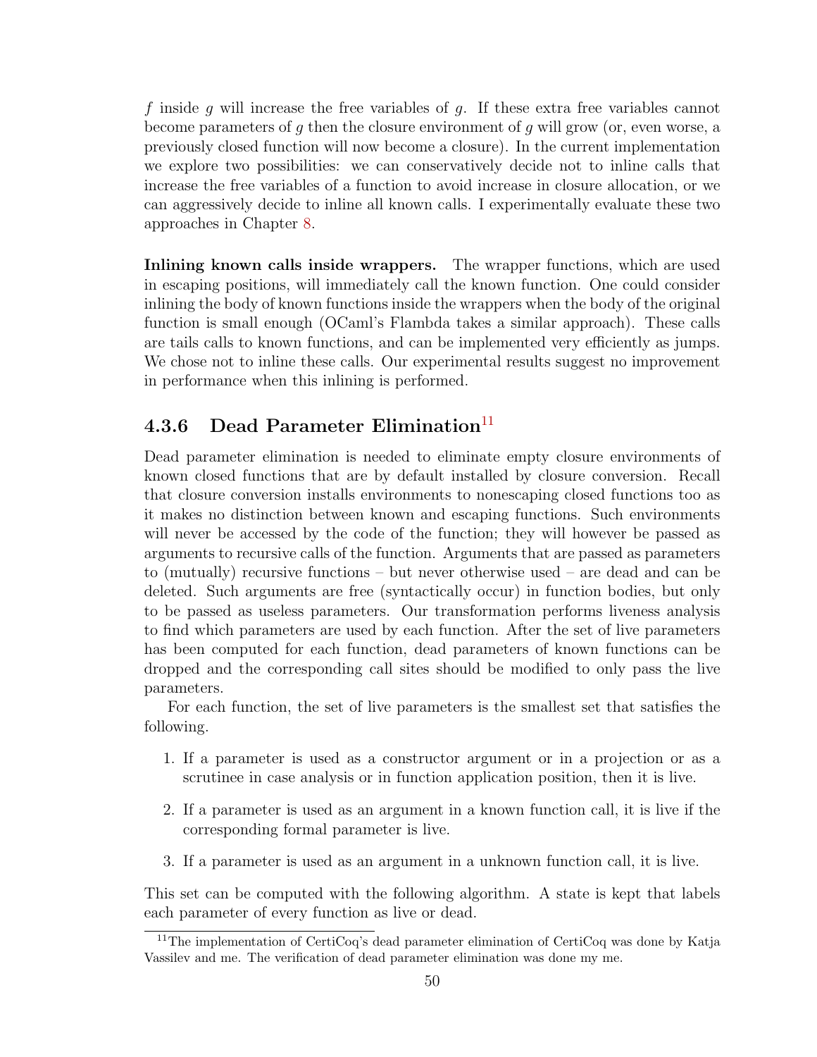$f$ inside $g$ will increase the free variables of $g$. If these extra free variables cannot become parameters of $g$ then the closure environment of $g$ will grow (or, even worse, a previously closed function will now become a closure). In the current implementation we explore two possibilities: we can conservatively decide not to inline calls that increase the free variables of a function to avoid increase in closure allocation, or we can aggressively decide to inline all known calls. I experimentally evaluate these two approaches in Chapter 8.

**Inlining known calls inside wrappers.** The wrapper functions, which are used in escaping positions, will immediately call the known function. One could consider inlining the body of known functions inside the wrappers when the body of the original function is small enough (OCaml's Flambda takes a similar approach). These calls are tails calls to known functions, and can be implemented very efficiently as jumps. We chose not to inline these calls. Our experimental results suggest no improvement in performance when this inlining is performed.

### 4.3.6 Dead Parameter Elimination[11]

Dead parameter elimination is needed to eliminate empty closure environments of known closed functions that are by default installed by closure conversion. Recall that closure conversion installs environments to nonescaping closed functions too as it makes no distinction between known and escaping functions. Such environments will never be accessed by the code of the function; they will however be passed as arguments to recursive calls of the function. Arguments that are passed as parameters to (mutually) recursive functions – but never otherwise used – are dead and can be deleted. Such arguments are free (syntactically occur) in function bodies, but only to be passed as useless parameters. Our transformation performs liveness analysis to find which parameters are used by each function. After the set of live parameters has been computed for each function, dead parameters of known functions can be dropped and the corresponding call sites should be modified to only pass the live parameters.

For each function, the set of live parameters is the smallest set that satisfies the following.

1. If a parameter is used as a constructor argument or in a projection or as a scrutinee in case analysis or in function application position, then it is live.
2. If a parameter is used as an argument in a known function call, it is live if the corresponding formal parameter is live.
3. If a parameter is used as an argument in a unknown function call, it is live.

This set can be computed with the following algorithm. A state is kept that labels each parameter of every function as live or dead.

[11] The implementation of CertiCoq's dead parameter elimination of CertiCoq was done by Katja Vassilev and me. The verification of dead parameter elimination was done my me.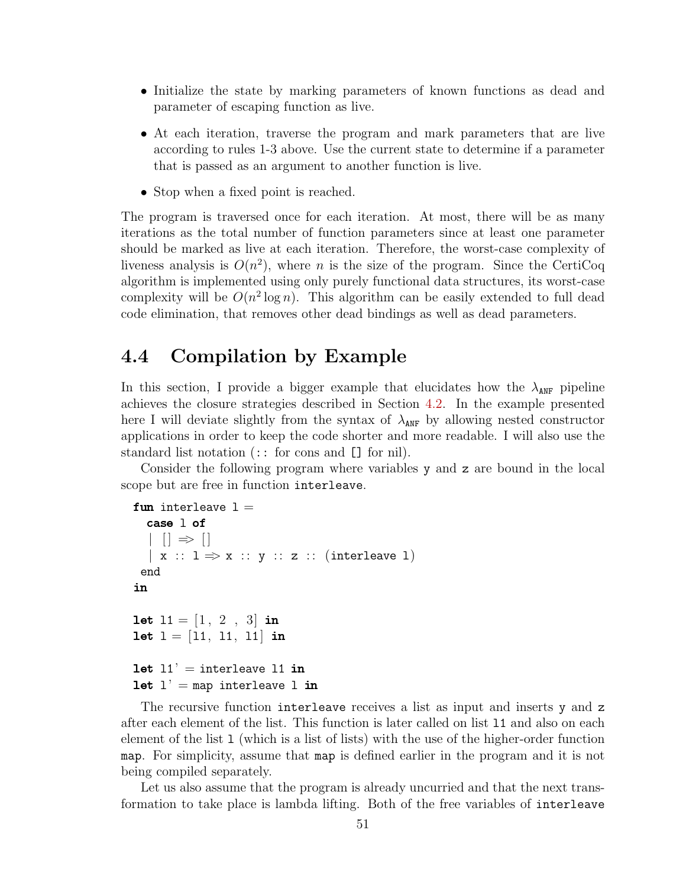- Initialize the state by marking parameters of known functions as dead and parameter of escaping function as live.
- At each iteration, traverse the program and mark parameters that are live according to rules 1-3 above. Use the current state to determine if a parameter that is passed as an argument to another function is live.
- Stop when a fixed point is reached.

The program is traversed once for each iteration. At most, there will be as many iterations as the total number of function parameters since at least one parameter should be marked as live at each iteration. Therefore, the worst-case complexity of liveness analysis is $O(n^2)$, where $n$ is the size of the program. Since the CertiCoq algorithm is implemented using only purely functional data structures, its worst-case complexity will be $O(n^2 \log n)$. This algorithm can be easily extended to full dead code elimination, that removes other dead bindings as well as dead parameters.

## 4.4 Compilation by Example

In this section, I provide a bigger example that elucidates how the $\lambda_{\text{ANF}}$ pipeline achieves the closure strategies described in Section 4.2. In the example presented here I will deviate slightly from the syntax of $\lambda_{\text{ANF}}$ by allowing nested constructor applications in order to keep the code shorter and more readable. I will also use the standard list notation (`::` for cons and `[]` for nil).

Consider the following program where variables `y` and `z` are bound in the local scope but are free in function `interleave`.

```
fun interleave l =
  case l of
  | [] => []
  | x :: l => x :: y :: z :: (interleave l)
 end
in

let l1 = [1, 2 , 3] in
let l = [l1, l1, l1] in

let l1' = interleave l1 in
let l' = map interleave l in
```

The recursive function `interleave` receives a list as input and inserts `y` and `z` after each element of the list. This function is later called on list `l1` and also on each element of the list `l` (which is a list of lists) with the use of the higher-order function `map`. For simplicity, assume that `map` is defined earlier in the program and it is not being compiled separately.

Let us also assume that the program is already uncurried and that the next transformation to take place is lambda lifting. Both of the free variables of `interleave`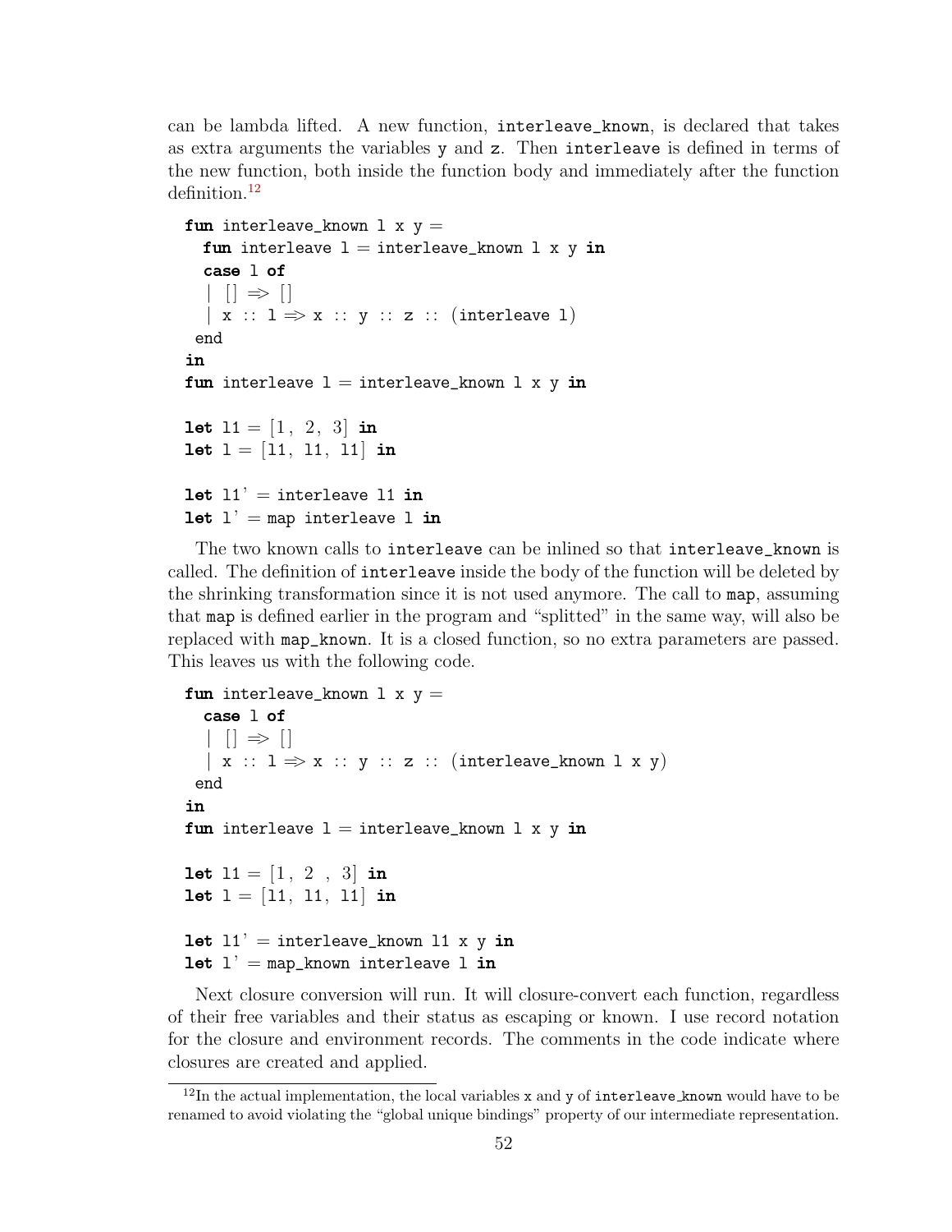can be lambda lifted. A new function, `interleave_known`, is declared that takes as extra arguments the variables `y` and `z`. Then `interleave` is defined in terms of the new function, both inside the function body and immediately after the function definition.[12]

```
fun interleave_known l x y =
  fun interleave l = interleave_known l x y in
  case l of
  | [] => []
  | x :: l => x :: y :: z :: (interleave l)
 end
in
fun interleave l = interleave_known l x y in

let l1 = [1, 2, 3] in
let l = [l1, l1, l1] in

let l1' = interleave l1 in
let l' = map interleave l in
```

The two known calls to `interleave` can be inlined so that `interleave_known` is called. The definition of `interleave` inside the body of the function will be deleted by the shrinking transformation since it is not used anymore. The call to `map`, assuming that `map` is defined earlier in the program and "splitted" in the same way, will also be replaced with `map_known`. It is a closed function, so no extra parameters are passed. This leaves us with the following code.

```
fun interleave_known l x y =
  case l of
  | [] => []
  | x :: l => x :: y :: z :: (interleave_known l x y)
 end
in
fun interleave l = interleave_known l x y in

let l1 = [1, 2 , 3] in
let l = [l1, l1, l1] in

let l1' = interleave_known l1 x y in
let l' = map_known interleave l in
```

Next closure conversion will run. It will closure-convert each function, regardless of their free variables and their status as escaping or known. I use record notation for the closure and environment records. The comments in the code indicate where closures are created and applied.

---

[12] In the actual implementation, the local variables `x` and `y` of `interleave_known` would have to be renamed to avoid violating the "global unique bindings" property of our intermediate representation.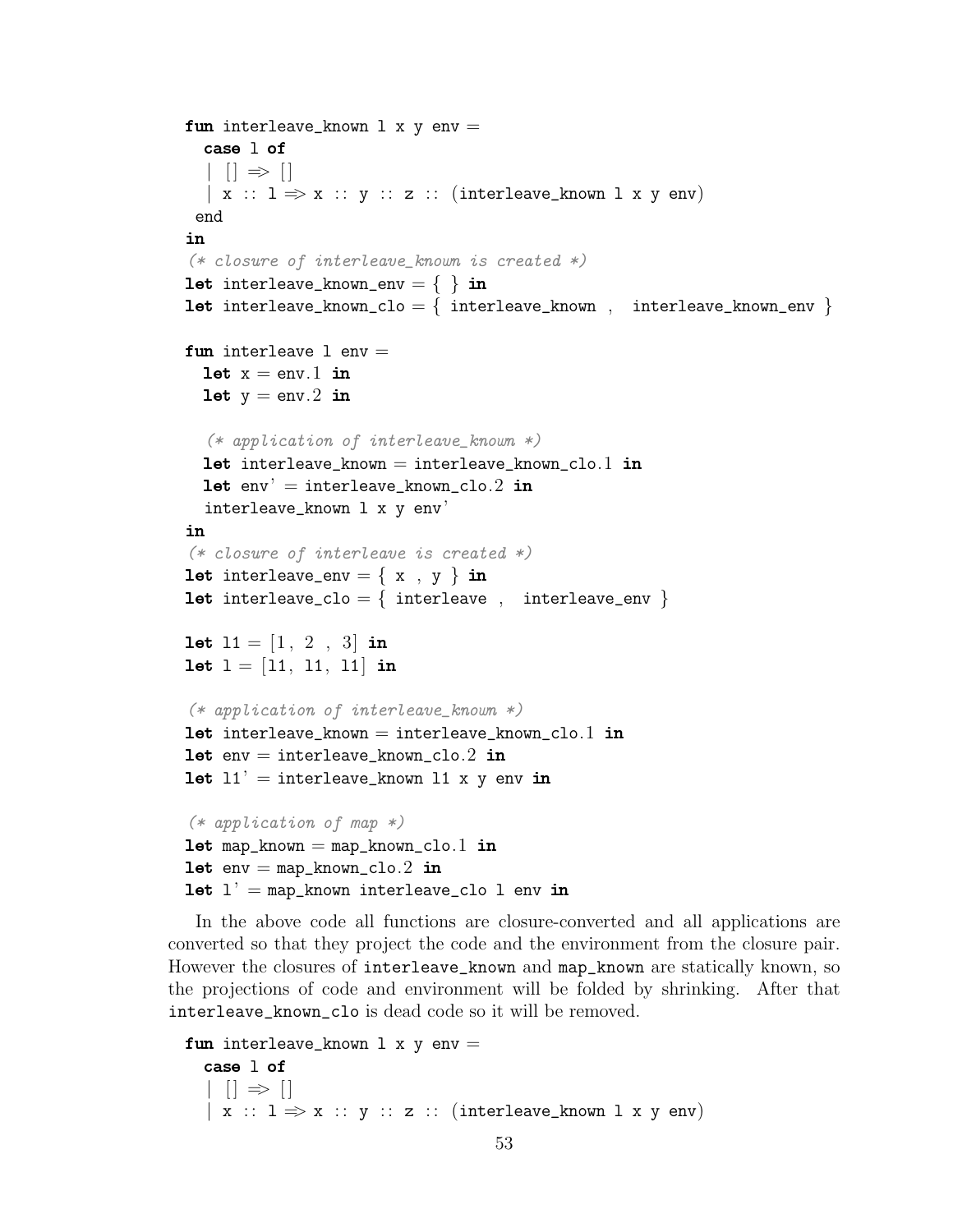```
fun interleave_known l x y env =
  case l of
  | [] => []
  | x :: l => x :: y :: z :: (interleave_known l x y env)
 end
in
(* closure of interleave_known is created *)
let interleave_known_env = { } in
let interleave_known_clo = { interleave_known , interleave_known_env }

fun interleave l env =
  let x = env.1 in
  let y = env.2 in

  (* application of interleave_known *)
  let interleave_known = interleave_known_clo.1 in
  let env' = interleave_known_clo.2 in
  interleave_known l x y env'
in
(* closure of interleave is created *)
let interleave_env = { x , y } in
let interleave_clo = { interleave , interleave_env }

let l1 = [1, 2 , 3] in
let l = [l1, l1, l1] in

(* application of interleave_known *)
let interleave_known = interleave_known_clo.1 in
let env = interleave_known_clo.2 in
let l1' = interleave_known l1 x y env in

(* application of map *)
let map_known = map_known_clo.1 in
let env = map_known_clo.2 in
let l' = map_known interleave_clo l env in
```

In the above code all functions are closure-converted and all applications are converted so that they project the code and the environment from the closure pair. However the closures of `interleave_known` and `map_known` are statically known, so the projections of code and environment will be folded by shrinking. After that `interleave_known_clo` is dead code so it will be removed.

```
fun interleave_known l x y env =
  case l of
  | [] => []
  | x :: l => x :: y :: z :: (interleave_known l x y env)
```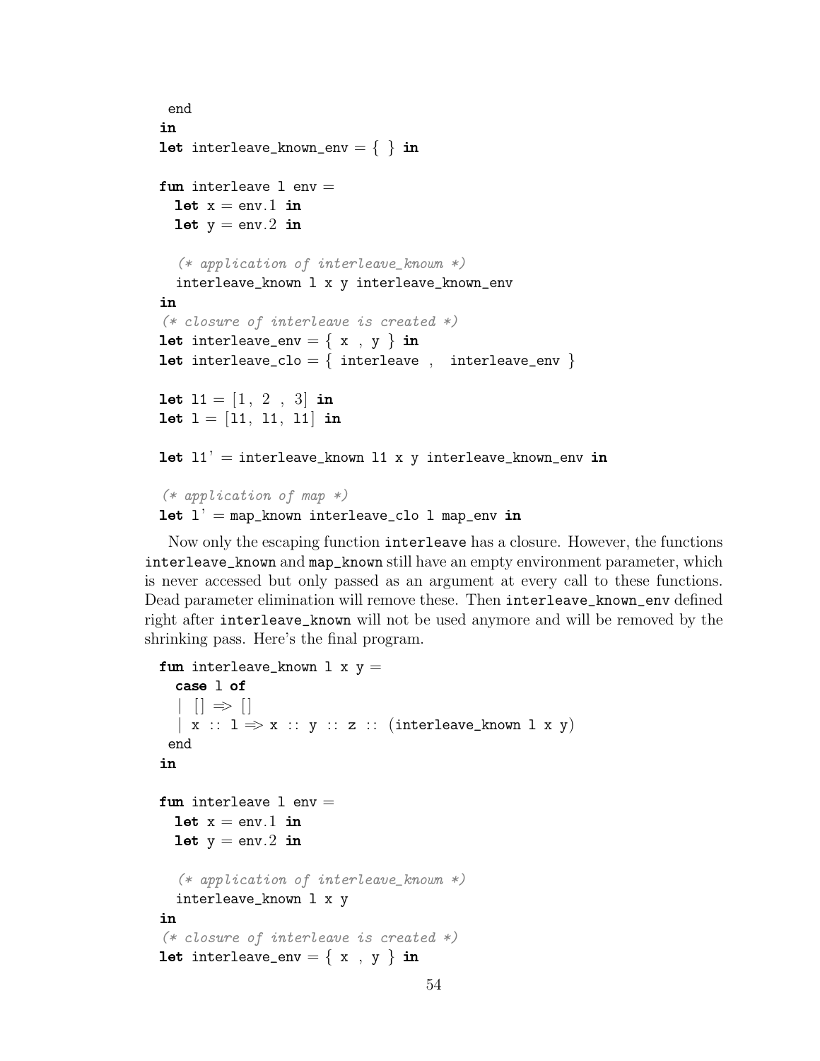```
  end
in
let interleave_known_env = { } in

fun interleave l env =
  let x = env.1 in
  let y = env.2 in

  (* application of interleave_known *)
  interleave_known l x y interleave_known_env
in
(* closure of interleave is created *)
let interleave_env = { x , y } in
let interleave_clo = { interleave ,  interleave_env }

let l1 = [1, 2 , 3] in
let l = [l1, l1, l1] in

let l1' = interleave_known l1 x y interleave_known_env in

(* application of map *)
let l' = map_known interleave_clo l map_env in
```

Now only the escaping function `interleave` has a closure. However, the functions `interleave_known` and `map_known` still have an empty environment parameter, which is never accessed but only passed as an argument at every call to these functions. Dead parameter elimination will remove these. Then `interleave_known_env` defined right after `interleave_known` will not be used anymore and will be removed by the shrinking pass. Here's the final program.

```
fun interleave_known l x y =
  case l of
  | [] => []
  | x :: l => x :: y :: z :: (interleave_known l x y)
  end
in

fun interleave l env =
  let x = env.1 in
  let y = env.2 in

  (* application of interleave_known *)
  interleave_known l x y
in
(* closure of interleave is created *)
let interleave_env = { x , y } in
```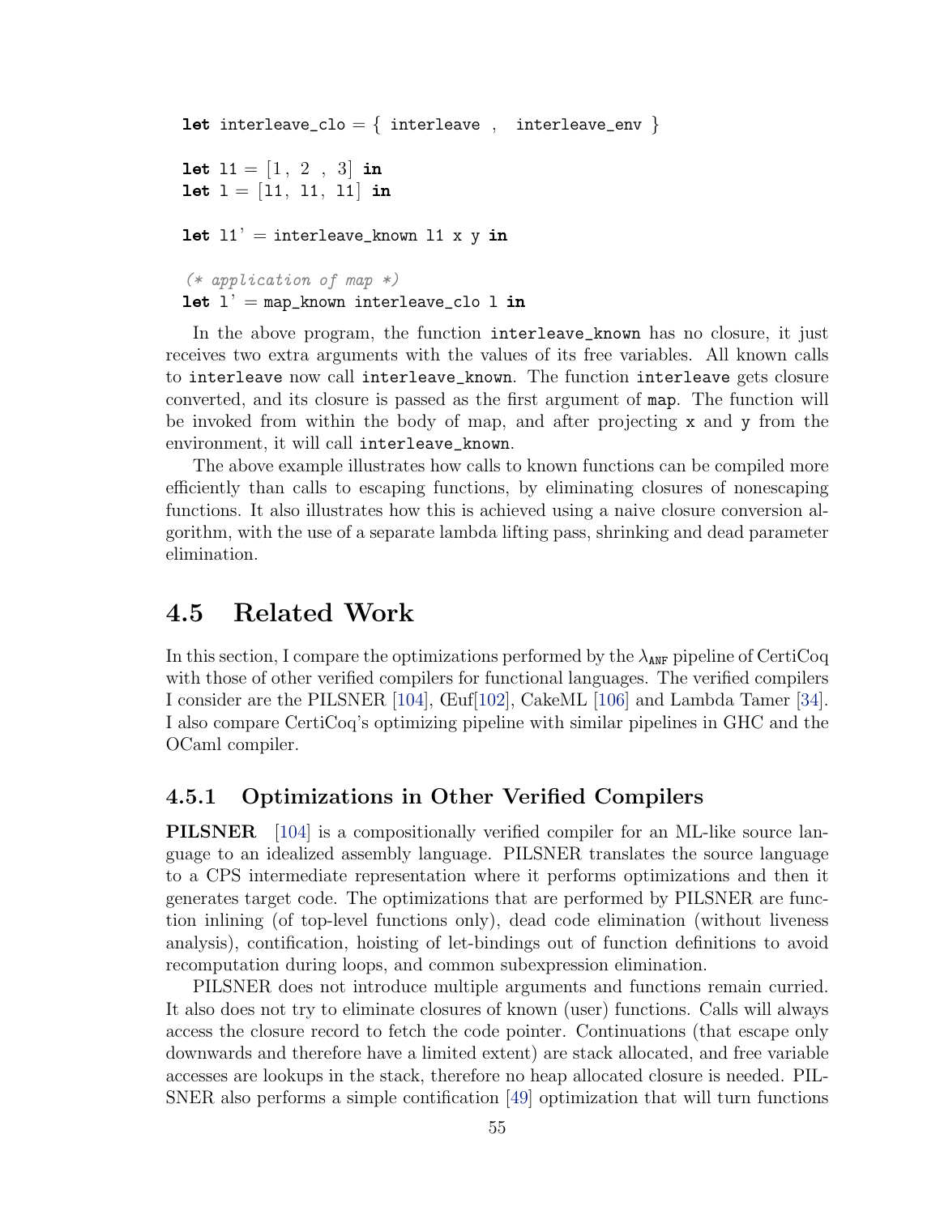```
let interleave_clo = { interleave ,  interleave_env }

let l1 = [1, 2 , 3] in
let l = [l1, l1, l1] in

let l1' = interleave_known l1 x y in

(* application of map *)
let l' = map_known interleave_clo l in
```

In the above program, the function `interleave_known` has no closure, it just receives two extra arguments with the values of its free variables. All known calls to `interleave` now call `interleave_known`. The function `interleave` gets closure converted, and its closure is passed as the first argument of `map`. The function will be invoked from within the body of map, and after projecting `x` and `y` from the environment, it will call `interleave_known`.

The above example illustrates how calls to known functions can be compiled more efficiently than calls to escaping functions, by eliminating closures of nonescaping functions. It also illustrates how this is achieved using a naive closure conversion algorithm, with the use of a separate lambda lifting pass, shrinking and dead parameter elimination.

## 4.5 Related Work

In this section, I compare the optimizations performed by the $\lambda_{\texttt{ANF}}$ pipeline of CertiCoq with those of other verified compilers for functional languages. The verified compilers I consider are the PILSNER [104], Œuf[102], CakeML [106] and Lambda Tamer [34]. I also compare CertiCoq's optimizing pipeline with similar pipelines in GHC and the OCaml compiler.

### 4.5.1 Optimizations in Other Verified Compilers

**PILSNER** [104] is a compositionally verified compiler for an ML-like source language to an idealized assembly language. PILSNER translates the source language to a CPS intermediate representation where it performs optimizations and then it generates target code. The optimizations that are performed by PILSNER are function inlining (of top-level functions only), dead code elimination (without liveness analysis), contification, hoisting of let-bindings out of function definitions to avoid recomputation during loops, and common subexpression elimination.

PILSNER does not introduce multiple arguments and functions remain curried. It also does not try to eliminate closures of known (user) functions. Calls will always access the closure record to fetch the code pointer. Continuations (that escape only downwards and therefore have a limited extent) are stack allocated, and free variable accesses are lookups in the stack, therefore no heap allocated closure is needed. PILSNER also performs a simple contification [49] optimization that will turn functions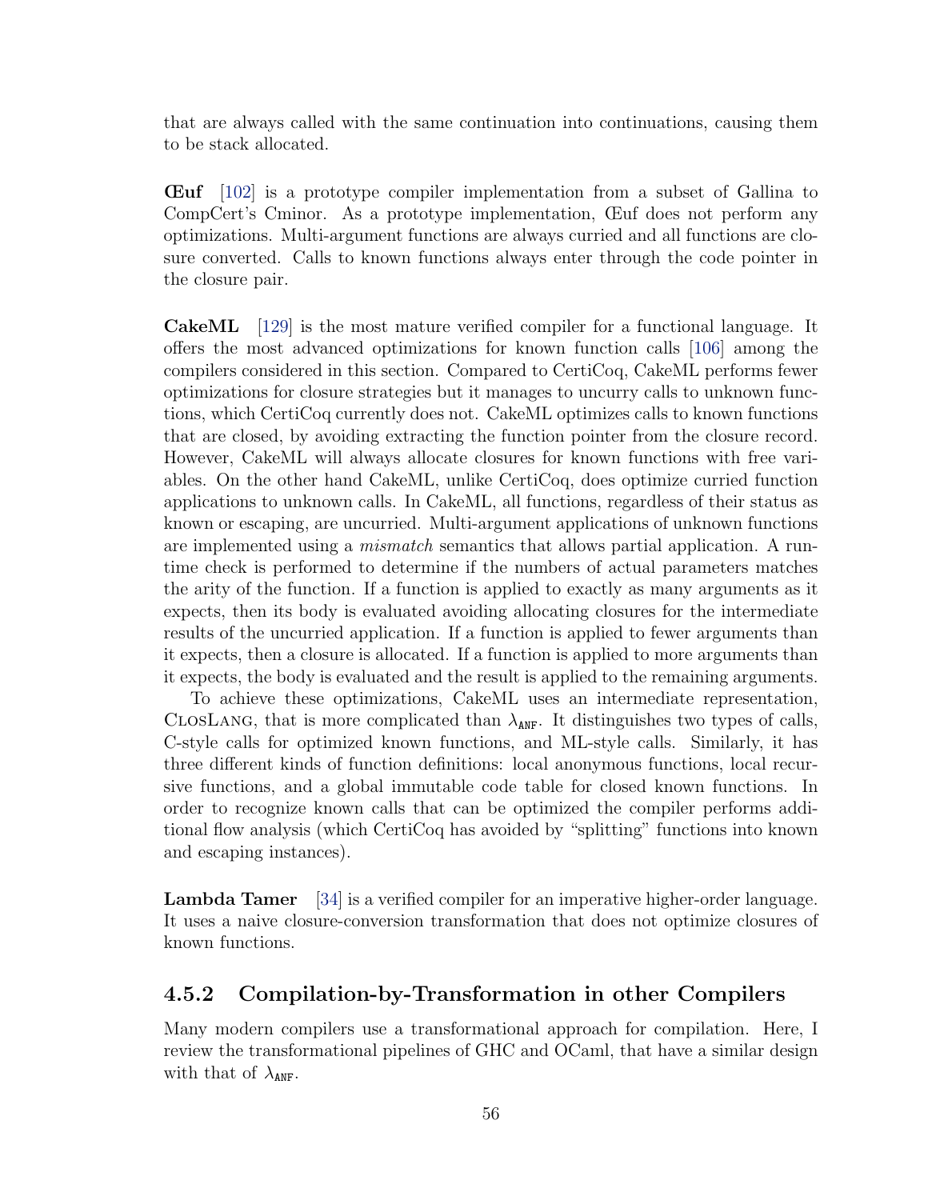that are always called with the same continuation into continuations, causing them to be stack allocated.

**Œuf** [102] is a prototype compiler implementation from a subset of Gallina to CompCert's Cminor. As a prototype implementation, Œuf does not perform any optimizations. Multi-argument functions are always curried and all functions are closure converted. Calls to known functions always enter through the code pointer in the closure pair.

**CakeML** [129] is the most mature verified compiler for a functional language. It offers the most advanced optimizations for known function calls [106] among the compilers considered in this section. Compared to CertiCoq, CakeML performs fewer optimizations for closure strategies but it manages to uncurry calls to unknown functions, which CertiCoq currently does not. CakeML optimizes calls to known functions that are closed, by avoiding extracting the function pointer from the closure record. However, CakeML will always allocate closures for known functions with free variables. On the other hand CakeML, unlike CertiCoq, does optimize curried function applications to unknown calls. In CakeML, all functions, regardless of their status as known or escaping, are uncurried. Multi-argument applications of unknown functions are implemented using a *mismatch* semantics that allows partial application. A runtime check is performed to determine if the numbers of actual parameters matches the arity of the function. If a function is applied to exactly as many arguments as it expects, then its body is evaluated avoiding allocating closures for the intermediate results of the uncurried application. If a function is applied to fewer arguments than it expects, then a closure is allocated. If a function is applied to more arguments than it expects, the body is evaluated and the result is applied to the remaining arguments.

To achieve these optimizations, CakeML uses an intermediate representation, ClosLang, that is more complicated than $\lambda_{\text{ANF}}$. It distinguishes two types of calls, C-style calls for optimized known functions, and ML-style calls. Similarly, it has three different kinds of function definitions: local anonymous functions, local recursive functions, and a global immutable code table for closed known functions. In order to recognize known calls that can be optimized the compiler performs additional flow analysis (which CertiCoq has avoided by "splitting" functions into known and escaping instances).

**Lambda Tamer** [34] is a verified compiler for an imperative higher-order language. It uses a naive closure-conversion transformation that does not optimize closures of known functions.

### 4.5.2 Compilation-by-Transformation in other Compilers

Many modern compilers use a transformational approach for compilation. Here, I review the transformational pipelines of GHC and OCaml, that have a similar design with that of $\lambda_{\text{ANF}}$.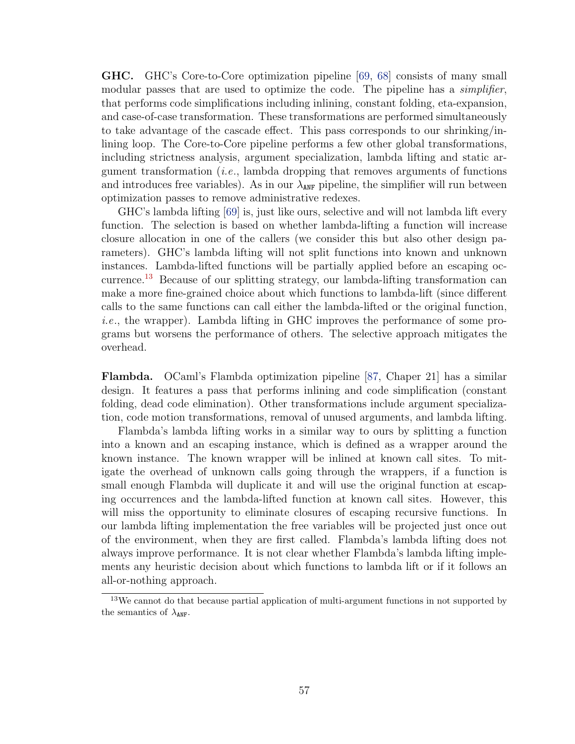**GHC.** GHC's Core-to-Core optimization pipeline [69, 68] consists of many small modular passes that are used to optimize the code. The pipeline has a *simplifier*, that performs code simplifications including inlining, constant folding, eta-expansion, and case-of-case transformation. These transformations are performed simultaneously to take advantage of the cascade effect. This pass corresponds to our shrinking/inlining loop. The Core-to-Core pipeline performs a few other global transformations, including strictness analysis, argument specialization, lambda lifting and static argument transformation (*i.e.*, lambda dropping that removes arguments of functions and introduces free variables). As in our $\lambda_{\texttt{ANF}}$ pipeline, the simplifier will run between optimization passes to remove administrative redexes.

GHC's lambda lifting [69] is, just like ours, selective and will not lambda lift every function. The selection is based on whether lambda-lifting a function will increase closure allocation in one of the callers (we consider this but also other design parameters). GHC's lambda lifting will not split functions into known and unknown instances. Lambda-lifted functions will be partially applied before an escaping occurrence.[13] Because of our splitting strategy, our lambda-lifting transformation can make a more fine-grained choice about which functions to lambda-lift (since different calls to the same functions can call either the lambda-lifted or the original function, *i.e.*, the wrapper). Lambda lifting in GHC improves the performance of some programs but worsens the performance of others. The selective approach mitigates the overhead.

**Flambda.** OCaml's Flambda optimization pipeline [87, Chaper 21] has a similar design. It features a pass that performs inlining and code simplification (constant folding, dead code elimination). Other transformations include argument specialization, code motion transformations, removal of unused arguments, and lambda lifting.

Flambda's lambda lifting works in a similar way to ours by splitting a function into a known and an escaping instance, which is defined as a wrapper around the known instance. The known wrapper will be inlined at known call sites. To mitigate the overhead of unknown calls going through the wrappers, if a function is small enough Flambda will duplicate it and will use the original function at escaping occurrences and the lambda-lifted function at known call sites. However, this will miss the opportunity to eliminate closures of escaping recursive functions. In our lambda lifting implementation the free variables will be projected just once out of the environment, when they are first called. Flambda's lambda lifting does not always improve performance. It is not clear whether Flambda's lambda lifting implements any heuristic decision about which functions to lambda lift or if it follows an all-or-nothing approach.

[13] We cannot do that because partial application of multi-argument functions in not supported by the semantics of $\lambda_{\texttt{ANF}}$.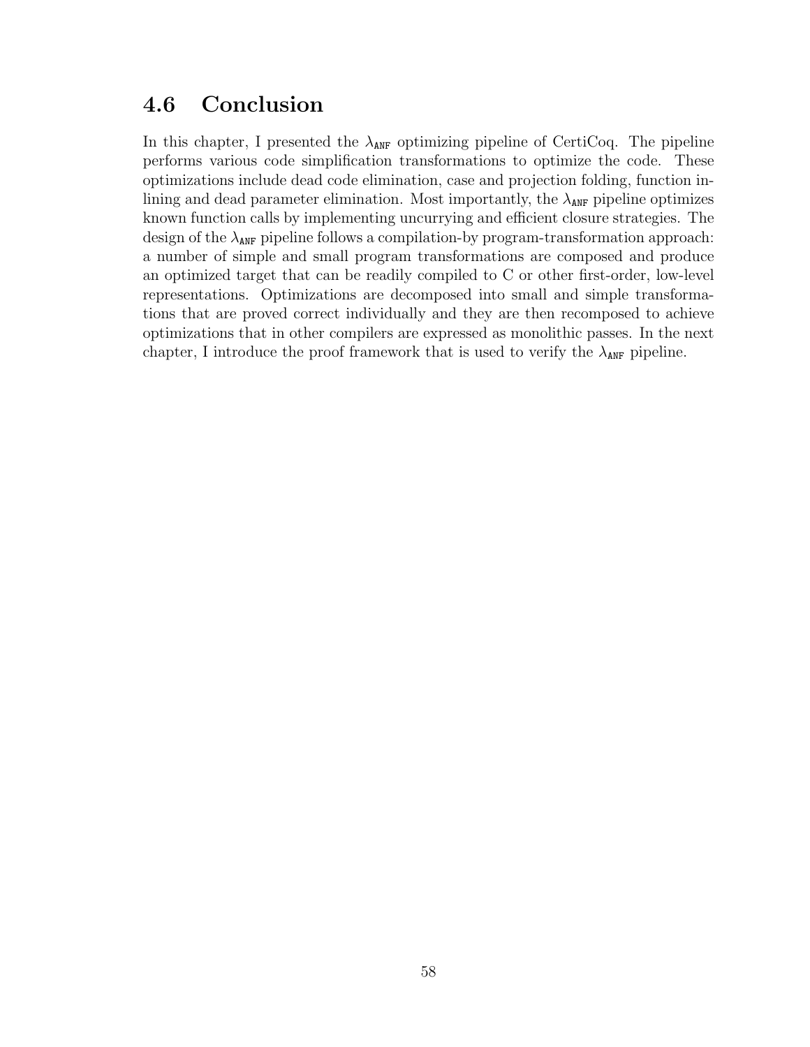## 4.6 Conclusion

In this chapter, I presented the $\lambda_{\texttt{ANF}}$ optimizing pipeline of CertiCoq. The pipeline performs various code simplification transformations to optimize the code. These optimizations include dead code elimination, case and projection folding, function inlining and dead parameter elimination. Most importantly, the $\lambda_{\texttt{ANF}}$ pipeline optimizes known function calls by implementing uncurrying and efficient closure strategies. The design of the $\lambda_{\texttt{ANF}}$ pipeline follows a compilation-by program-transformation approach: a number of simple and small program transformations are composed and produce an optimized target that can be readily compiled to C or other first-order, low-level representations. Optimizations are decomposed into small and simple transformations that are proved correct individually and they are then recomposed to achieve optimizations that in other compilers are expressed as monolithic passes. In the next chapter, I introduce the proof framework that is used to verify the $\lambda_{\texttt{ANF}}$ pipeline.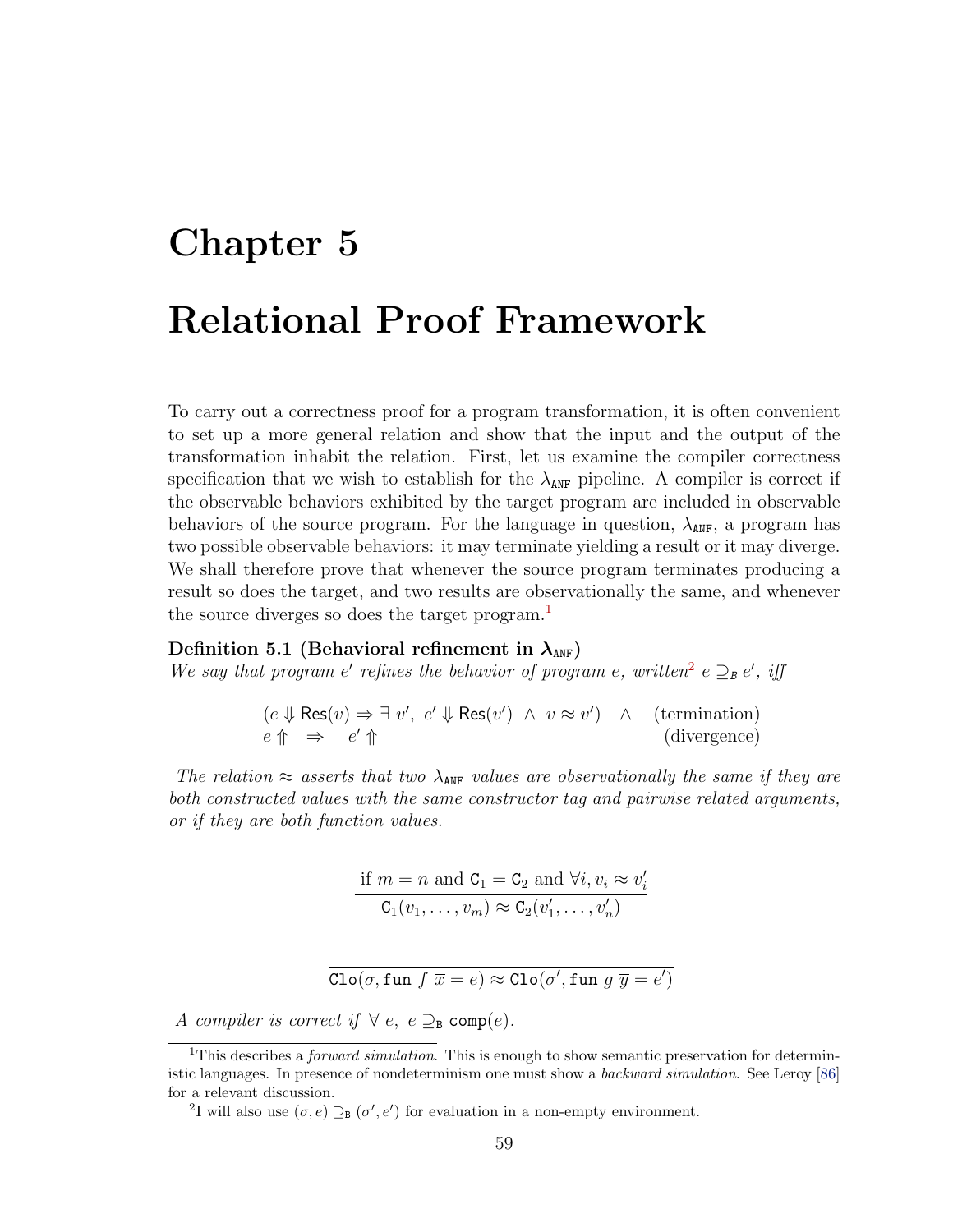# Chapter 5

# Relational Proof Framework

To carry out a correctness proof for a program transformation, it is often convenient to set up a more general relation and show that the input and the output of the transformation inhabit the relation. First, let us examine the compiler correctness specification that we wish to establish for the $\lambda_{\texttt{ANF}}$ pipeline. A compiler is correct if the observable behaviors exhibited by the target program are included in observable behaviors of the source program. For the language in question, $\lambda_{\texttt{ANF}}$, a program has two possible observable behaviors: it may terminate yielding a result or it may diverge. We shall therefore prove that whenever the source program terminates producing a result so does the target, and two results are observationally the same, and whenever the source diverges so does the target program.[1]

**Definition 5.1 (Behavioral refinement in $\boldsymbol{\lambda_{\texttt{ANF}}}$)**
*We say that program $e'$ refines the behavior of program $e$, written*[2] $e \supseteq_{B} e'$, *iff*

$$
\begin{array}{ll}
(e \Downarrow \mathsf{Res}(v) \Rightarrow \exists\ v',\ e' \Downarrow \mathsf{Res}(v')\ \wedge\ v \approx v') \quad \wedge & \text{(termination)} \\
e \Uparrow \quad \Rightarrow \quad e' \Uparrow & \text{(divergence)}
\end{array}
$$

*The relation $\approx$ asserts that two $\lambda_{\texttt{ANF}}$ values are observationally the same if they are both constructed values with the same constructor tag and pairwise related arguments, or if they are both function values.*

$$
\frac{\text{if } m = n \text{ and } \mathtt{C}_1 = \mathtt{C}_2 \text{ and } \forall i, v_i \approx v'_i}{\mathtt{C}_1(v_1, \ldots, v_m) \approx \mathtt{C}_2(v'_1, \ldots, v'_n)}
$$

$$
\frac{}{\mathtt{Clo}(\sigma, \mathtt{fun}\ f\ \overline{x} = e) \approx \mathtt{Clo}(\sigma', \mathtt{fun}\ g\ \overline{y} = e')}
$$

*A compiler is correct if* $\forall\ e,\ e \supseteq_{\mathtt{B}} \mathtt{comp}(e)$.

---

[1] This describes a *forward simulation*. This is enough to show semantic preservation for deterministic languages. In presence of nondeterminism one must show a *backward simulation*. See Leroy [86] for a relevant discussion.

[2] I will also use $(\sigma, e) \supseteq_{\mathtt{B}} (\sigma', e')$ for evaluation in a non-empty environment.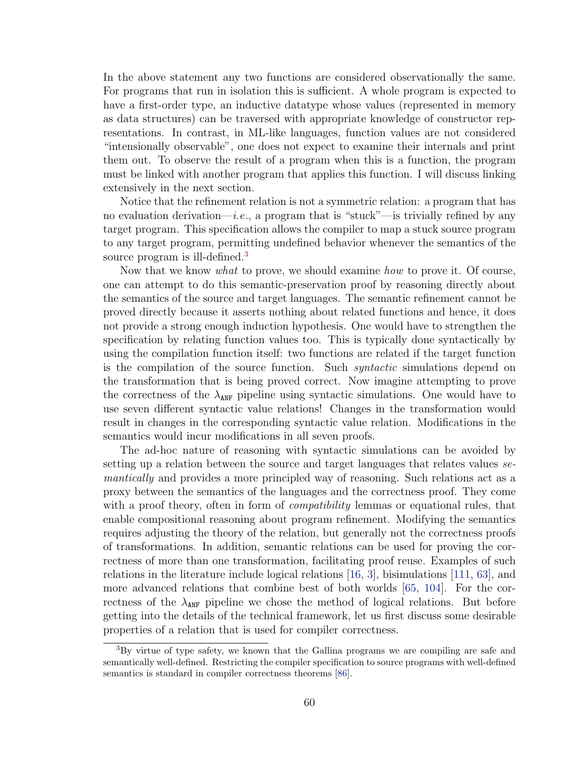In the above statement any two functions are considered observationally the same. For programs that run in isolation this is sufficient. A whole program is expected to have a first-order type, an inductive datatype whose values (represented in memory as data structures) can be traversed with appropriate knowledge of constructor representations. In contrast, in ML-like languages, function values are not considered "intensionally observable", one does not expect to examine their internals and print them out. To observe the result of a program when this is a function, the program must be linked with another program that applies this function. I will discuss linking extensively in the next section.

Notice that the refinement relation is not a symmetric relation: a program that has no evaluation derivation—*i.e.*, a program that is "stuck"—is trivially refined by any target program. This specification allows the compiler to map a stuck source program to any target program, permitting undefined behavior whenever the semantics of the source program is ill-defined.[3]

Now that we know *what* to prove, we should examine *how* to prove it. Of course, one can attempt to do this semantic-preservation proof by reasoning directly about the semantics of the source and target languages. The semantic refinement cannot be proved directly because it asserts nothing about related functions and hence, it does not provide a strong enough induction hypothesis. One would have to strengthen the specification by relating function values too. This is typically done syntactically by using the compilation function itself: two functions are related if the target function is the compilation of the source function. Such *syntactic* simulations depend on the transformation that is being proved correct. Now imagine attempting to prove the correctness of the $\lambda_{\texttt{ANF}}$ pipeline using syntactic simulations. One would have to use seven different syntactic value relations! Changes in the transformation would result in changes in the corresponding syntactic value relation. Modifications in the semantics would incur modifications in all seven proofs.

The ad-hoc nature of reasoning with syntactic simulations can be avoided by setting up a relation between the source and target languages that relates values *semantically* and provides a more principled way of reasoning. Such relations act as a proxy between the semantics of the languages and the correctness proof. They come with a proof theory, often in form of *compatibility* lemmas or equational rules, that enable compositional reasoning about program refinement. Modifying the semantics requires adjusting the theory of the relation, but generally not the correctness proofs of transformations. In addition, semantic relations can be used for proving the correctness of more than one transformation, facilitating proof reuse. Examples of such relations in the literature include logical relations [16, 3], bisimulations [111, 63], and more advanced relations that combine best of both worlds [65, 104]. For the correctness of the $\lambda_{\texttt{ANF}}$ pipeline we chose the method of logical relations. But before getting into the details of the technical framework, let us first discuss some desirable properties of a relation that is used for compiler correctness.

[3] By virtue of type safety, we known that the Gallina programs we are compiling are safe and semantically well-defined. Restricting the compiler specification to source programs with well-defined semantics is standard in compiler correctness theorems [86].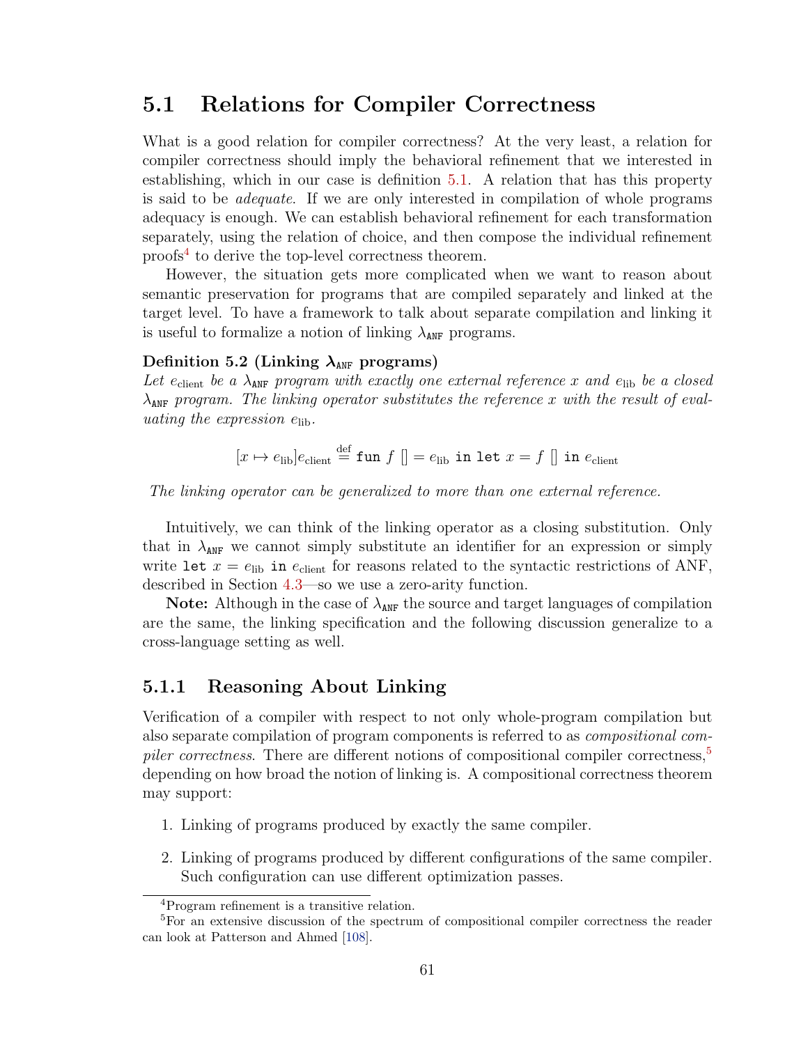## 5.1 Relations for Compiler Correctness

What is a good relation for compiler correctness? At the very least, a relation for compiler correctness should imply the behavioral refinement that we interested in establishing, which in our case is definition 5.1. A relation that has this property is said to be *adequate*. If we are only interested in compilation of whole programs adequacy is enough. We can establish behavioral refinement for each transformation separately, using the relation of choice, and then compose the individual refinement proofs[4] to derive the top-level correctness theorem.

However, the situation gets more complicated when we want to reason about semantic preservation for programs that are compiled separately and linked at the target level. To have a framework to talk about separate compilation and linking it is useful to formalize a notion of linking $\lambda_{\texttt{ANF}}$ programs.

**Definition 5.2 (Linking $\boldsymbol{\lambda_{\texttt{ANF}}}$ programs)**
*Let $e_{\text{client}}$ be a $\lambda_{\texttt{ANF}}$ program with exactly one external reference $x$ and $e_{\text{lib}}$ be a closed $\lambda_{\texttt{ANF}}$ program. The linking operator substitutes the reference $x$ with the result of evaluating the expression $e_{\text{lib}}$.*

$$[x \mapsto e_{\text{lib}}]e_{\text{client}} \stackrel{\text{def}}{=} \texttt{fun}\ f\ [] = e_{\text{lib}}\ \texttt{in let}\ x = f\ []\ \texttt{in}\ e_{\text{client}}$$

*The linking operator can be generalized to more than one external reference.*

Intuitively, we can think of the linking operator as a closing substitution. Only that in $\lambda_{\texttt{ANF}}$ we cannot simply substitute an identifier for an expression or simply write `let` $x = e_{\text{lib}}$ `in` $e_{\text{client}}$ for reasons related to the syntactic restrictions of ANF, described in Section 4.3—so we use a zero-arity function.

**Note:** Although in the case of $\lambda_{\texttt{ANF}}$ the source and target languages of compilation are the same, the linking specification and the following discussion generalize to a cross-language setting as well.

### 5.1.1 Reasoning About Linking

Verification of a compiler with respect to not only whole-program compilation but also separate compilation of program components is referred to as *compositional compiler correctness*. There are different notions of compositional compiler correctness,[5] depending on how broad the notion of linking is. A compositional correctness theorem may support:

1. Linking of programs produced by exactly the same compiler.
2. Linking of programs produced by different configurations of the same compiler. Such configuration can use different optimization passes.

[4] Program refinement is a transitive relation.

[5] For an extensive discussion of the spectrum of compositional compiler correctness the reader can look at Patterson and Ahmed [108].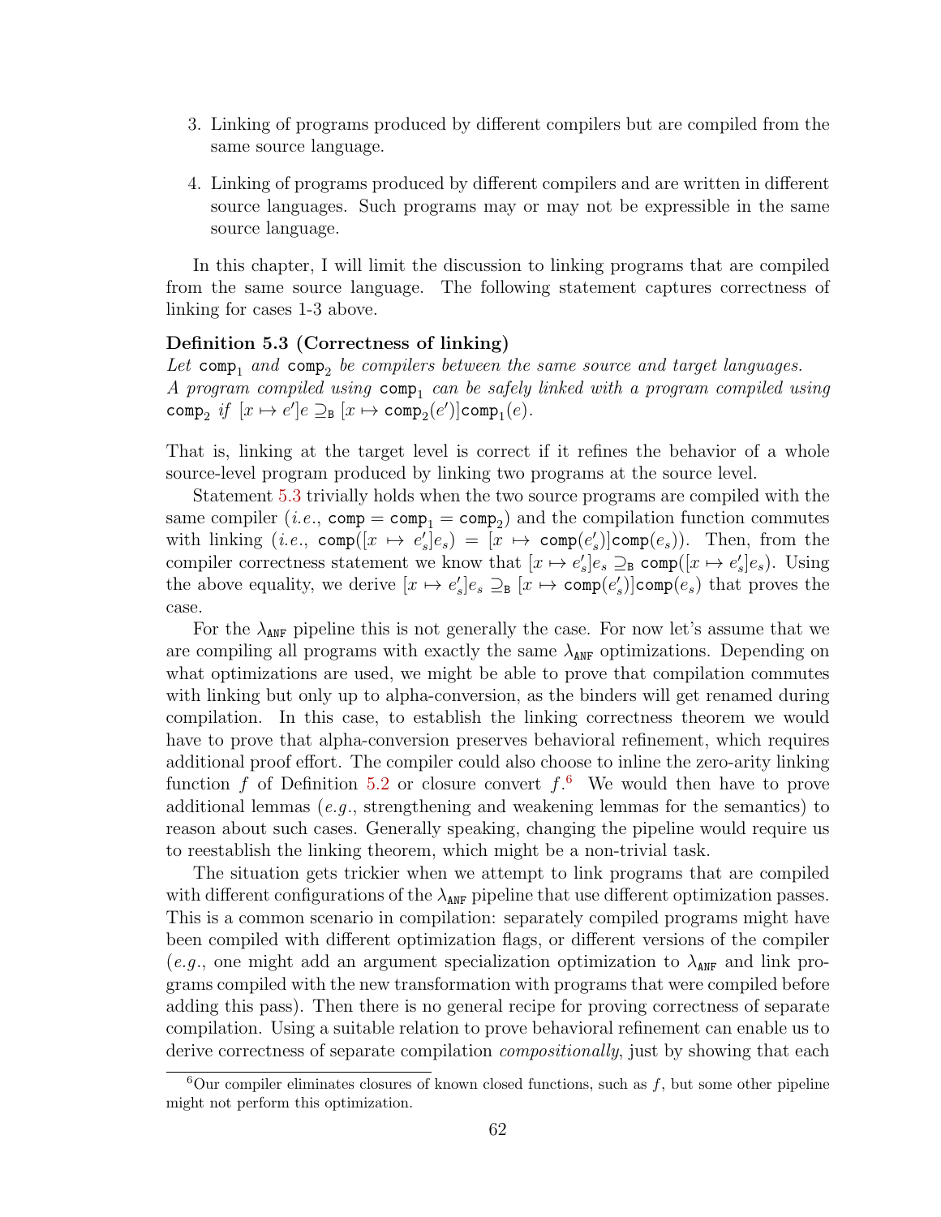3. Linking of programs produced by different compilers but are compiled from the same source language.

4. Linking of programs produced by different compilers and are written in different source languages. Such programs may or may not be expressible in the same source language.

In this chapter, I will limit the discussion to linking programs that are compiled from the same source language. The following statement captures correctness of linking for cases 1-3 above.

**Definition 5.3 (Correctness of linking)**
*Let* $\texttt{comp}_1$ *and* $\texttt{comp}_2$ *be compilers between the same source and target languages. A program compiled using* $\texttt{comp}_1$ *can be safely linked with a program compiled using* $\texttt{comp}_2$ *if* $[x \mapsto e']e \supseteq_{\texttt{B}} [x \mapsto \texttt{comp}_2(e')]\texttt{comp}_1(e)$.

That is, linking at the target level is correct if it refines the behavior of a whole source-level program produced by linking two programs at the source level.

Statement 5.3 trivially holds when the two source programs are compiled with the same compiler (*i.e.*, $\texttt{comp} = \texttt{comp}_1 = \texttt{comp}_2$) and the compilation function commutes with linking (*i.e.*, $\texttt{comp}([x \mapsto e_s']e_s) = [x \mapsto \texttt{comp}(e_s')]\texttt{comp}(e_s)$). Then, from the compiler correctness statement we know that $[x \mapsto e_s']e_s \supseteq_{\texttt{B}} \texttt{comp}([x \mapsto e_s']e_s)$. Using the above equality, we derive $[x \mapsto e_s']e_s \supseteq_{\texttt{B}} [x \mapsto \texttt{comp}(e_s')]\texttt{comp}(e_s)$ that proves the case.

For the $\lambda_{\texttt{ANF}}$ pipeline this is not generally the case. For now let's assume that we are compiling all programs with exactly the same $\lambda_{\texttt{ANF}}$ optimizations. Depending on what optimizations are used, we might be able to prove that compilation commutes with linking but only up to alpha-conversion, as the binders will get renamed during compilation. In this case, to establish the linking correctness theorem we would have to prove that alpha-conversion preserves behavioral refinement, which requires additional proof effort. The compiler could also choose to inline the zero-arity linking function $f$ of Definition 5.2 or closure convert $f$.[6] We would then have to prove additional lemmas (*e.g.*, strengthening and weakening lemmas for the semantics) to reason about such cases. Generally speaking, changing the pipeline would require us to reestablish the linking theorem, which might be a non-trivial task.

The situation gets trickier when we attempt to link programs that are compiled with different configurations of the $\lambda_{\texttt{ANF}}$ pipeline that use different optimization passes. This is a common scenario in compilation: separately compiled programs might have been compiled with different optimization flags, or different versions of the compiler (*e.g.*, one might add an argument specialization optimization to $\lambda_{\texttt{ANF}}$ and link programs compiled with the new transformation with programs that were compiled before adding this pass). Then there is no general recipe for proving correctness of separate compilation. Using a suitable relation to prove behavioral refinement can enable us to derive correctness of separate compilation *compositionally*, just by showing that each

[6] Our compiler eliminates closures of known closed functions, such as $f$, but some other pipeline might not perform this optimization.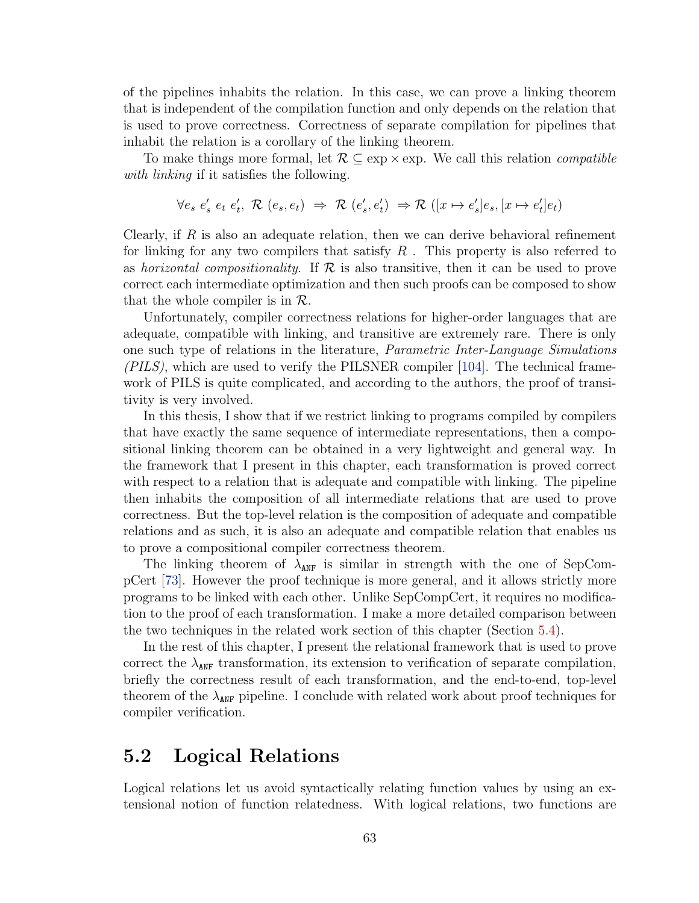of the pipelines inhabits the relation. In this case, we can prove a linking theorem that is independent of the compilation function and only depends on the relation that is used to prove correctness. Correctness of separate compilation for pipelines that inhabit the relation is a corollary of the linking theorem.

To make things more formal, let $\mathcal{R} \subseteq \exp \times \exp$. We call this relation *compatible with linking* if it satisfies the following.

$$\forall e_s\ e'_s\ e_t\ e'_t,\ \mathcal{R}\ (e_s, e_t)\ \Rightarrow\ \mathcal{R}\ (e'_s, e'_t)\ \Rightarrow \mathcal{R}\ ([x \mapsto e'_s]e_s, [x \mapsto e'_t]e_t)$$

Clearly, if $R$ is also an adequate relation, then we can derive behavioral refinement for linking for any two compilers that satisfy $R$ . This property is also referred to as *horizontal compositionality*. If $\mathcal{R}$ is also transitive, then it can be used to prove correct each intermediate optimization and then such proofs can be composed to show that the whole compiler is in $\mathcal{R}$.

Unfortunately, compiler correctness relations for higher-order languages that are adequate, compatible with linking, and transitive are extremely rare. There is only one such type of relations in the literature, *Parametric Inter-Language Simulations (PILS)*, which are used to verify the PILSNER compiler [104]. The technical framework of PILS is quite complicated, and according to the authors, the proof of transitivity is very involved.

In this thesis, I show that if we restrict linking to programs compiled by compilers that have exactly the same sequence of intermediate representations, then a compositional linking theorem can be obtained in a very lightweight and general way. In the framework that I present in this chapter, each transformation is proved correct with respect to a relation that is adequate and compatible with linking. The pipeline then inhabits the composition of all intermediate relations that are used to prove correctness. But the top-level relation is the composition of adequate and compatible relations and as such, it is also an adequate and compatible relation that enables us to prove a compositional compiler correctness theorem.

The linking theorem of $\lambda_{\texttt{ANF}}$ is similar in strength with the one of SepCompCert [73]. However the proof technique is more general, and it allows strictly more programs to be linked with each other. Unlike SepCompCert, it requires no modification to the proof of each transformation. I make a more detailed comparison between the two techniques in the related work section of this chapter (Section 5.4).

In the rest of this chapter, I present the relational framework that is used to prove correct the $\lambda_{\texttt{ANF}}$ transformation, its extension to verification of separate compilation, briefly the correctness result of each transformation, and the end-to-end, top-level theorem of the $\lambda_{\texttt{ANF}}$ pipeline. I conclude with related work about proof techniques for compiler verification.

## 5.2 Logical Relations

Logical relations let us avoid syntactically relating function values by using an extensional notion of function relatedness. With logical relations, two functions are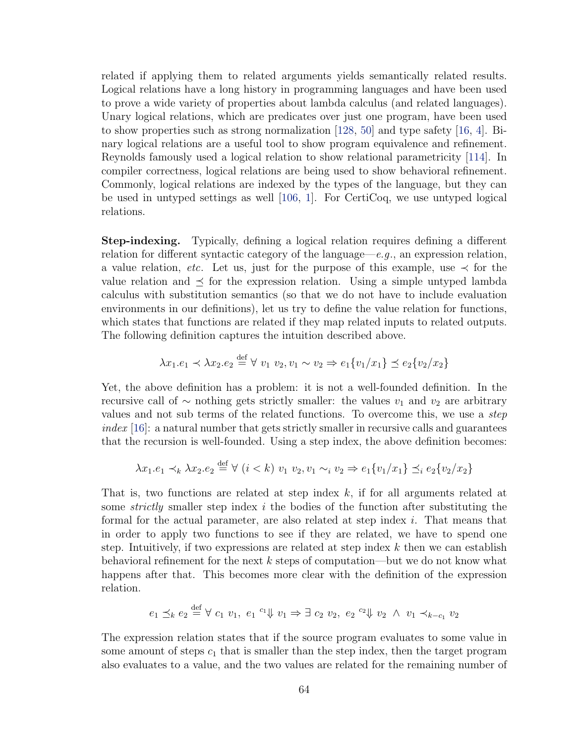related if applying them to related arguments yields semantically related results. Logical relations have a long history in programming languages and have been used to prove a wide variety of properties about lambda calculus (and related languages). Unary logical relations, which are predicates over just one program, have been used to show properties such as strong normalization [128, 50] and type safety [16, 4]. Binary logical relations are a useful tool to show program equivalence and refinement. Reynolds famously used a logical relation to show relational parametricity [114]. In compiler correctness, logical relations are being used to show behavioral refinement. Commonly, logical relations are indexed by the types of the language, but they can be used in untyped settings as well [106, 1]. For CertiCoq, we use untyped logical relations.

**Step-indexing.** Typically, defining a logical relation requires defining a different relation for different syntactic category of the language—*e.g.*, an expression relation, a value relation, *etc.* Let us, just for the purpose of this example, use $\prec$ for the value relation and $\preceq$ for the expression relation. Using a simple untyped lambda calculus with substitution semantics (so that we do not have to include evaluation environments in our definitions), let us try to define the value relation for functions, which states that functions are related if they map related inputs to related outputs. The following definition captures the intuition described above.

$$\lambda x_1.e_1 \prec \lambda x_2.e_2 \stackrel{\text{def}}{=} \forall\ v_1\ v_2, v_1 \sim v_2 \Rightarrow e_1\{v_1/x_1\} \preceq e_2\{v_2/x_2\}$$

Yet, the above definition has a problem: it is not a well-founded definition. In the recursive call of $\sim$ nothing gets strictly smaller: the values $v_1$ and $v_2$ are arbitrary values and not sub terms of the related functions. To overcome this, we use a *step index* [16]: a natural number that gets strictly smaller in recursive calls and guarantees that the recursion is well-founded. Using a step index, the above definition becomes:

$$\lambda x_1.e_1 \prec_k \lambda x_2.e_2 \stackrel{\text{def}}{=} \forall\ (i < k)\ v_1\ v_2, v_1 \sim_i v_2 \Rightarrow e_1\{v_1/x_1\} \preceq_i e_2\{v_2/x_2\}$$

That is, two functions are related at step index $k$, if for all arguments related at some *strictly* smaller step index $i$ the bodies of the function after substituting the formal for the actual parameter, are also related at step index $i$. That means that in order to apply two functions to see if they are related, we have to spend one step. Intuitively, if two expressions are related at step index $k$ then we can establish behavioral refinement for the next $k$ steps of computation—but we do not know what happens after that. This becomes more clear with the definition of the expression relation.

$$e_1 \preceq_k e_2 \stackrel{\text{def}}{=} \forall\ c_1\ v_1,\ e_1\ {}^{c_1}\!\Downarrow v_1 \Rightarrow \exists\ c_2\ v_2,\ e_2\ {}^{c_2}\!\Downarrow v_2\ \wedge\ v_1 \prec_{k-c_1} v_2$$

The expression relation states that if the source program evaluates to some value in some amount of steps $c_1$ that is smaller than the step index, then the target program also evaluates to a value, and the two values are related for the remaining number of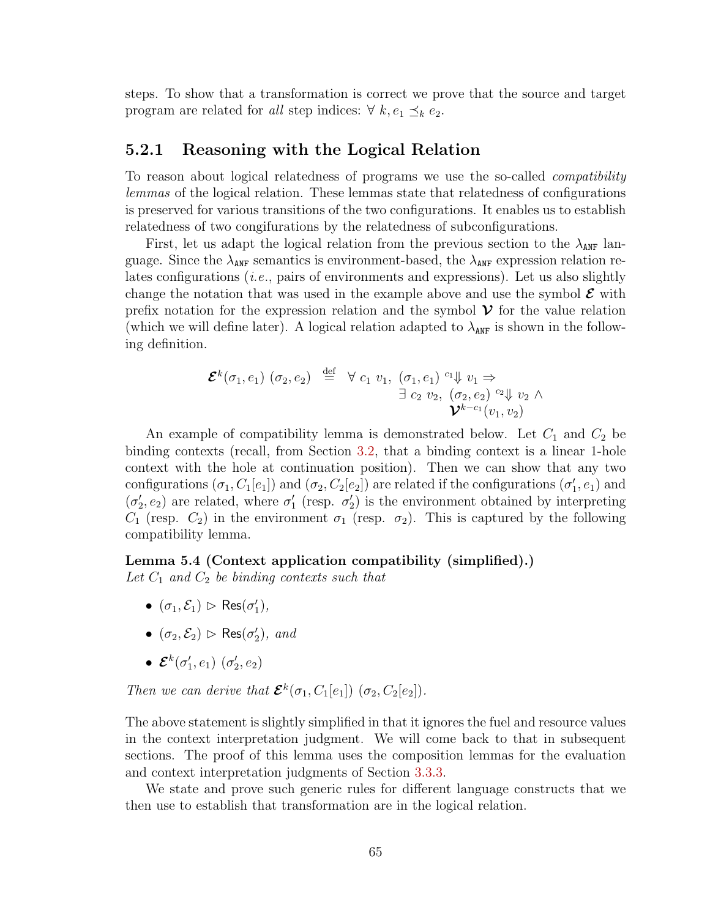steps. To show that a transformation is correct we prove that the source and target program are related for *all* step indices: $\forall\ k, e_1 \preceq_k e_2$.

### 5.2.1 Reasoning with the Logical Relation

To reason about logical relatedness of programs we use the so-called *compatibility lemmas* of the logical relation. These lemmas state that relatedness of configurations is preserved for various transitions of the two configurations. It enables us to establish relatedness of two congifurations by the relatedness of subconfigurations.

First, let us adapt the logical relation from the previous section to the $\lambda_{\texttt{ANF}}$ language. Since the $\lambda_{\texttt{ANF}}$ semantics is environment-based, the $\lambda_{\texttt{ANF}}$ expression relation relates configurations (*i.e.*, pairs of environments and expressions). Let us also slightly change the notation that was used in the example above and use the symbol $\boldsymbol{\mathcal{E}}$ with prefix notation for the expression relation and the symbol $\boldsymbol{\mathcal{V}}$ for the value relation (which we will define later). A logical relation adapted to $\lambda_{\texttt{ANF}}$ is shown in the following definition.

$$\begin{aligned}\boldsymbol{\mathcal{E}}^k(\sigma_1, e_1)\ (\sigma_2, e_2) \ \stackrel{\text{def}}{=}\ \ \forall\ c_1\ v_1,\ (\sigma_1, e_1)\ {}^{c_1}\!\Downarrow v_1 \Rightarrow & \\ \exists\ c_2\ v_2,\ (\sigma_2, e_2)\ {}^{c_2}\!\Downarrow v_2\ \wedge & \\ \boldsymbol{\mathcal{V}}^{k-c_1}(v_1, v_2) &\end{aligned}$$

An example of compatibility lemma is demonstrated below. Let $C_1$ and $C_2$ be binding contexts (recall, from Section 3.2, that a binding context is a linear 1-hole context with the hole at continuation position). Then we can show that any two configurations $(\sigma_1, C_1[e_1])$ and $(\sigma_2, C_2[e_2])$ are related if the configurations $(\sigma_1', e_1)$ and $(\sigma_2', e_2)$ are related, where $\sigma_1'$ (resp. $\sigma_2'$) is the environment obtained by interpreting $C_1$ (resp. $C_2$) in the environment $\sigma_1$ (resp. $\sigma_2$). This is captured by the following compatibility lemma.

**Lemma 5.4 (Context application compatibility (simplified).)**
*Let $C_1$ and $C_2$ be binding contexts such that*

- $(\sigma_1, \mathcal{E}_1) \triangleright \mathsf{Res}(\sigma_1')$,
- $(\sigma_2, \mathcal{E}_2) \triangleright \mathsf{Res}(\sigma_2')$, *and*
- $\boldsymbol{\mathcal{E}}^k(\sigma_1', e_1)\ (\sigma_2', e_2)$

*Then we can derive that* $\boldsymbol{\mathcal{E}}^k(\sigma_1, C_1[e_1])\ (\sigma_2, C_2[e_2])$.

The above statement is slightly simplified in that it ignores the fuel and resource values in the context interpretation judgment. We will come back to that in subsequent sections. The proof of this lemma uses the composition lemmas for the evaluation and context interpretation judgments of Section 3.3.3.

We state and prove such generic rules for different language constructs that we then use to establish that transformation are in the logical relation.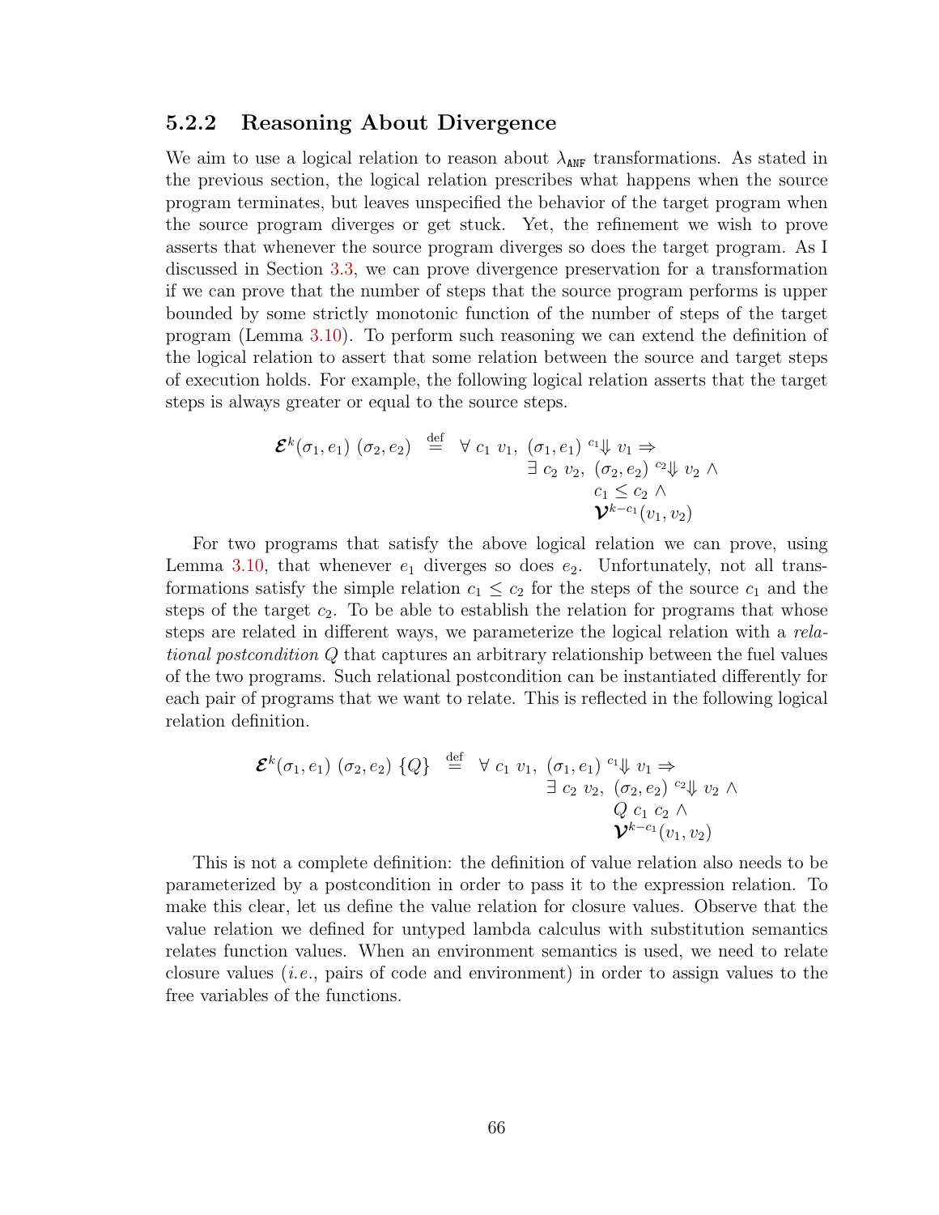### 5.2.2 Reasoning About Divergence

We aim to use a logical relation to reason about $\lambda_{\texttt{ANF}}$ transformations. As stated in the previous section, the logical relation prescribes what happens when the source program terminates, but leaves unspecified the behavior of the target program when the source program diverges or get stuck. Yet, the refinement we wish to prove asserts that whenever the source program diverges so does the target program. As I discussed in Section 3.3, we can prove divergence preservation for a transformation if we can prove that the number of steps that the source program performs is upper bounded by some strictly monotonic function of the number of steps of the target program (Lemma 3.10). To perform such reasoning we can extend the definition of the logical relation to assert that some relation between the source and target steps of execution holds. For example, the following logical relation asserts that the target steps is always greater or equal to the source steps.

$$
\begin{aligned}
\boldsymbol{\mathcal{E}}^k(\sigma_1, e_1)\ (\sigma_2, e_2) \ \stackrel{\text{def}}{=}\ & \forall\ c_1\ v_1,\ (\sigma_1, e_1)\ {}^{c_1}\!\Downarrow\ v_1 \Rightarrow \\
& \quad \exists\ c_2\ v_2,\ (\sigma_2, e_2)\ {}^{c_2}\!\Downarrow\ v_2\ \wedge \\
& \quad\quad c_1 \leq c_2\ \wedge \\
& \quad\quad \boldsymbol{\mathcal{V}}^{k-c_1}(v_1, v_2)
\end{aligned}
$$

For two programs that satisfy the above logical relation we can prove, using Lemma 3.10, that whenever $e_1$ diverges so does $e_2$. Unfortunately, not all transformations satisfy the simple relation $c_1 \leq c_2$ for the steps of the source $c_1$ and the steps of the target $c_2$. To be able to establish the relation for programs that whose steps are related in different ways, we parameterize the logical relation with a *relational postcondition* $Q$ that captures an arbitrary relationship between the fuel values of the two programs. Such relational postcondition can be instantiated differently for each pair of programs that we want to relate. This is reflected in the following logical relation definition.

$$
\begin{aligned}
\boldsymbol{\mathcal{E}}^k(\sigma_1, e_1)\ (\sigma_2, e_2)\ \{Q\} \ \stackrel{\text{def}}{=}\ & \forall\ c_1\ v_1,\ (\sigma_1, e_1)\ {}^{c_1}\!\Downarrow\ v_1 \Rightarrow \\
& \quad \exists\ c_2\ v_2,\ (\sigma_2, e_2)\ {}^{c_2}\!\Downarrow\ v_2\ \wedge \\
& \quad\quad Q\ c_1\ c_2\ \wedge \\
& \quad\quad \boldsymbol{\mathcal{V}}^{k-c_1}(v_1, v_2)
\end{aligned}
$$

This is not a complete definition: the definition of value relation also needs to be parameterized by a postcondition in order to pass it to the expression relation. To make this clear, let us define the value relation for closure values. Observe that the value relation we defined for untyped lambda calculus with substitution semantics relates function values. When an environment semantics is used, we need to relate closure values (*i.e.*, pairs of code and environment) in order to assign values to the free variables of the functions.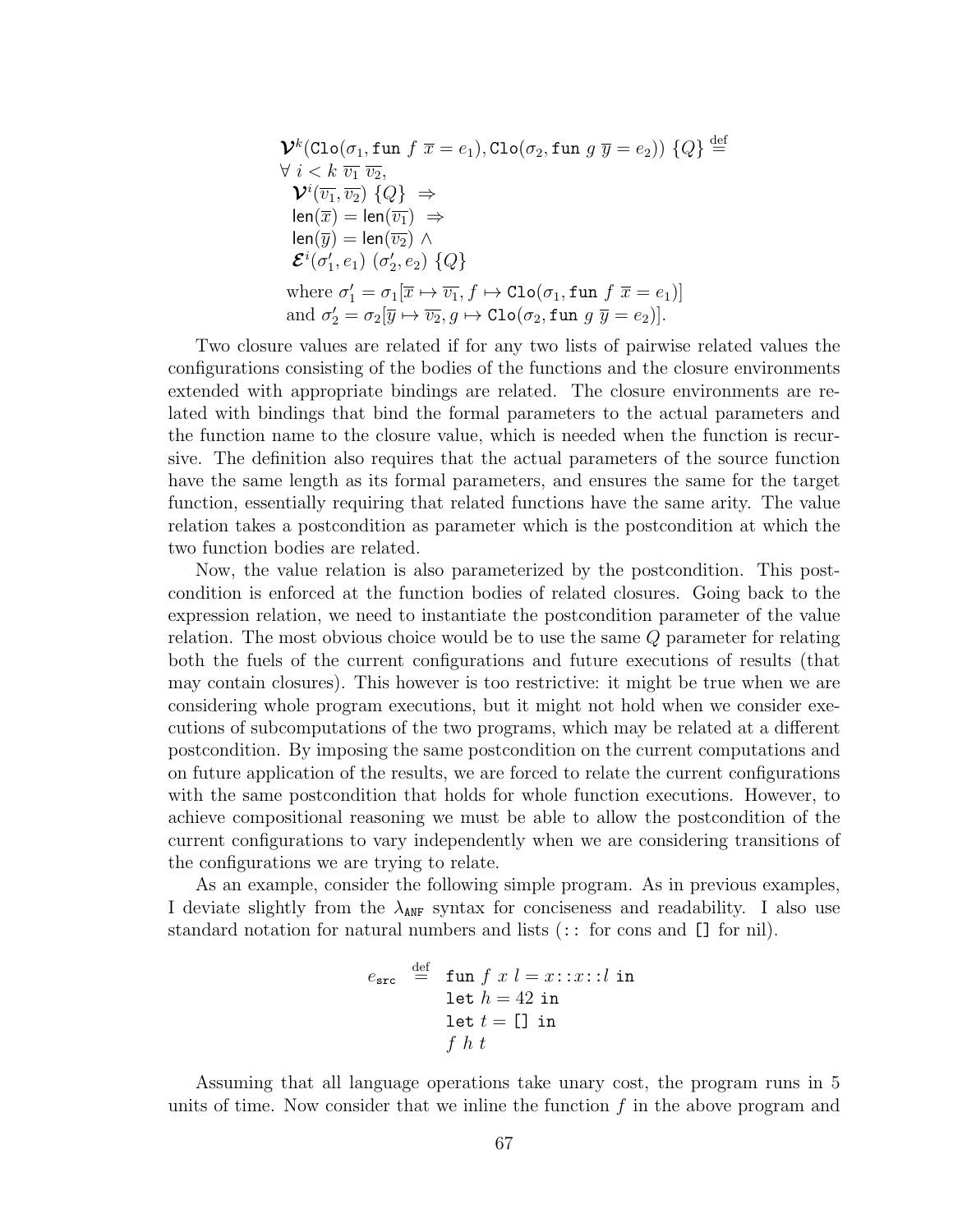$$
\begin{aligned}
&\boldsymbol{\mathcal{V}}^k(\texttt{Clo}(\sigma_1, \texttt{fun}\ f\ \overline{x} = e_1), \texttt{Clo}(\sigma_2, \texttt{fun}\ g\ \overline{y} = e_2))\ \{Q\} \stackrel{\text{def}}{=} \\
&\forall\ i < k\ \overline{v_1}\ \overline{v_2}, \\
&\quad \boldsymbol{\mathcal{V}}^i(\overline{v_1}, \overline{v_2})\ \{Q\}\ \Rightarrow \\
&\quad \mathsf{len}(\overline{x}) = \mathsf{len}(\overline{v_1})\ \Rightarrow \\
&\quad \mathsf{len}(\overline{y}) = \mathsf{len}(\overline{v_2})\ \wedge \\
&\quad \boldsymbol{\mathcal{E}}^i(\sigma_1', e_1)\ (\sigma_2', e_2)\ \{Q\} \\
&\quad \text{where } \sigma_1' = \sigma_1[\overline{x} \mapsto \overline{v_1}, f \mapsto \texttt{Clo}(\sigma_1, \texttt{fun}\ f\ \overline{x} = e_1)] \\
&\quad \text{and } \sigma_2' = \sigma_2[\overline{y} \mapsto \overline{v_2}, g \mapsto \texttt{Clo}(\sigma_2, \texttt{fun}\ g\ \overline{y} = e_2)].
\end{aligned}
$$

Two closure values are related if for any two lists of pairwise related values the configurations consisting of the bodies of the functions and the closure environments extended with appropriate bindings are related. The closure environments are related with bindings that bind the formal parameters to the actual parameters and the function name to the closure value, which is needed when the function is recursive. The definition also requires that the actual parameters of the source function have the same length as its formal parameters, and ensures the same for the target function, essentially requiring that related functions have the same arity. The value relation takes a postcondition as parameter which is the postcondition at which the two function bodies are related.

Now, the value relation is also parameterized by the postcondition. This postcondition is enforced at the function bodies of related closures. Going back to the expression relation, we need to instantiate the postcondition parameter of the value relation. The most obvious choice would be to use the same $Q$ parameter for relating both the fuels of the current configurations and future executions of results (that may contain closures). This however is too restrictive: it might be true when we are considering whole program executions, but it might not hold when we consider executions of subcomputations of the two programs, which may be related at a different postcondition. By imposing the same postcondition on the current computations and on future application of the results, we are forced to relate the current configurations with the same postcondition that holds for whole function executions. However, to achieve compositional reasoning we must be able to allow the postcondition of the current configurations to vary independently when we are considering transitions of the configurations we are trying to relate.

As an example, consider the following simple program. As in previous examples, I deviate slightly from the $\lambda_{\texttt{ANF}}$ syntax for conciseness and readability. I also use standard notation for natural numbers and lists ($::$ for cons and `[]` for nil).

$$
\begin{aligned}
e_{\texttt{src}} \stackrel{\text{def}}{=}\ & \texttt{fun}\ f\ x\ l = x :: x :: l\ \texttt{in} \\
& \texttt{let}\ h = 42\ \texttt{in} \\
& \texttt{let}\ t = \texttt{[]}\ \texttt{in} \\
& f\ h\ t
\end{aligned}
$$

Assuming that all language operations take unary cost, the program runs in 5 units of time. Now consider that we inline the function $f$ in the above program and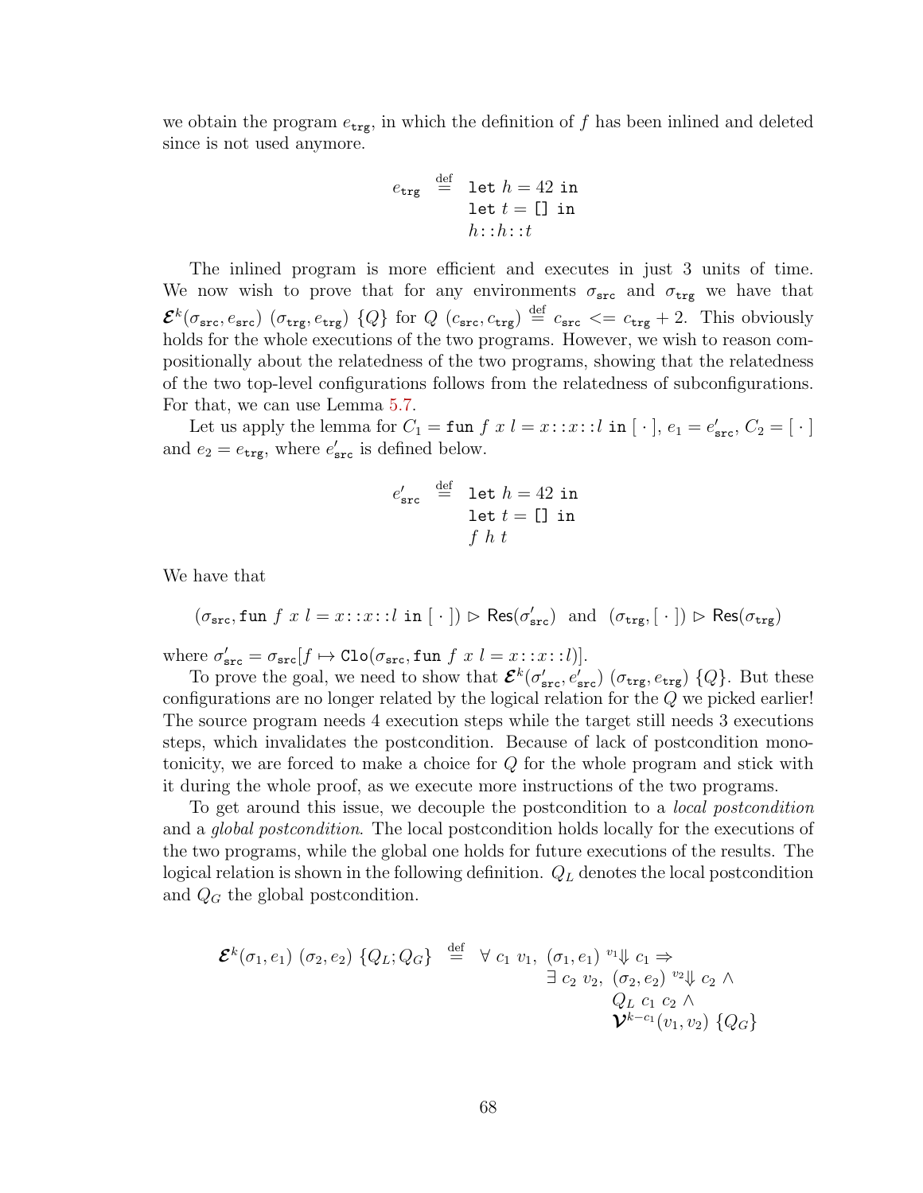we obtain the program $e_{\texttt{trg}}$, in which the definition of $f$ has been inlined and deleted since is not used anymore.

$$e_{\texttt{trg}} \stackrel{\text{def}}{=} \begin{array}{l} \texttt{let } h = 42 \texttt{ in} \\ \texttt{let } t = \texttt{[] in} \\ h::h::t \end{array}$$

The inlined program is more efficient and executes in just 3 units of time. We now wish to prove that for any environments $\sigma_{\texttt{src}}$ and $\sigma_{\texttt{trg}}$ we have that $\boldsymbol{\mathcal{E}}^k(\sigma_{\texttt{src}}, e_{\texttt{src}})\ (\sigma_{\texttt{trg}}, e_{\texttt{trg}})\ \{Q\}$ for $Q\ (c_{\texttt{src}}, c_{\texttt{trg}}) \stackrel{\text{def}}{=} c_{\texttt{src}} <= c_{\texttt{trg}} + 2$. This obviously holds for the whole executions of the two programs. However, we wish to reason compositionally about the relatedness of the two programs, showing that the relatedness of the two top-level configurations follows from the relatedness of subconfigurations. For that, we can use Lemma 5.7.

Let us apply the lemma for $C_1 = \texttt{fun } f\ x\ l = x::x::l \texttt{ in } [\,\cdot\,]$, $e_1 = e'_{\texttt{src}}$, $C_2 = [\,\cdot\,]$ and $e_2 = e_{\texttt{trg}}$, where $e'_{\texttt{src}}$ is defined below.

$$e'_{\texttt{src}} \stackrel{\text{def}}{=} \begin{array}{l} \texttt{let } h = 42 \texttt{ in} \\ \texttt{let } t = \texttt{[] in} \\ f\ h\ t \end{array}$$

We have that

$$(\sigma_{\texttt{src}}, \texttt{fun } f\ x\ l = x::x::l \texttt{ in } [\,\cdot\,]) \rhd \mathsf{Res}(\sigma'_{\texttt{src}}) \ \text{ and } \ (\sigma_{\texttt{trg}}, [\,\cdot\,]) \rhd \mathsf{Res}(\sigma_{\texttt{trg}})$$

where $\sigma'_{\texttt{src}} = \sigma_{\texttt{src}}[f \mapsto \texttt{Clo}(\sigma_{\texttt{src}}, \texttt{fun } f\ x\ l = x::x::l)]$.

To prove the goal, we need to show that $\boldsymbol{\mathcal{E}}^k(\sigma'_{\texttt{src}}, e'_{\texttt{src}})\ (\sigma_{\texttt{trg}}, e_{\texttt{trg}})\ \{Q\}$. But these configurations are no longer related by the logical relation for the $Q$ we picked earlier! The source program needs 4 execution steps while the target still needs 3 executions steps, which invalidates the postcondition. Because of lack of postcondition monotonicity, we are forced to make a choice for $Q$ for the whole program and stick with it during the whole proof, as we execute more instructions of the two programs.

To get around this issue, we decouple the postcondition to a *local postcondition* and a *global postcondition*. The local postcondition holds locally for the executions of the two programs, while the global one holds for future executions of the results. The logical relation is shown in the following definition. $Q_L$ denotes the local postcondition and $Q_G$ the global postcondition.

$$\begin{array}{rl} \boldsymbol{\mathcal{E}}^k(\sigma_1, e_1)\ (\sigma_2, e_2)\ \{Q_L; Q_G\} \stackrel{\text{def}}{=} & \forall\ c_1\ v_1,\ (\sigma_1, e_1)\ {}^{v_1}\!\Downarrow c_1 \Rightarrow \\ & \quad \exists\ c_2\ v_2,\ (\sigma_2, e_2)\ {}^{v_2}\!\Downarrow c_2\ \wedge \\ & \quad\quad Q_L\ c_1\ c_2\ \wedge \\ & \quad\quad \boldsymbol{\mathcal{V}}^{k-c_1}(v_1, v_2)\ \{Q_G\} \end{array}$$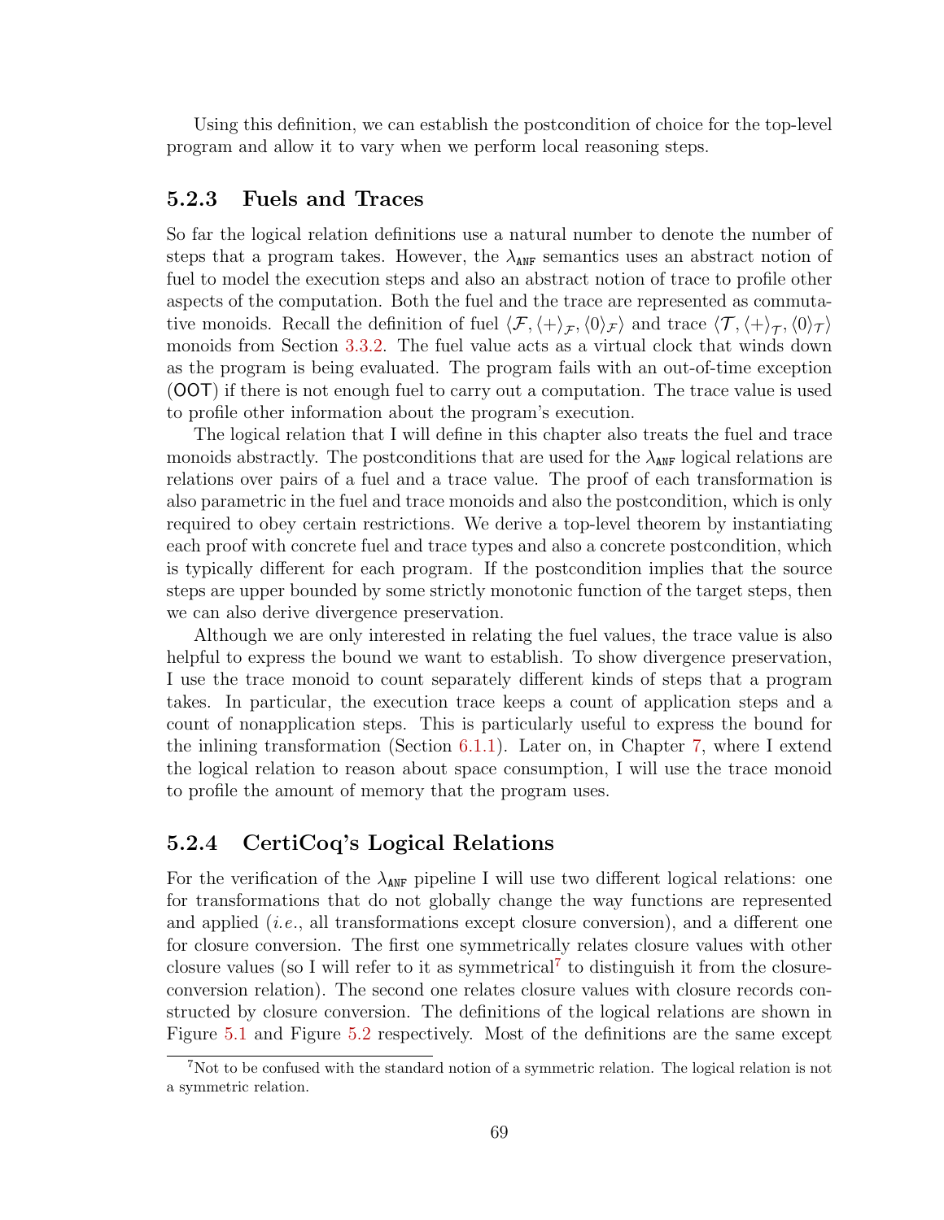Using this definition, we can establish the postcondition of choice for the top-level program and allow it to vary when we perform local reasoning steps.

### 5.2.3 Fuels and Traces

So far the logical relation definitions use a natural number to denote the number of steps that a program takes. However, the $\lambda_{\texttt{ANF}}$ semantics uses an abstract notion of fuel to model the execution steps and also an abstract notion of trace to profile other aspects of the computation. Both the fuel and the trace are represented as commutative monoids. Recall the definition of fuel $\langle \mathcal{F}, \langle + \rangle_{\mathcal{F}}, \langle 0 \rangle_{\mathcal{F}} \rangle$ and trace $\langle \mathcal{T}, \langle + \rangle_{\mathcal{T}}, \langle 0 \rangle_{\mathcal{T}} \rangle$ monoids from Section 3.3.2. The fuel value acts as a virtual clock that winds down as the program is being evaluated. The program fails with an out-of-time exception (OOT) if there is not enough fuel to carry out a computation. The trace value is used to profile other information about the program's execution.

The logical relation that I will define in this chapter also treats the fuel and trace monoids abstractly. The postconditions that are used for the $\lambda_{\texttt{ANF}}$ logical relations are relations over pairs of a fuel and a trace value. The proof of each transformation is also parametric in the fuel and trace monoids and also the postcondition, which is only required to obey certain restrictions. We derive a top-level theorem by instantiating each proof with concrete fuel and trace types and also a concrete postcondition, which is typically different for each program. If the postcondition implies that the source steps are upper bounded by some strictly monotonic function of the target steps, then we can also derive divergence preservation.

Although we are only interested in relating the fuel values, the trace value is also helpful to express the bound we want to establish. To show divergence preservation, I use the trace monoid to count separately different kinds of steps that a program takes. In particular, the execution trace keeps a count of application steps and a count of nonapplication steps. This is particularly useful to express the bound for the inlining transformation (Section 6.1.1). Later on, in Chapter 7, where I extend the logical relation to reason about space consumption, I will use the trace monoid to profile the amount of memory that the program uses.

### 5.2.4 CertiCoq's Logical Relations

For the verification of the $\lambda_{\texttt{ANF}}$ pipeline I will use two different logical relations: one for transformations that do not globally change the way functions are represented and applied (*i.e.*, all transformations except closure conversion), and a different one for closure conversion. The first one symmetrically relates closure values with other closure values (so I will refer to it as symmetrical[7] to distinguish it from the closure-conversion relation). The second one relates closure values with closure records constructed by closure conversion. The definitions of the logical relations are shown in Figure 5.1 and Figure 5.2 respectively. Most of the definitions are the same except

[7] Not to be confused with the standard notion of a symmetric relation. The logical relation is not a symmetric relation.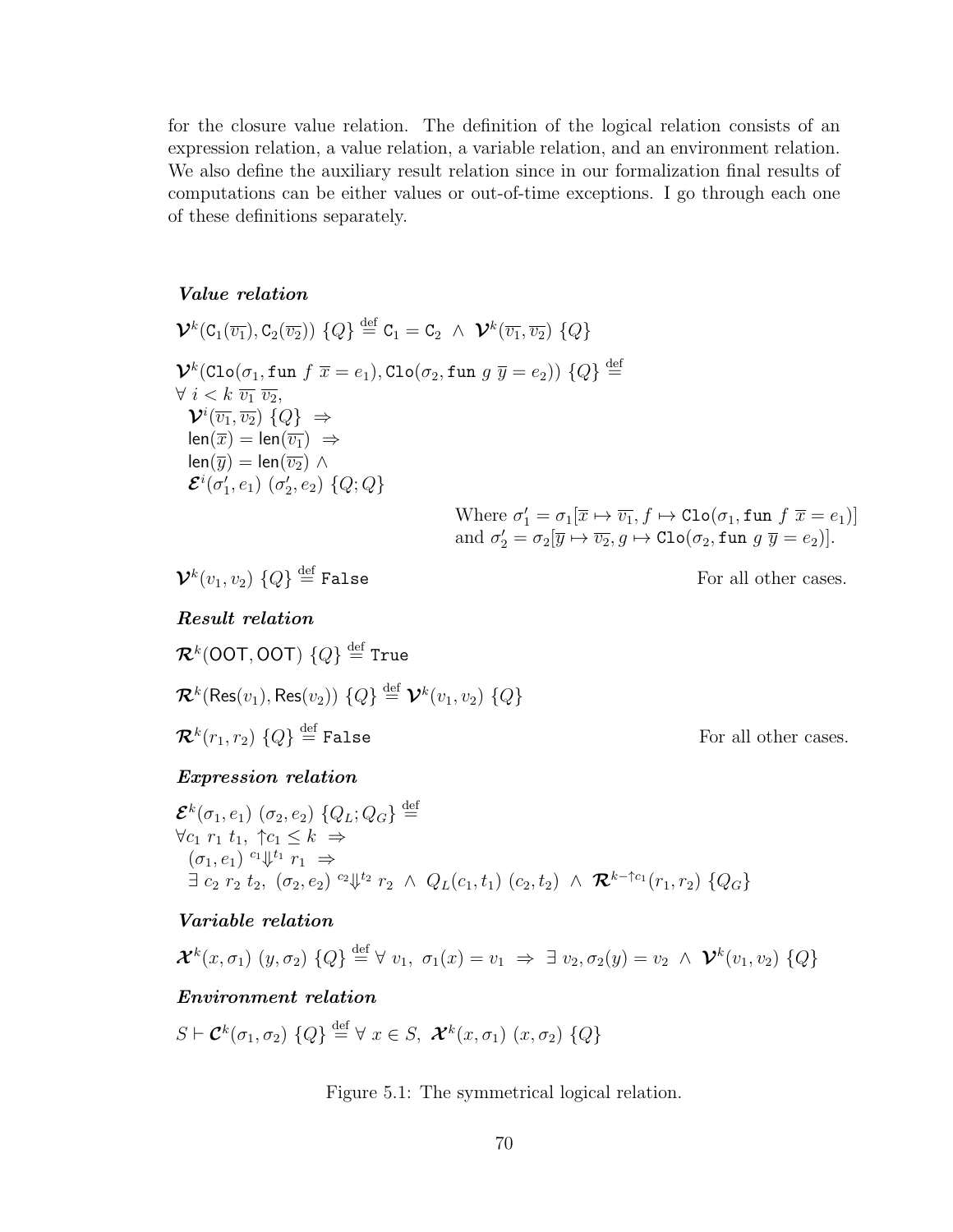for the closure value relation. The definition of the logical relation consists of an expression relation, a value relation, a variable relation, and an environment relation. We also define the auxiliary result relation since in our formalization final results of computations can be either values or out-of-time exceptions. I go through each one of these definitions separately.

***Value relation***

$$\boldsymbol{\mathcal{V}}^k(\mathtt{C}_1(\overline{v_1}), \mathtt{C}_2(\overline{v_2}))\ \{Q\} \stackrel{\text{def}}{=} \mathtt{C}_1 = \mathtt{C}_2\ \wedge\ \boldsymbol{\mathcal{V}}^k(\overline{v_1}, \overline{v_2})\ \{Q\}$$

$$\begin{aligned}
&\boldsymbol{\mathcal{V}}^k(\mathtt{Clo}(\sigma_1, \mathtt{fun}\ f\ \overline{x} = e_1), \mathtt{Clo}(\sigma_2, \mathtt{fun}\ g\ \overline{y} = e_2))\ \{Q\} \stackrel{\text{def}}{=} \\
&\forall\ i < k\ \overline{v_1}\ \overline{v_2}, \\
&\quad \boldsymbol{\mathcal{V}}^i(\overline{v_1}, \overline{v_2})\ \{Q\}\ \Rightarrow \\
&\quad \mathsf{len}(\overline{x}) = \mathsf{len}(\overline{v_1})\ \Rightarrow \\
&\quad \mathsf{len}(\overline{y}) = \mathsf{len}(\overline{v_2})\ \wedge \\
&\quad \boldsymbol{\mathcal{E}}^i(\sigma_1', e_1)\ (\sigma_2', e_2)\ \{Q; Q\}
\end{aligned}$$

Where $\sigma_1' = \sigma_1[\overline{x} \mapsto \overline{v_1}, f \mapsto \mathtt{Clo}(\sigma_1, \mathtt{fun}\ f\ \overline{x} = e_1)]$ and $\sigma_2' = \sigma_2[\overline{y} \mapsto \overline{v_2}, g \mapsto \mathtt{Clo}(\sigma_2, \mathtt{fun}\ g\ \overline{y} = e_2)]$.

$$\boldsymbol{\mathcal{V}}^k(v_1, v_2)\ \{Q\} \stackrel{\text{def}}{=} \mathtt{False} \qquad \text{For all other cases.}$$

***Result relation***

$$\boldsymbol{\mathcal{R}}^k(\mathsf{OOT}, \mathsf{OOT})\ \{Q\} \stackrel{\text{def}}{=} \mathtt{True}$$

$$\boldsymbol{\mathcal{R}}^k(\mathsf{Res}(v_1), \mathsf{Res}(v_2))\ \{Q\} \stackrel{\text{def}}{=} \boldsymbol{\mathcal{V}}^k(v_1, v_2)\ \{Q\}$$

$$\boldsymbol{\mathcal{R}}^k(r_1, r_2)\ \{Q\} \stackrel{\text{def}}{=} \mathtt{False} \qquad \text{For all other cases.}$$

***Expression relation***

$$\begin{aligned}
&\boldsymbol{\mathcal{E}}^k(\sigma_1, e_1)\ (\sigma_2, e_2)\ \{Q_L; Q_G\} \stackrel{\text{def}}{=} \\
&\forall c_1\ r_1\ t_1,\ \uparrow\!c_1 \leq k\ \Rightarrow \\
&\quad (\sigma_1, e_1)\ {}^{c_1}\!\Downarrow^{t_1}\ r_1\ \Rightarrow \\
&\quad \exists\ c_2\ r_2\ t_2,\ (\sigma_2, e_2)\ {}^{c_2}\!\Downarrow^{t_2}\ r_2\ \wedge\ Q_L(c_1, t_1)\ (c_2, t_2)\ \wedge\ \boldsymbol{\mathcal{R}}^{k - \uparrow c_1}(r_1, r_2)\ \{Q_G\}
\end{aligned}$$

***Variable relation***

$$\boldsymbol{\mathcal{X}}^k(x, \sigma_1)\ (y, \sigma_2)\ \{Q\} \stackrel{\text{def}}{=} \forall\ v_1,\ \sigma_1(x) = v_1\ \Rightarrow\ \exists\ v_2, \sigma_2(y) = v_2\ \wedge\ \boldsymbol{\mathcal{V}}^k(v_1, v_2)\ \{Q\}$$

***Environment relation***

$$S \vdash \boldsymbol{\mathcal{C}}^k(\sigma_1, \sigma_2)\ \{Q\} \stackrel{\text{def}}{=} \forall\ x \in S,\ \boldsymbol{\mathcal{X}}^k(x, \sigma_1)\ (x, \sigma_2)\ \{Q\}$$

Figure 5.1: The symmetrical logical relation.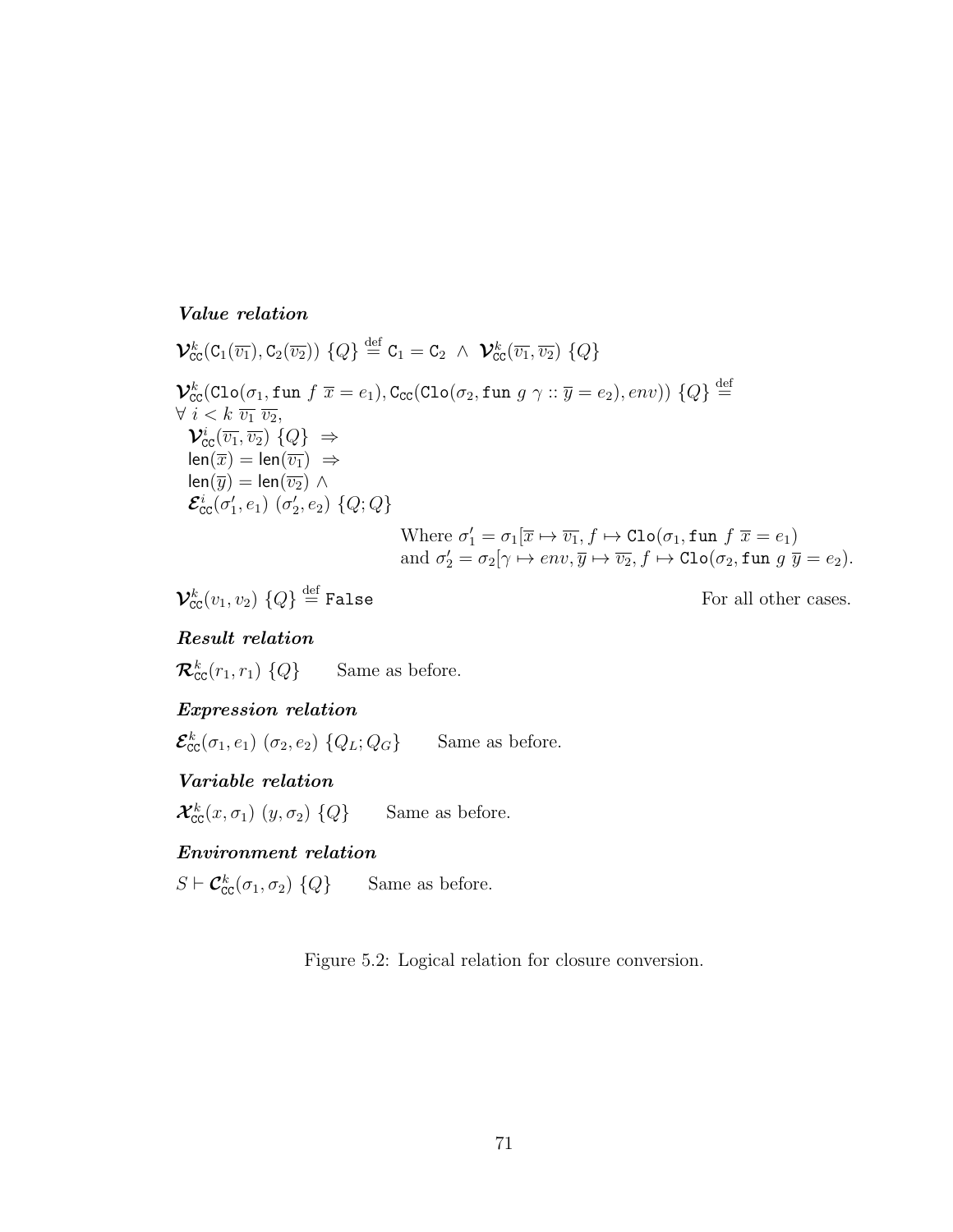***Value relation***

$\boldsymbol{\mathcal{V}}^k_{\mathsf{CC}}(\mathtt{C}_1(\overline{v_1}), \mathtt{C}_2(\overline{v_2}))\ \{Q\} \stackrel{\text{def}}{=} \mathtt{C}_1 = \mathtt{C}_2\ \wedge\ \boldsymbol{\mathcal{V}}^k_{\mathsf{CC}}(\overline{v_1}, \overline{v_2})\ \{Q\}$

$\boldsymbol{\mathcal{V}}^k_{\mathsf{CC}}(\mathtt{Clo}(\sigma_1, \mathtt{fun}\ f\ \overline{x} = e_1), \mathtt{C}_{\mathsf{CC}}(\mathtt{Clo}(\sigma_2, \mathtt{fun}\ g\ \gamma :: \overline{y} = e_2), env))\ \{Q\} \stackrel{\text{def}}{=}$
$\forall\ i < k\ \overline{v_1}\ \overline{v_2},$
$\quad \boldsymbol{\mathcal{V}}^i_{\mathsf{CC}}(\overline{v_1}, \overline{v_2})\ \{Q\}\ \Rightarrow$
$\quad \mathsf{len}(\overline{x}) = \mathsf{len}(\overline{v_1})\ \Rightarrow$
$\quad \mathsf{len}(\overline{y}) = \mathsf{len}(\overline{v_2})\ \wedge$
$\quad \boldsymbol{\mathcal{E}}^i_{\mathsf{CC}}(\sigma'_1, e_1)\ (\sigma'_2, e_2)\ \{Q; Q\}$

Where $\sigma'_1 = \sigma_1[\overline{x} \mapsto \overline{v_1}, f \mapsto \mathtt{Clo}(\sigma_1, \mathtt{fun}\ f\ \overline{x} = e_1)$
and $\sigma'_2 = \sigma_2[\gamma \mapsto env, \overline{y} \mapsto \overline{v_2}, f \mapsto \mathtt{Clo}(\sigma_2, \mathtt{fun}\ g\ \overline{y} = e_2)$.

$\boldsymbol{\mathcal{V}}^k_{\mathsf{CC}}(v_1, v_2)\ \{Q\} \stackrel{\text{def}}{=} \mathtt{False}$ &emsp; For all other cases.

***Result relation***

$\boldsymbol{\mathcal{R}}^k_{\mathsf{CC}}(r_1, r_1)\ \{Q\}$ &emsp; Same as before.

***Expression relation***

$\boldsymbol{\mathcal{E}}^k_{\mathsf{CC}}(\sigma_1, e_1)\ (\sigma_2, e_2)\ \{Q_L; Q_G\}$ &emsp; Same as before.

***Variable relation***

$\boldsymbol{\mathcal{X}}^k_{\mathsf{CC}}(x, \sigma_1)\ (y, \sigma_2)\ \{Q\}$ &emsp; Same as before.

***Environment relation***

$S \vdash \boldsymbol{\mathcal{C}}^k_{\mathsf{CC}}(\sigma_1, \sigma_2)\ \{Q\}$ &emsp; Same as before.

Figure 5.2: Logical relation for closure conversion.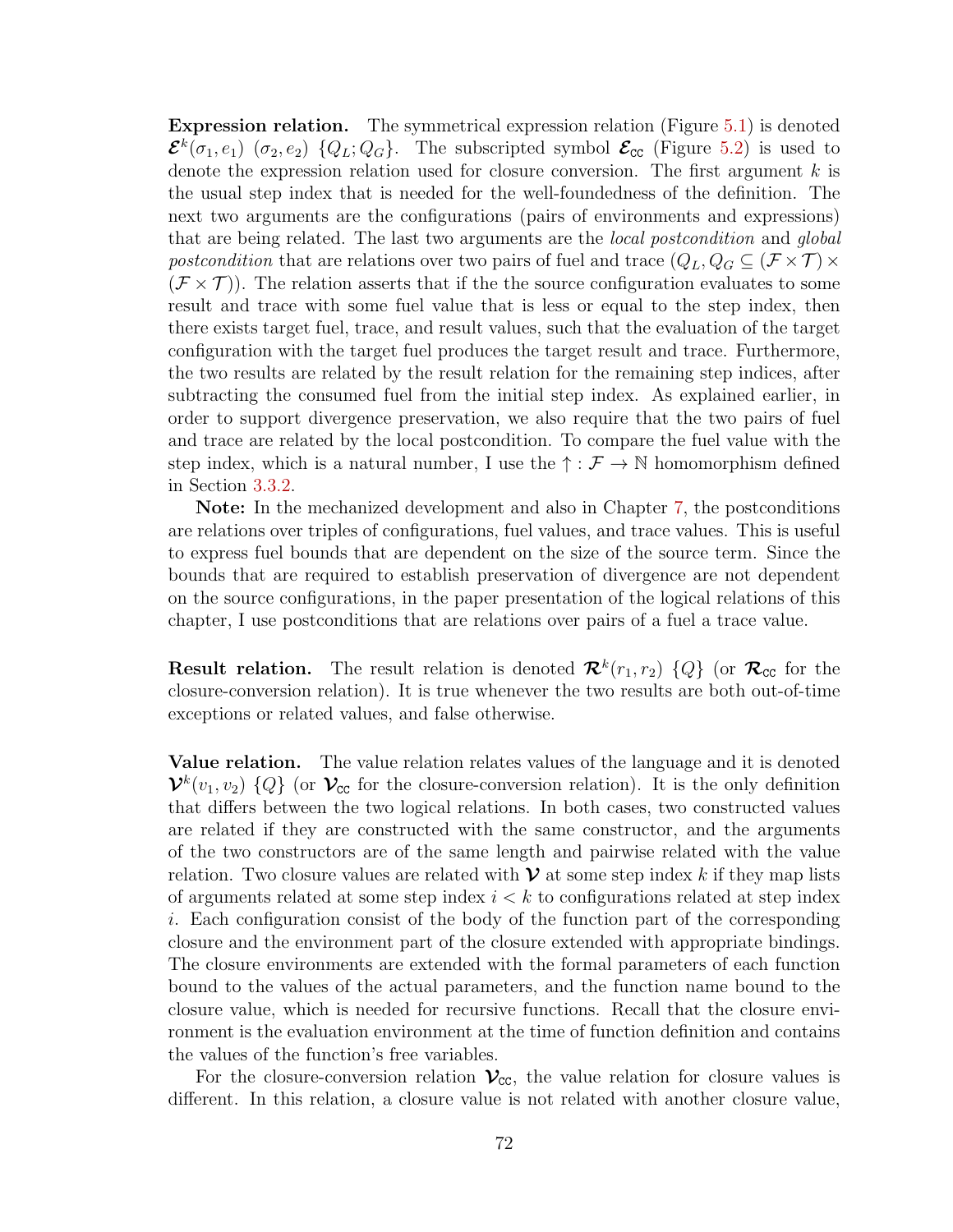**Expression relation.** The symmetrical expression relation (Figure 5.1) is denoted $\boldsymbol{\mathcal{E}}^k(\sigma_1, e_1)\ (\sigma_2, e_2)\ \{Q_L; Q_G\}$. The subscripted symbol $\boldsymbol{\mathcal{E}}_{\mathsf{cc}}$ (Figure 5.2) is used to denote the expression relation used for closure conversion. The first argument $k$ is the usual step index that is needed for the well-foundedness of the definition. The next two arguments are the configurations (pairs of environments and expressions) that are being related. The last two arguments are the *local postcondition* and *global postcondition* that are relations over two pairs of fuel and trace ($Q_L, Q_G \subseteq (\mathcal{F} \times \mathcal{T}) \times (\mathcal{F} \times \mathcal{T})$). The relation asserts that if the the source configuration evaluates to some result and trace with some fuel value that is less or equal to the step index, then there exists target fuel, trace, and result values, such that the evaluation of the target configuration with the target fuel produces the target result and trace. Furthermore, the two results are related by the result relation for the remaining step indices, after subtracting the consumed fuel from the initial step index. As explained earlier, in order to support divergence preservation, we also require that the two pairs of fuel and trace are related by the local postcondition. To compare the fuel value with the step index, which is a natural number, I use the $\uparrow : \mathcal{F} \to \mathbb{N}$ homomorphism defined in Section 3.3.2.

**Note:** In the mechanized development and also in Chapter 7, the postconditions are relations over triples of configurations, fuel values, and trace values. This is useful to express fuel bounds that are dependent on the size of the source term. Since the bounds that are required to establish preservation of divergence are not dependent on the source configurations, in the paper presentation of the logical relations of this chapter, I use postconditions that are relations over pairs of a fuel a trace value.

**Result relation.** The result relation is denoted $\boldsymbol{\mathcal{R}}^k(r_1, r_2)\ \{Q\}$ (or $\boldsymbol{\mathcal{R}}_{\mathsf{cc}}$ for the closure-conversion relation). It is true whenever the two results are both out-of-time exceptions or related values, and false otherwise.

**Value relation.** The value relation relates values of the language and it is denoted $\boldsymbol{\mathcal{V}}^k(v_1, v_2)\ \{Q\}$ (or $\boldsymbol{\mathcal{V}}_{\mathsf{cc}}$ for the closure-conversion relation). It is the only definition that differs between the two logical relations. In both cases, two constructed values are related if they are constructed with the same constructor, and the arguments of the two constructors are of the same length and pairwise related with the value relation. Two closure values are related with $\boldsymbol{\mathcal{V}}$ at some step index $k$ if they map lists of arguments related at some step index $i < k$ to configurations related at step index $i$. Each configuration consist of the body of the function part of the corresponding closure and the environment part of the closure extended with appropriate bindings. The closure environments are extended with the formal parameters of each function bound to the values of the actual parameters, and the function name bound to the closure value, which is needed for recursive functions. Recall that the closure environment is the evaluation environment at the time of function definition and contains the values of the function's free variables.

For the closure-conversion relation $\boldsymbol{\mathcal{V}}_{\mathsf{cc}}$, the value relation for closure values is different. In this relation, a closure value is not related with another closure value,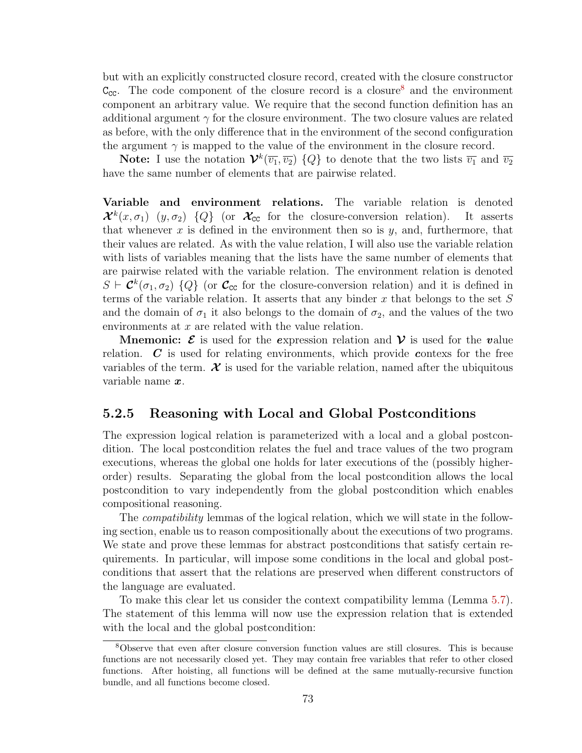but with an explicitly constructed closure record, created with the closure constructor $\mathsf{C}_{\mathsf{cc}}$. The code component of the closure record is a closure[8] and the environment component an arbitrary value. We require that the second function definition has an additional argument $\gamma$ for the closure environment. The two closure values are related as before, with the only difference that in the environment of the second configuration the argument $\gamma$ is mapped to the value of the environment in the closure record.

**Note:** I use the notation $\boldsymbol{\mathcal{V}}^k(\overline{v_1}, \overline{v_2})\ \{Q\}$ to denote that the two lists $\overline{v_1}$ and $\overline{v_2}$ have the same number of elements that are pairwise related.

**Variable and environment relations.** The variable relation is denoted $\boldsymbol{\mathcal{X}}^k(x, \sigma_1)\ \ (y, \sigma_2)\ \ \{Q\}$ (or $\boldsymbol{\mathcal{X}}_{\mathsf{cc}}$ for the closure-conversion relation). It asserts that whenever $x$ is defined in the environment then so is $y$, and, furthermore, that their values are related. As with the value relation, I will also use the variable relation with lists of variables meaning that the lists have the same number of elements that are pairwise related with the variable relation. The environment relation is denoted $S \vdash \boldsymbol{\mathcal{C}}^k(\sigma_1, \sigma_2)\ \{Q\}$ (or $\boldsymbol{\mathcal{C}}_{\mathsf{cc}}$ for the closure-conversion relation) and it is defined in terms of the variable relation. It asserts that any binder $x$ that belongs to the set $S$ and the domain of $\sigma_1$ it also belongs to the domain of $\sigma_2$, and the values of the two environments at $x$ are related with the value relation.

**Mnemonic:** $\boldsymbol{\mathcal{E}}$ is used for the ***e***xpression relation and $\boldsymbol{\mathcal{V}}$ is used for the ***v***alue relation. $\boldsymbol{C}$ is used for relating environments, which provide ***c***ontexs for the free variables of the term. $\boldsymbol{\mathcal{X}}$ is used for the variable relation, named after the ubiquitous variable name $\boldsymbol{x}$.

### 5.2.5 Reasoning with Local and Global Postconditions

The expression logical relation is parameterized with a local and a global postcondition. The local postcondition relates the fuel and trace values of the two program executions, whereas the global one holds for later executions of the (possibly higher-order) results. Separating the global from the local postcondition allows the local postcondition to vary independently from the global postcondition which enables compositional reasoning.

The *compatibility* lemmas of the logical relation, which we will state in the following section, enable us to reason compositionally about the executions of two programs. We state and prove these lemmas for abstract postconditions that satisfy certain requirements. In particular, will impose some conditions in the local and global postconditions that assert that the relations are preserved when different constructors of the language are evaluated.

To make this clear let us consider the context compatibility lemma (Lemma 5.7). The statement of this lemma will now use the expression relation that is extended with the local and the global postcondition:

[8] Observe that even after closure conversion function values are still closures. This is because functions are not necessarily closed yet. They may contain free variables that refer to other closed functions. After hoisting, all functions will be defined at the same mutually-recursive function bundle, and all functions become closed.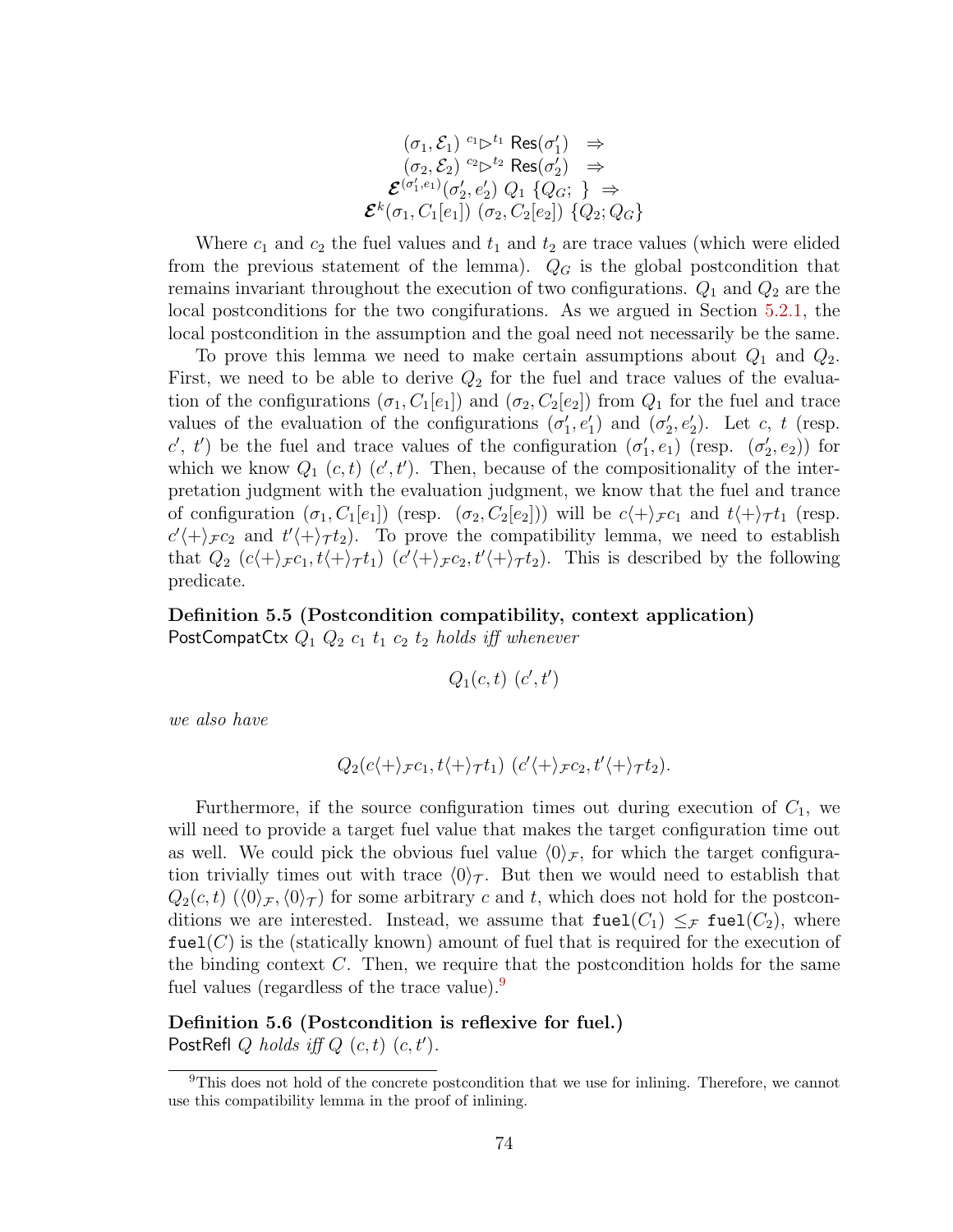$$
\begin{array}{c}
(\sigma_1, \mathcal{E}_1) \ {}^{c_1}\!\rhd^{t_1} \ \mathsf{Res}(\sigma_1') \quad \Rightarrow \\
(\sigma_2, \mathcal{E}_2) \ {}^{c_2}\!\rhd^{t_2} \ \mathsf{Res}(\sigma_2') \quad \Rightarrow \\
\boldsymbol{\mathcal{E}}^{(\sigma_1', e_1)}(\sigma_2', e_2') \ Q_1 \ \{Q_G; \ \} \ \Rightarrow \\
\boldsymbol{\mathcal{E}}^{k}(\sigma_1, C_1[e_1]) \ (\sigma_2, C_2[e_2]) \ \{Q_2; Q_G\}
\end{array}
$$

Where $c_1$ and $c_2$ the fuel values and $t_1$ and $t_2$ are trace values (which were elided from the previous statement of the lemma). $Q_G$ is the global postcondition that remains invariant throughout the execution of two configurations. $Q_1$ and $Q_2$ are the local postconditions for the two congifurations. As we argued in Section 5.2.1, the local postcondition in the assumption and the goal need not necessarily be the same.

To prove this lemma we need to make certain assumptions about $Q_1$ and $Q_2$. First, we need to be able to derive $Q_2$ for the fuel and trace values of the evaluation of the configurations $(\sigma_1, C_1[e_1])$ and $(\sigma_2, C_2[e_2])$ from $Q_1$ for the fuel and trace values of the evaluation of the configurations $(\sigma_1', e_1')$ and $(\sigma_2', e_2')$. Let $c$, $t$ (resp. $c'$, $t'$) be the fuel and trace values of the configuration $(\sigma_1', e_1)$ (resp. $(\sigma_2', e_2)$) for which we know $Q_1 \ (c, t) \ (c', t')$. Then, because of the compositionality of the interpretation judgment with the evaluation judgment, we know that the fuel and trance of configuration $(\sigma_1, C_1[e_1])$ (resp. $(\sigma_2, C_2[e_2])$) will be $c \langle + \rangle_{\mathcal{F}} c_1$ and $t \langle + \rangle_{\mathcal{T}} t_1$ (resp. $c' \langle + \rangle_{\mathcal{F}} c_2$ and $t' \langle + \rangle_{\mathcal{T}} t_2$). To prove the compatibility lemma, we need to establish that $Q_2 \ (c \langle + \rangle_{\mathcal{F}} c_1, t \langle + \rangle_{\mathcal{T}} t_1) \ (c' \langle + \rangle_{\mathcal{F}} c_2, t' \langle + \rangle_{\mathcal{T}} t_2)$. This is described by the following predicate.

**Definition 5.5 (Postcondition compatibility, context application)**
$\mathsf{PostCompatCtx}$ $Q_1$ $Q_2$ $c_1$ $t_1$ $c_2$ $t_2$ *holds iff whenever*

$$
Q_1(c, t) \ (c', t')
$$

*we also have*

$$
Q_2(c \langle + \rangle_{\mathcal{F}} c_1, t \langle + \rangle_{\mathcal{T}} t_1) \ (c' \langle + \rangle_{\mathcal{F}} c_2, t' \langle + \rangle_{\mathcal{T}} t_2).
$$

Furthermore, if the source configuration times out during execution of $C_1$, we will need to provide a target fuel value that makes the target configuration time out as well. We could pick the obvious fuel value $\langle 0 \rangle_{\mathcal{F}}$, for which the target configuration trivially times out with trace $\langle 0 \rangle_{\mathcal{T}}$. But then we would need to establish that $Q_2(c, t) \ (\langle 0 \rangle_{\mathcal{F}}, \langle 0 \rangle_{\mathcal{T}})$ for some arbitrary $c$ and $t$, which does not hold for the postconditions we are interested. Instead, we assume that $\mathtt{fuel}(C_1) \leq_{\mathcal{F}} \mathtt{fuel}(C_2)$, where $\mathtt{fuel}(C)$ is the (statically known) amount of fuel that is required for the execution of the binding context $C$. Then, we require that the postcondition holds for the same fuel values (regardless of the trace value).[9]

**Definition 5.6 (Postcondition is reflexive for fuel.)**
$\mathsf{PostRefl}$ $Q$ *holds iff* $Q \ (c, t) \ (c, t')$.

[9] This does not hold of the concrete postcondition that we use for inlining. Therefore, we cannot use this compatibility lemma in the proof of inlining.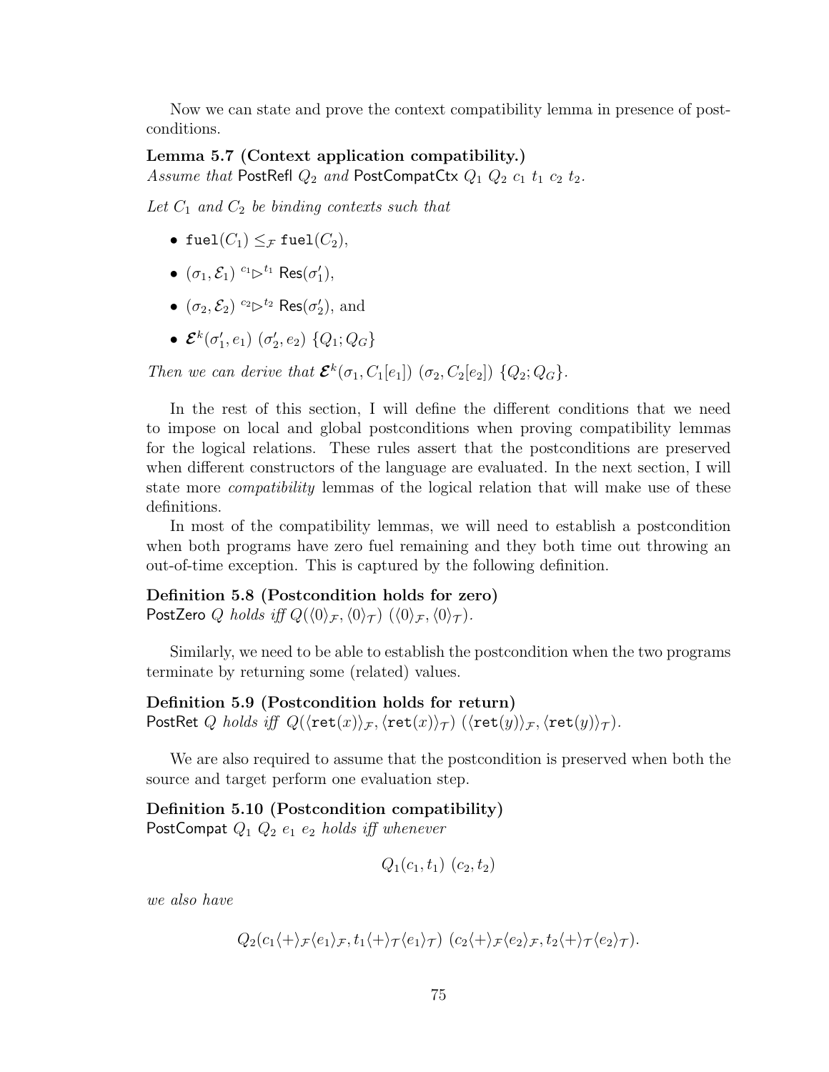Now we can state and prove the context compatibility lemma in presence of postconditions.

**Lemma 5.7 (Context application compatibility.)**
*Assume that* PostRefl $Q_2$ *and* PostCompatCtx $Q_1$ $Q_2$ $c_1$ $t_1$ $c_2$ $t_2$.

*Let* $C_1$ *and* $C_2$ *be binding contexts such that*

- $\texttt{fuel}(C_1) \leq_{\mathcal{F}} \texttt{fuel}(C_2)$,
- $(\sigma_1, \mathcal{E}_1) \;{}^{c_1}\!\!\rhd^{t_1}\; \mathsf{Res}(\sigma_1')$,
- $(\sigma_2, \mathcal{E}_2) \;{}^{c_2}\!\!\rhd^{t_2}\; \mathsf{Res}(\sigma_2')$, and
- $\boldsymbol{\mathcal{E}}^k(\sigma_1', e_1)\ (\sigma_2', e_2)\ \{Q_1; Q_G\}$

*Then we can derive that* $\boldsymbol{\mathcal{E}}^k(\sigma_1, C_1[e_1])\ (\sigma_2, C_2[e_2])\ \{Q_2; Q_G\}$.

In the rest of this section, I will define the different conditions that we need to impose on local and global postconditions when proving compatibility lemmas for the logical relations. These rules assert that the postconditions are preserved when different constructors of the language are evaluated. In the next section, I will state more *compatibility* lemmas of the logical relation that will make use of these definitions.

In most of the compatibility lemmas, we will need to establish a postcondition when both programs have zero fuel remaining and they both time out throwing an out-of-time exception. This is captured by the following definition.

**Definition 5.8 (Postcondition holds for zero)**
PostZero $Q$ *holds iff* $Q(\langle 0 \rangle_{\mathcal{F}}, \langle 0 \rangle_{\mathcal{T}})\ (\langle 0 \rangle_{\mathcal{F}}, \langle 0 \rangle_{\mathcal{T}})$.

Similarly, we need to be able to establish the postcondition when the two programs terminate by returning some (related) values.

**Definition 5.9 (Postcondition holds for return)**
PostRet $Q$ *holds iff* $Q(\langle \texttt{ret}(x) \rangle_{\mathcal{F}}, \langle \texttt{ret}(x) \rangle_{\mathcal{T}})\ (\langle \texttt{ret}(y) \rangle_{\mathcal{F}}, \langle \texttt{ret}(y) \rangle_{\mathcal{T}})$.

We are also required to assume that the postcondition is preserved when both the source and target perform one evaluation step.

**Definition 5.10 (Postcondition compatibility)**
PostCompat $Q_1$ $Q_2$ $e_1$ $e_2$ *holds iff whenever*

$$Q_1(c_1, t_1)\ (c_2, t_2)$$

*we also have*

$$Q_2(c_1 \langle + \rangle_{\mathcal{F}} \langle e_1 \rangle_{\mathcal{F}}, t_1 \langle + \rangle_{\mathcal{T}} \langle e_1 \rangle_{\mathcal{T}})\ (c_2 \langle + \rangle_{\mathcal{F}} \langle e_2 \rangle_{\mathcal{F}}, t_2 \langle + \rangle_{\mathcal{T}} \langle e_2 \rangle_{\mathcal{T}}).$$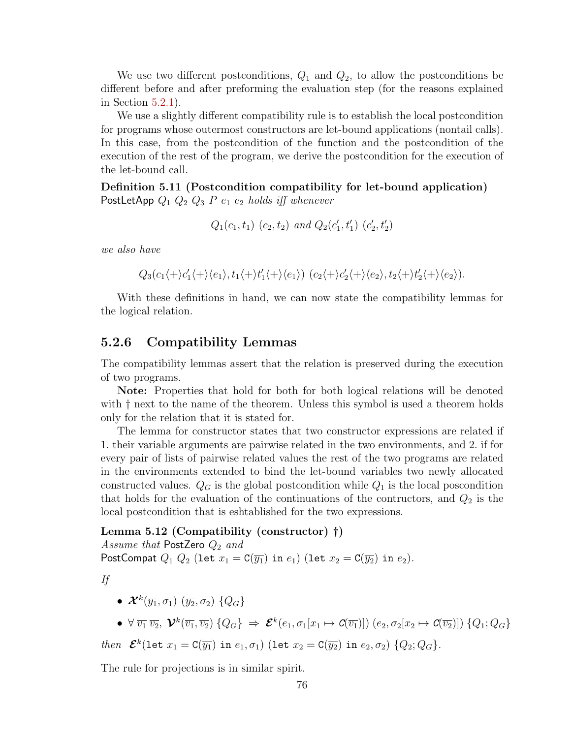We use two different postconditions, $Q_1$ and $Q_2$, to allow the postconditions be different before and after preforming the evaluation step (for the reasons explained in Section 5.2.1).

We use a slightly different compatibility rule is to establish the local postcondition for programs whose outermost constructors are let-bound applications (nontail calls). In this case, from the postcondition of the function and the postcondition of the execution of the rest of the program, we derive the postcondition for the execution of the let-bound call.

**Definition 5.11 (Postcondition compatibility for let-bound application)** $\mathsf{PostLetApp}\ Q_1\ Q_2\ Q_3\ P\ e_1\ e_2$ *holds iff whenever*

$$Q_1(c_1, t_1)\ (c_2, t_2)\ \textit{and}\ Q_2(c_1', t_1')\ (c_2', t_2')$$

*we also have*

$$Q_3(c_1 \langle + \rangle c_1' \langle + \rangle \langle e_1 \rangle, t_1 \langle + \rangle t_1' \langle + \rangle \langle e_1 \rangle)\ (c_2 \langle + \rangle c_2' \langle + \rangle \langle e_2 \rangle, t_2 \langle + \rangle t_2' \langle + \rangle \langle e_2 \rangle).$$

With these definitions in hand, we can now state the compatibility lemmas for the logical relation.

### 5.2.6 Compatibility Lemmas

The compatibility lemmas assert that the relation is preserved during the execution of two programs.

**Note:** Properties that hold for both for both logical relations will be denoted with † next to the name of the theorem. Unless this symbol is used a theorem holds only for the relation that it is stated for.

The lemma for constructor states that two constructor expressions are related if 1. their variable arguments are pairwise related in the two environments, and 2. if for every pair of lists of pairwise related values the rest of the two programs are related in the environments extended to bind the let-bound variables two newly allocated constructed values. $Q_G$ is the global postcondition while $Q_1$ is the local poscondition that holds for the evaluation of the continuations of the contructors, and $Q_2$ is the local postcondition that is eshtablished for the two expressions.

**Lemma 5.12 (Compatibility (constructor) †)**
*Assume that* $\mathsf{PostZero}\ Q_2$ *and*
$\mathsf{PostCompat}\ Q_1\ Q_2\ (\texttt{let}\ x_1 = \mathsf{C}(\overline{y_1})\ \texttt{in}\ e_1)\ (\texttt{let}\ x_2 = \mathsf{C}(\overline{y_2})\ \texttt{in}\ e_2)$.

*If*

- $\boldsymbol{\mathcal{X}}^k(\overline{y_1}, \sigma_1)\ (\overline{y_2}, \sigma_2)\ \{Q_G\}$
- $\forall\ \overline{v_1}\ \overline{v_2},\ \boldsymbol{\mathcal{V}}^k(\overline{v_1}, \overline{v_2})\ \{Q_G\}\ \Rightarrow\ \boldsymbol{\mathcal{E}}^k(e_1, \sigma_1[x_1 \mapsto \mathsf{C}(\overline{v_1})])\ (e_2, \sigma_2[x_2 \mapsto \mathsf{C}(\overline{v_2})])\ \{Q_1; Q_G\}$

*then* $\boldsymbol{\mathcal{E}}^k(\texttt{let}\ x_1 = \mathsf{C}(\overline{y_1})\ \texttt{in}\ e_1, \sigma_1)\ (\texttt{let}\ x_2 = \mathsf{C}(\overline{y_2})\ \texttt{in}\ e_2, \sigma_2)\ \{Q_2; Q_G\}$.

The rule for projections is in similar spirit.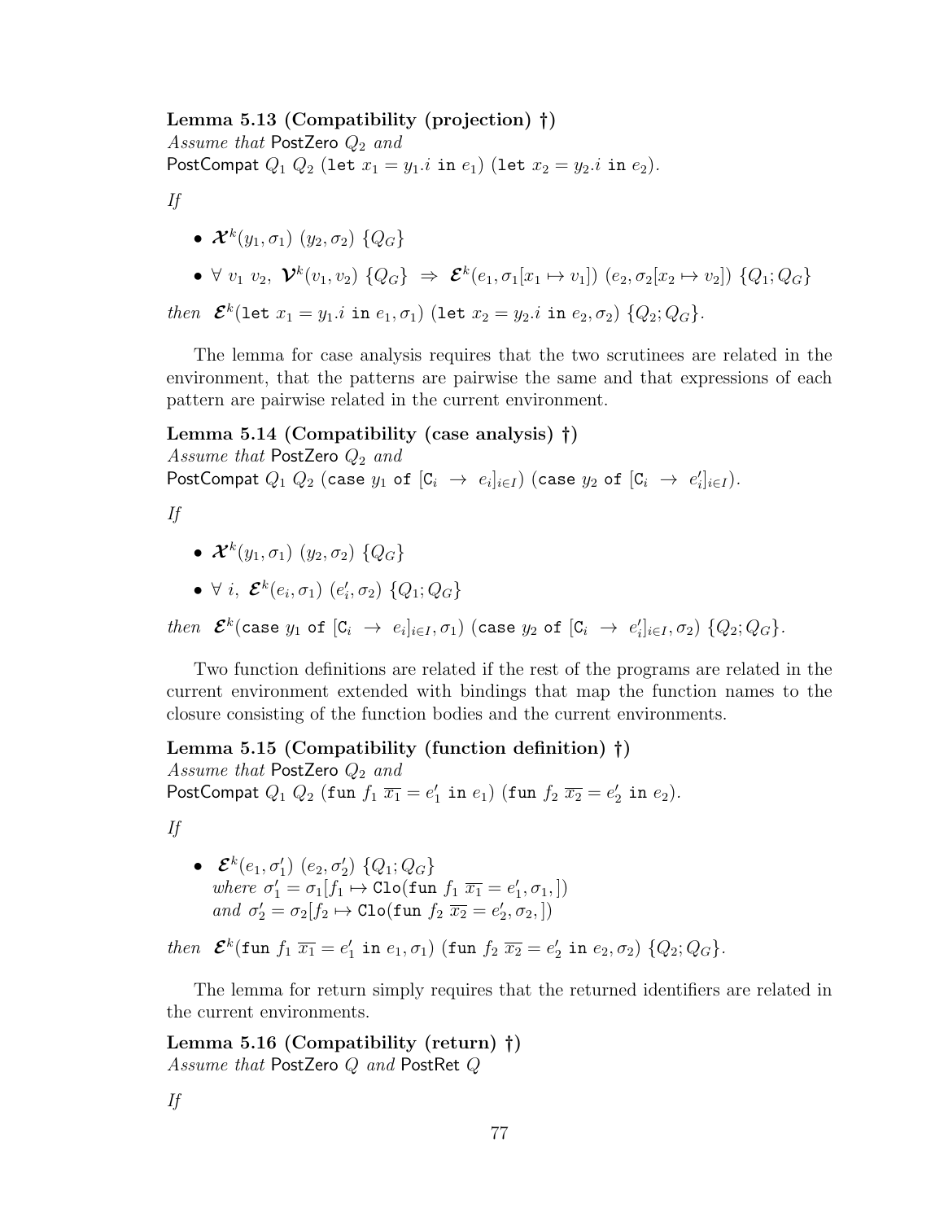**Lemma 5.13 (Compatibility (projection) †)**
*Assume that* PostZero $Q_2$ *and*
PostCompat $Q_1$ $Q_2$ $(\texttt{let}\ x_1 = y_1.i\ \texttt{in}\ e_1)$ $(\texttt{let}\ x_2 = y_2.i\ \texttt{in}\ e_2)$.

*If*

- $\boldsymbol{\mathcal{X}}^k(y_1, \sigma_1)\ (y_2, \sigma_2)\ \{Q_G\}$
- $\forall\ v_1\ v_2,\ \boldsymbol{\mathcal{V}}^k(v_1, v_2)\ \{Q_G\}\ \Rightarrow\ \boldsymbol{\mathcal{E}}^k(e_1, \sigma_1[x_1 \mapsto v_1])\ (e_2, \sigma_2[x_2 \mapsto v_2])\ \{Q_1; Q_G\}$

*then* $\boldsymbol{\mathcal{E}}^k(\texttt{let}\ x_1 = y_1.i\ \texttt{in}\ e_1, \sigma_1)\ (\texttt{let}\ x_2 = y_2.i\ \texttt{in}\ e_2, \sigma_2)\ \{Q_2; Q_G\}$.

The lemma for case analysis requires that the two scrutinees are related in the environment, that the patterns are pairwise the same and that expressions of each pattern are pairwise related in the current environment.

**Lemma 5.14 (Compatibility (case analysis) †)**
*Assume that* PostZero $Q_2$ *and*
PostCompat $Q_1$ $Q_2$ $(\texttt{case}\ y_1\ \texttt{of}\ [\texttt{C}_i\ \rightarrow\ e_i]_{i \in I})$ $(\texttt{case}\ y_2\ \texttt{of}\ [\texttt{C}_i\ \rightarrow\ e'_i]_{i \in I})$.

*If*

- $\boldsymbol{\mathcal{X}}^k(y_1, \sigma_1)\ (y_2, \sigma_2)\ \{Q_G\}$
- $\forall\ i,\ \boldsymbol{\mathcal{E}}^k(e_i, \sigma_1)\ (e'_i, \sigma_2)\ \{Q_1; Q_G\}$

*then* $\boldsymbol{\mathcal{E}}^k(\texttt{case}\ y_1\ \texttt{of}\ [\texttt{C}_i\ \rightarrow\ e_i]_{i \in I}, \sigma_1)\ (\texttt{case}\ y_2\ \texttt{of}\ [\texttt{C}_i\ \rightarrow\ e'_i]_{i \in I}, \sigma_2)\ \{Q_2; Q_G\}$.

Two function definitions are related if the rest of the programs are related in the current environment extended with bindings that map the function names to the closure consisting of the function bodies and the current environments.

**Lemma 5.15 (Compatibility (function definition) †)**
*Assume that* PostZero $Q_2$ *and*
PostCompat $Q_1$ $Q_2$ $(\texttt{fun}\ f_1\ \overline{x_1} = e'_1\ \texttt{in}\ e_1)$ $(\texttt{fun}\ f_2\ \overline{x_2} = e'_2\ \texttt{in}\ e_2)$.

*If*

- $\boldsymbol{\mathcal{E}}^k(e_1, \sigma'_1)\ (e_2, \sigma'_2)\ \{Q_1; Q_G\}$
  *where* $\sigma'_1 = \sigma_1[f_1 \mapsto \texttt{Clo}(\texttt{fun}\ f_1\ \overline{x_1} = e'_1, \sigma_1,])$
  *and* $\sigma'_2 = \sigma_2[f_2 \mapsto \texttt{Clo}(\texttt{fun}\ f_2\ \overline{x_2} = e'_2, \sigma_2,])$

*then* $\boldsymbol{\mathcal{E}}^k(\texttt{fun}\ f_1\ \overline{x_1} = e'_1\ \texttt{in}\ e_1, \sigma_1)\ (\texttt{fun}\ f_2\ \overline{x_2} = e'_2\ \texttt{in}\ e_2, \sigma_2)\ \{Q_2; Q_G\}$.

The lemma for return simply requires that the returned identifiers are related in the current environments.

**Lemma 5.16 (Compatibility (return) †)**
*Assume that* PostZero $Q$ *and* PostRet $Q$

*If*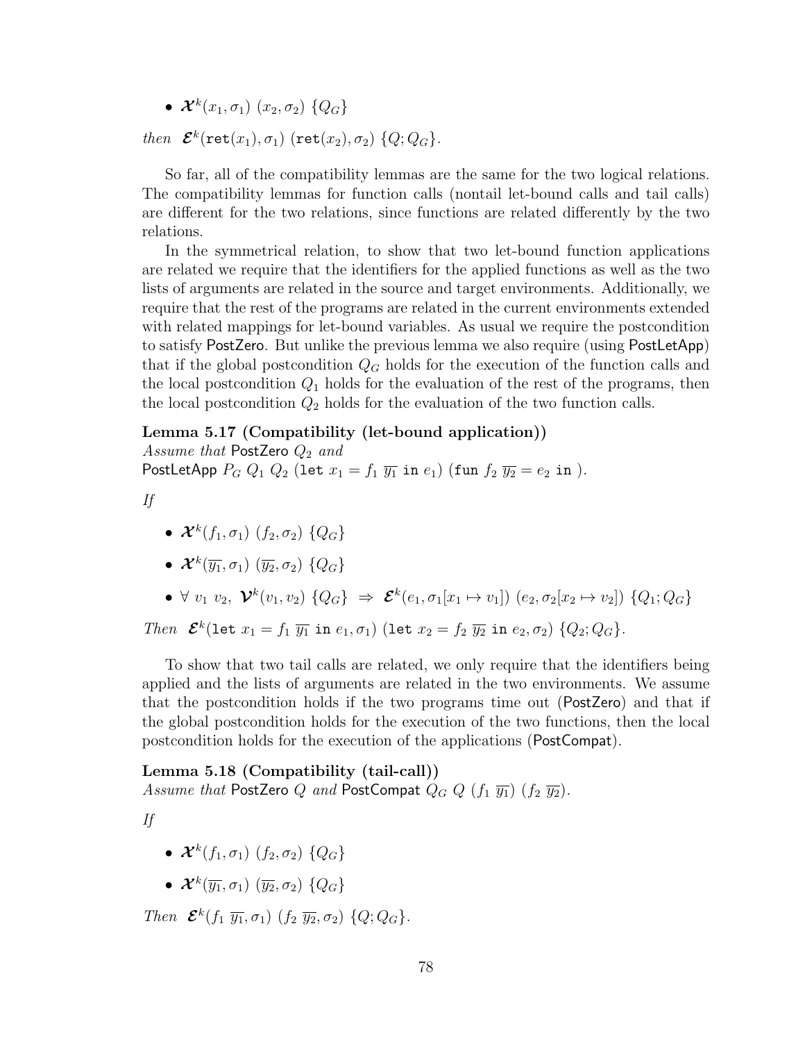- $\boldsymbol{\mathcal{X}}^k(x_1, \sigma_1)\ (x_2, \sigma_2)\ \{Q_G\}$

*then* $\boldsymbol{\mathcal{E}}^k(\texttt{ret}(x_1), \sigma_1)\ (\texttt{ret}(x_2), \sigma_2)\ \{Q; Q_G\}$.

So far, all of the compatibility lemmas are the same for the two logical relations. The compatibility lemmas for function calls (nontail let-bound calls and tail calls) are different for the two relations, since functions are related differently by the two relations.

In the symmetrical relation, to show that two let-bound function applications are related we require that the identifiers for the applied functions as well as the two lists of arguments are related in the source and target environments. Additionally, we require that the rest of the programs are related in the current environments extended with related mappings for let-bound variables. As usual we require the postcondition to satisfy PostZero. But unlike the previous lemma we also require (using PostLetApp) that if the global postcondition $Q_G$ holds for the execution of the function calls and the local postcondition $Q_1$ holds for the evaluation of the rest of the programs, then the local postcondition $Q_2$ holds for the evaluation of the two function calls.

**Lemma 5.17 (Compatibility (let-bound application))**
*Assume that* PostZero $Q_2$ *and*
PostLetApp $P_G\ Q_1\ Q_2\ (\texttt{let}\ x_1 = f_1\ \overline{y_1}\ \texttt{in}\ e_1)\ (\texttt{fun}\ f_2\ \overline{y_2} = e_2\ \texttt{in}\ )$.

*If*

- $\boldsymbol{\mathcal{X}}^k(f_1, \sigma_1)\ (f_2, \sigma_2)\ \{Q_G\}$
- $\boldsymbol{\mathcal{X}}^k(\overline{y_1}, \sigma_1)\ (\overline{y_2}, \sigma_2)\ \{Q_G\}$
- $\forall\ v_1\ v_2,\ \boldsymbol{\mathcal{V}}^k(v_1, v_2)\ \{Q_G\}\ \Rightarrow\ \boldsymbol{\mathcal{E}}^k(e_1, \sigma_1[x_1 \mapsto v_1])\ (e_2, \sigma_2[x_2 \mapsto v_2])\ \{Q_1; Q_G\}$

*Then* $\boldsymbol{\mathcal{E}}^k(\texttt{let}\ x_1 = f_1\ \overline{y_1}\ \texttt{in}\ e_1, \sigma_1)\ (\texttt{let}\ x_2 = f_2\ \overline{y_2}\ \texttt{in}\ e_2, \sigma_2)\ \{Q_2; Q_G\}$.

To show that two tail calls are related, we only require that the identifiers being applied and the lists of arguments are related in the two environments. We assume that the postcondition holds if the two programs time out (PostZero) and that if the global postcondition holds for the execution of the two functions, then the local postcondition holds for the execution of the applications (PostCompat).

**Lemma 5.18 (Compatibility (tail-call))**
*Assume that* PostZero $Q$ *and* PostCompat $Q_G\ Q\ (f_1\ \overline{y_1})\ (f_2\ \overline{y_2})$.

*If*

- $\boldsymbol{\mathcal{X}}^k(f_1, \sigma_1)\ (f_2, \sigma_2)\ \{Q_G\}$
- $\boldsymbol{\mathcal{X}}^k(\overline{y_1}, \sigma_1)\ (\overline{y_2}, \sigma_2)\ \{Q_G\}$

*Then* $\boldsymbol{\mathcal{E}}^k(f_1\ \overline{y_1}, \sigma_1)\ (f_2\ \overline{y_2}, \sigma_2)\ \{Q; Q_G\}$.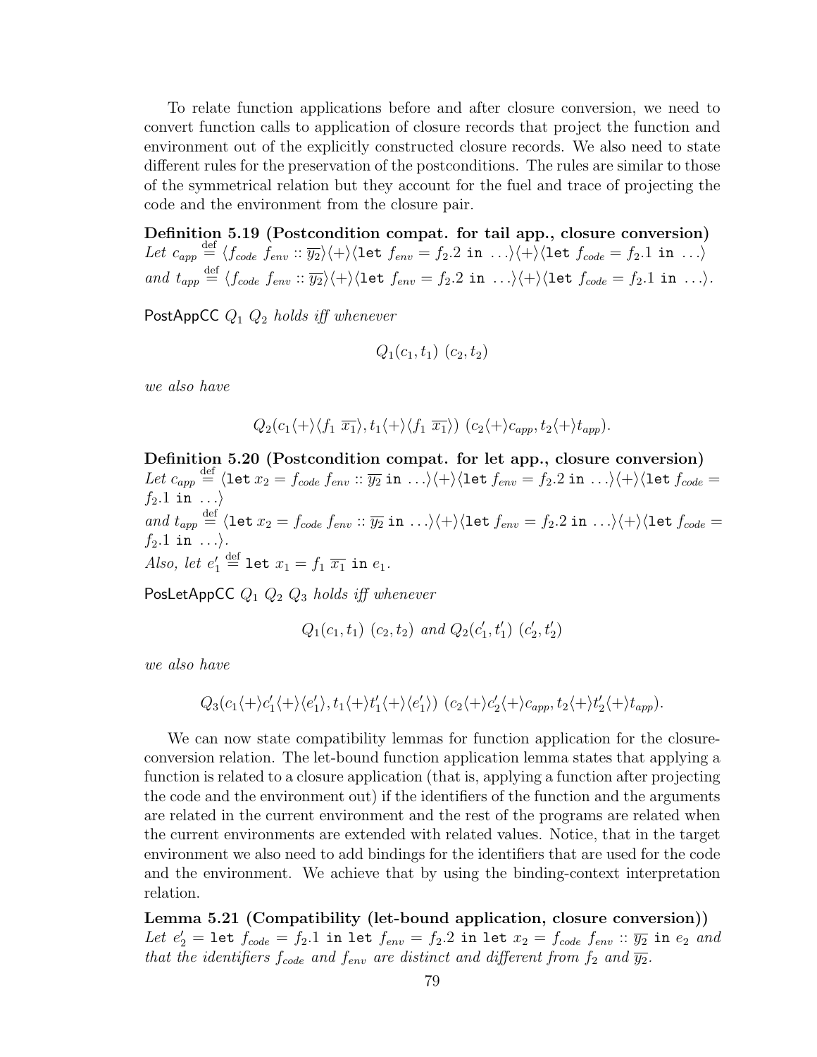To relate function applications before and after closure conversion, we need to convert function calls to application of closure records that project the function and environment out of the explicitly constructed closure records. We also need to state different rules for the preservation of the postconditions. The rules are similar to those of the symmetrical relation but they account for the fuel and trace of projecting the code and the environment from the closure pair.

**Definition 5.19 (Postcondition compat. for tail app., closure conversion)** *Let* $c_{app} \stackrel{\text{def}}{=} \langle f_{code}\ f_{env} :: \overline{y_2}\rangle\langle+\rangle\langle \texttt{let}\ f_{env} = f_2.2\ \texttt{in}\ \ldots\rangle\langle+\rangle\langle \texttt{let}\ f_{code} = f_2.1\ \texttt{in}\ \ldots\rangle$ *and* $t_{app} \stackrel{\text{def}}{=} \langle f_{code}\ f_{env} :: \overline{y_2}\rangle\langle+\rangle\langle \texttt{let}\ f_{env} = f_2.2\ \texttt{in}\ \ldots\rangle\langle+\rangle\langle \texttt{let}\ f_{code} = f_2.1\ \texttt{in}\ \ldots\rangle$.

$\mathsf{PostAppCC}\ Q_1\ Q_2$ *holds iff whenever*

$$Q_1(c_1, t_1)\ (c_2, t_2)$$

*we also have*

$$Q_2(c_1\langle+\rangle\langle f_1\ \overline{x_1}\rangle, t_1\langle+\rangle\langle f_1\ \overline{x_1}\rangle)\ (c_2\langle+\rangle c_{app}, t_2\langle+\rangle t_{app}).$$

**Definition 5.20 (Postcondition compat. for let app., closure conversion)** *Let* $c_{app} \stackrel{\text{def}}{=} \langle \texttt{let}\ x_2 = f_{code}\ f_{env} :: \overline{y_2}\ \texttt{in}\ \ldots\rangle\langle+\rangle\langle \texttt{let}\ f_{env} = f_2.2\ \texttt{in}\ \ldots\rangle\langle+\rangle\langle \texttt{let}\ f_{code} = f_2.1\ \texttt{in}\ \ldots\rangle$
*and* $t_{app} \stackrel{\text{def}}{=} \langle \texttt{let}\ x_2 = f_{code}\ f_{env} :: \overline{y_2}\ \texttt{in}\ \ldots\rangle\langle+\rangle\langle \texttt{let}\ f_{env} = f_2.2\ \texttt{in}\ \ldots\rangle\langle+\rangle\langle \texttt{let}\ f_{code} = f_2.1\ \texttt{in}\ \ldots\rangle$.
*Also, let* $e_1' \stackrel{\text{def}}{=} \texttt{let}\ x_1 = f_1\ \overline{x_1}\ \texttt{in}\ e_1$.

$\mathsf{PosLetAppCC}\ Q_1\ Q_2\ Q_3$ *holds iff whenever*

$$Q_1(c_1, t_1)\ (c_2, t_2)\ \text{and}\ Q_2(c_1', t_1')\ (c_2', t_2')$$

*we also have*

$$Q_3(c_1\langle+\rangle c_1'\langle+\rangle\langle e_1'\rangle, t_1\langle+\rangle t_1'\langle+\rangle\langle e_1'\rangle)\ (c_2\langle+\rangle c_2'\langle+\rangle c_{app}, t_2\langle+\rangle t_2'\langle+\rangle t_{app}).$$

We can now state compatibility lemmas for function application for the closure-conversion relation. The let-bound function application lemma states that applying a function is related to a closure application (that is, applying a function after projecting the code and the environment out) if the identifiers of the function and the arguments are related in the current environment and the rest of the programs are related when the current environments are extended with related values. Notice, that in the target environment we also need to add bindings for the identifiers that are used for the code and the environment. We achieve that by using the binding-context interpretation relation.

**Lemma 5.21 (Compatibility (let-bound application, closure conversion))** *Let* $e_2' = \texttt{let}\ f_{code} = f_2.1\ \texttt{in}\ \texttt{let}\ f_{env} = f_2.2\ \texttt{in}\ \texttt{let}\ x_2 = f_{code}\ f_{env} :: \overline{y_2}\ \texttt{in}\ e_2$ *and that the identifiers* $f_{code}$ *and* $f_{env}$ *are distinct and different from* $f_2$ *and* $\overline{y_2}$.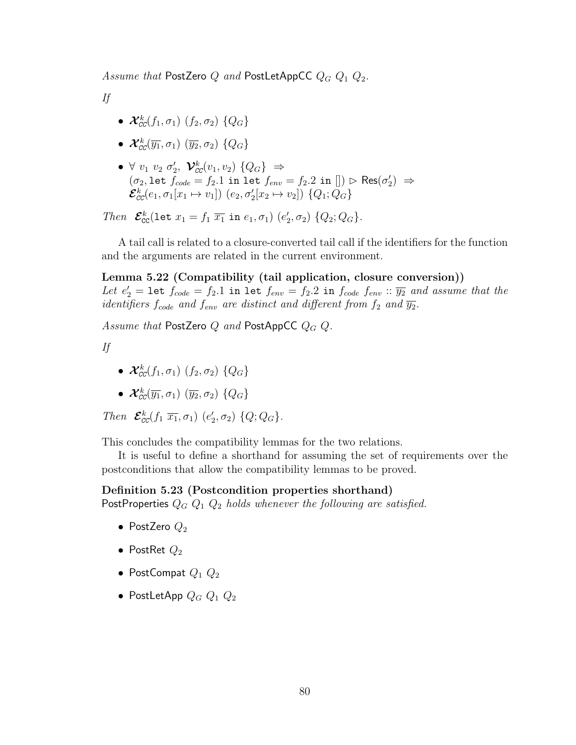*Assume that* PostZero $Q$ *and* PostLetAppCC $Q_G$ $Q_1$ $Q_2$.

*If*

- $\boldsymbol{\mathcal{X}}^k_{\mathsf{CC}}(f_1, \sigma_1)\ (f_2, \sigma_2)\ \{Q_G\}$
- $\boldsymbol{\mathcal{X}}^k_{\mathsf{CC}}(\overline{y_1}, \sigma_1)\ (\overline{y_2}, \sigma_2)\ \{Q_G\}$
- $\forall\ v_1\ v_2\ \sigma_2',\ \boldsymbol{\mathcal{V}}^k_{\mathsf{CC}}(v_1, v_2)\ \{Q_G\}\ \Rightarrow$ $(\sigma_2, \texttt{let}\ f_{code} = f_2.1\ \texttt{in}\ \texttt{let}\ f_{env} = f_2.2\ \texttt{in}\ [])\ \triangleright\ \mathsf{Res}(\sigma_2')\ \Rightarrow$ $\boldsymbol{\mathcal{E}}^k_{\mathsf{CC}}(e_1, \sigma_1[x_1 \mapsto v_1])\ (e_2, \sigma_2'[x_2 \mapsto v_2])\ \{Q_1; Q_G\}$

*Then* $\boldsymbol{\mathcal{E}}^k_{\mathsf{CC}}(\texttt{let}\ x_1 = f_1\ \overline{x_1}\ \texttt{in}\ e_1, \sigma_1)\ (e_2', \sigma_2)\ \{Q_2; Q_G\}$.

A tail call is related to a closure-converted tail call if the identifiers for the function and the arguments are related in the current environment.

**Lemma 5.22 (Compatibility (tail application, closure conversion))**
*Let* $e_2' = \texttt{let}\ f_{code} = f_2.1\ \texttt{in}\ \texttt{let}\ f_{env} = f_2.2\ \texttt{in}\ f_{code}\ f_{env} :: \overline{y_2}$ *and assume that the identifiers* $f_{code}$ *and* $f_{env}$ *are distinct and different from* $f_2$ *and* $\overline{y_2}$.

*Assume that* PostZero $Q$ *and* PostAppCC $Q_G$ $Q$.

*If*

- $\boldsymbol{\mathcal{X}}^k_{\mathsf{CC}}(f_1, \sigma_1)\ (f_2, \sigma_2)\ \{Q_G\}$
- $\boldsymbol{\mathcal{X}}^k_{\mathsf{CC}}(\overline{y_1}, \sigma_1)\ (\overline{y_2}, \sigma_2)\ \{Q_G\}$

*Then* $\boldsymbol{\mathcal{E}}^k_{\mathsf{CC}}(f_1\ \overline{x_1}, \sigma_1)\ (e_2', \sigma_2)\ \{Q; Q_G\}$.

This concludes the compatibility lemmas for the two relations.

It is useful to define a shorthand for assuming the set of requirements over the postconditions that allow the compatibility lemmas to be proved.

**Definition 5.23 (Postcondition properties shorthand)**
PostProperties $Q_G$ $Q_1$ $Q_2$ *holds whenever the following are satisfied.*

- PostZero $Q_2$
- PostRet $Q_2$
- PostCompat $Q_1$ $Q_2$
- PostLetApp $Q_G$ $Q_1$ $Q_2$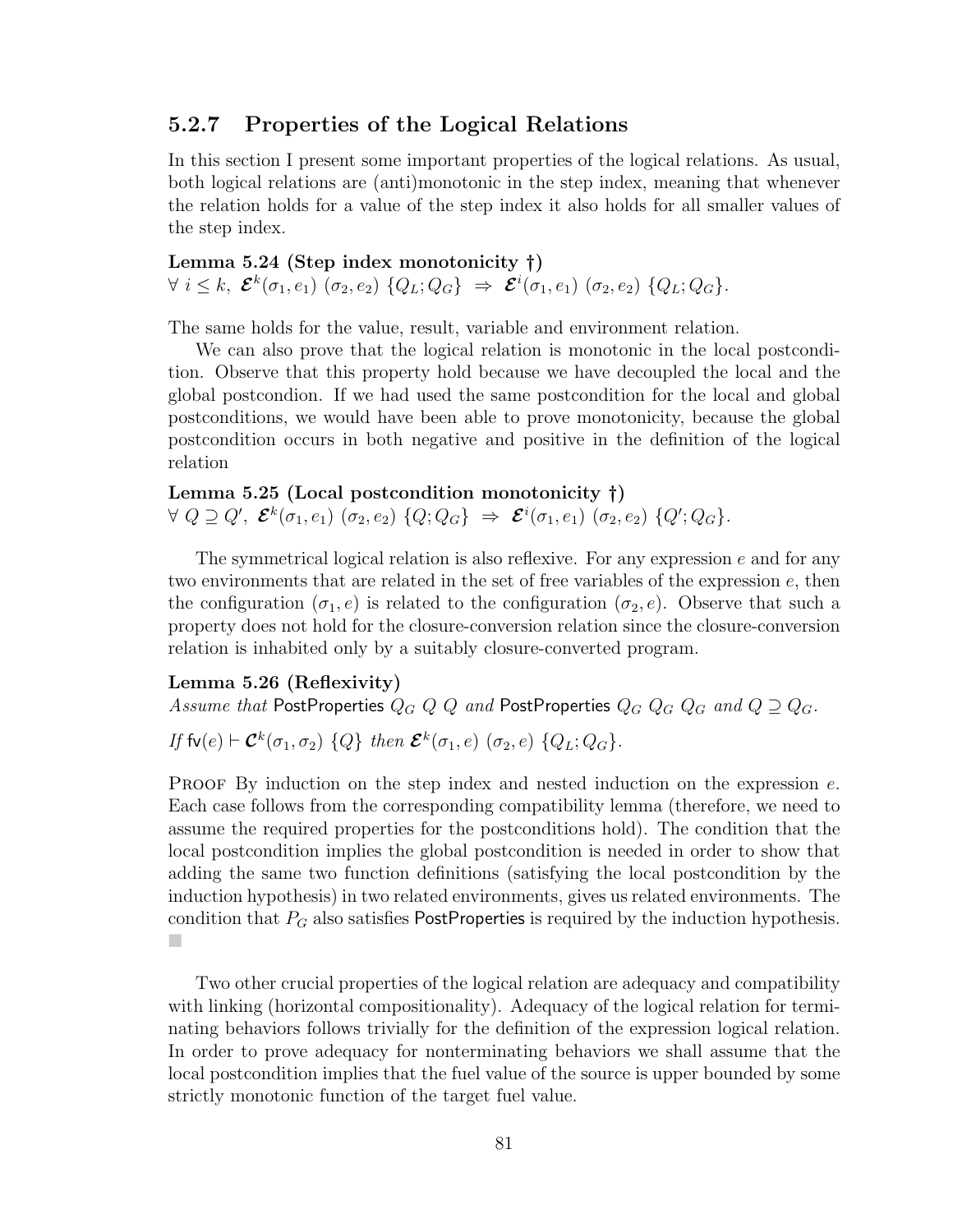### 5.2.7 Properties of the Logical Relations

In this section I present some important properties of the logical relations. As usual, both logical relations are (anti)monotonic in the step index, meaning that whenever the relation holds for a value of the step index it also holds for all smaller values of the step index.

**Lemma 5.24 (Step index monotonicity †)**
$\forall\ i \leq k,\ \boldsymbol{\mathcal{E}}^k(\sigma_1, e_1)\ (\sigma_2, e_2)\ \{Q_L; Q_G\}\ \Rightarrow\ \boldsymbol{\mathcal{E}}^i(\sigma_1, e_1)\ (\sigma_2, e_2)\ \{Q_L; Q_G\}$.

The same holds for the value, result, variable and environment relation.

We can also prove that the logical relation is monotonic in the local postcondition. Observe that this property hold because we have decoupled the local and the global postcondion. If we had used the same postcondition for the local and global postconditions, we would have been able to prove monotonicity, because the global postcondition occurs in both negative and positive in the definition of the logical relation

**Lemma 5.25 (Local postcondition monotonicity †)**
$\forall\ Q \supseteq Q',\ \boldsymbol{\mathcal{E}}^k(\sigma_1, e_1)\ (\sigma_2, e_2)\ \{Q; Q_G\}\ \Rightarrow\ \boldsymbol{\mathcal{E}}^i(\sigma_1, e_1)\ (\sigma_2, e_2)\ \{Q'; Q_G\}$.

The symmetrical logical relation is also reflexive. For any expression $e$ and for any two environments that are related in the set of free variables of the expression $e$, then the configuration $(\sigma_1, e)$ is related to the configuration $(\sigma_2, e)$. Observe that such a property does not hold for the closure-conversion relation since the closure-conversion relation is inhabited only by a suitably closure-converted program.

**Lemma 5.26 (Reflexivity)**
*Assume that* $\mathsf{PostProperties}\ Q_G\ Q\ Q$ *and* $\mathsf{PostProperties}\ Q_G\ Q_G\ Q_G$ *and* $Q \supseteq Q_G$.

*If* $\mathsf{fv}(e) \vdash \boldsymbol{\mathcal{C}}^k(\sigma_1, \sigma_2)\ \{Q\}$ *then* $\boldsymbol{\mathcal{E}}^k(\sigma_1, e)\ (\sigma_2, e)\ \{Q_L; Q_G\}$.

Proof By induction on the step index and nested induction on the expression $e$. Each case follows from the corresponding compatibility lemma (therefore, we need to assume the required properties for the postconditions hold). The condition that the local postcondition implies the global postcondition is needed in order to show that adding the same two function definitions (satisfying the local postcondition by the induction hypothesis) in two related environments, gives us related environments. The condition that $P_G$ also satisfies PostProperties is required by the induction hypothesis. ■

Two other crucial properties of the logical relation are adequacy and compatibility with linking (horizontal compositionality). Adequacy of the logical relation for terminating behaviors follows trivially for the definition of the expression logical relation. In order to prove adequacy for nonterminating behaviors we shall assume that the local postcondition implies that the fuel value of the source is upper bounded by some strictly monotonic function of the target fuel value.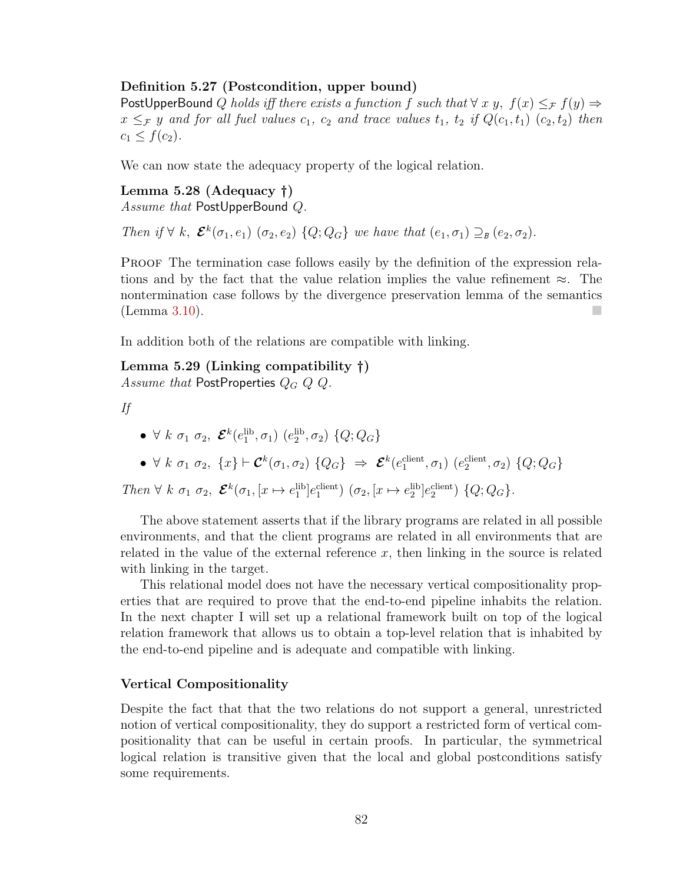**Definition 5.27 (Postcondition, upper bound)**
PostUpperBound $Q$ *holds iff there exists a function* $f$ *such that* $\forall\ x\ y,\ f(x) \leq_{\mathcal{F}} f(y) \Rightarrow x \leq_{\mathcal{F}} y$ *and for all fuel values* $c_1$, $c_2$ *and trace values* $t_1$, $t_2$ *if* $Q(c_1, t_1)\ (c_2, t_2)$ *then* $c_1 \leq f(c_2)$.

We can now state the adequacy property of the logical relation.

**Lemma 5.28 (Adequacy †)**
*Assume that* PostUpperBound $Q$.

*Then if* $\forall\ k,\ \boldsymbol{\mathcal{E}}^k(\sigma_1, e_1)\ (\sigma_2, e_2)\ \{Q; Q_G\}$ *we have that* $(e_1, \sigma_1) \supseteq_B (e_2, \sigma_2)$.

Proof The termination case follows easily by the definition of the expression relations and by the fact that the value relation implies the value refinement $\approx$. The nontermination case follows by the divergence preservation lemma of the semantics (Lemma 3.10). ■

In addition both of the relations are compatible with linking.

**Lemma 5.29 (Linking compatibility †)**
*Assume that* PostProperties $Q_G\ Q\ Q$.

*If*

- $\forall\ k\ \sigma_1\ \sigma_2,\ \boldsymbol{\mathcal{E}}^k(e_1^{\text{lib}}, \sigma_1)\ (e_2^{\text{lib}}, \sigma_2)\ \{Q; Q_G\}$
- $\forall\ k\ \sigma_1\ \sigma_2,\ \{x\} \vdash \boldsymbol{\mathcal{C}}^k(\sigma_1, \sigma_2)\ \{Q_G\}\ \Rightarrow\ \boldsymbol{\mathcal{E}}^k(e_1^{\text{client}}, \sigma_1)\ (e_2^{\text{client}}, \sigma_2)\ \{Q; Q_G\}$

*Then* $\forall\ k\ \sigma_1\ \sigma_2,\ \boldsymbol{\mathcal{E}}^k(\sigma_1, [x \mapsto e_1^{\text{lib}}]e_1^{\text{client}})\ (\sigma_2, [x \mapsto e_2^{\text{lib}}]e_2^{\text{client}})\ \{Q; Q_G\}$.

The above statement asserts that if the library programs are related in all possible environments, and that the client programs are related in all environments that are related in the value of the external reference $x$, then linking in the source is related with linking in the target.

This relational model does not have the necessary vertical compositionality properties that are required to prove that the end-to-end pipeline inhabits the relation. In the next chapter I will set up a relational framework built on top of the logical relation framework that allows us to obtain a top-level relation that is inhabited by the end-to-end pipeline and is adequate and compatible with linking.

### Vertical Compositionality

Despite the fact that that the two relations do not support a general, unrestricted notion of vertical compositionality, they do support a restricted form of vertical compositionality that can be useful in certain proofs. In particular, the symmetrical logical relation is transitive given that the local and global postconditions satisfy some requirements.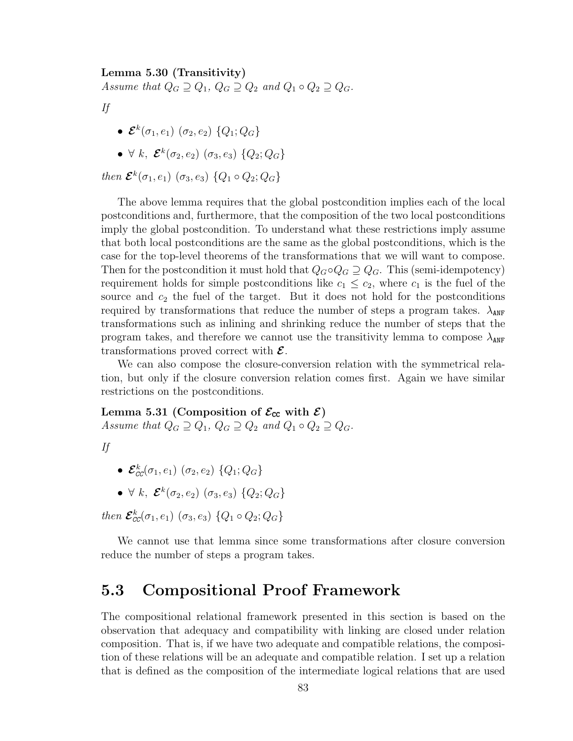**Lemma 5.30 (Transitivity)**
*Assume that* $Q_G \supseteq Q_1$*,* $Q_G \supseteq Q_2$ *and* $Q_1 \circ Q_2 \supseteq Q_G$*.*

*If*

- $\boldsymbol{\mathcal{E}}^k(\sigma_1, e_1)\ (\sigma_2, e_2)\ \{Q_1; Q_G\}$
- $\forall\ k,\ \boldsymbol{\mathcal{E}}^k(\sigma_2, e_2)\ (\sigma_3, e_3)\ \{Q_2; Q_G\}$

*then* $\boldsymbol{\mathcal{E}}^k(\sigma_1, e_1)\ (\sigma_3, e_3)\ \{Q_1 \circ Q_2; Q_G\}$

The above lemma requires that the global postcondition implies each of the local postconditions and, furthermore, that the composition of the two local postconditions imply the global postcondition. To understand what these restrictions imply assume that both local postconditions are the same as the global postconditions, which is the case for the top-level theorems of the transformations that we will want to compose. Then for the postcondition it must hold that $Q_G \circ Q_G \supseteq Q_G$. This (semi-idempotency) requirement holds for simple postconditions like $c_1 \leq c_2$, where $c_1$ is the fuel of the source and $c_2$ the fuel of the target. But it does not hold for the postconditions required by transformations that reduce the number of steps a program takes. $\lambda_{\texttt{ANF}}$ transformations such as inlining and shrinking reduce the number of steps that the program takes, and therefore we cannot use the transitivity lemma to compose $\lambda_{\texttt{ANF}}$ transformations proved correct with $\boldsymbol{\mathcal{E}}$.

We can also compose the closure-conversion relation with the symmetrical relation, but only if the closure conversion relation comes first. Again we have similar restrictions on the postconditions.

**Lemma 5.31 (Composition of $\boldsymbol{\mathcal{E}}_{\texttt{CC}}$ with $\boldsymbol{\mathcal{E}}$)**
*Assume that* $Q_G \supseteq Q_1$*,* $Q_G \supseteq Q_2$ *and* $Q_1 \circ Q_2 \supseteq Q_G$*.*

*If*

- $\boldsymbol{\mathcal{E}}^k_{\texttt{CC}}(\sigma_1, e_1)\ (\sigma_2, e_2)\ \{Q_1; Q_G\}$
- $\forall\ k,\ \boldsymbol{\mathcal{E}}^k(\sigma_2, e_2)\ (\sigma_3, e_3)\ \{Q_2; Q_G\}$

*then* $\boldsymbol{\mathcal{E}}^k_{\texttt{CC}}(\sigma_1, e_1)\ (\sigma_3, e_3)\ \{Q_1 \circ Q_2; Q_G\}$

We cannot use that lemma since some transformations after closure conversion reduce the number of steps a program takes.

## 5.3 Compositional Proof Framework

The compositional relational framework presented in this section is based on the observation that adequacy and compatibility with linking are closed under relation composition. That is, if we have two adequate and compatible relations, the composition of these relations will be an adequate and compatible relation. I set up a relation that is defined as the composition of the intermediate logical relations that are used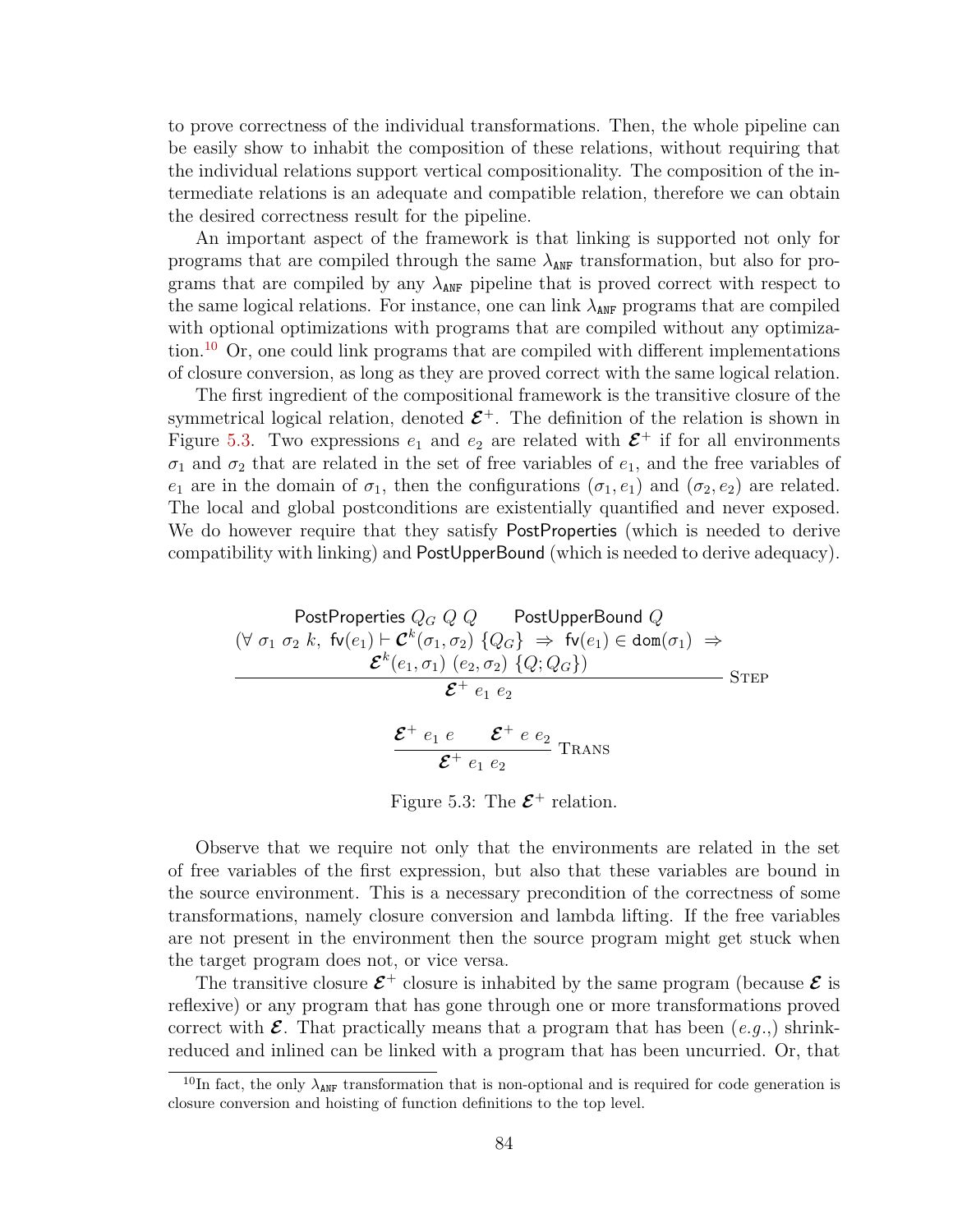to prove correctness of the individual transformations. Then, the whole pipeline can be easily show to inhabit the composition of these relations, without requiring that the individual relations support vertical compositionality. The composition of the intermediate relations is an adequate and compatible relation, therefore we can obtain the desired correctness result for the pipeline.

An important aspect of the framework is that linking is supported not only for programs that are compiled through the same $\lambda_{\texttt{ANF}}$ transformation, but also for programs that are compiled by any $\lambda_{\texttt{ANF}}$ pipeline that is proved correct with respect to the same logical relations. For instance, one can link $\lambda_{\texttt{ANF}}$ programs that are compiled with optional optimizations with programs that are compiled without any optimization.[10] Or, one could link programs that are compiled with different implementations of closure conversion, as long as they are proved correct with the same logical relation.

The first ingredient of the compositional framework is the transitive closure of the symmetrical logical relation, denoted $\boldsymbol{\mathcal{E}}^+$. The definition of the relation is shown in Figure 5.3. Two expressions $e_1$ and $e_2$ are related with $\boldsymbol{\mathcal{E}}^+$ if for all environments $\sigma_1$ and $\sigma_2$ that are related in the set of free variables of $e_1$, and the free variables of $e_1$ are in the domain of $\sigma_1$, then the configurations $(\sigma_1, e_1)$ and $(\sigma_2, e_2)$ are related. The local and global postconditions are existentially quantified and never exposed. We do however require that they satisfy PostProperties (which is needed to derive compatibility with linking) and PostUpperBound (which is needed to derive adequacy).

$$
\frac{\begin{array}{c}\textsf{PostProperties}\ Q_G\ Q\ Q \qquad \textsf{PostUpperBound}\ Q \\ (\forall\ \sigma_1\ \sigma_2\ k,\ \textsf{fv}(e_1) \vdash \boldsymbol{\mathcal{C}}^k(\sigma_1, \sigma_2)\ \{Q_G\}\ \Rightarrow\ \textsf{fv}(e_1) \in \texttt{dom}(\sigma_1)\ \Rightarrow \\ \boldsymbol{\mathcal{E}}^k(e_1, \sigma_1)\ (e_2, \sigma_2)\ \{Q; Q_G\})\end{array}}{\boldsymbol{\mathcal{E}}^+\ e_1\ e_2}\ \textsc{Step}
$$

$$
\frac{\boldsymbol{\mathcal{E}}^+\ e_1\ e \qquad \boldsymbol{\mathcal{E}}^+\ e\ e_2}{\boldsymbol{\mathcal{E}}^+\ e_1\ e_2}\ \textsc{Trans}
$$

Figure 5.3: The $\boldsymbol{\mathcal{E}}^+$ relation.

Observe that we require not only that the environments are related in the set of free variables of the first expression, but also that these variables are bound in the source environment. This is a necessary precondition of the correctness of some transformations, namely closure conversion and lambda lifting. If the free variables are not present in the environment then the source program might get stuck when the target program does not, or vice versa.

The transitive closure $\boldsymbol{\mathcal{E}}^+$ closure is inhabited by the same program (because $\boldsymbol{\mathcal{E}}$ is reflexive) or any program that has gone through one or more transformations proved correct with $\boldsymbol{\mathcal{E}}$. That practically means that a program that has been (*e.g.*,) shrink-reduced and inlined can be linked with a program that has been uncurried. Or, that

[10] In fact, the only $\lambda_{\texttt{ANF}}$ transformation that is non-optional and is required for code generation is closure conversion and hoisting of function definitions to the top level.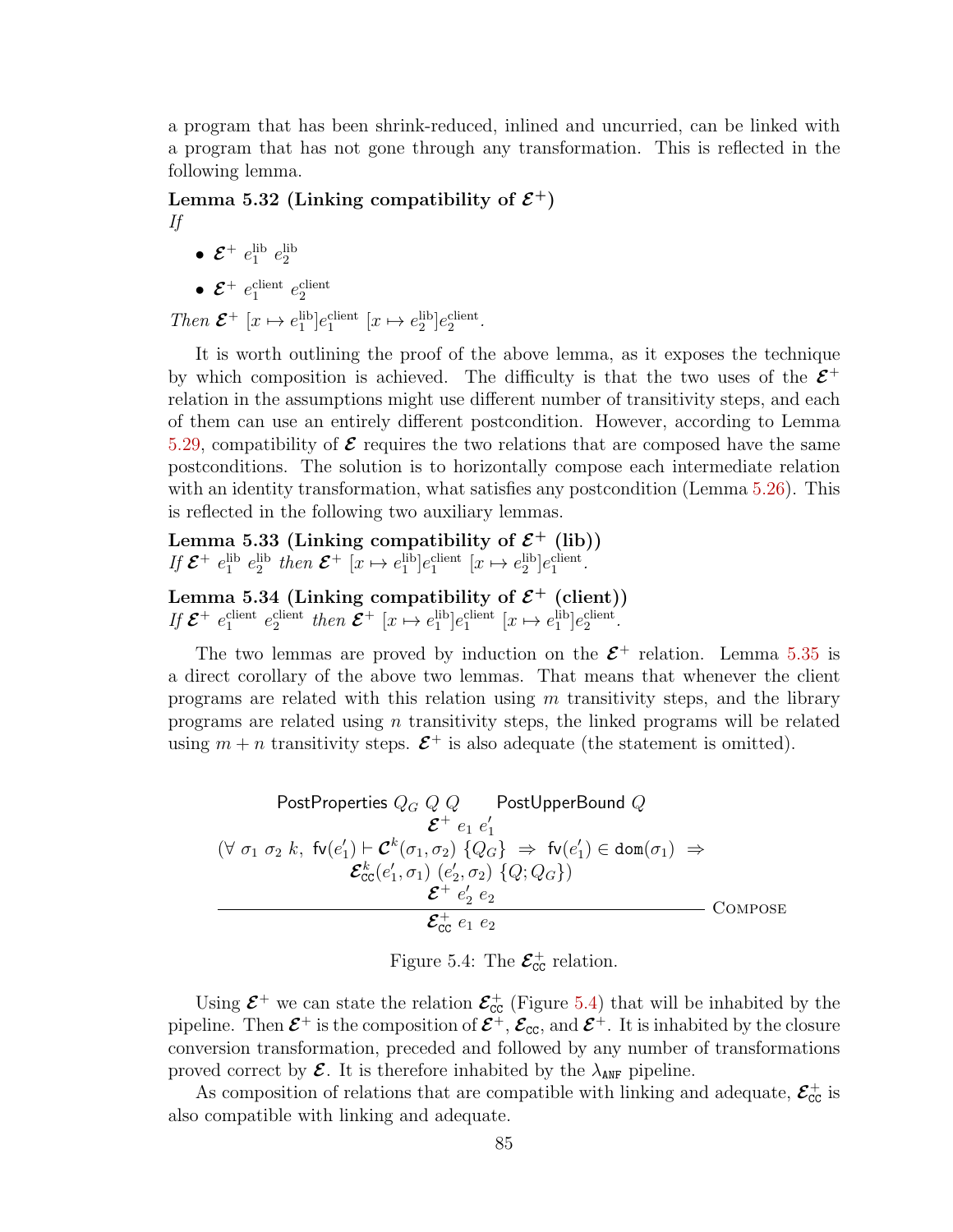a program that has been shrink-reduced, inlined and uncurried, can be linked with a program that has not gone through any transformation. This is reflected in the following lemma.

**Lemma 5.32 (Linking compatibility of $\boldsymbol{\mathcal{E}}^+$)**
*If*

- $\boldsymbol{\mathcal{E}}^+ \ e_1^{\text{lib}} \ e_2^{\text{lib}}$
- $\boldsymbol{\mathcal{E}}^+ \ e_1^{\text{client}} \ e_2^{\text{client}}$

*Then* $\boldsymbol{\mathcal{E}}^+ \ [x \mapsto e_1^{\text{lib}}]e_1^{\text{client}} \ [x \mapsto e_2^{\text{lib}}]e_2^{\text{client}}$.

It is worth outlining the proof of the above lemma, as it exposes the technique by which composition is achieved. The difficulty is that the two uses of the $\boldsymbol{\mathcal{E}}^+$ relation in the assumptions might use different number of transitivity steps, and each of them can use an entirely different postcondition. However, according to Lemma 5.29, compatibility of $\boldsymbol{\mathcal{E}}$ requires the two relations that are composed have the same postconditions. The solution is to horizontally compose each intermediate relation with an identity transformation, what satisfies any postcondition (Lemma 5.26). This is reflected in the following two auxiliary lemmas.

**Lemma 5.33 (Linking compatibility of $\boldsymbol{\mathcal{E}}^+$ (lib))**
*If* $\boldsymbol{\mathcal{E}}^+ \ e_1^{\text{lib}} \ e_2^{\text{lib}}$ *then* $\boldsymbol{\mathcal{E}}^+ \ [x \mapsto e_1^{\text{lib}}]e_1^{\text{client}} \ [x \mapsto e_2^{\text{lib}}]e_1^{\text{client}}$.

**Lemma 5.34 (Linking compatibility of $\boldsymbol{\mathcal{E}}^+$ (client))**
*If* $\boldsymbol{\mathcal{E}}^+ \ e_1^{\text{client}} \ e_2^{\text{client}}$ *then* $\boldsymbol{\mathcal{E}}^+ \ [x \mapsto e_1^{\text{lib}}]e_1^{\text{client}} \ [x \mapsto e_1^{\text{lib}}]e_2^{\text{client}}$.

The two lemmas are proved by induction on the $\boldsymbol{\mathcal{E}}^+$ relation. Lemma 5.35 is a direct corollary of the above two lemmas. That means that whenever the client programs are related with this relation using $m$ transitivity steps, and the library programs are related using $n$ transitivity steps, the linked programs will be related using $m + n$ transitivity steps. $\boldsymbol{\mathcal{E}}^+$ is also adequate (the statement is omitted).

$$
\frac{
\begin{array}{c}
\mathsf{PostProperties} \ Q_G \ Q \ Q \qquad \mathsf{PostUpperBound} \ Q \\
\boldsymbol{\mathcal{E}}^+ \ e_1 \ e_1' \\
(\forall \ \sigma_1 \ \sigma_2 \ k, \ \mathsf{fv}(e_1') \vdash \boldsymbol{\mathcal{C}}^k(\sigma_1, \sigma_2) \ \{Q_G\} \ \Rightarrow \ \mathsf{fv}(e_1') \in \mathtt{dom}(\sigma_1) \ \Rightarrow \\
\boldsymbol{\mathcal{E}}_{\mathsf{cc}}^k(e_1', \sigma_1) \ (e_2', \sigma_2) \ \{Q; Q_G\}) \\
\boldsymbol{\mathcal{E}}^+ \ e_2' \ e_2
\end{array}
}{
\boldsymbol{\mathcal{E}}_{\mathsf{cc}}^+ \ e_1 \ e_2
} \ \textsc{Compose}
$$

Figure 5.4: The $\boldsymbol{\mathcal{E}}_{\mathsf{cc}}^+$ relation.

Using $\boldsymbol{\mathcal{E}}^+$ we can state the relation $\boldsymbol{\mathcal{E}}_{\mathsf{cc}}^+$ (Figure 5.4) that will be inhabited by the pipeline. Then $\boldsymbol{\mathcal{E}}^+$ is the composition of $\boldsymbol{\mathcal{E}}^+$, $\boldsymbol{\mathcal{E}}_{\mathsf{cc}}$, and $\boldsymbol{\mathcal{E}}^+$. It is inhabited by the closure conversion transformation, preceded and followed by any number of transformations proved correct by $\boldsymbol{\mathcal{E}}$. It is therefore inhabited by the $\lambda_{\mathtt{ANF}}$ pipeline.

As composition of relations that are compatible with linking and adequate, $\boldsymbol{\mathcal{E}}_{\mathsf{cc}}^+$ is also compatible with linking and adequate.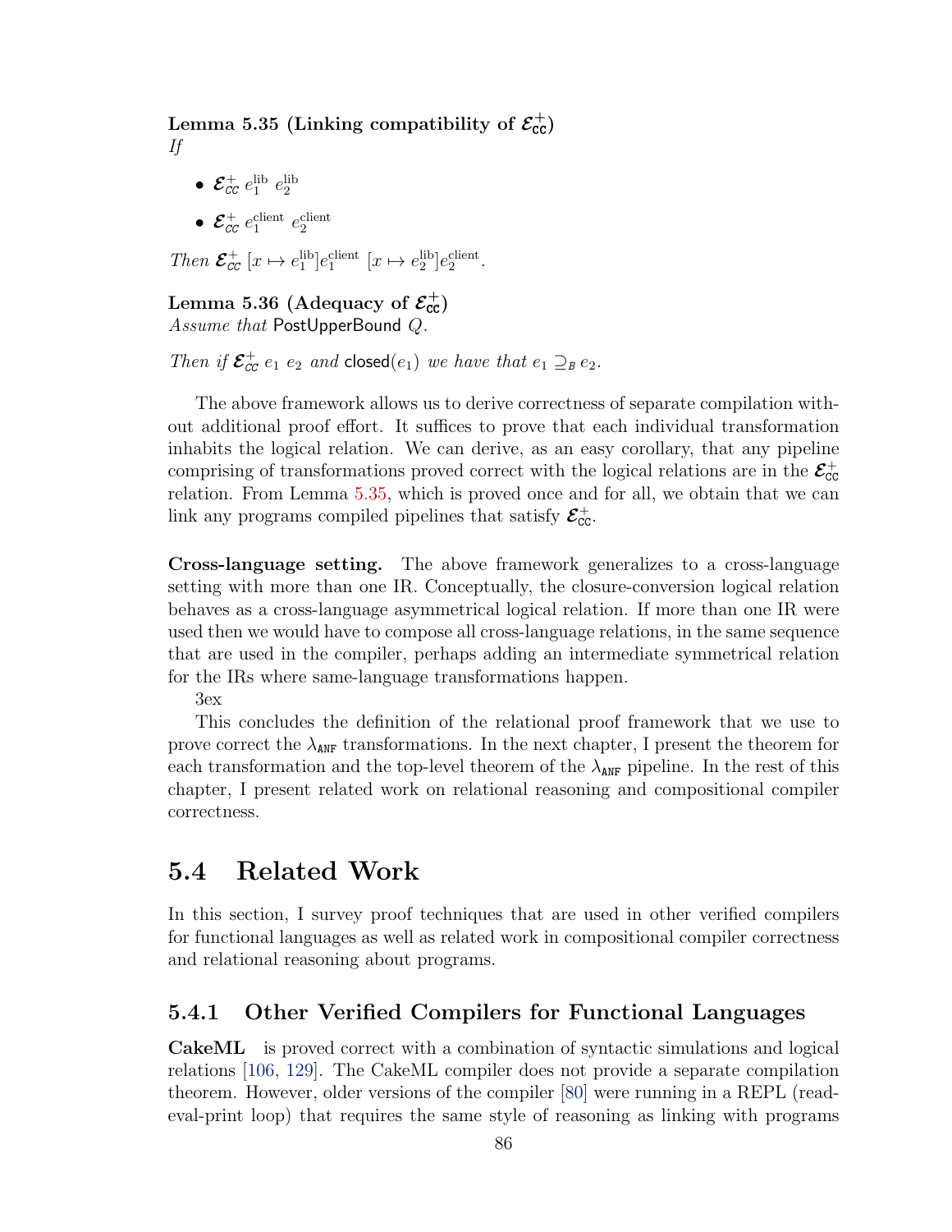**Lemma 5.35 (Linking compatibility of $\mathcal{E}^+_{\mathsf{CC}}$)**
*If*

- $\mathcal{E}^+_{CC}\ e_1^{\text{lib}}\ e_2^{\text{lib}}$
- $\mathcal{E}^+_{CC}\ e_1^{\text{client}}\ e_2^{\text{client}}$

*Then* $\mathcal{E}^+_{CC}\ [x \mapsto e_1^{\text{lib}}]e_1^{\text{client}}\ [x \mapsto e_2^{\text{lib}}]e_2^{\text{client}}$.

**Lemma 5.36 (Adequacy of $\mathcal{E}^+_{\mathsf{CC}}$)**
*Assume that* $\mathsf{PostUpperBound}\ Q$.

*Then if* $\mathcal{E}^+_{CC}\ e_1\ e_2$ *and* $\mathsf{closed}(e_1)$ *we have that* $e_1 \supseteq_B e_2$.

The above framework allows us to derive correctness of separate compilation without additional proof effort. It suffices to prove that each individual transformation inhabits the logical relation. We can derive, as an easy corollary, that any pipeline comprising of transformations proved correct with the logical relations are in the $\mathcal{E}^+_{\mathsf{CC}}$ relation. From Lemma 5.35, which is proved once and for all, we obtain that we can link any programs compiled pipelines that satisfy $\mathcal{E}^+_{\mathsf{CC}}$.

**Cross-language setting.** The above framework generalizes to a cross-language setting with more than one IR. Conceptually, the closure-conversion logical relation behaves as a cross-language asymmetrical logical relation. If more than one IR were used then we would have to compose all cross-language relations, in the same sequence that are used in the compiler, perhaps adding an intermediate symmetrical relation for the IRs where same-language transformations happen.

3ex

This concludes the definition of the relational proof framework that we use to prove correct the $\lambda_{\mathsf{ANF}}$ transformations. In the next chapter, I present the theorem for each transformation and the top-level theorem of the $\lambda_{\mathsf{ANF}}$ pipeline. In the rest of this chapter, I present related work on relational reasoning and compositional compiler correctness.

## 5.4 Related Work

In this section, I survey proof techniques that are used in other verified compilers for functional languages as well as related work in compositional compiler correctness and relational reasoning about programs.

### 5.4.1 Other Verified Compilers for Functional Languages

**CakeML** is proved correct with a combination of syntactic simulations and logical relations [106, 129]. The CakeML compiler does not provide a separate compilation theorem. However, older versions of the compiler [80] were running in a REPL (read-eval-print loop) that requires the same style of reasoning as linking with programs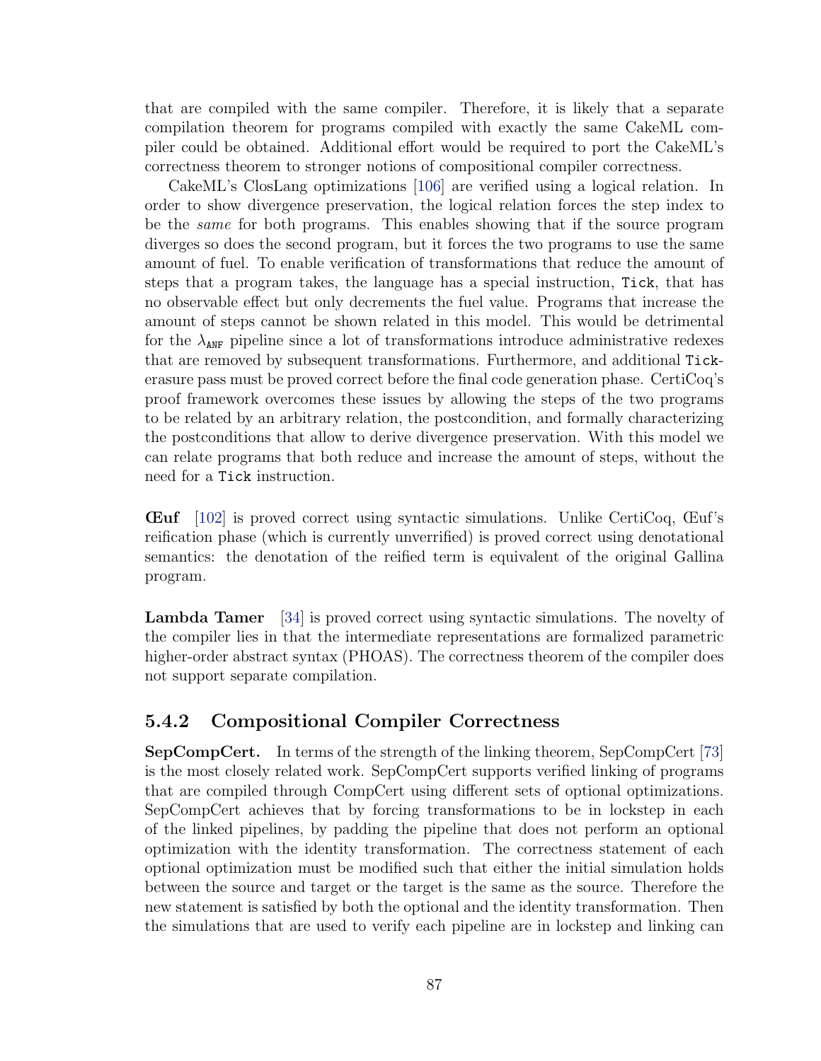that are compiled with the same compiler. Therefore, it is likely that a separate compilation theorem for programs compiled with exactly the same CakeML compiler could be obtained. Additional effort would be required to port the CakeML's correctness theorem to stronger notions of compositional compiler correctness.

CakeML's ClosLang optimizations [106] are verified using a logical relation. In order to show divergence preservation, the logical relation forces the step index to be the *same* for both programs. This enables showing that if the source program diverges so does the second program, but it forces the two programs to use the same amount of fuel. To enable verification of transformations that reduce the amount of steps that a program takes, the language has a special instruction, `Tick`, that has no observable effect but only decrements the fuel value. Programs that increase the amount of steps cannot be shown related in this model. This would be detrimental for the $\lambda_{\texttt{ANF}}$ pipeline since a lot of transformations introduce administrative redexes that are removed by subsequent transformations. Furthermore, and additional `Tick`-erasure pass must be proved correct before the final code generation phase. CertiCoq's proof framework overcomes these issues by allowing the steps of the two programs to be related by an arbitrary relation, the postcondition, and formally characterizing the postconditions that allow to derive divergence preservation. With this model we can relate programs that both reduce and increase the amount of steps, without the need for a `Tick` instruction.

**Œuf** [102] is proved correct using syntactic simulations. Unlike CertiCoq, Œuf's reification phase (which is currently unverrified) is proved correct using denotational semantics: the denotation of the reified term is equivalent of the original Gallina program.

**Lambda Tamer** [34] is proved correct using syntactic simulations. The novelty of the compiler lies in that the intermediate representations are formalized parametric higher-order abstract syntax (PHOAS). The correctness theorem of the compiler does not support separate compilation.

### 5.4.2 Compositional Compiler Correctness

**SepCompCert.** In terms of the strength of the linking theorem, SepCompCert [73] is the most closely related work. SepCompCert supports verified linking of programs that are compiled through CompCert using different sets of optional optimizations. SepCompCert achieves that by forcing transformations to be in lockstep in each of the linked pipelines, by padding the pipeline that does not perform an optional optimization with the identity transformation. The correctness statement of each optional optimization must be modified such that either the initial simulation holds between the source and target or the target is the same as the source. Therefore the new statement is satisfied by both the optional and the identity transformation. Then the simulations that are used to verify each pipeline are in lockstep and linking can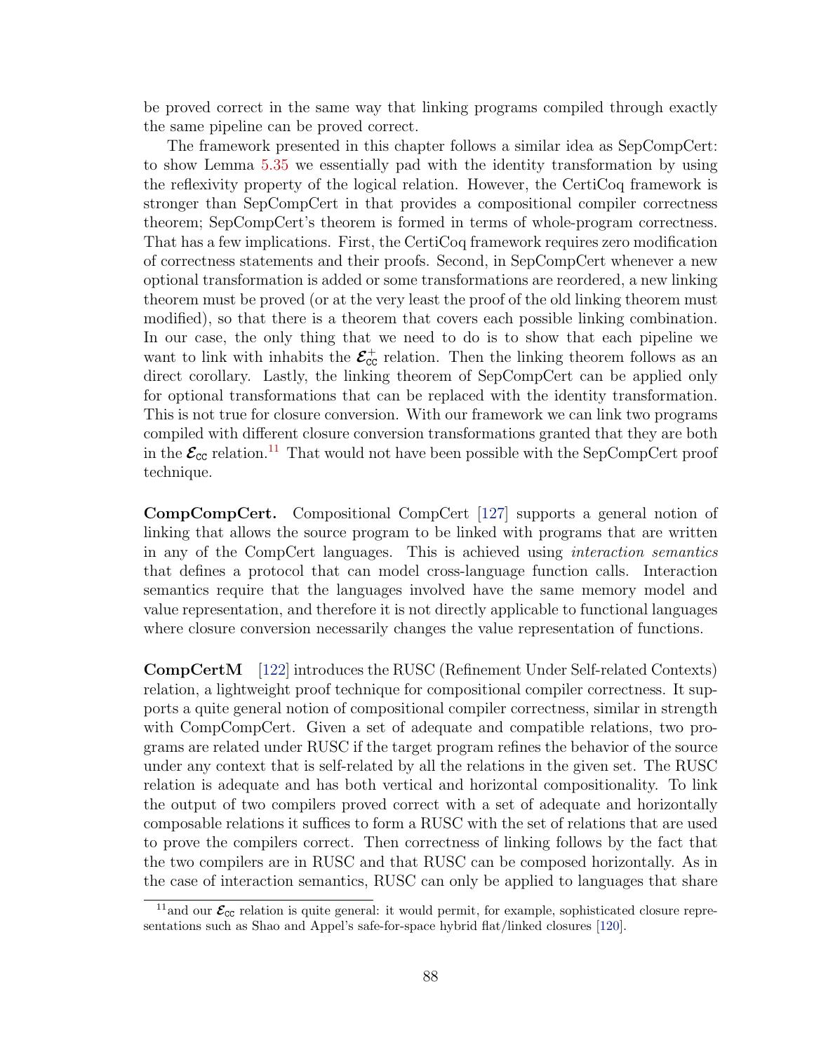be proved correct in the same way that linking programs compiled through exactly the same pipeline can be proved correct.

The framework presented in this chapter follows a similar idea as SepCompCert: to show Lemma 5.35 we essentially pad with the identity transformation by using the reflexivity property of the logical relation. However, the CertiCoq framework is stronger than SepCompCert in that provides a compositional compiler correctness theorem; SepCompCert's theorem is formed in terms of whole-program correctness. That has a few implications. First, the CertiCoq framework requires zero modification of correctness statements and their proofs. Second, in SepCompCert whenever a new optional transformation is added or some transformations are reordered, a new linking theorem must be proved (or at the very least the proof of the old linking theorem must modified), so that there is a theorem that covers each possible linking combination. In our case, the only thing that we need to do is to show that each pipeline we want to link with inhabits the $\boldsymbol{\mathcal{E}}^{+}_{\mathsf{CC}}$ relation. Then the linking theorem follows as an direct corollary. Lastly, the linking theorem of SepCompCert can be applied only for optional transformations that can be replaced with the identity transformation. This is not true for closure conversion. With our framework we can link two programs compiled with different closure conversion transformations granted that they are both in the $\boldsymbol{\mathcal{E}}_{\mathsf{CC}}$ relation.[11] That would not have been possible with the SepCompCert proof technique.

**CompCompCert.** Compositional CompCert [127] supports a general notion of linking that allows the source program to be linked with programs that are written in any of the CompCert languages. This is achieved using *interaction semantics* that defines a protocol that can model cross-language function calls. Interaction semantics require that the languages involved have the same memory model and value representation, and therefore it is not directly applicable to functional languages where closure conversion necessarily changes the value representation of functions.

**CompCertM** [122] introduces the RUSC (Refinement Under Self-related Contexts) relation, a lightweight proof technique for compositional compiler correctness. It supports a quite general notion of compositional compiler correctness, similar in strength with CompCompCert. Given a set of adequate and compatible relations, two programs are related under RUSC if the target program refines the behavior of the source under any context that is self-related by all the relations in the given set. The RUSC relation is adequate and has both vertical and horizontal compositionality. To link the output of two compilers proved correct with a set of adequate and horizontally composable relations it suffices to form a RUSC with the set of relations that are used to prove the compilers correct. Then correctness of linking follows by the fact that the two compilers are in RUSC and that RUSC can be composed horizontally. As in the case of interaction semantics, RUSC can only be applied to languages that share

[11] and our $\boldsymbol{\mathcal{E}}_{\mathsf{CC}}$ relation is quite general: it would permit, for example, sophisticated closure representations such as Shao and Appel's safe-for-space hybrid flat/linked closures [120].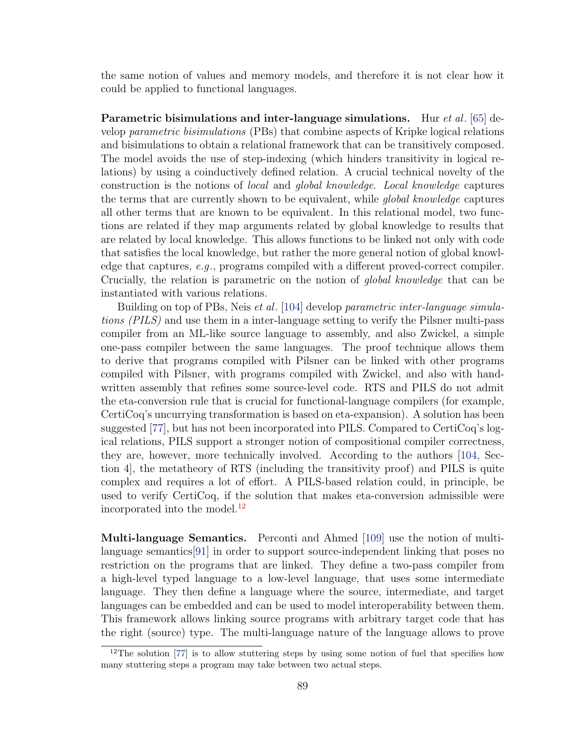the same notion of values and memory models, and therefore it is not clear how it could be applied to functional languages.

**Parametric bisimulations and inter-language simulations.** Hur *et al*. [65] develop *parametric bisimulations* (PBs) that combine aspects of Kripke logical relations and bisimulations to obtain a relational framework that can be transitively composed. The model avoids the use of step-indexing (which hinders transitivity in logical relations) by using a coinductively defined relation. A crucial technical novelty of the construction is the notions of *local* and *global knowledge*. *Local knowledge* captures the terms that are currently shown to be equivalent, while *global knowledge* captures all other terms that are known to be equivalent. In this relational model, two functions are related if they map arguments related by global knowledge to results that are related by local knowledge. This allows functions to be linked not only with code that satisfies the local knowledge, but rather the more general notion of global knowledge that captures, *e.g.*, programs compiled with a different proved-correct compiler. Crucially, the relation is parametric on the notion of *global knowledge* that can be instantiated with various relations.

Building on top of PBs, Neis *et al*. [104] develop *parametric inter-language simulations (PILS)* and use them in a inter-language setting to verify the Pilsner multi-pass compiler from an ML-like source language to assembly, and also Zwickel, a simple one-pass compiler between the same languages. The proof technique allows them to derive that programs compiled with Pilsner can be linked with other programs compiled with Pilsner, with programs compiled with Zwickel, and also with hand-written assembly that refines some source-level code. RTS and PILS do not admit the eta-conversion rule that is crucial for functional-language compilers (for example, CertiCoq's uncurrying transformation is based on eta-expansion). A solution has been suggested [77], but has not been incorporated into PILS. Compared to CertiCoq's logical relations, PILS support a stronger notion of compositional compiler correctness, they are, however, more technically involved. According to the authors [104, Section 4], the metatheory of RTS (including the transitivity proof) and PILS is quite complex and requires a lot of effort. A PILS-based relation could, in principle, be used to verify CertiCoq, if the solution that makes eta-conversion admissible were incorporated into the model.[12]

**Multi-language Semantics.** Perconti and Ahmed [109] use the notion of multi-language semantics[91] in order to support source-independent linking that poses no restriction on the programs that are linked. They define a two-pass compiler from a high-level typed language to a low-level language, that uses some intermediate language. They then define a language where the source, intermediate, and target languages can be embedded and can be used to model interoperability between them. This framework allows linking source programs with arbitrary target code that has the right (source) type. The multi-language nature of the language allows to prove

[12] The solution [77] is to allow stuttering steps by using some notion of fuel that specifies how many stuttering steps a program may take between two actual steps.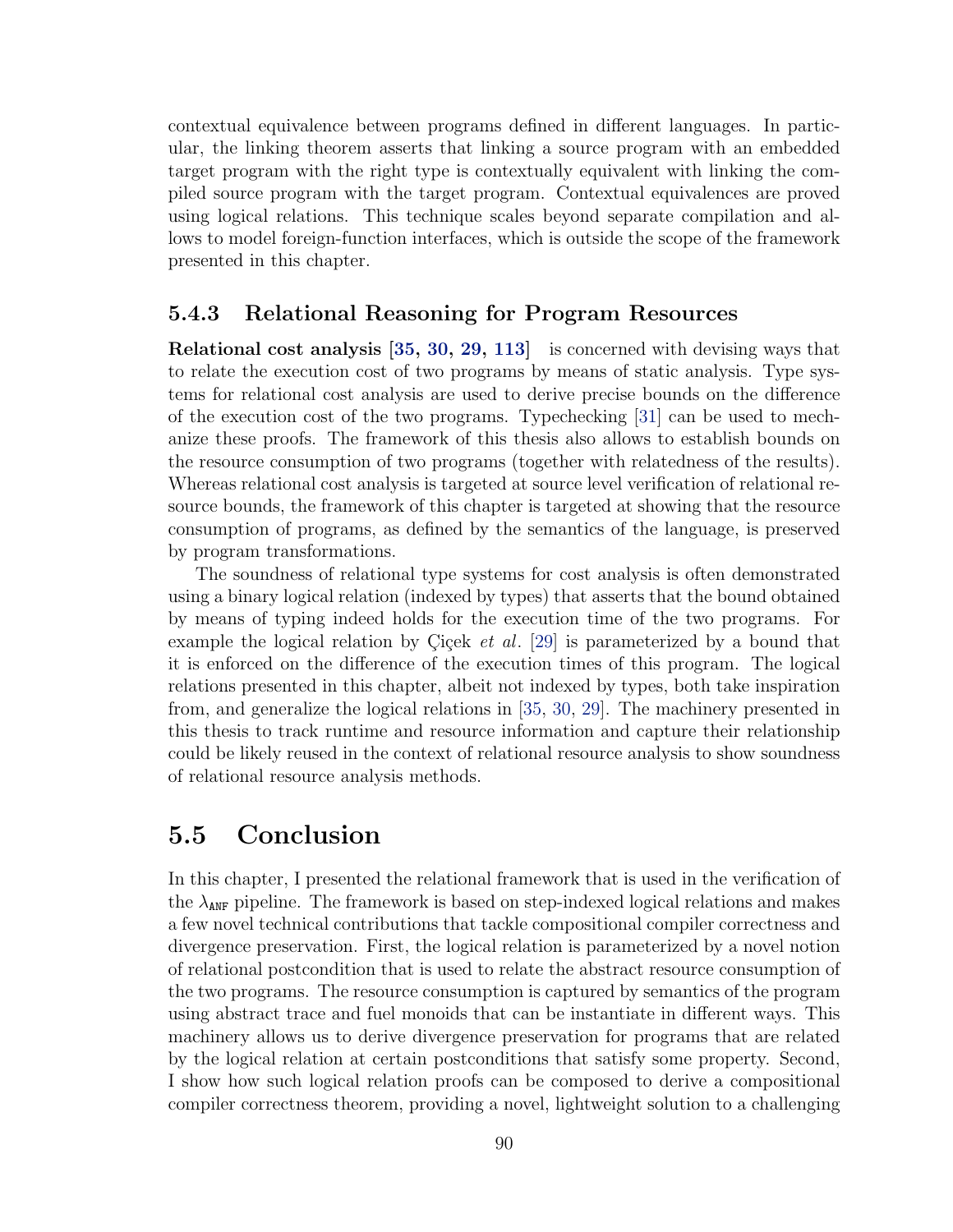contextual equivalence between programs defined in different languages. In particular, the linking theorem asserts that linking a source program with an embedded target program with the right type is contextually equivalent with linking the compiled source program with the target program. Contextual equivalences are proved using logical relations. This technique scales beyond separate compilation and allows to model foreign-function interfaces, which is outside the scope of the framework presented in this chapter.

### 5.4.3 Relational Reasoning for Program Resources

**Relational cost analysis [35, 30, 29, 113]** is concerned with devising ways that to relate the execution cost of two programs by means of static analysis. Type systems for relational cost analysis are used to derive precise bounds on the difference of the execution cost of the two programs. Typechecking [31] can be used to mechanize these proofs. The framework of this thesis also allows to establish bounds on the resource consumption of two programs (together with relatedness of the results). Whereas relational cost analysis is targeted at source level verification of relational resource bounds, the framework of this chapter is targeted at showing that the resource consumption of programs, as defined by the semantics of the language, is preserved by program transformations.

The soundness of relational type systems for cost analysis is often demonstrated using a binary logical relation (indexed by types) that asserts that the bound obtained by means of typing indeed holds for the execution time of the two programs. For example the logical relation by Çiçek *et al*. [29] is parameterized by a bound that it is enforced on the difference of the execution times of this program. The logical relations presented in this chapter, albeit not indexed by types, both take inspiration from, and generalize the logical relations in [35, 30, 29]. The machinery presented in this thesis to track runtime and resource information and capture their relationship could be likely reused in the context of relational resource analysis to show soundness of relational resource analysis methods.

## 5.5 Conclusion

In this chapter, I presented the relational framework that is used in the verification of the $\lambda_{\texttt{ANF}}$ pipeline. The framework is based on step-indexed logical relations and makes a few novel technical contributions that tackle compositional compiler correctness and divergence preservation. First, the logical relation is parameterized by a novel notion of relational postcondition that is used to relate the abstract resource consumption of the two programs. The resource consumption is captured by semantics of the program using abstract trace and fuel monoids that can be instantiate in different ways. This machinery allows us to derive divergence preservation for programs that are related by the logical relation at certain postconditions that satisfy some property. Second, I show how such logical relation proofs can be composed to derive a compositional compiler correctness theorem, providing a novel, lightweight solution to a challenging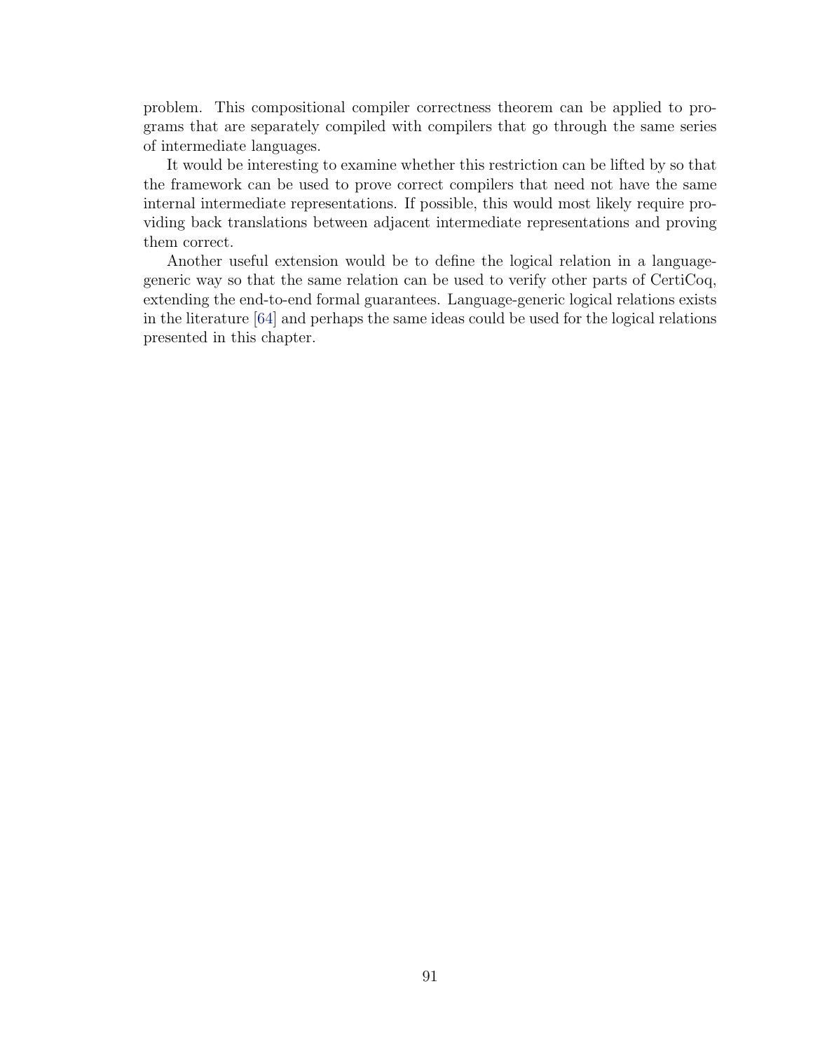problem. This compositional compiler correctness theorem can be applied to programs that are separately compiled with compilers that go through the same series of intermediate languages.

It would be interesting to examine whether this restriction can be lifted by so that the framework can be used to prove correct compilers that need not have the same internal intermediate representations. If possible, this would most likely require providing back translations between adjacent intermediate representations and proving them correct.

Another useful extension would be to define the logical relation in a language-generic way so that the same relation can be used to verify other parts of CertiCoq, extending the end-to-end formal guarantees. Language-generic logical relations exists in the literature [64] and perhaps the same ideas could be used for the logical relations presented in this chapter.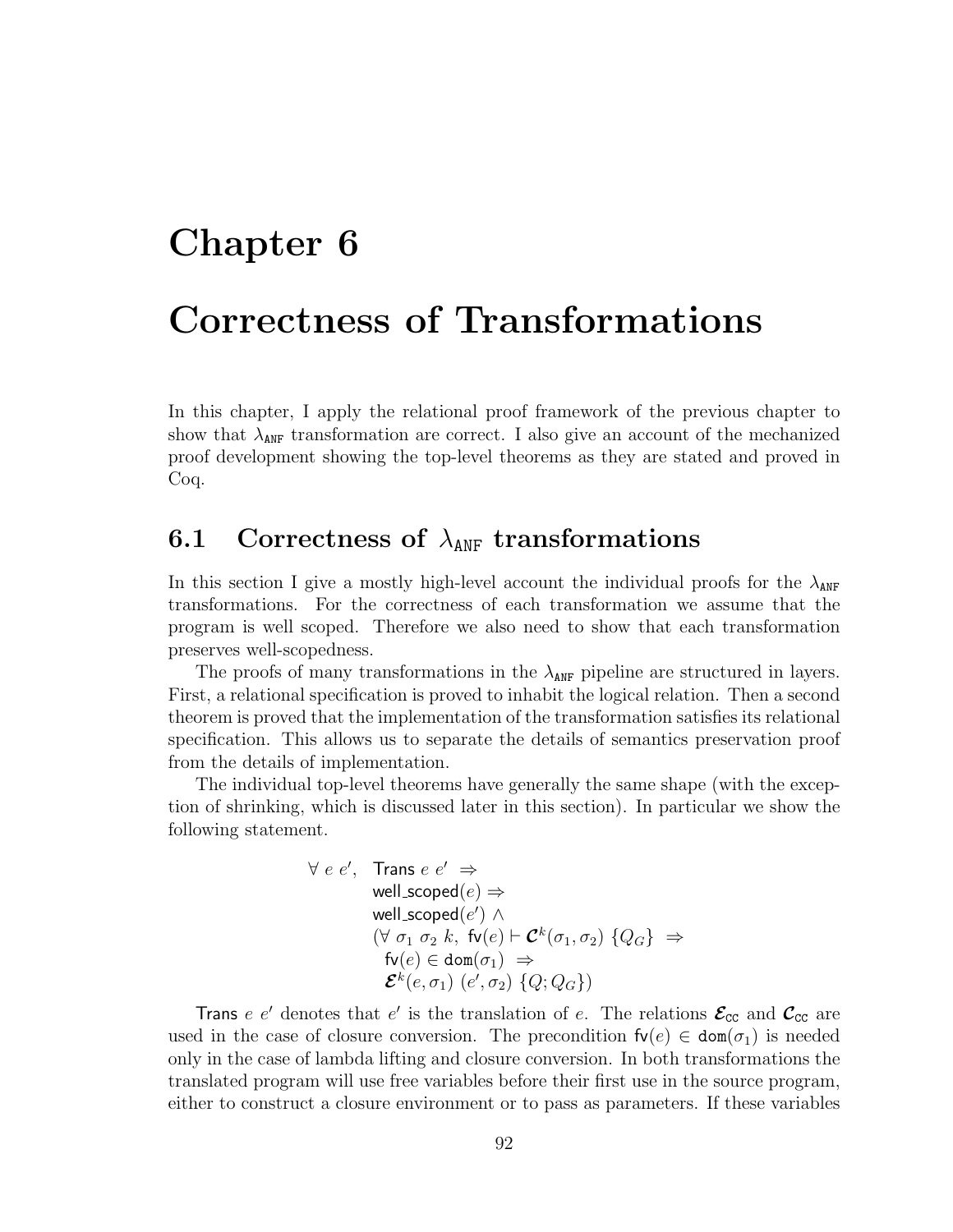# Chapter 6

# Correctness of Transformations

In this chapter, I apply the relational proof framework of the previous chapter to show that $\lambda_{\texttt{ANF}}$ transformation are correct. I also give an account of the mechanized proof development showing the top-level theorems as they are stated and proved in Coq.

## 6.1 Correctness of $\lambda_{\texttt{ANF}}$ transformations

In this section I give a mostly high-level account the individual proofs for the $\lambda_{\texttt{ANF}}$ transformations. For the correctness of each transformation we assume that the program is well scoped. Therefore we also need to show that each transformation preserves well-scopedness.

The proofs of many transformations in the $\lambda_{\texttt{ANF}}$ pipeline are structured in layers. First, a relational specification is proved to inhabit the logical relation. Then a second theorem is proved that the implementation of the transformation satisfies its relational specification. This allows us to separate the details of semantics preservation proof from the details of implementation.

The individual top-level theorems have generally the same shape (with the exception of shrinking, which is discussed later in this section). In particular we show the following statement.

$$
\begin{array}{ll}
\forall\ e\ e', & \mathsf{Trans}\ e\ e' \ \Rightarrow \\
& \mathsf{well\_scoped}(e) \Rightarrow \\
& \mathsf{well\_scoped}(e') \ \wedge \\
& (\forall\ \sigma_1\ \sigma_2\ k,\ \mathsf{fv}(e) \vdash \boldsymbol{\mathcal{C}}^k(\sigma_1, \sigma_2)\ \{Q_G\} \ \Rightarrow \\
& \quad \mathsf{fv}(e) \in \mathtt{dom}(\sigma_1) \ \Rightarrow \\
& \quad \boldsymbol{\mathcal{E}}^k(e, \sigma_1)\ (e', \sigma_2)\ \{Q; Q_G\})
\end{array}
$$

$\mathsf{Trans}\ e\ e'$ denotes that $e'$ is the translation of $e$. The relations $\boldsymbol{\mathcal{E}}_{\mathsf{CC}}$ and $\boldsymbol{\mathcal{C}}_{\mathsf{CC}}$ are used in the case of closure conversion. The precondition $\mathsf{fv}(e) \in \mathtt{dom}(\sigma_1)$ is needed only in the case of lambda lifting and closure conversion. In both transformations the translated program will use free variables before their first use in the source program, either to construct a closure environment or to pass as parameters. If these variables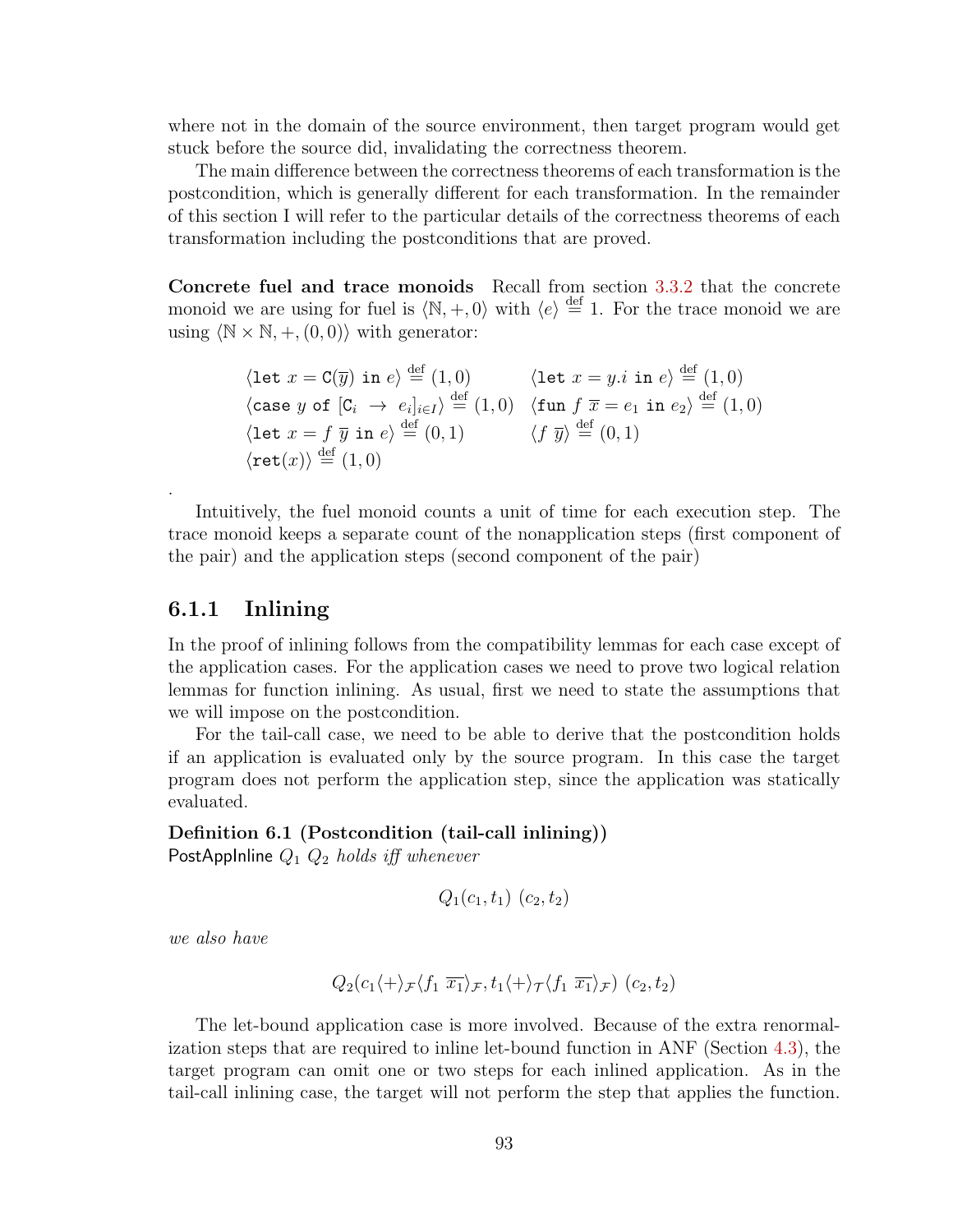where not in the domain of the source environment, then target program would get stuck before the source did, invalidating the correctness theorem.

The main difference between the correctness theorems of each transformation is the postcondition, which is generally different for each transformation. In the remainder of this section I will refer to the particular details of the correctness theorems of each transformation including the postconditions that are proved.

**Concrete fuel and trace monoids** Recall from section 3.3.2 that the concrete monoid we are using for fuel is $\langle \mathbb{N}, +, 0 \rangle$ with $\langle e \rangle \stackrel{\text{def}}{=} 1$. For the trace monoid we are using $\langle \mathbb{N} \times \mathbb{N}, +, (0,0) \rangle$ with generator:

$$
\begin{array}{ll}
\langle \texttt{let } x = \texttt{C}(\overline{y}) \texttt{ in } e \rangle \stackrel{\text{def}}{=} (1,0) & \langle \texttt{let } x = y.i \texttt{ in } e \rangle \stackrel{\text{def}}{=} (1,0) \\
\langle \texttt{case } y \texttt{ of } [\texttt{C}_i \ \rightarrow \ e_i]_{i \in I} \rangle \stackrel{\text{def}}{=} (1,0) & \langle \texttt{fun } f \ \overline{x} = e_1 \texttt{ in } e_2 \rangle \stackrel{\text{def}}{=} (1,0) \\
\langle \texttt{let } x = f \ \overline{y} \texttt{ in } e \rangle \stackrel{\text{def}}{=} (0,1) & \langle f \ \overline{y} \rangle \stackrel{\text{def}}{=} (0,1) \\
\langle \texttt{ret}(x) \rangle \stackrel{\text{def}}{=} (1,0) &
\end{array}
$$

.

Intuitively, the fuel monoid counts a unit of time for each execution step. The trace monoid keeps a separate count of the nonapplication steps (first component of the pair) and the application steps (second component of the pair)

### 6.1.1 Inlining

In the proof of inlining follows from the compatibility lemmas for each case except of the application cases. For the application cases we need to prove two logical relation lemmas for function inlining. As usual, first we need to state the assumptions that we will impose on the postcondition.

For the tail-call case, we need to be able to derive that the postcondition holds if an application is evaluated only by the source program. In this case the target program does not perform the application step, since the application was statically evaluated.

**Definition 6.1 (Postcondition (tail-call inlining))**
PostAppInline $Q_1$ $Q_2$ *holds iff whenever*

$$Q_1(c_1, t_1) \ (c_2, t_2)$$

*we also have*

$$Q_2(c_1 \langle + \rangle_{\mathcal{F}} \langle f_1 \ \overline{x_1} \rangle_{\mathcal{F}}, t_1 \langle + \rangle_{\mathcal{T}} \langle f_1 \ \overline{x_1} \rangle_{\mathcal{F}}) \ (c_2, t_2)$$

The let-bound application case is more involved. Because of the extra renormalization steps that are required to inline let-bound function in ANF (Section 4.3), the target program can omit one or two steps for each inlined application. As in the tail-call inlining case, the target will not perform the step that applies the function.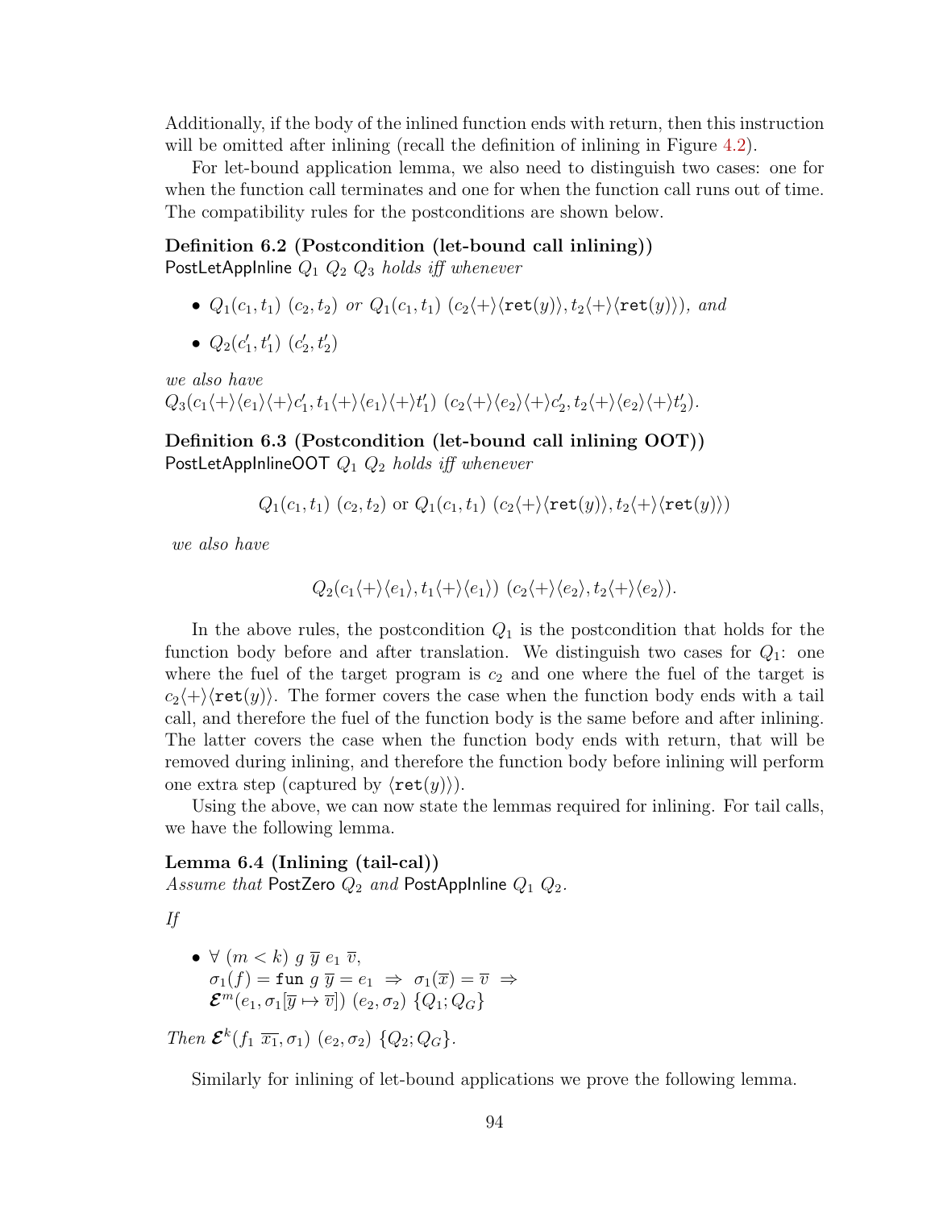Additionally, if the body of the inlined function ends with return, then this instruction will be omitted after inlining (recall the definition of inlining in Figure 4.2).

For let-bound application lemma, we also need to distinguish two cases: one for when the function call terminates and one for when the function call runs out of time. The compatibility rules for the postconditions are shown below.

**Definition 6.2 (Postcondition (let-bound call inlining))**
$\mathsf{PostLetAppInline}\ Q_1\ Q_2\ Q_3$ *holds iff whenever*

- $Q_1(c_1, t_1)\ (c_2, t_2)$ *or* $Q_1(c_1, t_1)\ (c_2\langle+\rangle\langle \mathtt{ret}(y)\rangle, t_2\langle+\rangle\langle \mathtt{ret}(y)\rangle)$*, and*
- $Q_2(c_1', t_1')\ (c_2', t_2')$

*we also have*
$Q_3(c_1\langle+\rangle\langle e_1\rangle\langle+\rangle c_1', t_1\langle+\rangle\langle e_1\rangle\langle+\rangle t_1')\ (c_2\langle+\rangle\langle e_2\rangle\langle+\rangle c_2', t_2\langle+\rangle\langle e_2\rangle\langle+\rangle t_2')$.

**Definition 6.3 (Postcondition (let-bound call inlining OOT))**
$\mathsf{PostLetAppInlineOOT}\ Q_1\ Q_2$ *holds iff whenever*

$$Q_1(c_1, t_1)\ (c_2, t_2) \text{ or } Q_1(c_1, t_1)\ (c_2\langle+\rangle\langle \mathtt{ret}(y)\rangle, t_2\langle+\rangle\langle \mathtt{ret}(y)\rangle)$$

*we also have*

$$Q_2(c_1\langle+\rangle\langle e_1\rangle, t_1\langle+\rangle\langle e_1\rangle)\ (c_2\langle+\rangle\langle e_2\rangle, t_2\langle+\rangle\langle e_2\rangle).$$

In the above rules, the postcondition $Q_1$ is the postcondition that holds for the function body before and after translation. We distinguish two cases for $Q_1$: one where the fuel of the target program is $c_2$ and one where the fuel of the target is $c_2\langle+\rangle\langle \mathtt{ret}(y)\rangle$. The former covers the case when the function body ends with a tail call, and therefore the fuel of the function body is the same before and after inlining. The latter covers the case when the function body ends with return, that will be removed during inlining, and therefore the function body before inlining will perform one extra step (captured by $\langle \mathtt{ret}(y)\rangle$).

Using the above, we can now state the lemmas required for inlining. For tail calls, we have the following lemma.

**Lemma 6.4 (Inlining (tail-cal))**
*Assume that* $\mathsf{PostZero}\ Q_2$ *and* $\mathsf{PostAppInline}\ Q_1\ Q_2$.

*If*

- $\forall\ (m < k)\ g\ \overline{y}\ e_1\ \overline{v}$,
  $\sigma_1(f) = \mathtt{fun}\ g\ \overline{y} = e_1\ \Rightarrow\ \sigma_1(\overline{x}) = \overline{v}\ \Rightarrow$
  $\boldsymbol{\mathcal{E}}^m(e_1, \sigma_1[\overline{y} \mapsto \overline{v}])\ (e_2, \sigma_2)\ \{Q_1; Q_G\}$

*Then* $\boldsymbol{\mathcal{E}}^k(f_1\ \overline{x_1}, \sigma_1)\ (e_2, \sigma_2)\ \{Q_2; Q_G\}$.

Similarly for inlining of let-bound applications we prove the following lemma.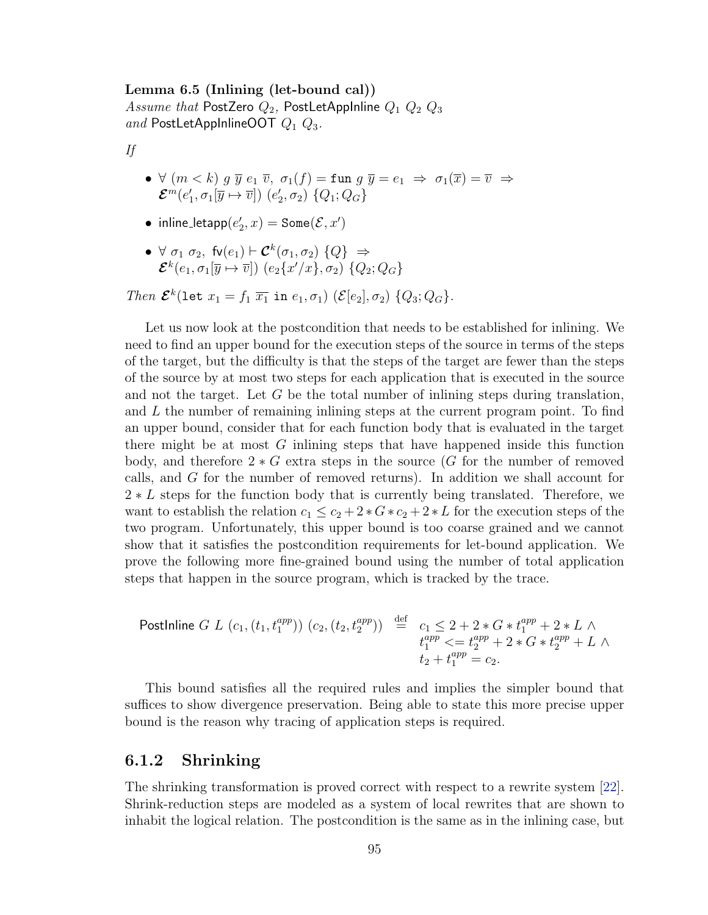**Lemma 6.5 (Inlining (let-bound cal))**
*Assume that* PostZero $Q_2$, PostLetAppInline $Q_1$ $Q_2$ $Q_3$ *and* PostLetAppInlineOOT $Q_1$ $Q_3$.

*If*

- $\forall\ (m < k)\ g\ \overline{y}\ e_1\ \overline{v},\ \sigma_1(f) = \texttt{fun}\ g\ \overline{y} = e_1\ \Rightarrow\ \sigma_1(\overline{x}) = \overline{v}\ \Rightarrow$ $\boldsymbol{\mathcal{E}}^m(e_1', \sigma_1[\overline{y} \mapsto \overline{v}])\ (e_2', \sigma_2)\ \{Q_1; Q_G\}$
- $\mathsf{inline\_letapp}(e_2', x) = \texttt{Some}(\mathcal{E}, x')$
- $\forall\ \sigma_1\ \sigma_2,\ \mathsf{fv}(e_1) \vdash \boldsymbol{\mathcal{C}}^k(\sigma_1, \sigma_2)\ \{Q\}\ \Rightarrow$ $\boldsymbol{\mathcal{E}}^k(e_1, \sigma_1[\overline{y} \mapsto \overline{v}])\ (e_2\{x'/x\}, \sigma_2)\ \{Q_2; Q_G\}$

*Then* $\boldsymbol{\mathcal{E}}^k(\texttt{let}\ x_1 = f_1\ \overline{x_1}\ \texttt{in}\ e_1, \sigma_1)\ (\mathcal{E}[e_2], \sigma_2)\ \{Q_3; Q_G\}$.

Let us now look at the postcondition that needs to be established for inlining. We need to find an upper bound for the execution steps of the source in terms of the steps of the target, but the difficulty is that the steps of the target are fewer than the steps of the source by at most two steps for each application that is executed in the source and not the target. Let $G$ be the total number of inlining steps during translation, and $L$ the number of remaining inlining steps at the current program point. To find an upper bound, consider that for each function body that is evaluated in the target there might be at most $G$ inlining steps that have happened inside this function body, and therefore $2 * G$ extra steps in the source ($G$ for the number of removed calls, and $G$ for the number of removed returns). In addition we shall account for $2 * L$ steps for the function body that is currently being translated. Therefore, we want to establish the relation $c_1 \leq c_2 + 2 * G * c_2 + 2 * L$ for the execution steps of the two program. Unfortunately, this upper bound is too coarse grained and we cannot show that it satisfies the postcondition requirements for let-bound application. We prove the following more fine-grained bound using the number of total application steps that happen in the source program, which is tracked by the trace.

$$\mathsf{PostInline}\ G\ L\ (c_1, (t_1, t_1^{app}))\ (c_2, (t_2, t_2^{app})) \stackrel{\text{def}}{=} \begin{array}{l} c_1 \leq 2 + 2 * G * t_1^{app} + 2 * L\ \wedge \\ t_1^{app} <= t_2^{app} + 2 * G * t_2^{app} + L\ \wedge \\ t_2 + t_1^{app} = c_2. \end{array}$$

This bound satisfies all the required rules and implies the simpler bound that suffices to show divergence preservation. Being able to state this more precise upper bound is the reason why tracing of application steps is required.

### 6.1.2 Shrinking

The shrinking transformation is proved correct with respect to a rewrite system [22]. Shrink-reduction steps are modeled as a system of local rewrites that are shown to inhabit the logical relation. The postcondition is the same as in the inlining case, but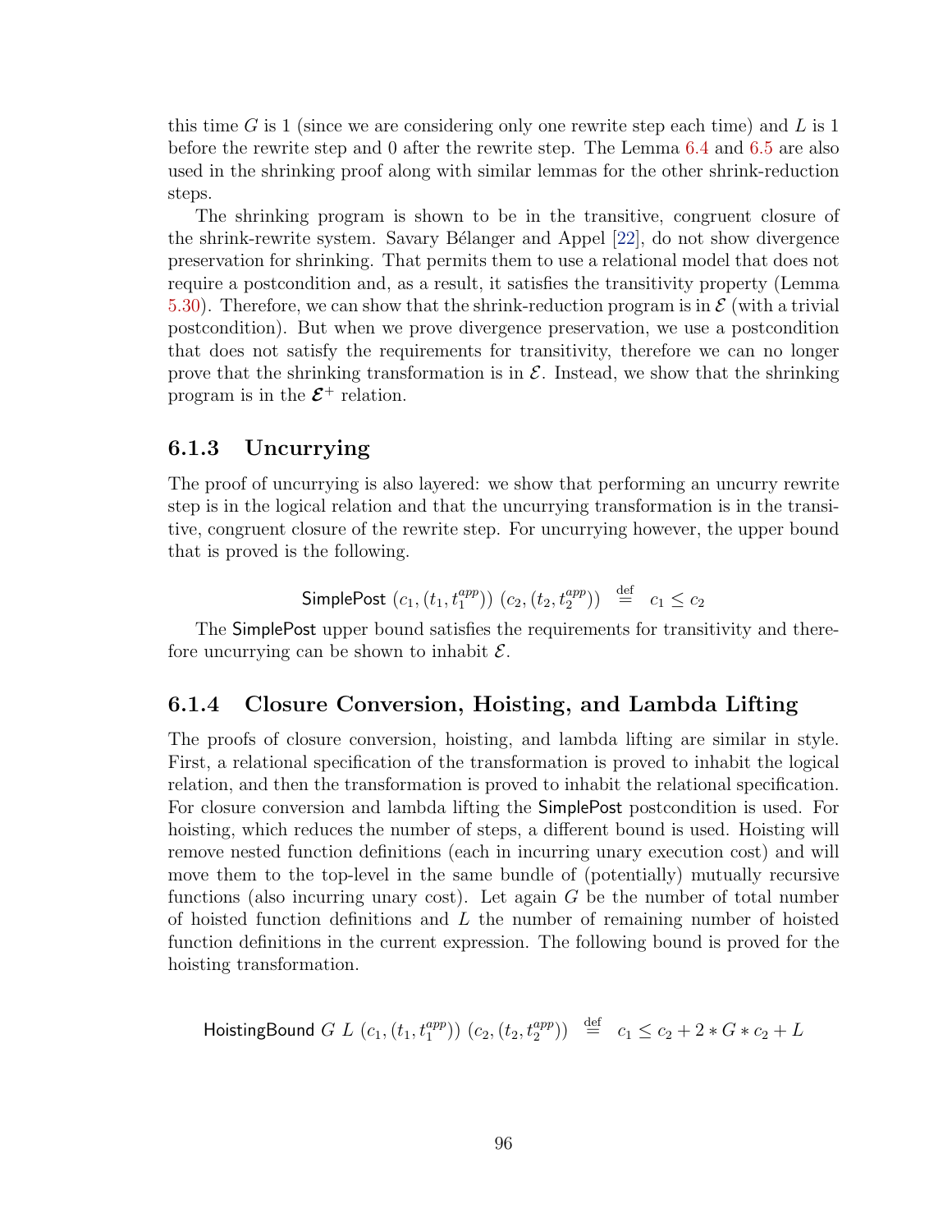this time $G$ is 1 (since we are considering only one rewrite step each time) and $L$ is 1 before the rewrite step and 0 after the rewrite step. The Lemma 6.4 and 6.5 are also used in the shrinking proof along with similar lemmas for the other shrink-reduction steps.

The shrinking program is shown to be in the transitive, congruent closure of the shrink-rewrite system. Savary Bélanger and Appel [22], do not show divergence preservation for shrinking. That permits them to use a relational model that does not require a postcondition and, as a result, it satisfies the transitivity property (Lemma 5.30). Therefore, we can show that the shrink-reduction program is in $\mathcal{E}$ (with a trivial postcondition). But when we prove divergence preservation, we use a postcondition that does not satisfy the requirements for transitivity, therefore we can no longer prove that the shrinking transformation is in $\mathcal{E}$. Instead, we show that the shrinking program is in the $\boldsymbol{\mathcal{E}}^+$ relation.

### 6.1.3 Uncurrying

The proof of uncurrying is also layered: we show that performing an uncurry rewrite step is in the logical relation and that the uncurrying transformation is in the transitive, congruent closure of the rewrite step. For uncurrying however, the upper bound that is proved is the following.

$$\mathsf{SimplePost}\ (c_1, (t_1, t_1^{app}))\ (c_2, (t_2, t_2^{app}))\ \stackrel{\text{def}}{=}\ c_1 \leq c_2$$

The SimplePost upper bound satisfies the requirements for transitivity and therefore uncurrying can be shown to inhabit $\mathcal{E}$.

### 6.1.4 Closure Conversion, Hoisting, and Lambda Lifting

The proofs of closure conversion, hoisting, and lambda lifting are similar in style. First, a relational specification of the transformation is proved to inhabit the logical relation, and then the transformation is proved to inhabit the relational specification. For closure conversion and lambda lifting the SimplePost postcondition is used. For hoisting, which reduces the number of steps, a different bound is used. Hoisting will remove nested function definitions (each in incurring unary execution cost) and will move them to the top-level in the same bundle of (potentially) mutually recursive functions (also incurring unary cost). Let again $G$ be the number of total number of hoisted function definitions and $L$ the number of remaining number of hoisted function definitions in the current expression. The following bound is proved for the hoisting transformation.

$$\mathsf{HoistingBound}\ G\ L\ (c_1, (t_1, t_1^{app}))\ (c_2, (t_2, t_2^{app}))\ \stackrel{\text{def}}{=}\ c_1 \leq c_2 + 2 * G * c_2 + L$$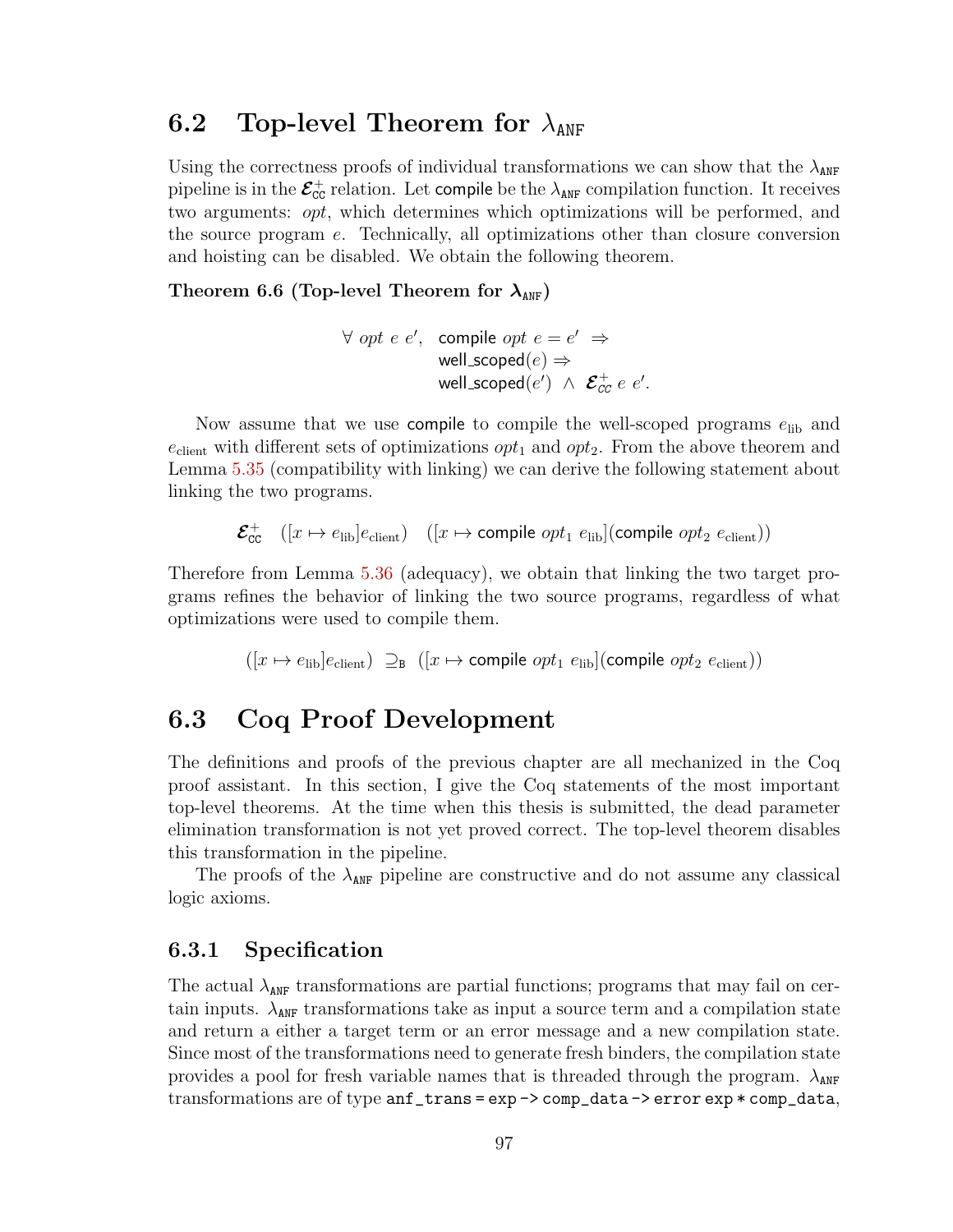## 6.2 Top-level Theorem for $\lambda_{\texttt{ANF}}$

Using the correctness proofs of individual transformations we can show that the $\lambda_{\texttt{ANF}}$ pipeline is in the $\boldsymbol{\mathcal{E}}^{+}_{\textsf{CC}}$ relation. Let $\mathsf{compile}$ be the $\lambda_{\texttt{ANF}}$ compilation function. It receives two arguments: $opt$, which determines which optimizations will be performed, and the source program $e$. Technically, all optimizations other than closure conversion and hoisting can be disabled. We obtain the following theorem.

**Theorem 6.6 (Top-level Theorem for $\boldsymbol{\lambda_{\texttt{ANF}}}$)**

$$
\begin{aligned}
\forall\ opt\ e\ e',\ \ & \mathsf{compile}\ opt\ e = e' \ \Rightarrow \\
& \mathsf{well\_scoped}(e) \Rightarrow \\
& \mathsf{well\_scoped}(e') \ \wedge\ \boldsymbol{\mathcal{E}}^{+}_{\textsf{CC}}\ e\ e'.
\end{aligned}
$$

Now assume that we use $\mathsf{compile}$ to compile the well-scoped programs $e_{\text{lib}}$ and $e_{\text{client}}$ with different sets of optimizations $opt_1$ and $opt_2$. From the above theorem and Lemma 5.35 (compatibility with linking) we can derive the following statement about linking the two programs.

$$
\boldsymbol{\mathcal{E}}^{+}_{\textsf{CC}}\quad ([x \mapsto e_{\text{lib}}]e_{\text{client}})\quad ([x \mapsto \mathsf{compile}\ opt_1\ e_{\text{lib}}](\mathsf{compile}\ opt_2\ e_{\text{client}}))
$$

Therefore from Lemma 5.36 (adequacy), we obtain that linking the two target programs refines the behavior of linking the two source programs, regardless of what optimizations were used to compile them.

$$
([x \mapsto e_{\text{lib}}]e_{\text{client}})\ \supseteq_{\texttt{B}}\ ([x \mapsto \mathsf{compile}\ opt_1\ e_{\text{lib}}](\mathsf{compile}\ opt_2\ e_{\text{client}}))
$$

## 6.3 Coq Proof Development

The definitions and proofs of the previous chapter are all mechanized in the Coq proof assistant. In this section, I give the Coq statements of the most important top-level theorems. At the time when this thesis is submitted, the dead parameter elimination transformation is not yet proved correct. The top-level theorem disables this transformation in the pipeline.

The proofs of the $\lambda_{\texttt{ANF}}$ pipeline are constructive and do not assume any classical logic axioms.

### 6.3.1 Specification

The actual $\lambda_{\texttt{ANF}}$ transformations are partial functions; programs that may fail on certain inputs. $\lambda_{\texttt{ANF}}$ transformations take as input a source term and a compilation state and return a either a target term or an error message and a new compilation state. Since most of the transformations need to generate fresh binders, the compilation state provides a pool for fresh variable names that is threaded through the program. $\lambda_{\texttt{ANF}}$ transformations are of type `anf_trans = exp -> comp_data -> error exp * comp_data`,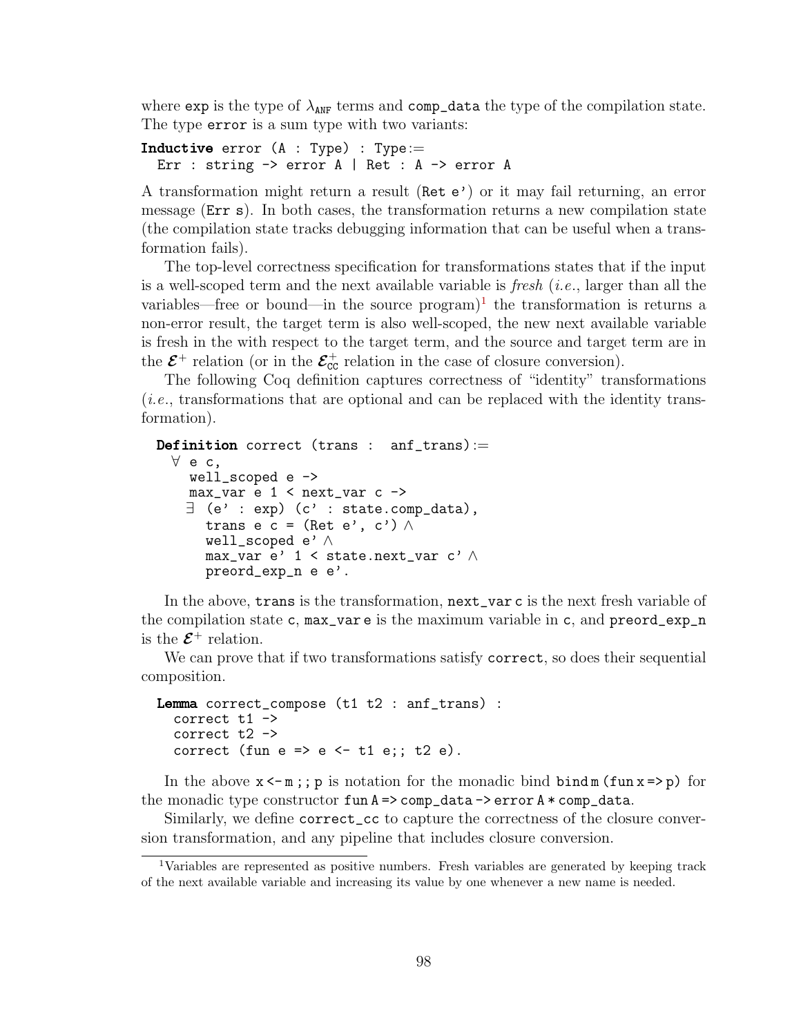where exp is the type of $\lambda_{\text{ANF}}$ terms and comp_data the type of the compilation state. The type error is a sum type with two variants:

```
Inductive error (A : Type) : Type :=
  Err : string -> error A | Ret : A -> error A
```

A transformation might return a result (Ret e') or it may fail returning, an error message (Err s). In both cases, the transformation returns a new compilation state (the compilation state tracks debugging information that can be useful when a transformation fails).

The top-level correctness specification for transformations states that if the input is a well-scoped term and the next available variable is *fresh* (*i.e.*, larger than all the variables—free or bound—in the source program)[1] the transformation is returns a non-error result, the target term is also well-scoped, the new next available variable is fresh in the with respect to the target term, and the source and target term are in the $\boldsymbol{\mathcal{E}}^{+}$ relation (or in the $\boldsymbol{\mathcal{E}}^{+}_{\text{CC}}$ relation in the case of closure conversion).

The following Coq definition captures correctness of "identity" transformations (*i.e.*, transformations that are optional and can be replaced with the identity transformation).

```
Definition correct (trans :  anf_trans) :=
  ∀ e c,
    well_scoped e ->
    max_var e 1 < next_var c ->
    ∃ (e' : exp) (c' : state.comp_data),
      trans e c = (Ret e', c') ∧
      well_scoped e' ∧
      max_var e' 1 < state.next_var c' ∧
      preord_exp_n e e'.
```

In the above, trans is the transformation, next_var c is the next fresh variable of the compilation state c, max_var e is the maximum variable in c, and preord_exp_n is the $\boldsymbol{\mathcal{E}}^{+}$ relation.

We can prove that if two transformations satisfy correct, so does their sequential composition.

```
Lemma correct_compose (t1 t2 : anf_trans) :
  correct t1 ->
  correct t2 ->
  correct (fun e => e <- t1 e;; t2 e).
```

In the above x <- m ;; p is notation for the monadic bind bind m (fun x => p) for the monadic type constructor fun A => comp_data -> error A * comp_data.

Similarly, we define correct_cc to capture the correctness of the closure conversion transformation, and any pipeline that includes closure conversion.

---

[1] Variables are represented as positive numbers. Fresh variables are generated by keeping track of the next available variable and increasing its value by one whenever a new name is needed.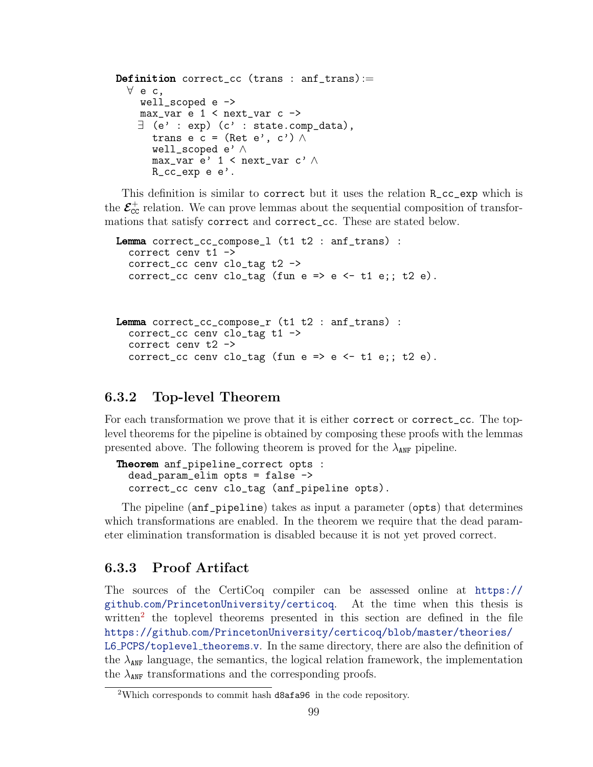```
Definition correct_cc (trans : anf_trans):=
  ∀ e c,
    well_scoped e ->
    max_var e 1 < next_var c ->
    ∃ (e' : exp) (c' : state.comp_data),
      trans e c = (Ret e', c') ∧
      well_scoped e' ∧
      max_var e' 1 < next_var c' ∧
      R_cc_exp e e'.
```

This definition is similar to `correct` but it uses the relation `R_cc_exp` which is the $\boldsymbol{\mathcal{E}}^{+}_{\texttt{CC}}$ relation. We can prove lemmas about the sequential composition of transformations that satisfy `correct` and `correct_cc`. These are stated below.

```
Lemma correct_cc_compose_l (t1 t2 : anf_trans) :
  correct cenv t1 ->
  correct_cc cenv clo_tag t2 ->
  correct_cc cenv clo_tag (fun e => e <- t1 e;; t2 e).


Lemma correct_cc_compose_r (t1 t2 : anf_trans) :
  correct_cc cenv clo_tag t1 ->
  correct cenv t2 ->
  correct_cc cenv clo_tag (fun e => e <- t1 e;; t2 e).
```

### 6.3.2 Top-level Theorem

For each transformation we prove that it is either `correct` or `correct_cc`. The top-level theorems for the pipeline is obtained by composing these proofs with the lemmas presented above. The following theorem is proved for the $\lambda_{\texttt{ANF}}$ pipeline.

```
Theorem anf_pipeline_correct opts :
  dead_param_elim opts = false ->
  correct_cc cenv clo_tag (anf_pipeline opts).
```

The pipeline (`anf_pipeline`) takes as input a parameter (`opts`) that determines which transformations are enabled. In the theorem we require that the dead parameter elimination transformation is disabled because it is not yet proved correct.

### 6.3.3 Proof Artifact

The sources of the CertiCoq compiler can be assessed online at https://github.com/PrincetonUniversity/certicoq. At the time when this thesis is written[2] the toplevel theorems presented in this section are defined in the file https://github.com/PrincetonUniversity/certicoq/blob/master/theories/L6_PCPS/toplevel_theorems.v. In the same directory, there are also the definition of the $\lambda_{\texttt{ANF}}$ language, the semantics, the logical relation framework, the implementation the $\lambda_{\texttt{ANF}}$ transformations and the corresponding proofs.

[2] Which corresponds to commit hash `d8afa96` in the code repository.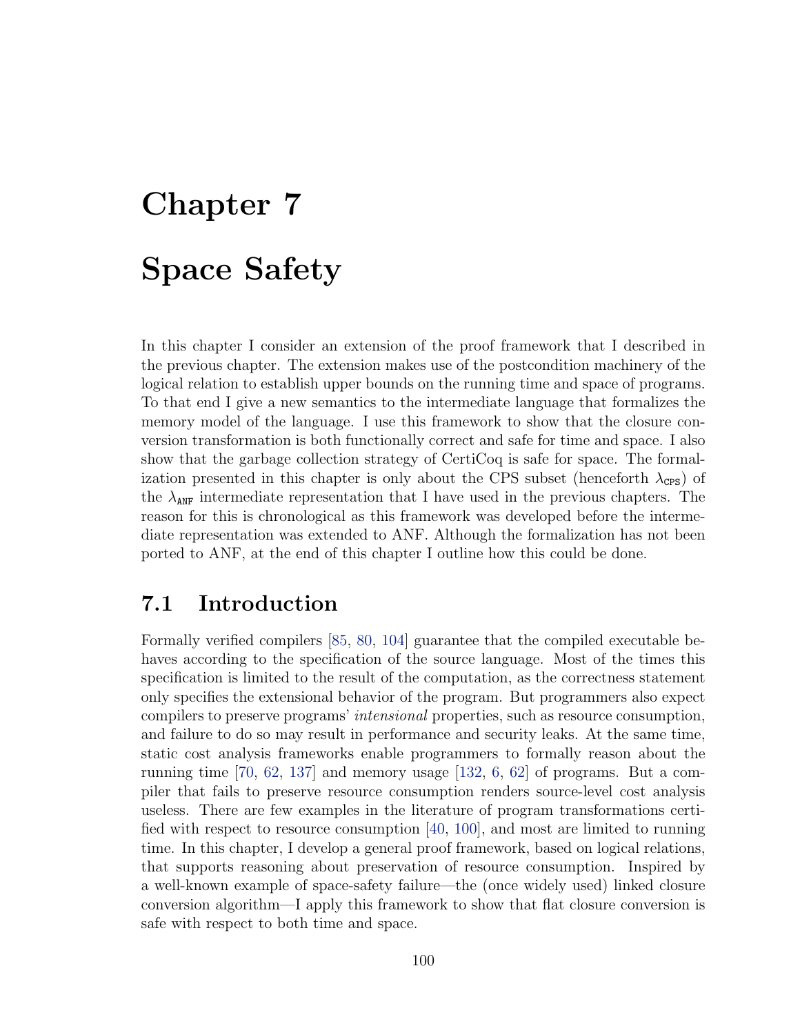# Chapter 7

# Space Safety

In this chapter I consider an extension of the proof framework that I described in the previous chapter. The extension makes use of the postcondition machinery of the logical relation to establish upper bounds on the running time and space of programs. To that end I give a new semantics to the intermediate language that formalizes the memory model of the language. I use this framework to show that the closure conversion transformation is both functionally correct and safe for time and space. I also show that the garbage collection strategy of CertiCoq is safe for space. The formalization presented in this chapter is only about the CPS subset (henceforth $\lambda_{\texttt{CPS}}$) of the $\lambda_{\texttt{ANF}}$ intermediate representation that I have used in the previous chapters. The reason for this is chronological as this framework was developed before the intermediate representation was extended to ANF. Although the formalization has not been ported to ANF, at the end of this chapter I outline how this could be done.

## 7.1 Introduction

Formally verified compilers [85, 80, 104] guarantee that the compiled executable behaves according to the specification of the source language. Most of the times this specification is limited to the result of the computation, as the correctness statement only specifies the extensional behavior of the program. But programmers also expect compilers to preserve programs' *intensional* properties, such as resource consumption, and failure to do so may result in performance and security leaks. At the same time, static cost analysis frameworks enable programmers to formally reason about the running time [70, 62, 137] and memory usage [132, 6, 62] of programs. But a compiler that fails to preserve resource consumption renders source-level cost analysis useless. There are few examples in the literature of program transformations certified with respect to resource consumption [40, 100], and most are limited to running time. In this chapter, I develop a general proof framework, based on logical relations, that supports reasoning about preservation of resource consumption. Inspired by a well-known example of space-safety failure—the (once widely used) linked closure conversion algorithm—I apply this framework to show that flat closure conversion is safe with respect to both time and space.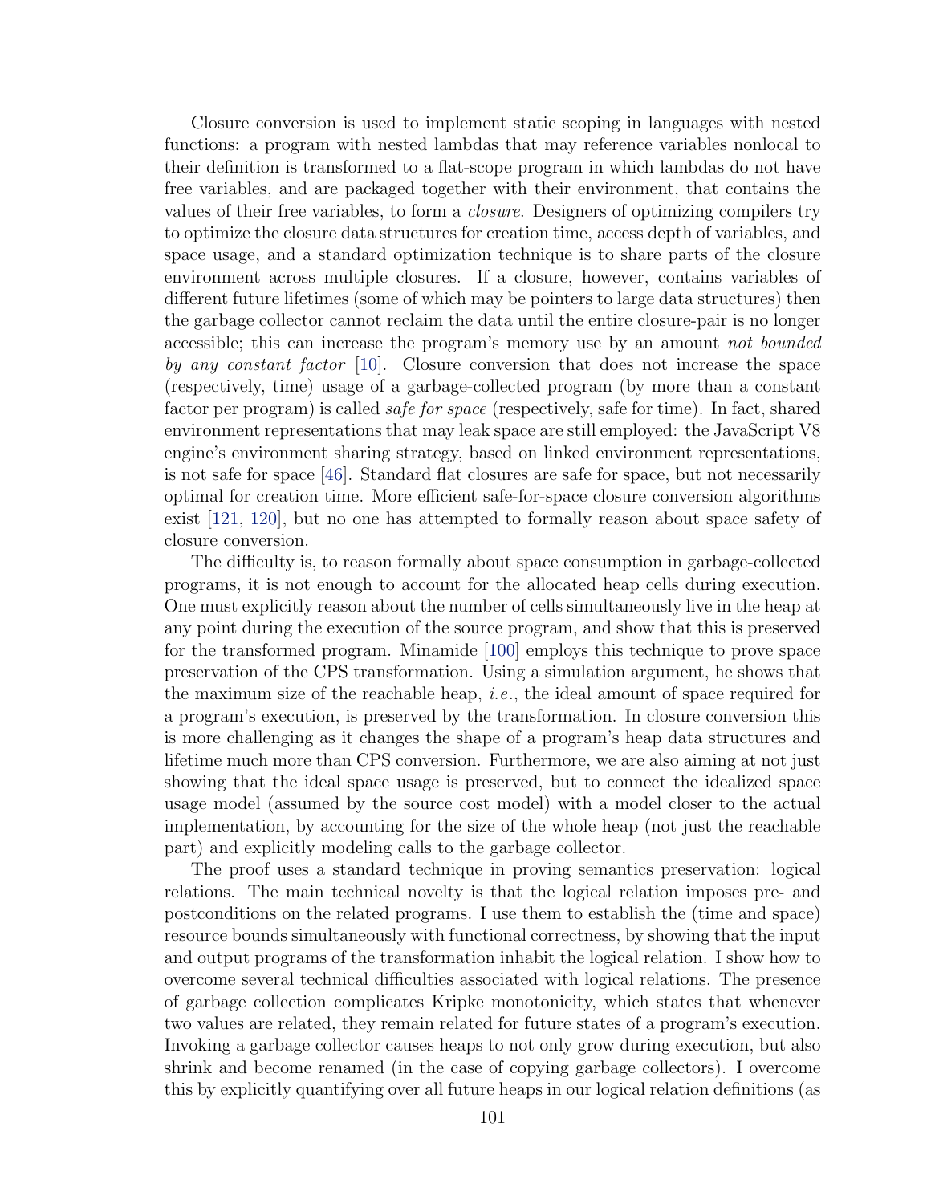Closure conversion is used to implement static scoping in languages with nested functions: a program with nested lambdas that may reference variables nonlocal to their definition is transformed to a flat-scope program in which lambdas do not have free variables, and are packaged together with their environment, that contains the values of their free variables, to form a *closure*. Designers of optimizing compilers try to optimize the closure data structures for creation time, access depth of variables, and space usage, and a standard optimization technique is to share parts of the closure environment across multiple closures. If a closure, however, contains variables of different future lifetimes (some of which may be pointers to large data structures) then the garbage collector cannot reclaim the data until the entire closure-pair is no longer accessible; this can increase the program's memory use by an amount *not bounded by any constant factor* [10]. Closure conversion that does not increase the space (respectively, time) usage of a garbage-collected program (by more than a constant factor per program) is called *safe for space* (respectively, safe for time). In fact, shared environment representations that may leak space are still employed: the JavaScript V8 engine's environment sharing strategy, based on linked environment representations, is not safe for space [46]. Standard flat closures are safe for space, but not necessarily optimal for creation time. More efficient safe-for-space closure conversion algorithms exist [121, 120], but no one has attempted to formally reason about space safety of closure conversion.

The difficulty is, to reason formally about space consumption in garbage-collected programs, it is not enough to account for the allocated heap cells during execution. One must explicitly reason about the number of cells simultaneously live in the heap at any point during the execution of the source program, and show that this is preserved for the transformed program. Minamide [100] employs this technique to prove space preservation of the CPS transformation. Using a simulation argument, he shows that the maximum size of the reachable heap, *i.e.*, the ideal amount of space required for a program's execution, is preserved by the transformation. In closure conversion this is more challenging as it changes the shape of a program's heap data structures and lifetime much more than CPS conversion. Furthermore, we are also aiming at not just showing that the ideal space usage is preserved, but to connect the idealized space usage model (assumed by the source cost model) with a model closer to the actual implementation, by accounting for the size of the whole heap (not just the reachable part) and explicitly modeling calls to the garbage collector.

The proof uses a standard technique in proving semantics preservation: logical relations. The main technical novelty is that the logical relation imposes pre- and postconditions on the related programs. I use them to establish the (time and space) resource bounds simultaneously with functional correctness, by showing that the input and output programs of the transformation inhabit the logical relation. I show how to overcome several technical difficulties associated with logical relations. The presence of garbage collection complicates Kripke monotonicity, which states that whenever two values are related, they remain related for future states of a program's execution. Invoking a garbage collector causes heaps to not only grow during execution, but also shrink and become renamed (in the case of copying garbage collectors). I overcome this by explicitly quantifying over all future heaps in our logical relation definitions (as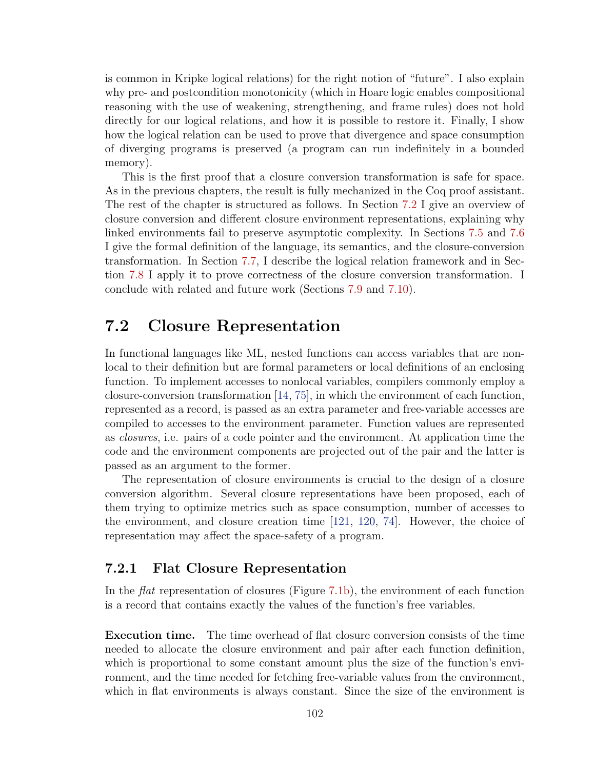is common in Kripke logical relations) for the right notion of "future". I also explain why pre- and postcondition monotonicity (which in Hoare logic enables compositional reasoning with the use of weakening, strengthening, and frame rules) does not hold directly for our logical relations, and how it is possible to restore it. Finally, I show how the logical relation can be used to prove that divergence and space consumption of diverging programs is preserved (a program can run indefinitely in a bounded memory).

This is the first proof that a closure conversion transformation is safe for space. As in the previous chapters, the result is fully mechanized in the Coq proof assistant. The rest of the chapter is structured as follows. In Section 7.2 I give an overview of closure conversion and different closure environment representations, explaining why linked environments fail to preserve asymptotic complexity. In Sections 7.5 and 7.6 I give the formal definition of the language, its semantics, and the closure-conversion transformation. In Section 7.7, I describe the logical relation framework and in Section 7.8 I apply it to prove correctness of the closure conversion transformation. I conclude with related and future work (Sections 7.9 and 7.10).

## 7.2 Closure Representation

In functional languages like ML, nested functions can access variables that are nonlocal to their definition but are formal parameters or local definitions of an enclosing function. To implement accesses to nonlocal variables, compilers commonly employ a closure-conversion transformation [14, 75], in which the environment of each function, represented as a record, is passed as an extra parameter and free-variable accesses are compiled to accesses to the environment parameter. Function values are represented as *closures*, i.e. pairs of a code pointer and the environment. At application time the code and the environment components are projected out of the pair and the latter is passed as an argument to the former.

The representation of closure environments is crucial to the design of a closure conversion algorithm. Several closure representations have been proposed, each of them trying to optimize metrics such as space consumption, number of accesses to the environment, and closure creation time [121, 120, 74]. However, the choice of representation may affect the space-safety of a program.

### 7.2.1 Flat Closure Representation

In the *flat* representation of closures (Figure 7.1b), the environment of each function is a record that contains exactly the values of the function's free variables.

**Execution time.** The time overhead of flat closure conversion consists of the time needed to allocate the closure environment and pair after each function definition, which is proportional to some constant amount plus the size of the function's environment, and the time needed for fetching free-variable values from the environment, which in flat environments is always constant. Since the size of the environment is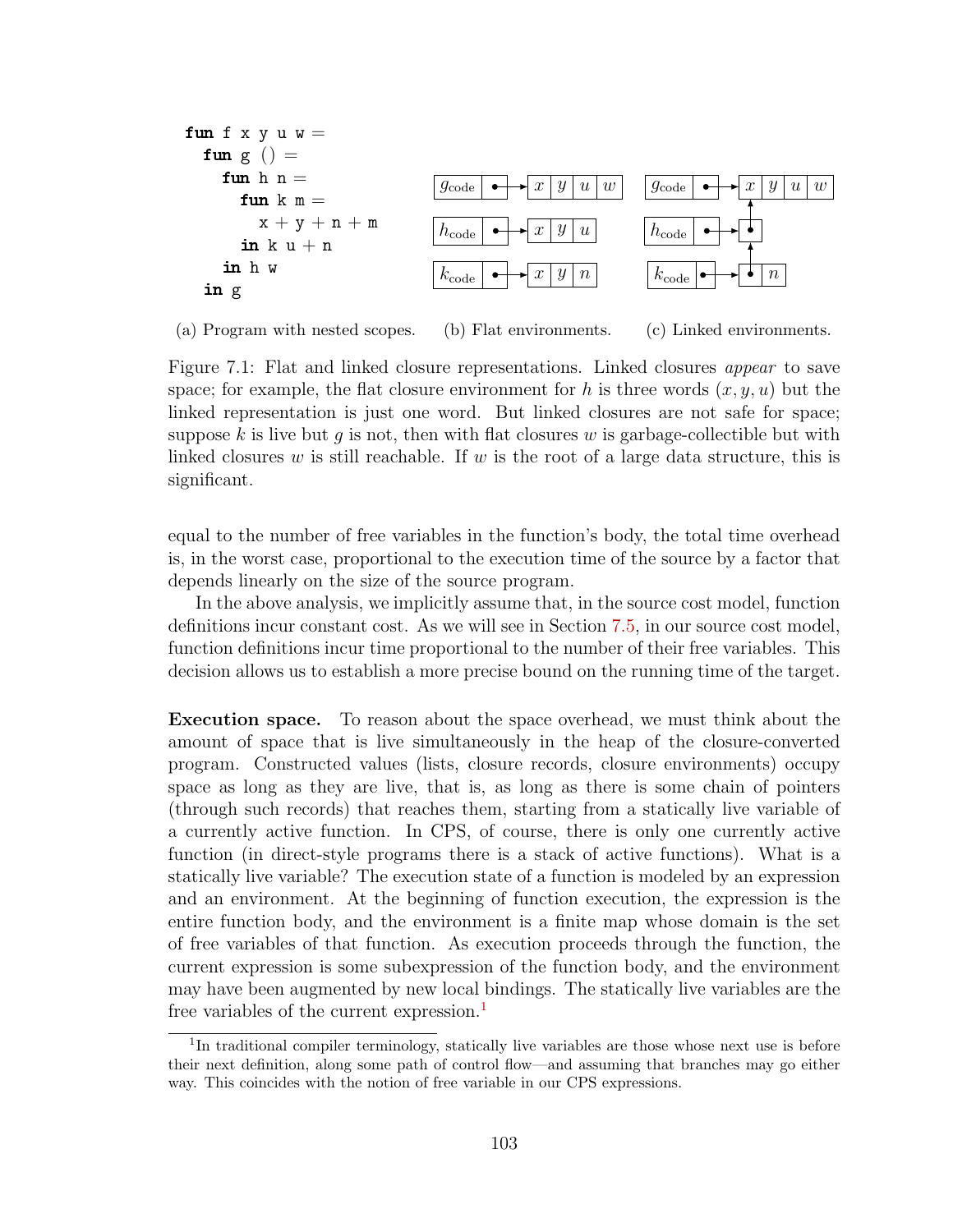```
fun f x y u w =
  fun g () =
    fun h n =
      fun k m =
        x + y + n + m
      in k u + n
    in h w
  in g
```

(a) Program with nested scopes. (b) Flat environments. (c) Linked environments.

Figure 7.1: Flat and linked closure representations. Linked closures *appear* to save space; for example, the flat closure environment for $h$ is three words $(x, y, u)$ but the linked representation is just one word. But linked closures are not safe for space; suppose $k$ is live but $g$ is not, then with flat closures $w$ is garbage-collectible but with linked closures $w$ is still reachable. If $w$ is the root of a large data structure, this is significant.

equal to the number of free variables in the function's body, the total time overhead is, in the worst case, proportional to the execution time of the source by a factor that depends linearly on the size of the source program.

In the above analysis, we implicitly assume that, in the source cost model, function definitions incur constant cost. As we will see in Section 7.5, in our source cost model, function definitions incur time proportional to the number of their free variables. This decision allows us to establish a more precise bound on the running time of the target.

**Execution space.** To reason about the space overhead, we must think about the amount of space that is live simultaneously in the heap of the closure-converted program. Constructed values (lists, closure records, closure environments) occupy space as long as they are live, that is, as long as there is some chain of pointers (through such records) that reaches them, starting from a statically live variable of a currently active function. In CPS, of course, there is only one currently active function (in direct-style programs there is a stack of active functions). What is a statically live variable? The execution state of a function is modeled by an expression and an environment. At the beginning of function execution, the expression is the entire function body, and the environment is a finite map whose domain is the set of free variables of that function. As execution proceeds through the function, the current expression is some subexpression of the function body, and the environment may have been augmented by new local bindings. The statically live variables are the free variables of the current expression.[1]

[1] In traditional compiler terminology, statically live variables are those whose next use is before their next definition, along some path of control flow—and assuming that branches may go either way. This coincides with the notion of free variable in our CPS expressions.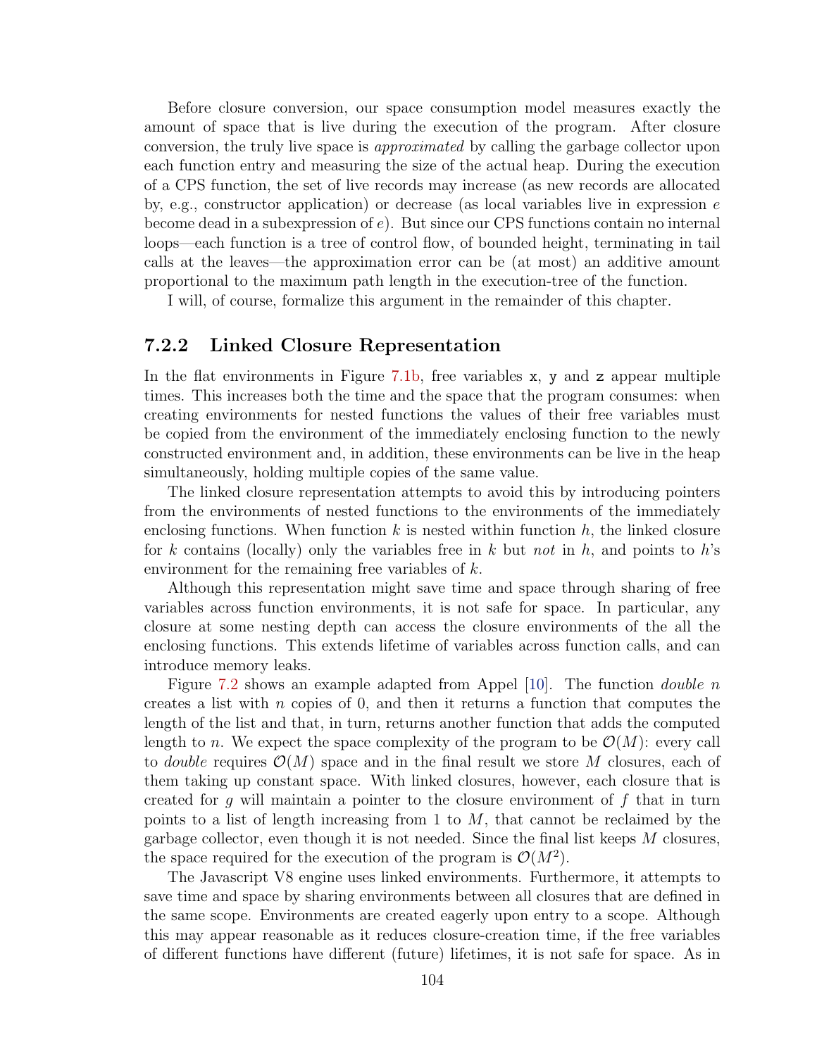Before closure conversion, our space consumption model measures exactly the amount of space that is live during the execution of the program. After closure conversion, the truly live space is *approximated* by calling the garbage collector upon each function entry and measuring the size of the actual heap. During the execution of a CPS function, the set of live records may increase (as new records are allocated by, e.g., constructor application) or decrease (as local variables live in expression $e$ become dead in a subexpression of $e$). But since our CPS functions contain no internal loops—each function is a tree of control flow, of bounded height, terminating in tail calls at the leaves—the approximation error can be (at most) an additive amount proportional to the maximum path length in the execution-tree of the function.

I will, of course, formalize this argument in the remainder of this chapter.

### 7.2.2 Linked Closure Representation

In the flat environments in Figure 7.1b, free variables `x`, `y` and `z` appear multiple times. This increases both the time and the space that the program consumes: when creating environments for nested functions the values of their free variables must be copied from the environment of the immediately enclosing function to the newly constructed environment and, in addition, these environments can be live in the heap simultaneously, holding multiple copies of the same value.

The linked closure representation attempts to avoid this by introducing pointers from the environments of nested functions to the environments of the immediately enclosing functions. When function $k$ is nested within function $h$, the linked closure for $k$ contains (locally) only the variables free in $k$ but *not* in $h$, and points to $h$'s environment for the remaining free variables of $k$.

Although this representation might save time and space through sharing of free variables across function environments, it is not safe for space. In particular, any closure at some nesting depth can access the closure environments of the all the enclosing functions. This extends lifetime of variables across function calls, and can introduce memory leaks.

Figure 7.2 shows an example adapted from Appel [10]. The function *double* $n$ creates a list with $n$ copies of 0, and then it returns a function that computes the length of the list and that, in turn, returns another function that adds the computed length to $n$. We expect the space complexity of the program to be $\mathcal{O}(M)$: every call to *double* requires $\mathcal{O}(M)$ space and in the final result we store $M$ closures, each of them taking up constant space. With linked closures, however, each closure that is created for $g$ will maintain a pointer to the closure environment of $f$ that in turn points to a list of length increasing from 1 to $M$, that cannot be reclaimed by the garbage collector, even though it is not needed. Since the final list keeps $M$ closures, the space required for the execution of the program is $\mathcal{O}(M^2)$.

The Javascript V8 engine uses linked environments. Furthermore, it attempts to save time and space by sharing environments between all closures that are defined in the same scope. Environments are created eagerly upon entry to a scope. Although this may appear reasonable as it reduces closure-creation time, if the free variables of different functions have different (future) lifetimes, it is not safe for space. As in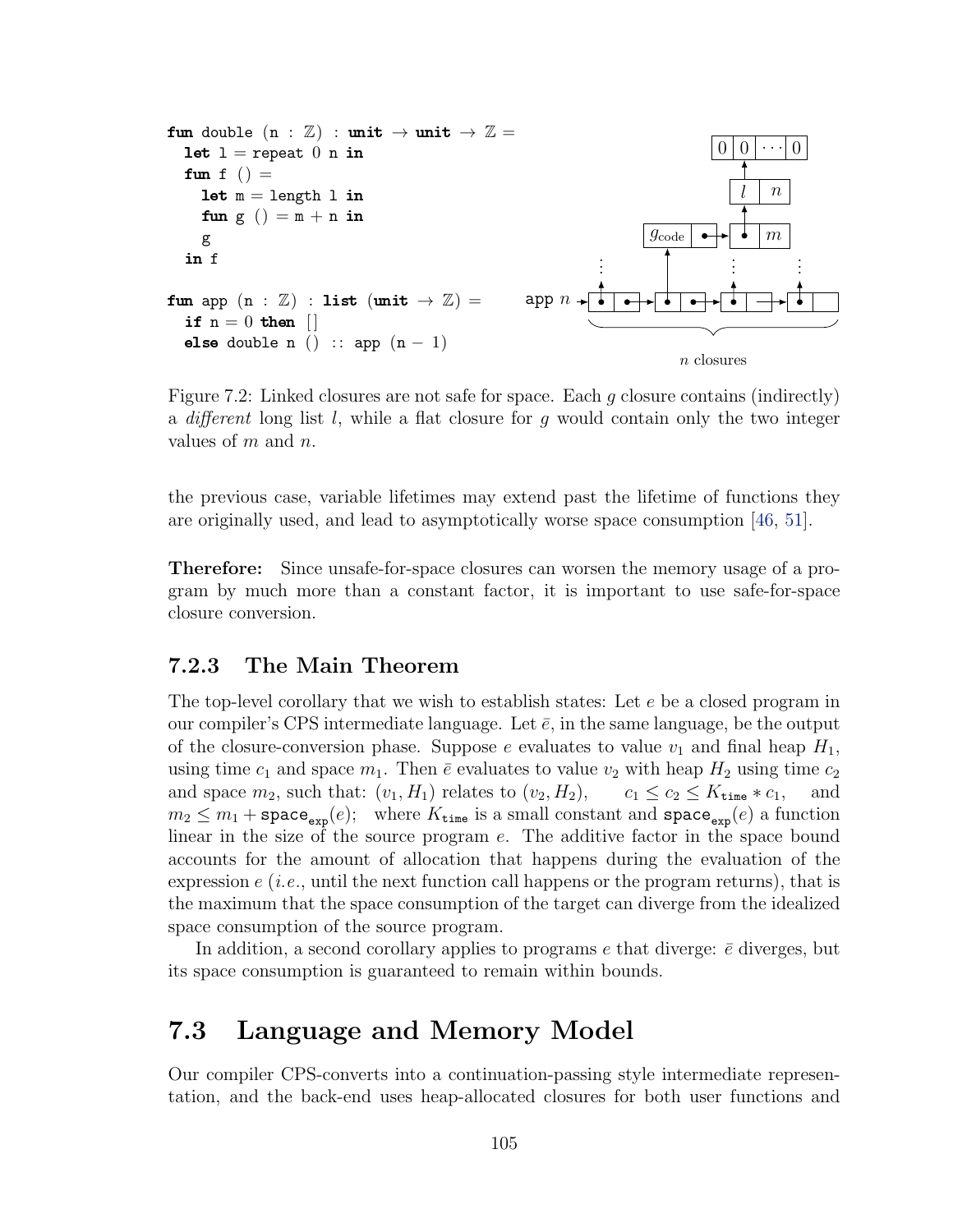```
fun double (n : ℤ) : unit → unit → ℤ =
  let l = repeat 0 n in
  fun f () =
    let m = length l in
    fun g () = m + n in
    g
  in f

fun app (n : ℤ) : list (unit → ℤ) =
  if n = 0 then []
  else double n () :: app (n − 1)
```

Figure 7.2: Linked closures are not safe for space. Each $g$ closure contains (indirectly) a *different* long list $l$, while a flat closure for $g$ would contain only the two integer values of $m$ and $n$.

the previous case, variable lifetimes may extend past the lifetime of functions they are originally used, and lead to asymptotically worse space consumption [46, 51].

**Therefore:** Since unsafe-for-space closures can worsen the memory usage of a program by much more than a constant factor, it is important to use safe-for-space closure conversion.

### 7.2.3 The Main Theorem

The top-level corollary that we wish to establish states: Let $e$ be a closed program in our compiler's CPS intermediate language. Let $\bar{e}$, in the same language, be the output of the closure-conversion phase. Suppose $e$ evaluates to value $v_1$ and final heap $H_1$, using time $c_1$ and space $m_1$. Then $\bar{e}$ evaluates to value $v_2$ with heap $H_2$ using time $c_2$ and space $m_2$, such that: $(v_1, H_1)$ relates to $(v_2, H_2)$, $\quad c_1 \leq c_2 \leq K_{\texttt{time}} * c_1$, $\quad$ and $m_2 \leq m_1 + \texttt{space}_{\texttt{exp}}(e)$; where $K_{\texttt{time}}$ is a small constant and $\texttt{space}_{\texttt{exp}}(e)$ a function linear in the size of the source program $e$. The additive factor in the space bound accounts for the amount of allocation that happens during the evaluation of the expression $e$ (*i.e.*, until the next function call happens or the program returns), that is the maximum that the space consumption of the target can diverge from the idealized space consumption of the source program.

In addition, a second corollary applies to programs $e$ that diverge: $\bar{e}$ diverges, but its space consumption is guaranteed to remain within bounds.

## 7.3 Language and Memory Model

Our compiler CPS-converts into a continuation-passing style intermediate representation, and the back-end uses heap-allocated closures for both user functions and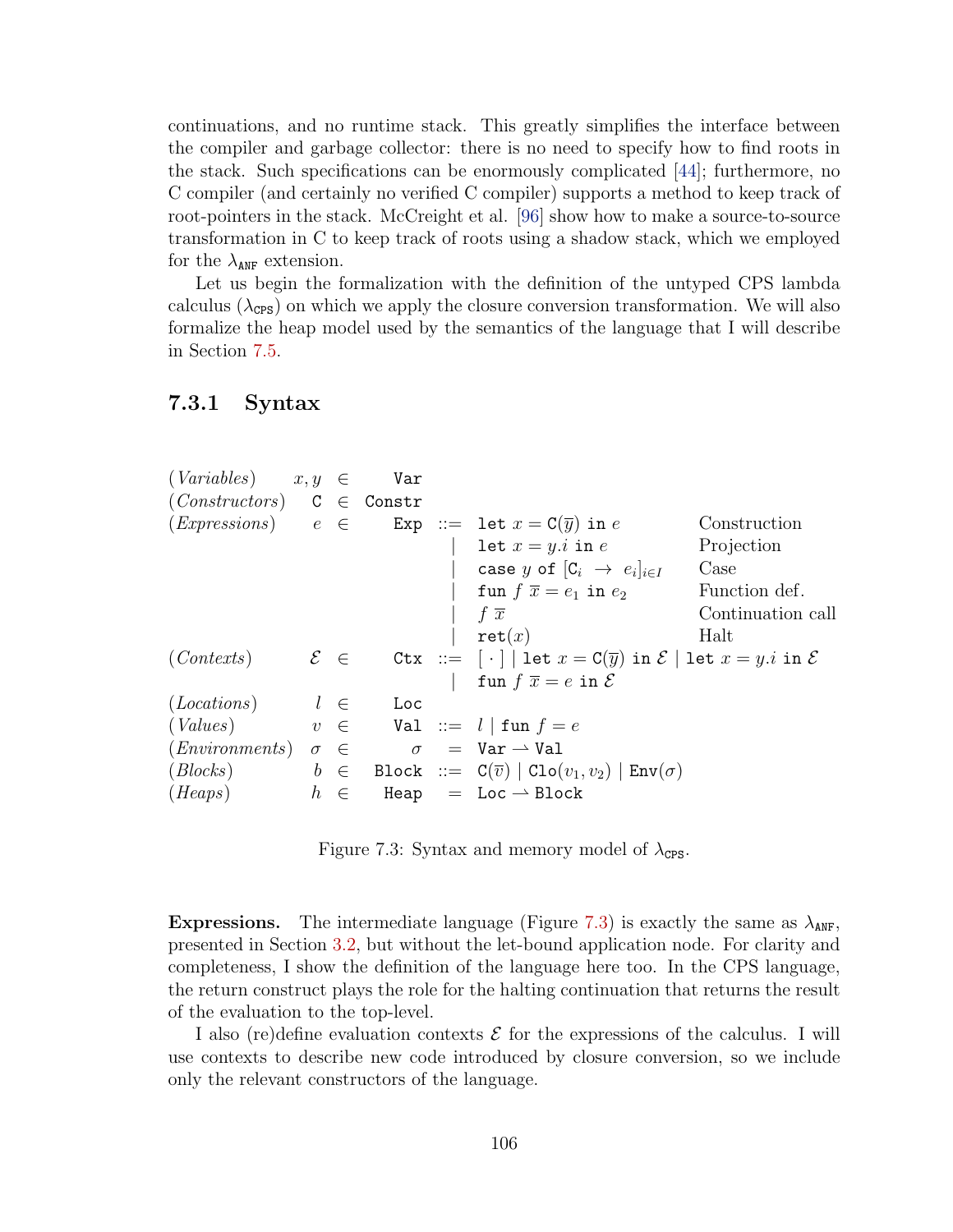continuations, and no runtime stack. This greatly simplifies the interface between the compiler and garbage collector: there is no need to specify how to find roots in the stack. Such specifications can be enormously complicated [44]; furthermore, no C compiler (and certainly no verified C compiler) supports a method to keep track of root-pointers in the stack. McCreight et al. [96] show how to make a source-to-source transformation in C to keep track of roots using a shadow stack, which we employed for the $\lambda_{\texttt{ANF}}$ extension.

Let us begin the formalization with the definition of the untyped CPS lambda calculus ($\lambda_{\texttt{CPS}}$) on which we apply the closure conversion transformation. We will also formalize the heap model used by the semantics of the language that I will describe in Section 7.5.

### 7.3.1 Syntax

| | | | | | | |
|---|---|---|---|---|---|---|
| (*Variables*) | $x, y$ | $\in$ | $\texttt{Var}$ | | | |
| (*Constructors*) | $\texttt{C}$ | $\in$ | $\texttt{Constr}$ | | | |
| (*Expressions*) | $e$ | $\in$ | $\texttt{Exp}$ | $::=$ | $\texttt{let}\ x = \texttt{C}(\overline{y})\ \texttt{in}\ e$ | Construction |
| | | | | $\mid$ | $\texttt{let}\ x = y.i\ \texttt{in}\ e$ | Projection |
| | | | | $\mid$ | $\texttt{case}\ y\ \texttt{of}\ [\texttt{C}_i\ \rightarrow\ e_i]_{i \in I}$ | Case |
| | | | | $\mid$ | $\texttt{fun}\ f\ \overline{x} = e_1\ \texttt{in}\ e_2$ | Function def. |
| | | | | $\mid$ | $f\ \overline{x}$ | Continuation call |
| | | | | $\mid$ | $\texttt{ret}(x)$ | Halt |
| (*Contexts*) | $\mathcal{E}$ | $\in$ | $\texttt{Ctx}$ | $::=$ | $[\cdot] \mid \texttt{let}\ x = \texttt{C}(\overline{y})\ \texttt{in}\ \mathcal{E} \mid \texttt{let}\ x = y.i\ \texttt{in}\ \mathcal{E}$ | |
| | | | | $\mid$ | $\texttt{fun}\ f\ \overline{x} = e\ \texttt{in}\ \mathcal{E}$ | |
| (*Locations*) | $l$ | $\in$ | $\texttt{Loc}$ | | | |
| (*Values*) | $v$ | $\in$ | $\texttt{Val}$ | $::=$ | $l \mid \texttt{fun}\ f = e$ | |
| (*Environments*) | $\sigma$ | $\in$ | $\sigma$ | $=$ | $\texttt{Var} \rightharpoonup \texttt{Val}$ | |
| (*Blocks*) | $b$ | $\in$ | $\texttt{Block}$ | $::=$ | $\texttt{C}(\overline{v}) \mid \texttt{Clo}(v_1, v_2) \mid \texttt{Env}(\sigma)$ | |
| (*Heaps*) | $h$ | $\in$ | $\texttt{Heap}$ | $=$ | $\texttt{Loc} \rightharpoonup \texttt{Block}$ | |

Figure 7.3: Syntax and memory model of $\lambda_{\texttt{CPS}}$.

**Expressions.** The intermediate language (Figure 7.3) is exactly the same as $\lambda_{\texttt{ANF}}$, presented in Section 3.2, but without the let-bound application node. For clarity and completeness, I show the definition of the language here too. In the CPS language, the return construct plays the role for the halting continuation that returns the result of the evaluation to the top-level.

I also (re)define evaluation contexts $\mathcal{E}$ for the expressions of the calculus. I will use contexts to describe new code introduced by closure conversion, so we include only the relevant constructors of the language.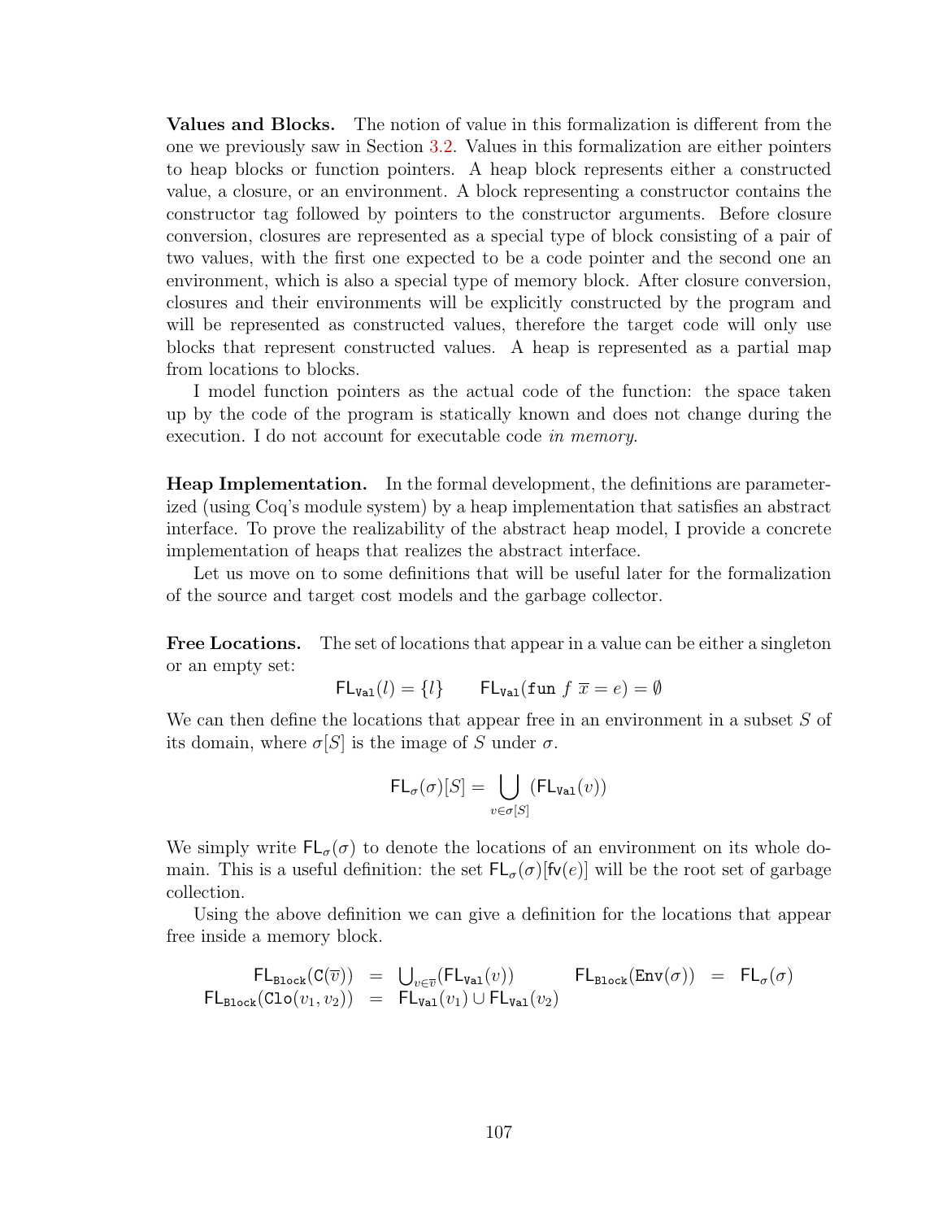**Values and Blocks.** The notion of value in this formalization is different from the one we previously saw in Section 3.2. Values in this formalization are either pointers to heap blocks or function pointers. A heap block represents either a constructed value, a closure, or an environment. A block representing a constructor contains the constructor tag followed by pointers to the constructor arguments. Before closure conversion, closures are represented as a special type of block consisting of a pair of two values, with the first one expected to be a code pointer and the second one an environment, which is also a special type of memory block. After closure conversion, closures and their environments will be explicitly constructed by the program and will be represented as constructed values, therefore the target code will only use blocks that represent constructed values. A heap is represented as a partial map from locations to blocks.

I model function pointers as the actual code of the function: the space taken up by the code of the program is statically known and does not change during the execution. I do not account for executable code *in memory*.

**Heap Implementation.** In the formal development, the definitions are parameterized (using Coq's module system) by a heap implementation that satisfies an abstract interface. To prove the realizability of the abstract heap model, I provide a concrete implementation of heaps that realizes the abstract interface.

Let us move on to some definitions that will be useful later for the formalization of the source and target cost models and the garbage collector.

**Free Locations.** The set of locations that appear in a value can be either a singleton or an empty set:

$$\mathsf{FL}_{\texttt{Val}}(l) = \{l\} \qquad \mathsf{FL}_{\texttt{Val}}(\texttt{fun}\ f\ \overline{x} = e) = \emptyset$$

We can then define the locations that appear free in an environment in a subset $S$ of its domain, where $\sigma[S]$ is the image of $S$ under $\sigma$.

$$\mathsf{FL}_{\sigma}(\sigma)[S] = \bigcup_{v \in \sigma[S]} (\mathsf{FL}_{\texttt{Val}}(v))$$

We simply write $\mathsf{FL}_{\sigma}(\sigma)$ to denote the locations of an environment on its whole domain. This is a useful definition: the set $\mathsf{FL}_{\sigma}(\sigma)[\mathsf{fv}(e)]$ will be the root set of garbage collection.

Using the above definition we can give a definition for the locations that appear free inside a memory block.

$$\begin{array}{rclcrcl}
\mathsf{FL}_{\texttt{Block}}(\texttt{C}(\overline{v})) & = & \bigcup_{v \in \overline{v}}(\mathsf{FL}_{\texttt{Val}}(v)) & \qquad & \mathsf{FL}_{\texttt{Block}}(\texttt{Env}(\sigma)) & = & \mathsf{FL}_{\sigma}(\sigma) \\
\mathsf{FL}_{\texttt{Block}}(\texttt{Clo}(v_1, v_2)) & = & \mathsf{FL}_{\texttt{Val}}(v_1) \cup \mathsf{FL}_{\texttt{Val}}(v_2) & & & &
\end{array}$$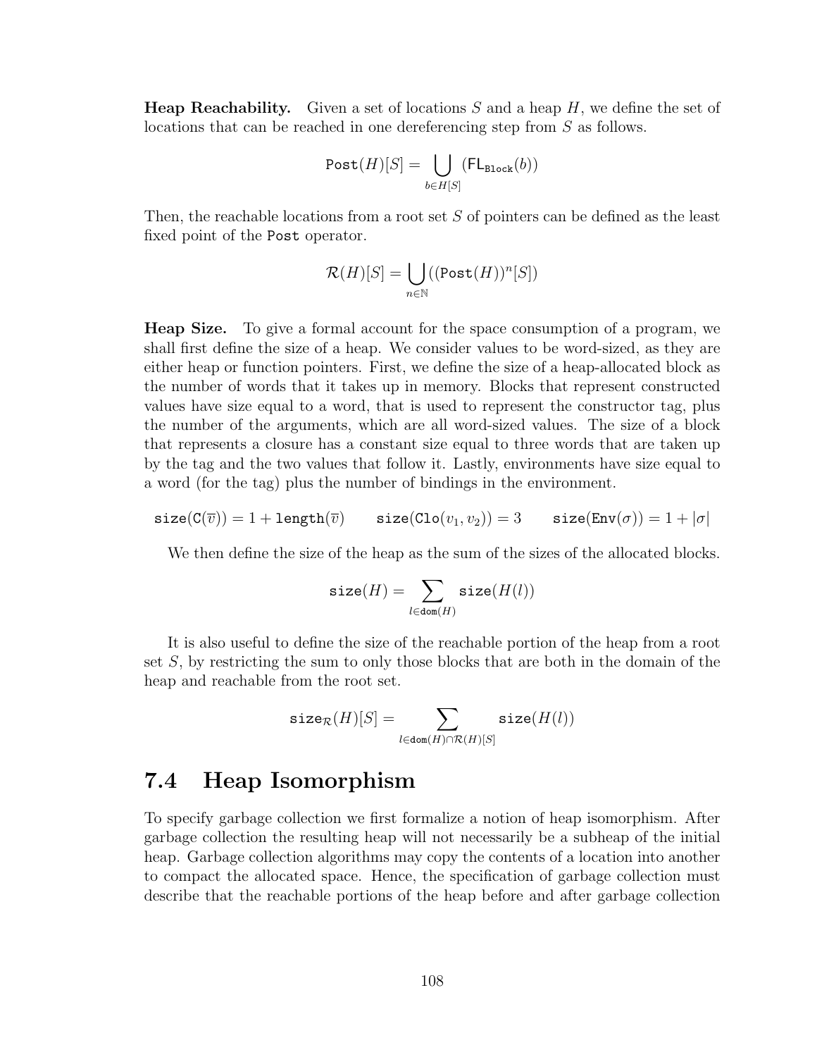**Heap Reachability.** Given a set of locations $S$ and a heap $H$, we define the set of locations that can be reached in one dereferencing step from $S$ as follows.

$$\texttt{Post}(H)[S] = \bigcup_{b \in H[S]} (\mathsf{FL}_{\texttt{Block}}(b))$$

Then, the reachable locations from a root set $S$ of pointers can be defined as the least fixed point of the Post operator.

$$\mathcal{R}(H)[S] = \bigcup_{n \in \mathbb{N}} ((\texttt{Post}(H))^n[S])$$

**Heap Size.** To give a formal account for the space consumption of a program, we shall first define the size of a heap. We consider values to be word-sized, as they are either heap or function pointers. First, we define the size of a heap-allocated block as the number of words that it takes up in memory. Blocks that represent constructed values have size equal to a word, that is used to represent the constructor tag, plus the number of the arguments, which are all word-sized values. The size of a block that represents a closure has a constant size equal to three words that are taken up by the tag and the two values that follow it. Lastly, environments have size equal to a word (for the tag) plus the number of bindings in the environment.

$$\texttt{size}(\texttt{C}(\overline{v})) = 1 + \texttt{length}(\overline{v}) \qquad \texttt{size}(\texttt{Clo}(v_1, v_2)) = 3 \qquad \texttt{size}(\texttt{Env}(\sigma)) = 1 + |\sigma|$$

We then define the size of the heap as the sum of the sizes of the allocated blocks.

$$\texttt{size}(H) = \sum_{l \in \texttt{dom}(H)} \texttt{size}(H(l))$$

It is also useful to define the size of the reachable portion of the heap from a root set $S$, by restricting the sum to only those blocks that are both in the domain of the heap and reachable from the root set.

$$\texttt{size}_{\mathcal{R}}(H)[S] = \sum_{l \in \texttt{dom}(H) \cap \mathcal{R}(H)[S]} \texttt{size}(H(l))$$

## 7.4 Heap Isomorphism

To specify garbage collection we first formalize a notion of heap isomorphism. After garbage collection the resulting heap will not necessarily be a subheap of the initial heap. Garbage collection algorithms may copy the contents of a location into another to compact the allocated space. Hence, the specification of garbage collection must describe that the reachable portions of the heap before and after garbage collection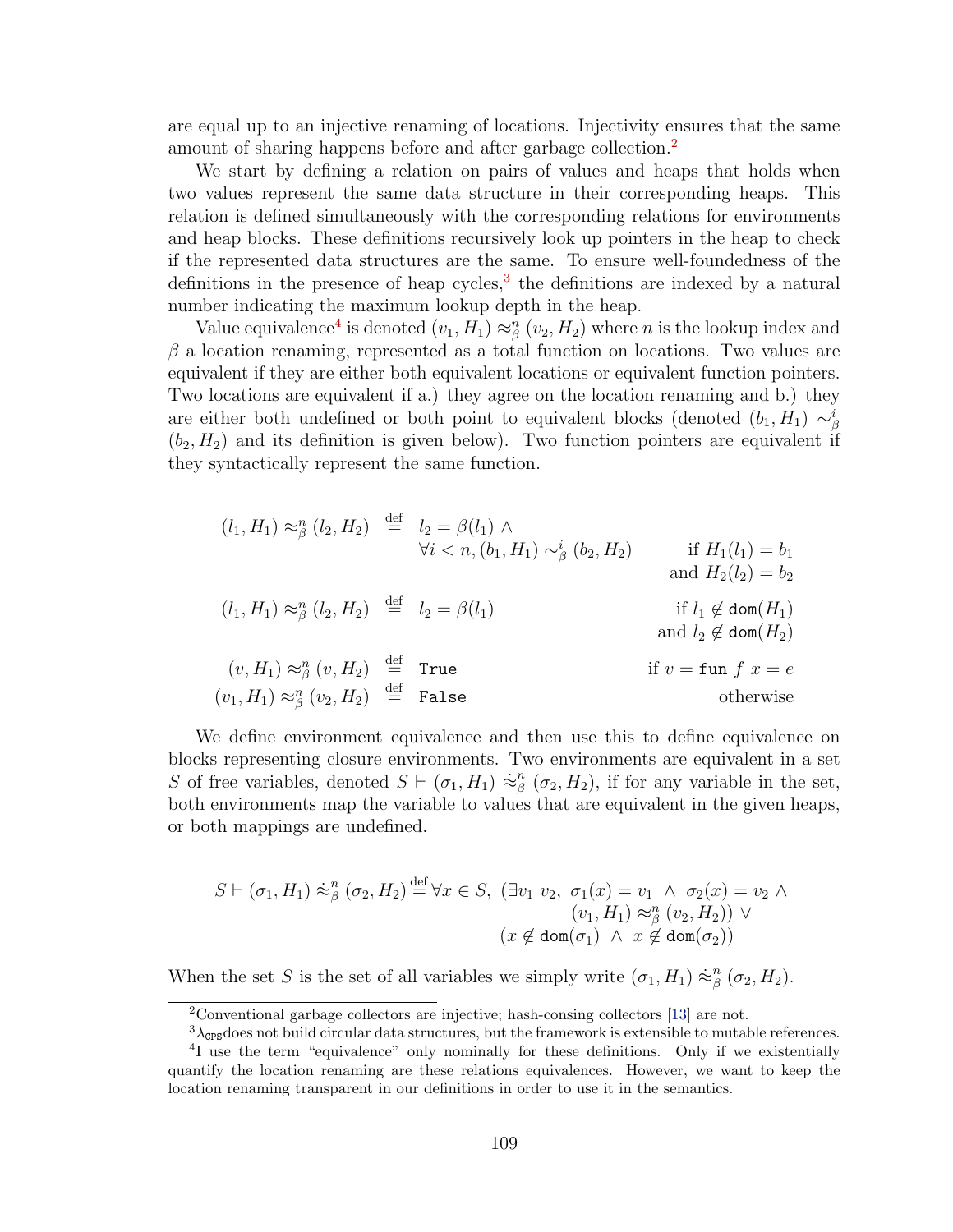are equal up to an injective renaming of locations. Injectivity ensures that the same amount of sharing happens before and after garbage collection.[2]

We start by defining a relation on pairs of values and heaps that holds when two values represent the same data structure in their corresponding heaps. This relation is defined simultaneously with the corresponding relations for environments and heap blocks. These definitions recursively look up pointers in the heap to check if the represented data structures are the same. To ensure well-foundedness of the definitions in the presence of heap cycles,[3] the definitions are indexed by a natural number indicating the maximum lookup depth in the heap.

Value equivalence[4] is denoted $(v_1, H_1) \approx^n_\beta (v_2, H_2)$ where $n$ is the lookup index and $\beta$ a location renaming, represented as a total function on locations. Two values are equivalent if they are either both equivalent locations or equivalent function pointers. Two locations are equivalent if a.) they agree on the location renaming and b.) they are either both undefined or both point to equivalent blocks (denoted $(b_1, H_1) \sim^i_\beta (b_2, H_2)$ and its definition is given below). Two function pointers are equivalent if they syntactically represent the same function.

$$
\begin{array}{rcll}
(l_1, H_1) \approx^n_\beta (l_2, H_2) & \stackrel{\text{def}}{=} & l_2 = \beta(l_1) \land & \\
 & & \forall i < n, (b_1, H_1) \sim^i_\beta (b_2, H_2) & \text{if } H_1(l_1) = b_1 \\
 & & & \text{and } H_2(l_2) = b_2 \\
(l_1, H_1) \approx^n_\beta (l_2, H_2) & \stackrel{\text{def}}{=} & l_2 = \beta(l_1) & \text{if } l_1 \notin \texttt{dom}(H_1) \\
 & & & \text{and } l_2 \notin \texttt{dom}(H_2) \\
(v, H_1) \approx^n_\beta (v, H_2) & \stackrel{\text{def}}{=} & \texttt{True} & \text{if } v = \texttt{fun}\ f\ \overline{x} = e \\
(v_1, H_1) \approx^n_\beta (v_2, H_2) & \stackrel{\text{def}}{=} & \texttt{False} & \text{otherwise}
\end{array}
$$

We define environment equivalence and then use this to define equivalence on blocks representing closure environments. Two environments are equivalent in a set $S$ of free variables, denoted $S \vdash (\sigma_1, H_1) \dot{\approx}^n_\beta (\sigma_2, H_2)$, if for any variable in the set, both environments map the variable to values that are equivalent in the given heaps, or both mappings are undefined.

$$
\begin{array}{rl}
S \vdash (\sigma_1, H_1) \dot{\approx}^n_\beta (\sigma_2, H_2) \stackrel{\text{def}}{=} \forall x \in S, & (\exists v_1\ v_2,\ \sigma_1(x) = v_1 \ \land\ \sigma_2(x) = v_2 \ \land \\
 & \qquad (v_1, H_1) \approx^n_\beta (v_2, H_2)) \lor \\
 & (x \notin \texttt{dom}(\sigma_1) \ \land\ x \notin \texttt{dom}(\sigma_2))
\end{array}
$$

When the set $S$ is the set of all variables we simply write $(\sigma_1, H_1) \dot{\approx}^n_\beta (\sigma_2, H_2)$.

[2] Conventional garbage collectors are injective; hash-consing collectors [13] are not.

[3] $\lambda_{\texttt{CPS}}$ does not build circular data structures, but the framework is extensible to mutable references.

[4] I use the term "equivalence" only nominally for these definitions. Only if we existentially quantify the location renaming are these relations equivalences. However, we want to keep the location renaming transparent in our definitions in order to use it in the semantics.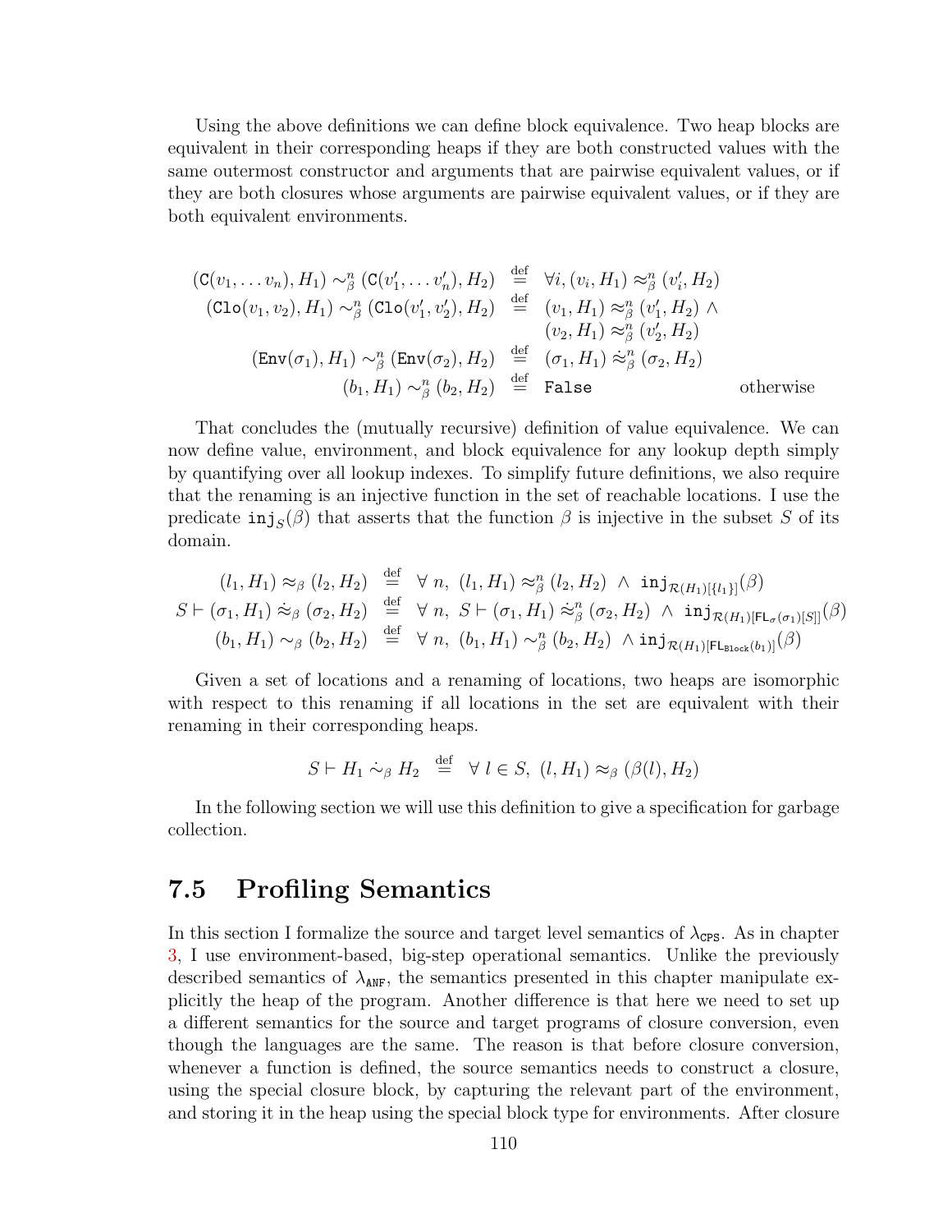Using the above definitions we can define block equivalence. Two heap blocks are equivalent in their corresponding heaps if they are both constructed values with the same outermost constructor and arguments that are pairwise equivalent values, or if they are both closures whose arguments are pairwise equivalent values, or if they are both equivalent environments.

$$
\begin{array}{rcll}
(\mathtt{C}(v_1, \dots v_n), H_1) \sim^n_\beta (\mathtt{C}(v'_1, \dots v'_n), H_2) & \stackrel{\text{def}}{=} & \forall i, (v_i, H_1) \approx^n_\beta (v'_i, H_2) & \\
(\mathtt{Clo}(v_1, v_2), H_1) \sim^n_\beta (\mathtt{Clo}(v'_1, v'_2), H_2) & \stackrel{\text{def}}{=} & (v_1, H_1) \approx^n_\beta (v'_1, H_2) \land & \\
& & (v_2, H_1) \approx^n_\beta (v'_2, H_2) & \\
(\mathtt{Env}(\sigma_1), H_1) \sim^n_\beta (\mathtt{Env}(\sigma_2), H_2) & \stackrel{\text{def}}{=} & (\sigma_1, H_1) \dot{\approx}^n_\beta (\sigma_2, H_2) & \\
(b_1, H_1) \sim^n_\beta (b_2, H_2) & \stackrel{\text{def}}{=} & \mathtt{False} & \text{otherwise}
\end{array}
$$

That concludes the (mutually recursive) definition of value equivalence. We can now define value, environment, and block equivalence for any lookup depth simply by quantifying over all lookup indexes. To simplify future definitions, we also require that the renaming is an injective function in the set of reachable locations. I use the predicate $\mathtt{inj}_S(\beta)$ that asserts that the function $\beta$ is injective in the subset $S$ of its domain.

$$
\begin{array}{rcl}
(l_1, H_1) \approx_\beta (l_2, H_2) & \stackrel{\text{def}}{=} & \forall\ n,\ (l_1, H_1) \approx^n_\beta (l_2, H_2) \ \land\ \mathtt{inj}_{\mathcal{R}(H_1)[\{l_1\}]}(\beta) \\
S \vdash (\sigma_1, H_1) \dot{\approx}_\beta (\sigma_2, H_2) & \stackrel{\text{def}}{=} & \forall\ n,\ S \vdash (\sigma_1, H_1) \dot{\approx}^n_\beta (\sigma_2, H_2) \ \land\ \mathtt{inj}_{\mathcal{R}(H_1)[\mathsf{FL}_\sigma(\sigma_1)[S]]}(\beta) \\
(b_1, H_1) \sim_\beta (b_2, H_2) & \stackrel{\text{def}}{=} & \forall\ n,\ (b_1, H_1) \sim^n_\beta (b_2, H_2) \ \land \mathtt{inj}_{\mathcal{R}(H_1)[\mathsf{FL}_{\mathtt{Block}}(b_1)]}(\beta)
\end{array}
$$

Given a set of locations and a renaming of locations, two heaps are isomorphic with respect to this renaming if all locations in the set are equivalent with their renaming in their corresponding heaps.

$$
S \vdash H_1 \dot{\sim}_\beta H_2 \ \stackrel{\text{def}}{=}\ \forall\ l \in S,\ (l, H_1) \approx_\beta (\beta(l), H_2)
$$

In the following section we will use this definition to give a specification for garbage collection.

## 7.5 Profiling Semantics

In this section I formalize the source and target level semantics of $\lambda_{\mathtt{CPS}}$. As in chapter 3, I use environment-based, big-step operational semantics. Unlike the previously described semantics of $\lambda_{\mathtt{ANF}}$, the semantics presented in this chapter manipulate explicitly the heap of the program. Another difference is that here we need to set up a different semantics for the source and target programs of closure conversion, even though the languages are the same. The reason is that before closure conversion, whenever a function is defined, the source semantics needs to construct a closure, using the special closure block, by capturing the relevant part of the environment, and storing it in the heap using the special block type for environments. After closure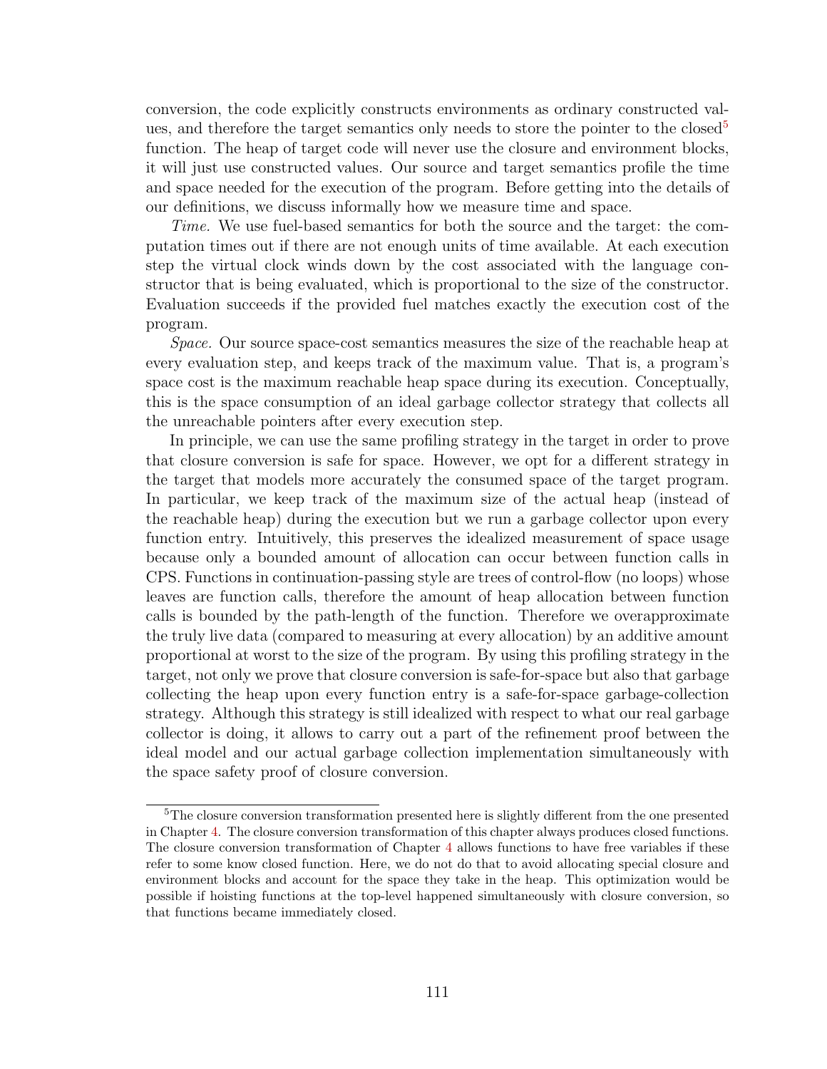conversion, the code explicitly constructs environments as ordinary constructed values, and therefore the target semantics only needs to store the pointer to the closed[5] function. The heap of target code will never use the closure and environment blocks, it will just use constructed values. Our source and target semantics profile the time and space needed for the execution of the program. Before getting into the details of our definitions, we discuss informally how we measure time and space.

*Time.* We use fuel-based semantics for both the source and the target: the computation times out if there are not enough units of time available. At each execution step the virtual clock winds down by the cost associated with the language constructor that is being evaluated, which is proportional to the size of the constructor. Evaluation succeeds if the provided fuel matches exactly the execution cost of the program.

*Space.* Our source space-cost semantics measures the size of the reachable heap at every evaluation step, and keeps track of the maximum value. That is, a program's space cost is the maximum reachable heap space during its execution. Conceptually, this is the space consumption of an ideal garbage collector strategy that collects all the unreachable pointers after every execution step.

In principle, we can use the same profiling strategy in the target in order to prove that closure conversion is safe for space. However, we opt for a different strategy in the target that models more accurately the consumed space of the target program. In particular, we keep track of the maximum size of the actual heap (instead of the reachable heap) during the execution but we run a garbage collector upon every function entry. Intuitively, this preserves the idealized measurement of space usage because only a bounded amount of allocation can occur between function calls in CPS. Functions in continuation-passing style are trees of control-flow (no loops) whose leaves are function calls, therefore the amount of heap allocation between function calls is bounded by the path-length of the function. Therefore we overapproximate the truly live data (compared to measuring at every allocation) by an additive amount proportional at worst to the size of the program. By using this profiling strategy in the target, not only we prove that closure conversion is safe-for-space but also that garbage collecting the heap upon every function entry is a safe-for-space garbage-collection strategy. Although this strategy is still idealized with respect to what our real garbage collector is doing, it allows to carry out a part of the refinement proof between the ideal model and our actual garbage collection implementation simultaneously with the space safety proof of closure conversion.

---

[5] The closure conversion transformation presented here is slightly different from the one presented in Chapter 4. The closure conversion transformation of this chapter always produces closed functions. The closure conversion transformation of Chapter 4 allows functions to have free variables if these refer to some know closed function. Here, we do not do that to avoid allocating special closure and environment blocks and account for the space they take in the heap. This optimization would be possible if hoisting functions at the top-level happened simultaneously with closure conversion, so that functions became immediately closed.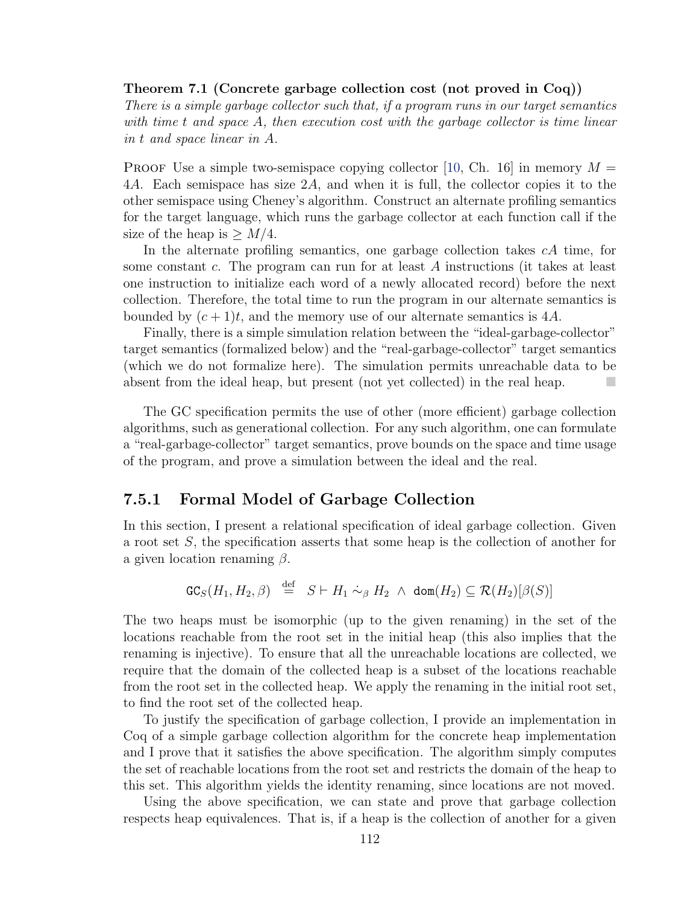**Theorem 7.1 (Concrete garbage collection cost (not proved in Coq))** *There is a simple garbage collector such that, if a program runs in our target semantics with time $t$ and space $A$, then execution cost with the garbage collector is time linear in $t$ and space linear in $A$.*

Proof Use a simple two-semispace copying collector [10, Ch. 16] in memory $M = 4A$. Each semispace has size $2A$, and when it is full, the collector copies it to the other semispace using Cheney's algorithm. Construct an alternate profiling semantics for the target language, which runs the garbage collector at each function call if the size of the heap is $\geq M/4$.

In the alternate profiling semantics, one garbage collection takes $cA$ time, for some constant $c$. The program can run for at least $A$ instructions (it takes at least one instruction to initialize each word of a newly allocated record) before the next collection. Therefore, the total time to run the program in our alternate semantics is bounded by $(c+1)t$, and the memory use of our alternate semantics is $4A$.

Finally, there is a simple simulation relation between the "ideal-garbage-collector" target semantics (formalized below) and the "real-garbage-collector" target semantics (which we do not formalize here). The simulation permits unreachable data to be absent from the ideal heap, but present (not yet collected) in the real heap. ■

The GC specification permits the use of other (more efficient) garbage collection algorithms, such as generational collection. For any such algorithm, one can formulate a "real-garbage-collector" target semantics, prove bounds on the space and time usage of the program, and prove a simulation between the ideal and the real.

### 7.5.1 Formal Model of Garbage Collection

In this section, I present a relational specification of ideal garbage collection. Given a root set $S$, the specification asserts that some heap is the collection of another for a given location renaming $\beta$.

$$\texttt{GC}_S(H_1, H_2, \beta) \stackrel{\text{def}}{=} S \vdash H_1 \dot{\sim}_\beta H_2 \ \land\ \texttt{dom}(H_2) \subseteq \mathcal{R}(H_2)[\beta(S)]$$

The two heaps must be isomorphic (up to the given renaming) in the set of the locations reachable from the root set in the initial heap (this also implies that the renaming is injective). To ensure that all the unreachable locations are collected, we require that the domain of the collected heap is a subset of the locations reachable from the root set in the collected heap. We apply the renaming in the initial root set, to find the root set of the collected heap.

To justify the specification of garbage collection, I provide an implementation in Coq of a simple garbage collection algorithm for the concrete heap implementation and I prove that it satisfies the above specification. The algorithm simply computes the set of reachable locations from the root set and restricts the domain of the heap to this set. This algorithm yields the identity renaming, since locations are not moved.

Using the above specification, we can state and prove that garbage collection respects heap equivalences. That is, if a heap is the collection of another for a given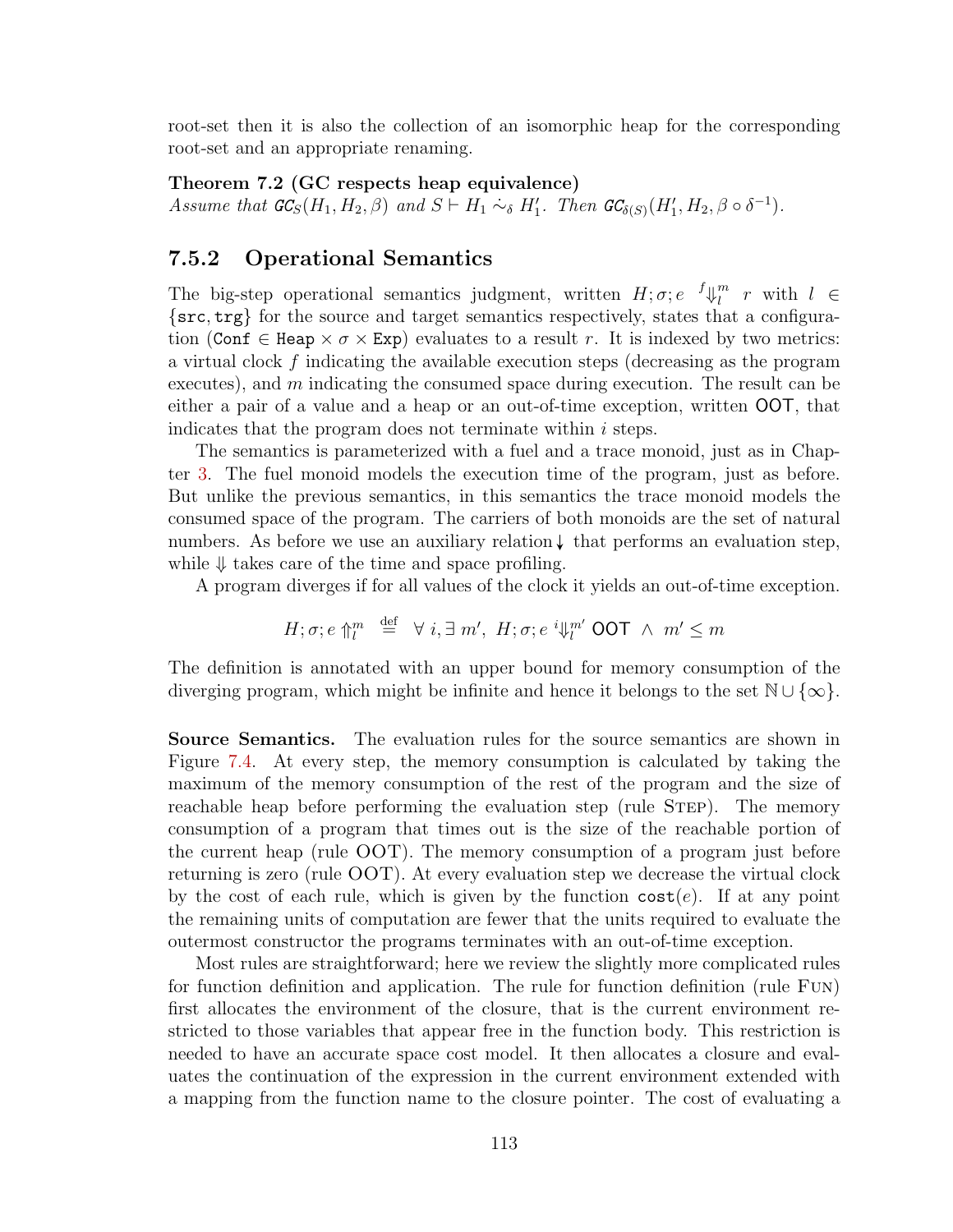root-set then it is also the collection of an isomorphic heap for the corresponding root-set and an appropriate renaming.

**Theorem 7.2 (GC respects heap equivalence)**
*Assume that* $\mathit{GC}_S(H_1, H_2, \beta)$ *and* $S \vdash H_1 \stackrel{\cdot}{\sim}_\delta H_1'$. *Then* $\mathit{GC}_{\delta(S)}(H_1', H_2, \beta \circ \delta^{-1})$.

### 7.5.2 Operational Semantics

The big-step operational semantics judgment, written $H; \sigma; e \ {}^{f}\!\Downarrow_l^m \ r$ with $l \in \{\mathtt{src}, \mathtt{trg}\}$ for the source and target semantics respectively, states that a configuration ($\mathtt{Conf} \in \mathtt{Heap} \times \sigma \times \mathtt{Exp}$) evaluates to a result $r$. It is indexed by two metrics: a virtual clock $f$ indicating the available execution steps (decreasing as the program executes), and $m$ indicating the consumed space during execution. The result can be either a pair of a value and a heap or an out-of-time exception, written $\mathsf{OOT}$, that indicates that the program does not terminate within $i$ steps.

The semantics is parameterized with a fuel and a trace monoid, just as in Chapter 3. The fuel monoid models the execution time of the program, just as before. But unlike the previous semantics, in this semantics the trace monoid models the consumed space of the program. The carriers of both monoids are the set of natural numbers. As before we use an auxiliary relation $\downarrow$ that performs an evaluation step, while $\Downarrow$ takes care of the time and space profiling.

A program diverges if for all values of the clock it yields an out-of-time exception.

$$H; \sigma; e \Uparrow_l^m \ \stackrel{\text{def}}{=} \ \forall\, i, \exists\, m',\ H; \sigma; e \ {}^{i}\!\Downarrow_l^{m'} \mathsf{OOT} \ \wedge \ m' \leq m$$

The definition is annotated with an upper bound for memory consumption of the diverging program, which might be infinite and hence it belongs to the set $\mathbb{N} \cup \{\infty\}$.

**Source Semantics.** The evaluation rules for the source semantics are shown in Figure 7.4. At every step, the memory consumption is calculated by taking the maximum of the memory consumption of the rest of the program and the size of reachable heap before performing the evaluation step (rule Step). The memory consumption of a program that times out is the size of the reachable portion of the current heap (rule OOT). The memory consumption of a program just before returning is zero (rule OOT). At every evaluation step we decrease the virtual clock by the cost of each rule, which is given by the function $\mathtt{cost}(e)$. If at any point the remaining units of computation are fewer that the units required to evaluate the outermost constructor the programs terminates with an out-of-time exception.

Most rules are straightforward; here we review the slightly more complicated rules for function definition and application. The rule for function definition (rule Fun) first allocates the environment of the closure, that is the current environment restricted to those variables that appear free in the function body. This restriction is needed to have an accurate space cost model. It then allocates a closure and evaluates the continuation of the expression in the current environment extended with a mapping from the function name to the closure pointer. The cost of evaluating a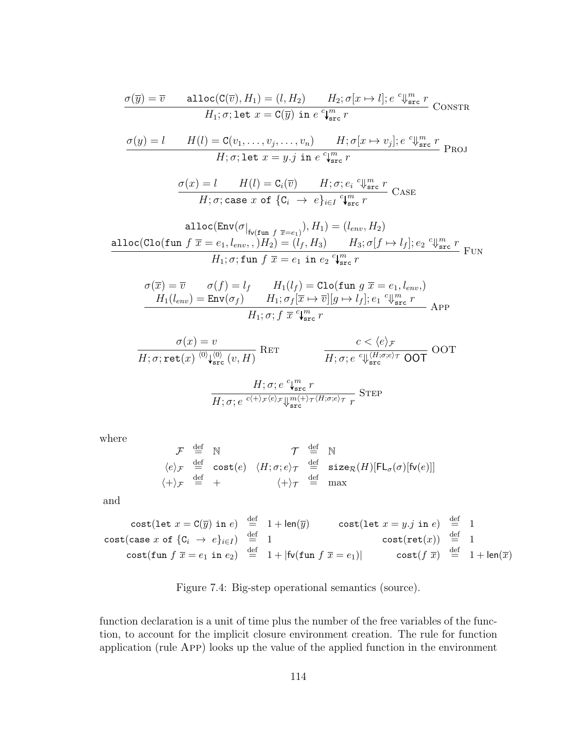$$\frac{\sigma(\overline{y}) = \overline{v} \qquad \mathtt{alloc}(\mathtt{C}(\overline{v}), H_1) = (l, H_2) \qquad H_2; \sigma[x \mapsto l]; e \ {}^{c}\!\Downarrow^{m}_{\mathtt{src}}\ r}{H_1; \sigma; \mathtt{let}\ x = \mathtt{C}(\overline{y})\ \mathtt{in}\ e \ {}^{c}\!\downarrow^{m}_{\mathtt{src}}\ r}\ \textsc{Constr}$$

$$\frac{\sigma(y) = l \qquad H(l) = \mathtt{C}(v_1, \ldots, v_j, \ldots, v_n) \qquad H; \sigma[x \mapsto v_j]; e \ {}^{c}\!\Downarrow^{m}_{\mathtt{src}}\ r}{H; \sigma; \mathtt{let}\ x = y.j\ \mathtt{in}\ e \ {}^{c}\!\downarrow^{m}_{\mathtt{src}}\ r}\ \textsc{Proj}$$

$$\frac{\sigma(x) = l \qquad H(l) = \mathtt{C}_i(\overline{v}) \qquad H; \sigma; e_i \ {}^{c}\!\Downarrow^{m}_{\mathtt{src}}\ r}{H; \sigma; \mathtt{case}\ x\ \mathtt{of}\ \{\mathtt{C}_i \ \rightarrow\ e\}_{i \in I} \ {}^{c}\!\downarrow^{m}_{\mathtt{src}}\ r}\ \textsc{Case}$$

$$\frac{\begin{array}{c}\mathtt{alloc}(\mathtt{Env}(\sigma|_{\mathsf{fv}(\mathtt{fun}\ f\ \overline{x} = e_1)}), H_1) = (l_{env}, H_2) \\ \mathtt{alloc}(\mathtt{Clo}(\mathtt{fun}\ f\ \overline{x} = e_1, l_{env},, )H_2) = (l_f, H_3) \qquad H_3; \sigma[f \mapsto l_f]; e_2 \ {}^{c}\!\Downarrow^{m}_{\mathtt{src}}\ r\end{array}}{H_1; \sigma; \mathtt{fun}\ f\ \overline{x} = e_1\ \mathtt{in}\ e_2 \ {}^{c}\!\downarrow^{m}_{\mathtt{src}}\ r}\ \textsc{Fun}$$

$$\frac{\begin{array}{c}\sigma(\overline{x}) = \overline{v} \qquad \sigma(f) = l_f \qquad H_1(l_f) = \mathtt{Clo}(\mathtt{fun}\ g\ \overline{x} = e_1, l_{env},) \\ H_1(l_{env}) = \mathtt{Env}(\sigma_f) \qquad H_1; \sigma_f[\overline{x} \mapsto \overline{v}][g \mapsto l_f]; e_1 \ {}^{c}\!\Downarrow^{m}_{\mathtt{src}}\ r\end{array}}{H_1; \sigma; f\ \overline{x} \ {}^{c}\!\downarrow^{m}_{\mathtt{src}}\ r}\ \textsc{App}$$

$$\frac{\sigma(x) = v}{H; \sigma; \mathtt{ret}(x) \ {}^{\langle 0 \rangle}\!\downarrow^{\langle 0 \rangle}_{\mathtt{src}}\ (v, H)}\ \textsc{Ret} \qquad\qquad \frac{c < \langle e \rangle_{\mathcal{F}}}{H; \sigma; e \ {}^{c}\!\Downarrow^{\langle H; \sigma; e \rangle_{\mathcal{T}}}_{\mathtt{src}}\ \mathsf{OOT}}\ \text{OOT}$$

$$\frac{H; \sigma; e \ {}^{c}\!\downarrow^{m}_{\mathtt{src}}\ r}{H; \sigma; e \ {}^{c \langle + \rangle_{\mathcal{F}} \langle e \rangle_{\mathcal{F}}}\!\Downarrow^{m \langle + \rangle_{\mathcal{T}} \langle H; \sigma; e \rangle_{\mathcal{T}}}_{\mathtt{src}}\ r}\ \textsc{Step}$$

where

$$\begin{array}{rcl@{\qquad}rcl}
\mathcal{F} & \stackrel{\text{def}}{=} & \mathbb{N} & \mathcal{T} & \stackrel{\text{def}}{=} & \mathbb{N} \\
\langle e \rangle_{\mathcal{F}} & \stackrel{\text{def}}{=} & \mathtt{cost}(e) & \langle H; \sigma; e \rangle_{\mathcal{T}} & \stackrel{\text{def}}{=} & \mathtt{size}_{\mathcal{R}}(H)[\mathsf{FL}_{\sigma}(\sigma)[\mathsf{fv}(e)]] \\
\langle + \rangle_{\mathcal{F}} & \stackrel{\text{def}}{=} & + & \langle + \rangle_{\mathcal{T}} & \stackrel{\text{def}}{=} & \max
\end{array}$$

and

$$\begin{array}{rcl@{\qquad}rcl}
\mathtt{cost}(\mathtt{let}\ x = \mathtt{C}(\overline{y})\ \mathtt{in}\ e) & \stackrel{\text{def}}{=} & 1 + \mathsf{len}(\overline{y}) & \mathtt{cost}(\mathtt{let}\ x = y.j\ \mathtt{in}\ e) & \stackrel{\text{def}}{=} & 1 \\
\mathtt{cost}(\mathtt{case}\ x\ \mathtt{of}\ \{\mathtt{C}_i \ \rightarrow\ e\}_{i \in I}) & \stackrel{\text{def}}{=} & 1 & \mathtt{cost}(\mathtt{ret}(x)) & \stackrel{\text{def}}{=} & 1 \\
\mathtt{cost}(\mathtt{fun}\ f\ \overline{x} = e_1\ \mathtt{in}\ e_2) & \stackrel{\text{def}}{=} & 1 + |\mathsf{fv}(\mathtt{fun}\ f\ \overline{x} = e_1)| & \mathtt{cost}(f\ \overline{x}) & \stackrel{\text{def}}{=} & 1 + \mathsf{len}(\overline{x})
\end{array}$$

Figure 7.4: Big-step operational semantics (source).

function declaration is a unit of time plus the number of the free variables of the function, to account for the implicit closure environment creation. The rule for function application (rule App) looks up the value of the applied function in the environment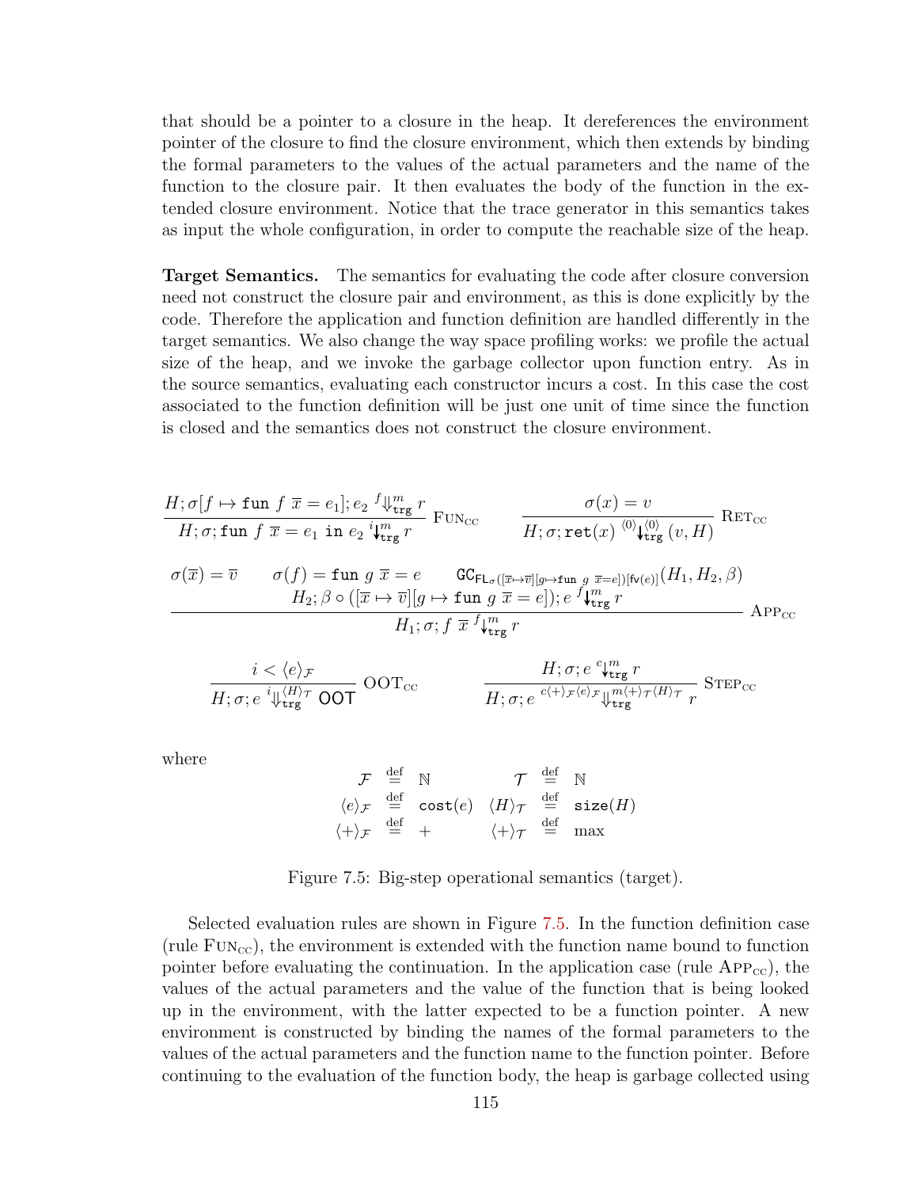that should be a pointer to a closure in the heap. It dereferences the environment pointer of the closure to find the closure environment, which then extends by binding the formal parameters to the values of the actual parameters and the name of the function to the closure pair. It then evaluates the body of the function in the extended closure environment. Notice that the trace generator in this semantics takes as input the whole configuration, in order to compute the reachable size of the heap.

**Target Semantics.** The semantics for evaluating the code after closure conversion need not construct the closure pair and environment, as this is done explicitly by the code. Therefore the application and function definition are handled differently in the target semantics. We also change the way space profiling works: we profile the actual size of the heap, and we invoke the garbage collector upon function entry. As in the source semantics, evaluating each constructor incurs a cost. In this case the cost associated to the function definition will be just one unit of time since the function is closed and the semantics does not construct the closure environment.

$$\frac{H; \sigma[f \mapsto \texttt{fun}\ f\ \overline{x} = e_1]; e_2\ {}^{f}\!\Downarrow^{m}_{\texttt{trg}}\ r}{H; \sigma; \texttt{fun}\ f\ \overline{x} = e_1\ \texttt{in}\ e_2\ {}^{i}\!\downarrow^{m}_{\texttt{trg}}\ r}\ \textsc{Fun}_{\textsc{cc}} \qquad \frac{\sigma(x) = v}{H; \sigma; \texttt{ret}(x)\ {}^{\langle 0 \rangle}\!\downarrow^{\langle 0 \rangle}_{\texttt{trg}}\ (v, H)}\ \textsc{Ret}_{\textsc{cc}}$$

$$\frac{\sigma(\overline{x}) = \overline{v} \qquad \sigma(f) = \texttt{fun}\ g\ \overline{x} = e \qquad \texttt{GC}_{\textsf{FL}_{\sigma}([\overline{x} \mapsto \overline{v}][g \mapsto \texttt{fun}\ g\ \overline{x} = e])[\textsf{fv}(e)]}(H_1, H_2, \beta) \quad H_2; \beta \circ ([\overline{x} \mapsto \overline{v}][g \mapsto \texttt{fun}\ g\ \overline{x} = e]); e\ {}^{f}\!\downarrow^{m}_{\texttt{trg}}\ r}{H_1; \sigma; f\ \overline{x}\ {}^{f}\!\downarrow^{m}_{\texttt{trg}}\ r}\ \textsc{App}_{\textsc{cc}}$$

$$\frac{i < \langle e \rangle_{\mathcal{F}}}{H; \sigma; e\ {}^{i}\!\Downarrow^{\langle H \rangle_{\mathcal{T}}}_{\texttt{trg}}\ \textsf{OOT}}\ \textsc{OOT}_{\textsc{cc}} \qquad \frac{H; \sigma; e\ {}^{c}\!\downarrow^{m}_{\texttt{trg}}\ r}{H; \sigma; e\ {}^{c \langle + \rangle_{\mathcal{F}} \langle e \rangle_{\mathcal{F}}}\!\Downarrow^{m \langle + \rangle_{\mathcal{T}} \langle H \rangle_{\mathcal{T}}}_{\texttt{trg}}\ r}\ \textsc{Step}_{\textsc{cc}}$$

where

$$\begin{array}{rclrcl} \mathcal{F} & \stackrel{\text{def}}{=} & \mathbb{N} & \mathcal{T} & \stackrel{\text{def}}{=} & \mathbb{N} \\ \langle e \rangle_{\mathcal{F}} & \stackrel{\text{def}}{=} & \texttt{cost}(e) & \langle H \rangle_{\mathcal{T}} & \stackrel{\text{def}}{=} & \texttt{size}(H) \\ \langle + \rangle_{\mathcal{F}} & \stackrel{\text{def}}{=} & + & \langle + \rangle_{\mathcal{T}} & \stackrel{\text{def}}{=} & \max \end{array}$$

Figure 7.5: Big-step operational semantics (target).

Selected evaluation rules are shown in Figure 7.5. In the function definition case (rule $\textsc{Fun}_{\textsc{cc}}$), the environment is extended with the function name bound to function pointer before evaluating the continuation. In the application case (rule $\textsc{App}_{\textsc{cc}}$), the values of the actual parameters and the value of the function that is being looked up in the environment, with the latter expected to be a function pointer. A new environment is constructed by binding the names of the formal parameters to the values of the actual parameters and the function name to the function pointer. Before continuing to the evaluation of the function body, the heap is garbage collected using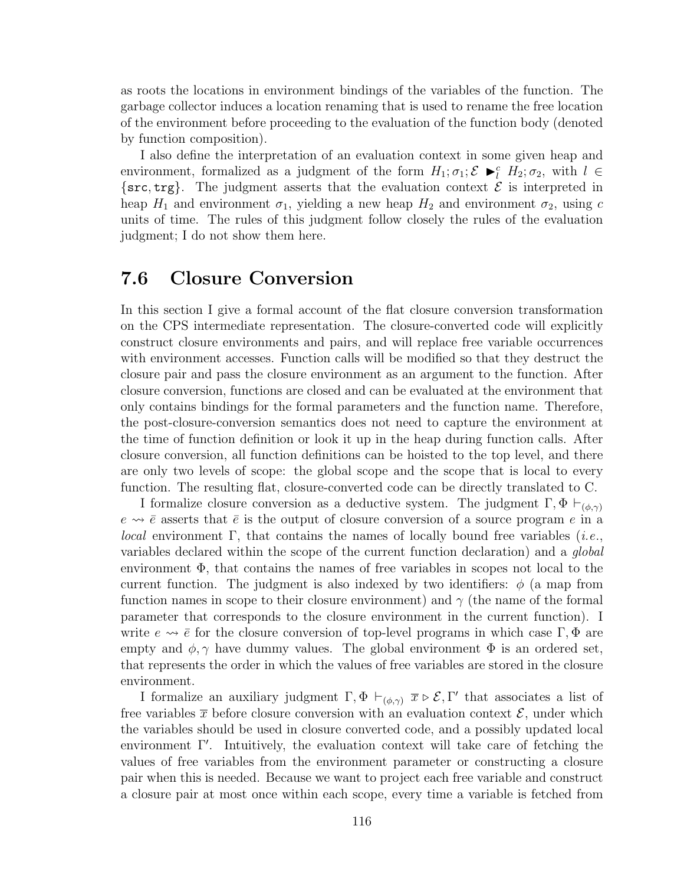as roots the locations in environment bindings of the variables of the function. The garbage collector induces a location renaming that is used to rename the free location of the environment before proceeding to the evaluation of the function body (denoted by function composition).

I also define the interpretation of an evaluation context in some given heap and environment, formalized as a judgment of the form $H_1; \sigma_1; \mathcal{E} \blacktriangleright_l^c H_2; \sigma_2$, with $l \in \{\texttt{src}, \texttt{trg}\}$. The judgment asserts that the evaluation context $\mathcal{E}$ is interpreted in heap $H_1$ and environment $\sigma_1$, yielding a new heap $H_2$ and environment $\sigma_2$, using $c$ units of time. The rules of this judgment follow closely the rules of the evaluation judgment; I do not show them here.

## 7.6 Closure Conversion

In this section I give a formal account of the flat closure conversion transformation on the CPS intermediate representation. The closure-converted code will explicitly construct closure environments and pairs, and will replace free variable occurrences with environment accesses. Function calls will be modified so that they destruct the closure pair and pass the closure environment as an argument to the function. After closure conversion, functions are closed and can be evaluated at the environment that only contains bindings for the formal parameters and the function name. Therefore, the post-closure-conversion semantics does not need to capture the environment at the time of function definition or look it up in the heap during function calls. After closure conversion, all function definitions can be hoisted to the top level, and there are only two levels of scope: the global scope and the scope that is local to every function. The resulting flat, closure-converted code can be directly translated to C.

I formalize closure conversion as a deductive system. The judgment $\Gamma, \Phi \vdash_{(\phi,\gamma)} e \rightsquigarrow \bar{e}$ asserts that $\bar{e}$ is the output of closure conversion of a source program $e$ in a *local* environment $\Gamma$, that contains the names of locally bound free variables (*i.e.*, variables declared within the scope of the current function declaration) and a *global* environment $\Phi$, that contains the names of free variables in scopes not local to the current function. The judgment is also indexed by two identifiers: $\phi$ (a map from function names in scope to their closure environment) and $\gamma$ (the name of the formal parameter that corresponds to the closure environment in the current function). I write $e \rightsquigarrow \bar{e}$ for the closure conversion of top-level programs in which case $\Gamma, \Phi$ are empty and $\phi, \gamma$ have dummy values. The global environment $\Phi$ is an ordered set, that represents the order in which the values of free variables are stored in the closure environment.

I formalize an auxiliary judgment $\Gamma, \Phi \vdash_{(\phi,\gamma)} \overline{x} \triangleright \mathcal{E}, \Gamma'$ that associates a list of free variables $\overline{x}$ before closure conversion with an evaluation context $\mathcal{E}$, under which the variables should be used in closure converted code, and a possibly updated local environment $\Gamma'$. Intuitively, the evaluation context will take care of fetching the values of free variables from the environment parameter or constructing a closure pair when this is needed. Because we want to project each free variable and construct a closure pair at most once within each scope, every time a variable is fetched from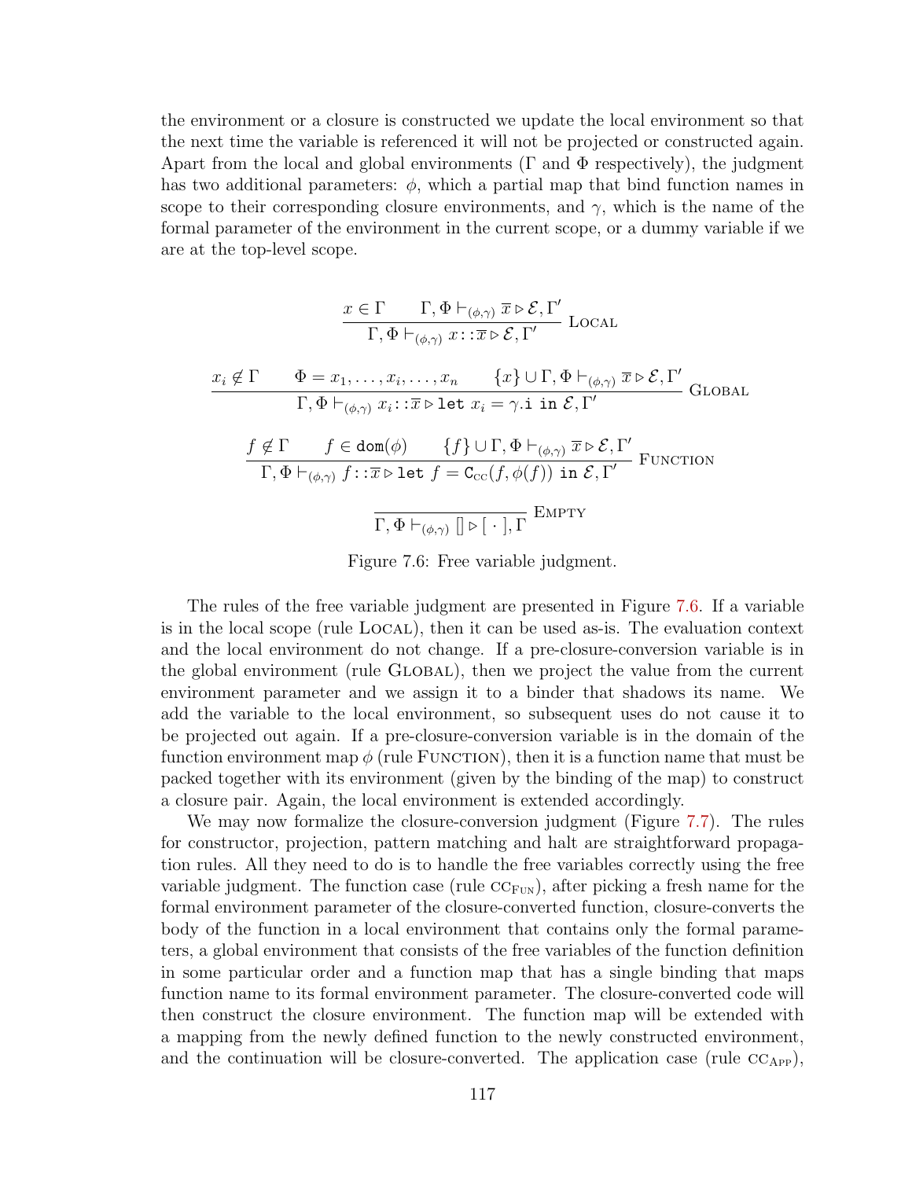the environment or a closure is constructed we update the local environment so that the next time the variable is referenced it will not be projected or constructed again. Apart from the local and global environments ($\Gamma$ and $\Phi$ respectively), the judgment has two additional parameters: $\phi$, which a partial map that bind function names in scope to their corresponding closure environments, and $\gamma$, which is the name of the formal parameter of the environment in the current scope, or a dummy variable if we are at the top-level scope.

$$\frac{x \in \Gamma \qquad \Gamma, \Phi \vdash_{(\phi,\gamma)} \overline{x} \triangleright \mathcal{E}, \Gamma'}{\Gamma, \Phi \vdash_{(\phi,\gamma)} x :: \overline{x} \triangleright \mathcal{E}, \Gamma'} \text{ Local}$$

$$\frac{x_i \notin \Gamma \qquad \Phi = x_1, \ldots, x_i, \ldots, x_n \qquad \{x\} \cup \Gamma, \Phi \vdash_{(\phi,\gamma)} \overline{x} \triangleright \mathcal{E}, \Gamma'}{\Gamma, \Phi \vdash_{(\phi,\gamma)} x_i :: \overline{x} \triangleright \texttt{let } x_i = \gamma.\texttt{i in } \mathcal{E}, \Gamma'} \text{ Global}$$

$$\frac{f \notin \Gamma \qquad f \in \texttt{dom}(\phi) \qquad \{f\} \cup \Gamma, \Phi \vdash_{(\phi,\gamma)} \overline{x} \triangleright \mathcal{E}, \Gamma'}{\Gamma, \Phi \vdash_{(\phi,\gamma)} f :: \overline{x} \triangleright \texttt{let } f = \texttt{C}_{\text{CC}}(f, \phi(f)) \texttt{ in } \mathcal{E}, \Gamma'} \text{ Function}$$

$$\frac{}{\Gamma, \Phi \vdash_{(\phi,\gamma)} [] \triangleright [\ \cdot\ ], \Gamma} \text{ Empty}$$

Figure 7.6: Free variable judgment.

The rules of the free variable judgment are presented in Figure 7.6. If a variable is in the local scope (rule Local), then it can be used as-is. The evaluation context and the local environment do not change. If a pre-closure-conversion variable is in the global environment (rule Global), then we project the value from the current environment parameter and we assign it to a binder that shadows its name. We add the variable to the local environment, so subsequent uses do not cause it to be projected out again. If a pre-closure-conversion variable is in the domain of the function environment map $\phi$ (rule Function), then it is a function name that must be packed together with its environment (given by the binding of the map) to construct a closure pair. Again, the local environment is extended accordingly.

We may now formalize the closure-conversion judgment (Figure 7.7). The rules for constructor, projection, pattern matching and halt are straightforward propagation rules. All they need to do is to handle the free variables correctly using the free variable judgment. The function case (rule $\text{CC}_{\text{Fun}}$), after picking a fresh name for the formal environment parameter of the closure-converted function, closure-converts the body of the function in a local environment that contains only the formal parameters, a global environment that consists of the free variables of the function definition in some particular order and a function map that has a single binding that maps function name to its formal environment parameter. The closure-converted code will then construct the closure environment. The function map will be extended with a mapping from the newly defined function to the newly constructed environment, and the continuation will be closure-converted. The application case (rule $\text{CC}_{\text{App}}$),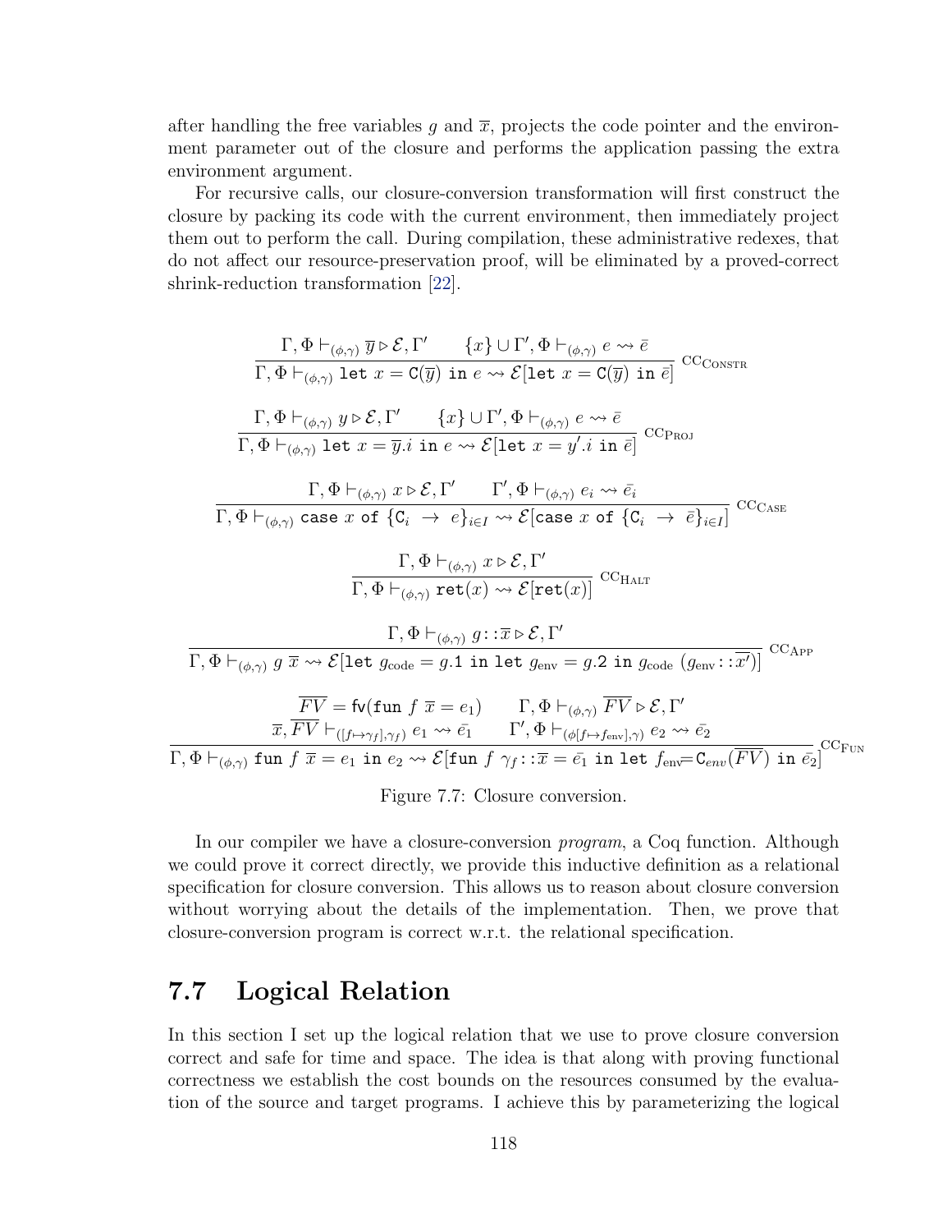after handling the free variables $g$ and $\overline{x}$, projects the code pointer and the environment parameter out of the closure and performs the application passing the extra environment argument.

For recursive calls, our closure-conversion transformation will first construct the closure by packing its code with the current environment, then immediately project them out to perform the call. During compilation, these administrative redexes, that do not affect our resource-preservation proof, will be eliminated by a proved-correct shrink-reduction transformation [22].

$$\frac{\Gamma, \Phi \vdash_{(\phi,\gamma)} \overline{y} \triangleright \mathcal{E}, \Gamma' \qquad \{x\} \cup \Gamma', \Phi \vdash_{(\phi,\gamma)} e \rightsquigarrow \bar{e}}{\Gamma, \Phi \vdash_{(\phi,\gamma)} \texttt{let } x = \texttt{C}(\overline{y}) \texttt{ in } e \rightsquigarrow \mathcal{E}[\texttt{let } x = \texttt{C}(\overline{y}) \texttt{ in } \bar{e}]} \text{ CC}_{\text{Constr}}$$

$$\frac{\Gamma, \Phi \vdash_{(\phi,\gamma)} y \triangleright \mathcal{E}, \Gamma' \qquad \{x\} \cup \Gamma', \Phi \vdash_{(\phi,\gamma)} e \rightsquigarrow \bar{e}}{\Gamma, \Phi \vdash_{(\phi,\gamma)} \texttt{let } x = \overline{y}.i \texttt{ in } e \rightsquigarrow \mathcal{E}[\texttt{let } x = y'.i \texttt{ in } \bar{e}]} \text{ CC}_{\text{Proj}}$$

$$\frac{\Gamma, \Phi \vdash_{(\phi,\gamma)} x \triangleright \mathcal{E}, \Gamma' \qquad \Gamma', \Phi \vdash_{(\phi,\gamma)} e_i \rightsquigarrow \bar{e}_i}{\Gamma, \Phi \vdash_{(\phi,\gamma)} \texttt{case } x \texttt{ of } \{\texttt{C}_i \ \rightarrow \ e\}_{i\in I} \rightsquigarrow \mathcal{E}[\texttt{case } x \texttt{ of } \{\texttt{C}_i \ \rightarrow \ \bar{e}\}_{i\in I}]} \text{ CC}_{\text{Case}}$$

$$\frac{\Gamma, \Phi \vdash_{(\phi,\gamma)} x \triangleright \mathcal{E}, \Gamma'}{\Gamma, \Phi \vdash_{(\phi,\gamma)} \texttt{ret}(x) \rightsquigarrow \mathcal{E}[\texttt{ret}(x)]} \text{ CC}_{\text{Halt}}$$

$$\frac{\Gamma, \Phi \vdash_{(\phi,\gamma)} g::\overline{x} \triangleright \mathcal{E}, \Gamma'}{\Gamma, \Phi \vdash_{(\phi,\gamma)} g \ \overline{x} \rightsquigarrow \mathcal{E}[\texttt{let } g_{\text{code}} = g.1 \texttt{ in let } g_{\text{env}} = g.2 \texttt{ in } g_{\text{code}} \ (g_{\text{env}}::\overline{x'})]} \text{ CC}_{\text{App}}$$

$$\frac{\begin{array}{c}\overline{FV} = \mathsf{fv}(\texttt{fun } f \ \overline{x} = e_1) \qquad \Gamma, \Phi \vdash_{(\phi,\gamma)} \overline{FV} \triangleright \mathcal{E}, \Gamma' \\ \overline{x}, \overline{FV} \vdash_{([f\mapsto\gamma_f],\gamma_f)} e_1 \rightsquigarrow \bar{e_1} \qquad \Gamma', \Phi \vdash_{(\phi[f\mapsto f_{\text{env}}],\gamma)} e_2 \rightsquigarrow \bar{e_2}\end{array}}{\Gamma, \Phi \vdash_{(\phi,\gamma)} \texttt{fun } f \ \overline{x} = e_1 \texttt{ in } e_2 \rightsquigarrow \mathcal{E}[\texttt{fun } f \ \gamma_f::\overline{x} = \bar{e_1} \texttt{ in let } f_{\text{env}} = \texttt{C}_{env}(\overline{FV}) \texttt{ in } \bar{e_2}]} \text{CC}_{\text{Fun}}$$

Figure 7.7: Closure conversion.

In our compiler we have a closure-conversion *program*, a Coq function. Although we could prove it correct directly, we provide this inductive definition as a relational specification for closure conversion. This allows us to reason about closure conversion without worrying about the details of the implementation. Then, we prove that closure-conversion program is correct w.r.t. the relational specification.

## 7.7 Logical Relation

In this section I set up the logical relation that we use to prove closure conversion correct and safe for time and space. The idea is that along with proving functional correctness we establish the cost bounds on the resources consumed by the evaluation of the source and target programs. I achieve this by parameterizing the logical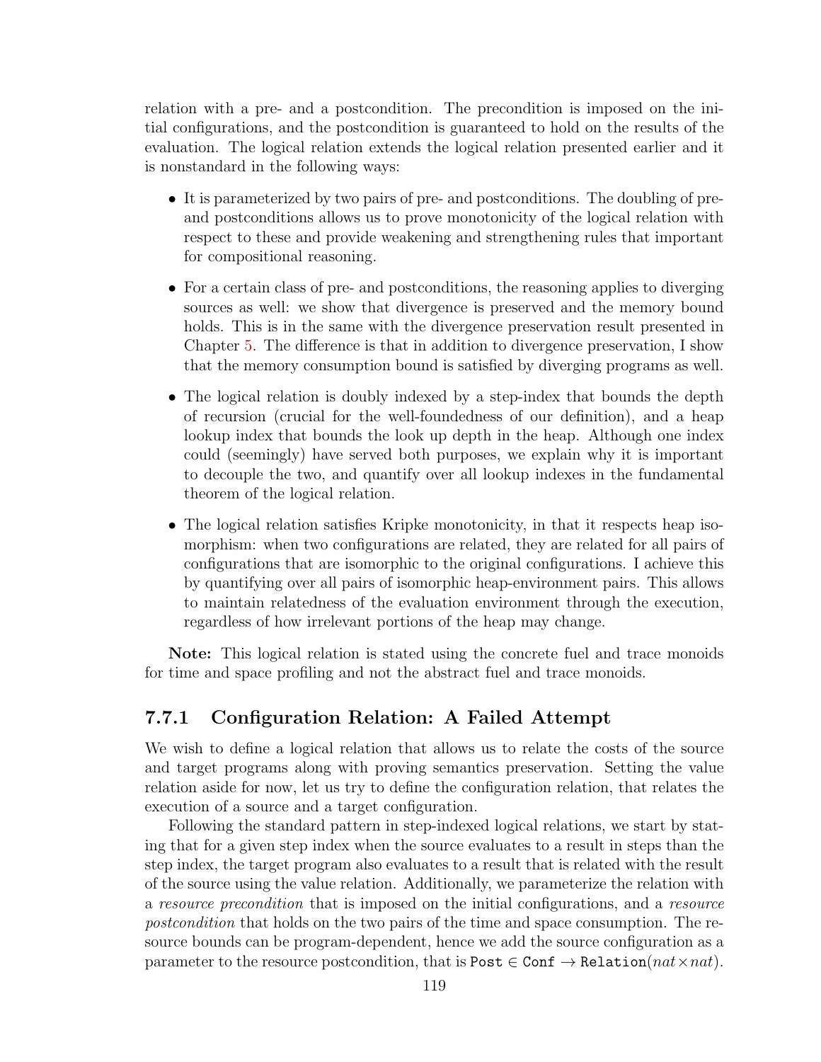relation with a pre- and a postcondition. The precondition is imposed on the initial configurations, and the postcondition is guaranteed to hold on the results of the evaluation. The logical relation extends the logical relation presented earlier and it is nonstandard in the following ways:

- It is parameterized by two pairs of pre- and postconditions. The doubling of pre- and postconditions allows us to prove monotonicity of the logical relation with respect to these and provide weakening and strengthening rules that important for compositional reasoning.
- For a certain class of pre- and postconditions, the reasoning applies to diverging sources as well: we show that divergence is preserved and the memory bound holds. This is in the same with the divergence preservation result presented in Chapter 5. The difference is that in addition to divergence preservation, I show that the memory consumption bound is satisfied by diverging programs as well.
- The logical relation is doubly indexed by a step-index that bounds the depth of recursion (crucial for the well-foundedness of our definition), and a heap lookup index that bounds the look up depth in the heap. Although one index could (seemingly) have served both purposes, we explain why it is important to decouple the two, and quantify over all lookup indexes in the fundamental theorem of the logical relation.
- The logical relation satisfies Kripke monotonicity, in that it respects heap isomorphism: when two configurations are related, they are related for all pairs of configurations that are isomorphic to the original configurations. I achieve this by quantifying over all pairs of isomorphic heap-environment pairs. This allows to maintain relatedness of the evaluation environment through the execution, regardless of how irrelevant portions of the heap may change.

**Note:** This logical relation is stated using the concrete fuel and trace monoids for time and space profiling and not the abstract fuel and trace monoids.

### 7.7.1 Configuration Relation: A Failed Attempt

We wish to define a logical relation that allows us to relate the costs of the source and target programs along with proving semantics preservation. Setting the value relation aside for now, let us try to define the configuration relation, that relates the execution of a source and a target configuration.

Following the standard pattern in step-indexed logical relations, we start by stating that for a given step index when the source evaluates to a result in steps than the step index, the target program also evaluates to a result that is related with the result of the source using the value relation. Additionally, we parameterize the relation with a *resource precondition* that is imposed on the initial configurations, and a *resource postcondition* that holds on the two pairs of the time and space consumption. The resource bounds can be program-dependent, hence we add the source configuration as a parameter to the resource postcondition, that is $\texttt{Post} \in \texttt{Conf} \to \texttt{Relation}(nat \times nat)$.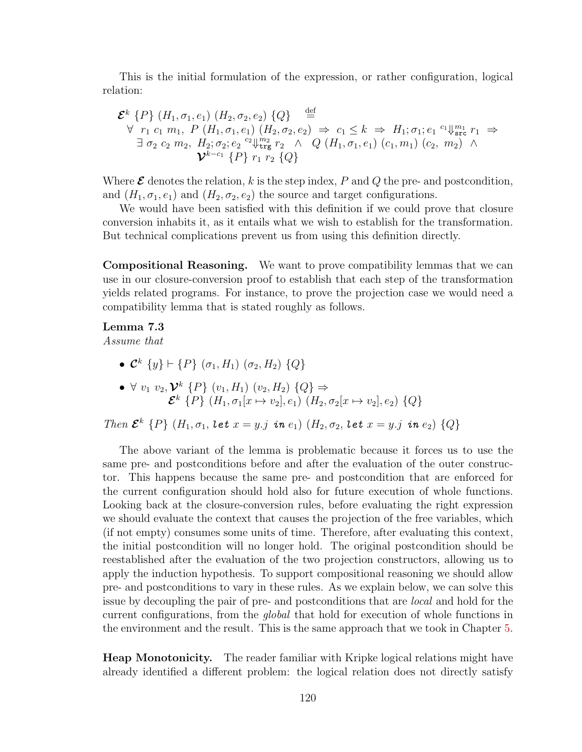This is the initial formulation of the expression, or rather configuration, logical relation:

$$
\begin{array}{l}
\boldsymbol{\mathcal{E}}^k \ \{P\} \ (H_1, \sigma_1, e_1) \ (H_2, \sigma_2, e_2) \ \{Q\} \quad \stackrel{\text{def}}{=} \\
\quad \forall \ r_1 \ c_1 \ m_1, \ P \ (H_1, \sigma_1, e_1) \ (H_2, \sigma_2, e_2) \ \Rightarrow \ c_1 \le k \ \Rightarrow \ H_1; \sigma_1; e_1 \ {}^{c_1}\!\Downarrow^{m_1}_{\mathtt{src}} \ r_1 \ \Rightarrow \\
\qquad \exists \ \sigma_2 \ c_2 \ m_2, \ H_2; \sigma_2; e_2 \ {}^{c_2}\!\Downarrow^{m_2}_{\mathtt{trg}} \ r_2 \ \ \wedge \ \ Q \ (H_1, \sigma_1, e_1) \ (c_1, m_1) \ (c_2, \ m_2) \ \wedge \\
\qquad\qquad\qquad \boldsymbol{\mathcal{V}}^{k-c_1} \ \{P\} \ r_1 \ r_2 \ \{Q\}
\end{array}
$$

Where $\boldsymbol{\mathcal{E}}$ denotes the relation, $k$ is the step index, $P$ and $Q$ the pre- and postcondition, and $(H_1, \sigma_1, e_1)$ and $(H_2, \sigma_2, e_2)$ the source and target configurations.

We would have been satisfied with this definition if we could prove that closure conversion inhabits it, as it entails what we wish to establish for the transformation. But technical complications prevent us from using this definition directly.

**Compositional Reasoning.** We want to prove compatibility lemmas that we can use in our closure-conversion proof to establish that each step of the transformation yields related programs. For instance, to prove the projection case we would need a compatibility lemma that is stated roughly as follows.

**Lemma 7.3**
*Assume that*

- $\boldsymbol{\mathcal{C}}^k \ \{y\} \vdash \{P\} \ (\sigma_1, H_1) \ (\sigma_2, H_2) \ \{Q\}$
- $\forall \ v_1 \ v_2, \boldsymbol{\mathcal{V}}^k \ \{P\} \ (v_1, H_1) \ (v_2, H_2) \ \{Q\} \Rightarrow$
  $\boldsymbol{\mathcal{E}}^k \ \{P\} \ (H_1, \sigma_1[x \mapsto v_2], e_1) \ (H_2, \sigma_2[x \mapsto v_2], e_2) \ \{Q\}$

*Then* $\boldsymbol{\mathcal{E}}^k \ \{P\} \ (H_1, \sigma_1, \textbf{\textit{let}} \ x = y.j \ \textbf{\textit{in}} \ e_1) \ (H_2, \sigma_2, \textbf{\textit{let}} \ x = y.j \ \textbf{\textit{in}} \ e_2) \ \{Q\}$

The above variant of the lemma is problematic because it forces us to use the same pre- and postconditions before and after the evaluation of the outer constructor. This happens because the same pre- and postcondition that are enforced for the current configuration should hold also for future execution of whole functions. Looking back at the closure-conversion rules, before evaluating the right expression we should evaluate the context that causes the projection of the free variables, which (if not empty) consumes some units of time. Therefore, after evaluating this context, the initial postcondition will no longer hold. The original postcondition should be reestablished after the evaluation of the two projection constructors, allowing us to apply the induction hypothesis. To support compositional reasoning we should allow pre- and postconditions to vary in these rules. As we explain below, we can solve this issue by decoupling the pair of pre- and postconditions that are *local* and hold for the current configurations, from the *global* that hold for execution of whole functions in the environment and the result. This is the same approach that we took in Chapter 5.

**Heap Monotonicity.** The reader familiar with Kripke logical relations might have already identified a different problem: the logical relation does not directly satisfy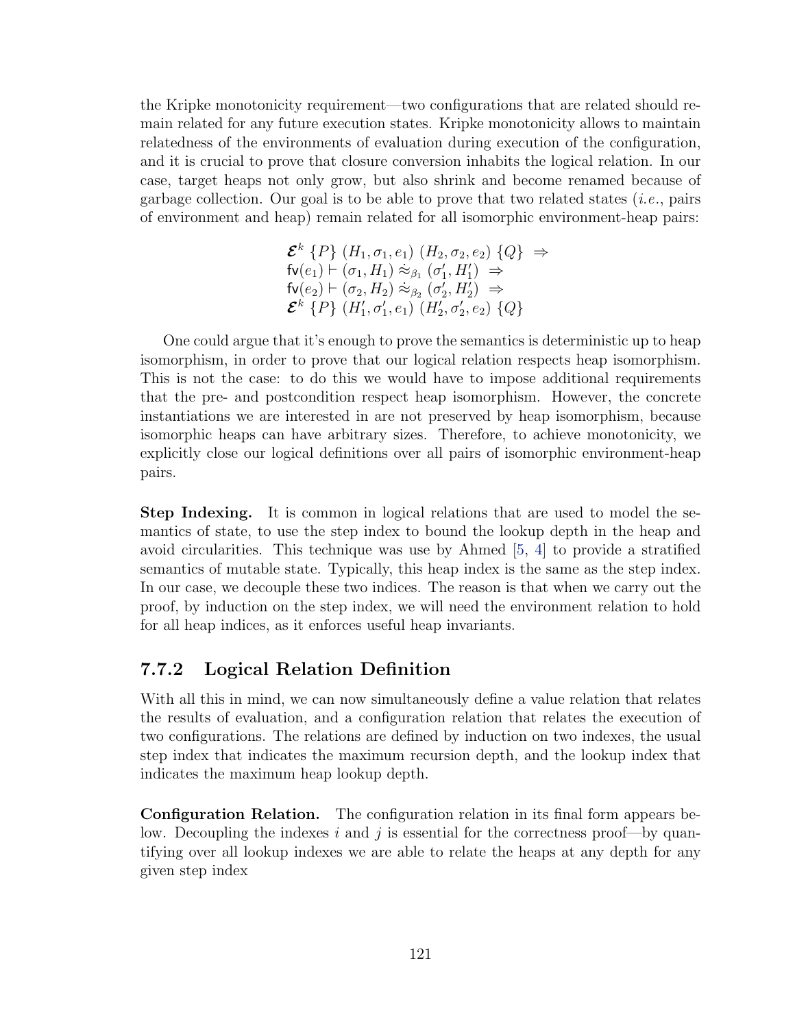the Kripke monotonicity requirement—two configurations that are related should remain related for any future execution states. Kripke monotonicity allows to maintain relatedness of the environments of evaluation during execution of the configuration, and it is crucial to prove that closure conversion inhabits the logical relation. In our case, target heaps not only grow, but also shrink and become renamed because of garbage collection. Our goal is to be able to prove that two related states (*i.e.*, pairs of environment and heap) remain related for all isomorphic environment-heap pairs:

$$
\begin{array}{l}
\boldsymbol{\mathcal{E}}^k\ \{P\}\ (H_1, \sigma_1, e_1)\ (H_2, \sigma_2, e_2)\ \{Q\}\ \Rightarrow \\
\mathsf{fv}(e_1) \vdash (\sigma_1, H_1) \mathrel{\dot{\approx}_{\beta_1}} (\sigma_1', H_1')\ \Rightarrow \\
\mathsf{fv}(e_2) \vdash (\sigma_2, H_2) \mathrel{\dot{\approx}_{\beta_2}} (\sigma_2', H_2')\ \Rightarrow \\
\boldsymbol{\mathcal{E}}^k\ \{P\}\ (H_1', \sigma_1', e_1)\ (H_2', \sigma_2', e_2)\ \{Q\}
\end{array}
$$

One could argue that it's enough to prove the semantics is deterministic up to heap isomorphism, in order to prove that our logical relation respects heap isomorphism. This is not the case: to do this we would have to impose additional requirements that the pre- and postcondition respect heap isomorphism. However, the concrete instantiations we are interested in are not preserved by heap isomorphism, because isomorphic heaps can have arbitrary sizes. Therefore, to achieve monotonicity, we explicitly close our logical definitions over all pairs of isomorphic environment-heap pairs.

**Step Indexing.** It is common in logical relations that are used to model the semantics of state, to use the step index to bound the lookup depth in the heap and avoid circularities. This technique was use by Ahmed [5, 4] to provide a stratified semantics of mutable state. Typically, this heap index is the same as the step index. In our case, we decouple these two indices. The reason is that when we carry out the proof, by induction on the step index, we will need the environment relation to hold for all heap indices, as it enforces useful heap invariants.

### 7.7.2 Logical Relation Definition

With all this in mind, we can now simultaneously define a value relation that relates the results of evaluation, and a configuration relation that relates the execution of two configurations. The relations are defined by induction on two indexes, the usual step index that indicates the maximum recursion depth, and the lookup index that indicates the maximum heap lookup depth.

**Configuration Relation.** The configuration relation in its final form appears below. Decoupling the indexes $i$ and $j$ is essential for the correctness proof—by quantifying over all lookup indexes we are able to relate the heaps at any depth for any given step index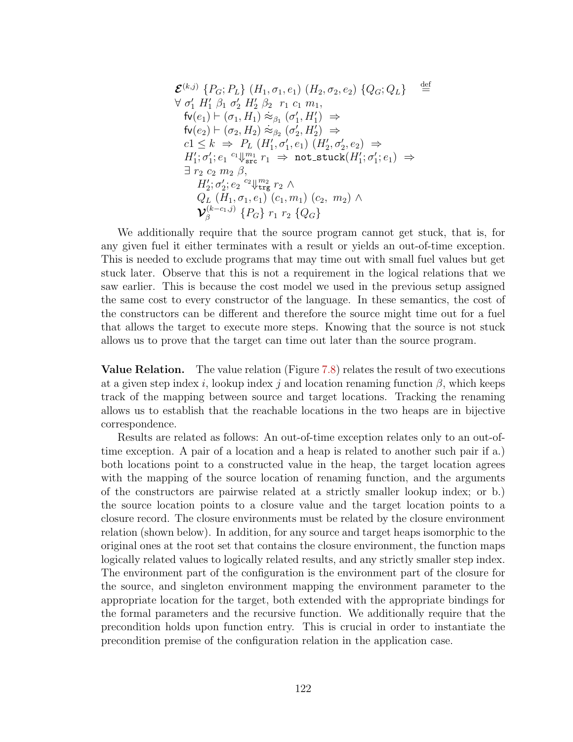$$
\begin{array}{l}
\boldsymbol{\mathcal{E}}^{(k,j)}\ \{P_G; P_L\}\ (H_1, \sigma_1, e_1)\ (H_2, \sigma_2, e_2)\ \{Q_G; Q_L\} \quad \stackrel{\text{def}}{=} \\
\forall\ \sigma_1'\ H_1'\ \beta_1\ \sigma_2'\ H_2'\ \beta_2\ \ r_1\ c_1\ m_1, \\
\quad \mathsf{fv}(e_1) \vdash (\sigma_1, H_1) \doteq_{\beta_1} (\sigma_1', H_1')\ \Rightarrow \\
\quad \mathsf{fv}(e_2) \vdash (\sigma_2, H_2) \doteq_{\beta_2} (\sigma_2', H_2')\ \Rightarrow \\
\quad c1 \leq k\ \Rightarrow\ P_L\ (H_1', \sigma_1', e_1)\ (H_2', \sigma_2', e_2)\ \Rightarrow \\
\quad H_1'; \sigma_1'; e_1\ {}^{c_1}{\Downarrow}^{m_1}_{\mathtt{src}}\ r_1\ \Rightarrow\ \mathtt{not\_stuck}(H_1'; \sigma_1'; e_1)\ \Rightarrow \\
\quad \exists\ r_2\ c_2\ m_2\ \beta, \\
\qquad H_2'; \sigma_2'; e_2\ {}^{c_2}{\Downarrow}^{m_2}_{\mathtt{trg}}\ r_2\ \wedge \\
\qquad Q_L\ (H_1, \sigma_1, e_1)\ (c_1, m_1)\ (c_2,\ m_2)\ \wedge \\
\qquad \boldsymbol{\mathcal{V}}_{\beta}^{(k-c_1,j)}\ \{P_G\}\ r_1\ r_2\ \{Q_G\}
\end{array}
$$

We additionally require that the source program cannot get stuck, that is, for any given fuel it either terminates with a result or yields an out-of-time exception. This is needed to exclude programs that may time out with small fuel values but get stuck later. Observe that this is not a requirement in the logical relations that we saw earlier. This is because the cost model we used in the previous setup assigned the same cost to every constructor of the language. In these semantics, the cost of the constructors can be different and therefore the source might time out for a fuel that allows the target to execute more steps. Knowing that the source is not stuck allows us to prove that the target can time out later than the source program.

**Value Relation.** The value relation (Figure 7.8) relates the result of two executions at a given step index $i$, lookup index $j$ and location renaming function $\beta$, which keeps track of the mapping between source and target locations. Tracking the renaming allows us to establish that the reachable locations in the two heaps are in bijective correspondence.

Results are related as follows: An out-of-time exception relates only to an out-of-time exception. A pair of a location and a heap is related to another such pair if a.) both locations point to a constructed value in the heap, the target location agrees with the mapping of the source location of renaming function, and the arguments of the constructors are pairwise related at a strictly smaller lookup index; or b.) the source location points to a closure value and the target location points to a closure record. The closure environments must be related by the closure environment relation (shown below). In addition, for any source and target heaps isomorphic to the original ones at the root set that contains the closure environment, the function maps logically related values to logically related results, and any strictly smaller step index. The environment part of the configuration is the environment part of the closure for the source, and singleton environment mapping the environment parameter to the appropriate location for the target, both extended with the appropriate bindings for the formal parameters and the recursive function. We additionally require that the precondition holds upon function entry. This is crucial in order to instantiate the precondition premise of the configuration relation in the application case.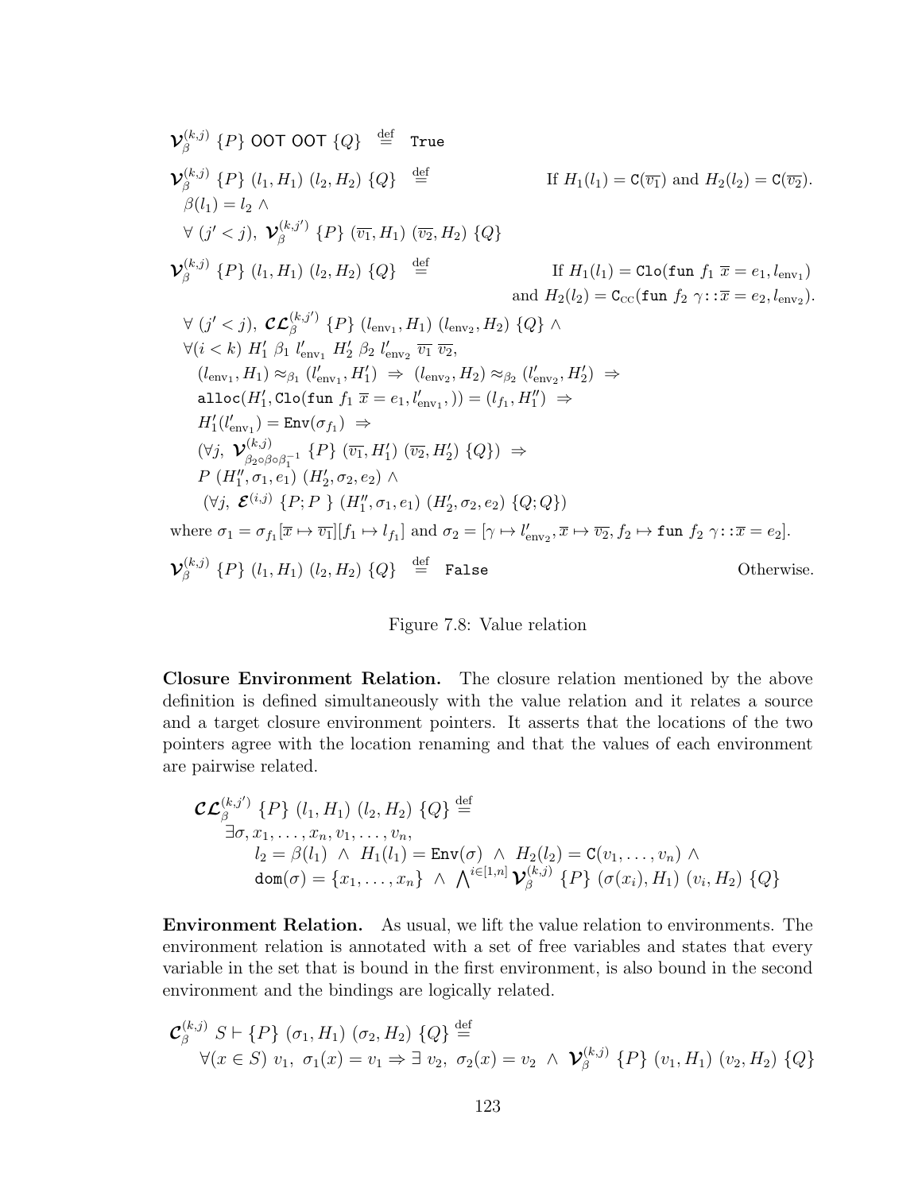$$\boldsymbol{\mathcal{V}}_{\beta}^{(k,j)}\ \{P\}\ \mathsf{OOT}\ \mathsf{OOT}\ \{Q\} \stackrel{\text{def}}{=} \texttt{True}$$

$$\boldsymbol{\mathcal{V}}_{\beta}^{(k,j)}\ \{P\}\ (l_1, H_1)\ (l_2, H_2)\ \{Q\} \stackrel{\text{def}}{=} \qquad \text{If } H_1(l_1) = \texttt{C}(\overline{v_1}) \text{ and } H_2(l_2) = \texttt{C}(\overline{v_2}).$$

$$\beta(l_1) = l_2 \wedge$$
$$\forall\ (j' < j),\ \boldsymbol{\mathcal{V}}_{\beta}^{(k,j')}\ \{P\}\ (\overline{v_1}, H_1)\ (\overline{v_2}, H_2)\ \{Q\}$$

$$\boldsymbol{\mathcal{V}}_{\beta}^{(k,j)}\ \{P\}\ (l_1, H_1)\ (l_2, H_2)\ \{Q\} \stackrel{\text{def}}{=} \qquad \text{If } H_1(l_1) = \texttt{Clo}(\texttt{fun}\ f_1\ \overline{x} = e_1, l_{\text{env}_1}) \text{ and } H_2(l_2) = \texttt{C}_{\text{CC}}(\texttt{fun}\ f_2\ \gamma\texttt{::}\overline{x} = e_2, l_{\text{env}_2}).$$

$$\begin{aligned}
&\forall\ (j' < j),\ \boldsymbol{\mathcal{CL}}_{\beta}^{(k,j')}\ \{P\}\ (l_{\text{env}_1}, H_1)\ (l_{\text{env}_2}, H_2)\ \{Q\} \wedge \\
&\forall (i < k)\ H_1'\ \beta_1\ l_{\text{env}_1}'\ H_2'\ \beta_2\ l_{\text{env}_2}'\ \overline{v_1}\ \overline{v_2}, \\
&\quad (l_{\text{env}_1}, H_1) \approx_{\beta_1} (l_{\text{env}_1}', H_1') \Rightarrow (l_{\text{env}_2}, H_2) \approx_{\beta_2} (l_{\text{env}_2}', H_2') \Rightarrow \\
&\quad \texttt{alloc}(H_1', \texttt{Clo}(\texttt{fun}\ f_1\ \overline{x} = e_1, l_{\text{env}_1}',)) = (l_{f_1}, H_1'') \Rightarrow \\
&\quad H_1'(l_{\text{env}_1}') = \texttt{Env}(\sigma_{f_1}) \Rightarrow \\
&\quad (\forall j,\ \boldsymbol{\mathcal{V}}_{\beta_2 \circ \beta \circ \beta_1^{-1}}^{(k,j)}\ \{P\}\ (\overline{v_1}, H_1')\ (\overline{v_2}, H_2')\ \{Q\}) \Rightarrow \\
&\quad P\ (H_1'', \sigma_1, e_1)\ (H_2', \sigma_2, e_2) \wedge \\
&\quad (\forall j,\ \boldsymbol{\mathcal{E}}^{(i,j)}\ \{P; P\ \}\ (H_1'', \sigma_1, e_1)\ (H_2', \sigma_2, e_2)\ \{Q; Q\})
\end{aligned}$$

where $\sigma_1 = \sigma_{f_1}[\overline{x} \mapsto \overline{v_1}][f_1 \mapsto l_{f_1}]$ and $\sigma_2 = [\gamma \mapsto l_{\text{env}_2}', \overline{x} \mapsto \overline{v_2}, f_2 \mapsto \texttt{fun}\ f_2\ \gamma\texttt{::}\overline{x} = e_2]$.

$$\boldsymbol{\mathcal{V}}_{\beta}^{(k,j)}\ \{P\}\ (l_1, H_1)\ (l_2, H_2)\ \{Q\} \stackrel{\text{def}}{=} \texttt{False} \qquad \text{Otherwise.}$$

Figure 7.8: Value relation

**Closure Environment Relation.** The closure relation mentioned by the above definition is defined simultaneously with the value relation and it relates a source and a target closure environment pointers. It asserts that the locations of the two pointers agree with the location renaming and that the values of each environment are pairwise related.

$$\begin{aligned}
&\boldsymbol{\mathcal{CL}}_{\beta}^{(k,j')}\ \{P\}\ (l_1, H_1)\ (l_2, H_2)\ \{Q\} \stackrel{\text{def}}{=} \\
&\quad \exists \sigma, x_1, \ldots, x_n, v_1, \ldots, v_n, \\
&\quad\quad l_2 = \beta(l_1) \ \wedge\ H_1(l_1) = \texttt{Env}(\sigma) \ \wedge\ H_2(l_2) = \texttt{C}(v_1, \ldots, v_n) \wedge \\
&\quad\quad \texttt{dom}(\sigma) = \{x_1, \ldots, x_n\} \ \wedge\ \bigwedge^{i \in [1,n]} \boldsymbol{\mathcal{V}}_{\beta}^{(k,j)}\ \{P\}\ (\sigma(x_i), H_1)\ (v_i, H_2)\ \{Q\}
\end{aligned}$$

**Environment Relation.** As usual, we lift the value relation to environments. The environment relation is annotated with a set of free variables and states that every variable in the set that is bound in the first environment, is also bound in the second environment and the bindings are logically related.

$$\begin{aligned}
&\boldsymbol{\mathcal{C}}_{\beta}^{(k,j)}\ S \vdash \{P\}\ (\sigma_1, H_1)\ (\sigma_2, H_2)\ \{Q\} \stackrel{\text{def}}{=} \\
&\quad \forall (x \in S)\ v_1,\ \sigma_1(x) = v_1 \Rightarrow \exists\ v_2,\ \sigma_2(x) = v_2 \ \wedge\ \boldsymbol{\mathcal{V}}_{\beta}^{(k,j)}\ \{P\}\ (v_1, H_1)\ (v_2, H_2)\ \{Q\}
\end{aligned}$$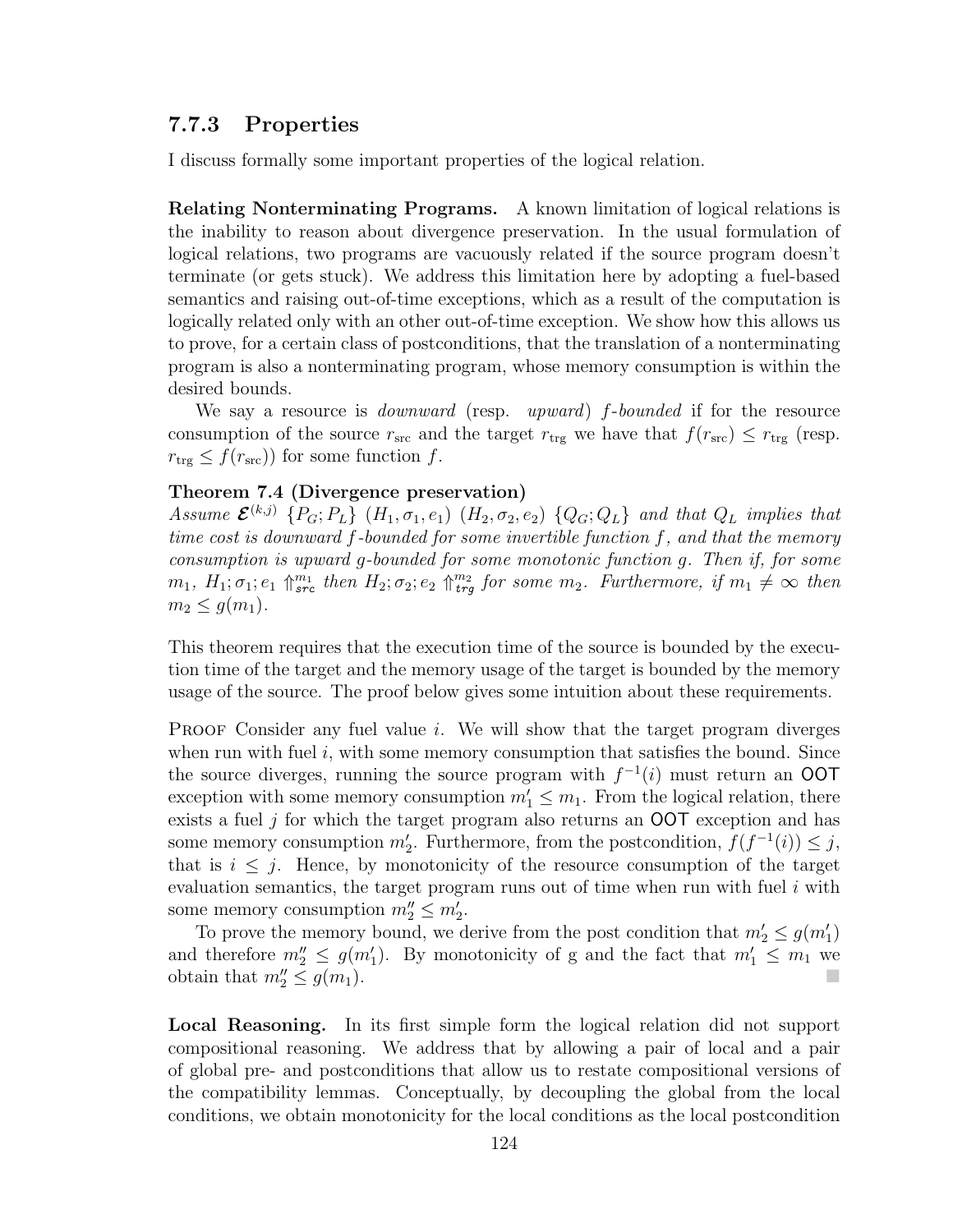### 7.7.3 Properties

I discuss formally some important properties of the logical relation.

**Relating Nonterminating Programs.** A known limitation of logical relations is the inability to reason about divergence preservation. In the usual formulation of logical relations, two programs are vacuously related if the source program doesn't terminate (or gets stuck). We address this limitation here by adopting a fuel-based semantics and raising out-of-time exceptions, which as a result of the computation is logically related only with an other out-of-time exception. We show how this allows us to prove, for a certain class of postconditions, that the translation of a nonterminating program is also a nonterminating program, whose memory consumption is within the desired bounds.

We say a resource is *downward* (resp. *upward*) *f-bounded* if for the resource consumption of the source $r_{\text{src}}$ and the target $r_{\text{trg}}$ we have that $f(r_{\text{src}}) \leq r_{\text{trg}}$ (resp. $r_{\text{trg}} \leq f(r_{\text{src}})$) for some function $f$.

**Theorem 7.4 (Divergence preservation)**
*Assume $\boldsymbol{\mathcal{E}}^{(k,j)}$ $\{P_G; P_L\}$ $(H_1, \sigma_1, e_1)$ $(H_2, \sigma_2, e_2)$ $\{Q_G; Q_L\}$ and that $Q_L$ implies that time cost is downward $f$-bounded for some invertible function $f$, and that the memory consumption is upward $g$-bounded for some monotonic function $g$. Then if, for some $m_1$, $H_1; \sigma_1; e_1 \Uparrow^{m_1}_{src}$ then $H_2; \sigma_2; e_2 \Uparrow^{m_2}_{trg}$ for some $m_2$. Furthermore, if $m_1 \neq \infty$ then $m_2 \leq g(m_1)$.*

This theorem requires that the execution time of the source is bounded by the execution time of the target and the memory usage of the target is bounded by the memory usage of the source. The proof below gives some intuition about these requirements.

Proof Consider any fuel value $i$. We will show that the target program diverges when run with fuel $i$, with some memory consumption that satisfies the bound. Since the source diverges, running the source program with $f^{-1}(i)$ must return an OOT exception with some memory consumption $m'_1 \leq m_1$. From the logical relation, there exists a fuel $j$ for which the target program also returns an OOT exception and has some memory consumption $m'_2$. Furthermore, from the postcondition, $f(f^{-1}(i)) \leq j$, that is $i \leq j$. Hence, by monotonicity of the resource consumption of the target evaluation semantics, the target program runs out of time when run with fuel $i$ with some memory consumption $m''_2 \leq m'_2$.

To prove the memory bound, we derive from the post condition that $m'_2 \leq g(m'_1)$ and therefore $m''_2 \leq g(m'_1)$. By monotonicity of g and the fact that $m'_1 \leq m_1$ we obtain that $m''_2 \leq g(m_1)$. ∎

**Local Reasoning.** In its first simple form the logical relation did not support compositional reasoning. We address that by allowing a pair of local and a pair of global pre- and postconditions that allow us to restate compositional versions of the compatibility lemmas. Conceptually, by decoupling the global from the local conditions, we obtain monotonicity for the local conditions as the local postcondition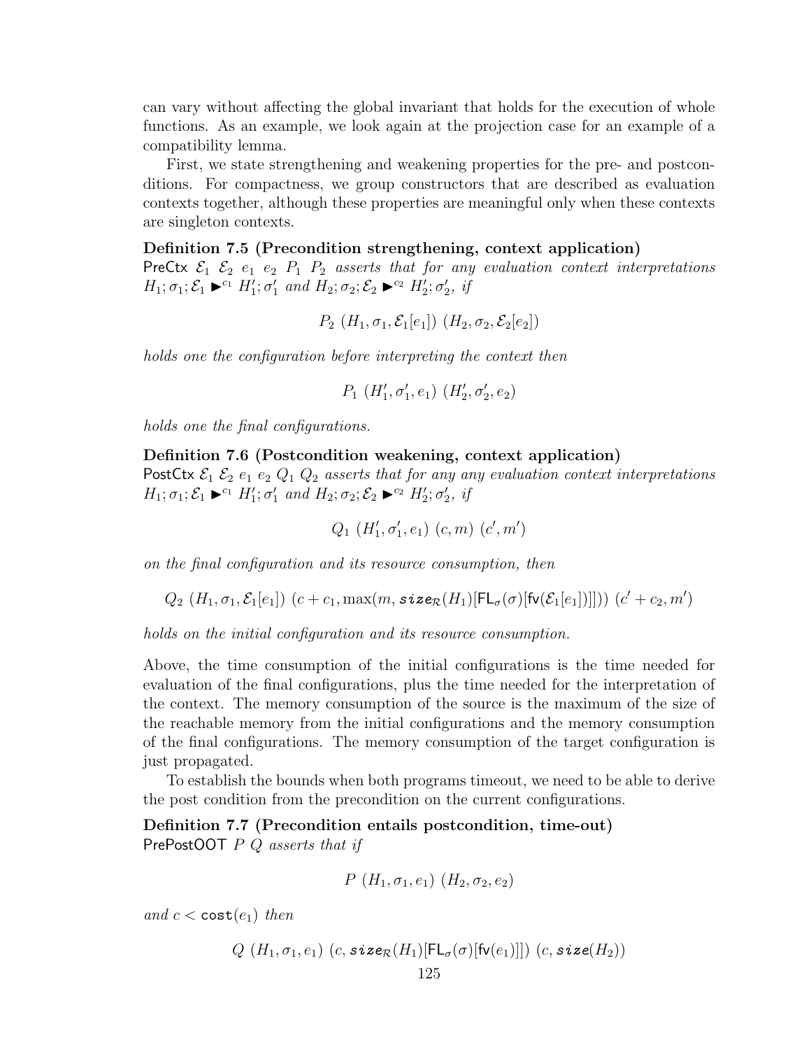can vary without affecting the global invariant that holds for the execution of whole functions. As an example, we look again at the projection case for an example of a compatibility lemma.

First, we state strengthening and weakening properties for the pre- and postconditions. For compactness, we group constructors that are described as evaluation contexts together, although these properties are meaningful only when these contexts are singleton contexts.

**Definition 7.5 (Precondition strengthening, context application)**
$\mathsf{PreCtx}\ \mathcal{E}_1\ \mathcal{E}_2\ e_1\ e_2\ P_1\ P_2$ *asserts that for any evaluation context interpretations* $H_1; \sigma_1; \mathcal{E}_1 \blacktriangleright^{c_1} H_1'; \sigma_1'$ *and* $H_2; \sigma_2; \mathcal{E}_2 \blacktriangleright^{c_2} H_2'; \sigma_2'$*, if*

$$P_2\ (H_1, \sigma_1, \mathcal{E}_1[e_1])\ (H_2, \sigma_2, \mathcal{E}_2[e_2])$$

*holds one the configuration before interpreting the context then*

$$P_1\ (H_1', \sigma_1', e_1)\ (H_2', \sigma_2', e_2)$$

*holds one the final configurations.*

**Definition 7.6 (Postcondition weakening, context application)**
$\mathsf{PostCtx}\ \mathcal{E}_1\ \mathcal{E}_2\ e_1\ e_2\ Q_1\ Q_2$ *asserts that for any any evaluation context interpretations* $H_1; \sigma_1; \mathcal{E}_1 \blacktriangleright^{c_1} H_1'; \sigma_1'$ *and* $H_2; \sigma_2; \mathcal{E}_2 \blacktriangleright^{c_2} H_2'; \sigma_2'$*, if*

$$Q_1\ (H_1', \sigma_1', e_1)\ (c, m)\ (c', m')$$

*on the final configuration and its resource consumption, then*

$$Q_2\ (H_1, \sigma_1, \mathcal{E}_1[e_1])\ (c + c_1, \max(m, \boldsymbol{size}_{\mathcal{R}}(H_1)[\mathsf{FL}_\sigma(\sigma)[\mathsf{fv}(\mathcal{E}_1[e_1])]]))\ (c' + c_2, m')$$

*holds on the initial configuration and its resource consumption.*

Above, the time consumption of the initial configurations is the time needed for evaluation of the final configurations, plus the time needed for the interpretation of the context. The memory consumption of the source is the maximum of the size of the reachable memory from the initial configurations and the memory consumption of the final configurations. The memory consumption of the target configuration is just propagated.

To establish the bounds when both programs timeout, we need to be able to derive the post condition from the precondition on the current configurations.

**Definition 7.7 (Precondition entails postcondition, time-out)**
$\mathsf{PrePostOOT}\ P\ Q$ *asserts that if*

$$P\ (H_1, \sigma_1, e_1)\ (H_2, \sigma_2, e_2)$$

*and* $c < \mathsf{cost}(e_1)$ *then*

$$Q\ (H_1, \sigma_1, e_1)\ (c, \boldsymbol{size}_{\mathcal{R}}(H_1)[\mathsf{FL}_\sigma(\sigma)[\mathsf{fv}(e_1)]])\ (c, \boldsymbol{size}(H_2))$$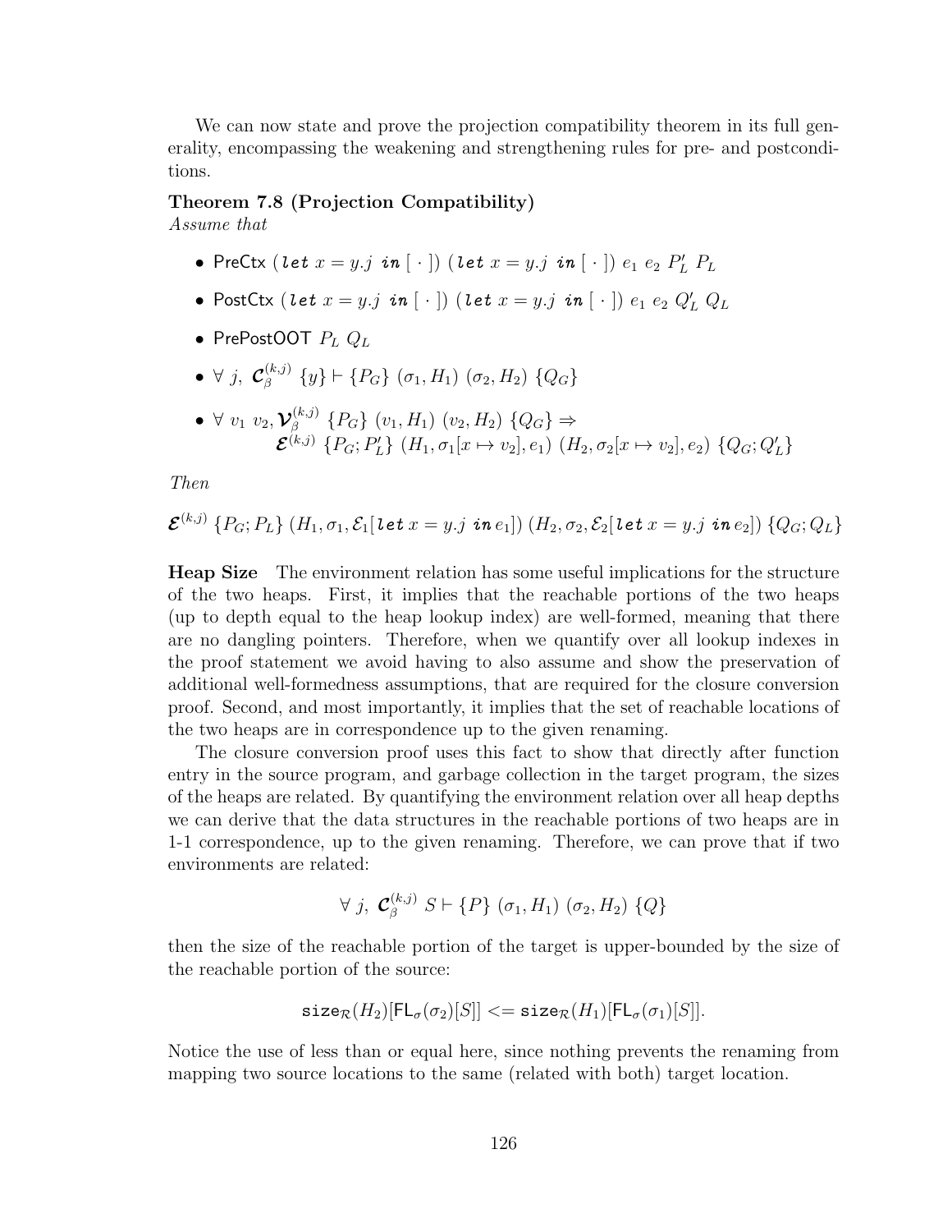We can now state and prove the projection compatibility theorem in its full generality, encompassing the weakening and strengthening rules for pre- and postconditions.

**Theorem 7.8 (Projection Compatibility)**
*Assume that*

- $\mathsf{PreCtx}\ (\boldsymbol{let}\ x = y.j\ \boldsymbol{in}\ [\ \cdot\ ])\ (\boldsymbol{let}\ x = y.j\ \boldsymbol{in}\ [\ \cdot\ ])\ e_1\ e_2\ P'_L\ P_L$
- $\mathsf{PostCtx}\ (\boldsymbol{let}\ x = y.j\ \boldsymbol{in}\ [\ \cdot\ ])\ (\boldsymbol{let}\ x = y.j\ \boldsymbol{in}\ [\ \cdot\ ])\ e_1\ e_2\ Q'_L\ Q_L$
- $\mathsf{PrePostOOT}\ P_L\ Q_L$
- $\forall\ j,\ \boldsymbol{\mathcal{C}}^{(k,j)}_{\beta}\ \{y\} \vdash \{P_G\}\ (\sigma_1, H_1)\ (\sigma_2, H_2)\ \{Q_G\}$
- $\forall\ v_1\ v_2, \boldsymbol{\mathcal{V}}^{(k,j)}_{\beta}\ \{P_G\}\ (v_1, H_1)\ (v_2, H_2)\ \{Q_G\} \Rightarrow$
  $\boldsymbol{\mathcal{E}}^{(k,j)}\ \{P_G; P'_L\}\ (H_1, \sigma_1[x \mapsto v_2], e_1)\ (H_2, \sigma_2[x \mapsto v_2], e_2)\ \{Q_G; Q'_L\}$

*Then*

$$\boldsymbol{\mathcal{E}}^{(k,j)}\ \{P_G; P_L\}\ (H_1, \sigma_1, \mathcal{E}_1[\boldsymbol{let}\ x = y.j\ \boldsymbol{in}\ e_1])\ (H_2, \sigma_2, \mathcal{E}_2[\boldsymbol{let}\ x = y.j\ \boldsymbol{in}\ e_2])\ \{Q_G; Q_L\}$$

**Heap Size** The environment relation has some useful implications for the structure of the two heaps. First, it implies that the reachable portions of the two heaps (up to depth equal to the heap lookup index) are well-formed, meaning that there are no dangling pointers. Therefore, when we quantify over all lookup indexes in the proof statement we avoid having to also assume and show the preservation of additional well-formedness assumptions, that are required for the closure conversion proof. Second, and most importantly, it implies that the set of reachable locations of the two heaps are in correspondence up to the given renaming.

The closure conversion proof uses this fact to show that directly after function entry in the source program, and garbage collection in the target program, the sizes of the heaps are related. By quantifying the environment relation over all heap depths we can derive that the data structures in the reachable portions of two heaps are in 1-1 correspondence, up to the given renaming. Therefore, we can prove that if two environments are related:

$$\forall\ j,\ \boldsymbol{\mathcal{C}}^{(k,j)}_{\beta}\ S \vdash \{P\}\ (\sigma_1, H_1)\ (\sigma_2, H_2)\ \{Q\}$$

then the size of the reachable portion of the target is upper-bounded by the size of the reachable portion of the source:

$$\mathtt{size}_{\mathcal{R}}(H_2)[\mathsf{FL}_{\sigma}(\sigma_2)[S]] <= \mathtt{size}_{\mathcal{R}}(H_1)[\mathsf{FL}_{\sigma}(\sigma_1)[S]].$$

Notice the use of less than or equal here, since nothing prevents the renaming from mapping two source locations to the same (related with both) target location.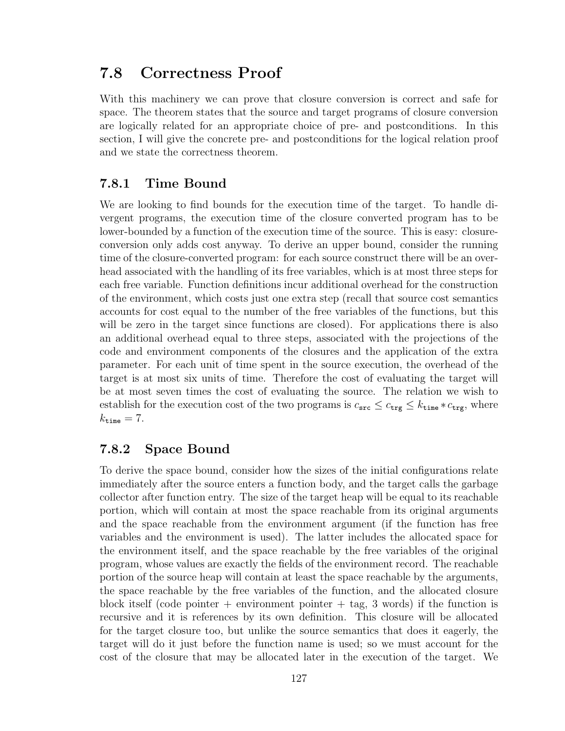## 7.8 Correctness Proof

With this machinery we can prove that closure conversion is correct and safe for space. The theorem states that the source and target programs of closure conversion are logically related for an appropriate choice of pre- and postconditions. In this section, I will give the concrete pre- and postconditions for the logical relation proof and we state the correctness theorem.

### 7.8.1 Time Bound

We are looking to find bounds for the execution time of the target. To handle divergent programs, the execution time of the closure converted program has to be lower-bounded by a function of the execution time of the source. This is easy: closure-conversion only adds cost anyway. To derive an upper bound, consider the running time of the closure-converted program: for each source construct there will be an overhead associated with the handling of its free variables, which is at most three steps for each free variable. Function definitions incur additional overhead for the construction of the environment, which costs just one extra step (recall that source cost semantics accounts for cost equal to the number of the free variables of the functions, but this will be zero in the target since functions are closed). For applications there is also an additional overhead equal to three steps, associated with the projections of the code and environment components of the closures and the application of the extra parameter. For each unit of time spent in the source execution, the overhead of the target is at most six units of time. Therefore the cost of evaluating the target will be at most seven times the cost of evaluating the source. The relation we wish to establish for the execution cost of the two programs is $c_{\mathtt{src}} \leq c_{\mathtt{trg}} \leq k_{\mathtt{time}} * c_{\mathtt{trg}}$, where $k_{\mathtt{time}} = 7$.

### 7.8.2 Space Bound

To derive the space bound, consider how the sizes of the initial configurations relate immediately after the source enters a function body, and the target calls the garbage collector after function entry. The size of the target heap will be equal to its reachable portion, which will contain at most the space reachable from its original arguments and the space reachable from the environment argument (if the function has free variables and the environment is used). The latter includes the allocated space for the environment itself, and the space reachable by the free variables of the original program, whose values are exactly the fields of the environment record. The reachable portion of the source heap will contain at least the space reachable by the arguments, the space reachable by the free variables of the function, and the allocated closure block itself (code pointer + environment pointer + tag, 3 words) if the function is recursive and it is references by its own definition. This closure will be allocated for the target closure too, but unlike the source semantics that does it eagerly, the target will do it just before the function name is used; so we must account for the cost of the closure that may be allocated later in the execution of the target. We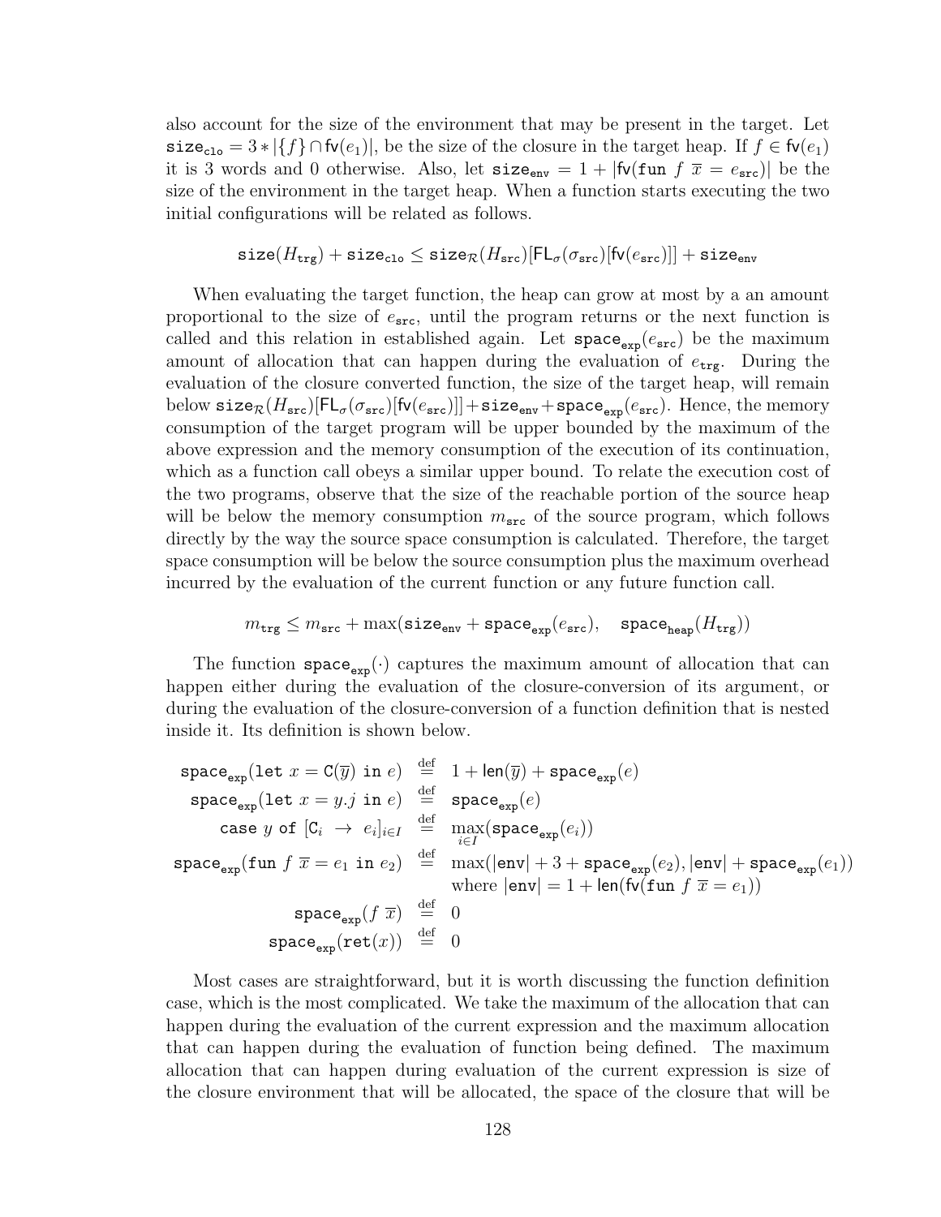also account for the size of the environment that may be present in the target. Let $\texttt{size}_{\texttt{clo}} = 3 * |\{f\} \cap \mathsf{fv}(e_1)|$, be the size of the closure in the target heap. If $f \in \mathsf{fv}(e_1)$ it is 3 words and 0 otherwise. Also, let $\texttt{size}_{\texttt{env}} = 1 + |\mathsf{fv}(\texttt{fun}\ f\ \overline{x} = e_{\texttt{src}})|$ be the size of the environment in the target heap. When a function starts executing the two initial configurations will be related as follows.

$$\texttt{size}(H_{\texttt{trg}}) + \texttt{size}_{\texttt{clo}} \leq \texttt{size}_{\mathcal{R}}(H_{\texttt{src}})[\mathsf{FL}_{\sigma}(\sigma_{\texttt{src}})[\mathsf{fv}(e_{\texttt{src}})]] + \texttt{size}_{\texttt{env}}$$

When evaluating the target function, the heap can grow at most by a an amount proportional to the size of $e_{\texttt{src}}$, until the program returns or the next function is called and this relation in established again. Let $\texttt{space}_{\texttt{exp}}(e_{\texttt{src}})$ be the maximum amount of allocation that can happen during the evaluation of $e_{\texttt{trg}}$. During the evaluation of the closure converted function, the size of the target heap, will remain below $\texttt{size}_{\mathcal{R}}(H_{\texttt{src}})[\mathsf{FL}_{\sigma}(\sigma_{\texttt{src}})[\mathsf{fv}(e_{\texttt{src}})]] + \texttt{size}_{\texttt{env}} + \texttt{space}_{\texttt{exp}}(e_{\texttt{src}})$. Hence, the memory consumption of the target program will be upper bounded by the maximum of the above expression and the memory consumption of the execution of its continuation, which as a function call obeys a similar upper bound. To relate the execution cost of the two programs, observe that the size of the reachable portion of the source heap will be below the memory consumption $m_{\texttt{src}}$ of the source program, which follows directly by the way the source space consumption is calculated. Therefore, the target space consumption will be below the source consumption plus the maximum overhead incurred by the evaluation of the current function or any future function call.

$$m_{\texttt{trg}} \leq m_{\texttt{src}} + \max(\texttt{size}_{\texttt{env}} + \texttt{space}_{\texttt{exp}}(e_{\texttt{src}}), \quad \texttt{space}_{\texttt{heap}}(H_{\texttt{trg}}))$$

The function $\texttt{space}_{\texttt{exp}}(\cdot)$ captures the maximum amount of allocation that can happen either during the evaluation of the closure-conversion of its argument, or during the evaluation of the closure-conversion of a function definition that is nested inside it. Its definition is shown below.

$$\begin{array}{rcl}
\texttt{space}_{\texttt{exp}}(\texttt{let}\ x = \texttt{C}(\overline{y})\ \texttt{in}\ e) & \stackrel{\text{def}}{=} & 1 + \mathsf{len}(\overline{y}) + \texttt{space}_{\texttt{exp}}(e) \\
\texttt{space}_{\texttt{exp}}(\texttt{let}\ x = y.j\ \texttt{in}\ e) & \stackrel{\text{def}}{=} & \texttt{space}_{\texttt{exp}}(e) \\
\texttt{case}\ y\ \texttt{of}\ [\texttt{C}_i\ \rightarrow\ e_i]_{i \in I} & \stackrel{\text{def}}{=} & \max\limits_{i \in I}(\texttt{space}_{\texttt{exp}}(e_i)) \\
\texttt{space}_{\texttt{exp}}(\texttt{fun}\ f\ \overline{x} = e_1\ \texttt{in}\ e_2) & \stackrel{\text{def}}{=} & \max(|\texttt{env}| + 3 + \texttt{space}_{\texttt{exp}}(e_2), |\texttt{env}| + \texttt{space}_{\texttt{exp}}(e_1)) \\
 & & \text{where } |\texttt{env}| = 1 + \mathsf{len}(\mathsf{fv}(\texttt{fun}\ f\ \overline{x} = e_1)) \\
\texttt{space}_{\texttt{exp}}(f\ \overline{x}) & \stackrel{\text{def}}{=} & 0 \\
\texttt{space}_{\texttt{exp}}(\texttt{ret}(x)) & \stackrel{\text{def}}{=} & 0
\end{array}$$

Most cases are straightforward, but it is worth discussing the function definition case, which is the most complicated. We take the maximum of the allocation that can happen during the evaluation of the current expression and the maximum allocation that can happen during the evaluation of function being defined. The maximum allocation that can happen during evaluation of the current expression is size of the closure environment that will be allocated, the space of the closure that will be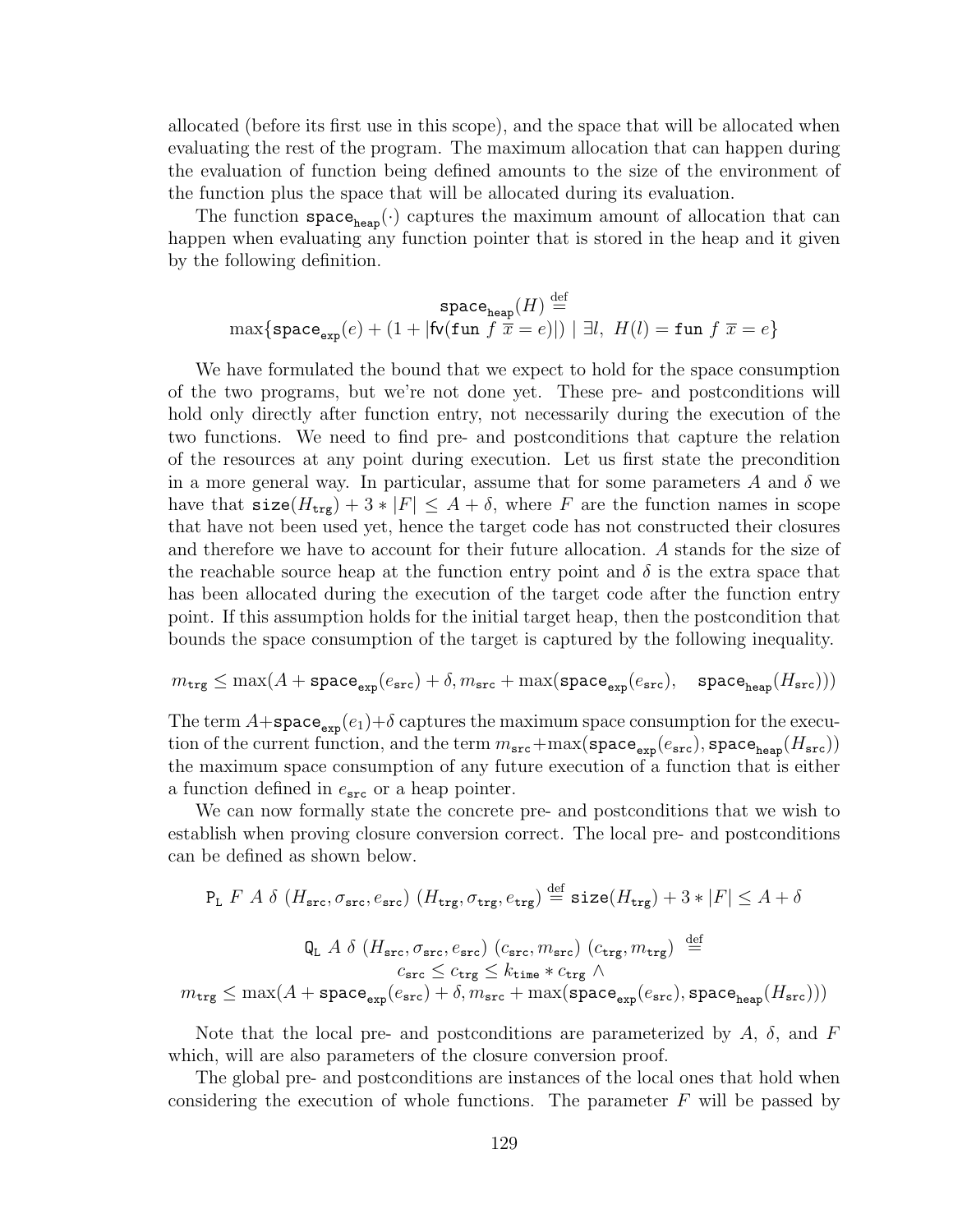allocated (before its first use in this scope), and the space that will be allocated when evaluating the rest of the program. The maximum allocation that can happen during the evaluation of function being defined amounts to the size of the environment of the function plus the space that will be allocated during its evaluation.

The function $\mathtt{space}_{\mathtt{heap}}(\cdot)$ captures the maximum amount of allocation that can happen when evaluating any function pointer that is stored in the heap and it given by the following definition.

$$\mathtt{space}_{\mathtt{heap}}(H) \stackrel{\text{def}}{=} \max\{\mathtt{space}_{\mathtt{exp}}(e) + (1 + |\mathsf{fv}(\mathtt{fun}\ f\ \overline{x} = e)|) \mid \exists l,\ H(l) = \mathtt{fun}\ f\ \overline{x} = e\}$$

We have formulated the bound that we expect to hold for the space consumption of the two programs, but we're not done yet. These pre- and postconditions will hold only directly after function entry, not necessarily during the execution of the two functions. We need to find pre- and postconditions that capture the relation of the resources at any point during execution. Let us first state the precondition in a more general way. In particular, assume that for some parameters $A$ and $\delta$ we have that $\mathtt{size}(H_{\mathtt{trg}}) + 3 * |F| \leq A + \delta$, where $F$ are the function names in scope that have not been used yet, hence the target code has not constructed their closures and therefore we have to account for their future allocation. $A$ stands for the size of the reachable source heap at the function entry point and $\delta$ is the extra space that has been allocated during the execution of the target code after the function entry point. If this assumption holds for the initial target heap, then the postcondition that bounds the space consumption of the target is captured by the following inequality.

$$m_{\mathtt{trg}} \leq \max(A + \mathtt{space}_{\mathtt{exp}}(e_{\mathtt{src}}) + \delta, m_{\mathtt{src}} + \max(\mathtt{space}_{\mathtt{exp}}(e_{\mathtt{src}}), \quad \mathtt{space}_{\mathtt{heap}}(H_{\mathtt{src}})))$$

The term $A + \mathtt{space}_{\mathtt{exp}}(e_1) + \delta$ captures the maximum space consumption for the execution of the current function, and the term $m_{\mathtt{src}} + \max(\mathtt{space}_{\mathtt{exp}}(e_{\mathtt{src}}), \mathtt{space}_{\mathtt{heap}}(H_{\mathtt{src}}))$ the maximum space consumption of any future execution of a function that is either a function defined in $e_{\mathtt{src}}$ or a heap pointer.

We can now formally state the concrete pre- and postconditions that we wish to establish when proving closure conversion correct. The local pre- and postconditions can be defined as shown below.

$$\mathtt{P_L}\ F\ A\ \delta\ (H_{\mathtt{src}}, \sigma_{\mathtt{src}}, e_{\mathtt{src}})\ (H_{\mathtt{trg}}, \sigma_{\mathtt{trg}}, e_{\mathtt{trg}}) \stackrel{\text{def}}{=} \mathtt{size}(H_{\mathtt{trg}}) + 3 * |F| \leq A + \delta$$

$$\begin{aligned} &\mathtt{Q_L}\ A\ \delta\ (H_{\mathtt{src}}, \sigma_{\mathtt{src}}, e_{\mathtt{src}})\ (c_{\mathtt{src}}, m_{\mathtt{src}})\ (c_{\mathtt{trg}}, m_{\mathtt{trg}}) \stackrel{\text{def}}{=} \\ &c_{\mathtt{src}} \leq c_{\mathtt{trg}} \leq k_{\mathtt{time}} * c_{\mathtt{trg}} \wedge \\ &m_{\mathtt{trg}} \leq \max(A + \mathtt{space}_{\mathtt{exp}}(e_{\mathtt{src}}) + \delta, m_{\mathtt{src}} + \max(\mathtt{space}_{\mathtt{exp}}(e_{\mathtt{src}}), \mathtt{space}_{\mathtt{heap}}(H_{\mathtt{src}}))) \end{aligned}$$

Note that the local pre- and postconditions are parameterized by $A$, $\delta$, and $F$ which, will are also parameters of the closure conversion proof.

The global pre- and postconditions are instances of the local ones that hold when considering the execution of whole functions. The parameter $F$ will be passed by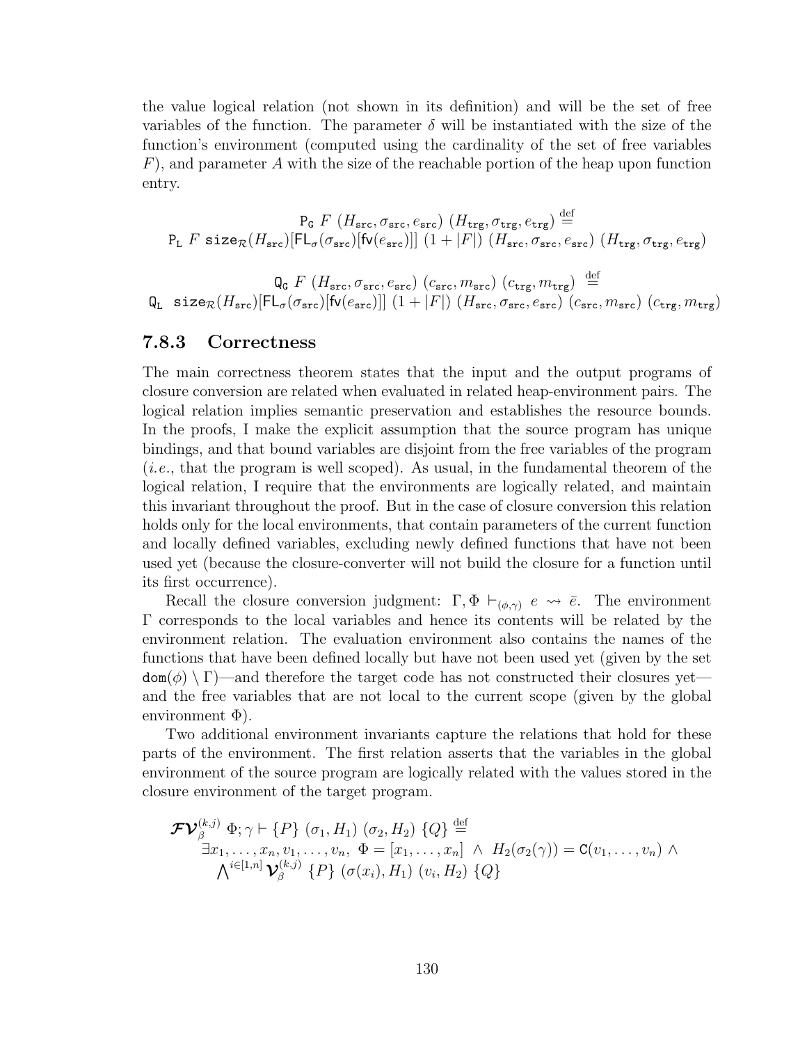the value logical relation (not shown in its definition) and will be the set of free variables of the function. The parameter $\delta$ will be instantiated with the size of the function's environment (computed using the cardinality of the set of free variables $F$), and parameter $A$ with the size of the reachable portion of the heap upon function entry.

$$\mathtt{P_G}\ F\ (H_{\mathtt{src}}, \sigma_{\mathtt{src}}, e_{\mathtt{src}})\ (H_{\mathtt{trg}}, \sigma_{\mathtt{trg}}, e_{\mathtt{trg}}) \stackrel{\text{def}}{=}$$
$$\mathtt{P_L}\ F\ \mathtt{size}_{\mathcal{R}}(H_{\mathtt{src}})[\mathsf{FL}_{\sigma}(\sigma_{\mathtt{src}})[\mathsf{fv}(e_{\mathtt{src}})]]\ (1 + |F|)\ (H_{\mathtt{src}}, \sigma_{\mathtt{src}}, e_{\mathtt{src}})\ (H_{\mathtt{trg}}, \sigma_{\mathtt{trg}}, e_{\mathtt{trg}})$$

$$\mathtt{Q_G}\ F\ (H_{\mathtt{src}}, \sigma_{\mathtt{src}}, e_{\mathtt{src}})\ (c_{\mathtt{src}}, m_{\mathtt{src}})\ (c_{\mathtt{trg}}, m_{\mathtt{trg}}) \stackrel{\text{def}}{=}$$
$$\mathtt{Q_L}\ \mathtt{size}_{\mathcal{R}}(H_{\mathtt{src}})[\mathsf{FL}_{\sigma}(\sigma_{\mathtt{src}})[\mathsf{fv}(e_{\mathtt{src}})]]\ (1 + |F|)\ (H_{\mathtt{src}}, \sigma_{\mathtt{src}}, e_{\mathtt{src}})\ (c_{\mathtt{src}}, m_{\mathtt{src}})\ (c_{\mathtt{trg}}, m_{\mathtt{trg}})$$

### 7.8.3 Correctness

The main correctness theorem states that the input and the output programs of closure conversion are related when evaluated in related heap-environment pairs. The logical relation implies semantic preservation and establishes the resource bounds. In the proofs, I make the explicit assumption that the source program has unique bindings, and that bound variables are disjoint from the free variables of the program (*i.e.*, that the program is well scoped). As usual, in the fundamental theorem of the logical relation, I require that the environments are logically related, and maintain this invariant throughout the proof. But in the case of closure conversion this relation holds only for the local environments, that contain parameters of the current function and locally defined variables, excluding newly defined functions that have not been used yet (because the closure-converter will not build the closure for a function until its first occurrence).

Recall the closure conversion judgment: $\Gamma, \Phi \vdash_{(\phi,\gamma)} e \rightsquigarrow \bar{e}$. The environment $\Gamma$ corresponds to the local variables and hence its contents will be related by the environment relation. The evaluation environment also contains the names of the functions that have been defined locally but have not been used yet (given by the set $\mathtt{dom}(\phi) \setminus \Gamma$)—and therefore the target code has not constructed their closures yet—and the free variables that are not local to the current scope (given by the global environment $\Phi$).

Two additional environment invariants capture the relations that hold for these parts of the environment. The first relation asserts that the variables in the global environment of the source program are logically related with the values stored in the closure environment of the target program.

$$\begin{aligned}
&\boldsymbol{\mathcal{FV}}_{\beta}^{(k,j)}\ \Phi; \gamma \vdash \{P\}\ (\sigma_1, H_1)\ (\sigma_2, H_2)\ \{Q\} \stackrel{\text{def}}{=} \\
&\quad \exists x_1, \ldots, x_n, v_1, \ldots, v_n,\ \Phi = [x_1, \ldots, x_n] \ \wedge\ H_2(\sigma_2(\gamma)) = \mathtt{C}(v_1, \ldots, v_n)\ \wedge \\
&\quad\quad \bigwedge\nolimits^{i \in [1,n]} \boldsymbol{\mathcal{V}}_{\beta}^{(k,j)}\ \{P\}\ (\sigma(x_i), H_1)\ (v_i, H_2)\ \{Q\}
\end{aligned}$$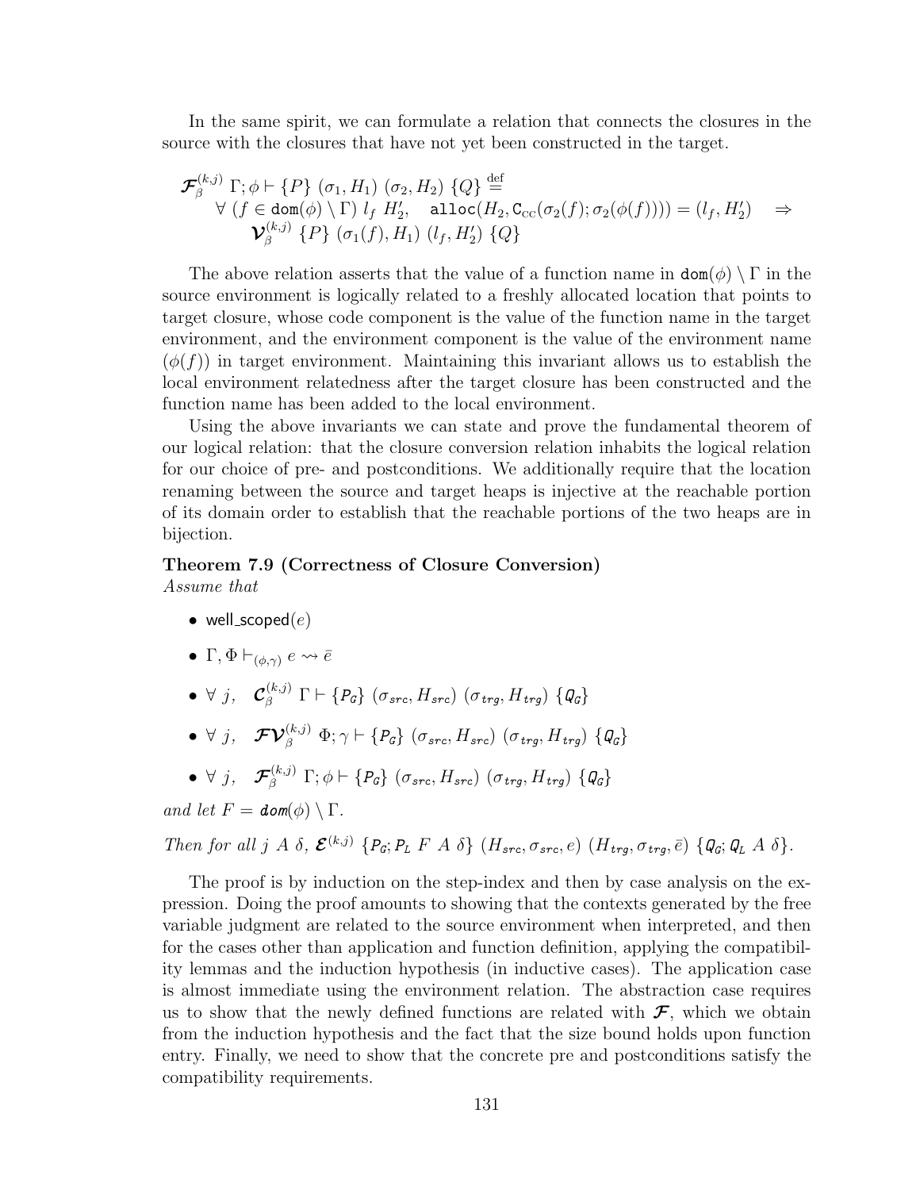In the same spirit, we can formulate a relation that connects the closures in the source with the closures that have not yet been constructed in the target.

$$
\begin{array}{l}
\boldsymbol{\mathcal{F}}_{\beta}^{(k,j)}\ \Gamma; \phi \vdash \{P\}\ (\sigma_1, H_1)\ (\sigma_2, H_2)\ \{Q\} \stackrel{\text{def}}{=} \\
\quad \forall\ (f \in \texttt{dom}(\phi) \setminus \Gamma)\ l_f\ H_2',\quad \texttt{alloc}(H_2, \texttt{C}_{\text{CC}}(\sigma_2(f); \sigma_2(\phi(f)))) = (l_f, H_2') \quad \Rightarrow \\
\qquad \boldsymbol{\mathcal{V}}_{\beta}^{(k,j)}\ \{P\}\ (\sigma_1(f), H_1)\ (l_f, H_2')\ \{Q\}
\end{array}
$$

The above relation asserts that the value of a function name in $\texttt{dom}(\phi) \setminus \Gamma$ in the source environment is logically related to a freshly allocated location that points to target closure, whose code component is the value of the function name in the target environment, and the environment component is the value of the environment name ($\phi(f)$) in target environment. Maintaining this invariant allows us to establish the local environment relatedness after the target closure has been constructed and the function name has been added to the local environment.

Using the above invariants we can state and prove the fundamental theorem of our logical relation: that the closure conversion relation inhabits the logical relation for our choice of pre- and postconditions. We additionally require that the location renaming between the source and target heaps is injective at the reachable portion of its domain order to establish that the reachable portions of the two heaps are in bijection.

**Theorem 7.9 (Correctness of Closure Conversion)**
*Assume that*

- $\mathsf{well\_scoped}(e)$
- $\Gamma, \Phi \vdash_{(\phi,\gamma)} e \rightsquigarrow \bar{e}$
- $\forall\ j,\quad \boldsymbol{\mathcal{C}}_{\beta}^{(k,j)}\ \Gamma \vdash \{P_G\}\ (\sigma_{src}, H_{src})\ (\sigma_{trg}, H_{trg})\ \{Q_G\}$
- $\forall\ j,\quad \boldsymbol{\mathcal{FV}}_{\beta}^{(k,j)}\ \Phi; \gamma \vdash \{P_G\}\ (\sigma_{src}, H_{src})\ (\sigma_{trg}, H_{trg})\ \{Q_G\}$
- $\forall\ j,\quad \boldsymbol{\mathcal{F}}_{\beta}^{(k,j)}\ \Gamma; \phi \vdash \{P_G\}\ (\sigma_{src}, H_{src})\ (\sigma_{trg}, H_{trg})\ \{Q_G\}$

*and let* $F = \textit{dom}(\phi) \setminus \Gamma$.

*Then for all* $j\ A\ \delta$, $\boldsymbol{\mathcal{E}}^{(k,j)}\ \{P_G; P_L\ F\ A\ \delta\}\ (H_{src}, \sigma_{src}, e)\ (H_{trg}, \sigma_{trg}, \bar{e})\ \{Q_G; Q_L\ A\ \delta\}$.

The proof is by induction on the step-index and then by case analysis on the expression. Doing the proof amounts to showing that the contexts generated by the free variable judgment are related to the source environment when interpreted, and then for the cases other than application and function definition, applying the compatibility lemmas and the induction hypothesis (in inductive cases). The application case is almost immediate using the environment relation. The abstraction case requires us to show that the newly defined functions are related with $\boldsymbol{\mathcal{F}}$, which we obtain from the induction hypothesis and the fact that the size bound holds upon function entry. Finally, we need to show that the concrete pre and postconditions satisfy the compatibility requirements.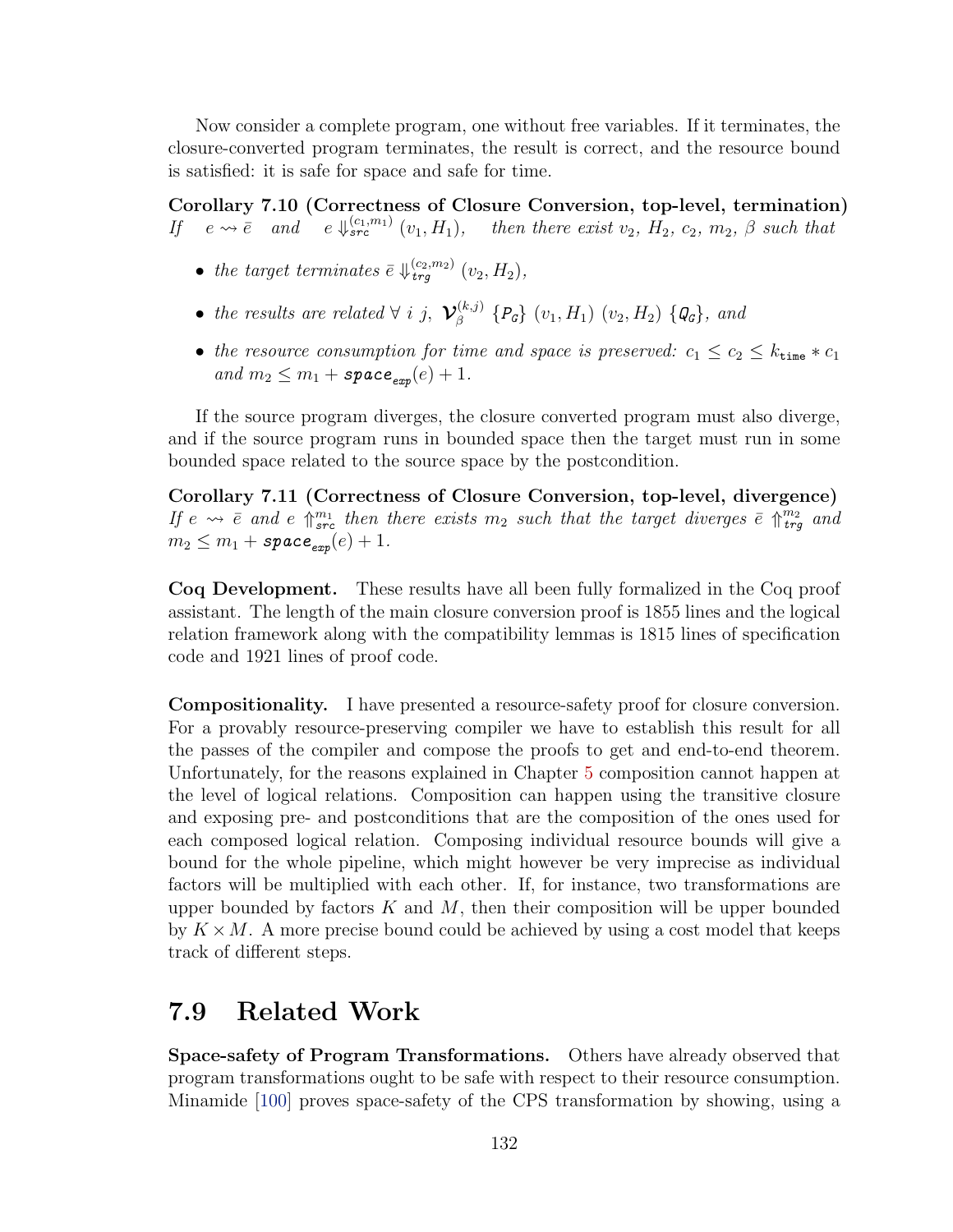Now consider a complete program, one without free variables. If it terminates, the closure-converted program terminates, the result is correct, and the resource bound is satisfied: it is safe for space and safe for time.

**Corollary 7.10 (Correctness of Closure Conversion, top-level, termination)** *If* $e \rightsquigarrow \bar{e}$ *and* $e \Downarrow_{\mathit{src}}^{(c_1, m_1)} (v_1, H_1)$, *then there exist* $v_2$, $H_2$, $c_2$, $m_2$, $\beta$ *such that*

- *the target terminates* $\bar{e} \Downarrow_{\mathit{trg}}^{(c_2, m_2)} (v_2, H_2)$,
- *the results are related* $\forall\ i\ j,\ \boldsymbol{\mathcal{V}}_{\beta}^{(k,j)}\ \{\mathtt{P_G}\}\ (v_1, H_1)\ (v_2, H_2)\ \{\mathtt{Q_G}\}$, *and*
- *the resource consumption for time and space is preserved:* $c_1 \leq c_2 \leq k_{\mathtt{time}} * c_1$ *and* $m_2 \leq m_1 + \boldsymbol{\mathit{space}}_{\mathit{exp}}(e) + 1$.

If the source program diverges, the closure converted program must also diverge, and if the source program runs in bounded space then the target must run in some bounded space related to the source space by the postcondition.

**Corollary 7.11 (Correctness of Closure Conversion, top-level, divergence)** *If* $e \rightsquigarrow \bar{e}$ *and* $e \Uparrow_{\mathit{src}}^{m_1}$ *then there exists* $m_2$ *such that the target diverges* $\bar{e} \Uparrow_{\mathit{trg}}^{m_2}$ *and* $m_2 \leq m_1 + \boldsymbol{\mathit{space}}_{\mathit{exp}}(e) + 1$.

**Coq Development.** These results have all been fully formalized in the Coq proof assistant. The length of the main closure conversion proof is 1855 lines and the logical relation framework along with the compatibility lemmas is 1815 lines of specification code and 1921 lines of proof code.

**Compositionality.** I have presented a resource-safety proof for closure conversion. For a provably resource-preserving compiler we have to establish this result for all the passes of the compiler and compose the proofs to get and end-to-end theorem. Unfortunately, for the reasons explained in Chapter 5 composition cannot happen at the level of logical relations. Composition can happen using the transitive closure and exposing pre- and postconditions that are the composition of the ones used for each composed logical relation. Composing individual resource bounds will give a bound for the whole pipeline, which might however be very imprecise as individual factors will be multiplied with each other. If, for instance, two transformations are upper bounded by factors $K$ and $M$, then their composition will be upper bounded by $K \times M$. A more precise bound could be achieved by using a cost model that keeps track of different steps.

## 7.9 Related Work

**Space-safety of Program Transformations.** Others have already observed that program transformations ought to be safe with respect to their resource consumption. Minamide [100] proves space-safety of the CPS transformation by showing, using a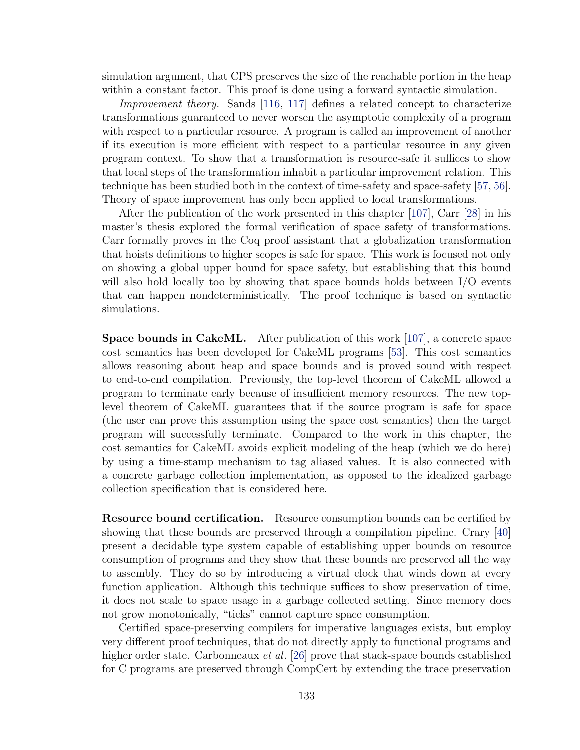simulation argument, that CPS preserves the size of the reachable portion in the heap within a constant factor. This proof is done using a forward syntactic simulation.

*Improvement theory.* Sands [116, 117] defines a related concept to characterize transformations guaranteed to never worsen the asymptotic complexity of a program with respect to a particular resource. A program is called an improvement of another if its execution is more efficient with respect to a particular resource in any given program context. To show that a transformation is resource-safe it suffices to show that local steps of the transformation inhabit a particular improvement relation. This technique has been studied both in the context of time-safety and space-safety [57, 56]. Theory of space improvement has only been applied to local transformations.

After the publication of the work presented in this chapter [107], Carr [28] in his master's thesis explored the formal verification of space safety of transformations. Carr formally proves in the Coq proof assistant that a globalization transformation that hoists definitions to higher scopes is safe for space. This work is focused not only on showing a global upper bound for space safety, but establishing that this bound will also hold locally too by showing that space bounds holds between I/O events that can happen nondeterministically. The proof technique is based on syntactic simulations.

**Space bounds in CakeML.** After publication of this work [107], a concrete space cost semantics has been developed for CakeML programs [53]. This cost semantics allows reasoning about heap and space bounds and is proved sound with respect to end-to-end compilation. Previously, the top-level theorem of CakeML allowed a program to terminate early because of insufficient memory resources. The new top-level theorem of CakeML guarantees that if the source program is safe for space (the user can prove this assumption using the space cost semantics) then the target program will successfully terminate. Compared to the work in this chapter, the cost semantics for CakeML avoids explicit modeling of the heap (which we do here) by using a time-stamp mechanism to tag aliased values. It is also connected with a concrete garbage collection implementation, as opposed to the idealized garbage collection specification that is considered here.

**Resource bound certification.** Resource consumption bounds can be certified by showing that these bounds are preserved through a compilation pipeline. Crary [40] present a decidable type system capable of establishing upper bounds on resource consumption of programs and they show that these bounds are preserved all the way to assembly. They do so by introducing a virtual clock that winds down at every function application. Although this technique suffices to show preservation of time, it does not scale to space usage in a garbage collected setting. Since memory does not grow monotonically, "ticks" cannot capture space consumption.

Certified space-preserving compilers for imperative languages exists, but employ very different proof techniques, that do not directly apply to functional programs and higher order state. Carbonneaux *et al.* [26] prove that stack-space bounds established for C programs are preserved through CompCert by extending the trace preservation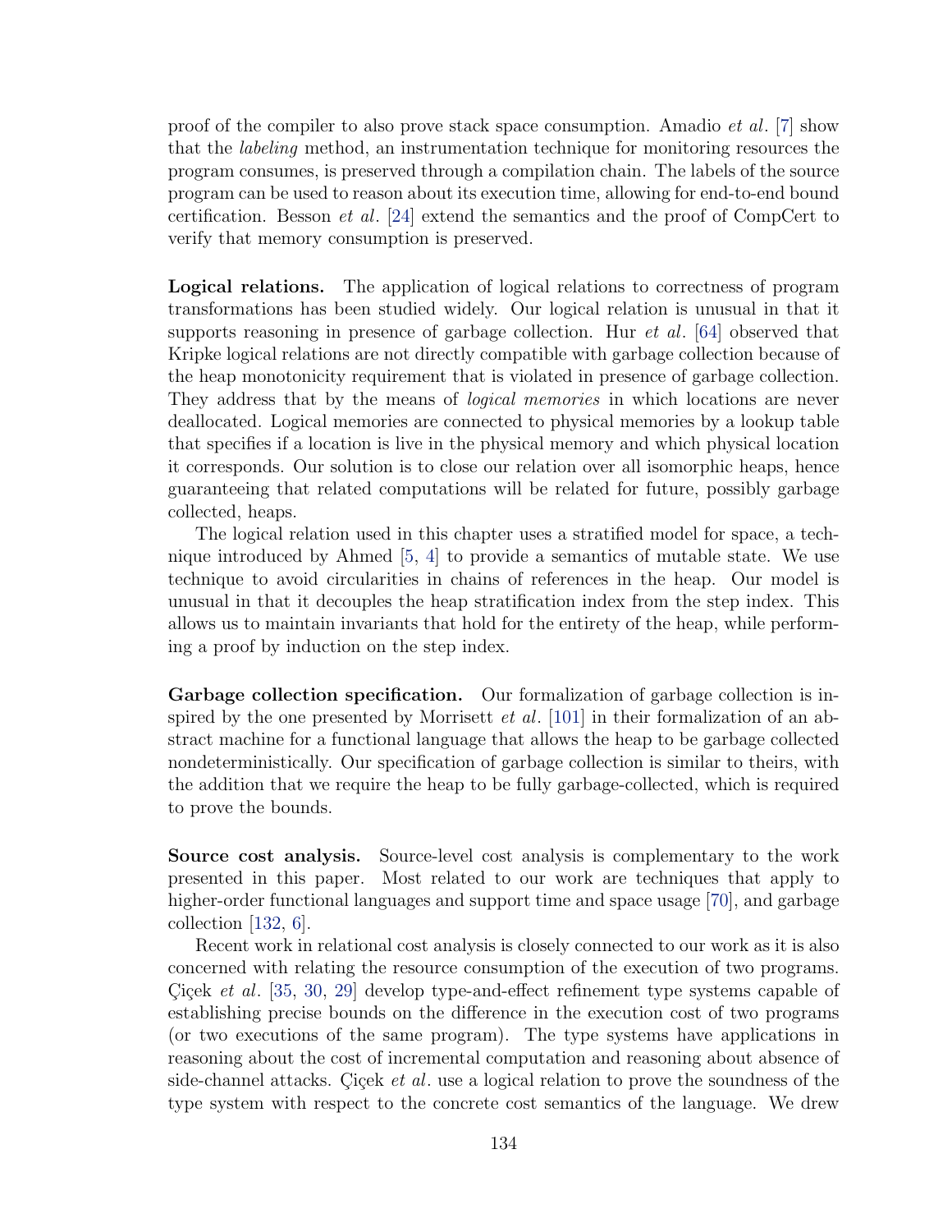proof of the compiler to also prove stack space consumption. Amadio *et al*. [7] show that the *labeling* method, an instrumentation technique for monitoring resources the program consumes, is preserved through a compilation chain. The labels of the source program can be used to reason about its execution time, allowing for end-to-end bound certification. Besson *et al*. [24] extend the semantics and the proof of CompCert to verify that memory consumption is preserved.

**Logical relations.** The application of logical relations to correctness of program transformations has been studied widely. Our logical relation is unusual in that it supports reasoning in presence of garbage collection. Hur *et al*. [64] observed that Kripke logical relations are not directly compatible with garbage collection because of the heap monotonicity requirement that is violated in presence of garbage collection. They address that by the means of *logical memories* in which locations are never deallocated. Logical memories are connected to physical memories by a lookup table that specifies if a location is live in the physical memory and which physical location it corresponds. Our solution is to close our relation over all isomorphic heaps, hence guaranteeing that related computations will be related for future, possibly garbage collected, heaps.

The logical relation used in this chapter uses a stratified model for space, a technique introduced by Ahmed [5, 4] to provide a semantics of mutable state. We use technique to avoid circularities in chains of references in the heap. Our model is unusual in that it decouples the heap stratification index from the step index. This allows us to maintain invariants that hold for the entirety of the heap, while performing a proof by induction on the step index.

**Garbage collection specification.** Our formalization of garbage collection is inspired by the one presented by Morrisett *et al*. [101] in their formalization of an abstract machine for a functional language that allows the heap to be garbage collected nondeterministically. Our specification of garbage collection is similar to theirs, with the addition that we require the heap to be fully garbage-collected, which is required to prove the bounds.

**Source cost analysis.** Source-level cost analysis is complementary to the work presented in this paper. Most related to our work are techniques that apply to higher-order functional languages and support time and space usage [70], and garbage collection [132, 6].

Recent work in relational cost analysis is closely connected to our work as it is also concerned with relating the resource consumption of the execution of two programs. Çiçek *et al*. [35, 30, 29] develop type-and-effect refinement type systems capable of establishing precise bounds on the difference in the execution cost of two programs (or two executions of the same program). The type systems have applications in reasoning about the cost of incremental computation and reasoning about absence of side-channel attacks. Çiçek *et al*. use a logical relation to prove the soundness of the type system with respect to the concrete cost semantics of the language. We drew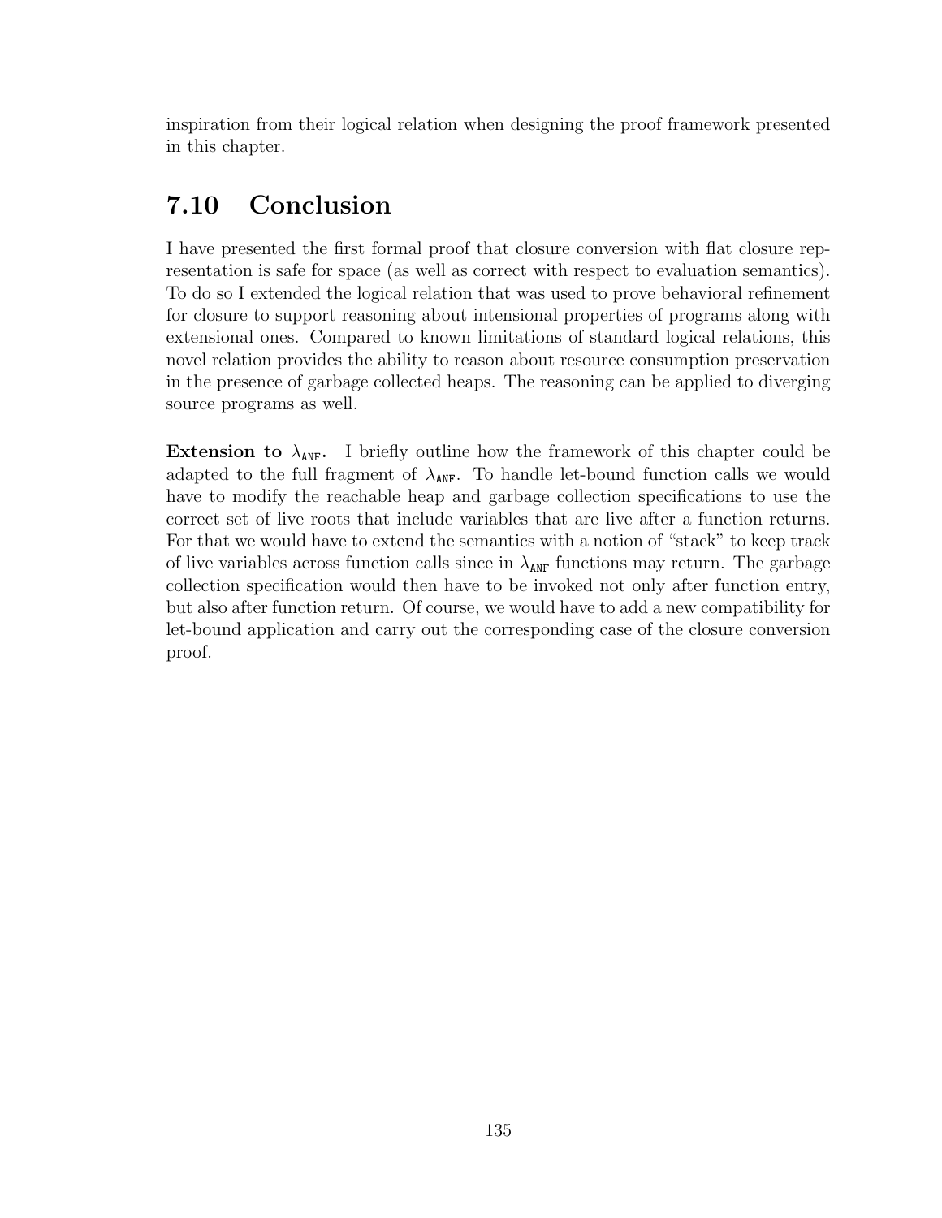inspiration from their logical relation when designing the proof framework presented in this chapter.

## 7.10 Conclusion

I have presented the first formal proof that closure conversion with flat closure representation is safe for space (as well as correct with respect to evaluation semantics). To do so I extended the logical relation that was used to prove behavioral refinement for closure to support reasoning about intensional properties of programs along with extensional ones. Compared to known limitations of standard logical relations, this novel relation provides the ability to reason about resource consumption preservation in the presence of garbage collected heaps. The reasoning can be applied to diverging source programs as well.

**Extension to $\lambda_{\texttt{ANF}}$.** I briefly outline how the framework of this chapter could be adapted to the full fragment of $\lambda_{\texttt{ANF}}$. To handle let-bound function calls we would have to modify the reachable heap and garbage collection specifications to use the correct set of live roots that include variables that are live after a function returns. For that we would have to extend the semantics with a notion of "stack" to keep track of live variables across function calls since in $\lambda_{\texttt{ANF}}$ functions may return. The garbage collection specification would then have to be invoked not only after function entry, but also after function return. Of course, we would have to add a new compatibility for let-bound application and carry out the corresponding case of the closure conversion proof.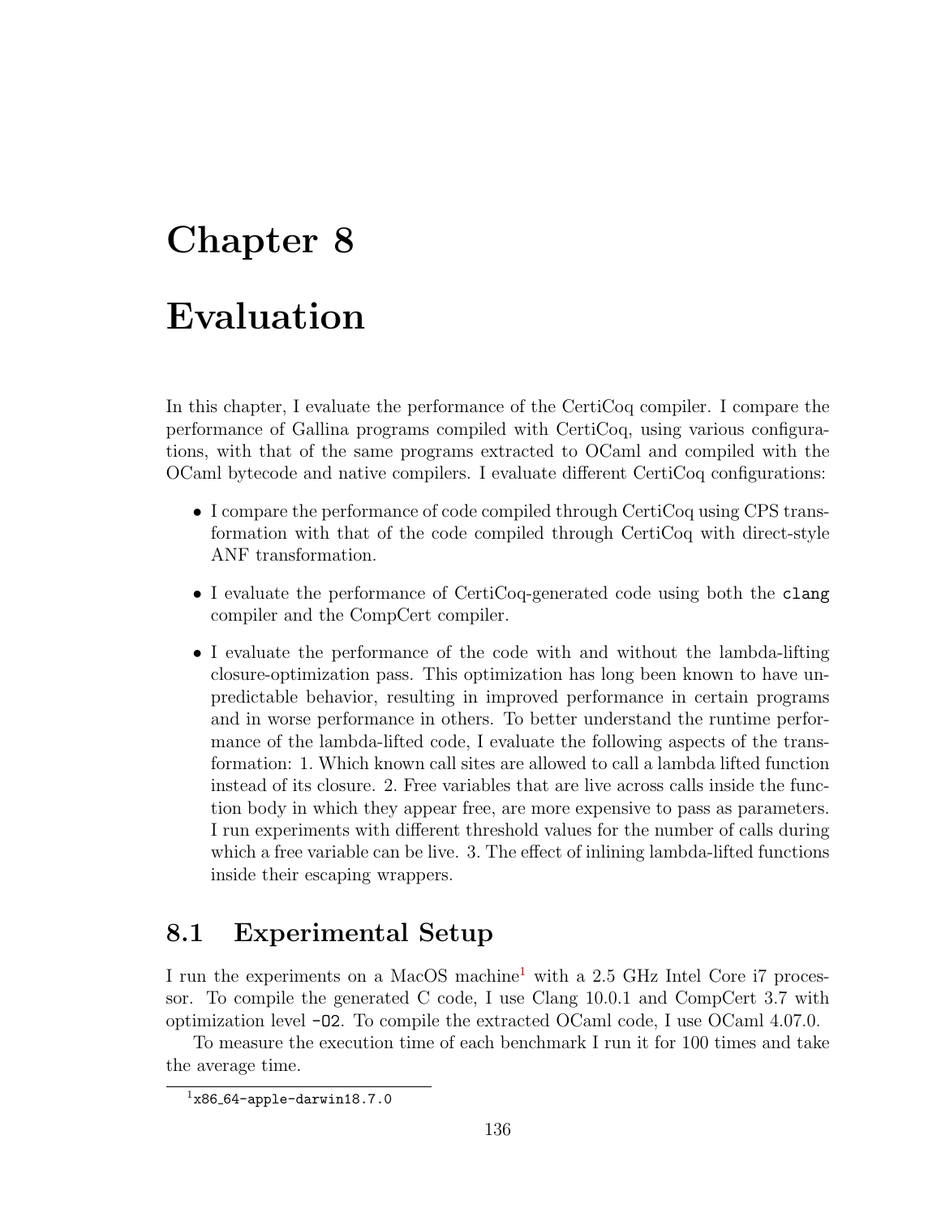# Chapter 8

# Evaluation

In this chapter, I evaluate the performance of the CertiCoq compiler. I compare the performance of Gallina programs compiled with CertiCoq, using various configurations, with that of the same programs extracted to OCaml and compiled with the OCaml bytecode and native compilers. I evaluate different CertiCoq configurations:

- I compare the performance of code compiled through CertiCoq using CPS transformation with that of the code compiled through CertiCoq with direct-style ANF transformation.
- I evaluate the performance of CertiCoq-generated code using both the `clang` compiler and the CompCert compiler.
- I evaluate the performance of the code with and without the lambda-lifting closure-optimization pass. This optimization has long been known to have unpredictable behavior, resulting in improved performance in certain programs and in worse performance in others. To better understand the runtime performance of the lambda-lifted code, I evaluate the following aspects of the transformation: 1. Which known call sites are allowed to call a lambda lifted function instead of its closure. 2. Free variables that are live across calls inside the function body in which they appear free, are more expensive to pass as parameters. I run experiments with different threshold values for the number of calls during which a free variable can be live. 3. The effect of inlining lambda-lifted functions inside their escaping wrappers.

## 8.1 Experimental Setup

I run the experiments on a MacOS machine[1] with a 2.5 GHz Intel Core i7 processor. To compile the generated C code, I use Clang 10.0.1 and CompCert 3.7 with optimization level `-O2`. To compile the extracted OCaml code, I use OCaml 4.07.0.

To measure the execution time of each benchmark I run it for 100 times and take the average time.

[1] `x86_64-apple-darwin18.7.0`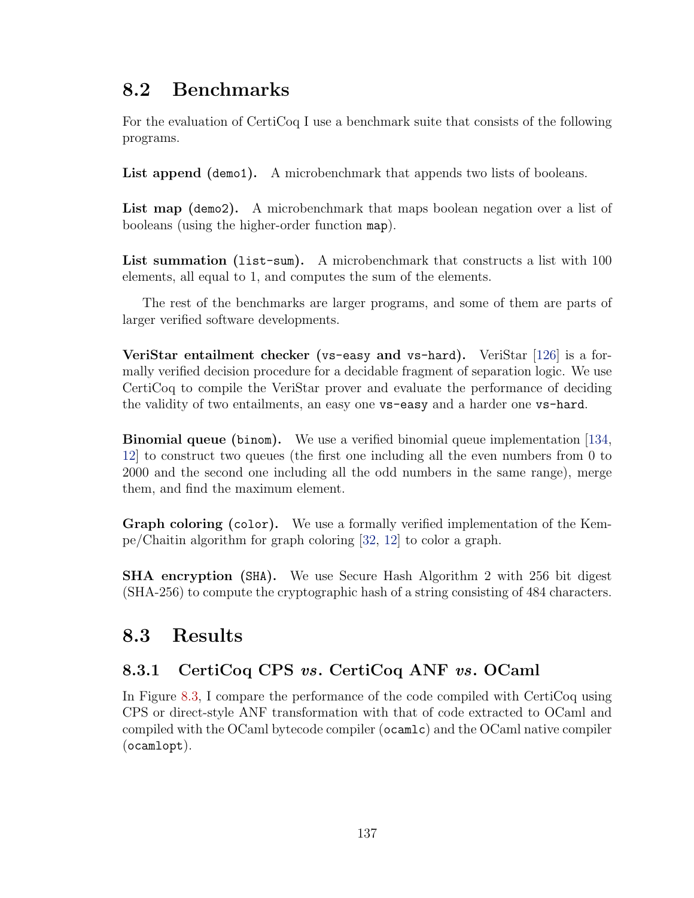## 8.2 Benchmarks

For the evaluation of CertiCoq I use a benchmark suite that consists of the following programs.

**List append (`demo1`).** A microbenchmark that appends two lists of booleans.

**List map (`demo2`).** A microbenchmark that maps boolean negation over a list of booleans (using the higher-order function `map`).

**List summation (`list-sum`).** A microbenchmark that constructs a list with 100 elements, all equal to 1, and computes the sum of the elements.

The rest of the benchmarks are larger programs, and some of them are parts of larger verified software developments.

**VeriStar entailment checker (`vs-easy` and `vs-hard`).** VeriStar [126] is a formally verified decision procedure for a decidable fragment of separation logic. We use CertiCoq to compile the VeriStar prover and evaluate the performance of deciding the validity of two entailments, an easy one `vs-easy` and a harder one `vs-hard`.

**Binomial queue (`binom`).** We use a verified binomial queue implementation [134, 12] to construct two queues (the first one including all the even numbers from 0 to 2000 and the second one including all the odd numbers in the same range), merge them, and find the maximum element.

**Graph coloring (`color`).** We use a formally verified implementation of the Kempe/Chaitin algorithm for graph coloring [32, 12] to color a graph.

**SHA encryption (`SHA`).** We use Secure Hash Algorithm 2 with 256 bit digest (SHA-256) to compute the cryptographic hash of a string consisting of 484 characters.

## 8.3 Results

### 8.3.1 CertiCoq CPS *vs.* CertiCoq ANF *vs.* OCaml

In Figure 8.3, I compare the performance of the code compiled with CertiCoq using CPS or direct-style ANF transformation with that of code extracted to OCaml and compiled with the OCaml bytecode compiler (`ocamlc`) and the OCaml native compiler (`ocamlopt`).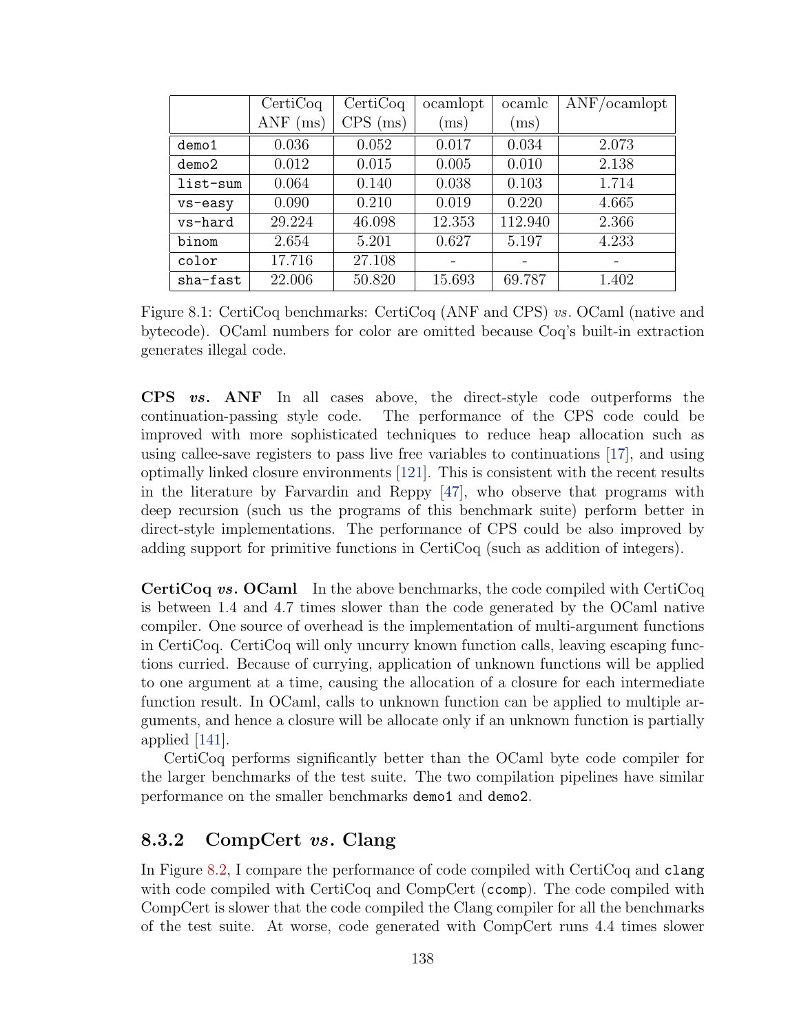| | CertiCoq ANF (ms) | CertiCoq CPS (ms) | ocamlopt (ms) | ocamlc (ms) | ANF/ocamlopt |
|---|---|---|---|---|---|
| `demo1` | 0.036 | 0.052 | 0.017 | 0.034 | 2.073 |
| `demo2` | 0.012 | 0.015 | 0.005 | 0.010 | 2.138 |
| `list-sum` | 0.064 | 0.140 | 0.038 | 0.103 | 1.714 |
| `vs-easy` | 0.090 | 0.210 | 0.019 | 0.220 | 4.665 |
| `vs-hard` | 29.224 | 46.098 | 12.353 | 112.940 | 2.366 |
| `binom` | 2.654 | 5.201 | 0.627 | 5.197 | 4.233 |
| `color` | 17.716 | 27.108 | - | - | - |
| `sha-fast` | 22.006 | 50.820 | 15.693 | 69.787 | 1.402 |

Figure 8.1: CertiCoq benchmarks: CertiCoq (ANF and CPS) *vs.* OCaml (native and bytecode). OCaml numbers for color are omitted because Coq's built-in extraction generates illegal code.

**CPS *vs.* ANF** In all cases above, the direct-style code outperforms the continuation-passing style code. The performance of the CPS code could be improved with more sophisticated techniques to reduce heap allocation such as using callee-save registers to pass live free variables to continuations [17], and using optimally linked closure environments [121]. This is consistent with the recent results in the literature by Farvardin and Reppy [47], who observe that programs with deep recursion (such us the programs of this benchmark suite) perform better in direct-style implementations. The performance of CPS could be also improved by adding support for primitive functions in CertiCoq (such as addition of integers).

**CertiCoq *vs.* OCaml** In the above benchmarks, the code compiled with CertiCoq is between 1.4 and 4.7 times slower than the code generated by the OCaml native compiler. One source of overhead is the implementation of multi-argument functions in CertiCoq. CertiCoq will only uncurry known function calls, leaving escaping functions curried. Because of currying, application of unknown functions will be applied to one argument at a time, causing the allocation of a closure for each intermediate function result. In OCaml, calls to unknown function can be applied to multiple arguments, and hence a closure will be allocate only if an unknown function is partially applied [141].

CertiCoq performs significantly better than the OCaml byte code compiler for the larger benchmarks of the test suite. The two compilation pipelines have similar performance on the smaller benchmarks `demo1` and `demo2`.

### 8.3.2 CompCert *vs.* Clang

In Figure 8.2, I compare the performance of code compiled with CertiCoq and `clang` with code compiled with CertiCoq and CompCert (`ccomp`). The code compiled with CompCert is slower that the code compiled the Clang compiler for all the benchmarks of the test suite. At worse, code generated with CompCert runs 4.4 times slower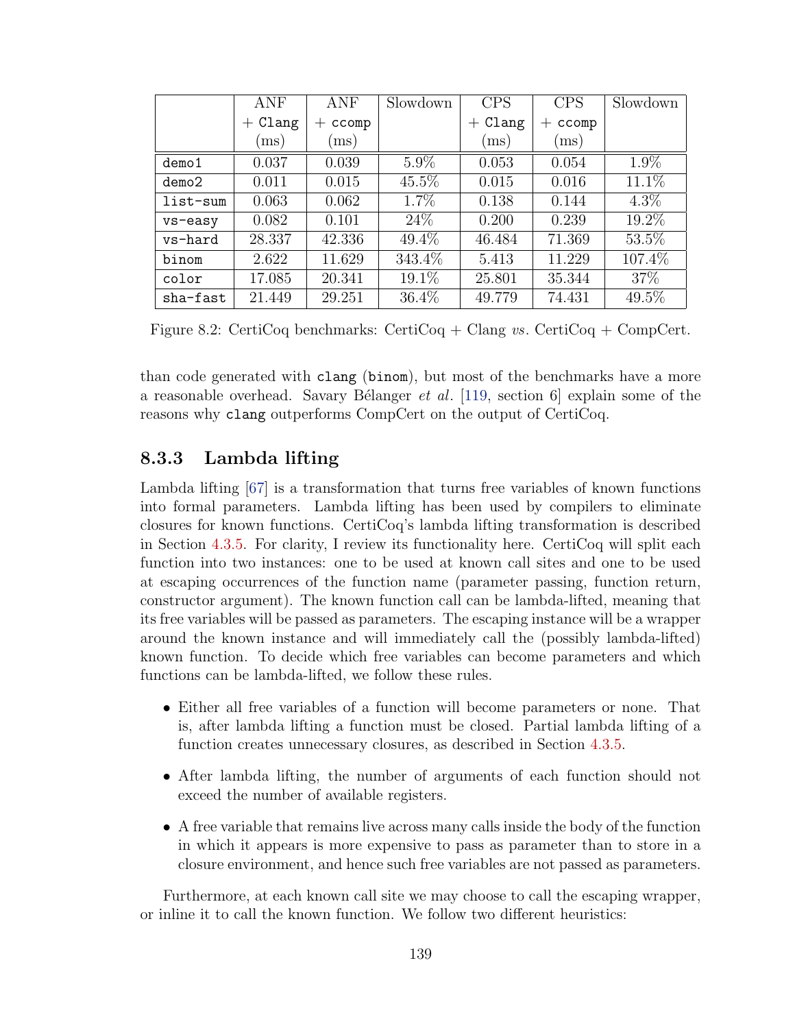| | ANF + `Clang` (ms) | ANF + `ccomp` (ms) | Slowdown | CPS + `Clang` (ms) | CPS + `ccomp` (ms) | Slowdown |
|---|---|---|---|---|---|---|
| `demo1` | 0.037 | 0.039 | 5.9% | 0.053 | 0.054 | 1.9% |
| `demo2` | 0.011 | 0.015 | 45.5% | 0.015 | 0.016 | 11.1% |
| `list-sum` | 0.063 | 0.062 | 1.7% | 0.138 | 0.144 | 4.3% |
| `vs-easy` | 0.082 | 0.101 | 24% | 0.200 | 0.239 | 19.2% |
| `vs-hard` | 28.337 | 42.336 | 49.4% | 46.484 | 71.369 | 53.5% |
| `binom` | 2.622 | 11.629 | 343.4% | 5.413 | 11.229 | 107.4% |
| `color` | 17.085 | 20.341 | 19.1% | 25.801 | 35.344 | 37% |
| `sha-fast` | 21.449 | 29.251 | 36.4% | 49.779 | 74.431 | 49.5% |

Figure 8.2: CertiCoq benchmarks: CertiCoq + Clang *vs*. CertiCoq + CompCert.

than code generated with `clang` (`binom`), but most of the benchmarks have a more a reasonable overhead. Savary Bélanger *et al*. [119, section 6] explain some of the reasons why `clang` outperforms CompCert on the output of CertiCoq.

### 8.3.3 Lambda lifting

Lambda lifting [67] is a transformation that turns free variables of known functions into formal parameters. Lambda lifting has been used by compilers to eliminate closures for known functions. CertiCoq's lambda lifting transformation is described in Section 4.3.5. For clarity, I review its functionality here. CertiCoq will split each function into two instances: one to be used at known call sites and one to be used at escaping occurrences of the function name (parameter passing, function return, constructor argument). The known function call can be lambda-lifted, meaning that its free variables will be passed as parameters. The escaping instance will be a wrapper around the known instance and will immediately call the (possibly lambda-lifted) known function. To decide which free variables can become parameters and which functions can be lambda-lifted, we follow these rules.

- Either all free variables of a function will become parameters or none. That is, after lambda lifting a function must be closed. Partial lambda lifting of a function creates unnecessary closures, as described in Section 4.3.5.
- After lambda lifting, the number of arguments of each function should not exceed the number of available registers.
- A free variable that remains live across many calls inside the body of the function in which it appears is more expensive to pass as parameter than to store in a closure environment, and hence such free variables are not passed as parameters.

Furthermore, at each known call site we may choose to call the escaping wrapper, or inline it to call the known function. We follow two different heuristics: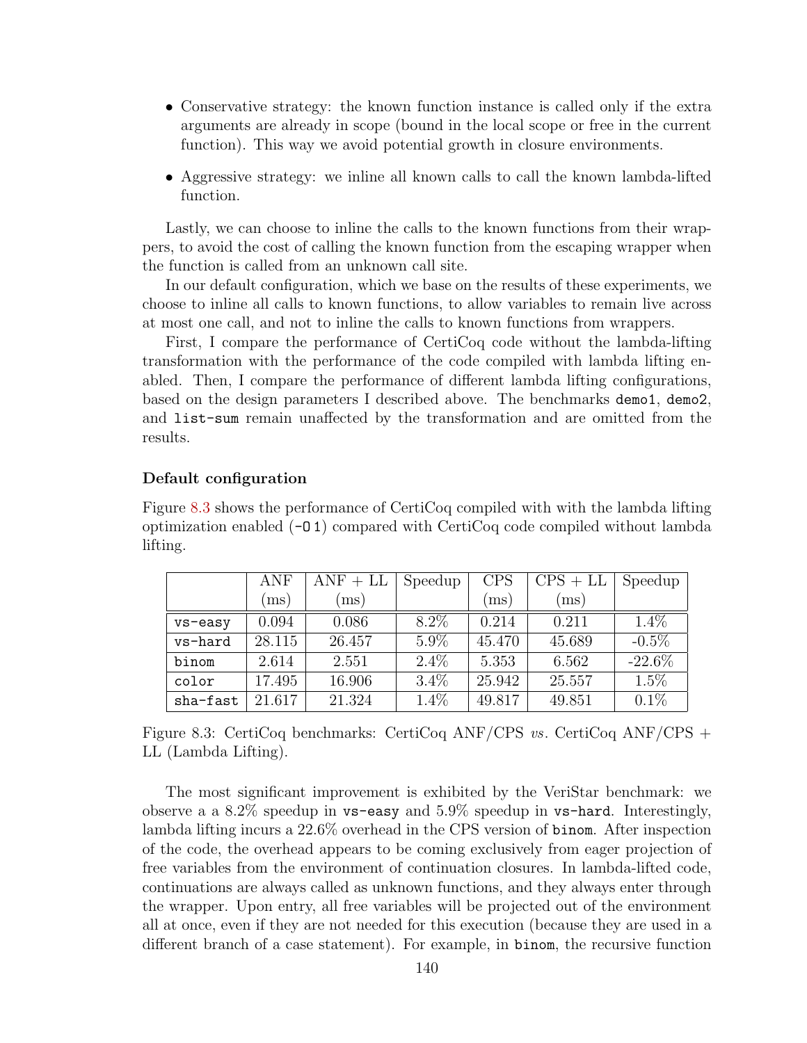- Conservative strategy: the known function instance is called only if the extra arguments are already in scope (bound in the local scope or free in the current function). This way we avoid potential growth in closure environments.
- Aggressive strategy: we inline all known calls to call the known lambda-lifted function.

Lastly, we can choose to inline the calls to the known functions from their wrappers, to avoid the cost of calling the known function from the escaping wrapper when the function is called from an unknown call site.

In our default configuration, which we base on the results of these experiments, we choose to inline all calls to known functions, to allow variables to remain live across at most one call, and not to inline the calls to known functions from wrappers.

First, I compare the performance of CertiCoq code without the lambda-lifting transformation with the performance of the code compiled with lambda lifting enabled. Then, I compare the performance of different lambda lifting configurations, based on the design parameters I described above. The benchmarks `demo1`, `demo2`, and `list-sum` remain unaffected by the transformation and are omitted from the results.

#### Default configuration

Figure 8.3 shows the performance of CertiCoq compiled with with the lambda lifting optimization enabled (`-O 1`) compared with CertiCoq code compiled without lambda lifting.

| | ANF (ms) | ANF + LL (ms) | Speedup | CPS (ms) | CPS + LL (ms) | Speedup |
|---|---|---|---|---|---|---|
| `vs-easy` | 0.094 | 0.086 | 8.2% | 0.214 | 0.211 | 1.4% |
| `vs-hard` | 28.115 | 26.457 | 5.9% | 45.470 | 45.689 | -0.5% |
| `binom` | 2.614 | 2.551 | 2.4% | 5.353 | 6.562 | -22.6% |
| `color` | 17.495 | 16.906 | 3.4% | 25.942 | 25.557 | 1.5% |
| `sha-fast` | 21.617 | 21.324 | 1.4% | 49.817 | 49.851 | 0.1% |

Figure 8.3: CertiCoq benchmarks: CertiCoq ANF/CPS *vs*. CertiCoq ANF/CPS + LL (Lambda Lifting).

The most significant improvement is exhibited by the VeriStar benchmark: we observe a a 8.2% speedup in `vs-easy` and 5.9% speedup in `vs-hard`. Interestingly, lambda lifting incurs a 22.6% overhead in the CPS version of `binom`. After inspection of the code, the overhead appears to be coming exclusively from eager projection of free variables from the environment of continuation closures. In lambda-lifted code, continuations are always called as unknown functions, and they always enter through the wrapper. Upon entry, all free variables will be projected out of the environment all at once, even if they are not needed for this execution (because they are used in a different branch of a case statement). For example, in `binom`, the recursive function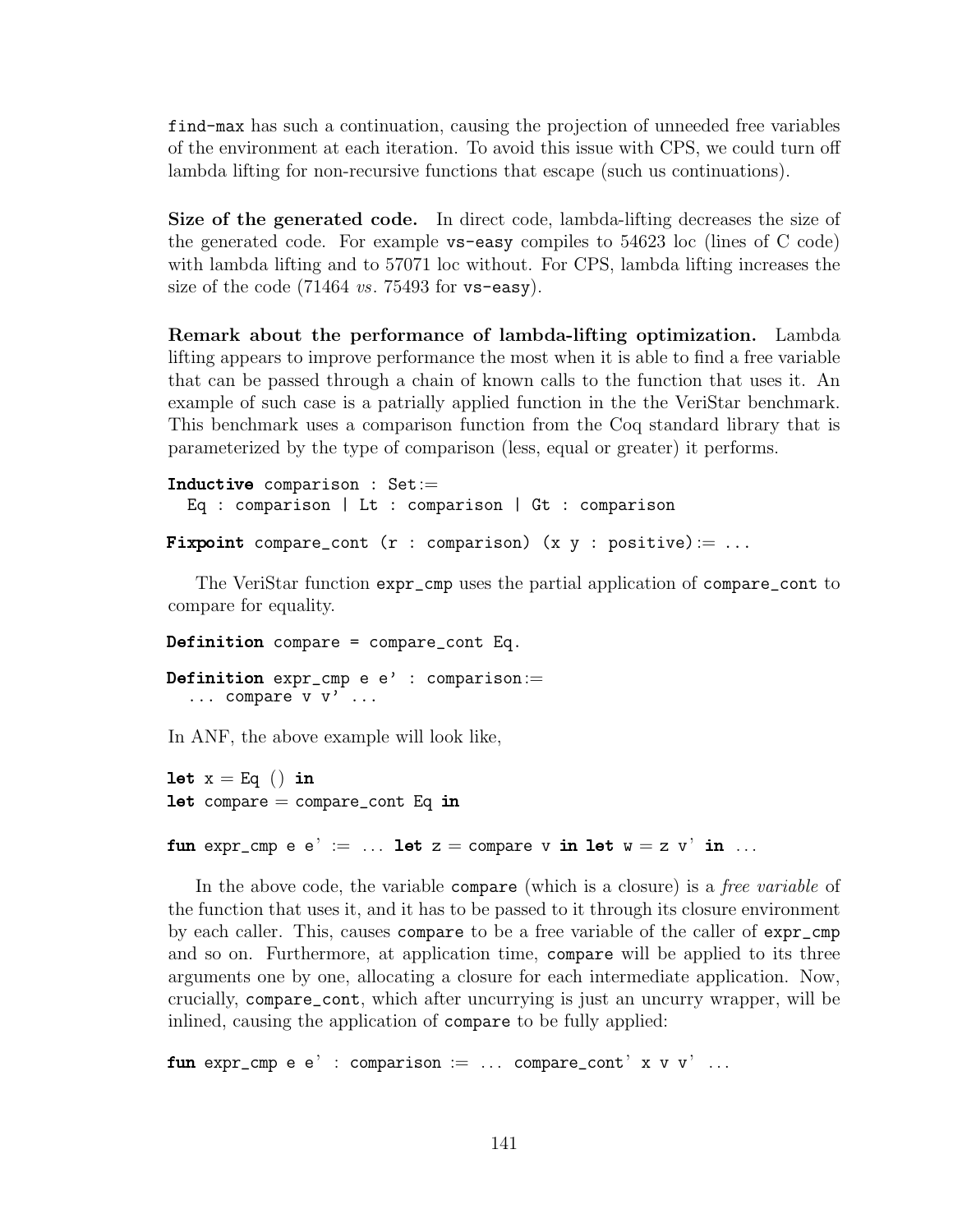find-max has such a continuation, causing the projection of unneeded free variables of the environment at each iteration. To avoid this issue with CPS, we could turn off lambda lifting for non-recursive functions that escape (such us continuations).

**Size of the generated code.** In direct code, lambda-lifting decreases the size of the generated code. For example vs-easy compiles to 54623 loc (lines of C code) with lambda lifting and to 57071 loc without. For CPS, lambda lifting increases the size of the code (71464 *vs.* 75493 for vs-easy).

**Remark about the performance of lambda-lifting optimization.** Lambda lifting appears to improve performance the most when it is able to find a free variable that can be passed through a chain of known calls to the function that uses it. An example of such case is a patrially applied function in the the VeriStar benchmark. This benchmark uses a comparison function from the Coq standard library that is parameterized by the type of comparison (less, equal or greater) it performs.

```
Inductive comparison : Set:=
  Eq : comparison | Lt : comparison | Gt : comparison

Fixpoint compare_cont (r : comparison) (x y : positive):= ...
```

The VeriStar function expr_cmp uses the partial application of compare_cont to compare for equality.

```
Definition compare = compare_cont Eq.

Definition expr_cmp e e' : comparison:=
  ... compare v v' ...
```

In ANF, the above example will look like,

```
let x = Eq () in
let compare = compare_cont Eq in

fun expr_cmp e e' := ... let z = compare v in let w = z v' in ...
```

In the above code, the variable compare (which is a closure) is a *free variable* of the function that uses it, and it has to be passed to it through its closure environment by each caller. This, causes compare to be a free variable of the caller of expr_cmp and so on. Furthermore, at application time, compare will be applied to its three arguments one by one, allocating a closure for each intermediate application. Now, crucially, compare_cont, which after uncurrying is just an uncurry wrapper, will be inlined, causing the application of compare to be fully applied:

```
fun expr_cmp e e' : comparison := ... compare_cont' x v v' ...
```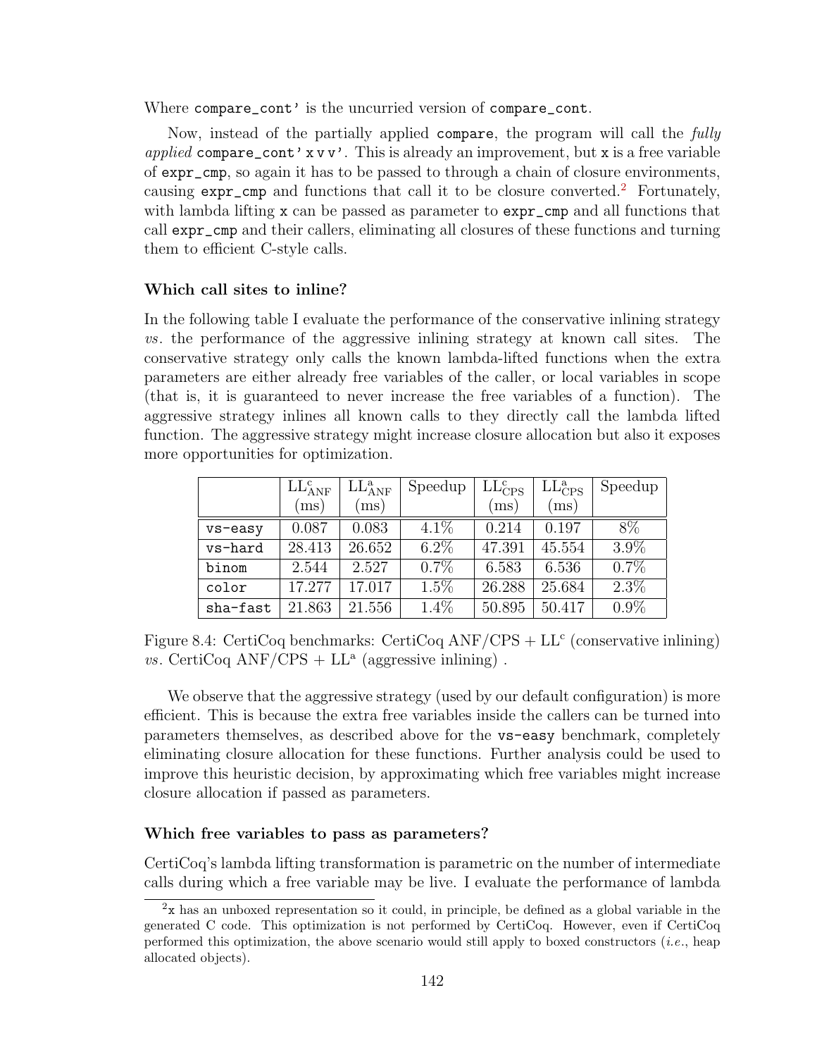Where `compare_cont'` is the uncurried version of `compare_cont`.

Now, instead of the partially applied `compare`, the program will call the *fully applied* `compare_cont' x v v'`. This is already an improvement, but `x` is a free variable of `expr_cmp`, so again it has to be passed to through a chain of closure environments, causing `expr_cmp` and functions that call it to be closure converted.[2] Fortunately, with lambda lifting `x` can be passed as parameter to `expr_cmp` and all functions that call `expr_cmp` and their callers, eliminating all closures of these functions and turning them to efficient C-style calls.

#### Which call sites to inline?

In the following table I evaluate the performance of the conservative inlining strategy *vs*. the performance of the aggressive inlining strategy at known call sites. The conservative strategy only calls the known lambda-lifted functions when the extra parameters are either already free variables of the caller, or local variables in scope (that is, it is guaranteed to never increase the free variables of a function). The aggressive strategy inlines all known calls to they directly call the lambda lifted function. The aggressive strategy might increase closure allocation but also it exposes more opportunities for optimization.

| | $\text{LL}^{\text{c}}_{\text{ANF}}$ (ms) | $\text{LL}^{\text{a}}_{\text{ANF}}$ (ms) | Speedup | $\text{LL}^{\text{c}}_{\text{CPS}}$ (ms) | $\text{LL}^{\text{a}}_{\text{CPS}}$ (ms) | Speedup |
|---|---|---|---|---|---|---|
| `vs-easy` | 0.087 | 0.083 | 4.1% | 0.214 | 0.197 | 8% |
| `vs-hard` | 28.413 | 26.652 | 6.2% | 47.391 | 45.554 | 3.9% |
| `binom` | 2.544 | 2.527 | 0.7% | 6.583 | 6.536 | 0.7% |
| `color` | 17.277 | 17.017 | 1.5% | 26.288 | 25.684 | 2.3% |
| `sha-fast` | 21.863 | 21.556 | 1.4% | 50.895 | 50.417 | 0.9% |

Figure 8.4: CertiCoq benchmarks: CertiCoq ANF/CPS + $\text{LL}^{\text{c}}$ (conservative inlining) *vs*. CertiCoq ANF/CPS + $\text{LL}^{\text{a}}$ (aggressive inlining) .

We observe that the aggressive strategy (used by our default configuration) is more efficient. This is because the extra free variables inside the callers can be turned into parameters themselves, as described above for the `vs-easy` benchmark, completely eliminating closure allocation for these functions. Further analysis could be used to improve this heuristic decision, by approximating which free variables might increase closure allocation if passed as parameters.

#### Which free variables to pass as parameters?

CertiCoq's lambda lifting transformation is parametric on the number of intermediate calls during which a free variable may be live. I evaluate the performance of lambda

[2] `x` has an unboxed representation so it could, in principle, be defined as a global variable in the generated C code. This optimization is not performed by CertiCoq. However, even if CertiCoq performed this optimization, the above scenario would still apply to boxed constructors (*i.e.*, heap allocated objects).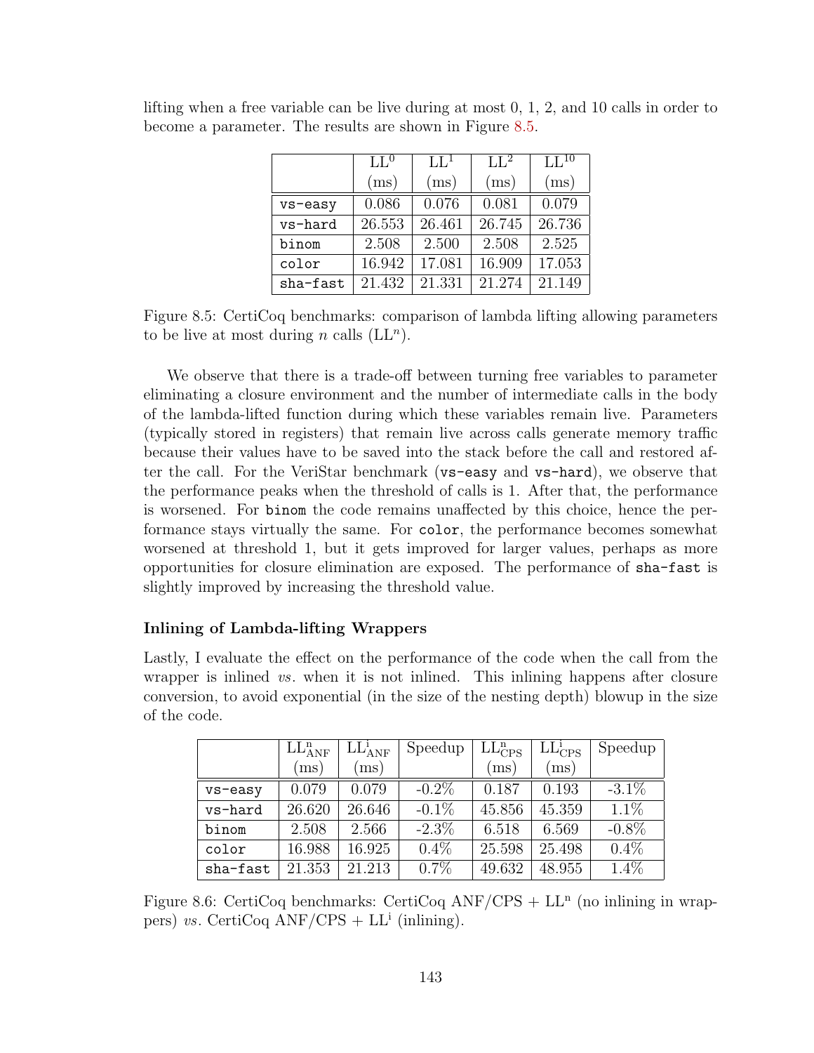lifting when a free variable can be live during at most 0, 1, 2, and 10 calls in order to become a parameter. The results are shown in Figure 8.5.

| | $LL^0$ (ms) | $LL^1$ (ms) | $LL^2$ (ms) | $LL^{10}$ (ms) |
|---|---|---|---|---|
| `vs-easy` | 0.086 | 0.076 | 0.081 | 0.079 |
| `vs-hard` | 26.553 | 26.461 | 26.745 | 26.736 |
| `binom` | 2.508 | 2.500 | 2.508 | 2.525 |
| `color` | 16.942 | 17.081 | 16.909 | 17.053 |
| `sha-fast` | 21.432 | 21.331 | 21.274 | 21.149 |

Figure 8.5: CertiCoq benchmarks: comparison of lambda lifting allowing parameters to be live at most during $n$ calls ($LL^n$).

We observe that there is a trade-off between turning free variables to parameter eliminating a closure environment and the number of intermediate calls in the body of the lambda-lifted function during which these variables remain live. Parameters (typically stored in registers) that remain live across calls generate memory traffic because their values have to be saved into the stack before the call and restored after the call. For the VeriStar benchmark (`vs-easy` and `vs-hard`), we observe that the performance peaks when the threshold of calls is 1. After that, the performance is worsened. For `binom` the code remains unaffected by this choice, hence the performance stays virtually the same. For `color`, the performance becomes somewhat worsened at threshold 1, but it gets improved for larger values, perhaps as more opportunities for closure elimination are exposed. The performance of `sha-fast` is slightly improved by increasing the threshold value.

### Inlining of Lambda-lifting Wrappers

Lastly, I evaluate the effect on the performance of the code when the call from the wrapper is inlined *vs.* when it is not inlined. This inlining happens after closure conversion, to avoid exponential (in the size of the nesting depth) blowup in the size of the code.

| | $LL^n_{ANF}$ (ms) | $LL^i_{ANF}$ (ms) | Speedup | $LL^n_{CPS}$ (ms) | $LL^i_{CPS}$ (ms) | Speedup |
|---|---|---|---|---|---|---|
| `vs-easy` | 0.079 | 0.079 | -0.2% | 0.187 | 0.193 | -3.1% |
| `vs-hard` | 26.620 | 26.646 | -0.1% | 45.856 | 45.359 | 1.1% |
| `binom` | 2.508 | 2.566 | -2.3% | 6.518 | 6.569 | -0.8% |
| `color` | 16.988 | 16.925 | 0.4% | 25.598 | 25.498 | 0.4% |
| `sha-fast` | 21.353 | 21.213 | 0.7% | 49.632 | 48.955 | 1.4% |

Figure 8.6: CertiCoq benchmarks: CertiCoq ANF/CPS + $LL^n$ (no inlining in wrappers) *vs.* CertiCoq ANF/CPS + $LL^i$ (inlining).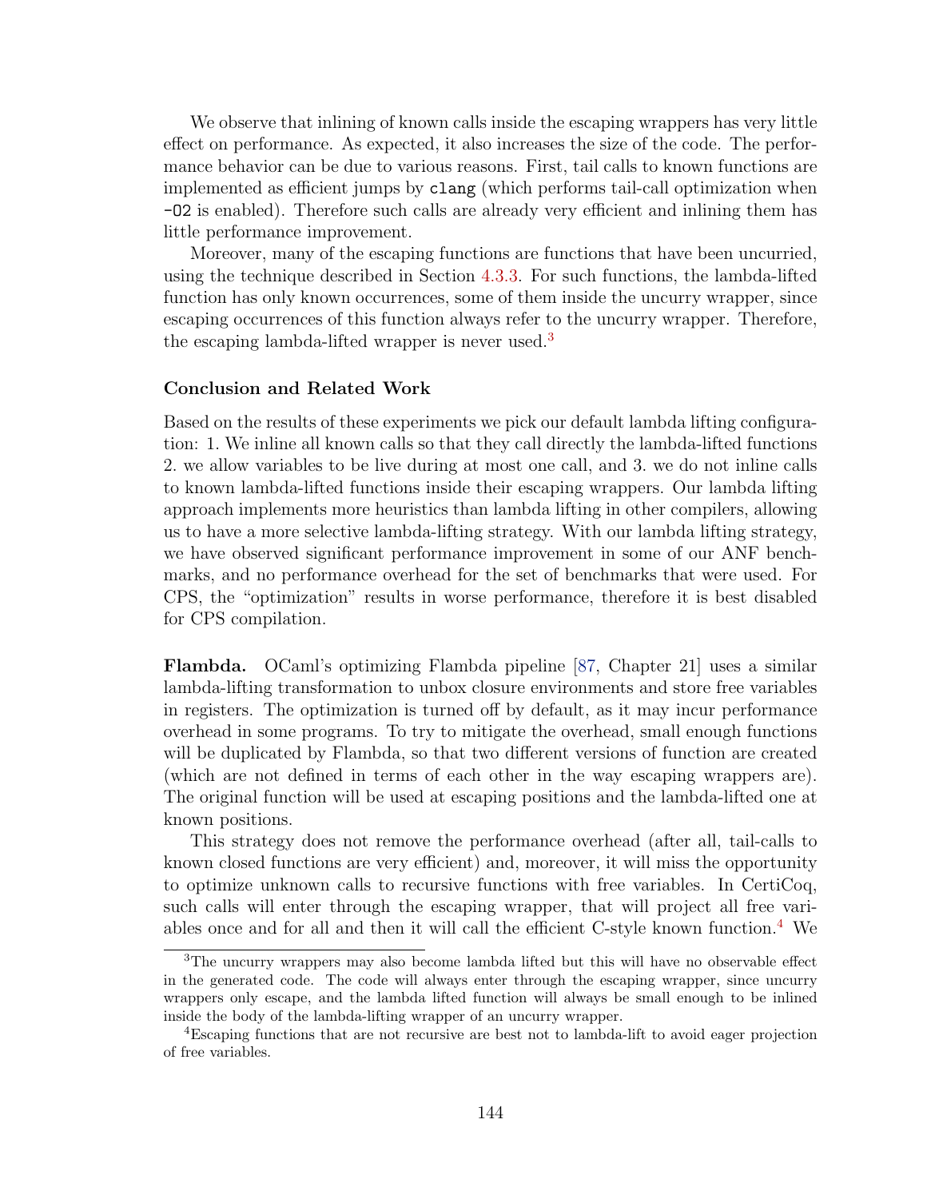We observe that inlining of known calls inside the escaping wrappers has very little effect on performance. As expected, it also increases the size of the code. The performance behavior can be due to various reasons. First, tail calls to known functions are implemented as efficient jumps by `clang` (which performs tail-call optimization when `-O2` is enabled). Therefore such calls are already very efficient and inlining them has little performance improvement.

Moreover, many of the escaping functions are functions that have been uncurried, using the technique described in Section 4.3.3. For such functions, the lambda-lifted function has only known occurrences, some of them inside the uncurry wrapper, since escaping occurrences of this function always refer to the uncurry wrapper. Therefore, the escaping lambda-lifted wrapper is never used.[3]

### Conclusion and Related Work

Based on the results of these experiments we pick our default lambda lifting configuration: 1. We inline all known calls so that they call directly the lambda-lifted functions 2. we allow variables to be live during at most one call, and 3. we do not inline calls to known lambda-lifted functions inside their escaping wrappers. Our lambda lifting approach implements more heuristics than lambda lifting in other compilers, allowing us to have a more selective lambda-lifting strategy. With our lambda lifting strategy, we have observed significant performance improvement in some of our ANF benchmarks, and no performance overhead for the set of benchmarks that were used. For CPS, the "optimization" results in worse performance, therefore it is best disabled for CPS compilation.

**Flambda.** OCaml's optimizing Flambda pipeline [87, Chapter 21] uses a similar lambda-lifting transformation to unbox closure environments and store free variables in registers. The optimization is turned off by default, as it may incur performance overhead in some programs. To try to mitigate the overhead, small enough functions will be duplicated by Flambda, so that two different versions of function are created (which are not defined in terms of each other in the way escaping wrappers are). The original function will be used at escaping positions and the lambda-lifted one at known positions.

This strategy does not remove the performance overhead (after all, tail-calls to known closed functions are very efficient) and, moreover, it will miss the opportunity to optimize unknown calls to recursive functions with free variables. In CertiCoq, such calls will enter through the escaping wrapper, that will project all free variables once and for all and then it will call the efficient C-style known function.[4] We

---

[3] The uncurry wrappers may also become lambda lifted but this will have no observable effect in the generated code. The code will always enter through the escaping wrapper, since uncurry wrappers only escape, and the lambda lifted function will always be small enough to be inlined inside the body of the lambda-lifting wrapper of an uncurry wrapper.

[4] Escaping functions that are not recursive are best not to lambda-lift to avoid eager projection of free variables.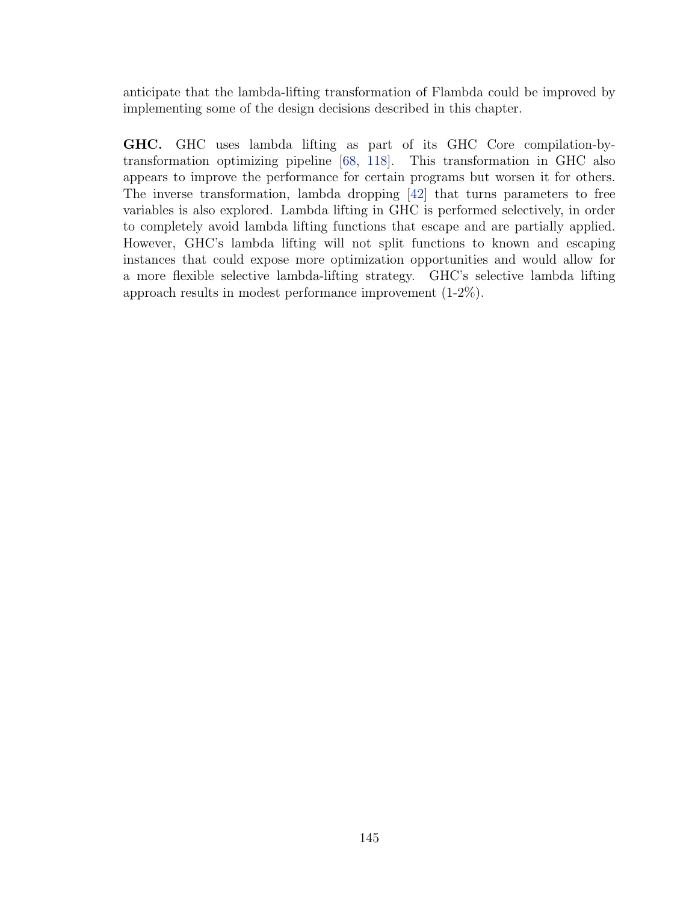anticipate that the lambda-lifting transformation of Flambda could be improved by implementing some of the design decisions described in this chapter.

**GHC.** GHC uses lambda lifting as part of its GHC Core compilation-by-transformation optimizing pipeline [68, 118]. This transformation in GHC also appears to improve the performance for certain programs but worsen it for others. The inverse transformation, lambda dropping [42] that turns parameters to free variables is also explored. Lambda lifting in GHC is performed selectively, in order to completely avoid lambda lifting functions that escape and are partially applied. However, GHC's lambda lifting will not split functions to known and escaping instances that could expose more optimization opportunities and would allow for a more flexible selective lambda-lifting strategy. GHC's selective lambda lifting approach results in modest performance improvement (1-2%).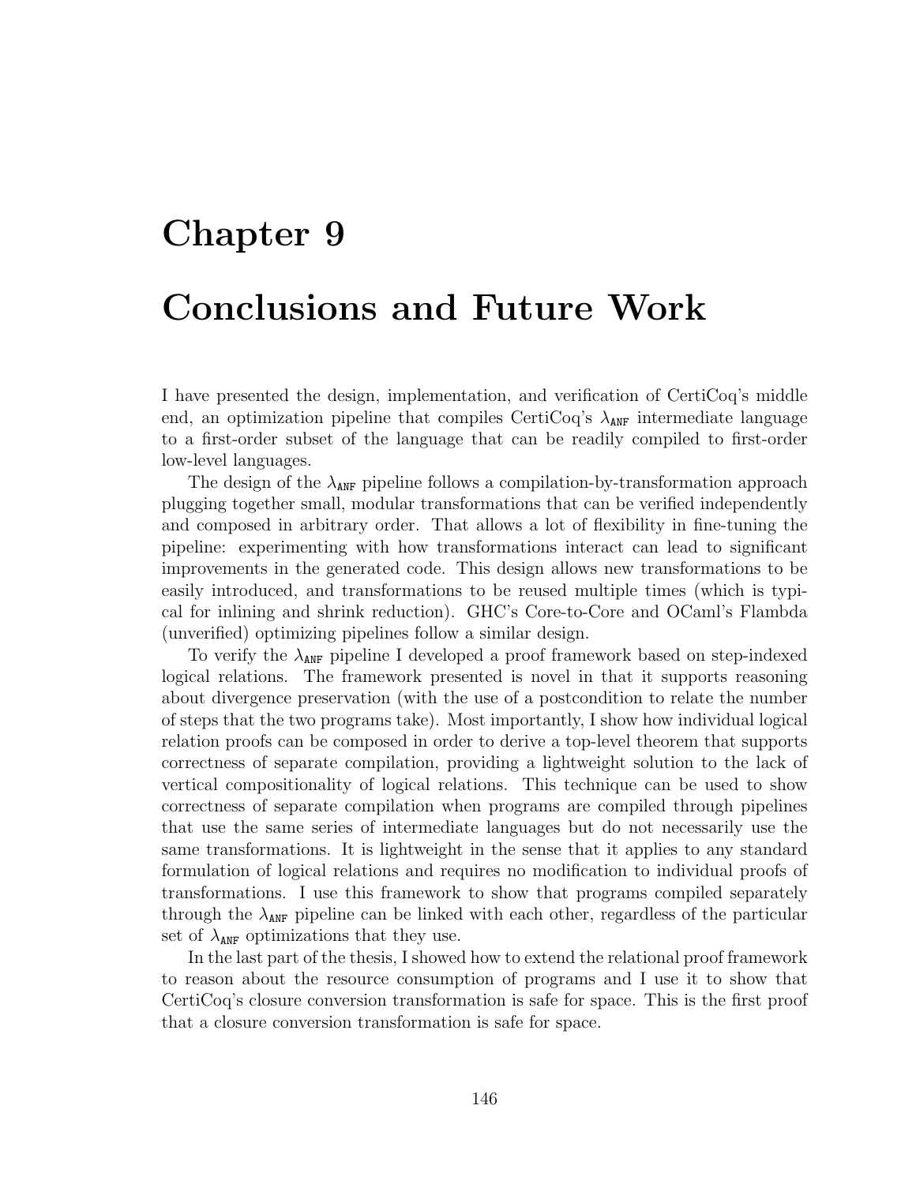# Chapter 9

# Conclusions and Future Work

I have presented the design, implementation, and verification of CertiCoq's middle end, an optimization pipeline that compiles CertiCoq's $\lambda_{\texttt{ANF}}$ intermediate language to a first-order subset of the language that can be readily compiled to first-order low-level languages.

The design of the $\lambda_{\texttt{ANF}}$ pipeline follows a compilation-by-transformation approach plugging together small, modular transformations that can be verified independently and composed in arbitrary order. That allows a lot of flexibility in fine-tuning the pipeline: experimenting with how transformations interact can lead to significant improvements in the generated code. This design allows new transformations to be easily introduced, and transformations to be reused multiple times (which is typical for inlining and shrink reduction). GHC's Core-to-Core and OCaml's Flambda (unverified) optimizing pipelines follow a similar design.

To verify the $\lambda_{\texttt{ANF}}$ pipeline I developed a proof framework based on step-indexed logical relations. The framework presented is novel in that it supports reasoning about divergence preservation (with the use of a postcondition to relate the number of steps that the two programs take). Most importantly, I show how individual logical relation proofs can be composed in order to derive a top-level theorem that supports correctness of separate compilation, providing a lightweight solution to the lack of vertical compositionality of logical relations. This technique can be used to show correctness of separate compilation when programs are compiled through pipelines that use the same series of intermediate languages but do not necessarily use the same transformations. It is lightweight in the sense that it applies to any standard formulation of logical relations and requires no modification to individual proofs of transformations. I use this framework to show that programs compiled separately through the $\lambda_{\texttt{ANF}}$ pipeline can be linked with each other, regardless of the particular set of $\lambda_{\texttt{ANF}}$ optimizations that they use.

In the last part of the thesis, I showed how to extend the relational proof framework to reason about the resource consumption of programs and I use it to show that CertiCoq's closure conversion transformation is safe for space. This is the first proof that a closure conversion transformation is safe for space.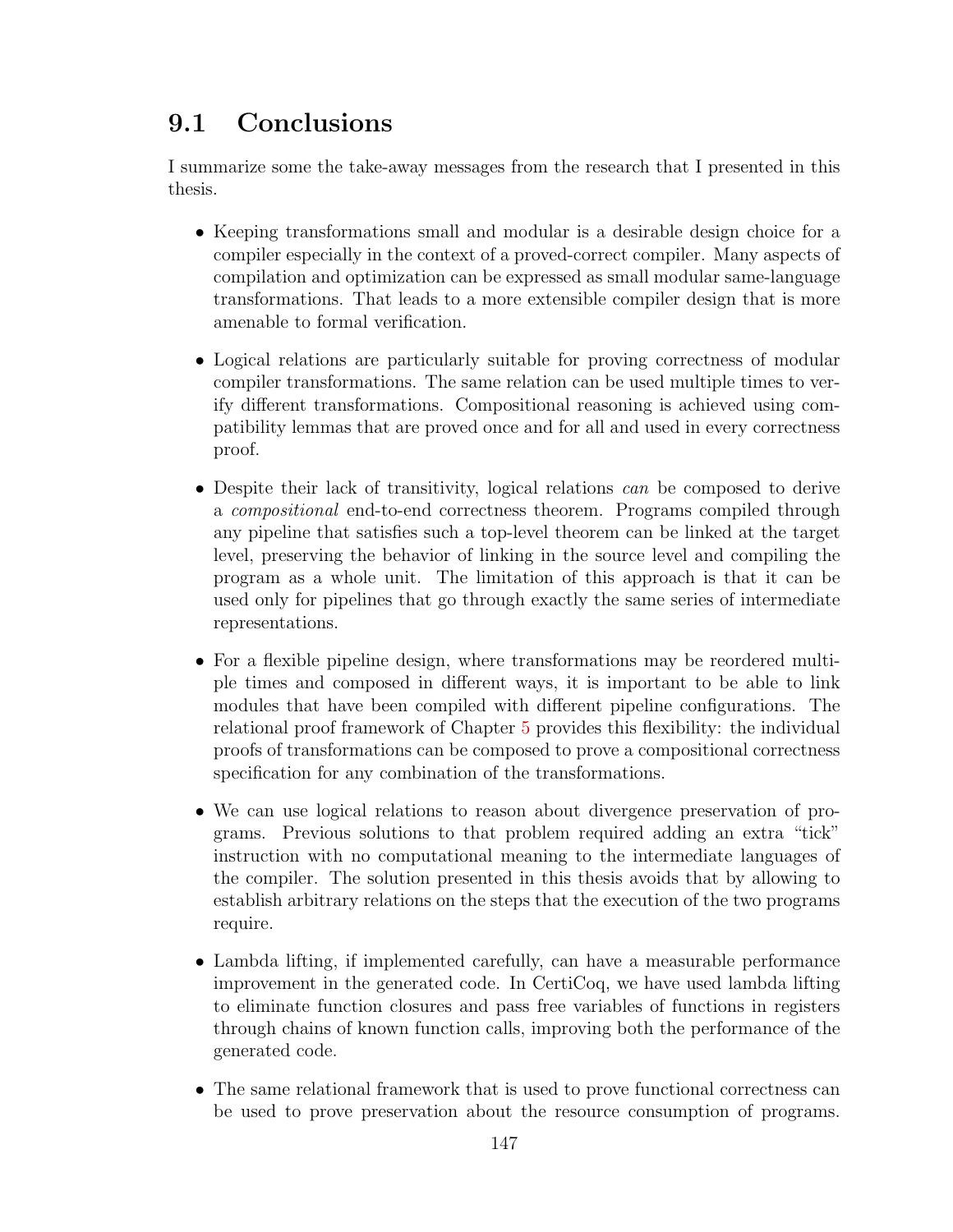## 9.1 Conclusions

I summarize some the take-away messages from the research that I presented in this thesis.

- Keeping transformations small and modular is a desirable design choice for a compiler especially in the context of a proved-correct compiler. Many aspects of compilation and optimization can be expressed as small modular same-language transformations. That leads to a more extensible compiler design that is more amenable to formal verification.

- Logical relations are particularly suitable for proving correctness of modular compiler transformations. The same relation can be used multiple times to verify different transformations. Compositional reasoning is achieved using compatibility lemmas that are proved once and for all and used in every correctness proof.

- Despite their lack of transitivity, logical relations *can* be composed to derive a *compositional* end-to-end correctness theorem. Programs compiled through any pipeline that satisfies such a top-level theorem can be linked at the target level, preserving the behavior of linking in the source level and compiling the program as a whole unit. The limitation of this approach is that it can be used only for pipelines that go through exactly the same series of intermediate representations.

- For a flexible pipeline design, where transformations may be reordered multiple times and composed in different ways, it is important to be able to link modules that have been compiled with different pipeline configurations. The relational proof framework of Chapter 5 provides this flexibility: the individual proofs of transformations can be composed to prove a compositional correctness specification for any combination of the transformations.

- We can use logical relations to reason about divergence preservation of programs. Previous solutions to that problem required adding an extra "tick" instruction with no computational meaning to the intermediate languages of the compiler. The solution presented in this thesis avoids that by allowing to establish arbitrary relations on the steps that the execution of the two programs require.

- Lambda lifting, if implemented carefully, can have a measurable performance improvement in the generated code. In CertiCoq, we have used lambda lifting to eliminate function closures and pass free variables of functions in registers through chains of known function calls, improving both the performance of the generated code.

- The same relational framework that is used to prove functional correctness can be used to prove preservation about the resource consumption of programs.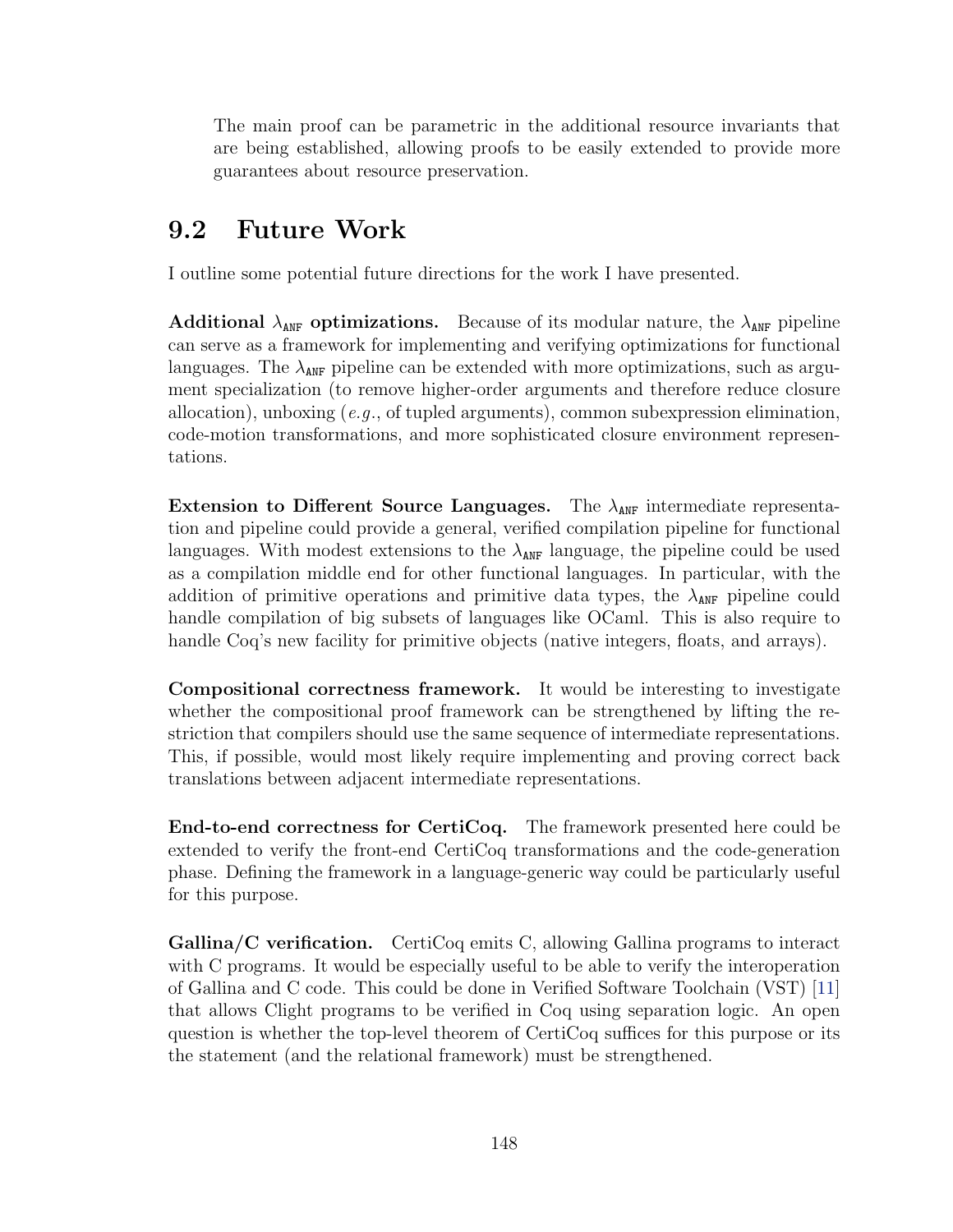The main proof can be parametric in the additional resource invariants that are being established, allowing proofs to be easily extended to provide more guarantees about resource preservation.

## 9.2 Future Work

I outline some potential future directions for the work I have presented.

**Additional $\lambda_{\texttt{ANF}}$ optimizations.** Because of its modular nature, the $\lambda_{\texttt{ANF}}$ pipeline can serve as a framework for implementing and verifying optimizations for functional languages. The $\lambda_{\texttt{ANF}}$ pipeline can be extended with more optimizations, such as argument specialization (to remove higher-order arguments and therefore reduce closure allocation), unboxing (*e.g.*, of tupled arguments), common subexpression elimination, code-motion transformations, and more sophisticated closure environment representations.

**Extension to Different Source Languages.** The $\lambda_{\texttt{ANF}}$ intermediate representation and pipeline could provide a general, verified compilation pipeline for functional languages. With modest extensions to the $\lambda_{\texttt{ANF}}$ language, the pipeline could be used as a compilation middle end for other functional languages. In particular, with the addition of primitive operations and primitive data types, the $\lambda_{\texttt{ANF}}$ pipeline could handle compilation of big subsets of languages like OCaml. This is also require to handle Coq's new facility for primitive objects (native integers, floats, and arrays).

**Compositional correctness framework.** It would be interesting to investigate whether the compositional proof framework can be strengthened by lifting the restriction that compilers should use the same sequence of intermediate representations. This, if possible, would most likely require implementing and proving correct back translations between adjacent intermediate representations.

**End-to-end correctness for CertiCoq.** The framework presented here could be extended to verify the front-end CertiCoq transformations and the code-generation phase. Defining the framework in a language-generic way could be particularly useful for this purpose.

**Gallina/C verification.** CertiCoq emits C, allowing Gallina programs to interact with C programs. It would be especially useful to be able to verify the interoperation of Gallina and C code. This could be done in Verified Software Toolchain (VST) [11] that allows Clight programs to be verified in Coq using separation logic. An open question is whether the top-level theorem of CertiCoq suffices for this purpose or its the statement (and the relational framework) must be strengthened.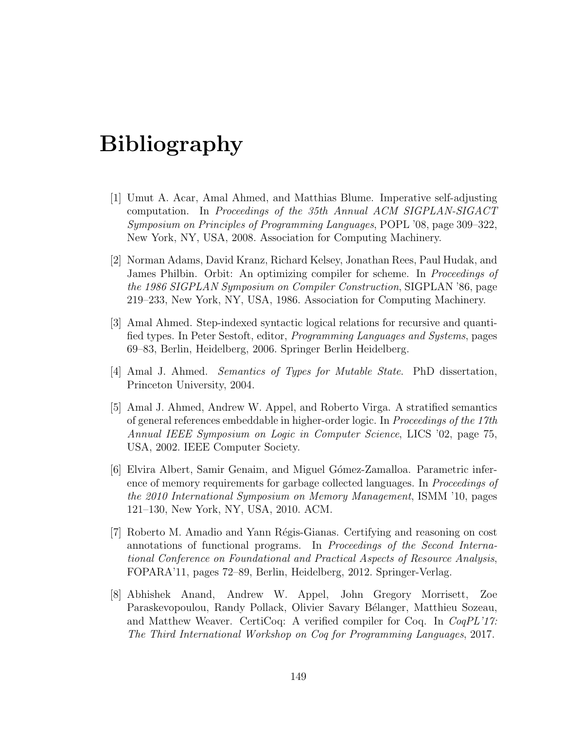# Bibliography

[1] Umut A. Acar, Amal Ahmed, and Matthias Blume. Imperative self-adjusting computation. In *Proceedings of the 35th Annual ACM SIGPLAN-SIGACT Symposium on Principles of Programming Languages*, POPL '08, page 309–322, New York, NY, USA, 2008. Association for Computing Machinery.

[2] Norman Adams, David Kranz, Richard Kelsey, Jonathan Rees, Paul Hudak, and James Philbin. Orbit: An optimizing compiler for scheme. In *Proceedings of the 1986 SIGPLAN Symposium on Compiler Construction*, SIGPLAN '86, page 219–233, New York, NY, USA, 1986. Association for Computing Machinery.

[3] Amal Ahmed. Step-indexed syntactic logical relations for recursive and quantified types. In Peter Sestoft, editor, *Programming Languages and Systems*, pages 69–83, Berlin, Heidelberg, 2006. Springer Berlin Heidelberg.

[4] Amal J. Ahmed. *Semantics of Types for Mutable State*. PhD dissertation, Princeton University, 2004.

[5] Amal J. Ahmed, Andrew W. Appel, and Roberto Virga. A stratified semantics of general references embeddable in higher-order logic. In *Proceedings of the 17th Annual IEEE Symposium on Logic in Computer Science*, LICS '02, page 75, USA, 2002. IEEE Computer Society.

[6] Elvira Albert, Samir Genaim, and Miguel Gómez-Zamalloa. Parametric inference of memory requirements for garbage collected languages. In *Proceedings of the 2010 International Symposium on Memory Management*, ISMM '10, pages 121–130, New York, NY, USA, 2010. ACM.

[7] Roberto M. Amadio and Yann Régis-Gianas. Certifying and reasoning on cost annotations of functional programs. In *Proceedings of the Second International Conference on Foundational and Practical Aspects of Resource Analysis*, FOPARA'11, pages 72–89, Berlin, Heidelberg, 2012. Springer-Verlag.

[8] Abhishek Anand, Andrew W. Appel, John Gregory Morrisett, Zoe Paraskevopoulou, Randy Pollack, Olivier Savary Bélanger, Matthieu Sozeau, and Matthew Weaver. CertiCoq: A verified compiler for Coq. In *CoqPL'17: The Third International Workshop on Coq for Programming Languages*, 2017.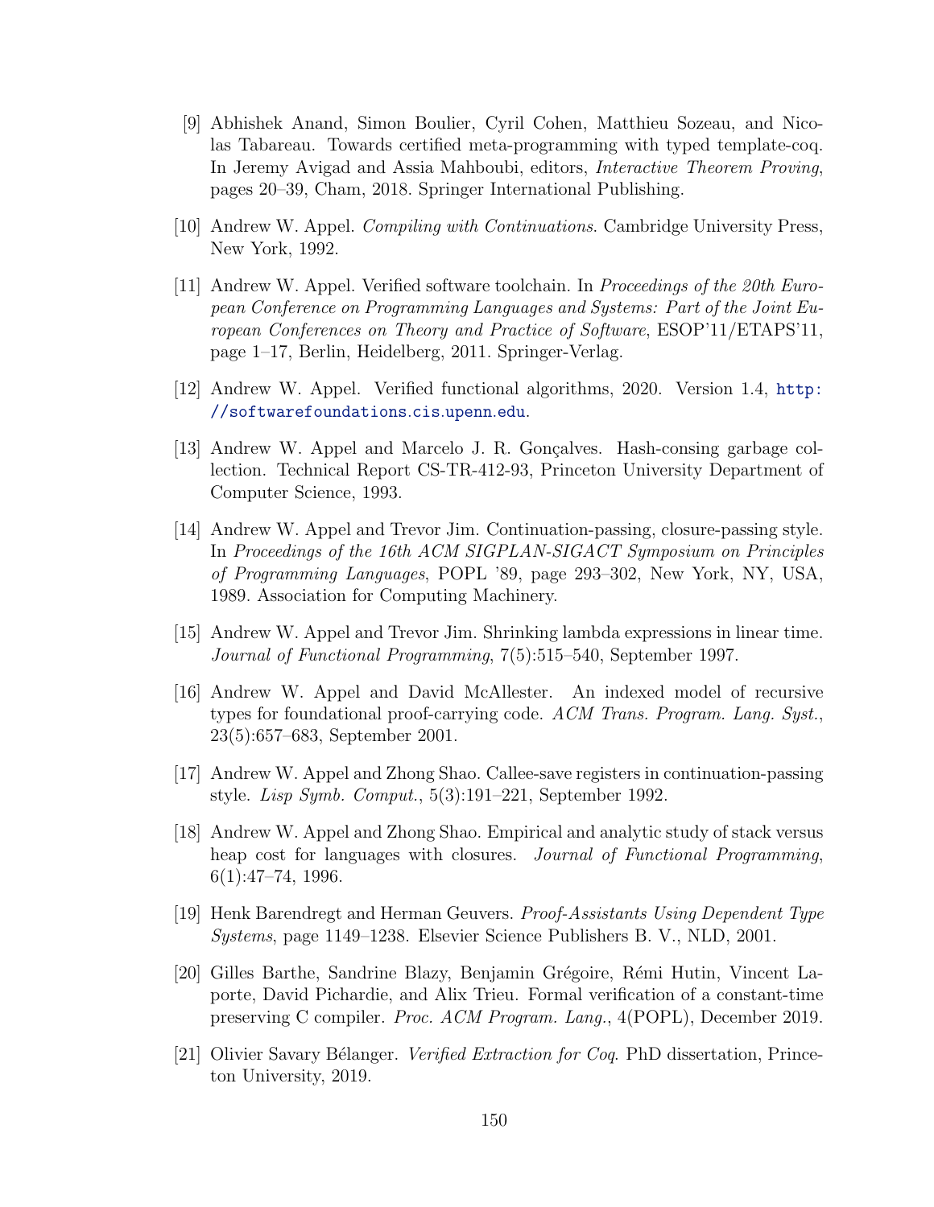[9] Abhishek Anand, Simon Boulier, Cyril Cohen, Matthieu Sozeau, and Nicolas Tabareau. Towards certified meta-programming with typed template-coq. In Jeremy Avigad and Assia Mahboubi, editors, *Interactive Theorem Proving*, pages 20–39, Cham, 2018. Springer International Publishing.

[10] Andrew W. Appel. *Compiling with Continuations*. Cambridge University Press, New York, 1992.

[11] Andrew W. Appel. Verified software toolchain. In *Proceedings of the 20th European Conference on Programming Languages and Systems: Part of the Joint European Conferences on Theory and Practice of Software*, ESOP'11/ETAPS'11, page 1–17, Berlin, Heidelberg, 2011. Springer-Verlag.

[12] Andrew W. Appel. Verified functional algorithms, 2020. Version 1.4, http://softwarefoundations.cis.upenn.edu.

[13] Andrew W. Appel and Marcelo J. R. Gonçalves. Hash-consing garbage collection. Technical Report CS-TR-412-93, Princeton University Department of Computer Science, 1993.

[14] Andrew W. Appel and Trevor Jim. Continuation-passing, closure-passing style. In *Proceedings of the 16th ACM SIGPLAN-SIGACT Symposium on Principles of Programming Languages*, POPL '89, page 293–302, New York, NY, USA, 1989. Association for Computing Machinery.

[15] Andrew W. Appel and Trevor Jim. Shrinking lambda expressions in linear time. *Journal of Functional Programming*, 7(5):515–540, September 1997.

[16] Andrew W. Appel and David McAllester. An indexed model of recursive types for foundational proof-carrying code. *ACM Trans. Program. Lang. Syst.*, 23(5):657–683, September 2001.

[17] Andrew W. Appel and Zhong Shao. Callee-save registers in continuation-passing style. *Lisp Symb. Comput.*, 5(3):191–221, September 1992.

[18] Andrew W. Appel and Zhong Shao. Empirical and analytic study of stack versus heap cost for languages with closures. *Journal of Functional Programming*, 6(1):47–74, 1996.

[19] Henk Barendregt and Herman Geuvers. *Proof-Assistants Using Dependent Type Systems*, page 1149–1238. Elsevier Science Publishers B. V., NLD, 2001.

[20] Gilles Barthe, Sandrine Blazy, Benjamin Grégoire, Rémi Hutin, Vincent Laporte, David Pichardie, and Alix Trieu. Formal verification of a constant-time preserving C compiler. *Proc. ACM Program. Lang.*, 4(POPL), December 2019.

[21] Olivier Savary Bélanger. *Verified Extraction for Coq*. PhD dissertation, Princeton University, 2019.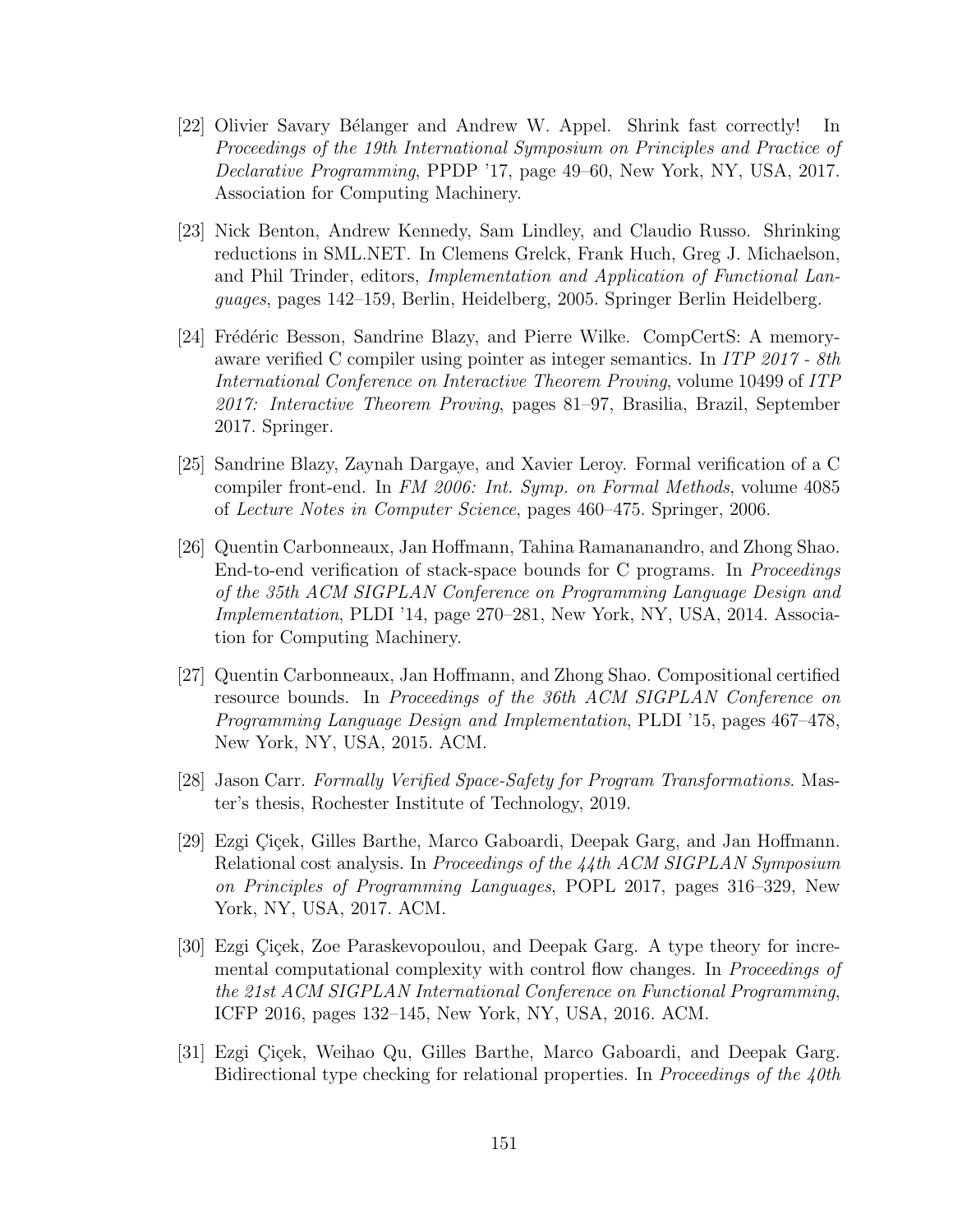[22] Olivier Savary Bélanger and Andrew W. Appel. Shrink fast correctly! In *Proceedings of the 19th International Symposium on Principles and Practice of Declarative Programming*, PPDP '17, page 49–60, New York, NY, USA, 2017. Association for Computing Machinery.

[23] Nick Benton, Andrew Kennedy, Sam Lindley, and Claudio Russo. Shrinking reductions in SML.NET. In Clemens Grelck, Frank Huch, Greg J. Michaelson, and Phil Trinder, editors, *Implementation and Application of Functional Languages*, pages 142–159, Berlin, Heidelberg, 2005. Springer Berlin Heidelberg.

[24] Frédéric Besson, Sandrine Blazy, and Pierre Wilke. CompCertS: A memory-aware verified C compiler using pointer as integer semantics. In *ITP 2017 - 8th International Conference on Interactive Theorem Proving*, volume 10499 of *ITP 2017: Interactive Theorem Proving*, pages 81–97, Brasilia, Brazil, September 2017. Springer.

[25] Sandrine Blazy, Zaynah Dargaye, and Xavier Leroy. Formal verification of a C compiler front-end. In *FM 2006: Int. Symp. on Formal Methods*, volume 4085 of *Lecture Notes in Computer Science*, pages 460–475. Springer, 2006.

[26] Quentin Carbonneaux, Jan Hoffmann, Tahina Ramananandro, and Zhong Shao. End-to-end verification of stack-space bounds for C programs. In *Proceedings of the 35th ACM SIGPLAN Conference on Programming Language Design and Implementation*, PLDI '14, page 270–281, New York, NY, USA, 2014. Association for Computing Machinery.

[27] Quentin Carbonneaux, Jan Hoffmann, and Zhong Shao. Compositional certified resource bounds. In *Proceedings of the 36th ACM SIGPLAN Conference on Programming Language Design and Implementation*, PLDI '15, pages 467–478, New York, NY, USA, 2015. ACM.

[28] Jason Carr. *Formally Verified Space-Safety for Program Transformations*. Master's thesis, Rochester Institute of Technology, 2019.

[29] Ezgi Çiçek, Gilles Barthe, Marco Gaboardi, Deepak Garg, and Jan Hoffmann. Relational cost analysis. In *Proceedings of the 44th ACM SIGPLAN Symposium on Principles of Programming Languages*, POPL 2017, pages 316–329, New York, NY, USA, 2017. ACM.

[30] Ezgi Çiçek, Zoe Paraskevopoulou, and Deepak Garg. A type theory for incremental computational complexity with control flow changes. In *Proceedings of the 21st ACM SIGPLAN International Conference on Functional Programming*, ICFP 2016, pages 132–145, New York, NY, USA, 2016. ACM.

[31] Ezgi Çiçek, Weihao Qu, Gilles Barthe, Marco Gaboardi, and Deepak Garg. Bidirectional type checking for relational properties. In *Proceedings of the 40th*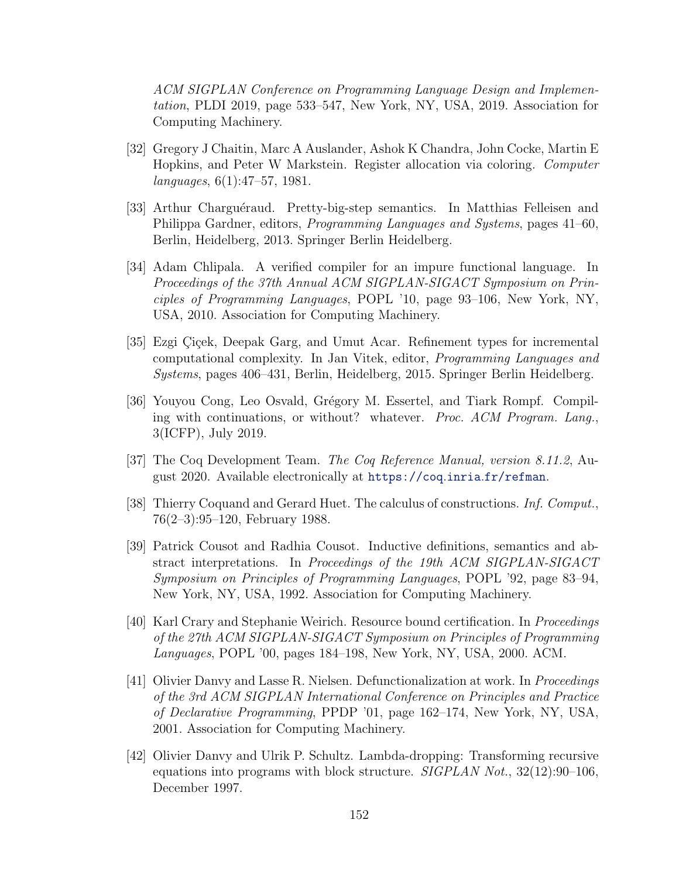*ACM SIGPLAN Conference on Programming Language Design and Implementation*, PLDI 2019, page 533–547, New York, NY, USA, 2019. Association for Computing Machinery.

[32] Gregory J Chaitin, Marc A Auslander, Ashok K Chandra, John Cocke, Martin E Hopkins, and Peter W Markstein. Register allocation via coloring. *Computer languages*, 6(1):47–57, 1981.

[33] Arthur Charguéraud. Pretty-big-step semantics. In Matthias Felleisen and Philippa Gardner, editors, *Programming Languages and Systems*, pages 41–60, Berlin, Heidelberg, 2013. Springer Berlin Heidelberg.

[34] Adam Chlipala. A verified compiler for an impure functional language. In *Proceedings of the 37th Annual ACM SIGPLAN-SIGACT Symposium on Principles of Programming Languages*, POPL '10, page 93–106, New York, NY, USA, 2010. Association for Computing Machinery.

[35] Ezgi Çiçek, Deepak Garg, and Umut Acar. Refinement types for incremental computational complexity. In Jan Vitek, editor, *Programming Languages and Systems*, pages 406–431, Berlin, Heidelberg, 2015. Springer Berlin Heidelberg.

[36] Youyou Cong, Leo Osvald, Grégory M. Essertel, and Tiark Rompf. Compiling with continuations, or without? whatever. *Proc. ACM Program. Lang.*, 3(ICFP), July 2019.

[37] The Coq Development Team. *The Coq Reference Manual, version 8.11.2*, August 2020. Available electronically at https://coq.inria.fr/refman.

[38] Thierry Coquand and Gerard Huet. The calculus of constructions. *Inf. Comput.*, 76(2–3):95–120, February 1988.

[39] Patrick Cousot and Radhia Cousot. Inductive definitions, semantics and abstract interpretations. In *Proceedings of the 19th ACM SIGPLAN-SIGACT Symposium on Principles of Programming Languages*, POPL '92, page 83–94, New York, NY, USA, 1992. Association for Computing Machinery.

[40] Karl Crary and Stephanie Weirich. Resource bound certification. In *Proceedings of the 27th ACM SIGPLAN-SIGACT Symposium on Principles of Programming Languages*, POPL '00, pages 184–198, New York, NY, USA, 2000. ACM.

[41] Olivier Danvy and Lasse R. Nielsen. Defunctionalization at work. In *Proceedings of the 3rd ACM SIGPLAN International Conference on Principles and Practice of Declarative Programming*, PPDP '01, page 162–174, New York, NY, USA, 2001. Association for Computing Machinery.

[42] Olivier Danvy and Ulrik P. Schultz. Lambda-dropping: Transforming recursive equations into programs with block structure. *SIGPLAN Not.*, 32(12):90–106, December 1997.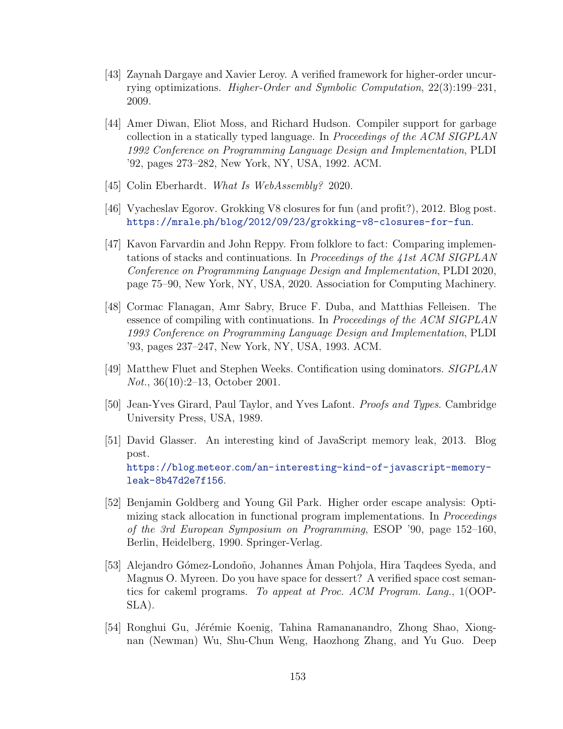[43] Zaynah Dargaye and Xavier Leroy. A verified framework for higher-order uncurrying optimizations. *Higher-Order and Symbolic Computation*, 22(3):199–231, 2009.

[44] Amer Diwan, Eliot Moss, and Richard Hudson. Compiler support for garbage collection in a statically typed language. In *Proceedings of the ACM SIGPLAN 1992 Conference on Programming Language Design and Implementation*, PLDI '92, pages 273–282, New York, NY, USA, 1992. ACM.

[45] Colin Eberhardt. *What Is WebAssembly?* 2020.

[46] Vyacheslav Egorov. Grokking V8 closures for fun (and profit?), 2012. Blog post. https://mrale.ph/blog/2012/09/23/grokking-v8-closures-for-fun.

[47] Kavon Farvardin and John Reppy. From folklore to fact: Comparing implementations of stacks and continuations. In *Proceedings of the 41st ACM SIGPLAN Conference on Programming Language Design and Implementation*, PLDI 2020, page 75–90, New York, NY, USA, 2020. Association for Computing Machinery.

[48] Cormac Flanagan, Amr Sabry, Bruce F. Duba, and Matthias Felleisen. The essence of compiling with continuations. In *Proceedings of the ACM SIGPLAN 1993 Conference on Programming Language Design and Implementation*, PLDI '93, pages 237–247, New York, NY, USA, 1993. ACM.

[49] Matthew Fluet and Stephen Weeks. Contification using dominators. *SIGPLAN Not.*, 36(10):2–13, October 2001.

[50] Jean-Yves Girard, Paul Taylor, and Yves Lafont. *Proofs and Types*. Cambridge University Press, USA, 1989.

[51] David Glasser. An interesting kind of JavaScript memory leak, 2013. Blog post.
https://blog.meteor.com/an-interesting-kind-of-javascript-memory-leak-8b47d2e7f156.

[52] Benjamin Goldberg and Young Gil Park. Higher order escape analysis: Optimizing stack allocation in functional program implementations. In *Proceedings of the 3rd European Symposium on Programming*, ESOP '90, page 152–160, Berlin, Heidelberg, 1990. Springer-Verlag.

[53] Alejandro Gómez-Londoño, Johannes Åman Pohjola, Hira Taqdees Syeda, and Magnus O. Myreen. Do you have space for dessert? A verified space cost semantics for cakeml programs. *To appeat at Proc. ACM Program. Lang.*, 1(OOPSLA).

[54] Ronghui Gu, Jérémie Koenig, Tahina Ramananandro, Zhong Shao, Xiongnan (Newman) Wu, Shu-Chun Weng, Haozhong Zhang, and Yu Guo. Deep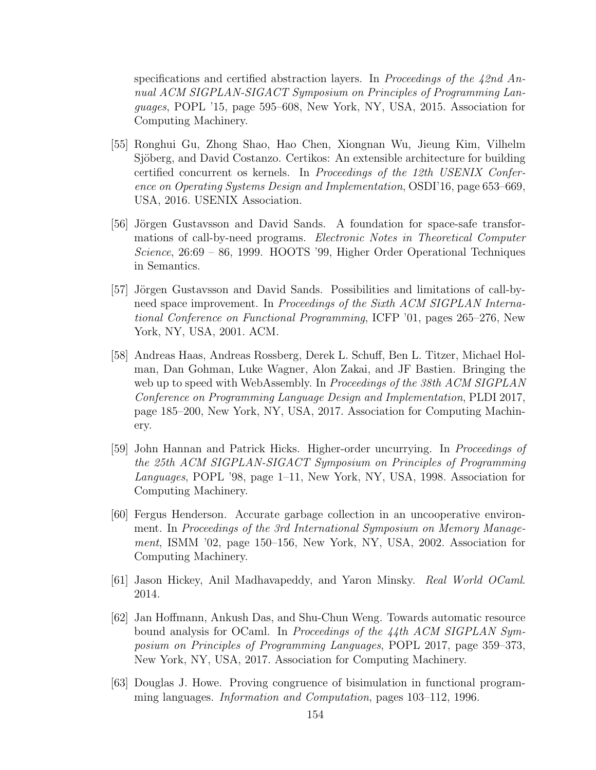specifications and certified abstraction layers. In *Proceedings of the 42nd Annual ACM SIGPLAN-SIGACT Symposium on Principles of Programming Languages*, POPL '15, page 595–608, New York, NY, USA, 2015. Association for Computing Machinery.

[55] Ronghui Gu, Zhong Shao, Hao Chen, Xiongnan Wu, Jieung Kim, Vilhelm Sjöberg, and David Costanzo. Certikos: An extensible architecture for building certified concurrent os kernels. In *Proceedings of the 12th USENIX Conference on Operating Systems Design and Implementation*, OSDI'16, page 653–669, USA, 2016. USENIX Association.

[56] Jörgen Gustavsson and David Sands. A foundation for space-safe transformations of call-by-need programs. *Electronic Notes in Theoretical Computer Science*, 26:69 – 86, 1999. HOOTS '99, Higher Order Operational Techniques in Semantics.

[57] Jörgen Gustavsson and David Sands. Possibilities and limitations of call-by-need space improvement. In *Proceedings of the Sixth ACM SIGPLAN International Conference on Functional Programming*, ICFP '01, pages 265–276, New York, NY, USA, 2001. ACM.

[58] Andreas Haas, Andreas Rossberg, Derek L. Schuff, Ben L. Titzer, Michael Holman, Dan Gohman, Luke Wagner, Alon Zakai, and JF Bastien. Bringing the web up to speed with WebAssembly. In *Proceedings of the 38th ACM SIGPLAN Conference on Programming Language Design and Implementation*, PLDI 2017, page 185–200, New York, NY, USA, 2017. Association for Computing Machinery.

[59] John Hannan and Patrick Hicks. Higher-order uncurrying. In *Proceedings of the 25th ACM SIGPLAN-SIGACT Symposium on Principles of Programming Languages*, POPL '98, page 1–11, New York, NY, USA, 1998. Association for Computing Machinery.

[60] Fergus Henderson. Accurate garbage collection in an uncooperative environment. In *Proceedings of the 3rd International Symposium on Memory Management*, ISMM '02, page 150–156, New York, NY, USA, 2002. Association for Computing Machinery.

[61] Jason Hickey, Anil Madhavapeddy, and Yaron Minsky. *Real World OCaml*. 2014.

[62] Jan Hoffmann, Ankush Das, and Shu-Chun Weng. Towards automatic resource bound analysis for OCaml. In *Proceedings of the 44th ACM SIGPLAN Symposium on Principles of Programming Languages*, POPL 2017, page 359–373, New York, NY, USA, 2017. Association for Computing Machinery.

[63] Douglas J. Howe. Proving congruence of bisimulation in functional programming languages. *Information and Computation*, pages 103–112, 1996.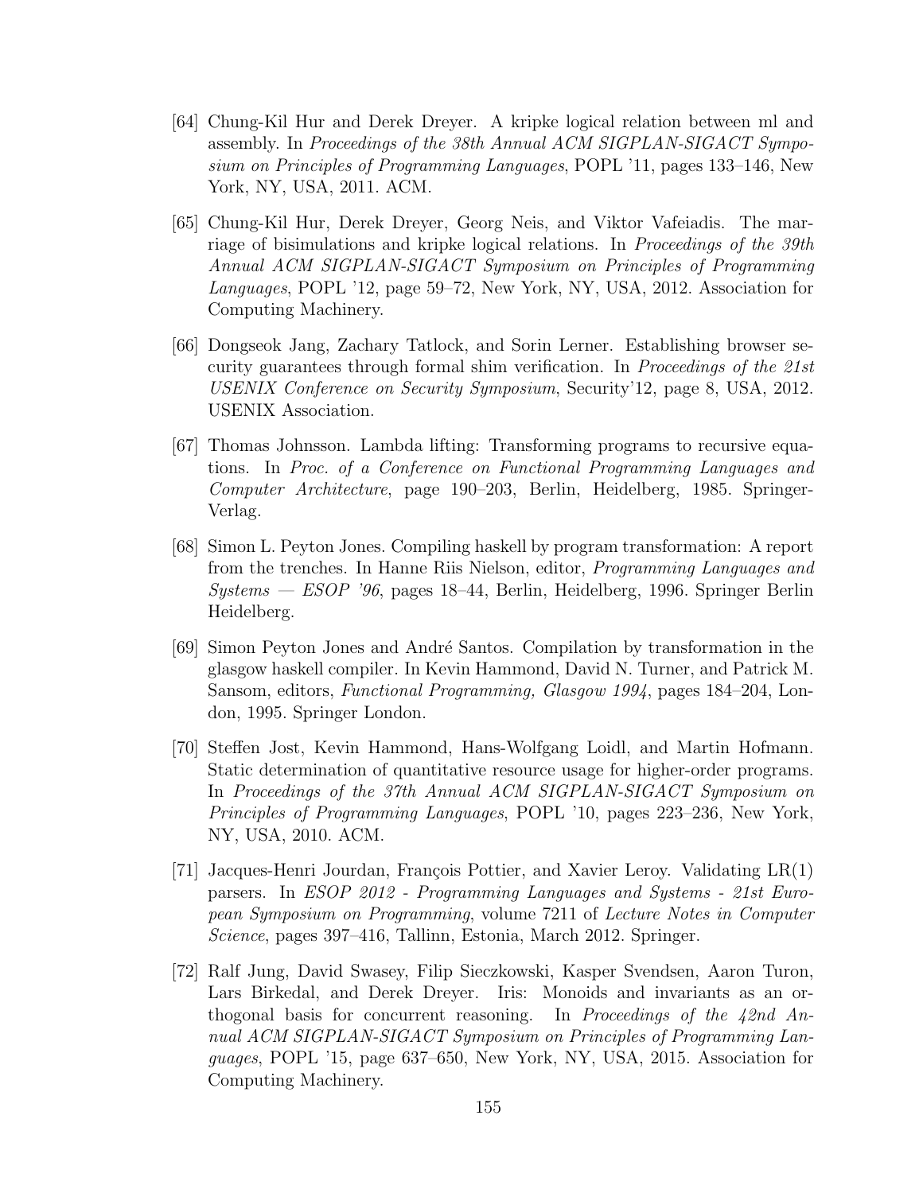[64] Chung-Kil Hur and Derek Dreyer. A kripke logical relation between ml and assembly. In *Proceedings of the 38th Annual ACM SIGPLAN-SIGACT Symposium on Principles of Programming Languages*, POPL '11, pages 133–146, New York, NY, USA, 2011. ACM.

[65] Chung-Kil Hur, Derek Dreyer, Georg Neis, and Viktor Vafeiadis. The marriage of bisimulations and kripke logical relations. In *Proceedings of the 39th Annual ACM SIGPLAN-SIGACT Symposium on Principles of Programming Languages*, POPL '12, page 59–72, New York, NY, USA, 2012. Association for Computing Machinery.

[66] Dongseok Jang, Zachary Tatlock, and Sorin Lerner. Establishing browser security guarantees through formal shim verification. In *Proceedings of the 21st USENIX Conference on Security Symposium*, Security'12, page 8, USA, 2012. USENIX Association.

[67] Thomas Johnsson. Lambda lifting: Transforming programs to recursive equations. In *Proc. of a Conference on Functional Programming Languages and Computer Architecture*, page 190–203, Berlin, Heidelberg, 1985. Springer-Verlag.

[68] Simon L. Peyton Jones. Compiling haskell by program transformation: A report from the trenches. In Hanne Riis Nielson, editor, *Programming Languages and Systems — ESOP '96*, pages 18–44, Berlin, Heidelberg, 1996. Springer Berlin Heidelberg.

[69] Simon Peyton Jones and André Santos. Compilation by transformation in the glasgow haskell compiler. In Kevin Hammond, David N. Turner, and Patrick M. Sansom, editors, *Functional Programming, Glasgow 1994*, pages 184–204, London, 1995. Springer London.

[70] Steffen Jost, Kevin Hammond, Hans-Wolfgang Loidl, and Martin Hofmann. Static determination of quantitative resource usage for higher-order programs. In *Proceedings of the 37th Annual ACM SIGPLAN-SIGACT Symposium on Principles of Programming Languages*, POPL '10, pages 223–236, New York, NY, USA, 2010. ACM.

[71] Jacques-Henri Jourdan, François Pottier, and Xavier Leroy. Validating LR(1) parsers. In *ESOP 2012 - Programming Languages and Systems - 21st European Symposium on Programming*, volume 7211 of *Lecture Notes in Computer Science*, pages 397–416, Tallinn, Estonia, March 2012. Springer.

[72] Ralf Jung, David Swasey, Filip Sieczkowski, Kasper Svendsen, Aaron Turon, Lars Birkedal, and Derek Dreyer. Iris: Monoids and invariants as an orthogonal basis for concurrent reasoning. In *Proceedings of the 42nd Annual ACM SIGPLAN-SIGACT Symposium on Principles of Programming Languages*, POPL '15, page 637–650, New York, NY, USA, 2015. Association for Computing Machinery.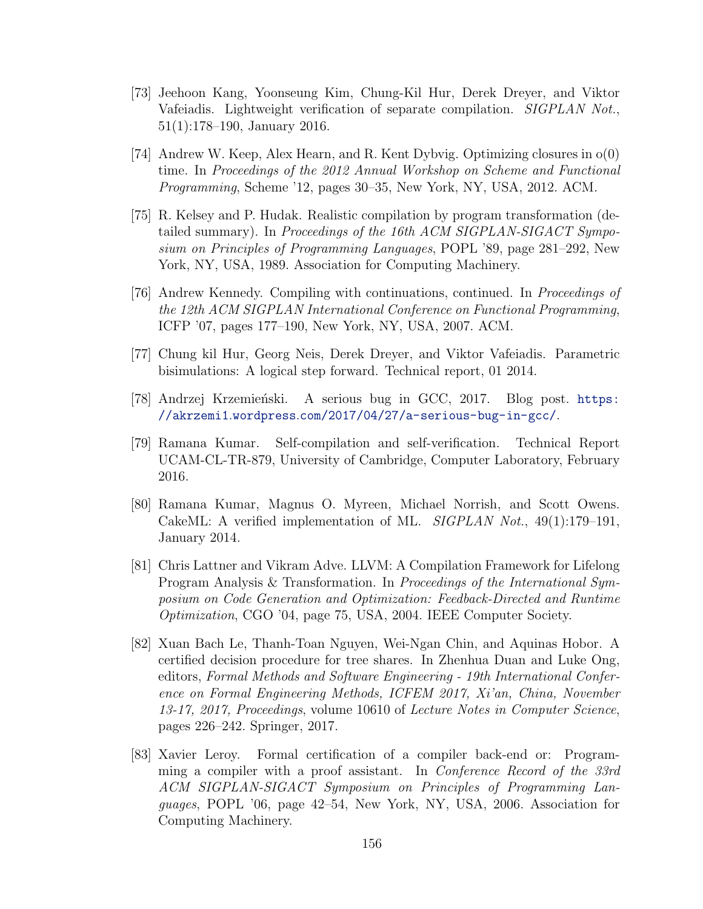[73] Jeehoon Kang, Yoonseung Kim, Chung-Kil Hur, Derek Dreyer, and Viktor Vafeiadis. Lightweight verification of separate compilation. *SIGPLAN Not.*, 51(1):178–190, January 2016.

[74] Andrew W. Keep, Alex Hearn, and R. Kent Dybvig. Optimizing closures in o(0) time. In *Proceedings of the 2012 Annual Workshop on Scheme and Functional Programming*, Scheme '12, pages 30–35, New York, NY, USA, 2012. ACM.

[75] R. Kelsey and P. Hudak. Realistic compilation by program transformation (detailed summary). In *Proceedings of the 16th ACM SIGPLAN-SIGACT Symposium on Principles of Programming Languages*, POPL '89, page 281–292, New York, NY, USA, 1989. Association for Computing Machinery.

[76] Andrew Kennedy. Compiling with continuations, continued. In *Proceedings of the 12th ACM SIGPLAN International Conference on Functional Programming*, ICFP '07, pages 177–190, New York, NY, USA, 2007. ACM.

[77] Chung kil Hur, Georg Neis, Derek Dreyer, and Viktor Vafeiadis. Parametric bisimulations: A logical step forward. Technical report, 01 2014.

[78] Andrzej Krzemieński. A serious bug in GCC, 2017. Blog post. https://akrzemi1.wordpress.com/2017/04/27/a-serious-bug-in-gcc/.

[79] Ramana Kumar. Self-compilation and self-verification. Technical Report UCAM-CL-TR-879, University of Cambridge, Computer Laboratory, February 2016.

[80] Ramana Kumar, Magnus O. Myreen, Michael Norrish, and Scott Owens. CakeML: A verified implementation of ML. *SIGPLAN Not.*, 49(1):179–191, January 2014.

[81] Chris Lattner and Vikram Adve. LLVM: A Compilation Framework for Lifelong Program Analysis & Transformation. In *Proceedings of the International Symposium on Code Generation and Optimization: Feedback-Directed and Runtime Optimization*, CGO '04, page 75, USA, 2004. IEEE Computer Society.

[82] Xuan Bach Le, Thanh-Toan Nguyen, Wei-Ngan Chin, and Aquinas Hobor. A certified decision procedure for tree shares. In Zhenhua Duan and Luke Ong, editors, *Formal Methods and Software Engineering - 19th International Conference on Formal Engineering Methods, ICFEM 2017, Xi'an, China, November 13-17, 2017, Proceedings*, volume 10610 of *Lecture Notes in Computer Science*, pages 226–242. Springer, 2017.

[83] Xavier Leroy. Formal certification of a compiler back-end or: Programming a compiler with a proof assistant. In *Conference Record of the 33rd ACM SIGPLAN-SIGACT Symposium on Principles of Programming Languages*, POPL '06, page 42–54, New York, NY, USA, 2006. Association for Computing Machinery.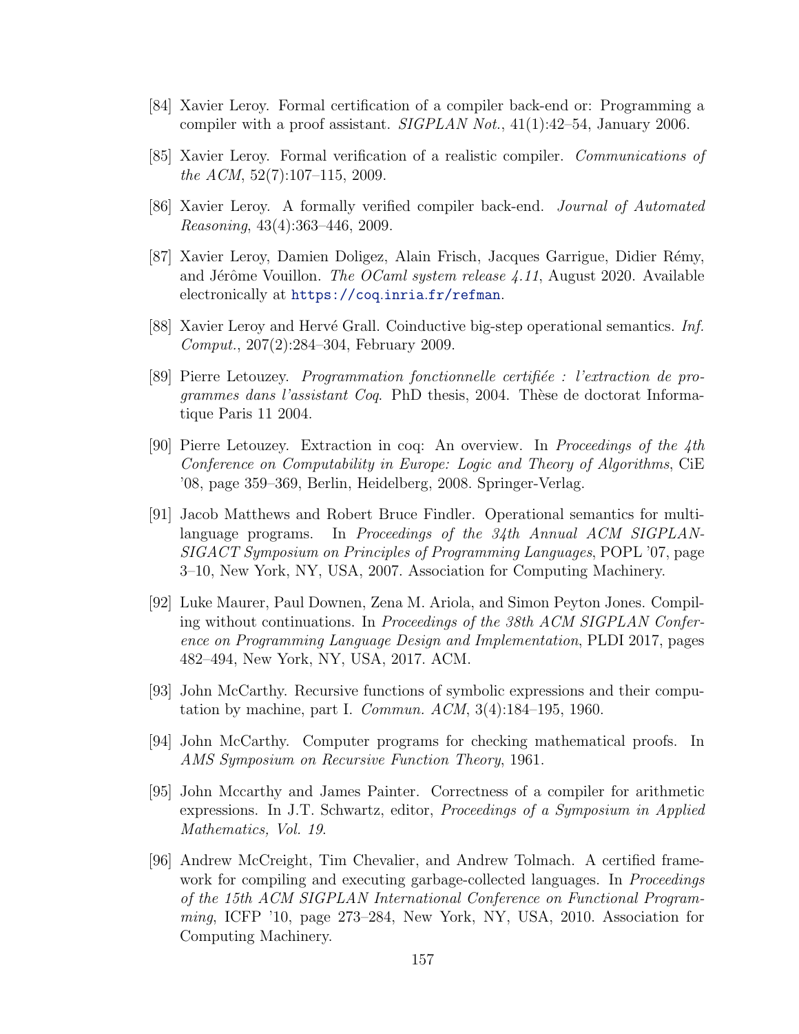[84] Xavier Leroy. Formal certification of a compiler back-end or: Programming a compiler with a proof assistant. *SIGPLAN Not.*, 41(1):42–54, January 2006.

[85] Xavier Leroy. Formal verification of a realistic compiler. *Communications of the ACM*, 52(7):107–115, 2009.

[86] Xavier Leroy. A formally verified compiler back-end. *Journal of Automated Reasoning*, 43(4):363–446, 2009.

[87] Xavier Leroy, Damien Doligez, Alain Frisch, Jacques Garrigue, Didier Rémy, and Jérôme Vouillon. *The OCaml system release 4.11*, August 2020. Available electronically at https://coq.inria.fr/refman.

[88] Xavier Leroy and Hervé Grall. Coinductive big-step operational semantics. *Inf. Comput.*, 207(2):284–304, February 2009.

[89] Pierre Letouzey. *Programmation fonctionnelle certifiée : l'extraction de programmes dans l'assistant Coq*. PhD thesis, 2004. Thèse de doctorat Informatique Paris 11 2004.

[90] Pierre Letouzey. Extraction in coq: An overview. In *Proceedings of the 4th Conference on Computability in Europe: Logic and Theory of Algorithms*, CiE '08, page 359–369, Berlin, Heidelberg, 2008. Springer-Verlag.

[91] Jacob Matthews and Robert Bruce Findler. Operational semantics for multi-language programs. In *Proceedings of the 34th Annual ACM SIGPLAN-SIGACT Symposium on Principles of Programming Languages*, POPL '07, page 3–10, New York, NY, USA, 2007. Association for Computing Machinery.

[92] Luke Maurer, Paul Downen, Zena M. Ariola, and Simon Peyton Jones. Compiling without continuations. In *Proceedings of the 38th ACM SIGPLAN Conference on Programming Language Design and Implementation*, PLDI 2017, pages 482–494, New York, NY, USA, 2017. ACM.

[93] John McCarthy. Recursive functions of symbolic expressions and their computation by machine, part I. *Commun. ACM*, 3(4):184–195, 1960.

[94] John McCarthy. Computer programs for checking mathematical proofs. In *AMS Symposium on Recursive Function Theory*, 1961.

[95] John Mccarthy and James Painter. Correctness of a compiler for arithmetic expressions. In J.T. Schwartz, editor, *Proceedings of a Symposium in Applied Mathematics, Vol. 19*.

[96] Andrew McCreight, Tim Chevalier, and Andrew Tolmach. A certified framework for compiling and executing garbage-collected languages. In *Proceedings of the 15th ACM SIGPLAN International Conference on Functional Programming*, ICFP '10, page 273–284, New York, NY, USA, 2010. Association for Computing Machinery.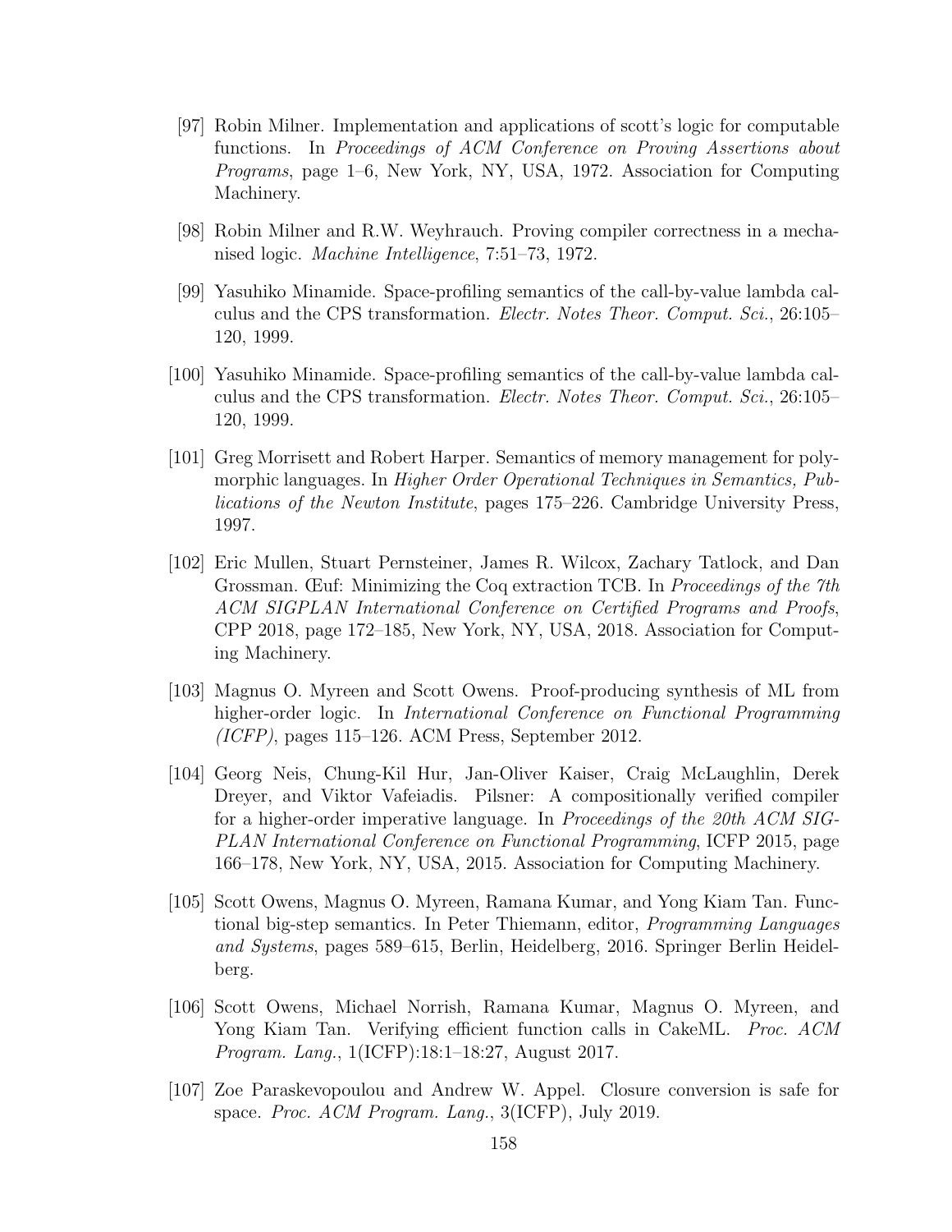[97] Robin Milner. Implementation and applications of scott's logic for computable functions. In *Proceedings of ACM Conference on Proving Assertions about Programs*, page 1–6, New York, NY, USA, 1972. Association for Computing Machinery.

[98] Robin Milner and R.W. Weyhrauch. Proving compiler correctness in a mechanised logic. *Machine Intelligence*, 7:51–73, 1972.

[99] Yasuhiko Minamide. Space-profiling semantics of the call-by-value lambda calculus and the CPS transformation. *Electr. Notes Theor. Comput. Sci.*, 26:105–120, 1999.

[100] Yasuhiko Minamide. Space-profiling semantics of the call-by-value lambda calculus and the CPS transformation. *Electr. Notes Theor. Comput. Sci.*, 26:105–120, 1999.

[101] Greg Morrisett and Robert Harper. Semantics of memory management for polymorphic languages. In *Higher Order Operational Techniques in Semantics, Publications of the Newton Institute*, pages 175–226. Cambridge University Press, 1997.

[102] Eric Mullen, Stuart Pernsteiner, James R. Wilcox, Zachary Tatlock, and Dan Grossman. Œuf: Minimizing the Coq extraction TCB. In *Proceedings of the 7th ACM SIGPLAN International Conference on Certified Programs and Proofs*, CPP 2018, page 172–185, New York, NY, USA, 2018. Association for Computing Machinery.

[103] Magnus O. Myreen and Scott Owens. Proof-producing synthesis of ML from higher-order logic. In *International Conference on Functional Programming (ICFP)*, pages 115–126. ACM Press, September 2012.

[104] Georg Neis, Chung-Kil Hur, Jan-Oliver Kaiser, Craig McLaughlin, Derek Dreyer, and Viktor Vafeiadis. Pilsner: A compositionally verified compiler for a higher-order imperative language. In *Proceedings of the 20th ACM SIGPLAN International Conference on Functional Programming*, ICFP 2015, page 166–178, New York, NY, USA, 2015. Association for Computing Machinery.

[105] Scott Owens, Magnus O. Myreen, Ramana Kumar, and Yong Kiam Tan. Functional big-step semantics. In Peter Thiemann, editor, *Programming Languages and Systems*, pages 589–615, Berlin, Heidelberg, 2016. Springer Berlin Heidelberg.

[106] Scott Owens, Michael Norrish, Ramana Kumar, Magnus O. Myreen, and Yong Kiam Tan. Verifying efficient function calls in CakeML. *Proc. ACM Program. Lang.*, 1(ICFP):18:1–18:27, August 2017.

[107] Zoe Paraskevopoulou and Andrew W. Appel. Closure conversion is safe for space. *Proc. ACM Program. Lang.*, 3(ICFP), July 2019.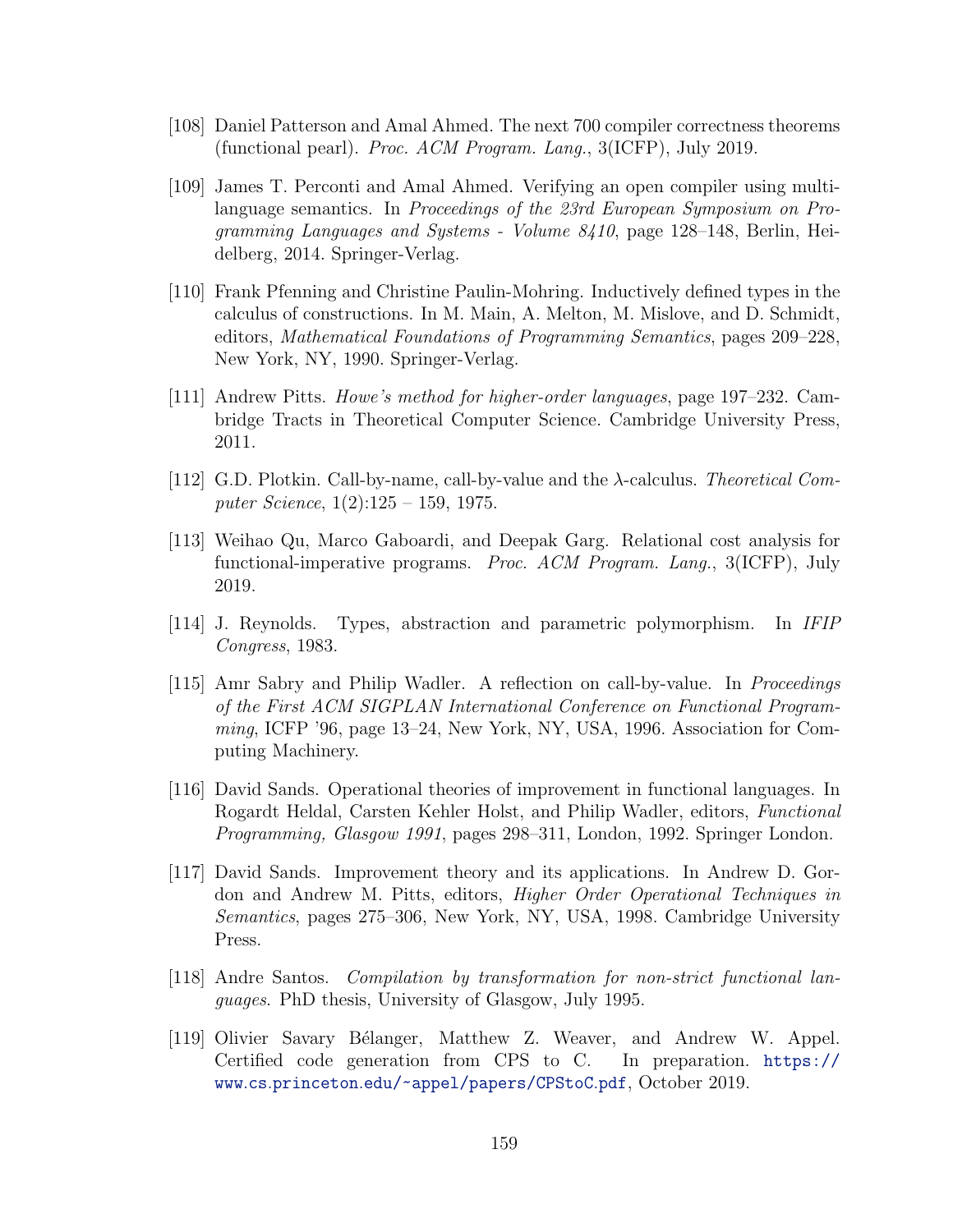[108] Daniel Patterson and Amal Ahmed. The next 700 compiler correctness theorems (functional pearl). *Proc. ACM Program. Lang.*, 3(ICFP), July 2019.

[109] James T. Perconti and Amal Ahmed. Verifying an open compiler using multi-language semantics. In *Proceedings of the 23rd European Symposium on Programming Languages and Systems - Volume 8410*, page 128–148, Berlin, Heidelberg, 2014. Springer-Verlag.

[110] Frank Pfenning and Christine Paulin-Mohring. Inductively defined types in the calculus of constructions. In M. Main, A. Melton, M. Mislove, and D. Schmidt, editors, *Mathematical Foundations of Programming Semantics*, pages 209–228, New York, NY, 1990. Springer-Verlag.

[111] Andrew Pitts. *Howe's method for higher-order languages*, page 197–232. Cambridge Tracts in Theoretical Computer Science. Cambridge University Press, 2011.

[112] G.D. Plotkin. Call-by-name, call-by-value and the $\lambda$-calculus. *Theoretical Computer Science*, 1(2):125 – 159, 1975.

[113] Weihao Qu, Marco Gaboardi, and Deepak Garg. Relational cost analysis for functional-imperative programs. *Proc. ACM Program. Lang.*, 3(ICFP), July 2019.

[114] J. Reynolds. Types, abstraction and parametric polymorphism. In *IFIP Congress*, 1983.

[115] Amr Sabry and Philip Wadler. A reflection on call-by-value. In *Proceedings of the First ACM SIGPLAN International Conference on Functional Programming*, ICFP '96, page 13–24, New York, NY, USA, 1996. Association for Computing Machinery.

[116] David Sands. Operational theories of improvement in functional languages. In Rogardt Heldal, Carsten Kehler Holst, and Philip Wadler, editors, *Functional Programming, Glasgow 1991*, pages 298–311, London, 1992. Springer London.

[117] David Sands. Improvement theory and its applications. In Andrew D. Gordon and Andrew M. Pitts, editors, *Higher Order Operational Techniques in Semantics*, pages 275–306, New York, NY, USA, 1998. Cambridge University Press.

[118] Andre Santos. *Compilation by transformation for non-strict functional languages*. PhD thesis, University of Glasgow, July 1995.

[119] Olivier Savary Bélanger, Matthew Z. Weaver, and Andrew W. Appel. Certified code generation from CPS to C. In preparation. https://www.cs.princeton.edu/~appel/papers/CPStoC.pdf, October 2019.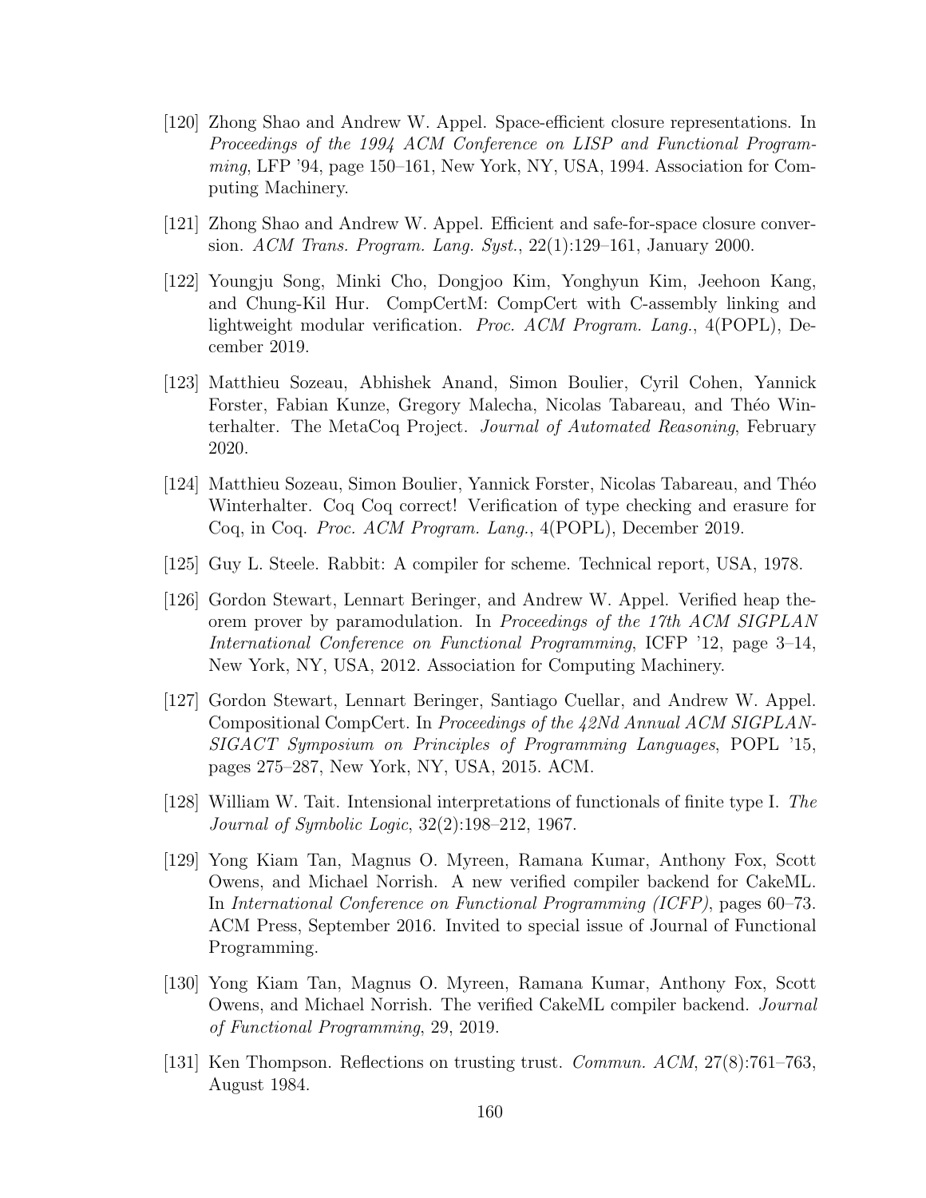[120] Zhong Shao and Andrew W. Appel. Space-efficient closure representations. In *Proceedings of the 1994 ACM Conference on LISP and Functional Programming*, LFP '94, page 150–161, New York, NY, USA, 1994. Association for Computing Machinery.

[121] Zhong Shao and Andrew W. Appel. Efficient and safe-for-space closure conversion. *ACM Trans. Program. Lang. Syst.*, 22(1):129–161, January 2000.

[122] Youngju Song, Minki Cho, Dongjoo Kim, Yonghyun Kim, Jeehoon Kang, and Chung-Kil Hur. CompCertM: CompCert with C-assembly linking and lightweight modular verification. *Proc. ACM Program. Lang.*, 4(POPL), December 2019.

[123] Matthieu Sozeau, Abhishek Anand, Simon Boulier, Cyril Cohen, Yannick Forster, Fabian Kunze, Gregory Malecha, Nicolas Tabareau, and Théo Winterhalter. The MetaCoq Project. *Journal of Automated Reasoning*, February 2020.

[124] Matthieu Sozeau, Simon Boulier, Yannick Forster, Nicolas Tabareau, and Théo Winterhalter. Coq Coq correct! Verification of type checking and erasure for Coq, in Coq. *Proc. ACM Program. Lang.*, 4(POPL), December 2019.

[125] Guy L. Steele. Rabbit: A compiler for scheme. Technical report, USA, 1978.

[126] Gordon Stewart, Lennart Beringer, and Andrew W. Appel. Verified heap theorem prover by paramodulation. In *Proceedings of the 17th ACM SIGPLAN International Conference on Functional Programming*, ICFP '12, page 3–14, New York, NY, USA, 2012. Association for Computing Machinery.

[127] Gordon Stewart, Lennart Beringer, Santiago Cuellar, and Andrew W. Appel. Compositional CompCert. In *Proceedings of the 42Nd Annual ACM SIGPLAN-SIGACT Symposium on Principles of Programming Languages*, POPL '15, pages 275–287, New York, NY, USA, 2015. ACM.

[128] William W. Tait. Intensional interpretations of functionals of finite type I. *The Journal of Symbolic Logic*, 32(2):198–212, 1967.

[129] Yong Kiam Tan, Magnus O. Myreen, Ramana Kumar, Anthony Fox, Scott Owens, and Michael Norrish. A new verified compiler backend for CakeML. In *International Conference on Functional Programming (ICFP)*, pages 60–73. ACM Press, September 2016. Invited to special issue of Journal of Functional Programming.

[130] Yong Kiam Tan, Magnus O. Myreen, Ramana Kumar, Anthony Fox, Scott Owens, and Michael Norrish. The verified CakeML compiler backend. *Journal of Functional Programming*, 29, 2019.

[131] Ken Thompson. Reflections on trusting trust. *Commun. ACM*, 27(8):761–763, August 1984.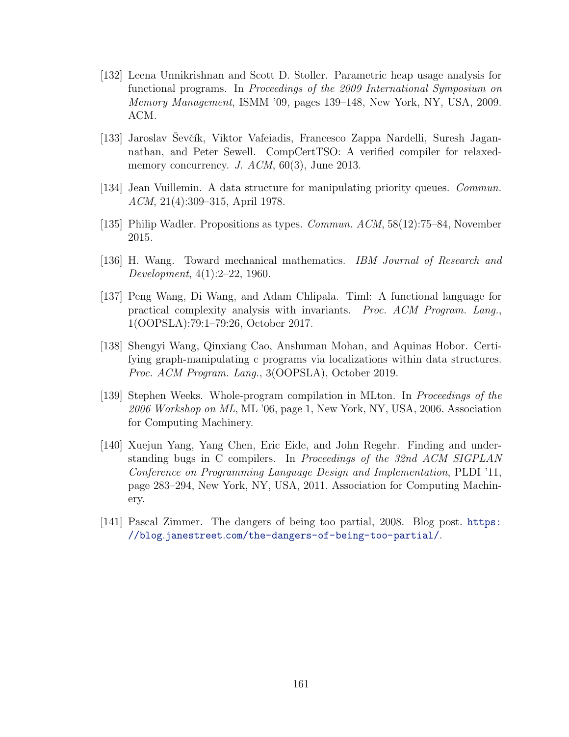[132] Leena Unnikrishnan and Scott D. Stoller. Parametric heap usage analysis for functional programs. In *Proceedings of the 2009 International Symposium on Memory Management*, ISMM '09, pages 139–148, New York, NY, USA, 2009. ACM.

[133] Jaroslav Ševčík, Viktor Vafeiadis, Francesco Zappa Nardelli, Suresh Jagannathan, and Peter Sewell. CompCertTSO: A verified compiler for relaxed-memory concurrency. *J. ACM*, 60(3), June 2013.

[134] Jean Vuillemin. A data structure for manipulating priority queues. *Commun. ACM*, 21(4):309–315, April 1978.

[135] Philip Wadler. Propositions as types. *Commun. ACM*, 58(12):75–84, November 2015.

[136] H. Wang. Toward mechanical mathematics. *IBM Journal of Research and Development*, 4(1):2–22, 1960.

[137] Peng Wang, Di Wang, and Adam Chlipala. Timl: A functional language for practical complexity analysis with invariants. *Proc. ACM Program. Lang.*, 1(OOPSLA):79:1–79:26, October 2017.

[138] Shengyi Wang, Qinxiang Cao, Anshuman Mohan, and Aquinas Hobor. Certifying graph-manipulating c programs via localizations within data structures. *Proc. ACM Program. Lang.*, 3(OOPSLA), October 2019.

[139] Stephen Weeks. Whole-program compilation in MLton. In *Proceedings of the 2006 Workshop on ML*, ML '06, page 1, New York, NY, USA, 2006. Association for Computing Machinery.

[140] Xuejun Yang, Yang Chen, Eric Eide, and John Regehr. Finding and understanding bugs in C compilers. In *Proceedings of the 32nd ACM SIGPLAN Conference on Programming Language Design and Implementation*, PLDI '11, page 283–294, New York, NY, USA, 2011. Association for Computing Machinery.

[141] Pascal Zimmer. The dangers of being too partial, 2008. Blog post. https://blog.janestreet.com/the-dangers-of-being-too-partial/.